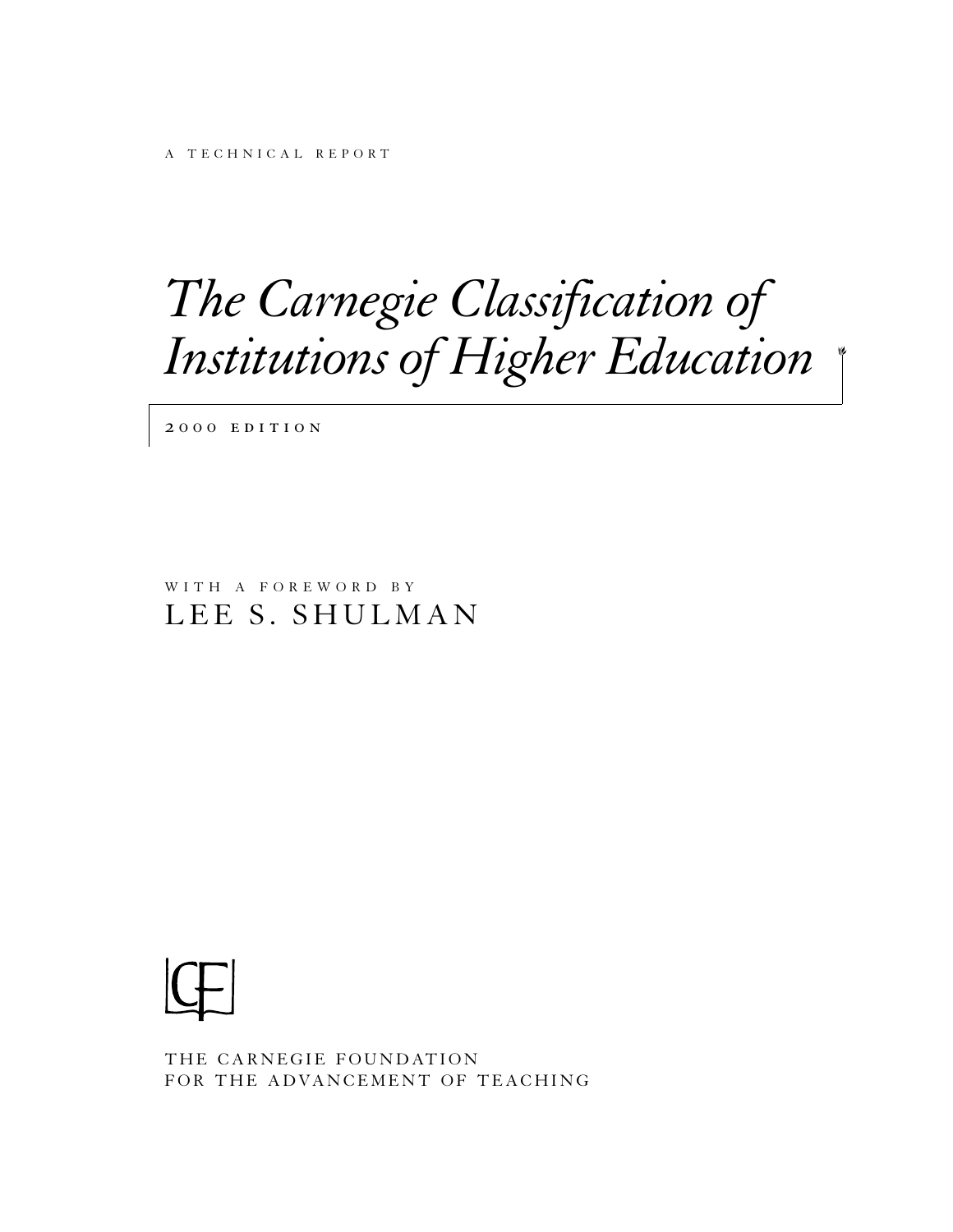A TECHNICAL REPORT

# *The Carnegie Classification of Institutions of Higher Education*

2000 EDITION

WITH A FOREWORD BY

LEE S. SHULMAN

THE CARNEGIE FOUNDATION
FOR THE ADVANCEMENT OF TEACHING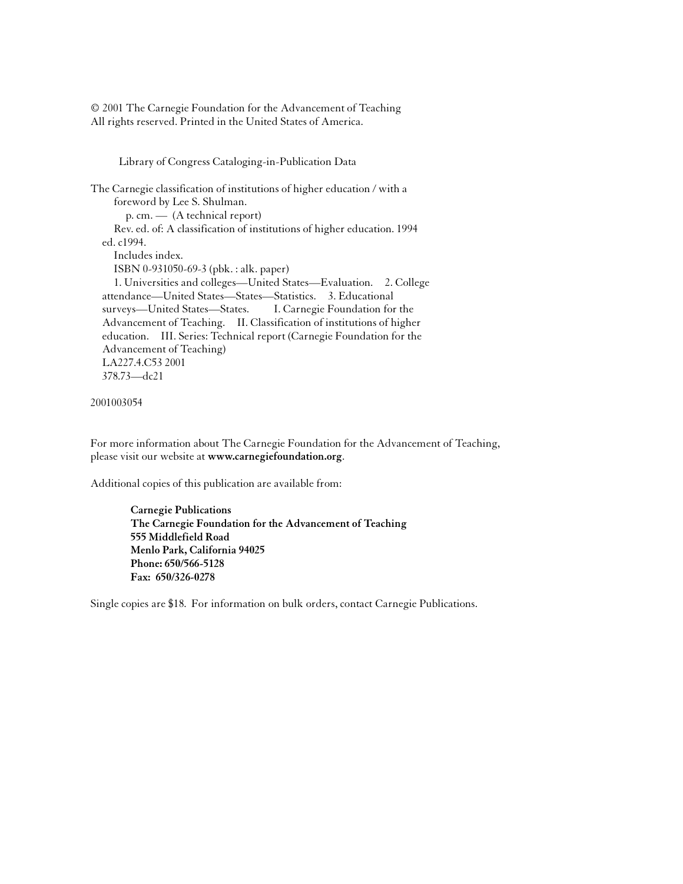© 2001 The Carnegie Foundation for the Advancement of Teaching
All rights reserved. Printed in the United States of America.

Library of Congress Cataloging-in-Publication Data

The Carnegie classification of institutions of higher education / with a
foreword by Lee S. Shulman.
p. cm. — (A technical report)
Rev. ed. of: A classification of institutions of higher education. 1994
ed. c1994.
Includes index.
ISBN 0-931050-69-3 (pbk. : alk. paper)
1. Universities and colleges—United States—Evaluation. 2. College
attendance—United States—States—Statistics. 3. Educational
surveys—United States—States. I. Carnegie Foundation for the
Advancement of Teaching. II. Classification of institutions of higher
education. III. Series: Technical report (Carnegie Foundation for the
Advancement of Teaching)
LA227.4.C53 2001
378.73—dc21

2001003054

For more information about The Carnegie Foundation for the Advancement of Teaching,
please visit our website at **www.carnegiefoundation.org**.

Additional copies of this publication are available from:

**Carnegie Publications**
**The Carnegie Foundation for the Advancement of Teaching**
**555 Middlefield Road**
**Menlo Park, California 94025**
**Phone: 650/566-5128**
**Fax: 650/326-0278**

Single copies are $18. For information on bulk orders, contact Carnegie Publications.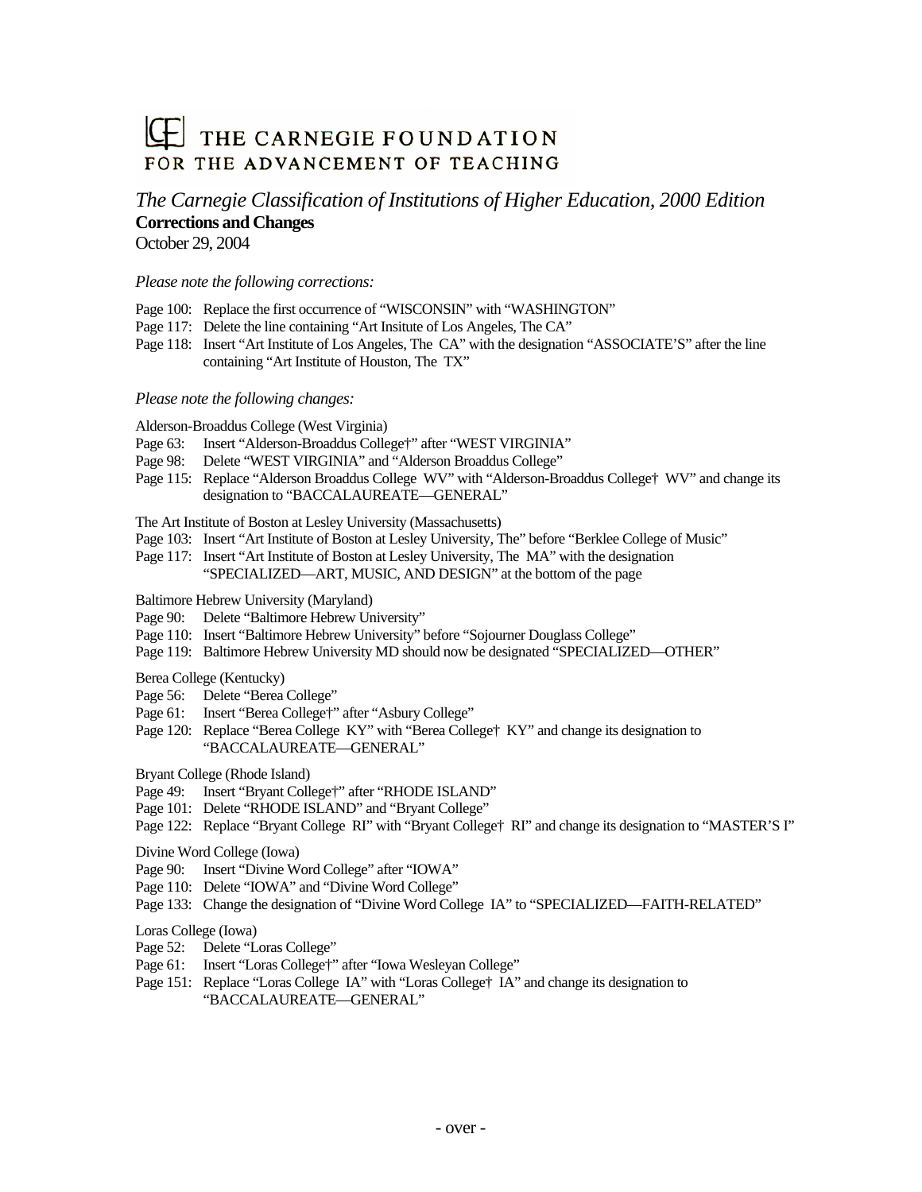# THE CARNEGIE FOUNDATION FOR THE ADVANCEMENT OF TEACHING

*The Carnegie Classification of Institutions of Higher Education, 2000 Edition*

**Corrections and Changes**

October 29, 2004

*Please note the following corrections:*

Page 100: Replace the first occurrence of "WISCONSIN" with "WASHINGTON"

Page 117: Delete the line containing "Art Insitute of Los Angeles, The CA"

Page 118: Insert "Art Institute of Los Angeles, The CA" with the designation "ASSOCIATE'S" after the line containing "Art Institute of Houston, The TX"

*Please note the following changes:*

Alderson-Broaddus College (West Virginia)

Page 63: Insert "Alderson-Broaddus College†" after "WEST VIRGINIA"

Page 98: Delete "WEST VIRGINIA" and "Alderson Broaddus College"

Page 115: Replace "Alderson Broaddus College WV" with "Alderson-Broaddus College† WV" and change its designation to "BACCALAUREATE—GENERAL"

The Art Institute of Boston at Lesley University (Massachusetts)

Page 103: Insert "Art Institute of Boston at Lesley University, The" before "Berklee College of Music"

Page 117: Insert "Art Institute of Boston at Lesley University, The MA" with the designation "SPECIALIZED—ART, MUSIC, AND DESIGN" at the bottom of the page

Baltimore Hebrew University (Maryland)

Page 90: Delete "Baltimore Hebrew University"

Page 110: Insert "Baltimore Hebrew University" before "Sojourner Douglass College"

Page 119: Baltimore Hebrew University MD should now be designated "SPECIALIZED—OTHER"

Berea College (Kentucky)

Page 56: Delete "Berea College"

Page 61: Insert "Berea College†" after "Asbury College"

Page 120: Replace "Berea College KY" with "Berea College† KY" and change its designation to "BACCALAUREATE—GENERAL"

Bryant College (Rhode Island)

Page 49: Insert "Bryant College†" after "RHODE ISLAND"

Page 101: Delete "RHODE ISLAND" and "Bryant College"

Page 122: Replace "Bryant College RI" with "Bryant College† RI" and change its designation to "MASTER'S I"

Divine Word College (Iowa)

Page 90: Insert "Divine Word College" after "IOWA"

Page 110: Delete "IOWA" and "Divine Word College"

Page 133: Change the designation of "Divine Word College IA" to "SPECIALIZED—FAITH-RELATED"

Loras College (Iowa)

Page 52: Delete "Loras College"

Page 61: Insert "Loras College†" after "Iowa Wesleyan College"

Page 151: Replace "Loras College IA" with "Loras College† IA" and change its designation to "BACCALAUREATE—GENERAL"

- over -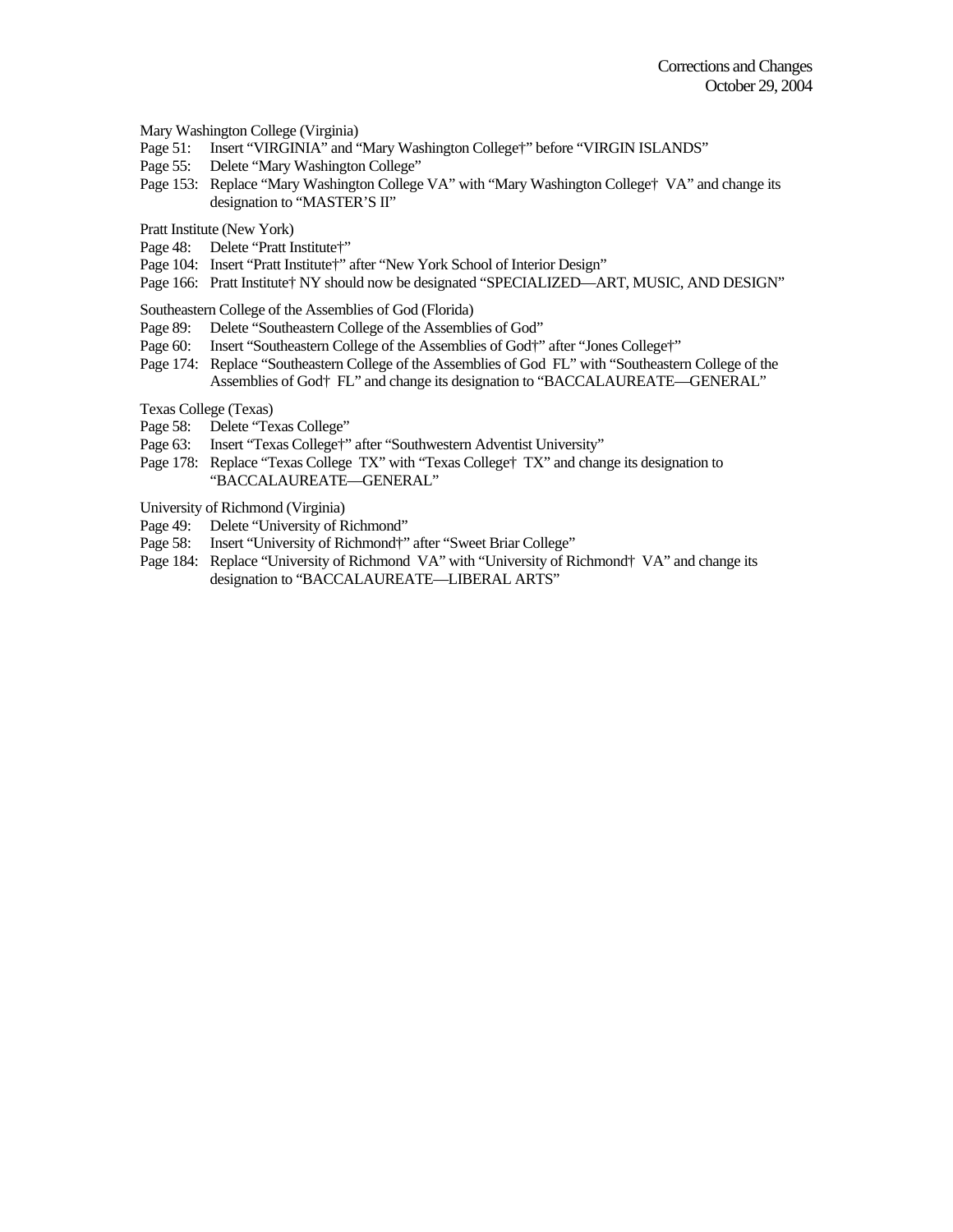Corrections and Changes
October 29, 2004

Mary Washington College (Virginia)

Page 51: Insert "VIRGINIA" and "Mary Washington College†" before "VIRGIN ISLANDS"
Page 55: Delete "Mary Washington College"
Page 153: Replace "Mary Washington College VA" with "Mary Washington College† VA" and change its designation to "MASTER'S II"

Pratt Institute (New York)

Page 48: Delete "Pratt Institute†"
Page 104: Insert "Pratt Institute†" after "New York School of Interior Design"
Page 166: Pratt Institute† NY should now be designated "SPECIALIZED—ART, MUSIC, AND DESIGN"

Southeastern College of the Assemblies of God (Florida)

Page 89: Delete "Southeastern College of the Assemblies of God"
Page 60: Insert "Southeastern College of the Assemblies of God†" after "Jones College†"
Page 174: Replace "Southeastern College of the Assemblies of God FL" with "Southeastern College of the Assemblies of God† FL" and change its designation to "BACCALAUREATE—GENERAL"

Texas College (Texas)

Page 58: Delete "Texas College"
Page 63: Insert "Texas College†" after "Southwestern Adventist University"
Page 178: Replace "Texas College TX" with "Texas College† TX" and change its designation to "BACCALAUREATE—GENERAL"

University of Richmond (Virginia)

Page 49: Delete "University of Richmond"
Page 58: Insert "University of Richmond†" after "Sweet Briar College"
Page 184: Replace "University of Richmond VA" with "University of Richmond† VA" and change its designation to "BACCALAUREATE—LIBERAL ARTS"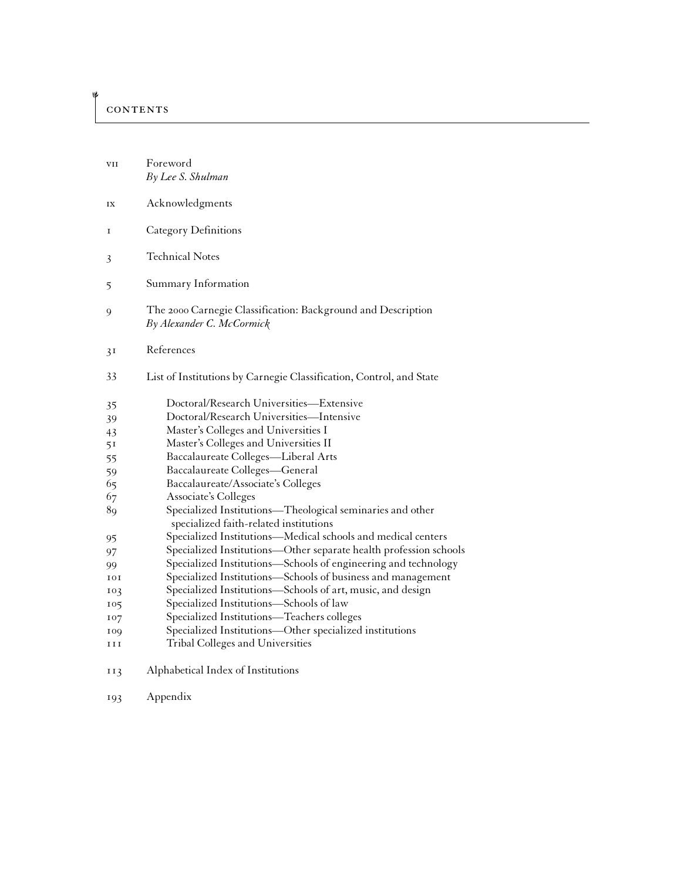# CONTENTS

vii Foreword
*By Lee S. Shulman*

ix Acknowledgments

1 Category Definitions

3 Technical Notes

5 Summary Information

9 The 2000 Carnegie Classification: Background and Description
*By Alexander C. McCormick*

31 References

33 List of Institutions by Carnegie Classification, Control, and State

- 35 Doctoral/Research Universities—Extensive
- 39 Doctoral/Research Universities—Intensive
- 43 Master's Colleges and Universities I
- 51 Master's Colleges and Universities II
- 55 Baccalaureate Colleges—Liberal Arts
- 59 Baccalaureate Colleges—General
- 65 Baccalaureate/Associate's Colleges
- 67 Associate's Colleges
- 89 Specialized Institutions—Theological seminaries and other specialized faith-related institutions
- 95 Specialized Institutions—Medical schools and medical centers
- 97 Specialized Institutions—Other separate health profession schools
- 99 Specialized Institutions—Schools of engineering and technology
- 101 Specialized Institutions—Schools of business and management
- 103 Specialized Institutions—Schools of art, music, and design
- 105 Specialized Institutions—Schools of law
- 107 Specialized Institutions—Teachers colleges
- 109 Specialized Institutions—Other specialized institutions
- 111 Tribal Colleges and Universities

113 Alphabetical Index of Institutions

193 Appendix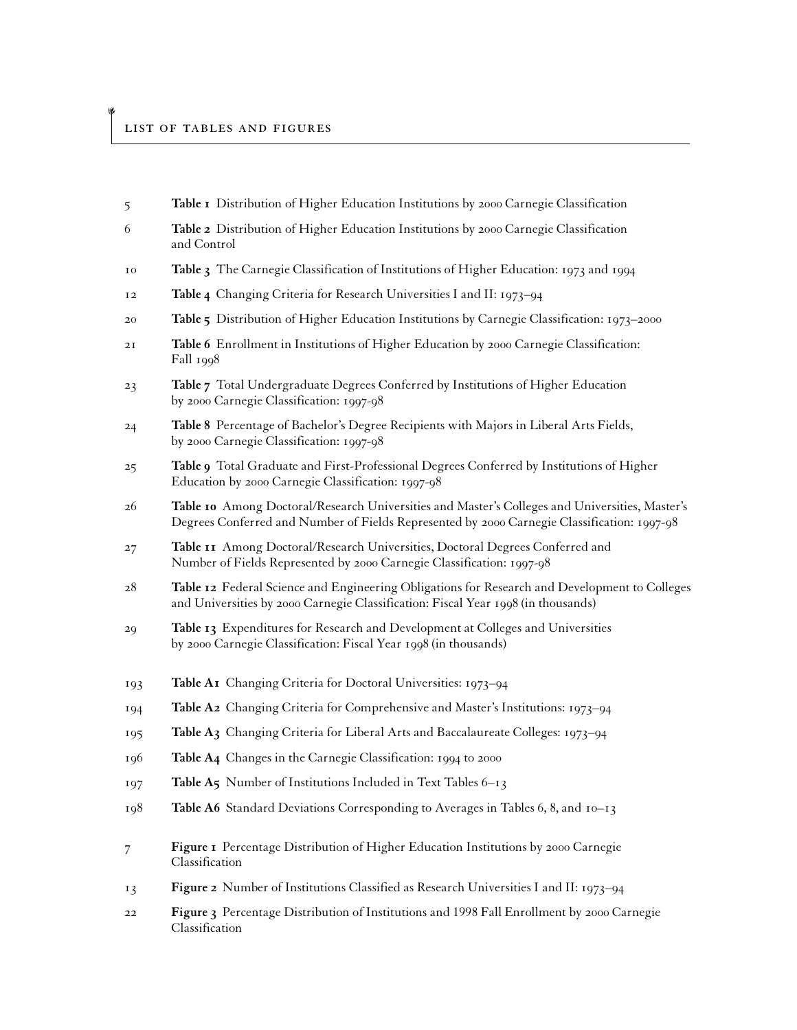# List of Tables and Figures

| | |
|---|---|
| 5 | **Table 1** Distribution of Higher Education Institutions by 2000 Carnegie Classification |
| 6 | **Table 2** Distribution of Higher Education Institutions by 2000 Carnegie Classification and Control |
| 10 | **Table 3** The Carnegie Classification of Institutions of Higher Education: 1973 and 1994 |
| 12 | **Table 4** Changing Criteria for Research Universities I and II: 1973–94 |
| 20 | **Table 5** Distribution of Higher Education Institutions by Carnegie Classification: 1973–2000 |
| 21 | **Table 6** Enrollment in Institutions of Higher Education by 2000 Carnegie Classification: Fall 1998 |
| 23 | **Table 7** Total Undergraduate Degrees Conferred by Institutions of Higher Education by 2000 Carnegie Classification: 1997-98 |
| 24 | **Table 8** Percentage of Bachelor's Degree Recipients with Majors in Liberal Arts Fields, by 2000 Carnegie Classification: 1997-98 |
| 25 | **Table 9** Total Graduate and First-Professional Degrees Conferred by Institutions of Higher Education by 2000 Carnegie Classification: 1997-98 |
| 26 | **Table 10** Among Doctoral/Research Universities and Master's Colleges and Universities, Master's Degrees Conferred and Number of Fields Represented by 2000 Carnegie Classification: 1997-98 |
| 27 | **Table 11** Among Doctoral/Research Universities, Doctoral Degrees Conferred and Number of Fields Represented by 2000 Carnegie Classification: 1997-98 |
| 28 | **Table 12** Federal Science and Engineering Obligations for Research and Development to Colleges and Universities by 2000 Carnegie Classification: Fiscal Year 1998 (in thousands) |
| 29 | **Table 13** Expenditures for Research and Development at Colleges and Universities by 2000 Carnegie Classification: Fiscal Year 1998 (in thousands) |
| 193 | **Table A1** Changing Criteria for Doctoral Universities: 1973–94 |
| 194 | **Table A2** Changing Criteria for Comprehensive and Master's Institutions: 1973–94 |
| 195 | **Table A3** Changing Criteria for Liberal Arts and Baccalaureate Colleges: 1973–94 |
| 196 | **Table A4** Changes in the Carnegie Classification: 1994 to 2000 |
| 197 | **Table A5** Number of Institutions Included in Text Tables 6–13 |
| 198 | **Table A6** Standard Deviations Corresponding to Averages in Tables 6, 8, and 10–13 |
| 7 | **Figure 1** Percentage Distribution of Higher Education Institutions by 2000 Carnegie Classification |
| 13 | **Figure 2** Number of Institutions Classified as Research Universities I and II: 1973–94 |
| 22 | **Figure 3** Percentage Distribution of Institutions and 1998 Fall Enrollment by 2000 Carnegie Classification |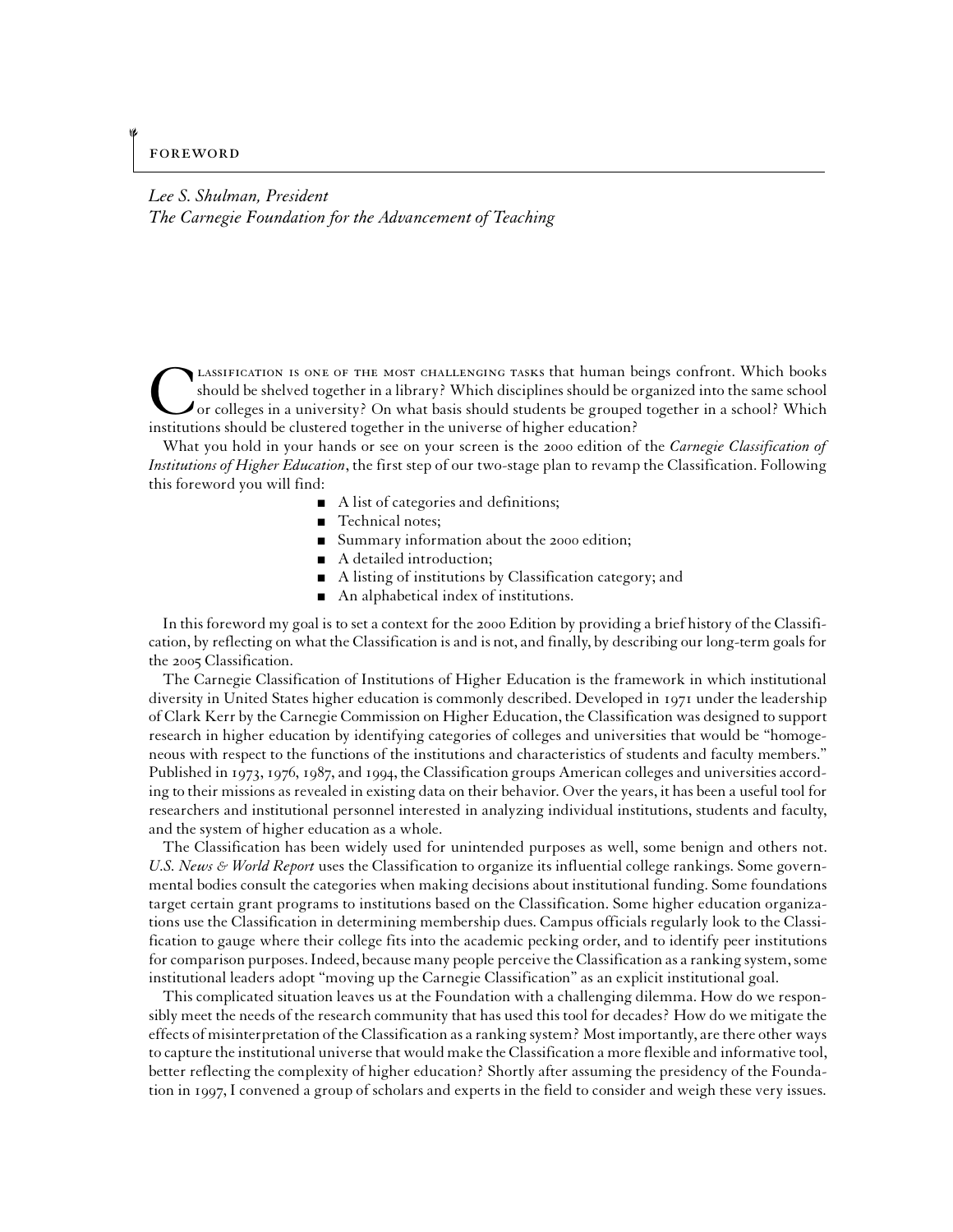# FOREWORD

*Lee S. Shulman, President*
*The Carnegie Foundation for the Advancement of Teaching*

Classification is one of the most challenging tasks that human beings confront. Which books should be shelved together in a library? Which disciplines should be organized into the same school or colleges in a university? On what basis should students be grouped together in a school? Which institutions should be clustered together in the universe of higher education?

What you hold in your hands or see on your screen is the 2000 edition of the *Carnegie Classification of Institutions of Higher Education*, the first step of our two-stage plan to revamp the Classification. Following this foreword you will find:

- A list of categories and definitions;
- Technical notes;
- Summary information about the 2000 edition;
- A detailed introduction;
- A listing of institutions by Classification category; and
- An alphabetical index of institutions.

In this foreword my goal is to set a context for the 2000 Edition by providing a brief history of the Classification, by reflecting on what the Classification is and is not, and finally, by describing our long-term goals for the 2005 Classification.

The Carnegie Classification of Institutions of Higher Education is the framework in which institutional diversity in United States higher education is commonly described. Developed in 1971 under the leadership of Clark Kerr by the Carnegie Commission on Higher Education, the Classification was designed to support research in higher education by identifying categories of colleges and universities that would be "homogeneous with respect to the functions of the institutions and characteristics of students and faculty members." Published in 1973, 1976, 1987, and 1994, the Classification groups American colleges and universities according to their missions as revealed in existing data on their behavior. Over the years, it has been a useful tool for researchers and institutional personnel interested in analyzing individual institutions, students and faculty, and the system of higher education as a whole.

The Classification has been widely used for unintended purposes as well, some benign and others not. *U.S. News & World Report* uses the Classification to organize its influential college rankings. Some governmental bodies consult the categories when making decisions about institutional funding. Some foundations target certain grant programs to institutions based on the Classification. Some higher education organizations use the Classification in determining membership dues. Campus officials regularly look to the Classification to gauge where their college fits into the academic pecking order, and to identify peer institutions for comparison purposes. Indeed, because many people perceive the Classification as a ranking system, some institutional leaders adopt "moving up the Carnegie Classification" as an explicit institutional goal.

This complicated situation leaves us at the Foundation with a challenging dilemma. How do we responsibly meet the needs of the research community that has used this tool for decades? How do we mitigate the effects of misinterpretation of the Classification as a ranking system? Most importantly, are there other ways to capture the institutional universe that would make the Classification a more flexible and informative tool, better reflecting the complexity of higher education? Shortly after assuming the presidency of the Foundation in 1997, I convened a group of scholars and experts in the field to consider and weigh these very issues.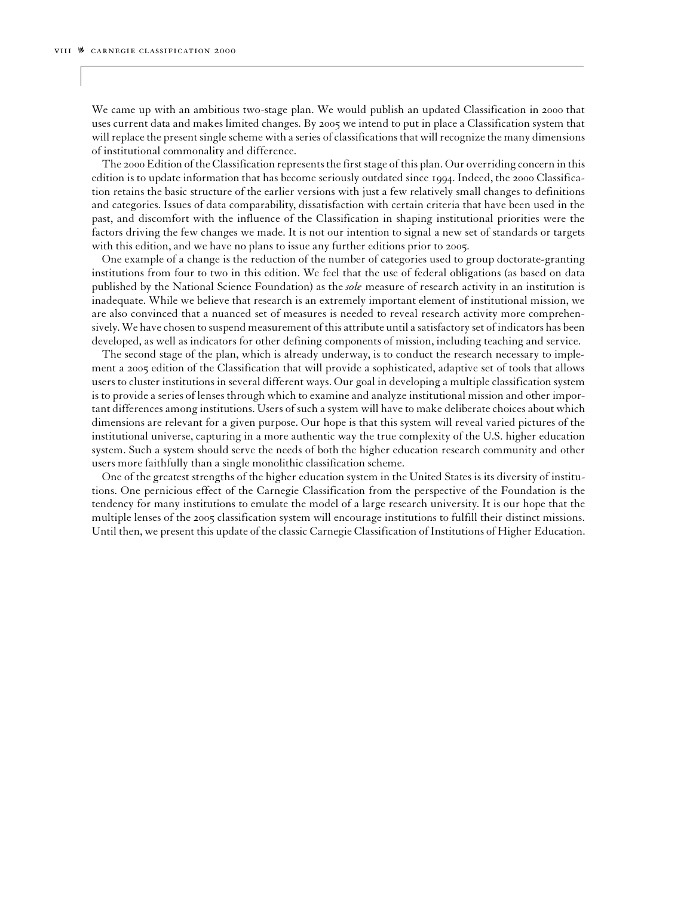We came up with an ambitious two-stage plan. We would publish an updated Classification in 2000 that uses current data and makes limited changes. By 2005 we intend to put in place a Classification system that will replace the present single scheme with a series of classifications that will recognize the many dimensions of institutional commonality and difference.

The 2000 Edition of the Classification represents the first stage of this plan. Our overriding concern in this edition is to update information that has become seriously outdated since 1994. Indeed, the 2000 Classification retains the basic structure of the earlier versions with just a few relatively small changes to definitions and categories. Issues of data comparability, dissatisfaction with certain criteria that have been used in the past, and discomfort with the influence of the Classification in shaping institutional priorities were the factors driving the few changes we made. It is not our intention to signal a new set of standards or targets with this edition, and we have no plans to issue any further editions prior to 2005.

One example of a change is the reduction of the number of categories used to group doctorate-granting institutions from four to two in this edition. We feel that the use of federal obligations (as based on data published by the National Science Foundation) as the *sole* measure of research activity in an institution is inadequate. While we believe that research is an extremely important element of institutional mission, we are also convinced that a nuanced set of measures is needed to reveal research activity more comprehensively. We have chosen to suspend measurement of this attribute until a satisfactory set of indicators has been developed, as well as indicators for other defining components of mission, including teaching and service.

The second stage of the plan, which is already underway, is to conduct the research necessary to implement a 2005 edition of the Classification that will provide a sophisticated, adaptive set of tools that allows users to cluster institutions in several different ways. Our goal in developing a multiple classification system is to provide a series of lenses through which to examine and analyze institutional mission and other important differences among institutions. Users of such a system will have to make deliberate choices about which dimensions are relevant for a given purpose. Our hope is that this system will reveal varied pictures of the institutional universe, capturing in a more authentic way the true complexity of the U.S. higher education system. Such a system should serve the needs of both the higher education research community and other users more faithfully than a single monolithic classification scheme.

One of the greatest strengths of the higher education system in the United States is its diversity of institutions. One pernicious effect of the Carnegie Classification from the perspective of the Foundation is the tendency for many institutions to emulate the model of a large research university. It is our hope that the multiple lenses of the 2005 classification system will encourage institutions to fulfill their distinct missions. Until then, we present this update of the classic Carnegie Classification of Institutions of Higher Education.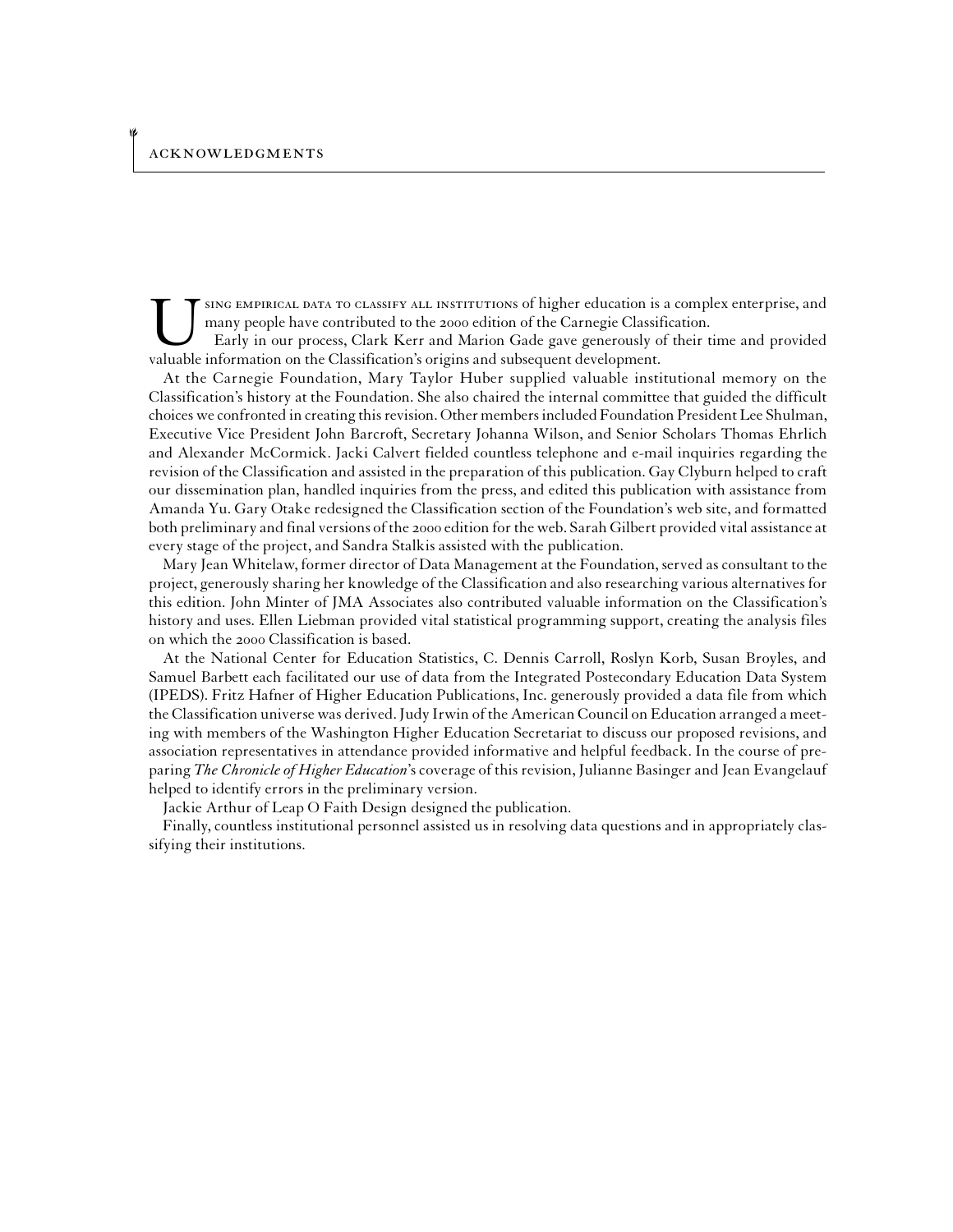# ACKNOWLEDGMENTS

Using empirical data to classify all institutions of higher education is a complex enterprise, and many people have contributed to the 2000 edition of the Carnegie Classification.

Early in our process, Clark Kerr and Marion Gade gave generously of their time and provided valuable information on the Classification's origins and subsequent development.

At the Carnegie Foundation, Mary Taylor Huber supplied valuable institutional memory on the Classification's history at the Foundation. She also chaired the internal committee that guided the difficult choices we confronted in creating this revision. Other members included Foundation President Lee Shulman, Executive Vice President John Barcroft, Secretary Johanna Wilson, and Senior Scholars Thomas Ehrlich and Alexander McCormick. Jacki Calvert fielded countless telephone and e-mail inquiries regarding the revision of the Classification and assisted in the preparation of this publication. Gay Clyburn helped to craft our dissemination plan, handled inquiries from the press, and edited this publication with assistance from Amanda Yu. Gary Otake redesigned the Classification section of the Foundation's web site, and formatted both preliminary and final versions of the 2000 edition for the web. Sarah Gilbert provided vital assistance at every stage of the project, and Sandra Stalkis assisted with the publication.

Mary Jean Whitelaw, former director of Data Management at the Foundation, served as consultant to the project, generously sharing her knowledge of the Classification and also researching various alternatives for this edition. John Minter of JMA Associates also contributed valuable information on the Classification's history and uses. Ellen Liebman provided vital statistical programming support, creating the analysis files on which the 2000 Classification is based.

At the National Center for Education Statistics, C. Dennis Carroll, Roslyn Korb, Susan Broyles, and Samuel Barbett each facilitated our use of data from the Integrated Postecondary Education Data System (IPEDS). Fritz Hafner of Higher Education Publications, Inc. generously provided a data file from which the Classification universe was derived. Judy Irwin of the American Council on Education arranged a meeting with members of the Washington Higher Education Secretariat to discuss our proposed revisions, and association representatives in attendance provided informative and helpful feedback. In the course of preparing *The Chronicle of Higher Education*'s coverage of this revision, Julianne Basinger and Jean Evangelauf helped to identify errors in the preliminary version.

Jackie Arthur of Leap O Faith Design designed the publication.

Finally, countless institutional personnel assisted us in resolving data questions and in appropriately classifying their institutions.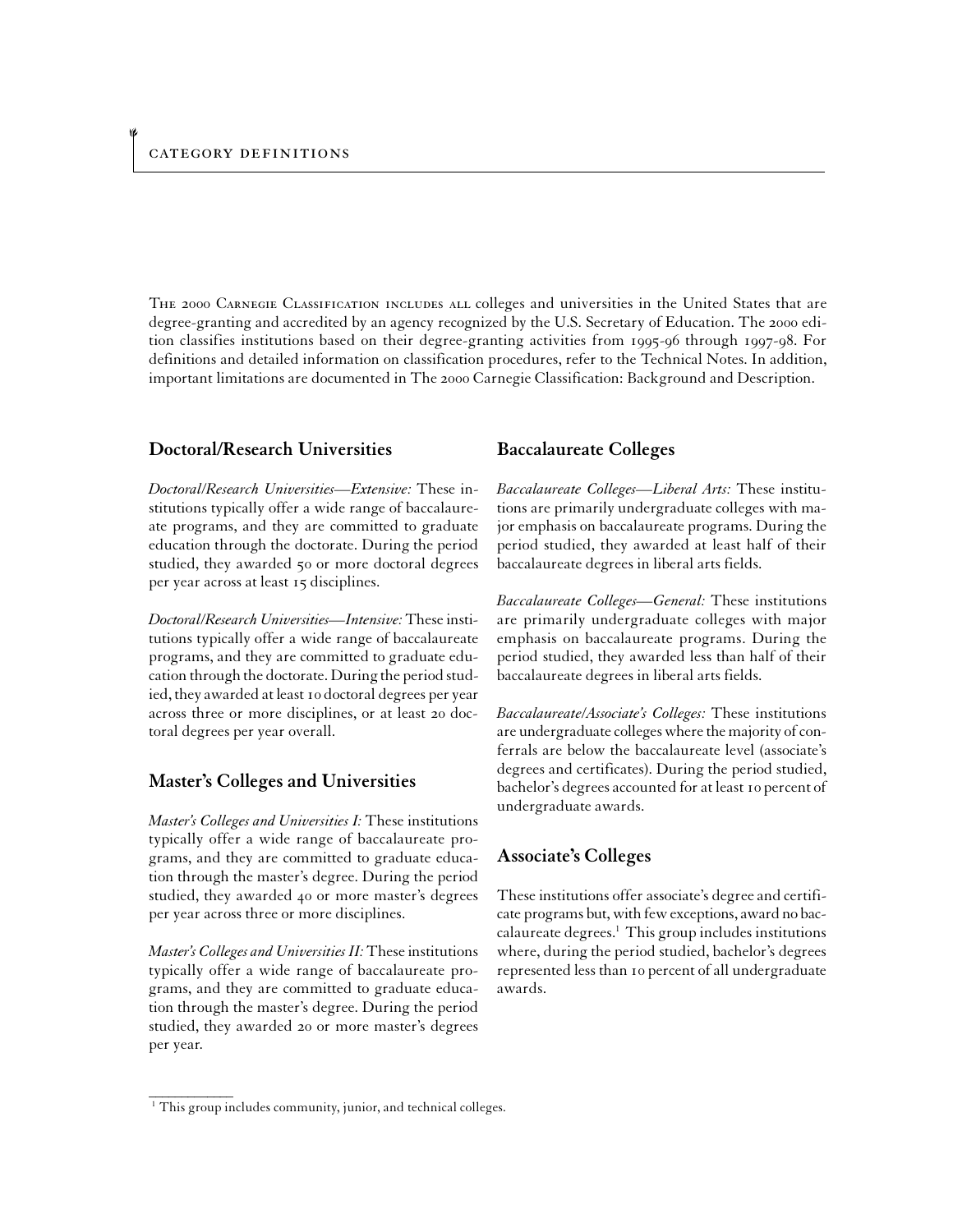# Category Definitions

The 2000 Carnegie Classification includes all colleges and universities in the United States that are degree-granting and accredited by an agency recognized by the U.S. Secretary of Education. The 2000 edition classifies institutions based on their degree-granting activities from 1995-96 through 1997-98. For definitions and detailed information on classification procedures, refer to the Technical Notes. In addition, important limitations are documented in The 2000 Carnegie Classification: Background and Description.

## Doctoral/Research Universities

*Doctoral/Research Universities—Extensive:* These institutions typically offer a wide range of baccalaureate programs, and they are committed to graduate education through the doctorate. During the period studied, they awarded 50 or more doctoral degrees per year across at least 15 disciplines.

*Doctoral/Research Universities—Intensive:* These institutions typically offer a wide range of baccalaureate programs, and they are committed to graduate education through the doctorate. During the period studied, they awarded at least 10 doctoral degrees per year across three or more disciplines, or at least 20 doctoral degrees per year overall.

## Master's Colleges and Universities

*Master's Colleges and Universities I:* These institutions typically offer a wide range of baccalaureate programs, and they are committed to graduate education through the master's degree. During the period studied, they awarded 40 or more master's degrees per year across three or more disciplines.

*Master's Colleges and Universities II:* These institutions typically offer a wide range of baccalaureate programs, and they are committed to graduate education through the master's degree. During the period studied, they awarded 20 or more master's degrees per year.

## Baccalaureate Colleges

*Baccalaureate Colleges—Liberal Arts:* These institutions are primarily undergraduate colleges with major emphasis on baccalaureate programs. During the period studied, they awarded at least half of their baccalaureate degrees in liberal arts fields.

*Baccalaureate Colleges—General:* These institutions are primarily undergraduate colleges with major emphasis on baccalaureate programs. During the period studied, they awarded less than half of their baccalaureate degrees in liberal arts fields.

*Baccalaureate/Associate's Colleges:* These institutions are undergraduate colleges where the majority of conferrals are below the baccalaureate level (associate's degrees and certificates). During the period studied, bachelor's degrees accounted for at least 10 percent of undergraduate awards.

## Associate's Colleges

These institutions offer associate's degree and certificate programs but, with few exceptions, award no baccalaureate degrees.[1] This group includes institutions where, during the period studied, bachelor's degrees represented less than 10 percent of all undergraduate awards.

---

[1] This group includes community, junior, and technical colleges.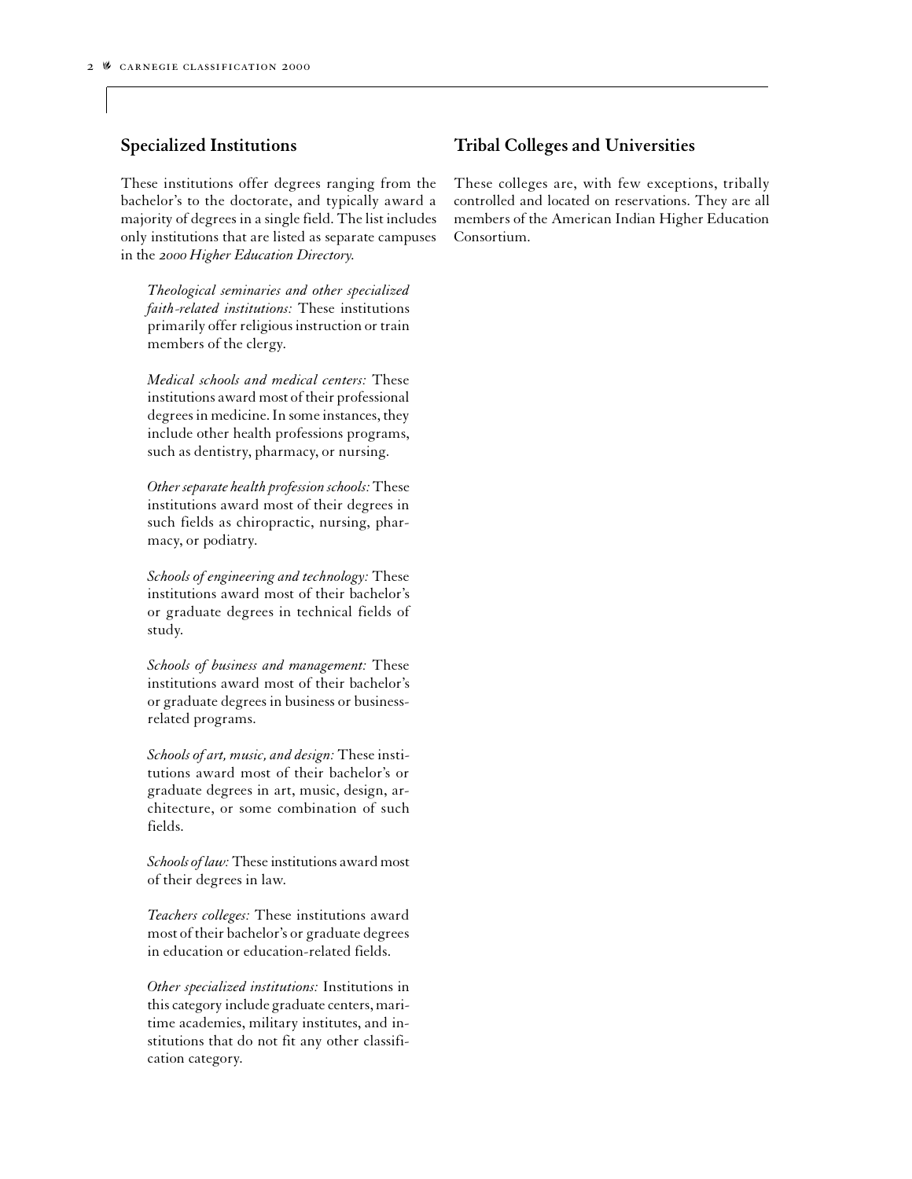## Specialized Institutions

These institutions offer degrees ranging from the bachelor's to the doctorate, and typically award a majority of degrees in a single field. The list includes only institutions that are listed as separate campuses in the *2000 Higher Education Directory*.

*Theological seminaries and other specialized faith-related institutions:* These institutions primarily offer religious instruction or train members of the clergy.

*Medical schools and medical centers:* These institutions award most of their professional degrees in medicine. In some instances, they include other health professions programs, such as dentistry, pharmacy, or nursing.

*Other separate health profession schools:* These institutions award most of their degrees in such fields as chiropractic, nursing, pharmacy, or podiatry.

*Schools of engineering and technology:* These institutions award most of their bachelor's or graduate degrees in technical fields of study.

*Schools of business and management:* These institutions award most of their bachelor's or graduate degrees in business or business-related programs.

*Schools of art, music, and design:* These institutions award most of their bachelor's or graduate degrees in art, music, design, architecture, or some combination of such fields.

*Schools of law:* These institutions award most of their degrees in law.

*Teachers colleges:* These institutions award most of their bachelor's or graduate degrees in education or education-related fields.

*Other specialized institutions:* Institutions in this category include graduate centers, maritime academies, military institutes, and institutions that do not fit any other classification category.

## Tribal Colleges and Universities

These colleges are, with few exceptions, tribally controlled and located on reservations. They are all members of the American Indian Higher Education Consortium.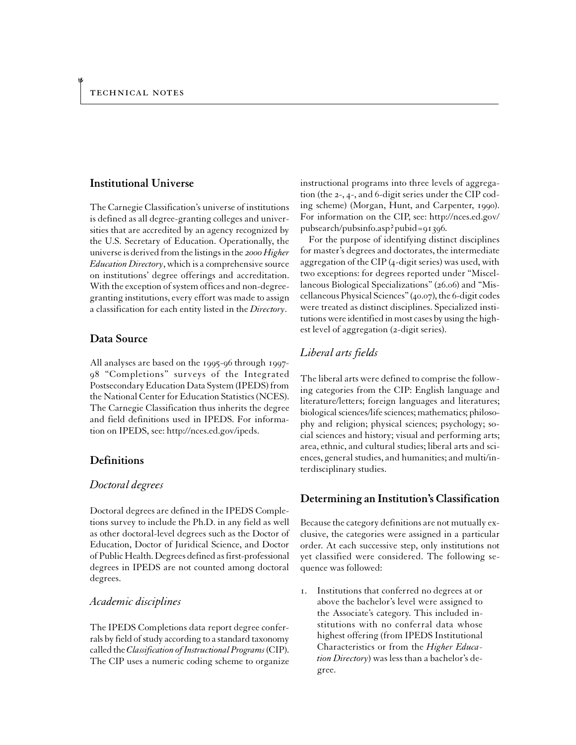## Institutional Universe

The Carnegie Classification's universe of institutions is defined as all degree-granting colleges and universities that are accredited by an agency recognized by the U.S. Secretary of Education. Operationally, the universe is derived from the listings in the *2000 Higher Education Directory*, which is a comprehensive source on institutions' degree offerings and accreditation. With the exception of system offices and non-degree-granting institutions, every effort was made to assign a classification for each entity listed in the *Directory*.

## Data Source

All analyses are based on the 1995-96 through 1997-98 "Completions" surveys of the Integrated Postsecondary Education Data System (IPEDS) from the National Center for Education Statistics (NCES). The Carnegie Classification thus inherits the degree and field definitions used in IPEDS. For information on IPEDS, see: http://nces.ed.gov/ipeds.

## Definitions

### *Doctoral degrees*

Doctoral degrees are defined in the IPEDS Completions survey to include the Ph.D. in any field as well as other doctoral-level degrees such as the Doctor of Education, Doctor of Juridical Science, and Doctor of Public Health. Degrees defined as first-professional degrees in IPEDS are not counted among doctoral degrees.

### *Academic disciplines*

The IPEDS Completions data report degree conferrals by field of study according to a standard taxonomy called the *Classification of Instructional Programs* (CIP). The CIP uses a numeric coding scheme to organize instructional programs into three levels of aggregation (the 2-, 4-, and 6-digit series under the CIP coding scheme) (Morgan, Hunt, and Carpenter, 1990). For information on the CIP, see: http://nces.ed.gov/pubsearch/pubsinfo.asp?pubid=91396.

For the purpose of identifying distinct disciplines for master's degrees and doctorates, the intermediate aggregation of the CIP (4-digit series) was used, with two exceptions: for degrees reported under "Miscellaneous Biological Specializations" (26.06) and "Miscellaneous Physical Sciences" (40.07), the 6-digit codes were treated as distinct disciplines. Specialized institutions were identified in most cases by using the highest level of aggregation (2-digit series).

### *Liberal arts fields*

The liberal arts were defined to comprise the following categories from the CIP: English language and literature/letters; foreign languages and literatures; biological sciences/life sciences; mathematics; philosophy and religion; physical sciences; psychology; social sciences and history; visual and performing arts; area, ethnic, and cultural studies; liberal arts and sciences, general studies, and humanities; and multi/interdisciplinary studies.

## Determining an Institution's Classification

Because the category definitions are not mutually exclusive, the categories were assigned in a particular order. At each successive step, only institutions not yet classified were considered. The following sequence was followed:

1. Institutions that conferred no degrees at or above the bachelor's level were assigned to the Associate's category. This included institutions with no conferral data whose highest offering (from IPEDS Institutional Characteristics or from the *Higher Education Directory*) was less than a bachelor's degree.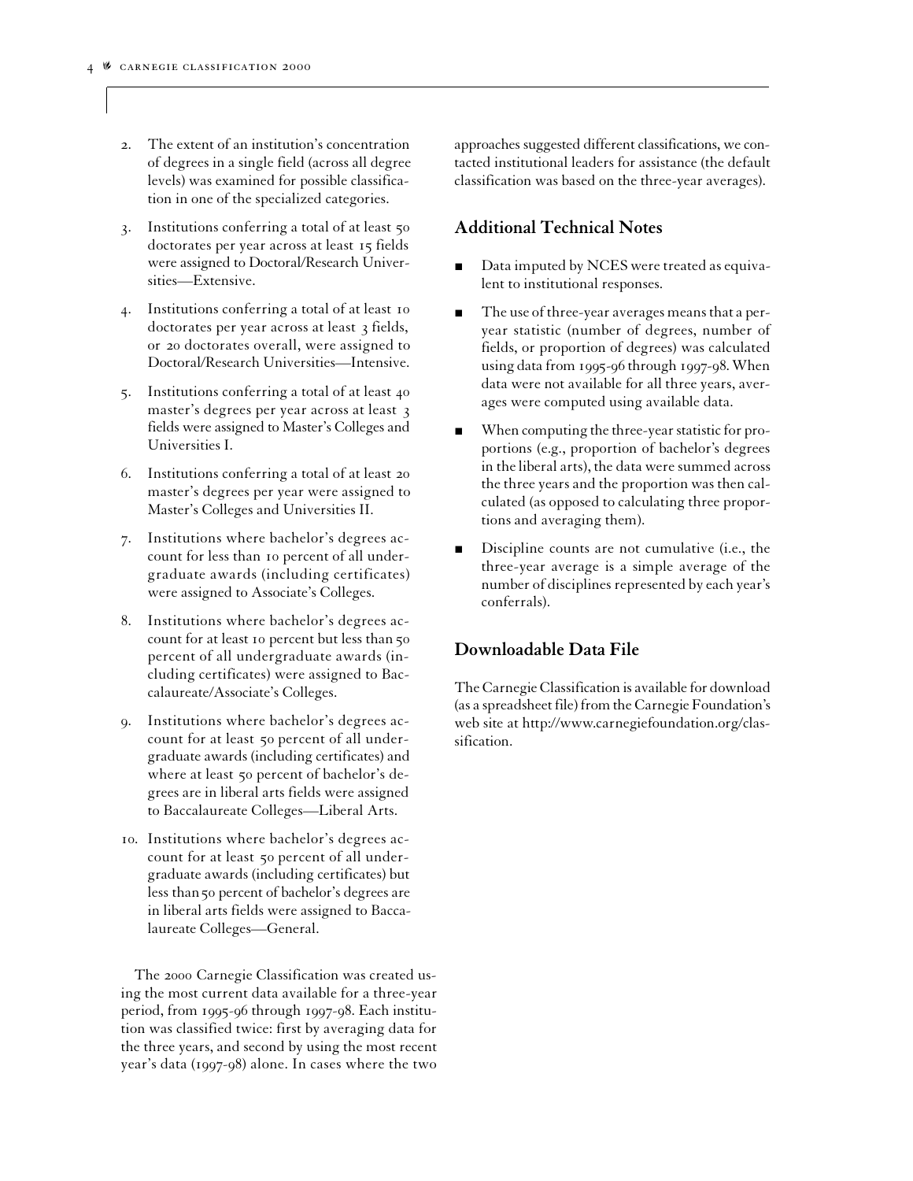2. The extent of an institution's concentration of degrees in a single field (across all degree levels) was examined for possible classification in one of the specialized categories.
3. Institutions conferring a total of at least 50 doctorates per year across at least 15 fields were assigned to Doctoral/Research Universities—Extensive.
4. Institutions conferring a total of at least 10 doctorates per year across at least 3 fields, or 20 doctorates overall, were assigned to Doctoral/Research Universities—Intensive.
5. Institutions conferring a total of at least 40 master's degrees per year across at least 3 fields were assigned to Master's Colleges and Universities I.
6. Institutions conferring a total of at least 20 master's degrees per year were assigned to Master's Colleges and Universities II.
7. Institutions where bachelor's degrees account for less than 10 percent of all undergraduate awards (including certificates) were assigned to Associate's Colleges.
8. Institutions where bachelor's degrees account for at least 10 percent but less than 50 percent of all undergraduate awards (including certificates) were assigned to Baccalaureate/Associate's Colleges.
9. Institutions where bachelor's degrees account for at least 50 percent of all undergraduate awards (including certificates) and where at least 50 percent of bachelor's degrees are in liberal arts fields were assigned to Baccalaureate Colleges—Liberal Arts.
10. Institutions where bachelor's degrees account for at least 50 percent of all undergraduate awards (including certificates) but less than 50 percent of bachelor's degrees are in liberal arts fields were assigned to Baccalaureate Colleges—General.

The 2000 Carnegie Classification was created using the most current data available for a three-year period, from 1995-96 through 1997-98. Each institution was classified twice: first by averaging data for the three years, and second by using the most recent year's data (1997-98) alone. In cases where the two approaches suggested different classifications, we contacted institutional leaders for assistance (the default classification was based on the three-year averages).

## Additional Technical Notes

- Data imputed by NCES were treated as equivalent to institutional responses.
- The use of three-year averages means that a per-year statistic (number of degrees, number of fields, or proportion of degrees) was calculated using data from 1995-96 through 1997-98. When data were not available for all three years, averages were computed using available data.
- When computing the three-year statistic for proportions (e.g., proportion of bachelor's degrees in the liberal arts), the data were summed across the three years and the proportion was then calculated (as opposed to calculating three proportions and averaging them).
- Discipline counts are not cumulative (i.e., the three-year average is a simple average of the number of disciplines represented by each year's conferrals).

## Downloadable Data File

The Carnegie Classification is available for download (as a spreadsheet file) from the Carnegie Foundation's web site at http://www.carnegiefoundation.org/classification.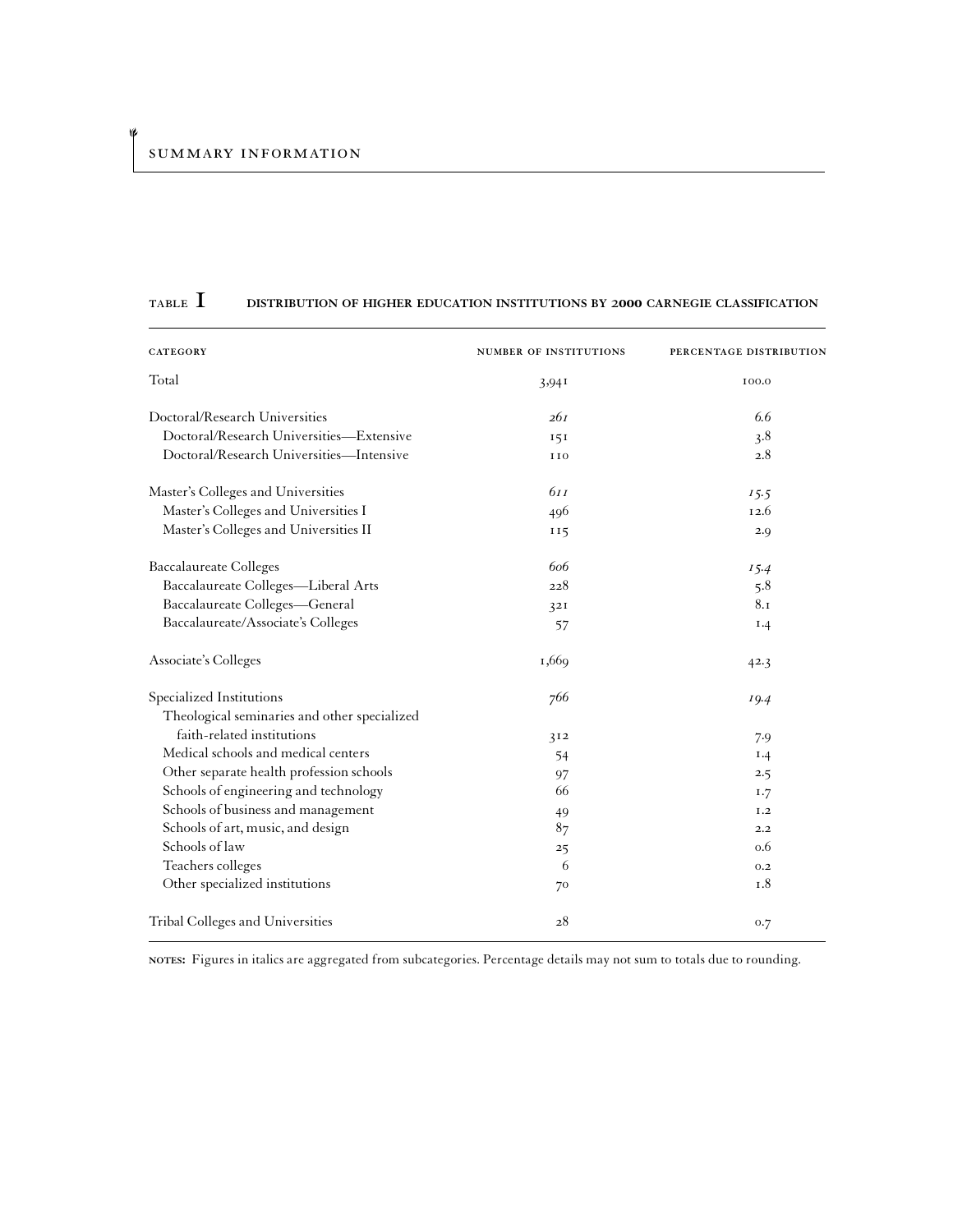**TABLE I** **DISTRIBUTION OF HIGHER EDUCATION INSTITUTIONS BY 2000 CARNEGIE CLASSIFICATION**

| CATEGORY | NUMBER OF INSTITUTIONS | PERCENTAGE DISTRIBUTION |
|---|---|---|
| Total | 3,941 | 100.0 |
| Doctoral/Research Universities | *261* | *6.6* |
| Doctoral/Research Universities—Extensive | 151 | 3.8 |
| Doctoral/Research Universities—Intensive | 110 | 2.8 |
| Master's Colleges and Universities | *611* | *15.5* |
| Master's Colleges and Universities I | 496 | 12.6 |
| Master's Colleges and Universities II | 115 | 2.9 |
| Baccalaureate Colleges | *606* | *15.4* |
| Baccalaureate Colleges—Liberal Arts | 228 | 5.8 |
| Baccalaureate Colleges—General | 321 | 8.1 |
| Baccalaureate/Associate's Colleges | 57 | 1.4 |
| Associate's Colleges | 1,669 | 42.3 |
| Specialized Institutions | *766* | *19.4* |
| Theological seminaries and other specialized faith-related institutions | 312 | 7.9 |
| Medical schools and medical centers | 54 | 1.4 |
| Other separate health profession schools | 97 | 2.5 |
| Schools of engineering and technology | 66 | 1.7 |
| Schools of business and management | 49 | 1.2 |
| Schools of art, music, and design | 87 | 2.2 |
| Schools of law | 25 | 0.6 |
| Teachers colleges | 6 | 0.2 |
| Other specialized institutions | 70 | 1.8 |
| Tribal Colleges and Universities | 28 | 0.7 |

**NOTES:** Figures in italics are aggregated from subcategories. Percentage details may not sum to totals due to rounding.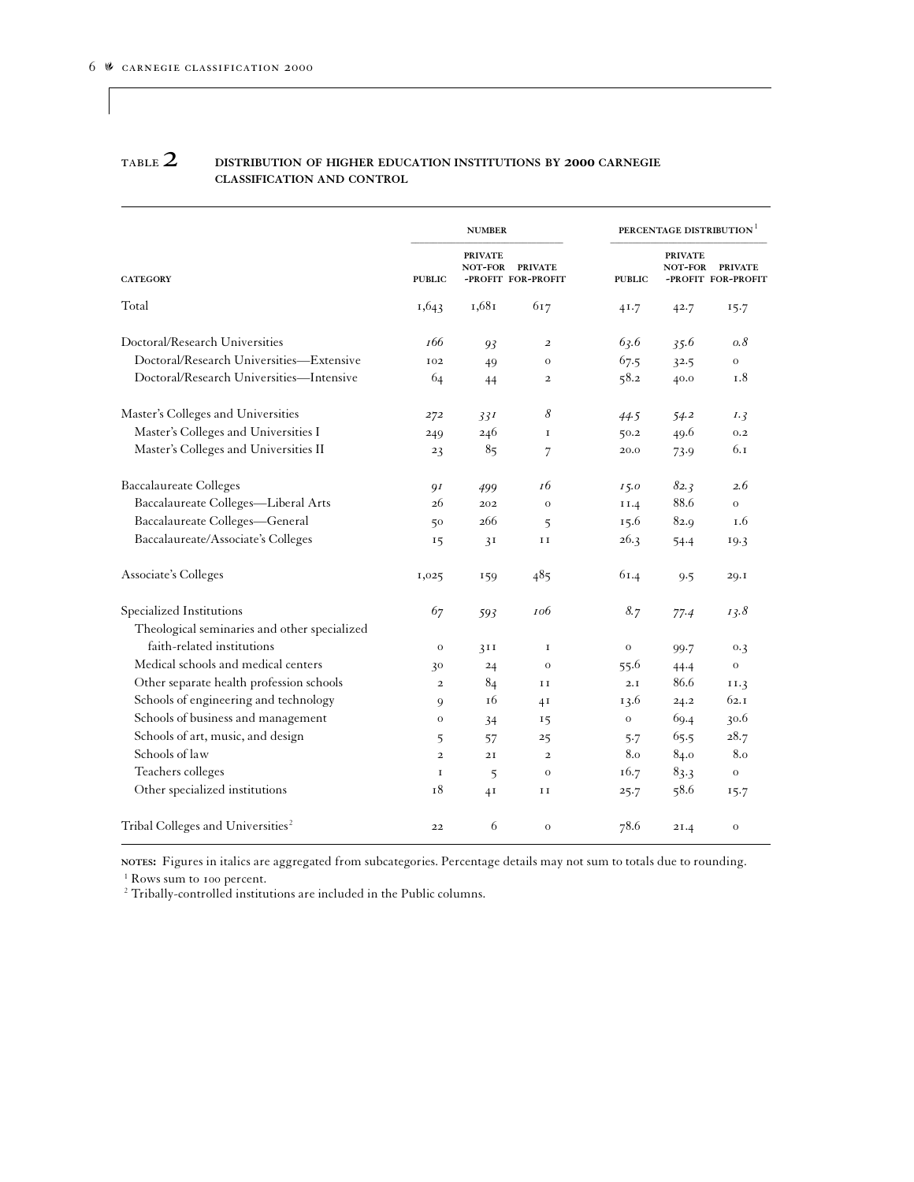## TABLE 2 DISTRIBUTION OF HIGHER EDUCATION INSTITUTIONS BY 2000 CARNEGIE CLASSIFICATION AND CONTROL

| | NUMBER | | | PERCENTAGE DISTRIBUTION[1] | | |
|---|---|---|---|---|---|---|
| CATEGORY | PUBLIC | PRIVATE NOT-FOR-PROFIT | PRIVATE FOR-PROFIT | PUBLIC | PRIVATE NOT-FOR-PROFIT | PRIVATE FOR-PROFIT |
| Total | 1,643 | 1,681 | 617 | 41.7 | 42.7 | 15.7 |
| Doctoral/Research Universities | *166* | *93* | *2* | *63.6* | *35.6* | *0.8* |
| Doctoral/Research Universities—Extensive | 102 | 49 | 0 | 67.5 | 32.5 | 0 |
| Doctoral/Research Universities—Intensive | 64 | 44 | 2 | 58.2 | 40.0 | 1.8 |
| Master's Colleges and Universities | *272* | *331* | *8* | *44.5* | *54.2* | *1.3* |
| Master's Colleges and Universities I | 249 | 246 | 1 | 50.2 | 49.6 | 0.2 |
| Master's Colleges and Universities II | 23 | 85 | 7 | 20.0 | 73.9 | 6.1 |
| Baccalaureate Colleges | *91* | *499* | *16* | *15.0* | *82.3* | *2.6* |
| Baccalaureate Colleges—Liberal Arts | 26 | 202 | 0 | 11.4 | 88.6 | 0 |
| Baccalaureate Colleges—General | 50 | 266 | 5 | 15.6 | 82.9 | 1.6 |
| Baccalaureate/Associate's Colleges | 15 | 31 | 11 | 26.3 | 54.4 | 19.3 |
| Associate's Colleges | 1,025 | 159 | 485 | 61.4 | 9.5 | 29.1 |
| Specialized Institutions | *67* | *593* | *106* | *8.7* | *77.4* | *13.8* |
| Theological seminaries and other specialized faith-related institutions | 0 | 311 | 1 | 0 | 99.7 | 0.3 |
| Medical schools and medical centers | 30 | 24 | 0 | 55.6 | 44.4 | 0 |
| Other separate health profession schools | 2 | 84 | 11 | 2.1 | 86.6 | 11.3 |
| Schools of engineering and technology | 9 | 16 | 41 | 13.6 | 24.2 | 62.1 |
| Schools of business and management | 0 | 34 | 15 | 0 | 69.4 | 30.6 |
| Schools of art, music, and design | 5 | 57 | 25 | 5.7 | 65.5 | 28.7 |
| Schools of law | 2 | 21 | 2 | 8.0 | 84.0 | 8.0 |
| Teachers colleges | 1 | 5 | 0 | 16.7 | 83.3 | 0 |
| Other specialized institutions | 18 | 41 | 11 | 25.7 | 58.6 | 15.7 |
| Tribal Colleges and Universities[2] | 22 | 6 | 0 | 78.6 | 21.4 | 0 |

NOTES: Figures in italics are aggregated from subcategories. Percentage details may not sum to totals due to rounding.

[1] Rows sum to 100 percent.

[2] Tribally-controlled institutions are included in the Public columns.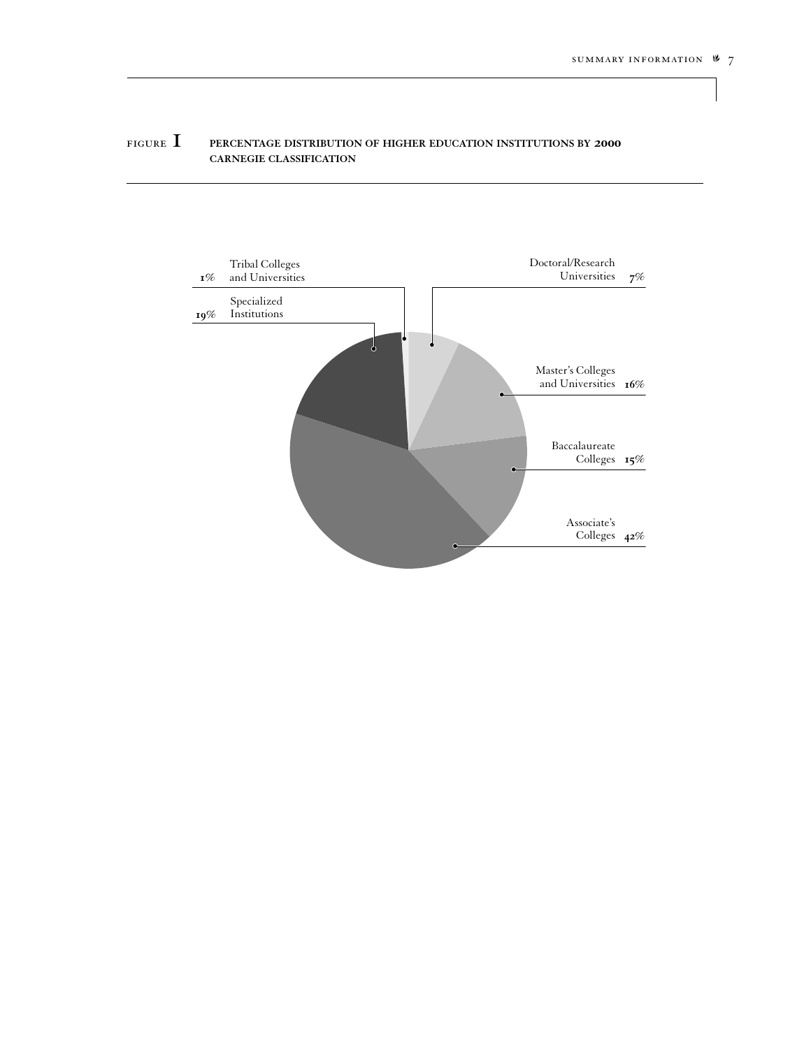**FIGURE 1** PERCENTAGE DISTRIBUTION OF HIGHER EDUCATION INSTITUTIONS BY 2000 CARNEGIE CLASSIFICATION

| Classification | Percentage |
|---|---|
| Doctoral/Research Universities | 7% |
| Master's Colleges and Universities | 16% |
| Baccalaureate Colleges | 15% |
| Associate's Colleges | 42% |
| Specialized Institutions | 19% |
| Tribal Colleges and Universities | 1% |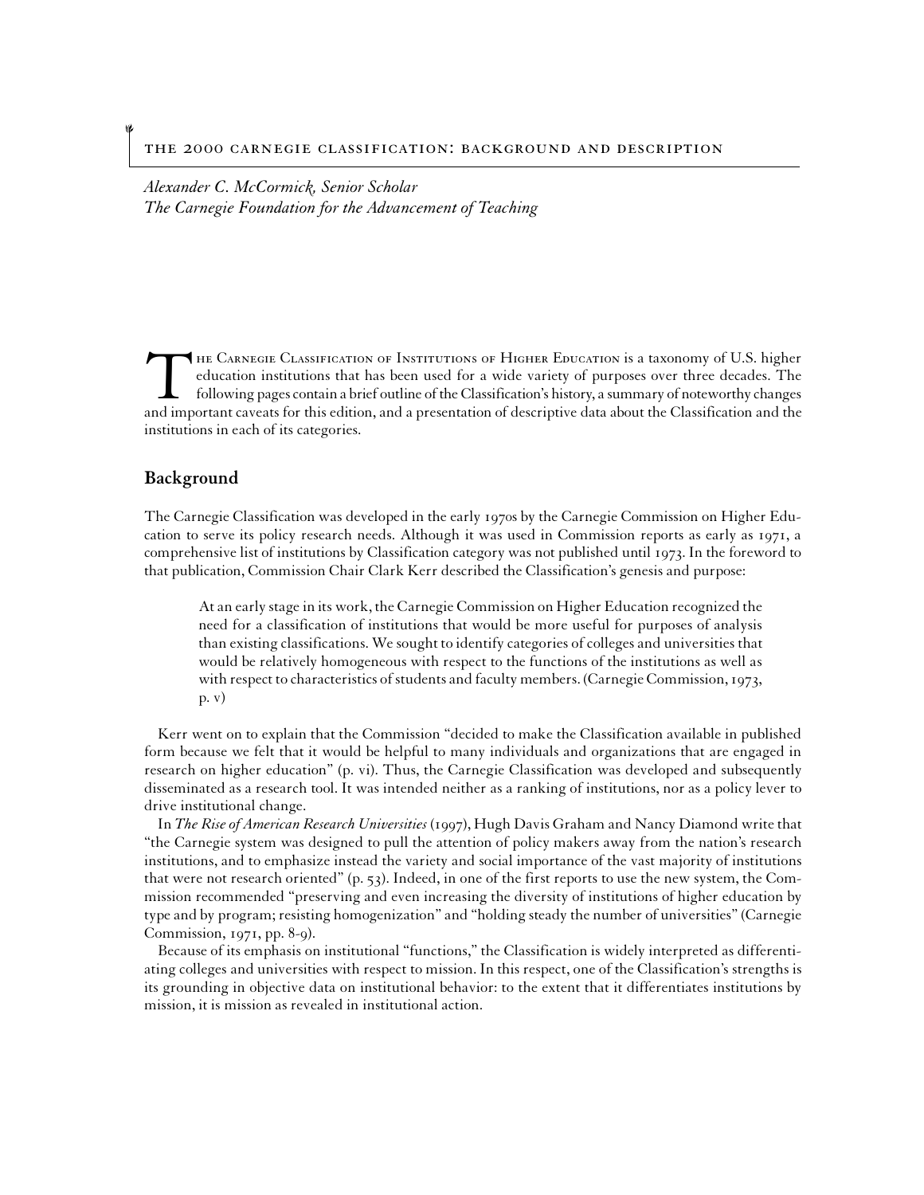# The 2000 Carnegie Classification: Background and Description

*Alexander C. McCormick, Senior Scholar*
*The Carnegie Foundation for the Advancement of Teaching*

The Carnegie Classification of Institutions of Higher Education is a taxonomy of U.S. higher education institutions that has been used for a wide variety of purposes over three decades. The following pages contain a brief outline of the Classification's history, a summary of noteworthy changes and important caveats for this edition, and a presentation of descriptive data about the Classification and the institutions in each of its categories.

## Background

The Carnegie Classification was developed in the early 1970s by the Carnegie Commission on Higher Education to serve its policy research needs. Although it was used in Commission reports as early as 1971, a comprehensive list of institutions by Classification category was not published until 1973. In the foreword to that publication, Commission Chair Clark Kerr described the Classification's genesis and purpose:

> At an early stage in its work, the Carnegie Commission on Higher Education recognized the need for a classification of institutions that would be more useful for purposes of analysis than existing classifications. We sought to identify categories of colleges and universities that would be relatively homogeneous with respect to the functions of the institutions as well as with respect to characteristics of students and faculty members. (Carnegie Commission, 1973, p. v)

Kerr went on to explain that the Commission "decided to make the Classification available in published form because we felt that it would be helpful to many individuals and organizations that are engaged in research on higher education" (p. vi). Thus, the Carnegie Classification was developed and subsequently disseminated as a research tool. It was intended neither as a ranking of institutions, nor as a policy lever to drive institutional change.

In *The Rise of American Research Universities* (1997), Hugh Davis Graham and Nancy Diamond write that "the Carnegie system was designed to pull the attention of policy makers away from the nation's research institutions, and to emphasize instead the variety and social importance of the vast majority of institutions that were not research oriented" (p. 53). Indeed, in one of the first reports to use the new system, the Commission recommended "preserving and even increasing the diversity of institutions of higher education by type and by program; resisting homogenization" and "holding steady the number of universities" (Carnegie Commission, 1971, pp. 8-9).

Because of its emphasis on institutional "functions," the Classification is widely interpreted as differentiating colleges and universities with respect to mission. In this respect, one of the Classification's strengths is its grounding in objective data on institutional behavior: to the extent that it differentiates institutions by mission, it is mission as revealed in institutional action.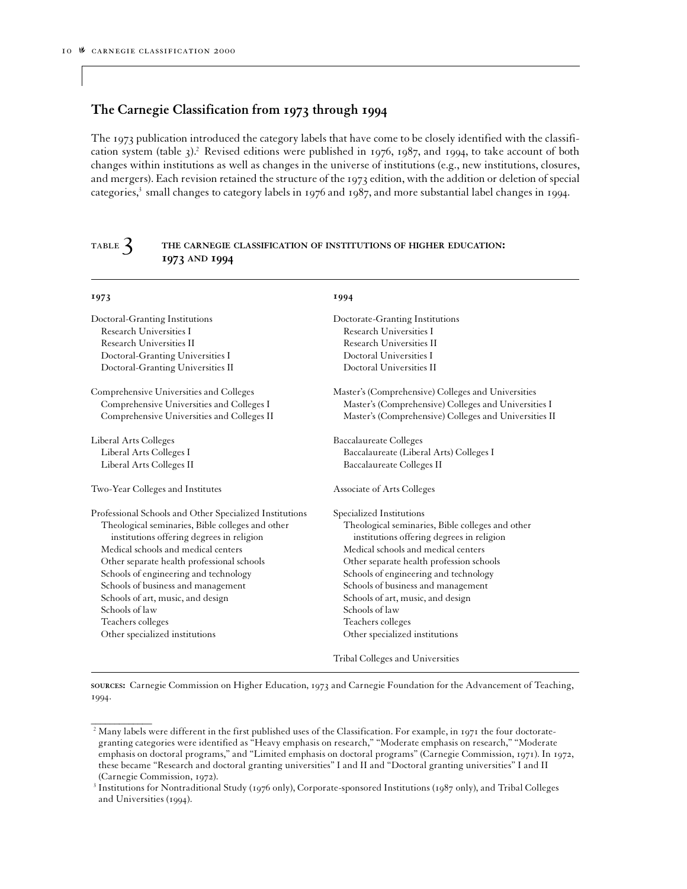## The Carnegie Classification from 1973 through 1994

The 1973 publication introduced the category labels that have come to be closely identified with the classification system (table 3).[2] Revised editions were published in 1976, 1987, and 1994, to take account of both changes within institutions as well as changes in the universe of institutions (e.g., new institutions, closures, and mergers). Each revision retained the structure of the 1973 edition, with the addition or deletion of special categories,[3] small changes to category labels in 1976 and 1987, and more substantial label changes in 1994.

**TABLE 3 THE CARNEGIE CLASSIFICATION OF INSTITUTIONS OF HIGHER EDUCATION: 1973 AND 1994**

| 1973 | 1994 |
|---|---|
| Doctoral-Granting Institutions | Doctorate-Granting Institutions |
| Research Universities I | Research Universities I |
| Research Universities II | Research Universities II |
| Doctoral-Granting Universities I | Doctoral Universities I |
| Doctoral-Granting Universities II | Doctoral Universities II |
| Comprehensive Universities and Colleges | Master's (Comprehensive) Colleges and Universities |
| Comprehensive Universities and Colleges I | Master's (Comprehensive) Colleges and Universities I |
| Comprehensive Universities and Colleges II | Master's (Comprehensive) Colleges and Universities II |
| Liberal Arts Colleges | Baccalaureate Colleges |
| Liberal Arts Colleges I | Baccalaureate (Liberal Arts) Colleges I |
| Liberal Arts Colleges II | Baccalaureate Colleges II |
| Two-Year Colleges and Institutes | Associate of Arts Colleges |
| Professional Schools and Other Specialized Institutions | Specialized Institutions |
| Theological seminaries, Bible colleges and other institutions offering degrees in religion | Theological seminaries, Bible colleges and other institutions offering degrees in religion |
| Medical schools and medical centers | Medical schools and medical centers |
| Other separate health professional schools | Other separate health profession schools |
| Schools of engineering and technology | Schools of engineering and technology |
| Schools of business and management | Schools of business and management |
| Schools of art, music, and design | Schools of art, music, and design |
| Schools of law | Schools of law |
| Teachers colleges | Teachers colleges |
| Other specialized institutions | Other specialized institutions |
| | Tribal Colleges and Universities |

**SOURCES:** Carnegie Commission on Higher Education, 1973 and Carnegie Foundation for the Advancement of Teaching, 1994.

[2] Many labels were different in the first published uses of the Classification. For example, in 1971 the four doctorate-granting categories were identified as "Heavy emphasis on research," "Moderate emphasis on research," "Moderate emphasis on doctoral programs," and "Limited emphasis on doctoral programs" (Carnegie Commission, 1971). In 1972, these became "Research and doctoral granting universities" I and II and "Doctoral granting universities" I and II (Carnegie Commission, 1972).

[3] Institutions for Nontraditional Study (1976 only), Corporate-sponsored Institutions (1987 only), and Tribal Colleges and Universities (1994).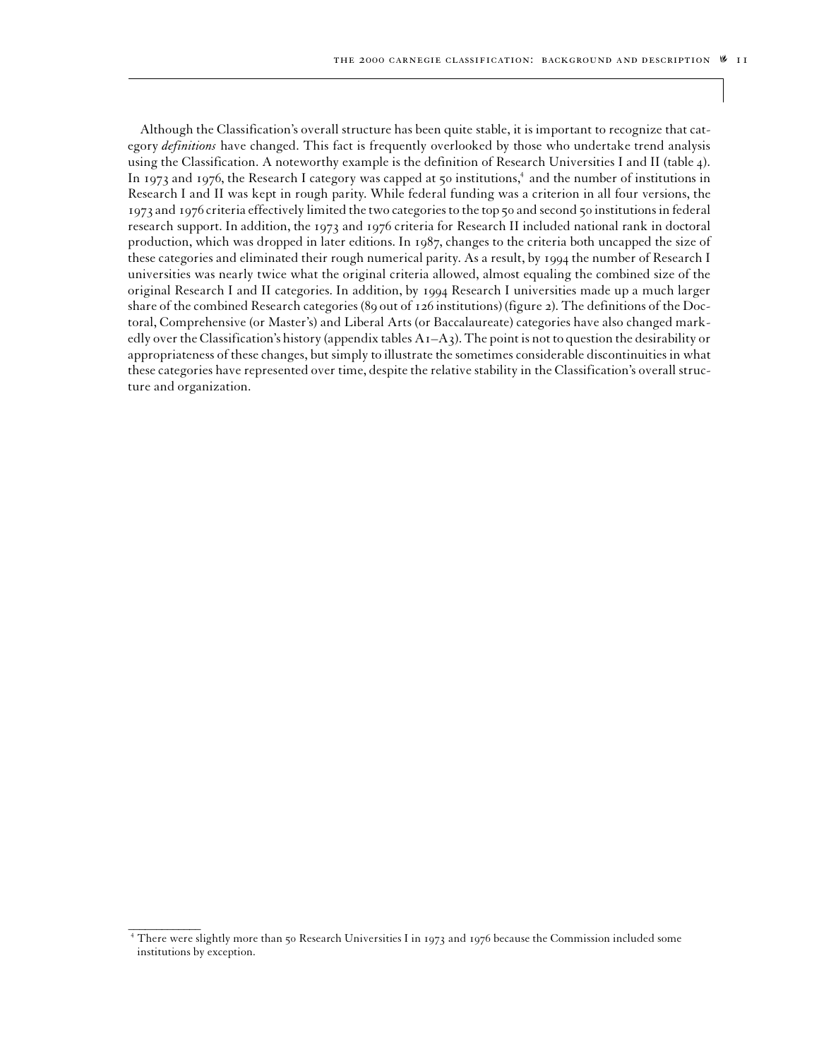Although the Classification's overall structure has been quite stable, it is important to recognize that category *definitions* have changed. This fact is frequently overlooked by those who undertake trend analysis using the Classification. A noteworthy example is the definition of Research Universities I and II (table 4). In 1973 and 1976, the Research I category was capped at 50 institutions,[4] and the number of institutions in Research I and II was kept in rough parity. While federal funding was a criterion in all four versions, the 1973 and 1976 criteria effectively limited the two categories to the top 50 and second 50 institutions in federal research support. In addition, the 1973 and 1976 criteria for Research II included national rank in doctoral production, which was dropped in later editions. In 1987, changes to the criteria both uncapped the size of these categories and eliminated their rough numerical parity. As a result, by 1994 the number of Research I universities was nearly twice what the original criteria allowed, almost equaling the combined size of the original Research I and II categories. In addition, by 1994 Research I universities made up a much larger share of the combined Research categories (89 out of 126 institutions) (figure 2). The definitions of the Doctoral, Comprehensive (or Master's) and Liberal Arts (or Baccalaureate) categories have also changed markedly over the Classification's history (appendix tables A1–A3). The point is not to question the desirability or appropriateness of these changes, but simply to illustrate the sometimes considerable discontinuities in what these categories have represented over time, despite the relative stability in the Classification's overall structure and organization.

---

[4] There were slightly more than 50 Research Universities I in 1973 and 1976 because the Commission included some institutions by exception.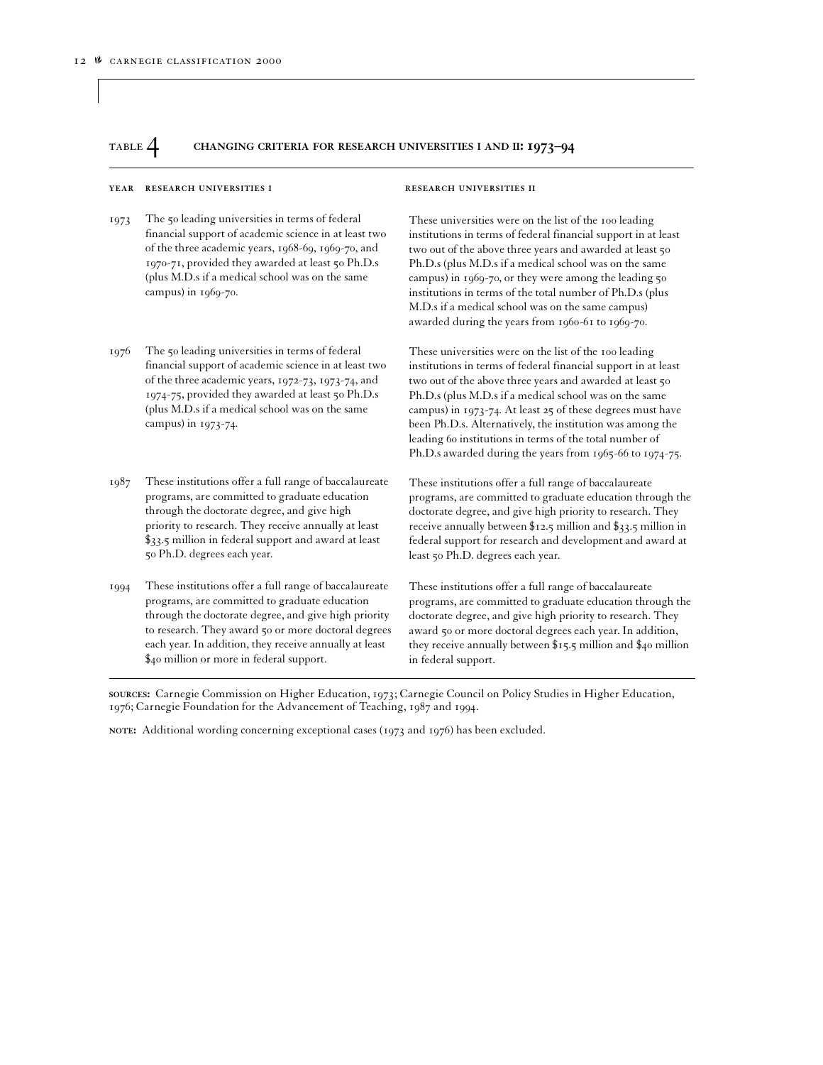## TABLE 4 CHANGING CRITERIA FOR RESEARCH UNIVERSITIES I AND II: 1973–94

| YEAR | RESEARCH UNIVERSITIES I | RESEARCH UNIVERSITIES II |
|---|---|---|
| 1973 | The 50 leading universities in terms of federal financial support of academic science in at least two of the three academic years, 1968-69, 1969-70, and 1970-71, provided they awarded at least 50 Ph.D.s (plus M.D.s if a medical school was on the same campus) in 1969-70. | These universities were on the list of the 100 leading institutions in terms of federal financial support in at least two out of the above three years and awarded at least 50 Ph.D.s (plus M.D.s if a medical school was on the same campus) in 1969-70, or they were among the leading 50 institutions in terms of the total number of Ph.D.s (plus M.D.s if a medical school was on the same campus) awarded during the years from 1960-61 to 1969-70. |
| 1976 | The 50 leading universities in terms of federal financial support of academic science in at least two of the three academic years, 1972-73, 1973-74, and 1974-75, provided they awarded at least 50 Ph.D.s (plus M.D.s if a medical school was on the same campus) in 1973-74. | These universities were on the list of the 100 leading institutions in terms of federal financial support in at least two out of the above three years and awarded at least 50 Ph.D.s (plus M.D.s if a medical school was on the same campus) in 1973-74. At least 25 of these degrees must have been Ph.D.s. Alternatively, the institution was among the leading 60 institutions in terms of the total number of Ph.D.s awarded during the years from 1965-66 to 1974-75. |
| 1987 | These institutions offer a full range of baccalaureate programs, are committed to graduate education through the doctorate degree, and give high priority to research. They receive annually at least $33.5 million in federal support and award at least 50 Ph.D. degrees each year. | These institutions offer a full range of baccalaureate programs, are committed to graduate education through the doctorate degree, and give high priority to research. They receive annually between $12.5 million and $33.5 million in federal support for research and development and award at least 50 Ph.D. degrees each year. |
| 1994 | These institutions offer a full range of baccalaureate programs, are committed to graduate education through the doctorate degree, and give high priority to research. They award 50 or more doctoral degrees each year. In addition, they receive annually at least $40 million or more in federal support. | These institutions offer a full range of baccalaureate programs, are committed to graduate education through the doctorate degree, and give high priority to research. They award 50 or more doctoral degrees each year. In addition, they receive annually between $15.5 million and $40 million in federal support. |

**SOURCES:** Carnegie Commission on Higher Education, 1973; Carnegie Council on Policy Studies in Higher Education, 1976; Carnegie Foundation for the Advancement of Teaching, 1987 and 1994.

**NOTE:** Additional wording concerning exceptional cases (1973 and 1976) has been excluded.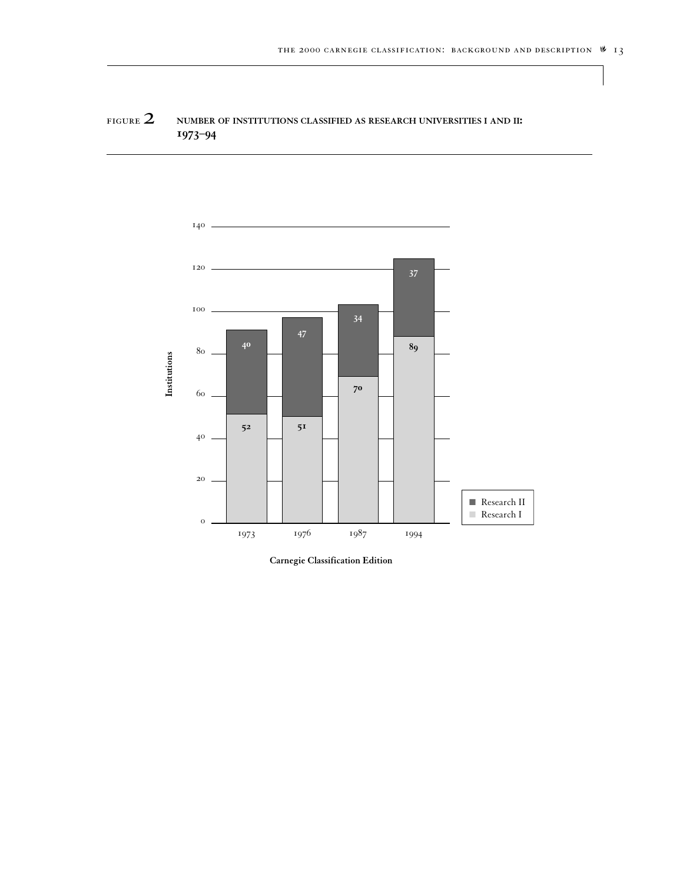FIGURE 2 **NUMBER OF INSTITUTIONS CLASSIFIED AS RESEARCH UNIVERSITIES I AND II: 1973–94**

| Carnegie Classification Edition | Research I | Research II |
|---|---|---|
| 1973 | 52 | 40 |
| 1976 | 51 | 47 |
| 1987 | 70 | 34 |
| 1994 | 89 | 37 |

Institutions

Carnegie Classification Edition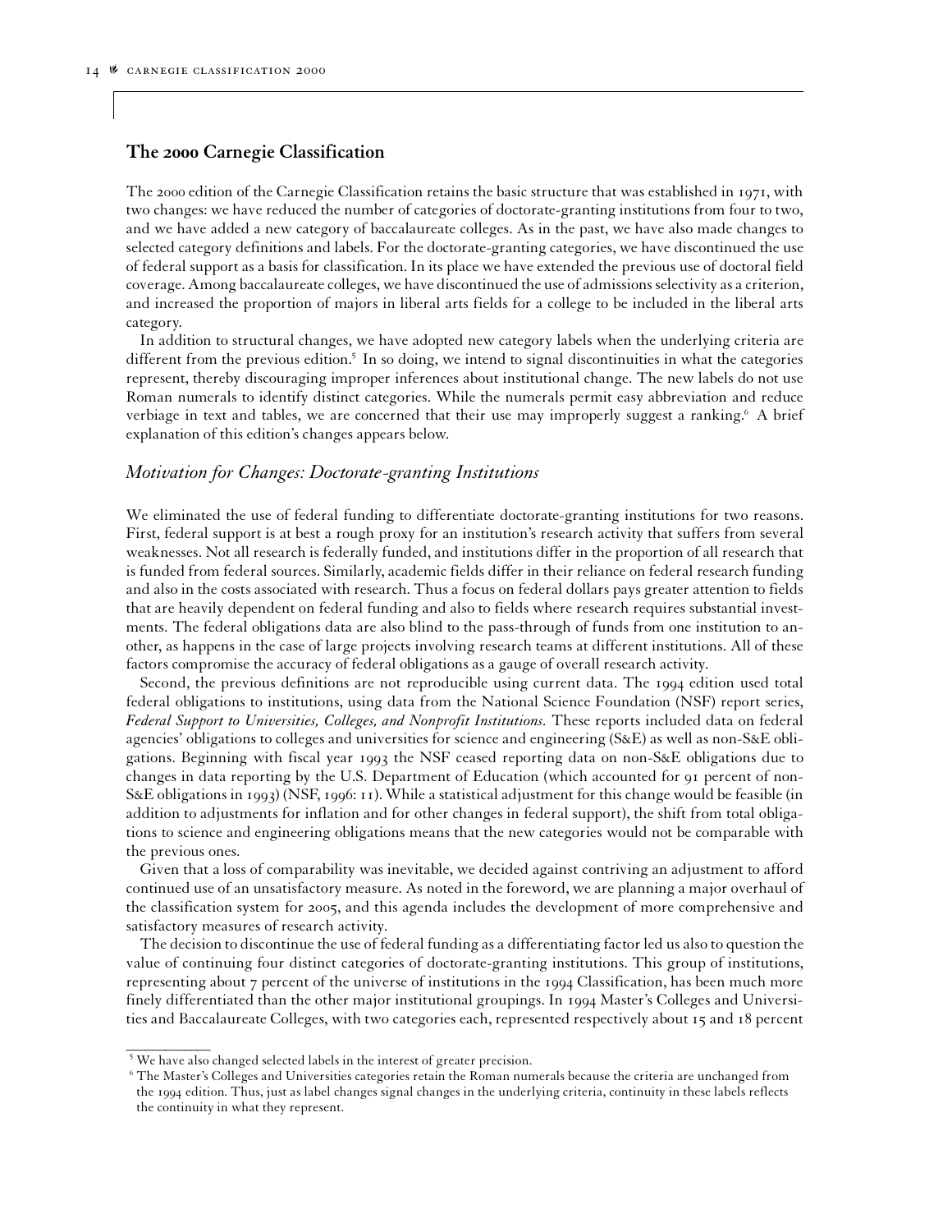## The 2000 Carnegie Classification

The 2000 edition of the Carnegie Classification retains the basic structure that was established in 1971, with two changes: we have reduced the number of categories of doctorate-granting institutions from four to two, and we have added a new category of baccalaureate colleges. As in the past, we have also made changes to selected category definitions and labels. For the doctorate-granting categories, we have discontinued the use of federal support as a basis for classification. In its place we have extended the previous use of doctoral field coverage. Among baccalaureate colleges, we have discontinued the use of admissions selectivity as a criterion, and increased the proportion of majors in liberal arts fields for a college to be included in the liberal arts category.

In addition to structural changes, we have adopted new category labels when the underlying criteria are different from the previous edition.[5] In so doing, we intend to signal discontinuities in what the categories represent, thereby discouraging improper inferences about institutional change. The new labels do not use Roman numerals to identify distinct categories. While the numerals permit easy abbreviation and reduce verbiage in text and tables, we are concerned that their use may improperly suggest a ranking.[6] A brief explanation of this edition's changes appears below.

### *Motivation for Changes: Doctorate-granting Institutions*

We eliminated the use of federal funding to differentiate doctorate-granting institutions for two reasons. First, federal support is at best a rough proxy for an institution's research activity that suffers from several weaknesses. Not all research is federally funded, and institutions differ in the proportion of all research that is funded from federal sources. Similarly, academic fields differ in their reliance on federal research funding and also in the costs associated with research. Thus a focus on federal dollars pays greater attention to fields that are heavily dependent on federal funding and also to fields where research requires substantial investments. The federal obligations data are also blind to the pass-through of funds from one institution to another, as happens in the case of large projects involving research teams at different institutions. All of these factors compromise the accuracy of federal obligations as a gauge of overall research activity.

Second, the previous definitions are not reproducible using current data. The 1994 edition used total federal obligations to institutions, using data from the National Science Foundation (NSF) report series, *Federal Support to Universities, Colleges, and Nonprofit Institutions.* These reports included data on federal agencies' obligations to colleges and universities for science and engineering (S&E) as well as non-S&E obligations. Beginning with fiscal year 1993 the NSF ceased reporting data on non-S&E obligations due to changes in data reporting by the U.S. Department of Education (which accounted for 91 percent of non-S&E obligations in 1993) (NSF, 1996: 11). While a statistical adjustment for this change would be feasible (in addition to adjustments for inflation and for other changes in federal support), the shift from total obligations to science and engineering obligations means that the new categories would not be comparable with the previous ones.

Given that a loss of comparability was inevitable, we decided against contriving an adjustment to afford continued use of an unsatisfactory measure. As noted in the foreword, we are planning a major overhaul of the classification system for 2005, and this agenda includes the development of more comprehensive and satisfactory measures of research activity.

The decision to discontinue the use of federal funding as a differentiating factor led us also to question the value of continuing four distinct categories of doctorate-granting institutions. This group of institutions, representing about 7 percent of the universe of institutions in the 1994 Classification, has been much more finely differentiated than the other major institutional groupings. In 1994 Master's Colleges and Universities and Baccalaureate Colleges, with two categories each, represented respectively about 15 and 18 percent

---

[5] We have also changed selected labels in the interest of greater precision.

[6] The Master's Colleges and Universities categories retain the Roman numerals because the criteria are unchanged from the 1994 edition. Thus, just as label changes signal changes in the underlying criteria, continuity in these labels reflects the continuity in what they represent.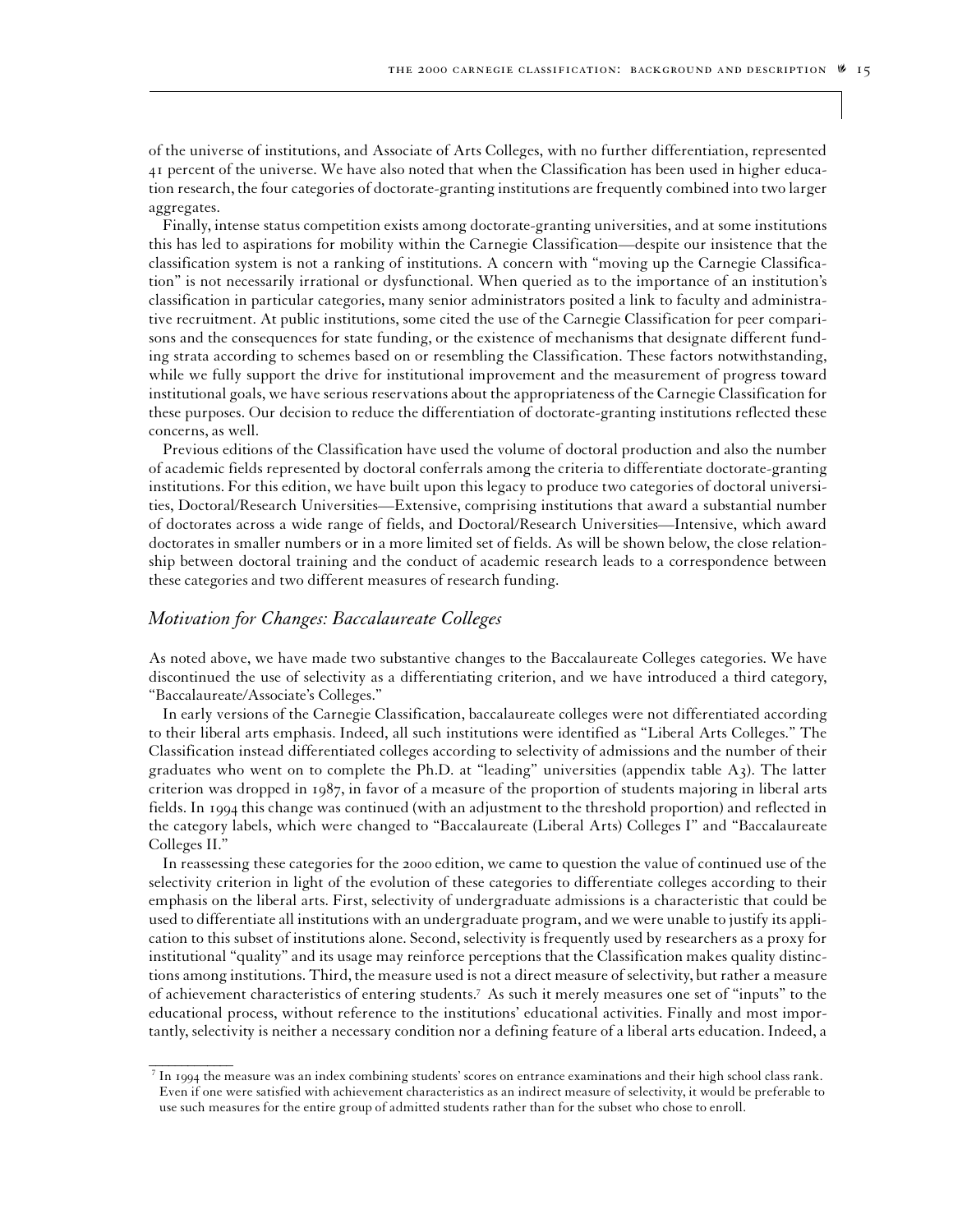of the universe of institutions, and Associate of Arts Colleges, with no further differentiation, represented 41 percent of the universe. We have also noted that when the Classification has been used in higher education research, the four categories of doctorate-granting institutions are frequently combined into two larger aggregates.

Finally, intense status competition exists among doctorate-granting universities, and at some institutions this has led to aspirations for mobility within the Carnegie Classification—despite our insistence that the classification system is not a ranking of institutions. A concern with "moving up the Carnegie Classification" is not necessarily irrational or dysfunctional. When queried as to the importance of an institution's classification in particular categories, many senior administrators posited a link to faculty and administrative recruitment. At public institutions, some cited the use of the Carnegie Classification for peer comparisons and the consequences for state funding, or the existence of mechanisms that designate different funding strata according to schemes based on or resembling the Classification. These factors notwithstanding, while we fully support the drive for institutional improvement and the measurement of progress toward institutional goals, we have serious reservations about the appropriateness of the Carnegie Classification for these purposes. Our decision to reduce the differentiation of doctorate-granting institutions reflected these concerns, as well.

Previous editions of the Classification have used the volume of doctoral production and also the number of academic fields represented by doctoral conferrals among the criteria to differentiate doctorate-granting institutions. For this edition, we have built upon this legacy to produce two categories of doctoral universities, Doctoral/Research Universities—Extensive, comprising institutions that award a substantial number of doctorates across a wide range of fields, and Doctoral/Research Universities—Intensive, which award doctorates in smaller numbers or in a more limited set of fields. As will be shown below, the close relationship between doctoral training and the conduct of academic research leads to a correspondence between these categories and two different measures of research funding.

## *Motivation for Changes: Baccalaureate Colleges*

As noted above, we have made two substantive changes to the Baccalaureate Colleges categories. We have discontinued the use of selectivity as a differentiating criterion, and we have introduced a third category, "Baccalaureate/Associate's Colleges."

In early versions of the Carnegie Classification, baccalaureate colleges were not differentiated according to their liberal arts emphasis. Indeed, all such institutions were identified as "Liberal Arts Colleges." The Classification instead differentiated colleges according to selectivity of admissions and the number of their graduates who went on to complete the Ph.D. at "leading" universities (appendix table A3). The latter criterion was dropped in 1987, in favor of a measure of the proportion of students majoring in liberal arts fields. In 1994 this change was continued (with an adjustment to the threshold proportion) and reflected in the category labels, which were changed to "Baccalaureate (Liberal Arts) Colleges I" and "Baccalaureate Colleges II."

In reassessing these categories for the 2000 edition, we came to question the value of continued use of the selectivity criterion in light of the evolution of these categories to differentiate colleges according to their emphasis on the liberal arts. First, selectivity of undergraduate admissions is a characteristic that could be used to differentiate all institutions with an undergraduate program, and we were unable to justify its application to this subset of institutions alone. Second, selectivity is frequently used by researchers as a proxy for institutional "quality" and its usage may reinforce perceptions that the Classification makes quality distinctions among institutions. Third, the measure used is not a direct measure of selectivity, but rather a measure of achievement characteristics of entering students.[7] As such it merely measures one set of "inputs" to the educational process, without reference to the institutions' educational activities. Finally and most importantly, selectivity is neither a necessary condition nor a defining feature of a liberal arts education. Indeed, a

---

[7] In 1994 the measure was an index combining students' scores on entrance examinations and their high school class rank. Even if one were satisfied with achievement characteristics as an indirect measure of selectivity, it would be preferable to use such measures for the entire group of admitted students rather than for the subset who chose to enroll.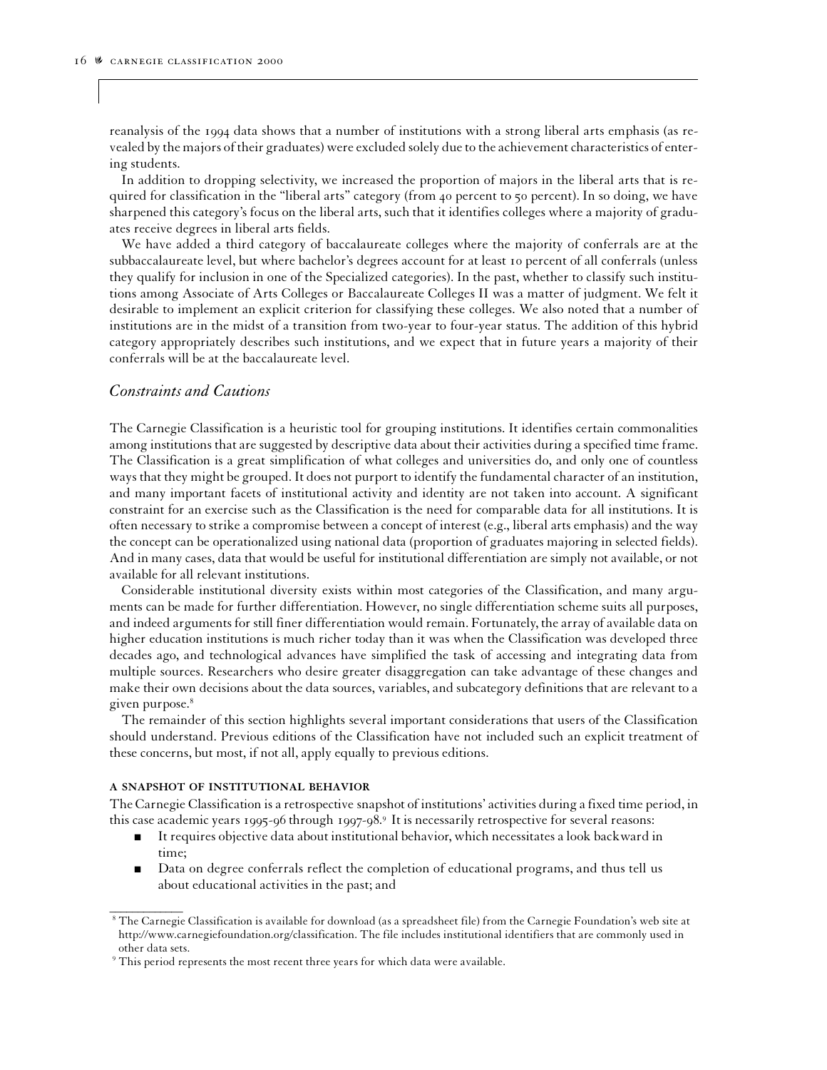reanalysis of the 1994 data shows that a number of institutions with a strong liberal arts emphasis (as revealed by the majors of their graduates) were excluded solely due to the achievement characteristics of entering students.

In addition to dropping selectivity, we increased the proportion of majors in the liberal arts that is required for classification in the "liberal arts" category (from 40 percent to 50 percent). In so doing, we have sharpened this category's focus on the liberal arts, such that it identifies colleges where a majority of graduates receive degrees in liberal arts fields.

We have added a third category of baccalaureate colleges where the majority of conferrals are at the subbaccalaureate level, but where bachelor's degrees account for at least 10 percent of all conferrals (unless they qualify for inclusion in one of the Specialized categories). In the past, whether to classify such institutions among Associate of Arts Colleges or Baccalaureate Colleges II was a matter of judgment. We felt it desirable to implement an explicit criterion for classifying these colleges. We also noted that a number of institutions are in the midst of a transition from two-year to four-year status. The addition of this hybrid category appropriately describes such institutions, and we expect that in future years a majority of their conferrals will be at the baccalaureate level.

## *Constraints and Cautions*

The Carnegie Classification is a heuristic tool for grouping institutions. It identifies certain commonalities among institutions that are suggested by descriptive data about their activities during a specified time frame. The Classification is a great simplification of what colleges and universities do, and only one of countless ways that they might be grouped. It does not purport to identify the fundamental character of an institution, and many important facets of institutional activity and identity are not taken into account. A significant constraint for an exercise such as the Classification is the need for comparable data for all institutions. It is often necessary to strike a compromise between a concept of interest (e.g., liberal arts emphasis) and the way the concept can be operationalized using national data (proportion of graduates majoring in selected fields). And in many cases, data that would be useful for institutional differentiation are simply not available, or not available for all relevant institutions.

Considerable institutional diversity exists within most categories of the Classification, and many arguments can be made for further differentiation. However, no single differentiation scheme suits all purposes, and indeed arguments for still finer differentiation would remain. Fortunately, the array of available data on higher education institutions is much richer today than it was when the Classification was developed three decades ago, and technological advances have simplified the task of accessing and integrating data from multiple sources. Researchers who desire greater disaggregation can take advantage of these changes and make their own decisions about the data sources, variables, and subcategory definitions that are relevant to a given purpose.[8]

The remainder of this section highlights several important considerations that users of the Classification should understand. Previous editions of the Classification have not included such an explicit treatment of these concerns, but most, if not all, apply equally to previous editions.

#### A SNAPSHOT OF INSTITUTIONAL BEHAVIOR

The Carnegie Classification is a retrospective snapshot of institutions' activities during a fixed time period, in this case academic years 1995-96 through 1997-98.[9] It is necessarily retrospective for several reasons:

- It requires objective data about institutional behavior, which necessitates a look backward in time;
- Data on degree conferrals reflect the completion of educational programs, and thus tell us about educational activities in the past; and

---

[8] The Carnegie Classification is available for download (as a spreadsheet file) from the Carnegie Foundation's web site at http://www.carnegiefoundation.org/classification. The file includes institutional identifiers that are commonly used in other data sets.

[9] This period represents the most recent three years for which data were available.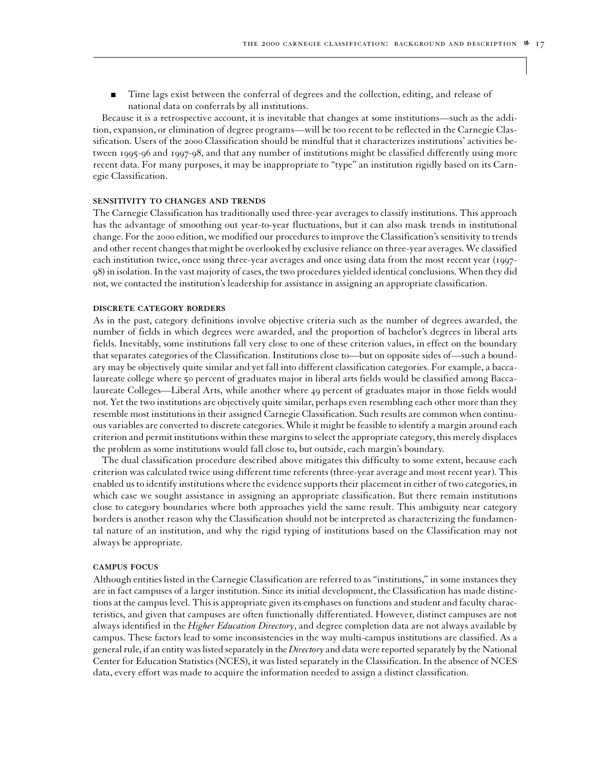- Time lags exist between the conferral of degrees and the collection, editing, and release of national data on conferrals by all institutions.

Because it is a retrospective account, it is inevitable that changes at some institutions—such as the addition, expansion, or elimination of degree programs—will be too recent to be reflected in the Carnegie Classification. Users of the 2000 Classification should be mindful that it characterizes institutions' activities between 1995-96 and 1997-98, and that any number of institutions might be classified differently using more recent data. For many purposes, it may be inappropriate to "type" an institution rigidly based on its Carnegie Classification.

### SENSITIVITY TO CHANGES AND TRENDS

The Carnegie Classification has traditionally used three-year averages to classify institutions. This approach has the advantage of smoothing out year-to-year fluctuations, but it can also mask trends in institutional change. For the 2000 edition, we modified our procedures to improve the Classification's sensitivity to trends and other recent changes that might be overlooked by exclusive reliance on three-year averages. We classified each institution twice, once using three-year averages and once using data from the most recent year (1997-98) in isolation. In the vast majority of cases, the two procedures yielded identical conclusions. When they did not, we contacted the institution's leadership for assistance in assigning an appropriate classification.

### DISCRETE CATEGORY BORDERS

As in the past, category definitions involve objective criteria such as the number of degrees awarded, the number of fields in which degrees were awarded, and the proportion of bachelor's degrees in liberal arts fields. Inevitably, some institutions fall very close to one of these criterion values, in effect on the boundary that separates categories of the Classification. Institutions close to—but on opposite sides of—such a boundary may be objectively quite similar and yet fall into different classification categories. For example, a baccalaureate college where 50 percent of graduates major in liberal arts fields would be classified among Baccalaureate Colleges—Liberal Arts, while another where 49 percent of graduates major in those fields would not. Yet the two institutions are objectively quite similar, perhaps even resembling each other more than they resemble most institutions in their assigned Carnegie Classification. Such results are common when continuous variables are converted to discrete categories. While it might be feasible to identify a margin around each criterion and permit institutions within these margins to select the appropriate category, this merely displaces the problem as some institutions would fall close to, but outside, each margin's boundary.

The dual classification procedure described above mitigates this difficulty to some extent, because each criterion was calculated twice using different time referents (three-year average and most recent year). This enabled us to identify institutions where the evidence supports their placement in either of two categories, in which case we sought assistance in assigning an appropriate classification. But there remain institutions close to category boundaries where both approaches yield the same result. This ambiguity near category borders is another reason why the Classification should not be interpreted as characterizing the fundamental nature of an institution, and why the rigid typing of institutions based on the Classification may not always be appropriate.

### CAMPUS FOCUS

Although entities listed in the Carnegie Classification are referred to as "institutions," in some instances they are in fact campuses of a larger institution. Since its initial development, the Classification has made distinctions at the campus level. This is appropriate given its emphases on functions and student and faculty characteristics, and given that campuses are often functionally differentiated. However, distinct campuses are not always identified in the *Higher Education Directory*, and degree completion data are not always available by campus. These factors lead to some inconsistencies in the way multi-campus institutions are classified. As a general rule, if an entity was listed separately in the *Directory* and data were reported separately by the National Center for Education Statistics (NCES), it was listed separately in the Classification. In the absence of NCES data, every effort was made to acquire the information needed to assign a distinct classification.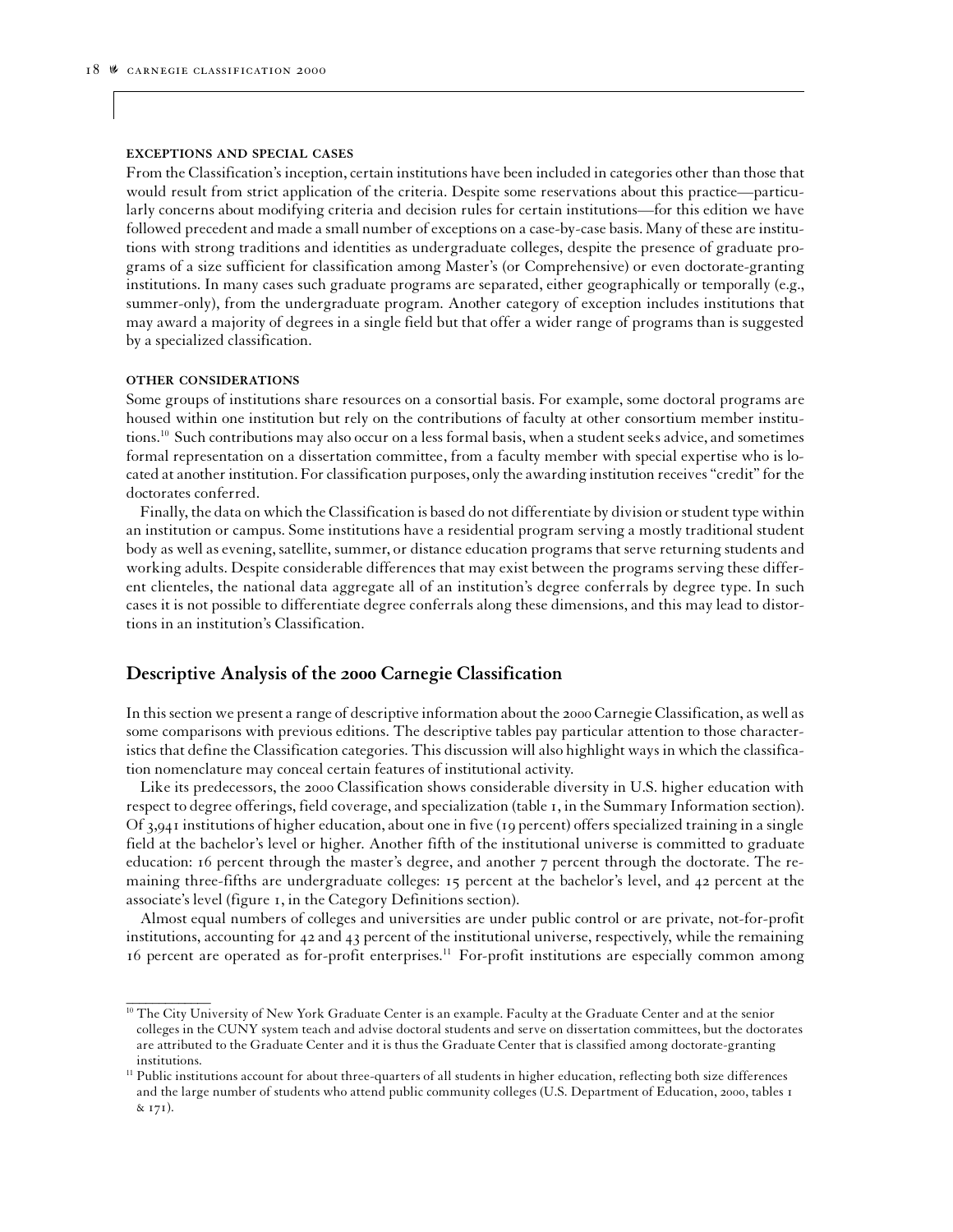### EXCEPTIONS AND SPECIAL CASES

From the Classification's inception, certain institutions have been included in categories other than those that would result from strict application of the criteria. Despite some reservations about this practice—particularly concerns about modifying criteria and decision rules for certain institutions—for this edition we have followed precedent and made a small number of exceptions on a case-by-case basis. Many of these are institutions with strong traditions and identities as undergraduate colleges, despite the presence of graduate programs of a size sufficient for classification among Master's (or Comprehensive) or even doctorate-granting institutions. In many cases such graduate programs are separated, either geographically or temporally (e.g., summer-only), from the undergraduate program. Another category of exception includes institutions that may award a majority of degrees in a single field but that offer a wider range of programs than is suggested by a specialized classification.

### OTHER CONSIDERATIONS

Some groups of institutions share resources on a consortial basis. For example, some doctoral programs are housed within one institution but rely on the contributions of faculty at other consortium member institutions.[10] Such contributions may also occur on a less formal basis, when a student seeks advice, and sometimes formal representation on a dissertation committee, from a faculty member with special expertise who is located at another institution. For classification purposes, only the awarding institution receives "credit" for the doctorates conferred.

Finally, the data on which the Classification is based do not differentiate by division or student type within an institution or campus. Some institutions have a residential program serving a mostly traditional student body as well as evening, satellite, summer, or distance education programs that serve returning students and working adults. Despite considerable differences that may exist between the programs serving these different clienteles, the national data aggregate all of an institution's degree conferrals by degree type. In such cases it is not possible to differentiate degree conferrals along these dimensions, and this may lead to distortions in an institution's Classification.

## Descriptive Analysis of the 2000 Carnegie Classification

In this section we present a range of descriptive information about the 2000 Carnegie Classification, as well as some comparisons with previous editions. The descriptive tables pay particular attention to those characteristics that define the Classification categories. This discussion will also highlight ways in which the classification nomenclature may conceal certain features of institutional activity.

Like its predecessors, the 2000 Classification shows considerable diversity in U.S. higher education with respect to degree offerings, field coverage, and specialization (table 1, in the Summary Information section). Of 3,941 institutions of higher education, about one in five (19 percent) offers specialized training in a single field at the bachelor's level or higher. Another fifth of the institutional universe is committed to graduate education: 16 percent through the master's degree, and another 7 percent through the doctorate. The remaining three-fifths are undergraduate colleges: 15 percent at the bachelor's level, and 42 percent at the associate's level (figure 1, in the Category Definitions section).

Almost equal numbers of colleges and universities are under public control or are private, not-for-profit institutions, accounting for 42 and 43 percent of the institutional universe, respectively, while the remaining 16 percent are operated as for-profit enterprises.[11] For-profit institutions are especially common among

---

[10] The City University of New York Graduate Center is an example. Faculty at the Graduate Center and at the senior colleges in the CUNY system teach and advise doctoral students and serve on dissertation committees, but the doctorates are attributed to the Graduate Center and it is thus the Graduate Center that is classified among doctorate-granting institutions.

[11] Public institutions account for about three-quarters of all students in higher education, reflecting both size differences and the large number of students who attend public community colleges (U.S. Department of Education, 2000, tables 1 & 171).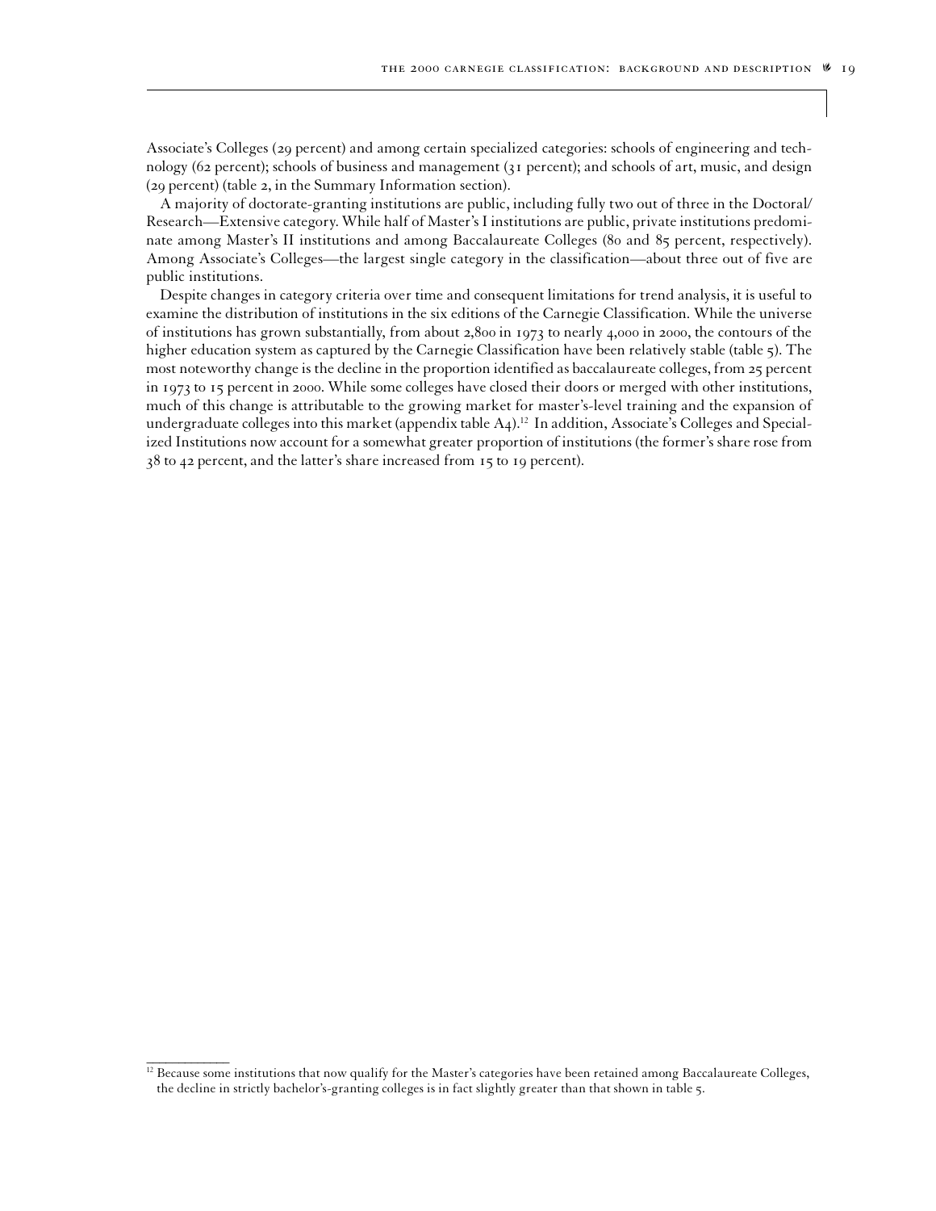Associate's Colleges (29 percent) and among certain specialized categories: schools of engineering and technology (62 percent); schools of business and management (31 percent); and schools of art, music, and design (29 percent) (table 2, in the Summary Information section).

A majority of doctorate-granting institutions are public, including fully two out of three in the Doctoral/Research—Extensive category. While half of Master's I institutions are public, private institutions predominate among Master's II institutions and among Baccalaureate Colleges (80 and 85 percent, respectively). Among Associate's Colleges—the largest single category in the classification—about three out of five are public institutions.

Despite changes in category criteria over time and consequent limitations for trend analysis, it is useful to examine the distribution of institutions in the six editions of the Carnegie Classification. While the universe of institutions has grown substantially, from about 2,800 in 1973 to nearly 4,000 in 2000, the contours of the higher education system as captured by the Carnegie Classification have been relatively stable (table 5). The most noteworthy change is the decline in the proportion identified as baccalaureate colleges, from 25 percent in 1973 to 15 percent in 2000. While some colleges have closed their doors or merged with other institutions, much of this change is attributable to the growing market for master's-level training and the expansion of undergraduate colleges into this market (appendix table A4).[12] In addition, Associate's Colleges and Specialized Institutions now account for a somewhat greater proportion of institutions (the former's share rose from 38 to 42 percent, and the latter's share increased from 15 to 19 percent).

[12] Because some institutions that now qualify for the Master's categories have been retained among Baccalaureate Colleges, the decline in strictly bachelor's-granting colleges is in fact slightly greater than that shown in table 5.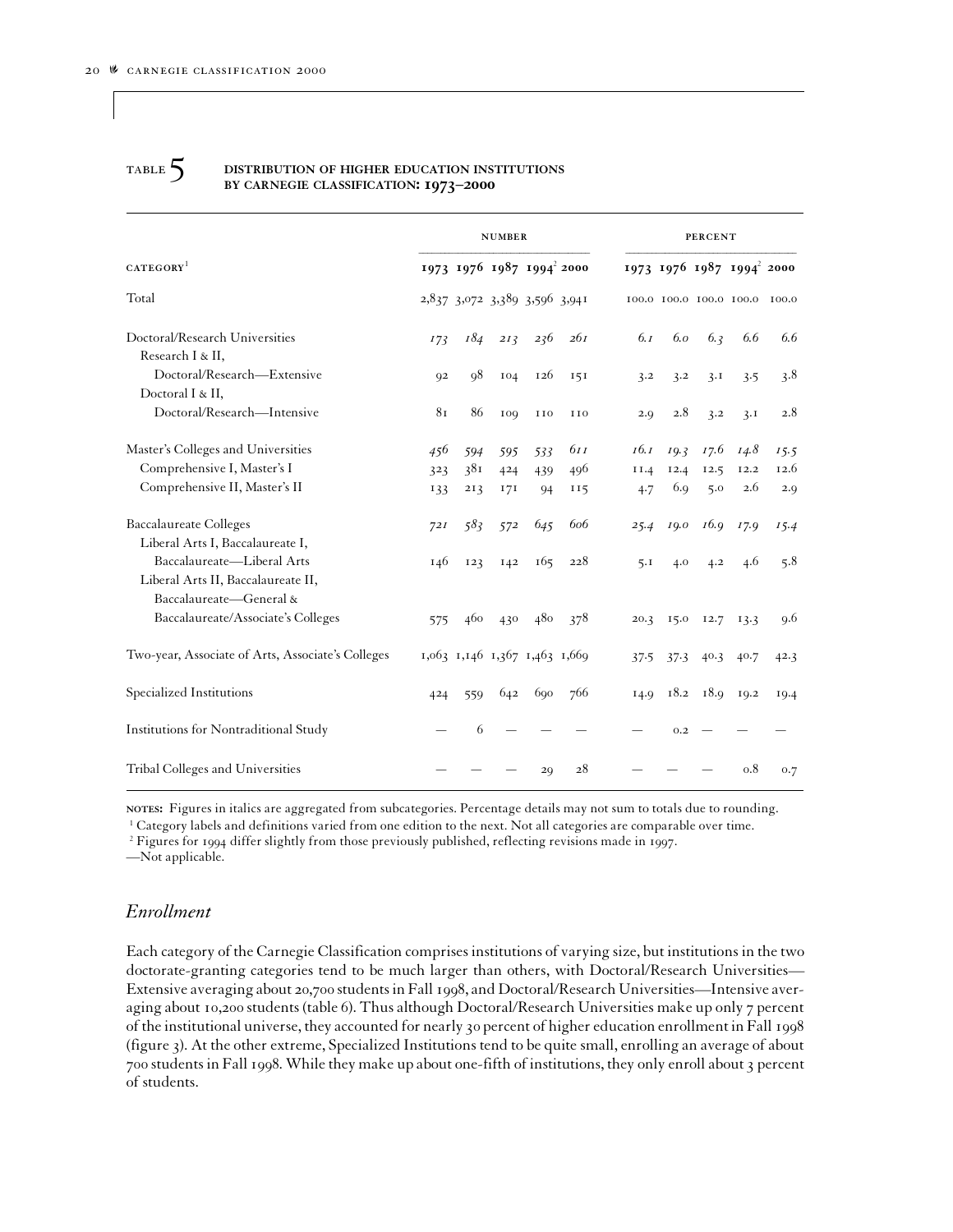TABLE 5 **DISTRIBUTION OF HIGHER EDUCATION INSTITUTIONS BY CARNEGIE CLASSIFICATION: 1973–2000**

| | NUMBER | | | | | PERCENT | | | | |
|---|---|---|---|---|---|---|---|---|---|---|
| CATEGORY[1] | 1973 | 1976 | 1987 | 1994[2] | 2000 | 1973 | 1976 | 1987 | 1994[2] | 2000 |
| Total | 2,837 | 3,072 | 3,389 | 3,596 | 3,941 | 100.0 | 100.0 | 100.0 | 100.0 | 100.0 |
| Doctoral/Research Universities | *173* | *184* | *213* | *236* | *261* | *6.1* | *6.0* | *6.3* | *6.6* | *6.6* |
| Research I & II, Doctoral/Research—Extensive | 92 | 98 | 104 | 126 | 151 | 3.2 | 3.2 | 3.1 | 3.5 | 3.8 |
| Doctoral I & II, Doctoral/Research—Intensive | 81 | 86 | 109 | 110 | 110 | 2.9 | 2.8 | 3.2 | 3.1 | 2.8 |
| Master's Colleges and Universities | *456* | *594* | *595* | *533* | *611* | *16.1* | *19.3* | *17.6* | *14.8* | *15.5* |
| Comprehensive I, Master's I | 323 | 381 | 424 | 439 | 496 | 11.4 | 12.4 | 12.5 | 12.2 | 12.6 |
| Comprehensive II, Master's II | 133 | 213 | 171 | 94 | 115 | 4.7 | 6.9 | 5.0 | 2.6 | 2.9 |
| Baccalaureate Colleges | *721* | *583* | *572* | *645* | *606* | *25.4* | *19.0* | *16.9* | *17.9* | *15.4* |
| Liberal Arts I, Baccalaureate I, Baccalaureate—Liberal Arts | 146 | 123 | 142 | 165 | 228 | 5.1 | 4.0 | 4.2 | 4.6 | 5.8 |
| Liberal Arts II, Baccalaureate II, Baccalaureate—General & Baccalaureate/Associate's Colleges | 575 | 460 | 430 | 480 | 378 | 20.3 | 15.0 | 12.7 | 13.3 | 9.6 |
| Two-year, Associate of Arts, Associate's Colleges | 1,063 | 1,146 | 1,367 | 1,463 | 1,669 | 37.5 | 37.3 | 40.3 | 40.7 | 42.3 |
| Specialized Institutions | 424 | 559 | 642 | 690 | 766 | 14.9 | 18.2 | 18.9 | 19.2 | 19.4 |
| Institutions for Nontraditional Study | — | 6 | — | — | — | — | 0.2 | — | — | — |
| Tribal Colleges and Universities | — | — | — | 29 | 28 | — | — | — | 0.8 | 0.7 |

**NOTES:** Figures in italics are aggregated from subcategories. Percentage details may not sum to totals due to rounding.

[1] Category labels and definitions varied from one edition to the next. Not all categories are comparable over time.

[2] Figures for 1994 differ slightly from those previously published, reflecting revisions made in 1997.

—Not applicable.

## *Enrollment*

Each category of the Carnegie Classification comprises institutions of varying size, but institutions in the two doctorate-granting categories tend to be much larger than others, with Doctoral/Research Universities—Extensive averaging about 20,700 students in Fall 1998, and Doctoral/Research Universities—Intensive averaging about 10,200 students (table 6). Thus although Doctoral/Research Universities make up only 7 percent of the institutional universe, they accounted for nearly 30 percent of higher education enrollment in Fall 1998 (figure 3). At the other extreme, Specialized Institutions tend to be quite small, enrolling an average of about 700 students in Fall 1998. While they make up about one-fifth of institutions, they only enroll about 3 percent of students.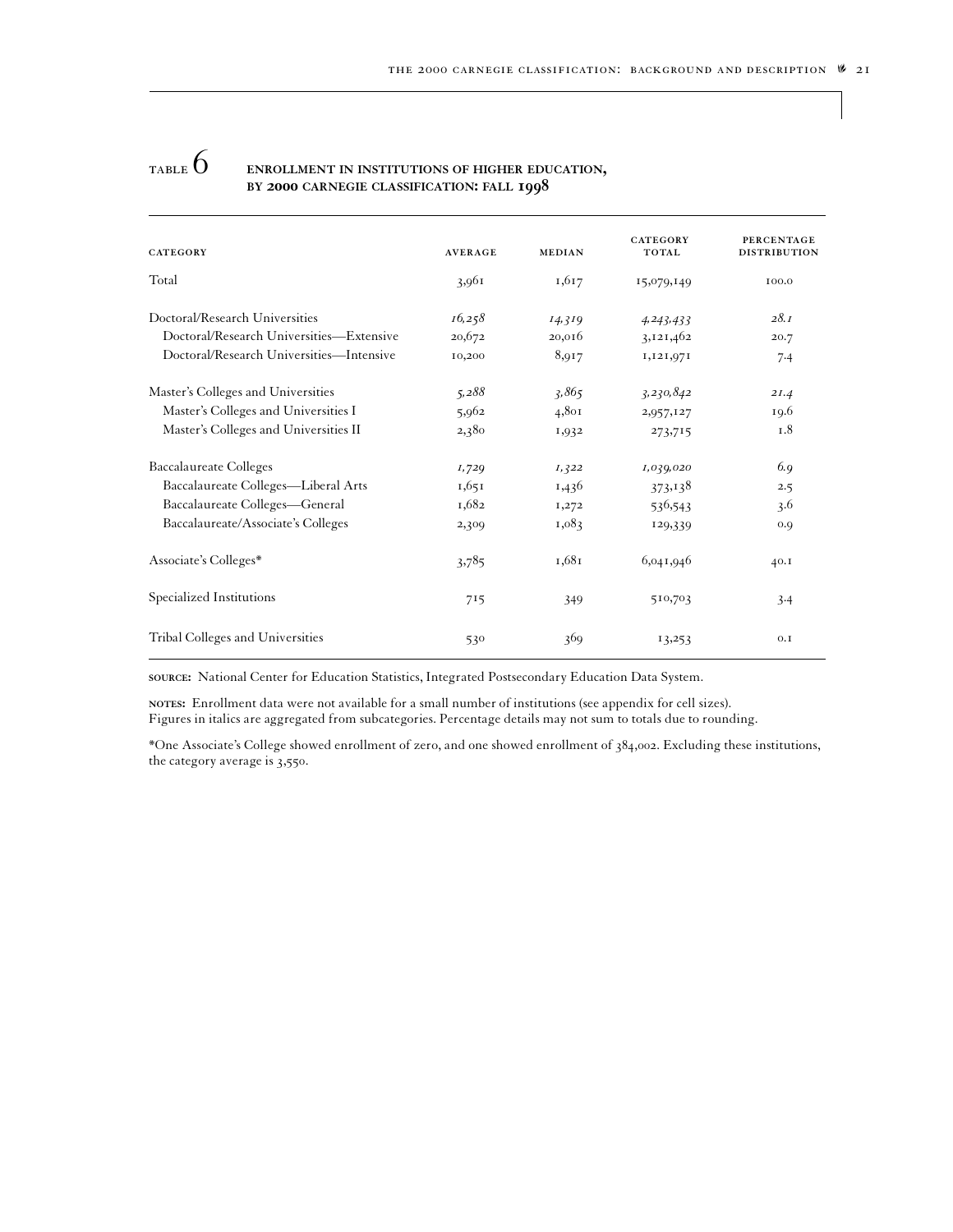## TABLE 6 ENROLLMENT IN INSTITUTIONS OF HIGHER EDUCATION, BY 2000 CARNEGIE CLASSIFICATION: FALL 1998

| CATEGORY | AVERAGE | MEDIAN | CATEGORY TOTAL | PERCENTAGE DISTRIBUTION |
|---|---|---|---|---|
| Total | 3,961 | 1,617 | 15,079,149 | 100.0 |
| Doctoral/Research Universities | *16,258* | *14,319* | *4,243,433* | *28.1* |
| Doctoral/Research Universities—Extensive | 20,672 | 20,016 | 3,121,462 | 20.7 |
| Doctoral/Research Universities—Intensive | 10,200 | 8,917 | 1,121,971 | 7.4 |
| Master's Colleges and Universities | *5,288* | *3,865* | *3,230,842* | *21.4* |
| Master's Colleges and Universities I | 5,962 | 4,801 | 2,957,127 | 19.6 |
| Master's Colleges and Universities II | 2,380 | 1,932 | 273,715 | 1.8 |
| Baccalaureate Colleges | *1,729* | *1,322* | *1,039,020* | *6.9* |
| Baccalaureate Colleges—Liberal Arts | 1,651 | 1,436 | 373,138 | 2.5 |
| Baccalaureate Colleges—General | 1,682 | 1,272 | 536,543 | 3.6 |
| Baccalaureate/Associate's Colleges | 2,309 | 1,083 | 129,339 | 0.9 |
| Associate's Colleges* | 3,785 | 1,681 | 6,041,946 | 40.1 |
| Specialized Institutions | 715 | 349 | 510,703 | 3.4 |
| Tribal Colleges and Universities | 530 | 369 | 13,253 | 0.1 |

**SOURCE:** National Center for Education Statistics, Integrated Postsecondary Education Data System.

**NOTES:** Enrollment data were not available for a small number of institutions (see appendix for cell sizes). Figures in italics are aggregated from subcategories. Percentage details may not sum to totals due to rounding.

*One Associate's College showed enrollment of zero, and one showed enrollment of 384,002. Excluding these institutions, the category average is 3,550.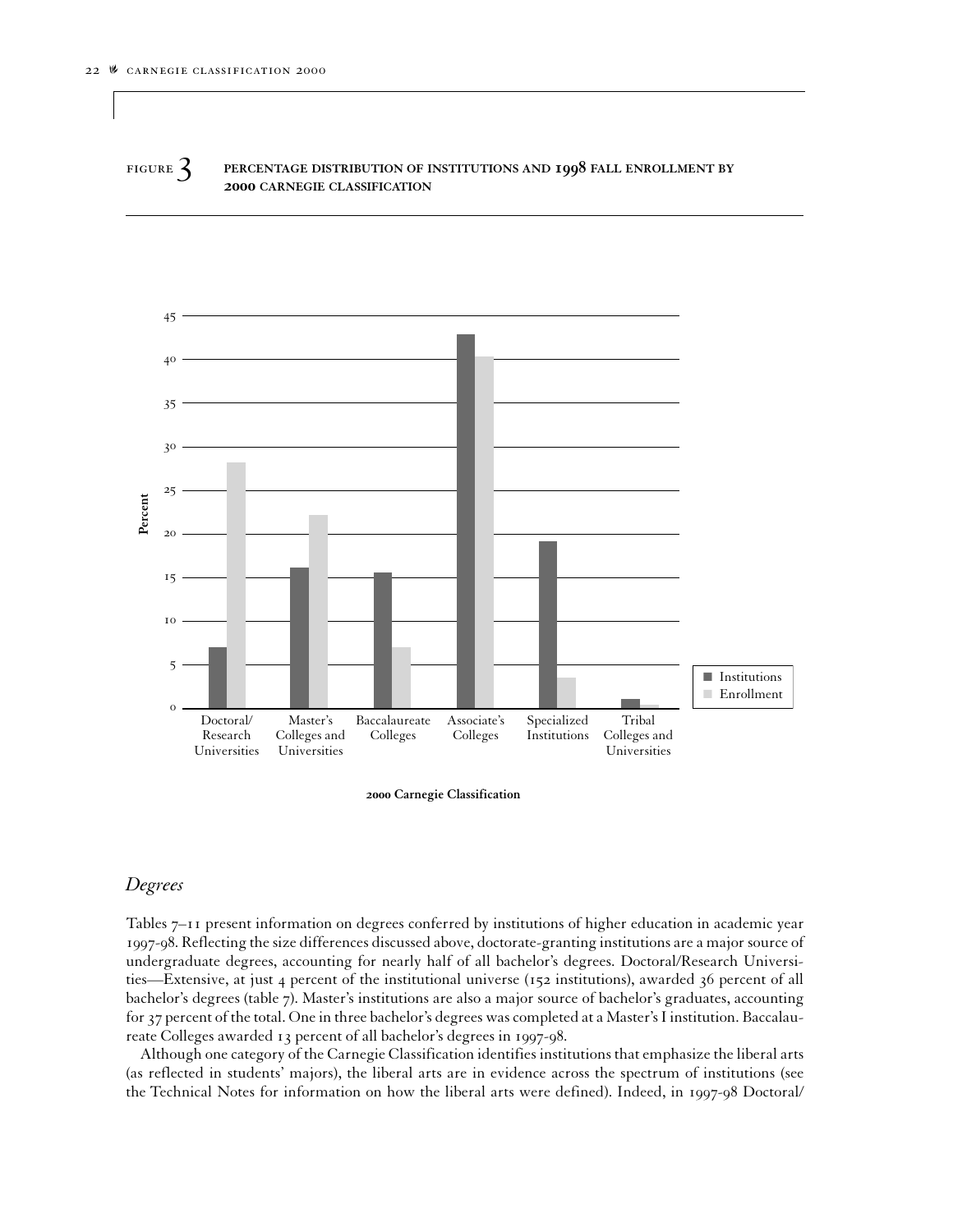FIGURE 3 **PERCENTAGE DISTRIBUTION OF INSTITUTIONS AND 1998 FALL ENROLLMENT BY 2000 CARNEGIE CLASSIFICATION**

## Degrees

Tables 7–11 present information on degrees conferred by institutions of higher education in academic year 1997-98. Reflecting the size differences discussed above, doctorate-granting institutions are a major source of undergraduate degrees, accounting for nearly half of all bachelor's degrees. Doctoral/Research Universities—Extensive, at just 4 percent of the institutional universe (152 institutions), awarded 36 percent of all bachelor's degrees (table 7). Master's institutions are also a major source of bachelor's graduates, accounting for 37 percent of the total. One in three bachelor's degrees was completed at a Master's I institution. Baccalaureate Colleges awarded 13 percent of all bachelor's degrees in 1997-98.

Although one category of the Carnegie Classification identifies institutions that emphasize the liberal arts (as reflected in students' majors), the liberal arts are in evidence across the spectrum of institutions (see the Technical Notes for information on how the liberal arts were defined). Indeed, in 1997-98 Doctoral/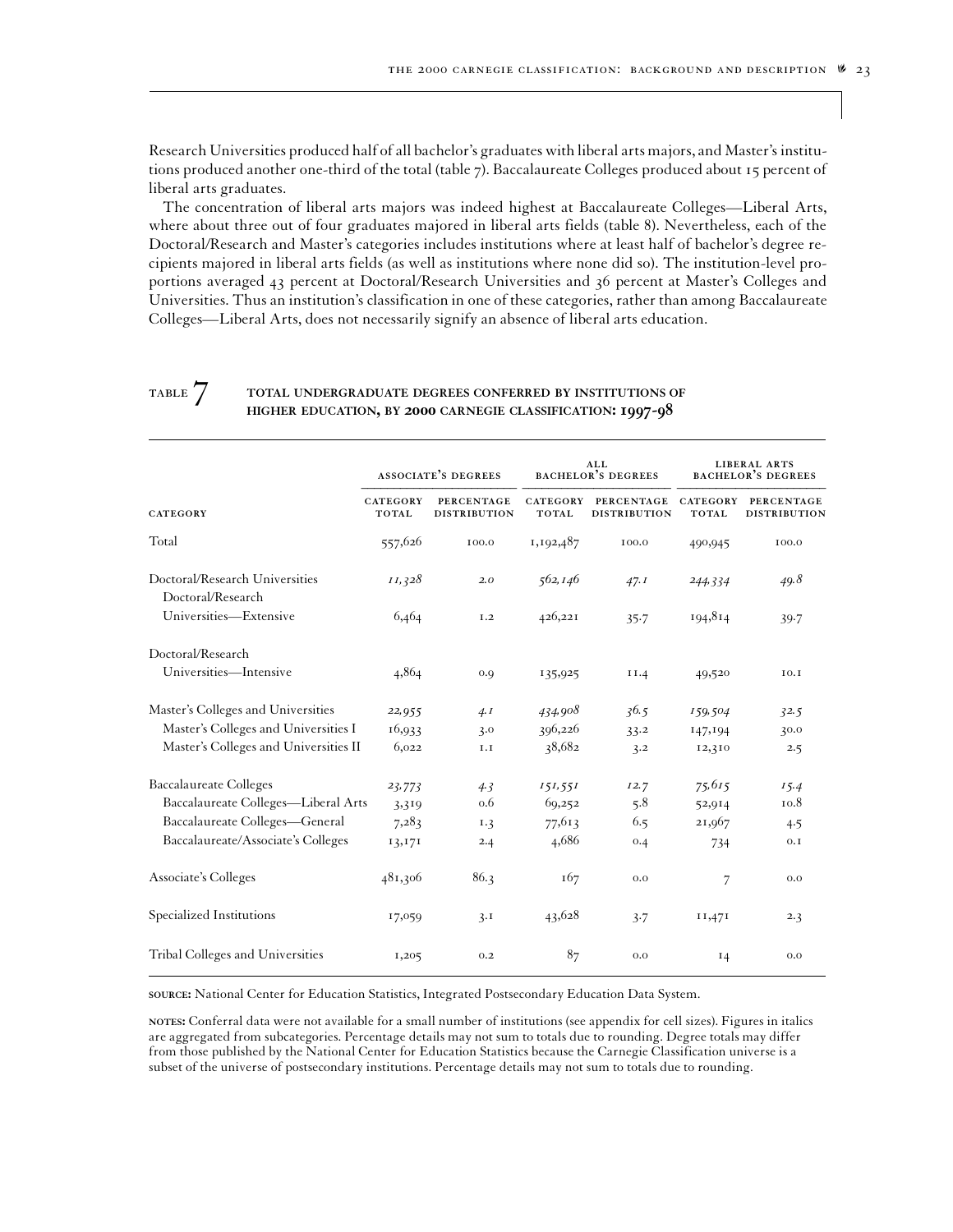Research Universities produced half of all bachelor's graduates with liberal arts majors, and Master's institutions produced another one-third of the total (table 7). Baccalaureate Colleges produced about 15 percent of liberal arts graduates.

The concentration of liberal arts majors was indeed highest at Baccalaureate Colleges—Liberal Arts, where about three out of four graduates majored in liberal arts fields (table 8). Nevertheless, each of the Doctoral/Research and Master's categories includes institutions where at least half of bachelor's degree recipients majored in liberal arts fields (as well as institutions where none did so). The institution-level proportions averaged 43 percent at Doctoral/Research Universities and 36 percent at Master's Colleges and Universities. Thus an institution's classification in one of these categories, rather than among Baccalaureate Colleges—Liberal Arts, does not necessarily signify an absence of liberal arts education.

## TABLE 7 TOTAL UNDERGRADUATE DEGREES CONFERRED BY INSTITUTIONS OF HIGHER EDUCATION, BY 2000 CARNEGIE CLASSIFICATION: 1997-98

| | ASSOCIATE'S DEGREES | | ALL BACHELOR'S DEGREES | | LIBERAL ARTS BACHELOR'S DEGREES | |
|---|---|---|---|---|---|---|
| CATEGORY | CATEGORY TOTAL | PERCENTAGE DISTRIBUTION | CATEGORY TOTAL | PERCENTAGE DISTRIBUTION | CATEGORY TOTAL | PERCENTAGE DISTRIBUTION |
| Total | 557,626 | 100.0 | 1,192,487 | 100.0 | 490,945 | 100.0 |
| Doctoral/Research Universities | *11,328* | *2.0* | *562,146* | *47.1* | *244,334* | *49.8* |
| Doctoral/Research Universities—Extensive | 6,464 | 1.2 | 426,221 | 35.7 | 194,814 | 39.7 |
| Doctoral/Research Universities—Intensive | 4,864 | 0.9 | 135,925 | 11.4 | 49,520 | 10.1 |
| Master's Colleges and Universities | *22,955* | *4.1* | *434,908* | *36.5* | *159,504* | *32.5* |
| Master's Colleges and Universities I | 16,933 | 3.0 | 396,226 | 33.2 | 147,194 | 30.0 |
| Master's Colleges and Universities II | 6,022 | 1.1 | 38,682 | 3.2 | 12,310 | 2.5 |
| Baccalaureate Colleges | *23,773* | *4.3* | *151,551* | *12.7* | *75,615* | *15.4* |
| Baccalaureate Colleges—Liberal Arts | 3,319 | 0.6 | 69,252 | 5.8 | 52,914 | 10.8 |
| Baccalaureate Colleges—General | 7,283 | 1.3 | 77,613 | 6.5 | 21,967 | 4.5 |
| Baccalaureate/Associate's Colleges | 13,171 | 2.4 | 4,686 | 0.4 | 734 | 0.1 |
| Associate's Colleges | 481,306 | 86.3 | 167 | 0.0 | 7 | 0.0 |
| Specialized Institutions | 17,059 | 3.1 | 43,628 | 3.7 | 11,471 | 2.3 |
| Tribal Colleges and Universities | 1,205 | 0.2 | 87 | 0.0 | 14 | 0.0 |

**SOURCE:** National Center for Education Statistics, Integrated Postsecondary Education Data System.

**NOTES:** Conferral data were not available for a small number of institutions (see appendix for cell sizes). Figures in italics are aggregated from subcategories. Percentage details may not sum to totals due to rounding. Degree totals may differ from those published by the National Center for Education Statistics because the Carnegie Classification universe is a subset of the universe of postsecondary institutions. Percentage details may not sum to totals due to rounding.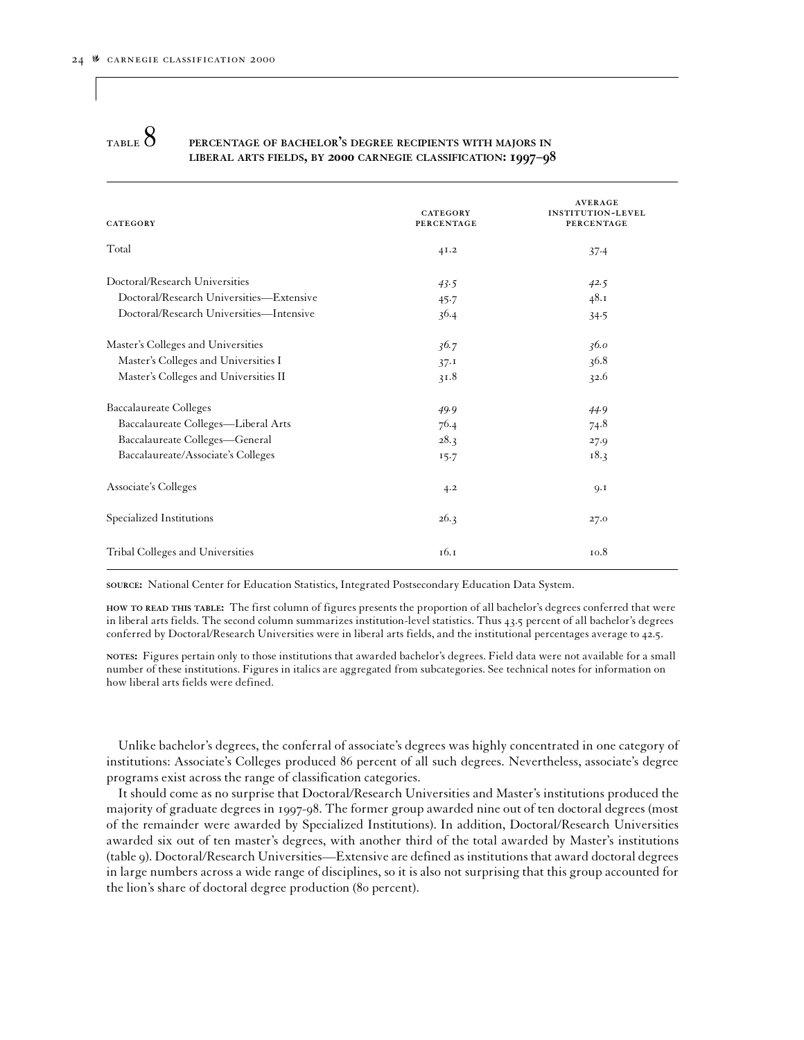## TABLE 8 PERCENTAGE OF BACHELOR'S DEGREE RECIPIENTS WITH MAJORS IN LIBERAL ARTS FIELDS, BY 2000 CARNEGIE CLASSIFICATION: 1997–98

| CATEGORY | CATEGORY PERCENTAGE | AVERAGE INSTITUTION-LEVEL PERCENTAGE |
|---|---|---|
| Total | 41.2 | 37.4 |
| Doctoral/Research Universities | *43.5* | *42.5* |
| Doctoral/Research Universities—Extensive | 45.7 | 48.1 |
| Doctoral/Research Universities—Intensive | 36.4 | 34.5 |
| Master's Colleges and Universities | *36.7* | *36.0* |
| Master's Colleges and Universities I | 37.1 | 36.8 |
| Master's Colleges and Universities II | 31.8 | 32.6 |
| Baccalaureate Colleges | *49.9* | *44.9* |
| Baccalaureate Colleges—Liberal Arts | 76.4 | 74.8 |
| Baccalaureate Colleges—General | 28.3 | 27.9 |
| Baccalaureate/Associate's Colleges | 15.7 | 18.3 |
| Associate's Colleges | 4.2 | 9.1 |
| Specialized Institutions | 26.3 | 27.0 |
| Tribal Colleges and Universities | 16.1 | 10.8 |

**SOURCE:** National Center for Education Statistics, Integrated Postsecondary Education Data System.

**HOW TO READ THIS TABLE:** The first column of figures presents the proportion of all bachelor's degrees conferred that were in liberal arts fields. The second column summarizes institution-level statistics. Thus 43.5 percent of all bachelor's degrees conferred by Doctoral/Research Universities were in liberal arts fields, and the institutional percentages average to 42.5.

**NOTES:** Figures pertain only to those institutions that awarded bachelor's degrees. Field data were not available for a small number of these institutions. Figures in italics are aggregated from subcategories. See technical notes for information on how liberal arts fields were defined.

Unlike bachelor's degrees, the conferral of associate's degrees was highly concentrated in one category of institutions: Associate's Colleges produced 86 percent of all such degrees. Nevertheless, associate's degree programs exist across the range of classification categories.

It should come as no surprise that Doctoral/Research Universities and Master's institutions produced the majority of graduate degrees in 1997-98. The former group awarded nine out of ten doctoral degrees (most of the remainder were awarded by Specialized Institutions). In addition, Doctoral/Research Universities awarded six out of ten master's degrees, with another third of the total awarded by Master's institutions (table 9). Doctoral/Research Universities—Extensive are defined as institutions that award doctoral degrees in large numbers across a wide range of disciplines, so it is also not surprising that this group accounted for the lion's share of doctoral degree production (80 percent).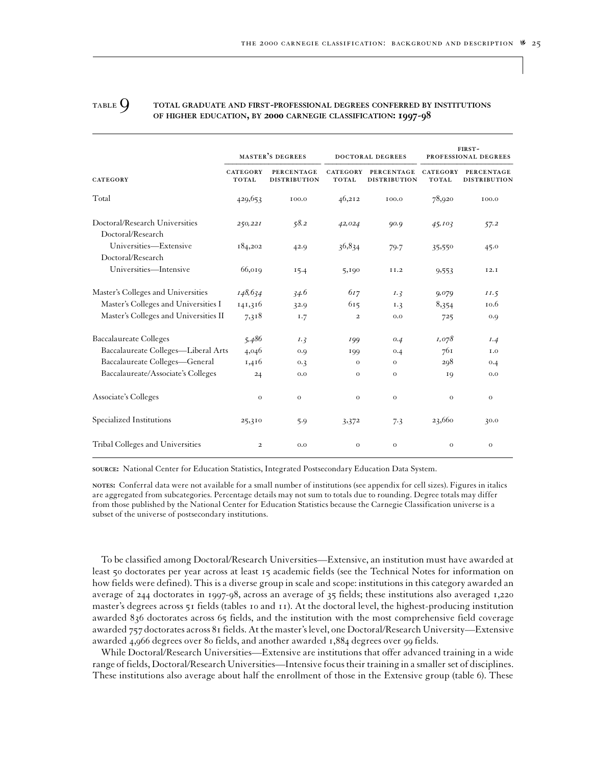### TABLE 9 TOTAL GRADUATE AND FIRST-PROFESSIONAL DEGREES CONFERRED BY INSTITUTIONS OF HIGHER EDUCATION, BY 2000 CARNEGIE CLASSIFICATION: 1997-98

| | MASTER'S DEGREES | | DOCTORAL DEGREES | | FIRST-PROFESSIONAL DEGREES | |
|---|---|---|---|---|---|---|
| CATEGORY | CATEGORY TOTAL | PERCENTAGE DISTRIBUTION | CATEGORY TOTAL | PERCENTAGE DISTRIBUTION | CATEGORY TOTAL | PERCENTAGE DISTRIBUTION |
| Total | 429,653 | 100.0 | 46,212 | 100.0 | 78,920 | 100.0 |
| Doctoral/Research Universities | *250,221* | *58.2* | *42,024* | *90.9* | *45,103* | *57.2* |
| Doctoral/Research Universities—Extensive | 184,202 | 42.9 | 36,834 | 79.7 | 35,550 | 45.0 |
| Doctoral/Research Universities—Intensive | 66,019 | 15.4 | 5,190 | 11.2 | 9,553 | 12.1 |
| Master's Colleges and Universities | *148,634* | *34.6* | *617* | *1.3* | *9,079* | *11.5* |
| Master's Colleges and Universities I | 141,316 | 32.9 | 615 | 1.3 | 8,354 | 10.6 |
| Master's Colleges and Universities II | 7,318 | 1.7 | 2 | 0.0 | 725 | 0.9 |
| Baccalaureate Colleges | *5,486* | *1.3* | *199* | *0.4* | *1,078* | *1.4* |
| Baccalaureate Colleges—Liberal Arts | 4,046 | 0.9 | 199 | 0.4 | 761 | 1.0 |
| Baccalaureate Colleges—General | 1,416 | 0.3 | 0 | 0 | 298 | 0.4 |
| Baccalaureate/Associate's Colleges | 24 | 0.0 | 0 | 0 | 19 | 0.0 |
| Associate's Colleges | 0 | 0 | 0 | 0 | 0 | 0 |
| Specialized Institutions | 25,310 | 5.9 | 3,372 | 7.3 | 23,660 | 30.0 |
| Tribal Colleges and Universities | 2 | 0.0 | 0 | 0 | 0 | 0 |

**SOURCE:** National Center for Education Statistics, Integrated Postsecondary Education Data System.

**NOTES:** Conferral data were not available for a small number of institutions (see appendix for cell sizes). Figures in italics are aggregated from subcategories. Percentage details may not sum to totals due to rounding. Degree totals may differ from those published by the National Center for Education Statistics because the Carnegie Classification universe is a subset of the universe of postsecondary institutions.

To be classified among Doctoral/Research Universities—Extensive, an institution must have awarded at least 50 doctorates per year across at least 15 academic fields (see the Technical Notes for information on how fields were defined). This is a diverse group in scale and scope: institutions in this category awarded an average of 244 doctorates in 1997-98, across an average of 35 fields; these institutions also averaged 1,220 master's degrees across 51 fields (tables 10 and 11). At the doctoral level, the highest-producing institution awarded 836 doctorates across 65 fields, and the institution with the most comprehensive field coverage awarded 757 doctorates across 81 fields. At the master's level, one Doctoral/Research University—Extensive awarded 4,966 degrees over 80 fields, and another awarded 1,884 degrees over 99 fields.

While Doctoral/Research Universities—Extensive are institutions that offer advanced training in a wide range of fields, Doctoral/Research Universities—Intensive focus their training in a smaller set of disciplines. These institutions also average about half the enrollment of those in the Extensive group (table 6). These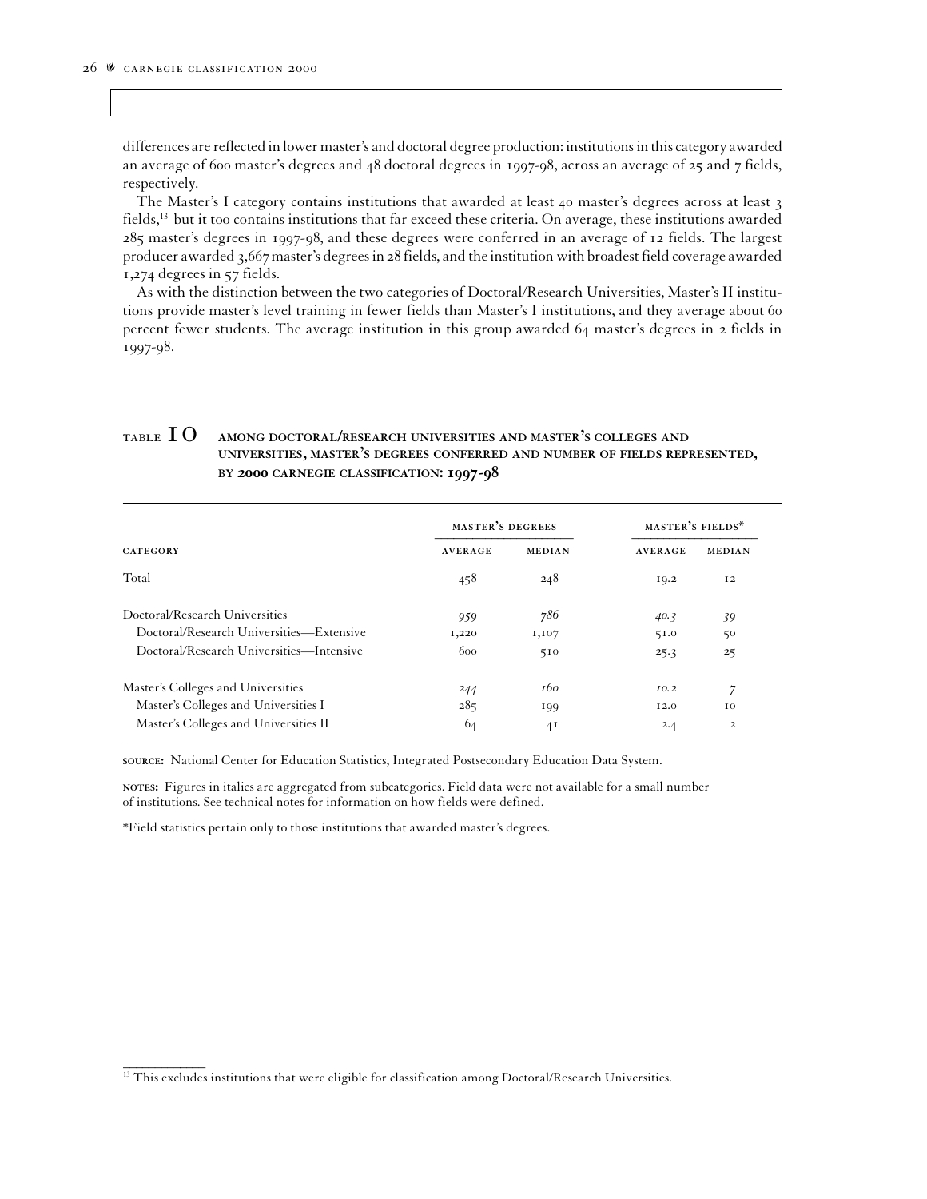differences are reflected in lower master's and doctoral degree production: institutions in this category awarded an average of 600 master's degrees and 48 doctoral degrees in 1997-98, across an average of 25 and 7 fields, respectively.

The Master's I category contains institutions that awarded at least 40 master's degrees across at least 3 fields,[13] but it too contains institutions that far exceed these criteria. On average, these institutions awarded 285 master's degrees in 1997-98, and these degrees were conferred in an average of 12 fields. The largest producer awarded 3,667 master's degrees in 28 fields, and the institution with broadest field coverage awarded 1,274 degrees in 57 fields.

As with the distinction between the two categories of Doctoral/Research Universities, Master's II institutions provide master's level training in fewer fields than Master's I institutions, and they average about 60 percent fewer students. The average institution in this group awarded 64 master's degrees in 2 fields in 1997-98.

**TABLE 10 AMONG DOCTORAL/RESEARCH UNIVERSITIES AND MASTER'S COLLEGES AND UNIVERSITIES, MASTER'S DEGREES CONFERRED AND NUMBER OF FIELDS REPRESENTED, BY 2000 CARNEGIE CLASSIFICATION: 1997-98**

| | MASTER'S DEGREES | | MASTER'S FIELDS* | |
|---|---|---|---|---|
| CATEGORY | AVERAGE | MEDIAN | AVERAGE | MEDIAN |
| Total | 458 | 248 | 19.2 | 12 |
| Doctoral/Research Universities | *959* | *786* | *40.3* | *39* |
| Doctoral/Research Universities—Extensive | 1,220 | 1,107 | 51.0 | 50 |
| Doctoral/Research Universities—Intensive | 600 | 510 | 25.3 | 25 |
| Master's Colleges and Universities | *244* | *160* | *10.2* | *7* |
| Master's Colleges and Universities I | 285 | 199 | 12.0 | 10 |
| Master's Colleges and Universities II | 64 | 41 | 2.4 | 2 |

**SOURCE:** National Center for Education Statistics, Integrated Postsecondary Education Data System.

**NOTES:** Figures in italics are aggregated from subcategories. Field data were not available for a small number of institutions. See technical notes for information on how fields were defined.

*Field statistics pertain only to those institutions that awarded master's degrees.

[13] This excludes institutions that were eligible for classification among Doctoral/Research Universities.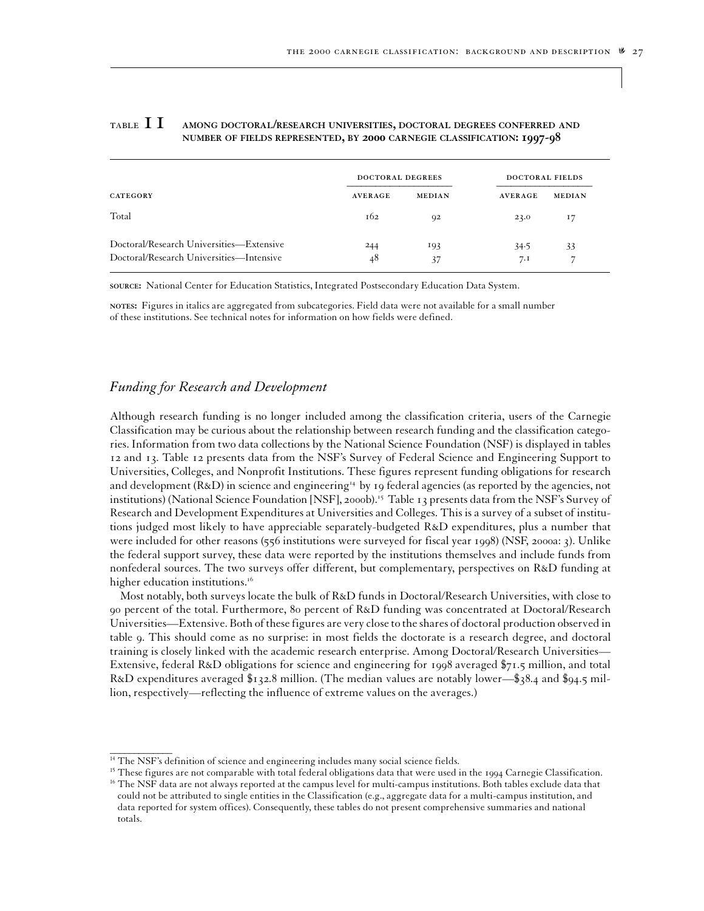**TABLE 11 AMONG DOCTORAL/RESEARCH UNIVERSITIES, DOCTORAL DEGREES CONFERRED AND NUMBER OF FIELDS REPRESENTED, BY 2000 CARNEGIE CLASSIFICATION: 1997-98**

| | DOCTORAL DEGREES | | DOCTORAL FIELDS | |
|---|---|---|---|---|
| CATEGORY | AVERAGE | MEDIAN | AVERAGE | MEDIAN |
| Total | 162 | 92 | 23.0 | 17 |
| Doctoral/Research Universities—Extensive | 244 | 193 | 34.5 | 33 |
| Doctoral/Research Universities—Intensive | 48 | 37 | 7.1 | 7 |

**SOURCE:** National Center for Education Statistics, Integrated Postsecondary Education Data System.

**NOTES:** Figures in italics are aggregated from subcategories. Field data were not available for a small number of these institutions. See technical notes for information on how fields were defined.

## *Funding for Research and Development*

Although research funding is no longer included among the classification criteria, users of the Carnegie Classification may be curious about the relationship between research funding and the classification categories. Information from two data collections by the National Science Foundation (NSF) is displayed in tables 12 and 13. Table 12 presents data from the NSF's Survey of Federal Science and Engineering Support to Universities, Colleges, and Nonprofit Institutions. These figures represent funding obligations for research and development (R&D) in science and engineering[14] by 19 federal agencies (as reported by the agencies, not institutions) (National Science Foundation [NSF], 2000b).[15] Table 13 presents data from the NSF's Survey of Research and Development Expenditures at Universities and Colleges. This is a survey of a subset of institutions judged most likely to have appreciable separately-budgeted R&D expenditures, plus a number that were included for other reasons (556 institutions were surveyed for fiscal year 1998) (NSF, 2000a: 3). Unlike the federal support survey, these data were reported by the institutions themselves and include funds from nonfederal sources. The two surveys offer different, but complementary, perspectives on R&D funding at higher education institutions.[16]

Most notably, both surveys locate the bulk of R&D funds in Doctoral/Research Universities, with close to 90 percent of the total. Furthermore, 80 percent of R&D funding was concentrated at Doctoral/Research Universities—Extensive. Both of these figures are very close to the shares of doctoral production observed in table 9. This should come as no surprise: in most fields the doctorate is a research degree, and doctoral training is closely linked with the academic research enterprise. Among Doctoral/Research Universities—Extensive, federal R&D obligations for science and engineering for 1998 averaged $71.5 million, and total R&D expenditures averaged $132.8 million. (The median values are notably lower—$38.4 and $94.5 million, respectively—reflecting the influence of extreme values on the averages.)

---

[14] The NSF's definition of science and engineering includes many social science fields.

[15] These figures are not comparable with total federal obligations data that were used in the 1994 Carnegie Classification.

[16] The NSF data are not always reported at the campus level for multi-campus institutions. Both tables exclude data that could not be attributed to single entities in the Classification (e.g., aggregate data for a multi-campus institution, and data reported for system offices). Consequently, these tables do not present comprehensive summaries and national totals.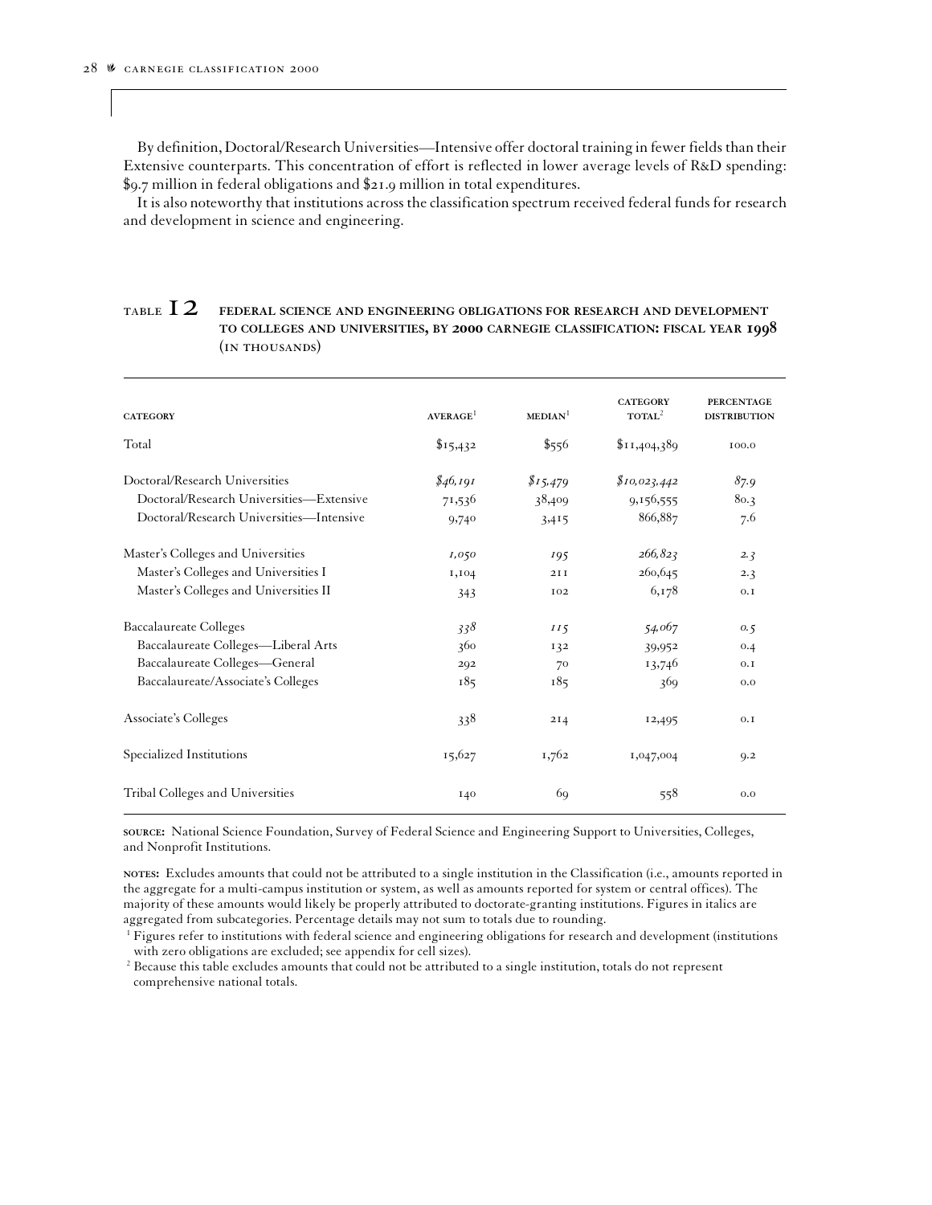By definition, Doctoral/Research Universities—Intensive offer doctoral training in fewer fields than their Extensive counterparts. This concentration of effort is reflected in lower average levels of R&D spending: $9.7 million in federal obligations and $21.9 million in total expenditures.

It is also noteworthy that institutions across the classification spectrum received federal funds for research and development in science and engineering.

**TABLE 12 FEDERAL SCIENCE AND ENGINEERING OBLIGATIONS FOR RESEARCH AND DEVELOPMENT TO COLLEGES AND UNIVERSITIES, BY 2000 CARNEGIE CLASSIFICATION: FISCAL YEAR 1998 (IN THOUSANDS)**

| CATEGORY | AVERAGE[1] | MEDIAN[1] | CATEGORY TOTAL[2] | PERCENTAGE DISTRIBUTION |
|---|---|---|---|---|
| Total | $15,432 | $556 | $11,404,389 | 100.0 |
| Doctoral/Research Universities | *$46,191* | *$15,479* | *$10,023,442* | *87.9* |
| Doctoral/Research Universities—Extensive | 71,536 | 38,409 | 9,156,555 | 80.3 |
| Doctoral/Research Universities—Intensive | 9,740 | 3,415 | 866,887 | 7.6 |
| Master's Colleges and Universities | *1,050* | *195* | *266,823* | *2.3* |
| Master's Colleges and Universities I | 1,104 | 211 | 260,645 | 2.3 |
| Master's Colleges and Universities II | 343 | 102 | 6,178 | 0.1 |
| Baccalaureate Colleges | *338* | *115* | *54,067* | *0.5* |
| Baccalaureate Colleges—Liberal Arts | 360 | 132 | 39,952 | 0.4 |
| Baccalaureate Colleges—General | 292 | 70 | 13,746 | 0.1 |
| Baccalaureate/Associate's Colleges | 185 | 185 | 369 | 0.0 |
| Associate's Colleges | 338 | 214 | 12,495 | 0.1 |
| Specialized Institutions | 15,627 | 1,762 | 1,047,004 | 9.2 |
| Tribal Colleges and Universities | 140 | 69 | 558 | 0.0 |

**SOURCE:** National Science Foundation, Survey of Federal Science and Engineering Support to Universities, Colleges, and Nonprofit Institutions.

**NOTES:** Excludes amounts that could not be attributed to a single institution in the Classification (i.e., amounts reported in the aggregate for a multi-campus institution or system, as well as amounts reported for system or central offices). The majority of these amounts would likely be properly attributed to doctorate-granting institutions. Figures in italics are aggregated from subcategories. Percentage details may not sum to totals due to rounding.

[1] Figures refer to institutions with federal science and engineering obligations for research and development (institutions with zero obligations are excluded; see appendix for cell sizes).

[2] Because this table excludes amounts that could not be attributed to a single institution, totals do not represent comprehensive national totals.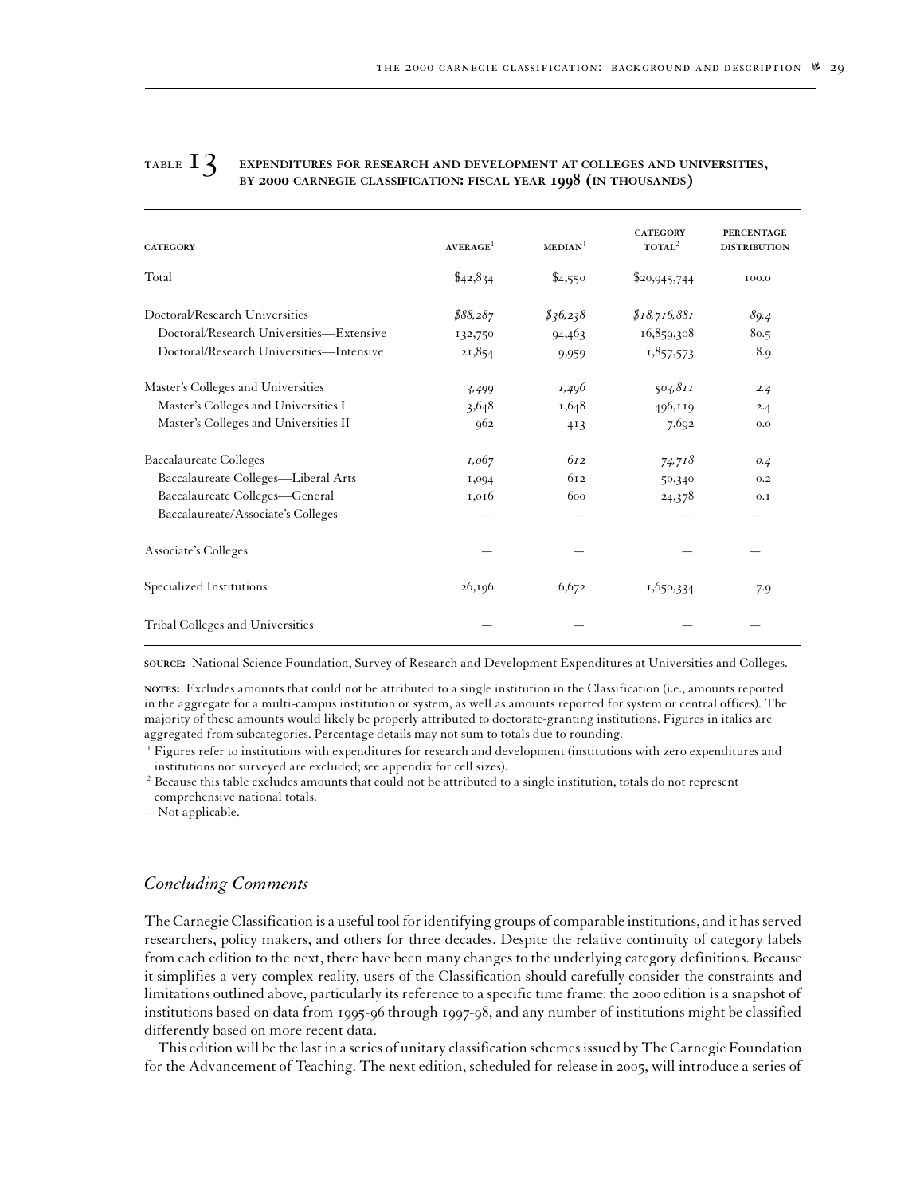**TABLE 13 EXPENDITURES FOR RESEARCH AND DEVELOPMENT AT COLLEGES AND UNIVERSITIES, BY 2000 CARNEGIE CLASSIFICATION: FISCAL YEAR 1998 (IN THOUSANDS)**

| CATEGORY | AVERAGE[1] | MEDIAN[1] | CATEGORY TOTAL[2] | PERCENTAGE DISTRIBUTION |
|---|---|---|---|---|
| Total | $42,834 | $4,550 | $20,945,744 | 100.0 |
| Doctoral/Research Universities | *$88,287* | *$36,238* | *$18,716,881* | *89.4* |
| Doctoral/Research Universities—Extensive | 132,750 | 94,463 | 16,859,308 | 80.5 |
| Doctoral/Research Universities—Intensive | 21,854 | 9,959 | 1,857,573 | 8.9 |
| Master's Colleges and Universities | *3,499* | *1,496* | *503,811* | *2.4* |
| Master's Colleges and Universities I | 3,648 | 1,648 | 496,119 | 2.4 |
| Master's Colleges and Universities II | 962 | 413 | 7,692 | 0.0 |
| Baccalaureate Colleges | *1,067* | *612* | *74,718* | *0.4* |
| Baccalaureate Colleges—Liberal Arts | 1,094 | 612 | 50,340 | 0.2 |
| Baccalaureate Colleges—General | 1,016 | 600 | 24,378 | 0.1 |
| Baccalaureate/Associate's Colleges | — | — | — | — |
| Associate's Colleges | — | — | — | — |
| Specialized Institutions | 26,196 | 6,672 | 1,650,334 | 7.9 |
| Tribal Colleges and Universities | — | — | — | — |

**SOURCE:** National Science Foundation, Survey of Research and Development Expenditures at Universities and Colleges.

**NOTES:** Excludes amounts that could not be attributed to a single institution in the Classification (i.e., amounts reported in the aggregate for a multi-campus institution or system, as well as amounts reported for system or central offices). The majority of these amounts would likely be properly attributed to doctorate-granting institutions. Figures in italics are aggregated from subcategories. Percentage details may not sum to totals due to rounding.

[1] Figures refer to institutions with expenditures for research and development (institutions with zero expenditures and institutions not surveyed are excluded; see appendix for cell sizes).

[2] Because this table excludes amounts that could not be attributed to a single institution, totals do not represent comprehensive national totals.

—Not applicable.

## *Concluding Comments*

The Carnegie Classification is a useful tool for identifying groups of comparable institutions, and it has served researchers, policy makers, and others for three decades. Despite the relative continuity of category labels from each edition to the next, there have been many changes to the underlying category definitions. Because it simplifies a very complex reality, users of the Classification should carefully consider the constraints and limitations outlined above, particularly its reference to a specific time frame: the 2000 edition is a snapshot of institutions based on data from 1995-96 through 1997-98, and any number of institutions might be classified differently based on more recent data.

This edition will be the last in a series of unitary classification schemes issued by The Carnegie Foundation for the Advancement of Teaching. The next edition, scheduled for release in 2005, will introduce a series of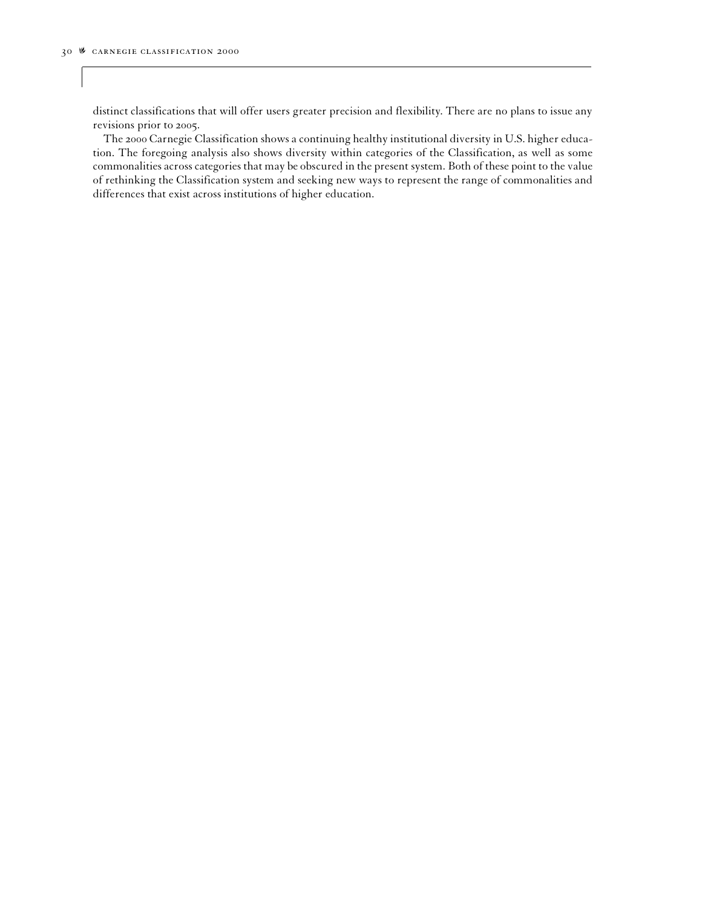distinct classifications that will offer users greater precision and flexibility. There are no plans to issue any revisions prior to 2005.

The 2000 Carnegie Classification shows a continuing healthy institutional diversity in U.S. higher education. The foregoing analysis also shows diversity within categories of the Classification, as well as some commonalities across categories that may be obscured in the present system. Both of these point to the value of rethinking the Classification system and seeking new ways to represent the range of commonalities and differences that exist across institutions of higher education.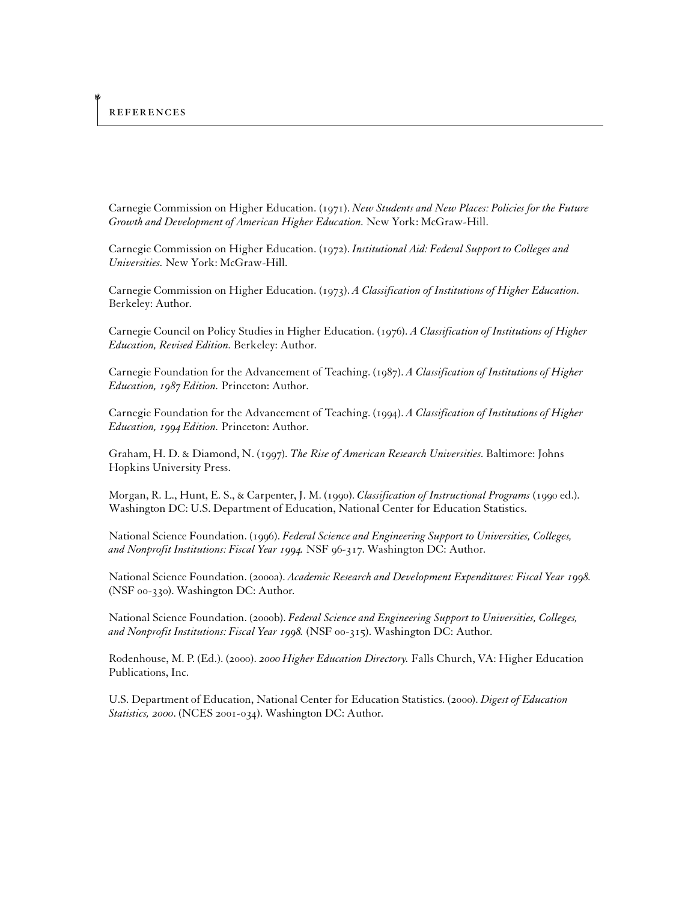# REFERENCES

Carnegie Commission on Higher Education. (1971). *New Students and New Places: Policies for the Future Growth and Development of American Higher Education.* New York: McGraw-Hill.

Carnegie Commission on Higher Education. (1972). *Institutional Aid: Federal Support to Colleges and Universities.* New York: McGraw-Hill.

Carnegie Commission on Higher Education. (1973). *A Classification of Institutions of Higher Education.* Berkeley: Author.

Carnegie Council on Policy Studies in Higher Education. (1976). *A Classification of Institutions of Higher Education, Revised Edition.* Berkeley: Author.

Carnegie Foundation for the Advancement of Teaching. (1987). *A Classification of Institutions of Higher Education, 1987 Edition.* Princeton: Author.

Carnegie Foundation for the Advancement of Teaching. (1994). *A Classification of Institutions of Higher Education, 1994 Edition.* Princeton: Author.

Graham, H. D. & Diamond, N. (1997). *The Rise of American Research Universities*. Baltimore: Johns Hopkins University Press.

Morgan, R. L., Hunt, E. S., & Carpenter, J. M. (1990). *Classification of Instructional Programs* (1990 ed.). Washington DC: U.S. Department of Education, National Center for Education Statistics.

National Science Foundation. (1996). *Federal Science and Engineering Support to Universities, Colleges, and Nonprofit Institutions: Fiscal Year 1994.* NSF 96-317. Washington DC: Author.

National Science Foundation. (2000a). *Academic Research and Development Expenditures: Fiscal Year 1998.* (NSF 00-330). Washington DC: Author.

National Science Foundation. (2000b). *Federal Science and Engineering Support to Universities, Colleges, and Nonprofit Institutions: Fiscal Year 1998.* (NSF 00-315). Washington DC: Author.

Rodenhouse, M. P. (Ed.). (2000). *2000 Higher Education Directory.* Falls Church, VA: Higher Education Publications, Inc.

U.S. Department of Education, National Center for Education Statistics. (2000). *Digest of Education Statistics, 2000*. (NCES 2001-034). Washington DC: Author.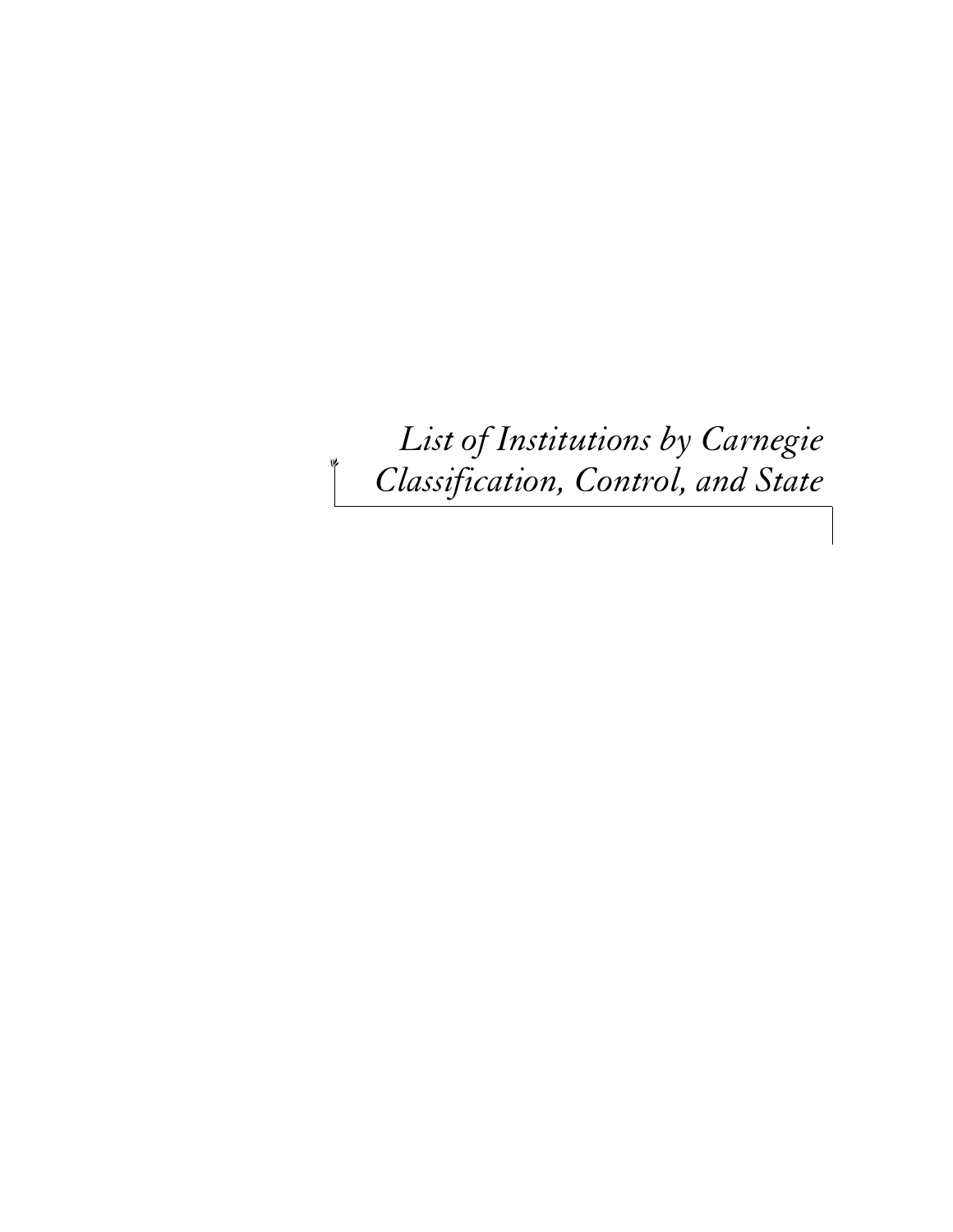# *List of Institutions by Carnegie Classification, Control, and State*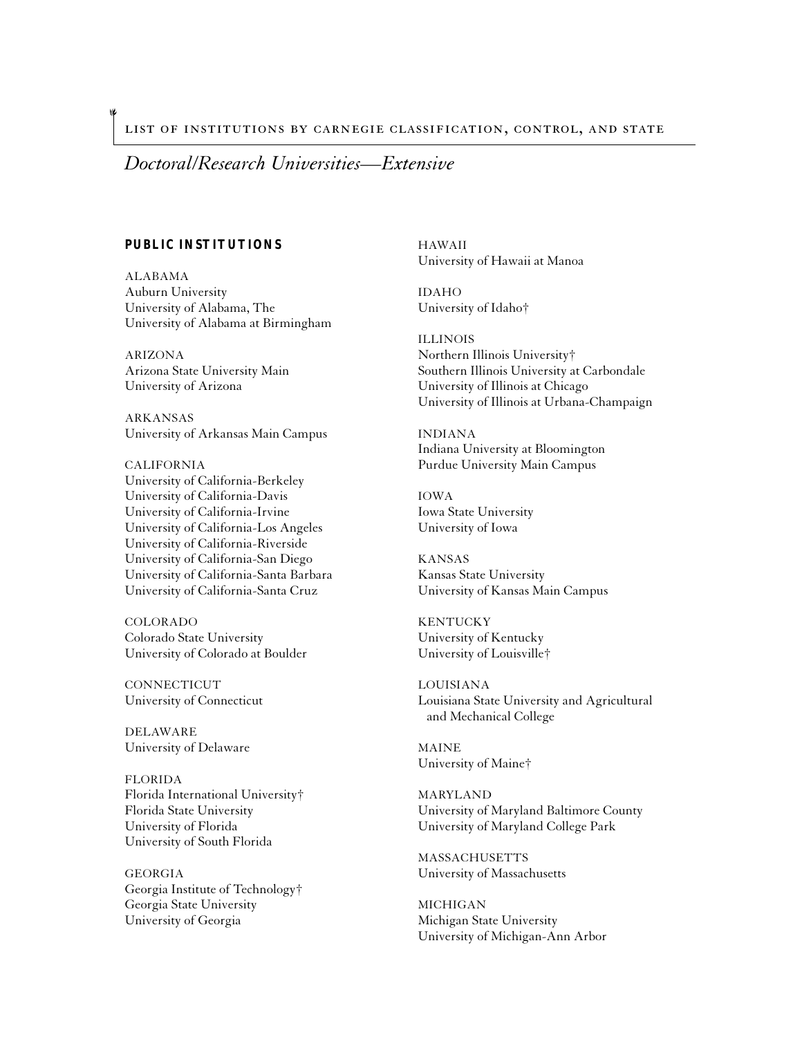LIST OF INSTITUTIONS BY CARNEGIE CLASSIFICATION, CONTROL, AND STATE

# *Doctoral/Research Universities—Extensive*

## PUBLIC INSTITUTIONS

ALABAMA
Auburn University
University of Alabama, The
University of Alabama at Birmingham

ARIZONA
Arizona State University Main
University of Arizona

ARKANSAS
University of Arkansas Main Campus

CALIFORNIA
University of California-Berkeley
University of California-Davis
University of California-Irvine
University of California-Los Angeles
University of California-Riverside
University of California-San Diego
University of California-Santa Barbara
University of California-Santa Cruz

COLORADO
Colorado State University
University of Colorado at Boulder

CONNECTICUT
University of Connecticut

DELAWARE
University of Delaware

FLORIDA
Florida International University†
Florida State University
University of Florida
University of South Florida

GEORGIA
Georgia Institute of Technology†
Georgia State University
University of Georgia

HAWAII
University of Hawaii at Manoa

IDAHO
University of Idaho†

ILLINOIS
Northern Illinois University†
Southern Illinois University at Carbondale
University of Illinois at Chicago
University of Illinois at Urbana-Champaign

INDIANA
Indiana University at Bloomington
Purdue University Main Campus

IOWA
Iowa State University
University of Iowa

KANSAS
Kansas State University
University of Kansas Main Campus

KENTUCKY
University of Kentucky
University of Louisville†

LOUISIANA
Louisiana State University and Agricultural and Mechanical College

MAINE
University of Maine†

MARYLAND
University of Maryland Baltimore County
University of Maryland College Park

MASSACHUSETTS
University of Massachusetts

MICHIGAN
Michigan State University
University of Michigan-Ann Arbor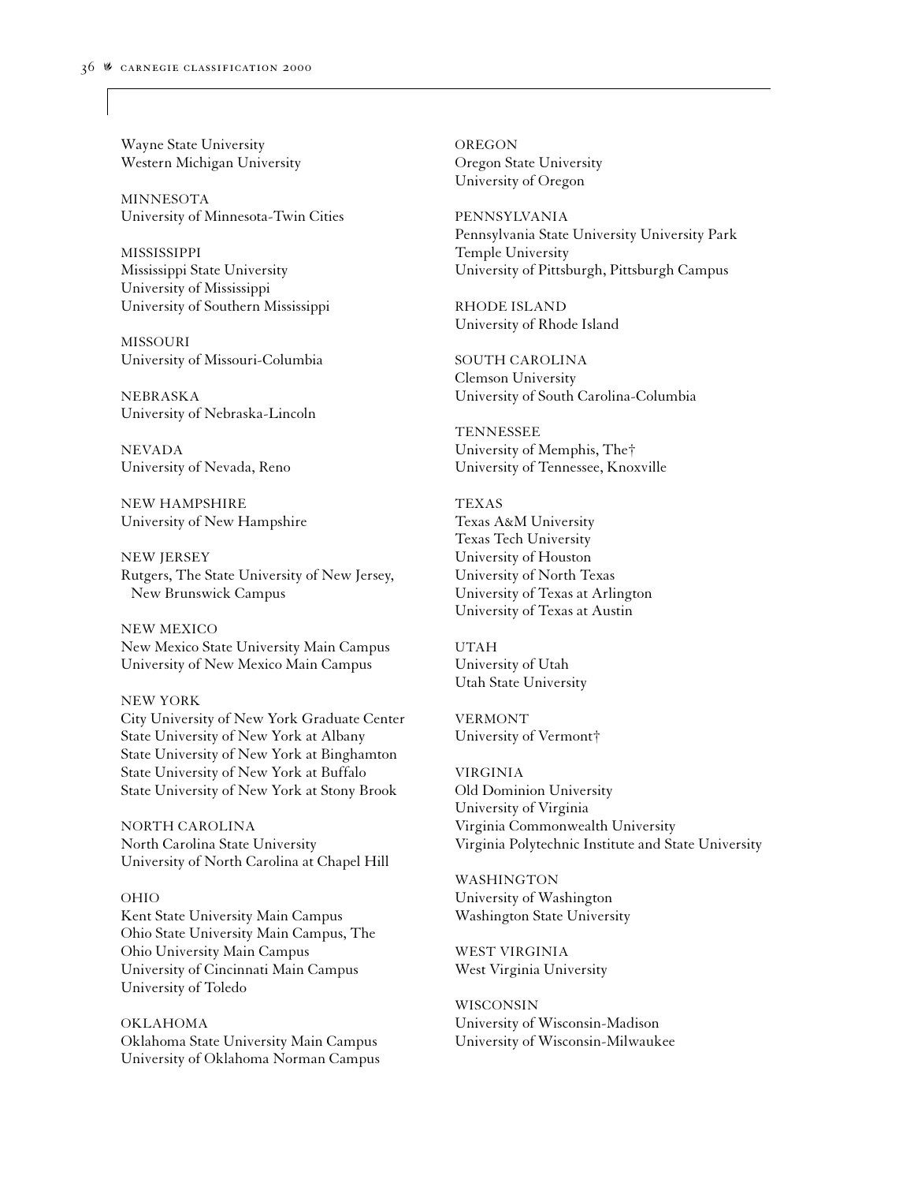Wayne State University
Western Michigan University

MINNESOTA
University of Minnesota-Twin Cities

MISSISSIPPI
Mississippi State University
University of Mississippi
University of Southern Mississippi

MISSOURI
University of Missouri-Columbia

NEBRASKA
University of Nebraska-Lincoln

NEVADA
University of Nevada, Reno

NEW HAMPSHIRE
University of New Hampshire

NEW JERSEY
Rutgers, The State University of New Jersey,
  New Brunswick Campus

NEW MEXICO
New Mexico State University Main Campus
University of New Mexico Main Campus

NEW YORK
City University of New York Graduate Center
State University of New York at Albany
State University of New York at Binghamton
State University of New York at Buffalo
State University of New York at Stony Brook

NORTH CAROLINA
North Carolina State University
University of North Carolina at Chapel Hill

OHIO
Kent State University Main Campus
Ohio State University Main Campus, The
Ohio University Main Campus
University of Cincinnati Main Campus
University of Toledo

OKLAHOMA
Oklahoma State University Main Campus
University of Oklahoma Norman Campus

OREGON
Oregon State University
University of Oregon

PENNSYLVANIA
Pennsylvania State University University Park
Temple University
University of Pittsburgh, Pittsburgh Campus

RHODE ISLAND
University of Rhode Island

SOUTH CAROLINA
Clemson University
University of South Carolina-Columbia

TENNESSEE
University of Memphis, The†
University of Tennessee, Knoxville

TEXAS
Texas A&M University
Texas Tech University
University of Houston
University of North Texas
University of Texas at Arlington
University of Texas at Austin

UTAH
University of Utah
Utah State University

VERMONT
University of Vermont†

VIRGINIA
Old Dominion University
University of Virginia
Virginia Commonwealth University
Virginia Polytechnic Institute and State University

WASHINGTON
University of Washington
Washington State University

WEST VIRGINIA
West Virginia University

WISCONSIN
University of Wisconsin-Madison
University of Wisconsin-Milwaukee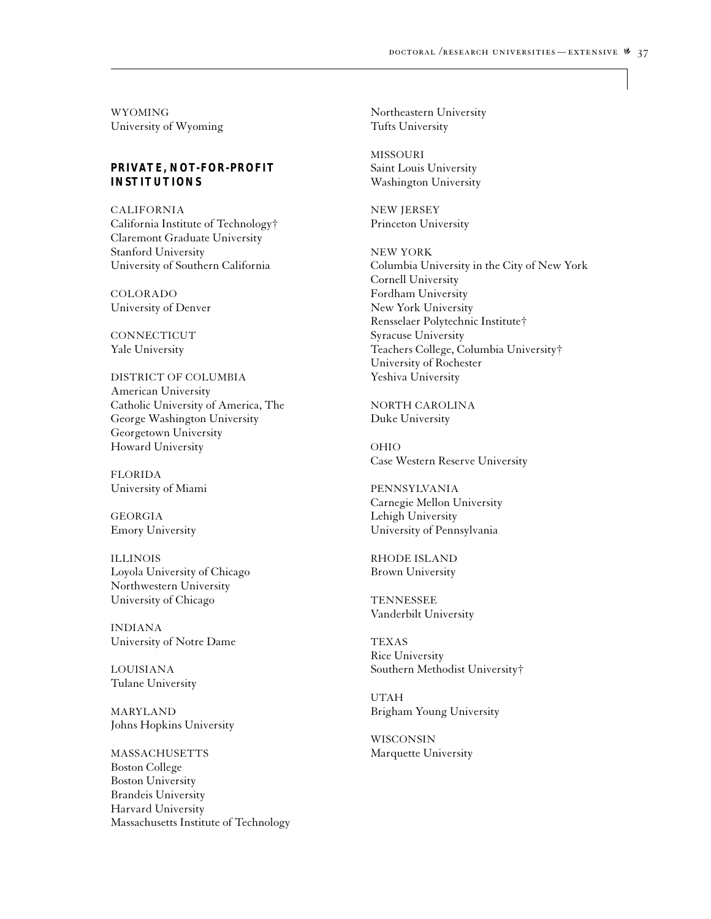WYOMING
University of Wyoming

### PRIVATE, NOT-FOR-PROFIT INSTITUTIONS

CALIFORNIA
California Institute of Technology†
Claremont Graduate University
Stanford University
University of Southern California

COLORADO
University of Denver

CONNECTICUT
Yale University

DISTRICT OF COLUMBIA
American University
Catholic University of America, The
George Washington University
Georgetown University
Howard University

FLORIDA
University of Miami

GEORGIA
Emory University

ILLINOIS
Loyola University of Chicago
Northwestern University
University of Chicago

INDIANA
University of Notre Dame

LOUISIANA
Tulane University

MARYLAND
Johns Hopkins University

MASSACHUSETTS
Boston College
Boston University
Brandeis University
Harvard University
Massachusetts Institute of Technology
Northeastern University
Tufts University

MISSOURI
Saint Louis University
Washington University

NEW JERSEY
Princeton University

NEW YORK
Columbia University in the City of New York
Cornell University
Fordham University
New York University
Rensselaer Polytechnic Institute†
Syracuse University
Teachers College, Columbia University†
University of Rochester
Yeshiva University

NORTH CAROLINA
Duke University

OHIO
Case Western Reserve University

PENNSYLVANIA
Carnegie Mellon University
Lehigh University
University of Pennsylvania

RHODE ISLAND
Brown University

TENNESSEE
Vanderbilt University

TEXAS
Rice University
Southern Methodist University†

UTAH
Brigham Young University

WISCONSIN
Marquette University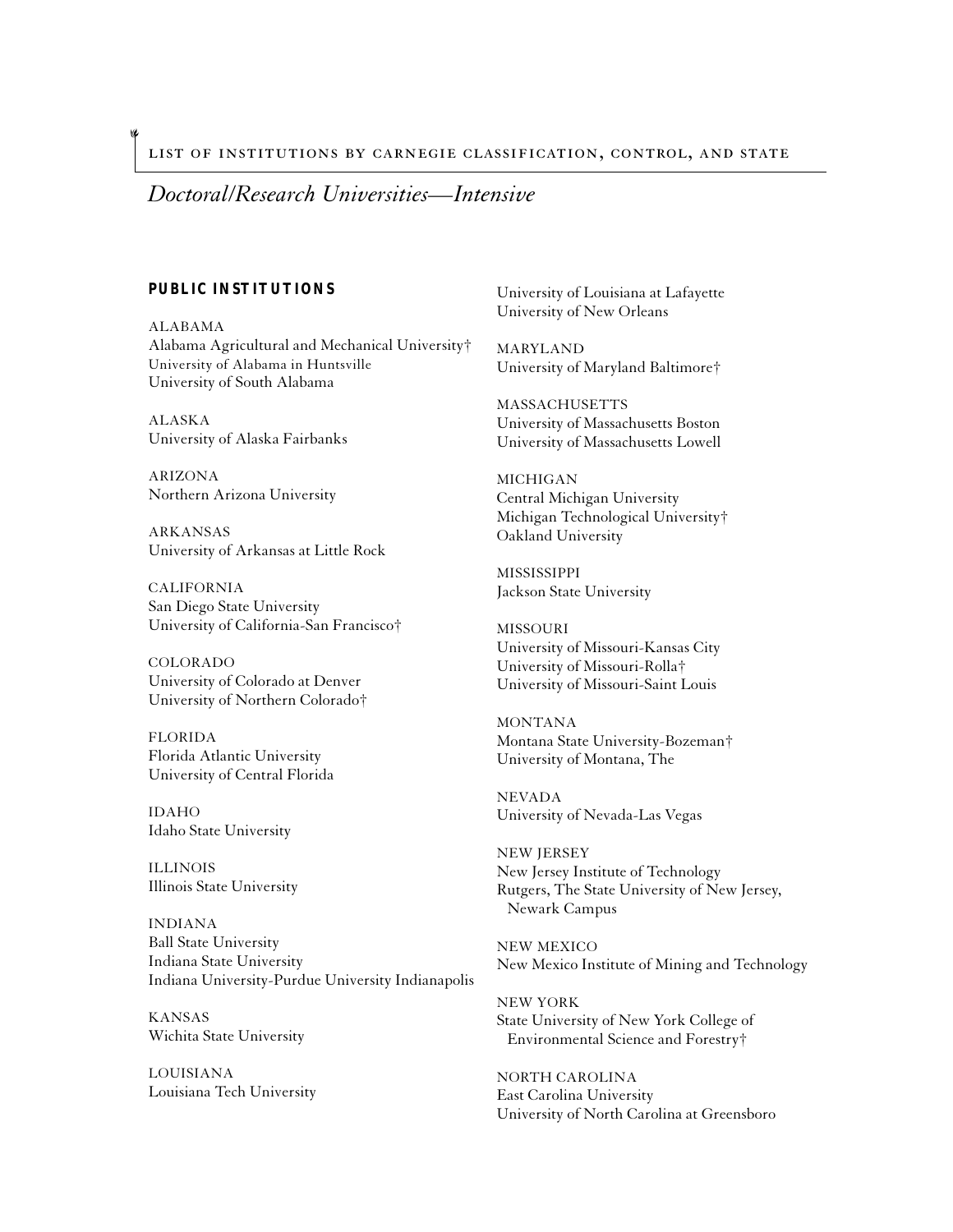# Doctoral/Research Universities—Intensive

## PUBLIC INSTITUTIONS

ALABAMA
Alabama Agricultural and Mechanical University†
University of Alabama in Huntsville
University of South Alabama

ALASKA
University of Alaska Fairbanks

ARIZONA
Northern Arizona University

ARKANSAS
University of Arkansas at Little Rock

CALIFORNIA
San Diego State University
University of California-San Francisco†

COLORADO
University of Colorado at Denver
University of Northern Colorado†

FLORIDA
Florida Atlantic University
University of Central Florida

IDAHO
Idaho State University

ILLINOIS
Illinois State University

INDIANA
Ball State University
Indiana State University
Indiana University-Purdue University Indianapolis

KANSAS
Wichita State University

LOUISIANA
Louisiana Tech University
University of Louisiana at Lafayette
University of New Orleans

MARYLAND
University of Maryland Baltimore†

MASSACHUSETTS
University of Massachusetts Boston
University of Massachusetts Lowell

MICHIGAN
Central Michigan University
Michigan Technological University†
Oakland University

MISSISSIPPI
Jackson State University

MISSOURI
University of Missouri-Kansas City
University of Missouri-Rolla†
University of Missouri-Saint Louis

MONTANA
Montana State University-Bozeman†
University of Montana, The

NEVADA
University of Nevada-Las Vegas

NEW JERSEY
New Jersey Institute of Technology
Rutgers, The State University of New Jersey, Newark Campus

NEW MEXICO
New Mexico Institute of Mining and Technology

NEW YORK
State University of New York College of Environmental Science and Forestry†

NORTH CAROLINA
East Carolina University
University of North Carolina at Greensboro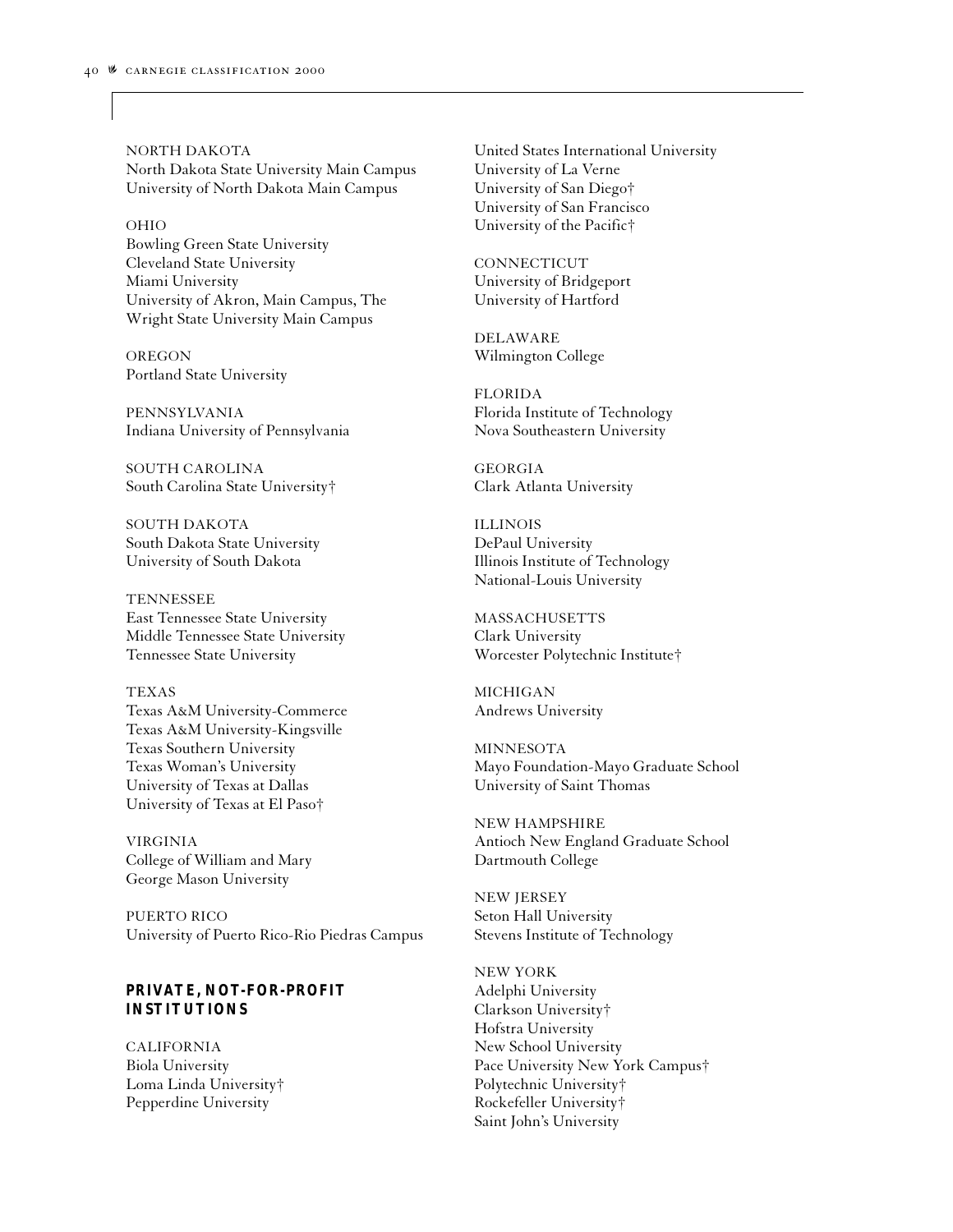NORTH DAKOTA
North Dakota State University Main Campus
University of North Dakota Main Campus

OHIO
Bowling Green State University
Cleveland State University
Miami University
University of Akron, Main Campus, The
Wright State University Main Campus

OREGON
Portland State University

PENNSYLVANIA
Indiana University of Pennsylvania

SOUTH CAROLINA
South Carolina State University†

SOUTH DAKOTA
South Dakota State University
University of South Dakota

TENNESSEE
East Tennessee State University
Middle Tennessee State University
Tennessee State University

TEXAS
Texas A&M University-Commerce
Texas A&M University-Kingsville
Texas Southern University
Texas Woman's University
University of Texas at Dallas
University of Texas at El Paso†

VIRGINIA
College of William and Mary
George Mason University

PUERTO RICO
University of Puerto Rico-Rio Piedras Campus

**PRIVATE, NOT-FOR-PROFIT INSTITUTIONS**

CALIFORNIA
Biola University
Loma Linda University†
Pepperdine University
United States International University
University of La Verne
University of San Diego†
University of San Francisco
University of the Pacific†

CONNECTICUT
University of Bridgeport
University of Hartford

DELAWARE
Wilmington College

FLORIDA
Florida Institute of Technology
Nova Southeastern University

GEORGIA
Clark Atlanta University

ILLINOIS
DePaul University
Illinois Institute of Technology
National-Louis University

MASSACHUSETTS
Clark University
Worcester Polytechnic Institute†

MICHIGAN
Andrews University

MINNESOTA
Mayo Foundation-Mayo Graduate School
University of Saint Thomas

NEW HAMPSHIRE
Antioch New England Graduate School
Dartmouth College

NEW JERSEY
Seton Hall University
Stevens Institute of Technology

NEW YORK
Adelphi University
Clarkson University†
Hofstra University
New School University
Pace University New York Campus†
Polytechnic University†
Rockefeller University†
Saint John's University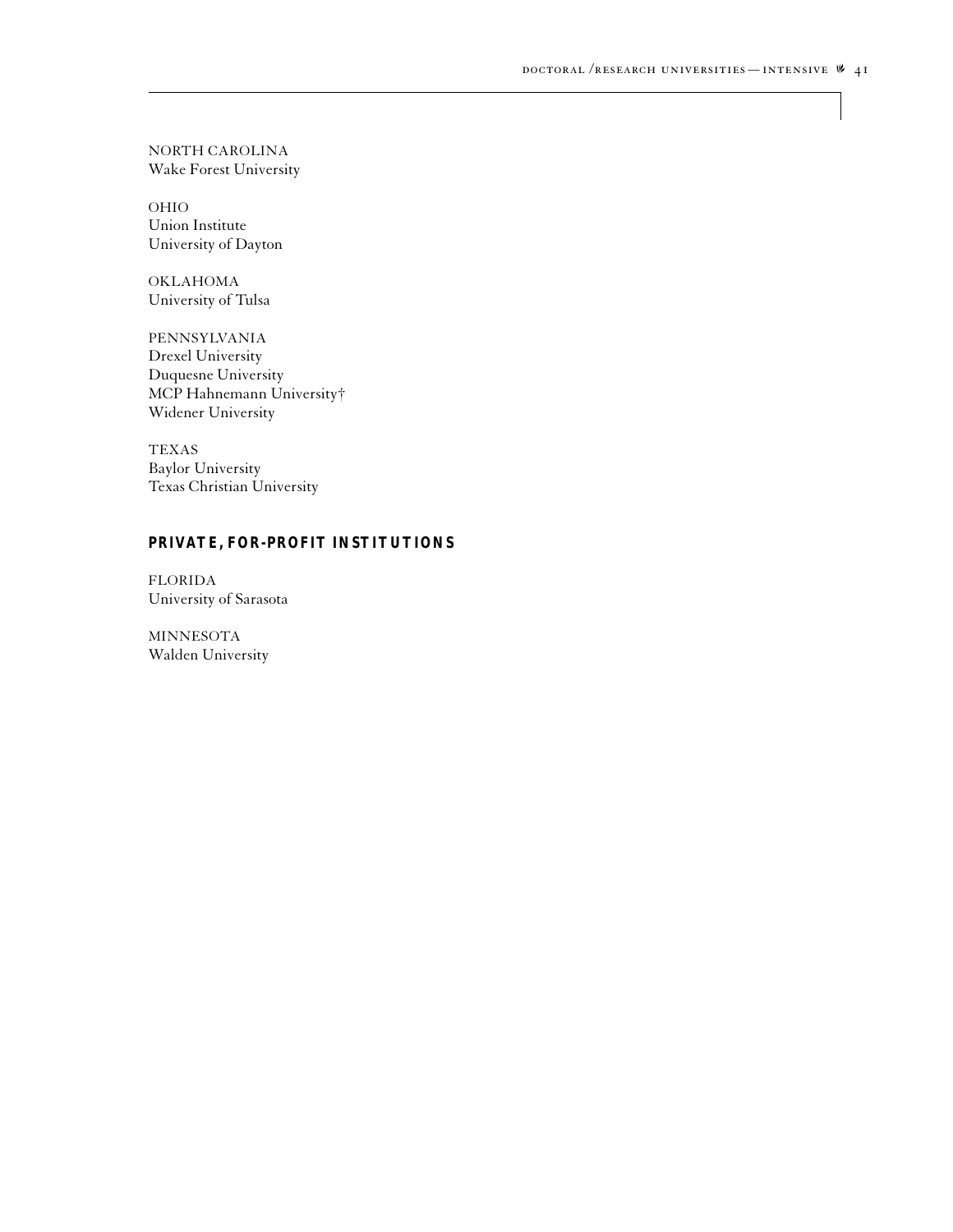NORTH CAROLINA
Wake Forest University

OHIO
Union Institute
University of Dayton

OKLAHOMA
University of Tulsa

PENNSYLVANIA
Drexel University
Duquesne University
MCP Hahnemann University†
Widener University

TEXAS
Baylor University
Texas Christian University

## PRIVATE, FOR-PROFIT INSTITUTIONS

FLORIDA
University of Sarasota

MINNESOTA
Walden University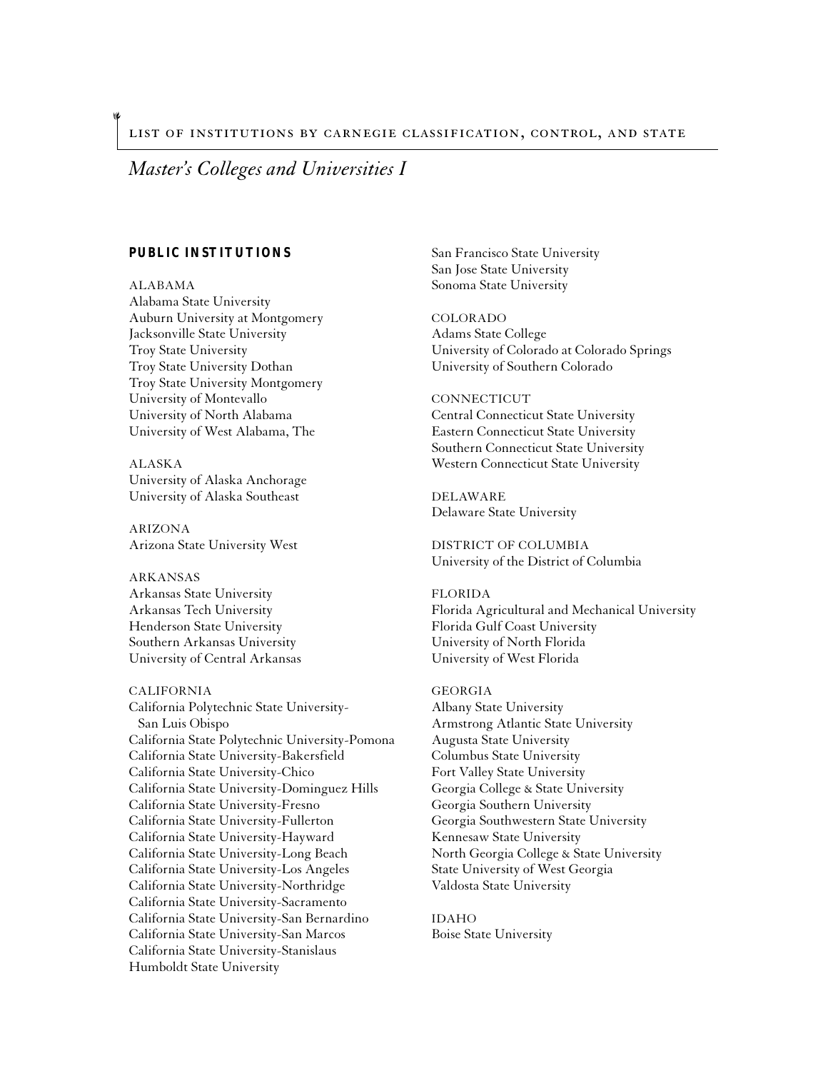## Master's Colleges and Universities I

### PUBLIC INSTITUTIONS

ALABAMA
Alabama State University
Auburn University at Montgomery
Jacksonville State University
Troy State University
Troy State University Dothan
Troy State University Montgomery
University of Montevallo
University of North Alabama
University of West Alabama, The

ALASKA
University of Alaska Anchorage
University of Alaska Southeast

ARIZONA
Arizona State University West

ARKANSAS
Arkansas State University
Arkansas Tech University
Henderson State University
Southern Arkansas University
University of Central Arkansas

CALIFORNIA
California Polytechnic State University-San Luis Obispo
California State Polytechnic University-Pomona
California State University-Bakersfield
California State University-Chico
California State University-Dominguez Hills
California State University-Fresno
California State University-Fullerton
California State University-Hayward
California State University-Long Beach
California State University-Los Angeles
California State University-Northridge
California State University-Sacramento
California State University-San Bernardino
California State University-San Marcos
California State University-Stanislaus
Humboldt State University
San Francisco State University
San Jose State University
Sonoma State University

COLORADO
Adams State College
University of Colorado at Colorado Springs
University of Southern Colorado

CONNECTICUT
Central Connecticut State University
Eastern Connecticut State University
Southern Connecticut State University
Western Connecticut State University

DELAWARE
Delaware State University

DISTRICT OF COLUMBIA
University of the District of Columbia

FLORIDA
Florida Agricultural and Mechanical University
Florida Gulf Coast University
University of North Florida
University of West Florida

GEORGIA
Albany State University
Armstrong Atlantic State University
Augusta State University
Columbus State University
Fort Valley State University
Georgia College & State University
Georgia Southern University
Georgia Southwestern State University
Kennesaw State University
North Georgia College & State University
State University of West Georgia
Valdosta State University

IDAHO
Boise State University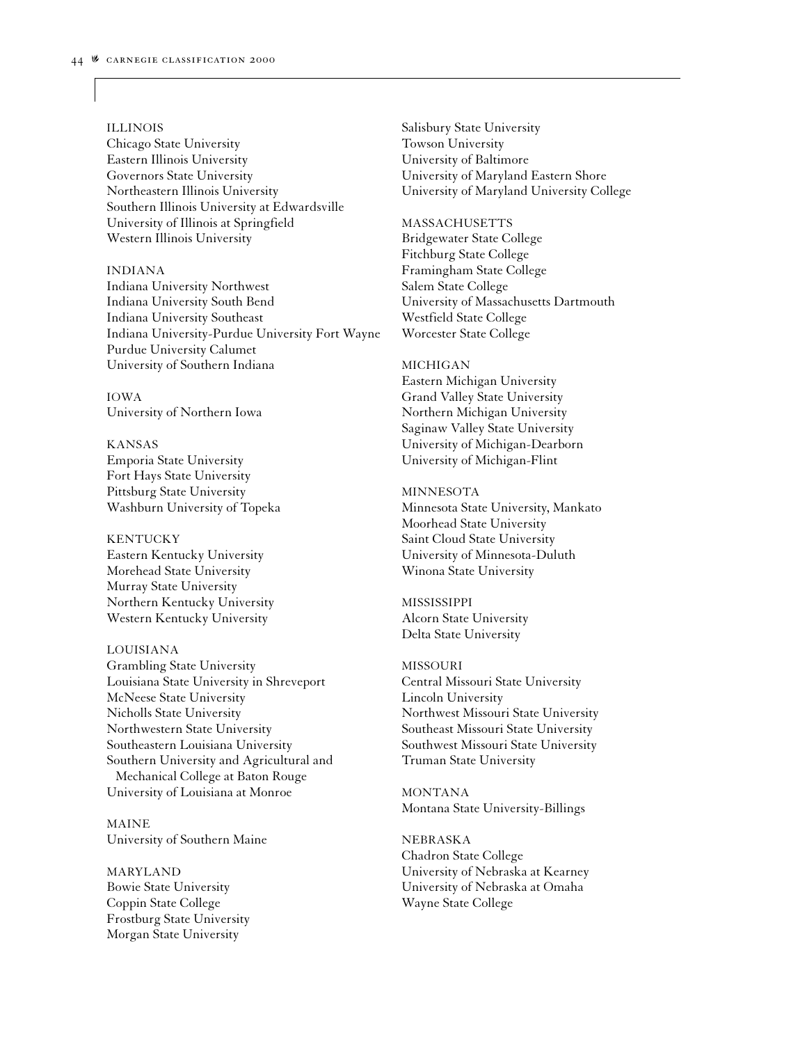ILLINOIS
Chicago State University
Eastern Illinois University
Governors State University
Northeastern Illinois University
Southern Illinois University at Edwardsville
University of Illinois at Springfield
Western Illinois University

INDIANA
Indiana University Northwest
Indiana University South Bend
Indiana University Southeast
Indiana University-Purdue University Fort Wayne
Purdue University Calumet
University of Southern Indiana

IOWA
University of Northern Iowa

KANSAS
Emporia State University
Fort Hays State University
Pittsburg State University
Washburn University of Topeka

KENTUCKY
Eastern Kentucky University
Morehead State University
Murray State University
Northern Kentucky University
Western Kentucky University

LOUISIANA
Grambling State University
Louisiana State University in Shreveport
McNeese State University
Nicholls State University
Northwestern State University
Southeastern Louisiana University
Southern University and Agricultural and Mechanical College at Baton Rouge
University of Louisiana at Monroe

MAINE
University of Southern Maine

MARYLAND
Bowie State University
Coppin State College
Frostburg State University
Morgan State University
Salisbury State University
Towson University
University of Baltimore
University of Maryland Eastern Shore
University of Maryland University College

MASSACHUSETTS
Bridgewater State College
Fitchburg State College
Framingham State College
Salem State College
University of Massachusetts Dartmouth
Westfield State College
Worcester State College

MICHIGAN
Eastern Michigan University
Grand Valley State University
Northern Michigan University
Saginaw Valley State University
University of Michigan-Dearborn
University of Michigan-Flint

MINNESOTA
Minnesota State University, Mankato
Moorhead State University
Saint Cloud State University
University of Minnesota-Duluth
Winona State University

MISSISSIPPI
Alcorn State University
Delta State University

MISSOURI
Central Missouri State University
Lincoln University
Northwest Missouri State University
Southeast Missouri State University
Southwest Missouri State University
Truman State University

MONTANA
Montana State University-Billings

NEBRASKA
Chadron State College
University of Nebraska at Kearney
University of Nebraska at Omaha
Wayne State College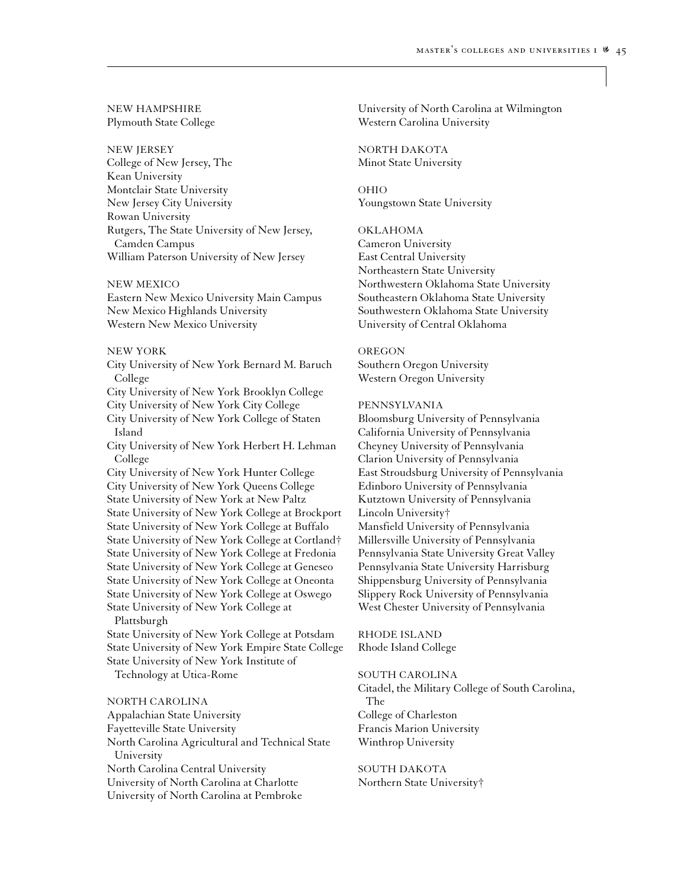### NEW HAMPSHIRE
Plymouth State College

### NEW JERSEY
College of New Jersey, The
Kean University
Montclair State University
New Jersey City University
Rowan University
Rutgers, The State University of New Jersey, Camden Campus
William Paterson University of New Jersey

### NEW MEXICO
Eastern New Mexico University Main Campus
New Mexico Highlands University
Western New Mexico University

### NEW YORK
City University of New York Bernard M. Baruch College
City University of New York Brooklyn College
City University of New York City College
City University of New York College of Staten Island
City University of New York Herbert H. Lehman College
City University of New York Hunter College
City University of New York Queens College
State University of New York at New Paltz
State University of New York College at Brockport
State University of New York College at Buffalo
State University of New York College at Cortland†
State University of New York College at Fredonia
State University of New York College at Geneseo
State University of New York College at Oneonta
State University of New York College at Oswego
State University of New York College at Plattsburgh
State University of New York College at Potsdam
State University of New York Empire State College
State University of New York Institute of Technology at Utica-Rome

### NORTH CAROLINA
Appalachian State University
Fayetteville State University
North Carolina Agricultural and Technical State University
North Carolina Central University
University of North Carolina at Charlotte
University of North Carolina at Pembroke
University of North Carolina at Wilmington
Western Carolina University

### NORTH DAKOTA
Minot State University

### OHIO
Youngstown State University

### OKLAHOMA
Cameron University
East Central University
Northeastern State University
Northwestern Oklahoma State University
Southeastern Oklahoma State University
Southwestern Oklahoma State University
University of Central Oklahoma

### OREGON
Southern Oregon University
Western Oregon University

### PENNSYLVANIA
Bloomsburg University of Pennsylvania
California University of Pennsylvania
Cheyney University of Pennsylvania
Clarion University of Pennsylvania
East Stroudsburg University of Pennsylvania
Edinboro University of Pennsylvania
Kutztown University of Pennsylvania
Lincoln University†
Mansfield University of Pennsylvania
Millersville University of Pennsylvania
Pennsylvania State University Great Valley
Pennsylvania State University Harrisburg
Shippensburg University of Pennsylvania
Slippery Rock University of Pennsylvania
West Chester University of Pennsylvania

### RHODE ISLAND
Rhode Island College

### SOUTH CAROLINA
Citadel, the Military College of South Carolina, The
College of Charleston
Francis Marion University
Winthrop University

### SOUTH DAKOTA
Northern State University†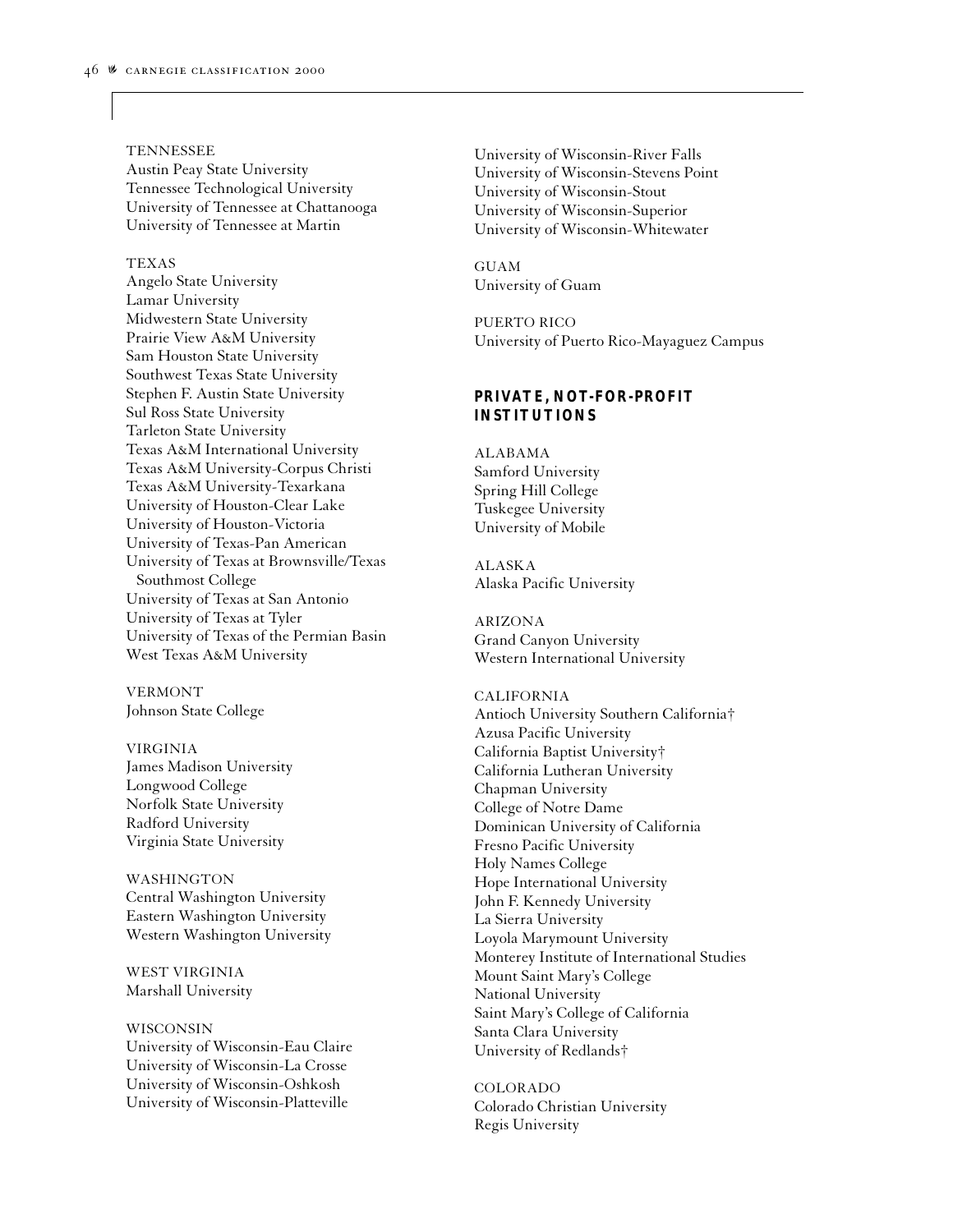TENNESSEE
Austin Peay State University
Tennessee Technological University
University of Tennessee at Chattanooga
University of Tennessee at Martin

TEXAS
Angelo State University
Lamar University
Midwestern State University
Prairie View A&M University
Sam Houston State University
Southwest Texas State University
Stephen F. Austin State University
Sul Ross State University
Tarleton State University
Texas A&M International University
Texas A&M University-Corpus Christi
Texas A&M University-Texarkana
University of Houston-Clear Lake
University of Houston-Victoria
University of Texas-Pan American
University of Texas at Brownsville/Texas Southmost College
University of Texas at San Antonio
University of Texas at Tyler
University of Texas of the Permian Basin
West Texas A&M University

VERMONT
Johnson State College

VIRGINIA
James Madison University
Longwood College
Norfolk State University
Radford University
Virginia State University

WASHINGTON
Central Washington University
Eastern Washington University
Western Washington University

WEST VIRGINIA
Marshall University

WISCONSIN
University of Wisconsin-Eau Claire
University of Wisconsin-La Crosse
University of Wisconsin-Oshkosh
University of Wisconsin-Platteville
University of Wisconsin-River Falls
University of Wisconsin-Stevens Point
University of Wisconsin-Stout
University of Wisconsin-Superior
University of Wisconsin-Whitewater

GUAM
University of Guam

PUERTO RICO
University of Puerto Rico-Mayaguez Campus

## PRIVATE, NOT-FOR-PROFIT INSTITUTIONS

ALABAMA
Samford University
Spring Hill College
Tuskegee University
University of Mobile

ALASKA
Alaska Pacific University

ARIZONA
Grand Canyon University
Western International University

CALIFORNIA
Antioch University Southern California†
Azusa Pacific University
California Baptist University†
California Lutheran University
Chapman University
College of Notre Dame
Dominican University of California
Fresno Pacific University
Holy Names College
Hope International University
John F. Kennedy University
La Sierra University
Loyola Marymount University
Monterey Institute of International Studies
Mount Saint Mary's College
National University
Saint Mary's College of California
Santa Clara University
University of Redlands†

COLORADO
Colorado Christian University
Regis University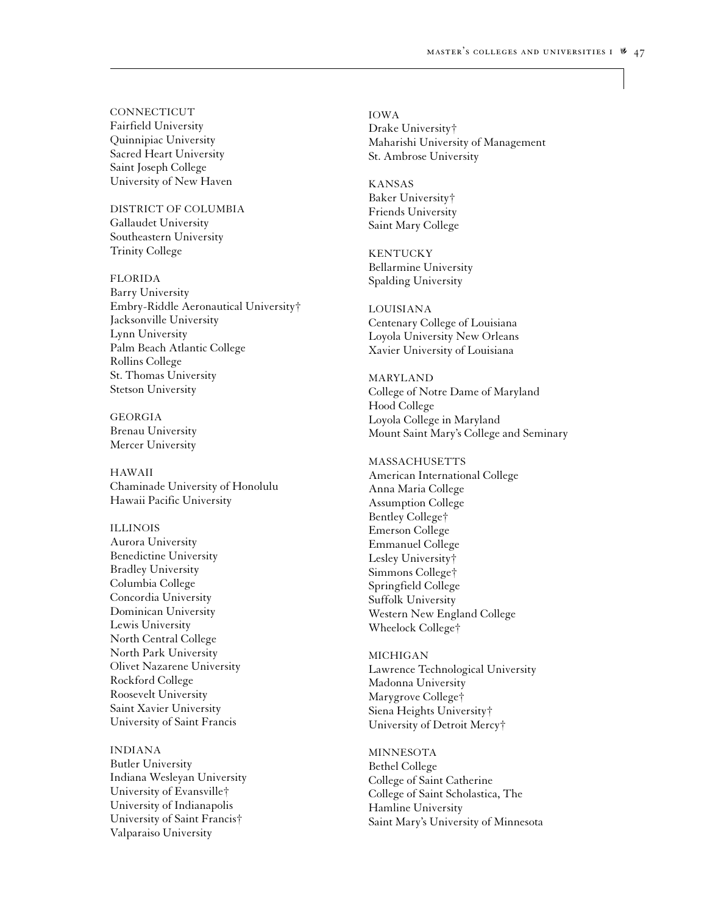CONNECTICUT
Fairfield University
Quinnipiac University
Sacred Heart University
Saint Joseph College
University of New Haven

DISTRICT OF COLUMBIA
Gallaudet University
Southeastern University
Trinity College

FLORIDA
Barry University
Embry-Riddle Aeronautical University†
Jacksonville University
Lynn University
Palm Beach Atlantic College
Rollins College
St. Thomas University
Stetson University

GEORGIA
Brenau University
Mercer University

HAWAII
Chaminade University of Honolulu
Hawaii Pacific University

ILLINOIS
Aurora University
Benedictine University
Bradley University
Columbia College
Concordia University
Dominican University
Lewis University
North Central College
North Park University
Olivet Nazarene University
Rockford College
Roosevelt University
Saint Xavier University
University of Saint Francis

INDIANA
Butler University
Indiana Wesleyan University
University of Evansville†
University of Indianapolis
University of Saint Francis†
Valparaiso University

IOWA
Drake University†
Maharishi University of Management
St. Ambrose University

KANSAS
Baker University†
Friends University
Saint Mary College

KENTUCKY
Bellarmine University
Spalding University

LOUISIANA
Centenary College of Louisiana
Loyola University New Orleans
Xavier University of Louisiana

MARYLAND
College of Notre Dame of Maryland
Hood College
Loyola College in Maryland
Mount Saint Mary's College and Seminary

MASSACHUSETTS
American International College
Anna Maria College
Assumption College
Bentley College†
Emerson College
Emmanuel College
Lesley University†
Simmons College†
Springfield College
Suffolk University
Western New England College
Wheelock College†

MICHIGAN
Lawrence Technological University
Madonna University
Marygrove College†
Siena Heights University†
University of Detroit Mercy†

MINNESOTA
Bethel College
College of Saint Catherine
College of Saint Scholastica, The
Hamline University
Saint Mary's University of Minnesota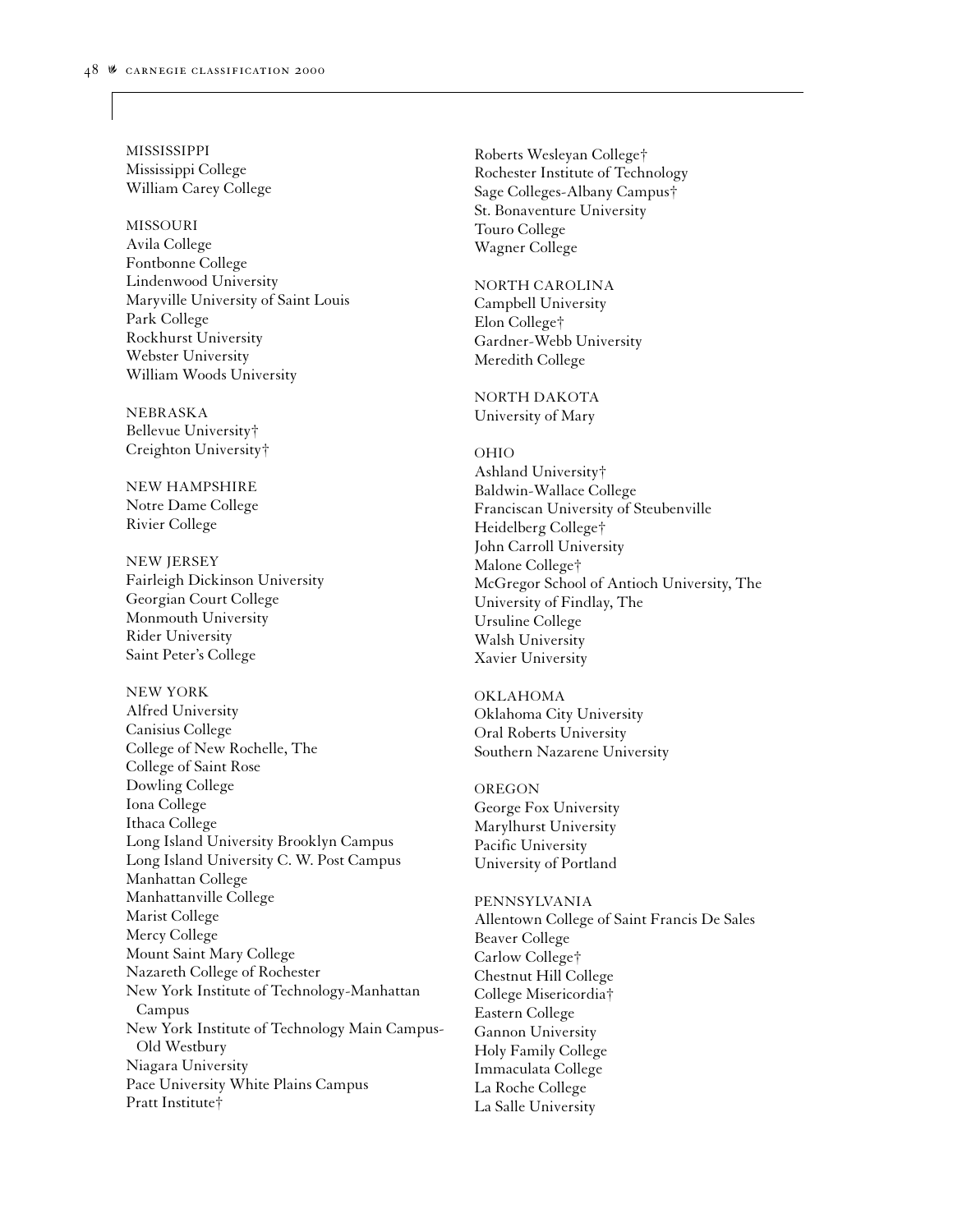MISSISSIPPI
Mississippi College
William Carey College

MISSOURI
Avila College
Fontbonne College
Lindenwood University
Maryville University of Saint Louis
Park College
Rockhurst University
Webster University
William Woods University

NEBRASKA
Bellevue University†
Creighton University†

NEW HAMPSHIRE
Notre Dame College
Rivier College

NEW JERSEY
Fairleigh Dickinson University
Georgian Court College
Monmouth University
Rider University
Saint Peter's College

NEW YORK
Alfred University
Canisius College
College of New Rochelle, The
College of Saint Rose
Dowling College
Iona College
Ithaca College
Long Island University Brooklyn Campus
Long Island University C. W. Post Campus
Manhattan College
Manhattanville College
Marist College
Mercy College
Mount Saint Mary College
Nazareth College of Rochester
New York Institute of Technology-Manhattan Campus
New York Institute of Technology Main Campus-Old Westbury
Niagara University
Pace University White Plains Campus
Pratt Institute†
Roberts Wesleyan College†
Rochester Institute of Technology
Sage Colleges-Albany Campus†
St. Bonaventure University
Touro College
Wagner College

NORTH CAROLINA
Campbell University
Elon College†
Gardner-Webb University
Meredith College

NORTH DAKOTA
University of Mary

OHIO
Ashland University†
Baldwin-Wallace College
Franciscan University of Steubenville
Heidelberg College†
John Carroll University
Malone College†
McGregor School of Antioch University, The
University of Findlay, The
Ursuline College
Walsh University
Xavier University

OKLAHOMA
Oklahoma City University
Oral Roberts University
Southern Nazarene University

OREGON
George Fox University
Marylhurst University
Pacific University
University of Portland

PENNSYLVANIA
Allentown College of Saint Francis De Sales
Beaver College
Carlow College†
Chestnut Hill College
College Misericordia†
Eastern College
Gannon University
Holy Family College
Immaculata College
La Roche College
La Salle University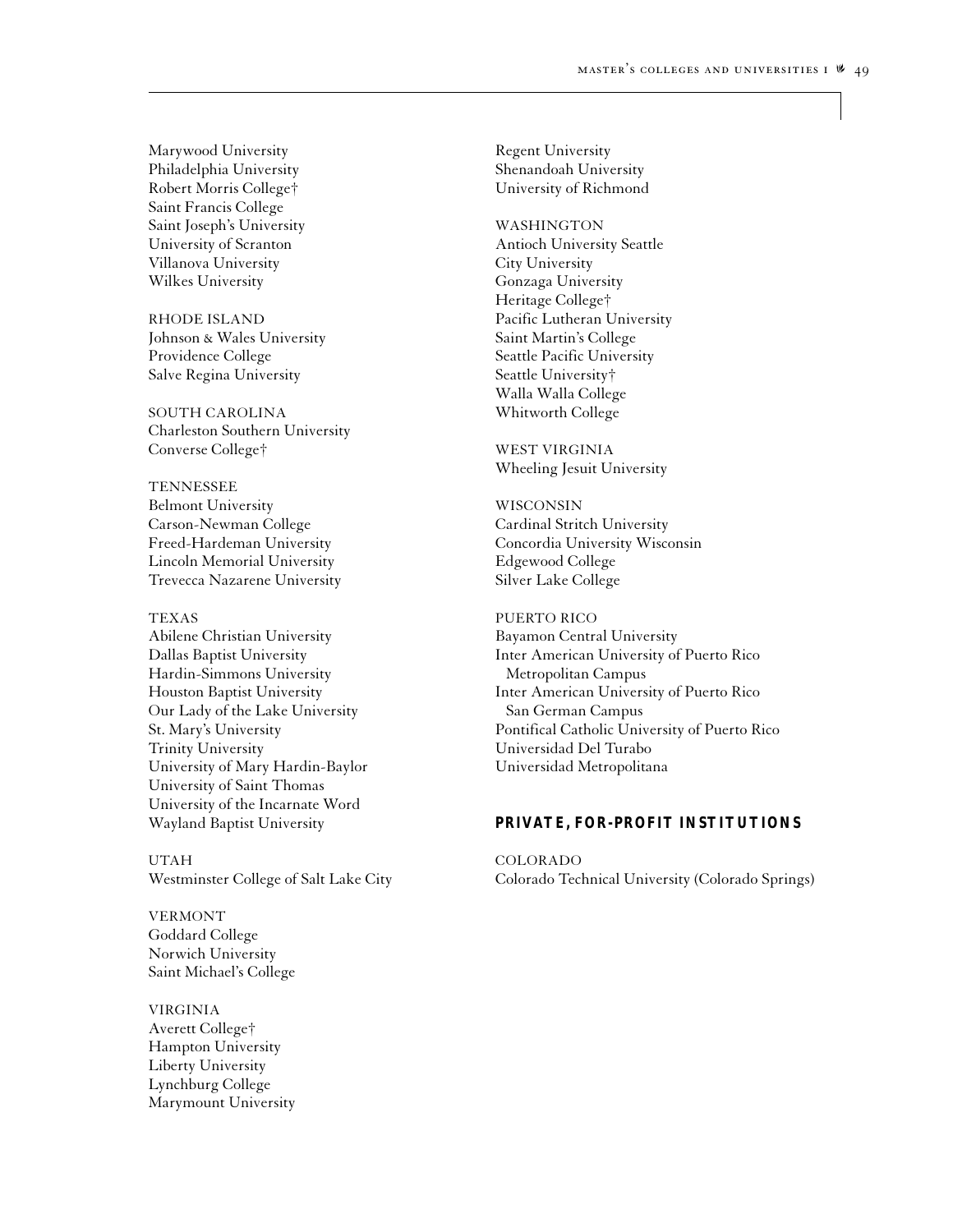Marywood University
Philadelphia University
Robert Morris College†
Saint Francis College
Saint Joseph's University
University of Scranton
Villanova University
Wilkes University

RHODE ISLAND
Johnson & Wales University
Providence College
Salve Regina University

SOUTH CAROLINA
Charleston Southern University
Converse College†

TENNESSEE
Belmont University
Carson-Newman College
Freed-Hardeman University
Lincoln Memorial University
Trevecca Nazarene University

TEXAS
Abilene Christian University
Dallas Baptist University
Hardin-Simmons University
Houston Baptist University
Our Lady of the Lake University
St. Mary's University
Trinity University
University of Mary Hardin-Baylor
University of Saint Thomas
University of the Incarnate Word
Wayland Baptist University

UTAH
Westminster College of Salt Lake City

VERMONT
Goddard College
Norwich University
Saint Michael's College

VIRGINIA
Averett College†
Hampton University
Liberty University
Lynchburg College
Marymount University
Regent University
Shenandoah University
University of Richmond

WASHINGTON
Antioch University Seattle
City University
Gonzaga University
Heritage College†
Pacific Lutheran University
Saint Martin's College
Seattle Pacific University
Seattle University†
Walla Walla College
Whitworth College

WEST VIRGINIA
Wheeling Jesuit University

WISCONSIN
Cardinal Stritch University
Concordia University Wisconsin
Edgewood College
Silver Lake College

PUERTO RICO
Bayamon Central University
Inter American University of Puerto Rico Metropolitan Campus
Inter American University of Puerto Rico San German Campus
Pontifical Catholic University of Puerto Rico
Universidad Del Turabo
Universidad Metropolitana

## PRIVATE, FOR-PROFIT INSTITUTIONS

COLORADO
Colorado Technical University (Colorado Springs)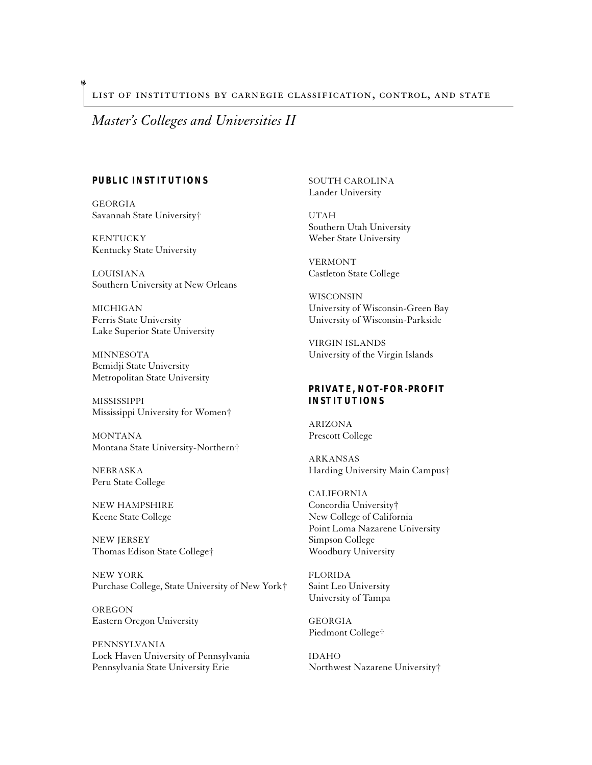## *Master's Colleges and Universities II*

### PUBLIC INSTITUTIONS

GEORGIA
Savannah State University†

KENTUCKY
Kentucky State University

LOUISIANA
Southern University at New Orleans

MICHIGAN
Ferris State University
Lake Superior State University

MINNESOTA
Bemidji State University
Metropolitan State University

MISSISSIPPI
Mississippi University for Women†

MONTANA
Montana State University-Northern†

NEBRASKA
Peru State College

NEW HAMPSHIRE
Keene State College

NEW JERSEY
Thomas Edison State College†

NEW YORK
Purchase College, State University of New York†

OREGON
Eastern Oregon University

PENNSYLVANIA
Lock Haven University of Pennsylvania
Pennsylvania State University Erie

SOUTH CAROLINA
Lander University

UTAH
Southern Utah University
Weber State University

VERMONT
Castleton State College

WISCONSIN
University of Wisconsin-Green Bay
University of Wisconsin-Parkside

VIRGIN ISLANDS
University of the Virgin Islands

### PRIVATE, NOT-FOR-PROFIT INSTITUTIONS

ARIZONA
Prescott College

ARKANSAS
Harding University Main Campus†

CALIFORNIA
Concordia University†
New College of California
Point Loma Nazarene University
Simpson College
Woodbury University

FLORIDA
Saint Leo University
University of Tampa

GEORGIA
Piedmont College†

IDAHO
Northwest Nazarene University†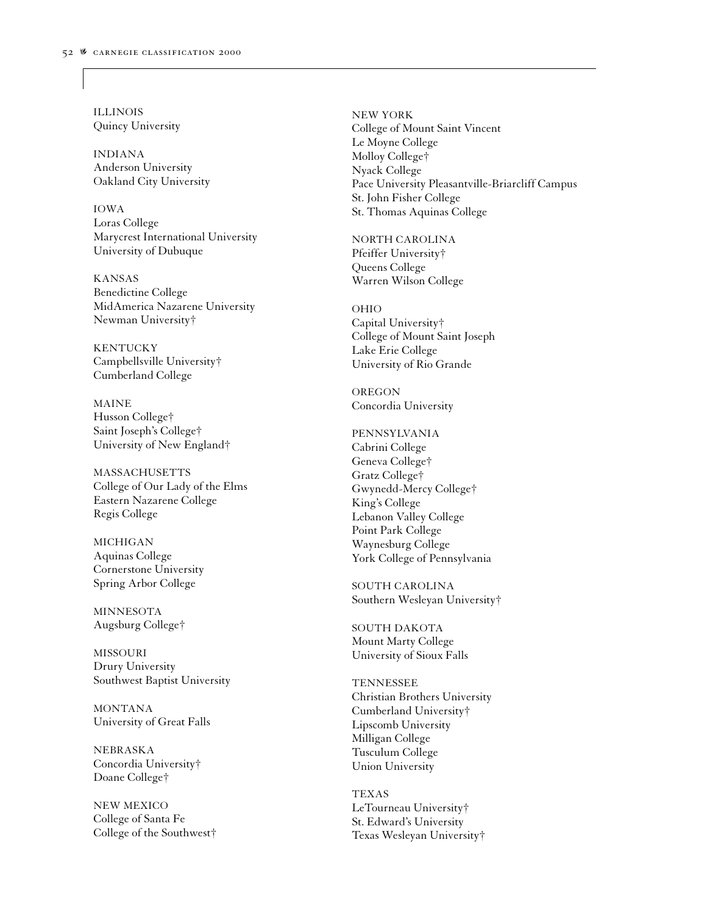ILLINOIS
Quincy University

INDIANA
Anderson University
Oakland City University

IOWA
Loras College
Marycrest International University
University of Dubuque

KANSAS
Benedictine College
MidAmerica Nazarene University
Newman University†

KENTUCKY
Campbellsville University†
Cumberland College

MAINE
Husson College†
Saint Joseph's College†
University of New England†

MASSACHUSETTS
College of Our Lady of the Elms
Eastern Nazarene College
Regis College

MICHIGAN
Aquinas College
Cornerstone University
Spring Arbor College

MINNESOTA
Augsburg College†

MISSOURI
Drury University
Southwest Baptist University

MONTANA
University of Great Falls

NEBRASKA
Concordia University†
Doane College†

NEW MEXICO
College of Santa Fe
College of the Southwest†

NEW YORK
College of Mount Saint Vincent
Le Moyne College
Molloy College†
Nyack College
Pace University Pleasantville-Briarcliff Campus
St. John Fisher College
St. Thomas Aquinas College

NORTH CAROLINA
Pfeiffer University†
Queens College
Warren Wilson College

OHIO
Capital University†
College of Mount Saint Joseph
Lake Erie College
University of Rio Grande

OREGON
Concordia University

PENNSYLVANIA
Cabrini College
Geneva College†
Gratz College†
Gwynedd-Mercy College†
King's College
Lebanon Valley College
Point Park College
Waynesburg College
York College of Pennsylvania

SOUTH CAROLINA
Southern Wesleyan University†

SOUTH DAKOTA
Mount Marty College
University of Sioux Falls

TENNESSEE
Christian Brothers University
Cumberland University†
Lipscomb University
Milligan College
Tusculum College
Union University

TEXAS
LeTourneau University†
St. Edward's University
Texas Wesleyan University†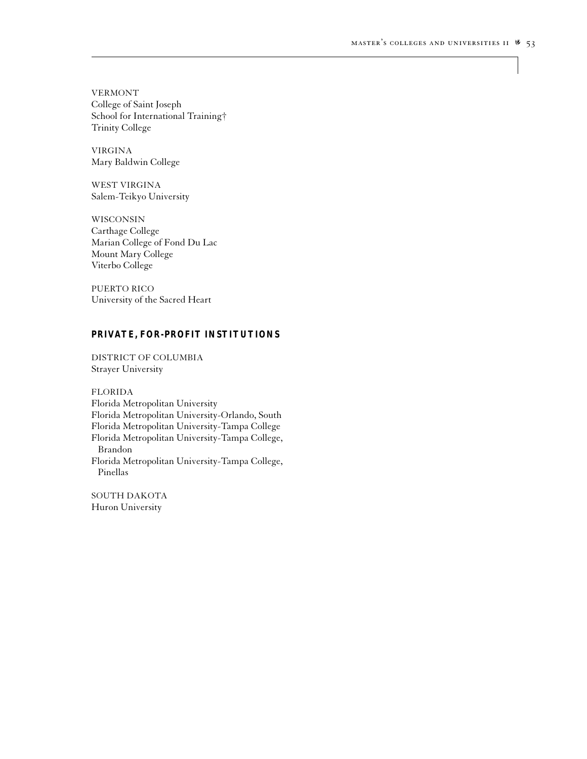VERMONT
College of Saint Joseph
School for International Training†
Trinity College

VIRGINA
Mary Baldwin College

WEST VIRGINA
Salem-Teikyo University

WISCONSIN
Carthage College
Marian College of Fond Du Lac
Mount Mary College
Viterbo College

PUERTO RICO
University of the Sacred Heart

## PRIVATE, FOR-PROFIT INSTITUTIONS

DISTRICT OF COLUMBIA
Strayer University

FLORIDA
Florida Metropolitan University
Florida Metropolitan University-Orlando, South
Florida Metropolitan University-Tampa College
Florida Metropolitan University-Tampa College, Brandon
Florida Metropolitan University-Tampa College, Pinellas

SOUTH DAKOTA
Huron University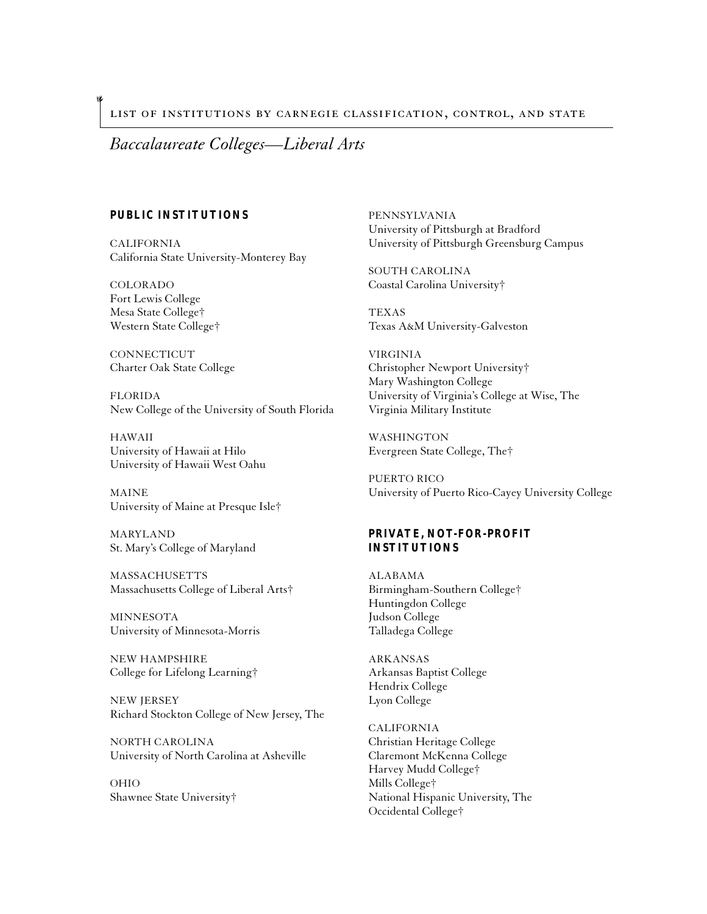## Baccalaureate Colleges—Liberal Arts

### PUBLIC INSTITUTIONS

CALIFORNIA
California State University-Monterey Bay

COLORADO
Fort Lewis College
Mesa State College†
Western State College†

CONNECTICUT
Charter Oak State College

FLORIDA
New College of the University of South Florida

HAWAII
University of Hawaii at Hilo
University of Hawaii West Oahu

MAINE
University of Maine at Presque Isle†

MARYLAND
St. Mary's College of Maryland

MASSACHUSETTS
Massachusetts College of Liberal Arts†

MINNESOTA
University of Minnesota-Morris

NEW HAMPSHIRE
College for Lifelong Learning†

NEW JERSEY
Richard Stockton College of New Jersey, The

NORTH CAROLINA
University of North Carolina at Asheville

OHIO
Shawnee State University†

PENNSYLVANIA
University of Pittsburgh at Bradford
University of Pittsburgh Greensburg Campus

SOUTH CAROLINA
Coastal Carolina University†

TEXAS
Texas A&M University-Galveston

VIRGINIA
Christopher Newport University†
Mary Washington College
University of Virginia's College at Wise, The
Virginia Military Institute

WASHINGTON
Evergreen State College, The†

PUERTO RICO
University of Puerto Rico-Cayey University College

### PRIVATE, NOT-FOR-PROFIT INSTITUTIONS

ALABAMA
Birmingham-Southern College†
Huntingdon College
Judson College
Talladega College

ARKANSAS
Arkansas Baptist College
Hendrix College
Lyon College

CALIFORNIA
Christian Heritage College
Claremont McKenna College
Harvey Mudd College†
Mills College†
National Hispanic University, The
Occidental College†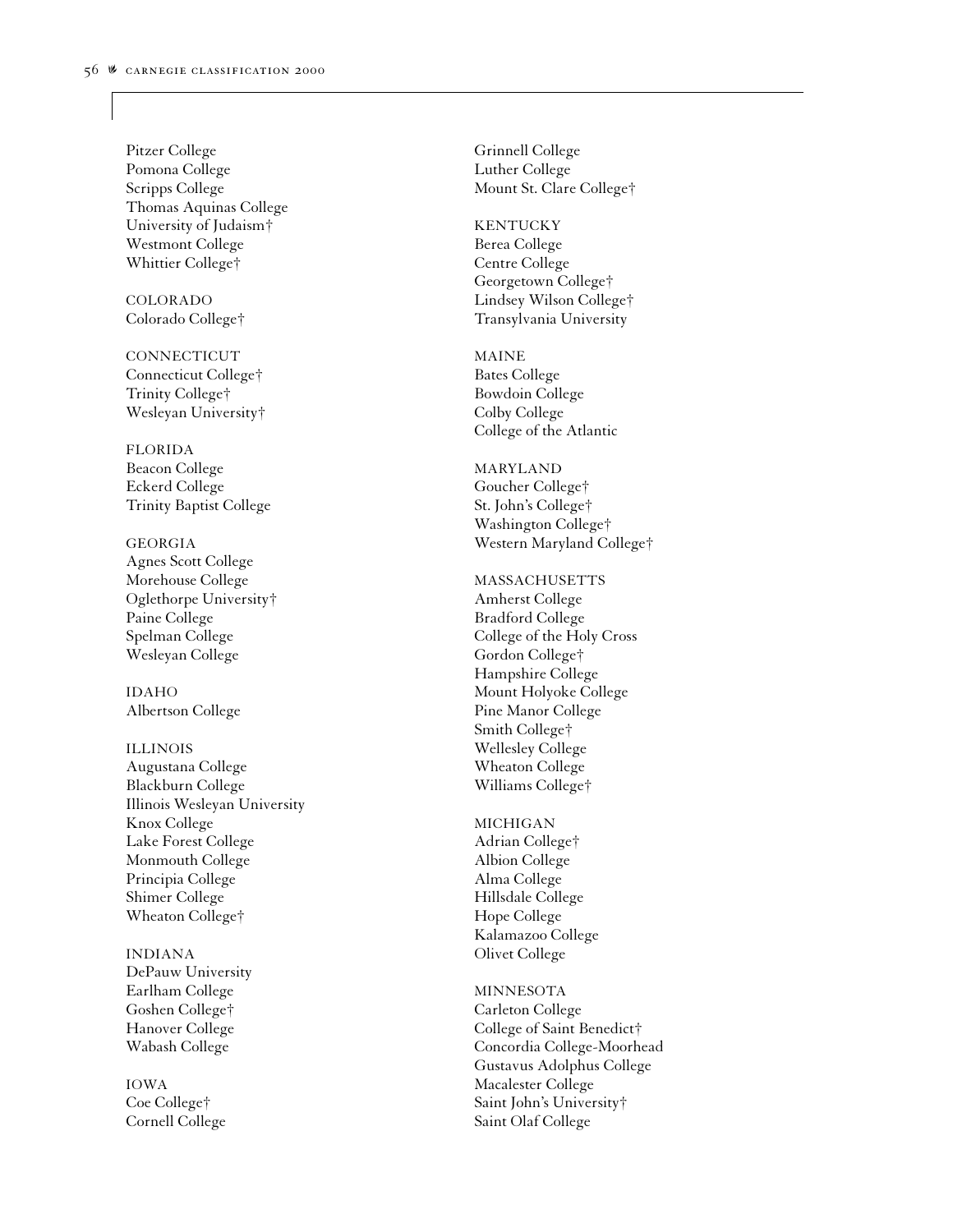Pitzer College
Pomona College
Scripps College
Thomas Aquinas College
University of Judaism†
Westmont College
Whittier College†

COLORADO
Colorado College†

CONNECTICUT
Connecticut College†
Trinity College†
Wesleyan University†

FLORIDA
Beacon College
Eckerd College
Trinity Baptist College

GEORGIA
Agnes Scott College
Morehouse College
Oglethorpe University†
Paine College
Spelman College
Wesleyan College

IDAHO
Albertson College

ILLINOIS
Augustana College
Blackburn College
Illinois Wesleyan University
Knox College
Lake Forest College
Monmouth College
Principia College
Shimer College
Wheaton College†

INDIANA
DePauw University
Earlham College
Goshen College†
Hanover College
Wabash College

IOWA
Coe College†
Cornell College
Grinnell College
Luther College
Mount St. Clare College†

KENTUCKY
Berea College
Centre College
Georgetown College†
Lindsey Wilson College†
Transylvania University

MAINE
Bates College
Bowdoin College
Colby College
College of the Atlantic

MARYLAND
Goucher College†
St. John's College†
Washington College†
Western Maryland College†

MASSACHUSETTS
Amherst College
Bradford College
College of the Holy Cross
Gordon College†
Hampshire College
Mount Holyoke College
Pine Manor College
Smith College†
Wellesley College
Wheaton College
Williams College†

MICHIGAN
Adrian College†
Albion College
Alma College
Hillsdale College
Hope College
Kalamazoo College
Olivet College

MINNESOTA
Carleton College
College of Saint Benedict†
Concordia College-Moorhead
Gustavus Adolphus College
Macalester College
Saint John's University†
Saint Olaf College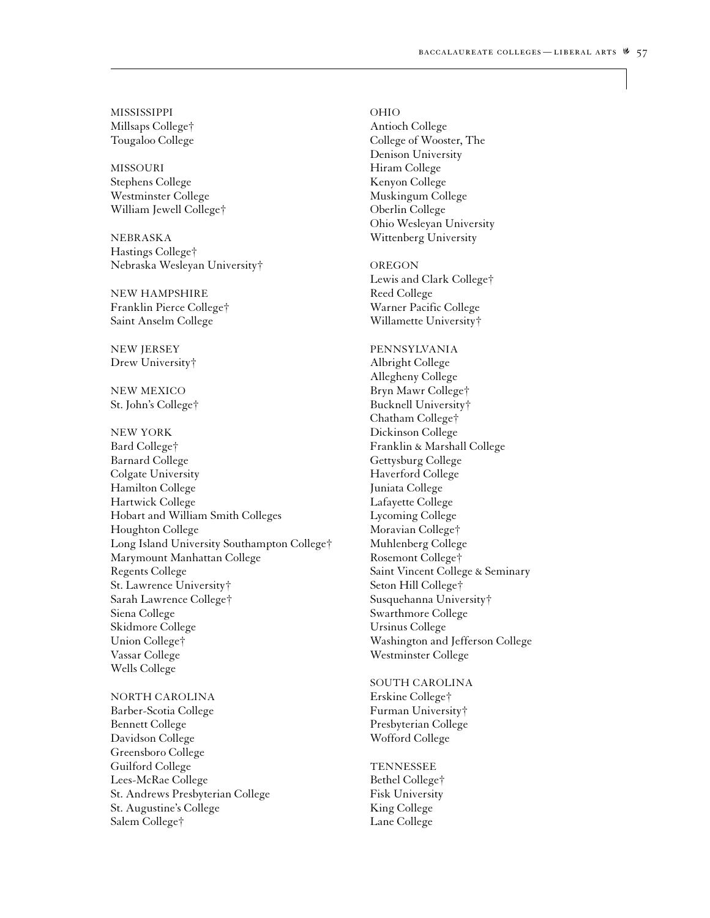MISSISSIPPI
Millsaps College†
Tougaloo College

MISSOURI
Stephens College
Westminster College
William Jewell College†

NEBRASKA
Hastings College†
Nebraska Wesleyan University†

NEW HAMPSHIRE
Franklin Pierce College†
Saint Anselm College

NEW JERSEY
Drew University†

NEW MEXICO
St. John's College†

NEW YORK
Bard College†
Barnard College
Colgate University
Hamilton College
Hartwick College
Hobart and William Smith Colleges
Houghton College
Long Island University Southampton College†
Marymount Manhattan College
Regents College
St. Lawrence University†
Sarah Lawrence College†
Siena College
Skidmore College
Union College†
Vassar College
Wells College

NORTH CAROLINA
Barber-Scotia College
Bennett College
Davidson College
Greensboro College
Guilford College
Lees-McRae College
St. Andrews Presbyterian College
St. Augustine's College
Salem College†

OHIO
Antioch College
College of Wooster, The
Denison University
Hiram College
Kenyon College
Muskingum College
Oberlin College
Ohio Wesleyan University
Wittenberg University

OREGON
Lewis and Clark College†
Reed College
Warner Pacific College
Willamette University†

PENNSYLVANIA
Albright College
Allegheny College
Bryn Mawr College†
Bucknell University†
Chatham College†
Dickinson College
Franklin & Marshall College
Gettysburg College
Haverford College
Juniata College
Lafayette College
Lycoming College
Moravian College†
Muhlenberg College
Rosemont College†
Saint Vincent College & Seminary
Seton Hill College†
Susquehanna University†
Swarthmore College
Ursinus College
Washington and Jefferson College
Westminster College

SOUTH CAROLINA
Erskine College†
Furman University†
Presbyterian College
Wofford College

TENNESSEE
Bethel College†
Fisk University
King College
Lane College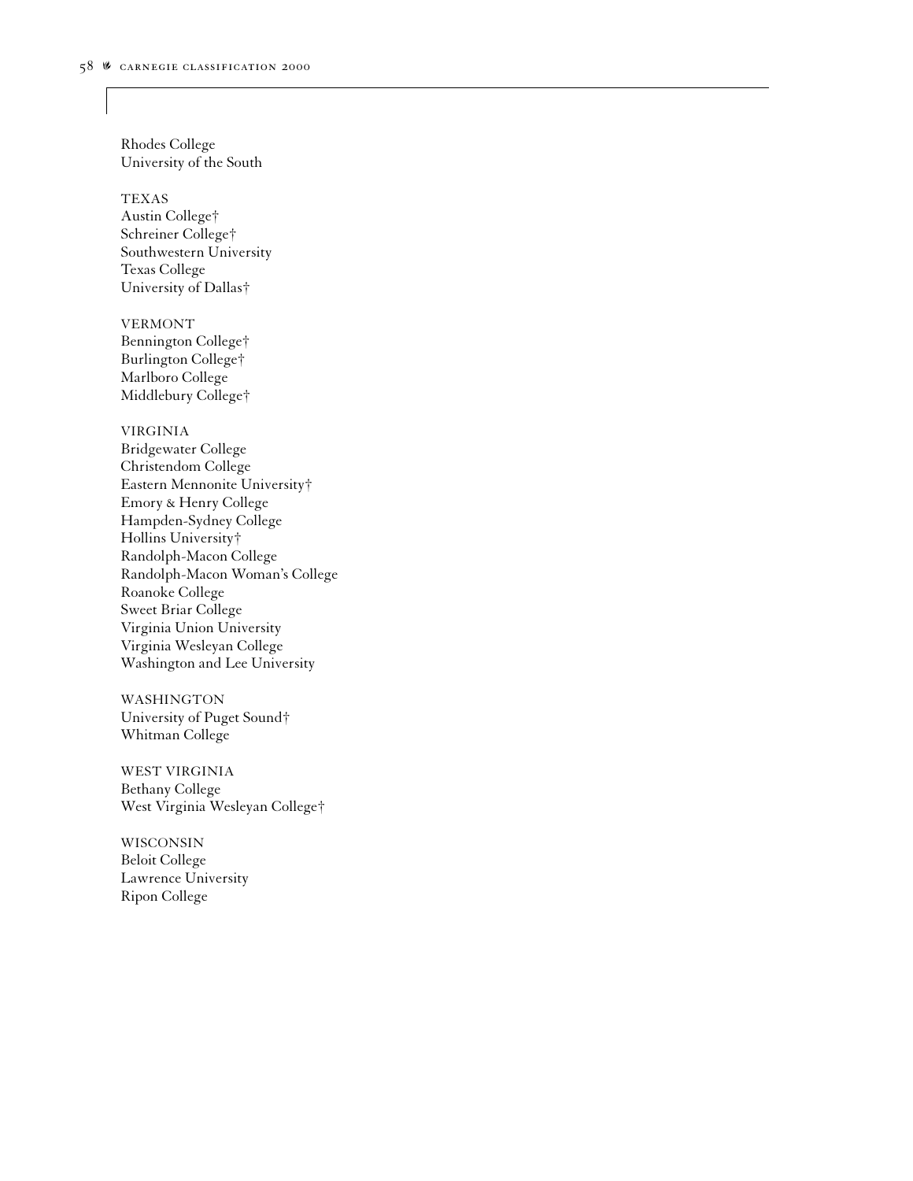Rhodes College
University of the South

TEXAS
Austin College†
Schreiner College†
Southwestern University
Texas College
University of Dallas†

VERMONT
Bennington College†
Burlington College†
Marlboro College
Middlebury College†

VIRGINIA
Bridgewater College
Christendom College
Eastern Mennonite University†
Emory & Henry College
Hampden-Sydney College
Hollins University†
Randolph-Macon College
Randolph-Macon Woman's College
Roanoke College
Sweet Briar College
Virginia Union University
Virginia Wesleyan College
Washington and Lee University

WASHINGTON
University of Puget Sound†
Whitman College

WEST VIRGINIA
Bethany College
West Virginia Wesleyan College†

WISCONSIN
Beloit College
Lawrence University
Ripon College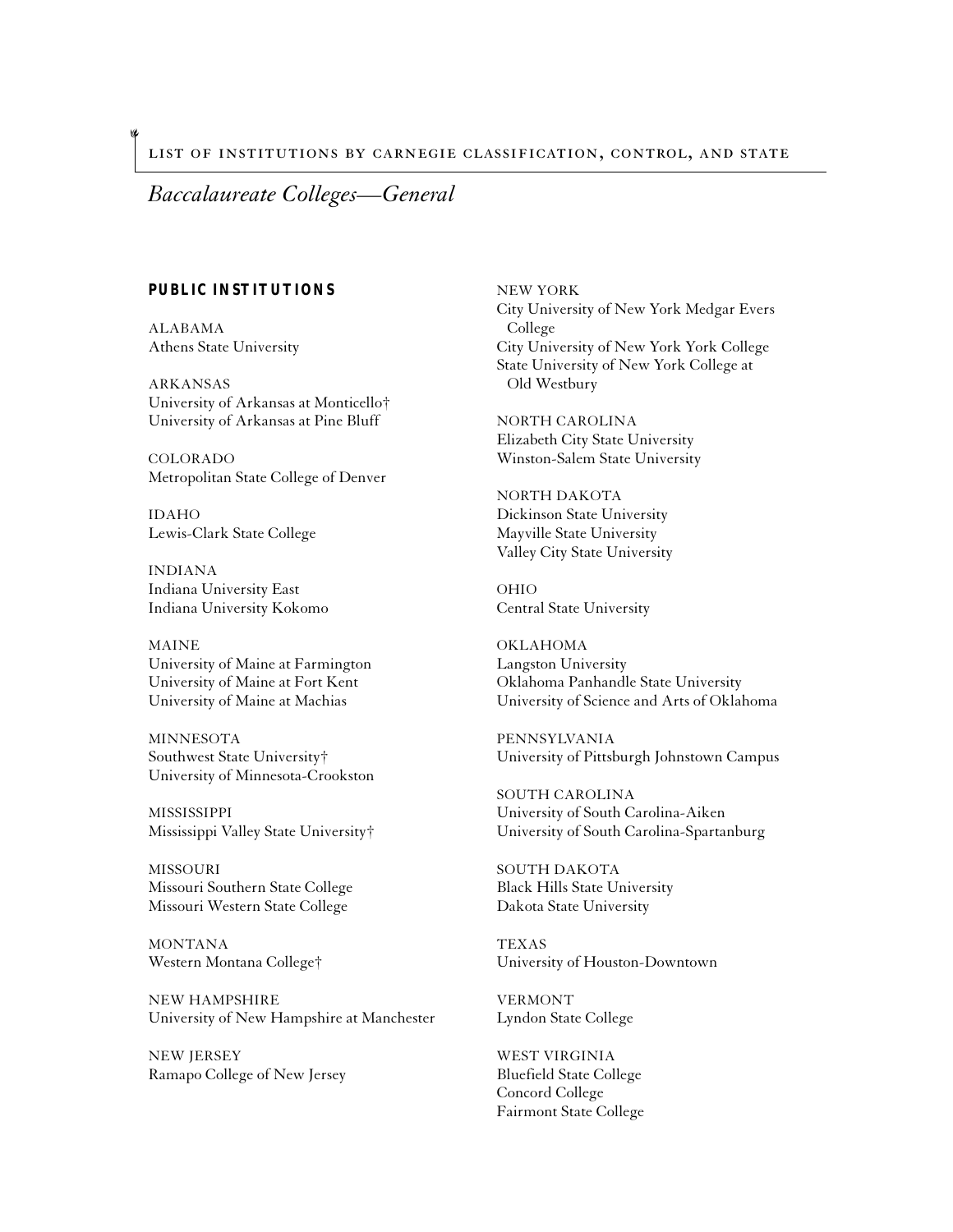LIST OF INSTITUTIONS BY CARNEGIE CLASSIFICATION, CONTROL, AND STATE

## *Baccalaureate Colleges—General*

### PUBLIC INSTITUTIONS

ALABAMA
Athens State University

ARKANSAS
University of Arkansas at Monticello†
University of Arkansas at Pine Bluff

COLORADO
Metropolitan State College of Denver

IDAHO
Lewis-Clark State College

INDIANA
Indiana University East
Indiana University Kokomo

MAINE
University of Maine at Farmington
University of Maine at Fort Kent
University of Maine at Machias

MINNESOTA
Southwest State University†
University of Minnesota-Crookston

MISSISSIPPI
Mississippi Valley State University†

MISSOURI
Missouri Southern State College
Missouri Western State College

MONTANA
Western Montana College†

NEW HAMPSHIRE
University of New Hampshire at Manchester

NEW JERSEY
Ramapo College of New Jersey

NEW YORK
City University of New York Medgar Evers College
City University of New York York College
State University of New York College at Old Westbury

NORTH CAROLINA
Elizabeth City State University
Winston-Salem State University

NORTH DAKOTA
Dickinson State University
Mayville State University
Valley City State University

OHIO
Central State University

OKLAHOMA
Langston University
Oklahoma Panhandle State University
University of Science and Arts of Oklahoma

PENNSYLVANIA
University of Pittsburgh Johnstown Campus

SOUTH CAROLINA
University of South Carolina-Aiken
University of South Carolina-Spartanburg

SOUTH DAKOTA
Black Hills State University
Dakota State University

TEXAS
University of Houston-Downtown

VERMONT
Lyndon State College

WEST VIRGINIA
Bluefield State College
Concord College
Fairmont State College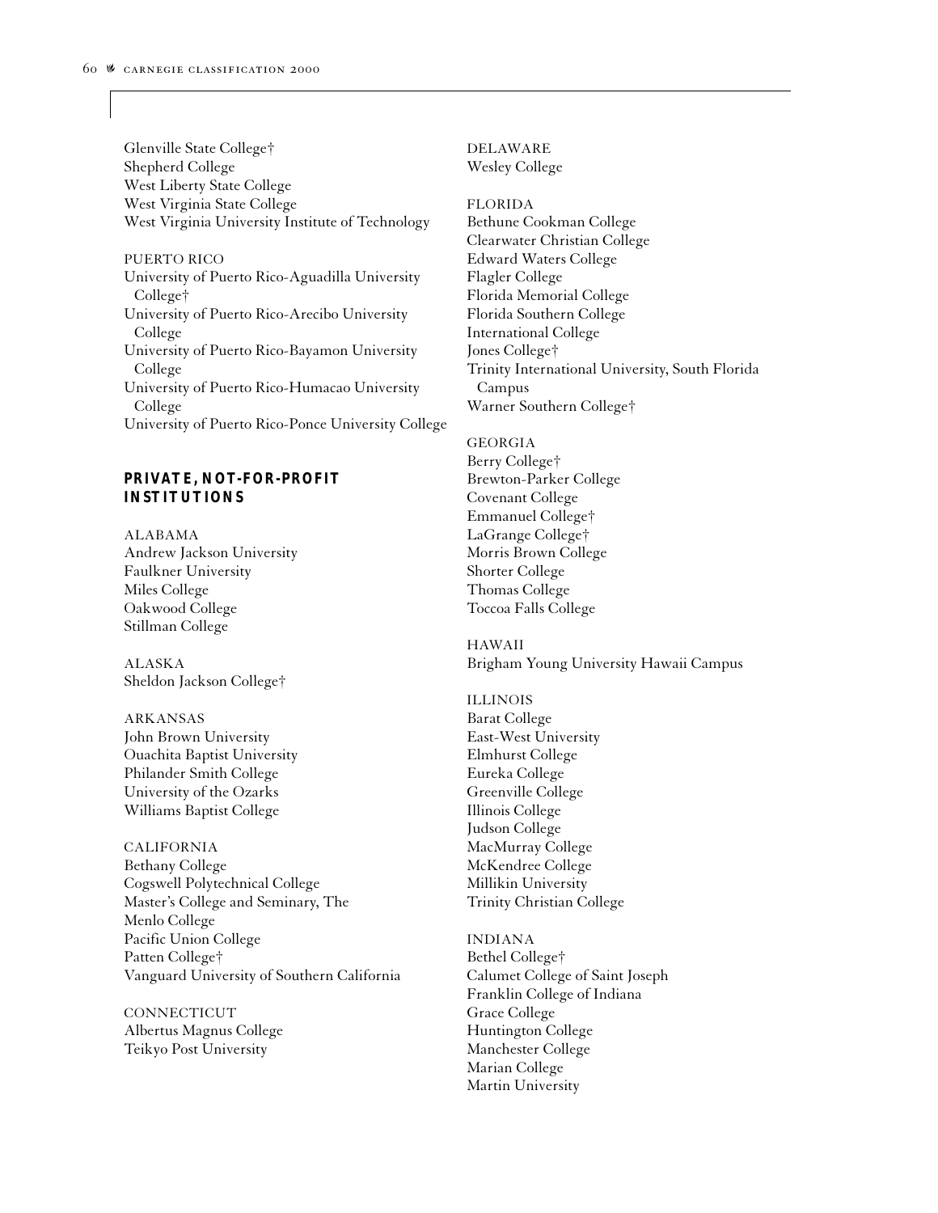Glenville State College†
Shepherd College
West Liberty State College
West Virginia State College
West Virginia University Institute of Technology

PUERTO RICO
University of Puerto Rico-Aguadilla University College†
University of Puerto Rico-Arecibo University College
University of Puerto Rico-Bayamon University College
University of Puerto Rico-Humacao University College
University of Puerto Rico-Ponce University College

## PRIVATE, NOT-FOR-PROFIT INSTITUTIONS

ALABAMA
Andrew Jackson University
Faulkner University
Miles College
Oakwood College
Stillman College

ALASKA
Sheldon Jackson College†

ARKANSAS
John Brown University
Ouachita Baptist University
Philander Smith College
University of the Ozarks
Williams Baptist College

CALIFORNIA
Bethany College
Cogswell Polytechnical College
Master's College and Seminary, The
Menlo College
Pacific Union College
Patten College†
Vanguard University of Southern California

CONNECTICUT
Albertus Magnus College
Teikyo Post University

DELAWARE
Wesley College

FLORIDA
Bethune Cookman College
Clearwater Christian College
Edward Waters College
Flagler College
Florida Memorial College
Florida Southern College
International College
Jones College†
Trinity International University, South Florida Campus
Warner Southern College†

GEORGIA
Berry College†
Brewton-Parker College
Covenant College
Emmanuel College†
LaGrange College†
Morris Brown College
Shorter College
Thomas College
Toccoa Falls College

HAWAII
Brigham Young University Hawaii Campus

ILLINOIS
Barat College
East-West University
Elmhurst College
Eureka College
Greenville College
Illinois College
Judson College
MacMurray College
McKendree College
Millikin University
Trinity Christian College

INDIANA
Bethel College†
Calumet College of Saint Joseph
Franklin College of Indiana
Grace College
Huntington College
Manchester College
Marian College
Martin University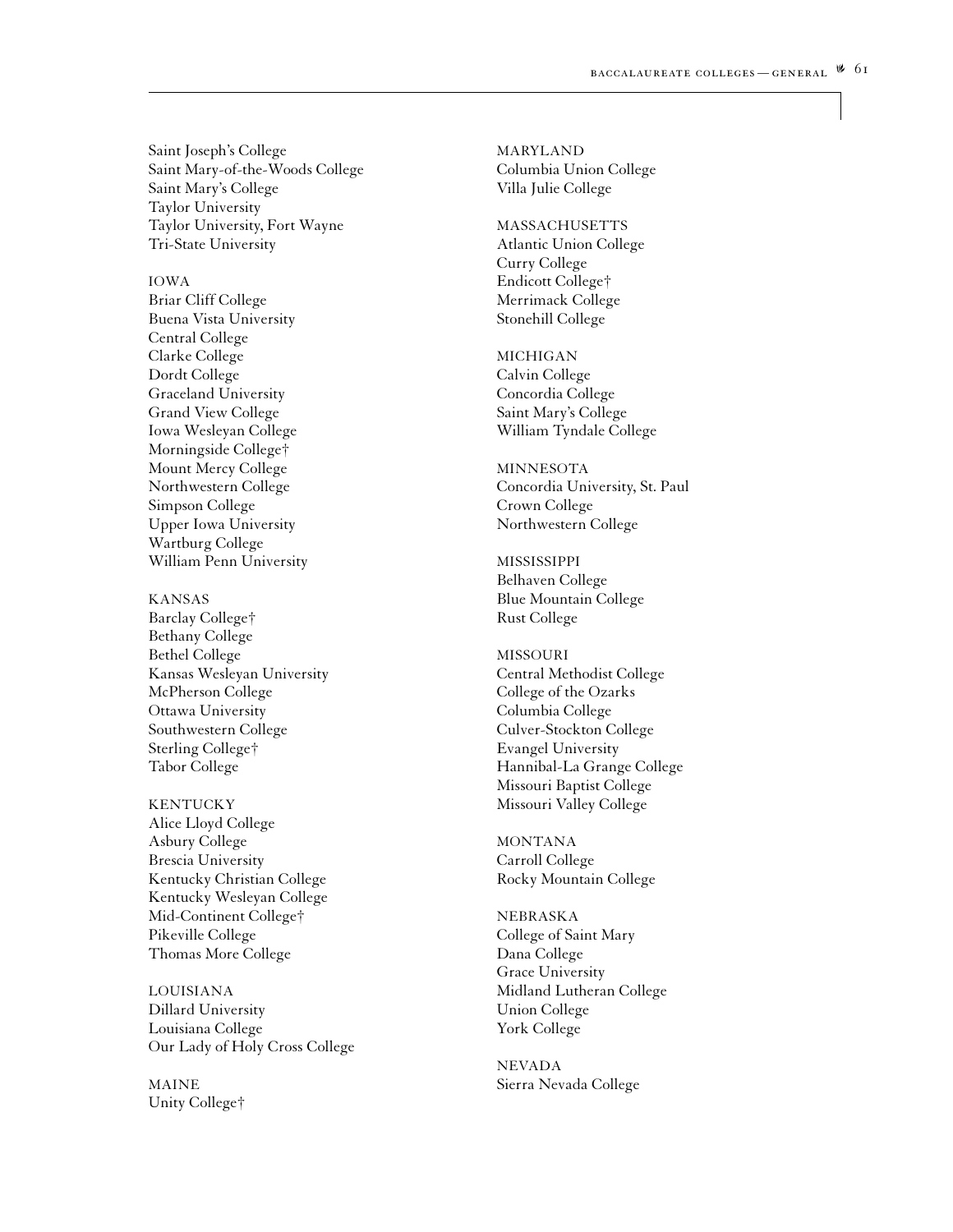Saint Joseph's College
Saint Mary-of-the-Woods College
Saint Mary's College
Taylor University
Taylor University, Fort Wayne
Tri-State University

IOWA
Briar Cliff College
Buena Vista University
Central College
Clarke College
Dordt College
Graceland University
Grand View College
Iowa Wesleyan College
Morningside College†
Mount Mercy College
Northwestern College
Simpson College
Upper Iowa University
Wartburg College
William Penn University

KANSAS
Barclay College†
Bethany College
Bethel College
Kansas Wesleyan University
McPherson College
Ottawa University
Southwestern College
Sterling College†
Tabor College

KENTUCKY
Alice Lloyd College
Asbury College
Brescia University
Kentucky Christian College
Kentucky Wesleyan College
Mid-Continent College†
Pikeville College
Thomas More College

LOUISIANA
Dillard University
Louisiana College
Our Lady of Holy Cross College

MAINE
Unity College†

MARYLAND
Columbia Union College
Villa Julie College

MASSACHUSETTS
Atlantic Union College
Curry College
Endicott College†
Merrimack College
Stonehill College

MICHIGAN
Calvin College
Concordia College
Saint Mary's College
William Tyndale College

MINNESOTA
Concordia University, St. Paul
Crown College
Northwestern College

MISSISSIPPI
Belhaven College
Blue Mountain College
Rust College

MISSOURI
Central Methodist College
College of the Ozarks
Columbia College
Culver-Stockton College
Evangel University
Hannibal-La Grange College
Missouri Baptist College
Missouri Valley College

MONTANA
Carroll College
Rocky Mountain College

NEBRASKA
College of Saint Mary
Dana College
Grace University
Midland Lutheran College
Union College
York College

NEVADA
Sierra Nevada College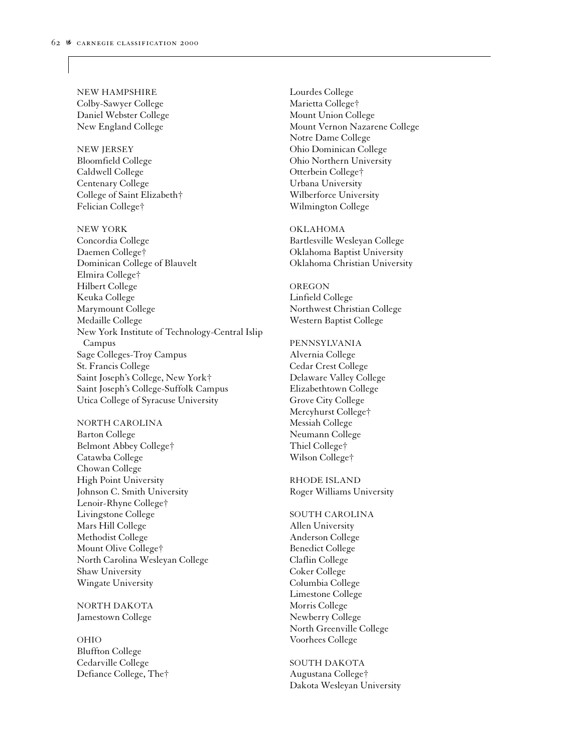NEW HAMPSHIRE
Colby-Sawyer College
Daniel Webster College
New England College

NEW JERSEY
Bloomfield College
Caldwell College
Centenary College
College of Saint Elizabeth†
Felician College†

NEW YORK
Concordia College
Daemen College†
Dominican College of Blauvelt
Elmira College†
Hilbert College
Keuka College
Marymount College
Medaille College
New York Institute of Technology-Central Islip Campus
Sage Colleges-Troy Campus
St. Francis College
Saint Joseph's College, New York†
Saint Joseph's College-Suffolk Campus
Utica College of Syracuse University

NORTH CAROLINA
Barton College
Belmont Abbey College†
Catawba College
Chowan College
High Point University
Johnson C. Smith University
Lenoir-Rhyne College†
Livingstone College
Mars Hill College
Methodist College
Mount Olive College†
North Carolina Wesleyan College
Shaw University
Wingate University

NORTH DAKOTA
Jamestown College

OHIO
Bluffton College
Cedarville College
Defiance College, The†
Lourdes College
Marietta College†
Mount Union College
Mount Vernon Nazarene College
Notre Dame College
Ohio Dominican College
Ohio Northern University
Otterbein College†
Urbana University
Wilberforce University
Wilmington College

OKLAHOMA
Bartlesville Wesleyan College
Oklahoma Baptist University
Oklahoma Christian University

OREGON
Linfield College
Northwest Christian College
Western Baptist College

PENNSYLVANIA
Alvernia College
Cedar Crest College
Delaware Valley College
Elizabethtown College
Grove City College
Mercyhurst College†
Messiah College
Neumann College
Thiel College†
Wilson College†

RHODE ISLAND
Roger Williams University

SOUTH CAROLINA
Allen University
Anderson College
Benedict College
Claflin College
Coker College
Columbia College
Limestone College
Morris College
Newberry College
North Greenville College
Voorhees College

SOUTH DAKOTA
Augustana College†
Dakota Wesleyan University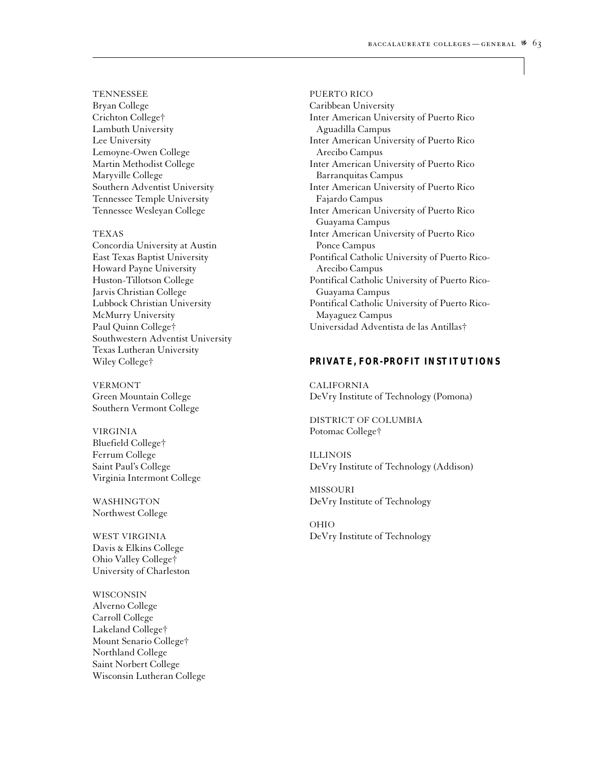TENNESSEE
Bryan College
Crichton College†
Lambuth University
Lee University
Lemoyne-Owen College
Martin Methodist College
Maryville College
Southern Adventist University
Tennessee Temple University
Tennessee Wesleyan College

TEXAS
Concordia University at Austin
East Texas Baptist University
Howard Payne University
Huston-Tillotson College
Jarvis Christian College
Lubbock Christian University
McMurry University
Paul Quinn College†
Southwestern Adventist University
Texas Lutheran University
Wiley College†

VERMONT
Green Mountain College
Southern Vermont College

VIRGINIA
Bluefield College†
Ferrum College
Saint Paul's College
Virginia Intermont College

WASHINGTON
Northwest College

WEST VIRGINIA
Davis & Elkins College
Ohio Valley College†
University of Charleston

WISCONSIN
Alverno College
Carroll College
Lakeland College†
Mount Senario College†
Northland College
Saint Norbert College
Wisconsin Lutheran College

PUERTO RICO
Caribbean University
Inter American University of Puerto Rico Aguadilla Campus
Inter American University of Puerto Rico Arecibo Campus
Inter American University of Puerto Rico Barranquitas Campus
Inter American University of Puerto Rico Fajardo Campus
Inter American University of Puerto Rico Guayama Campus
Inter American University of Puerto Rico Ponce Campus
Pontifical Catholic University of Puerto Rico-Arecibo Campus
Pontifical Catholic University of Puerto Rico-Guayama Campus
Pontifical Catholic University of Puerto Rico-Mayaguez Campus
Universidad Adventista de las Antillas†

## PRIVATE, FOR-PROFIT INSTITUTIONS

CALIFORNIA
DeVry Institute of Technology (Pomona)

DISTRICT OF COLUMBIA
Potomac College†

ILLINOIS
DeVry Institute of Technology (Addison)

MISSOURI
DeVry Institute of Technology

OHIO
DeVry Institute of Technology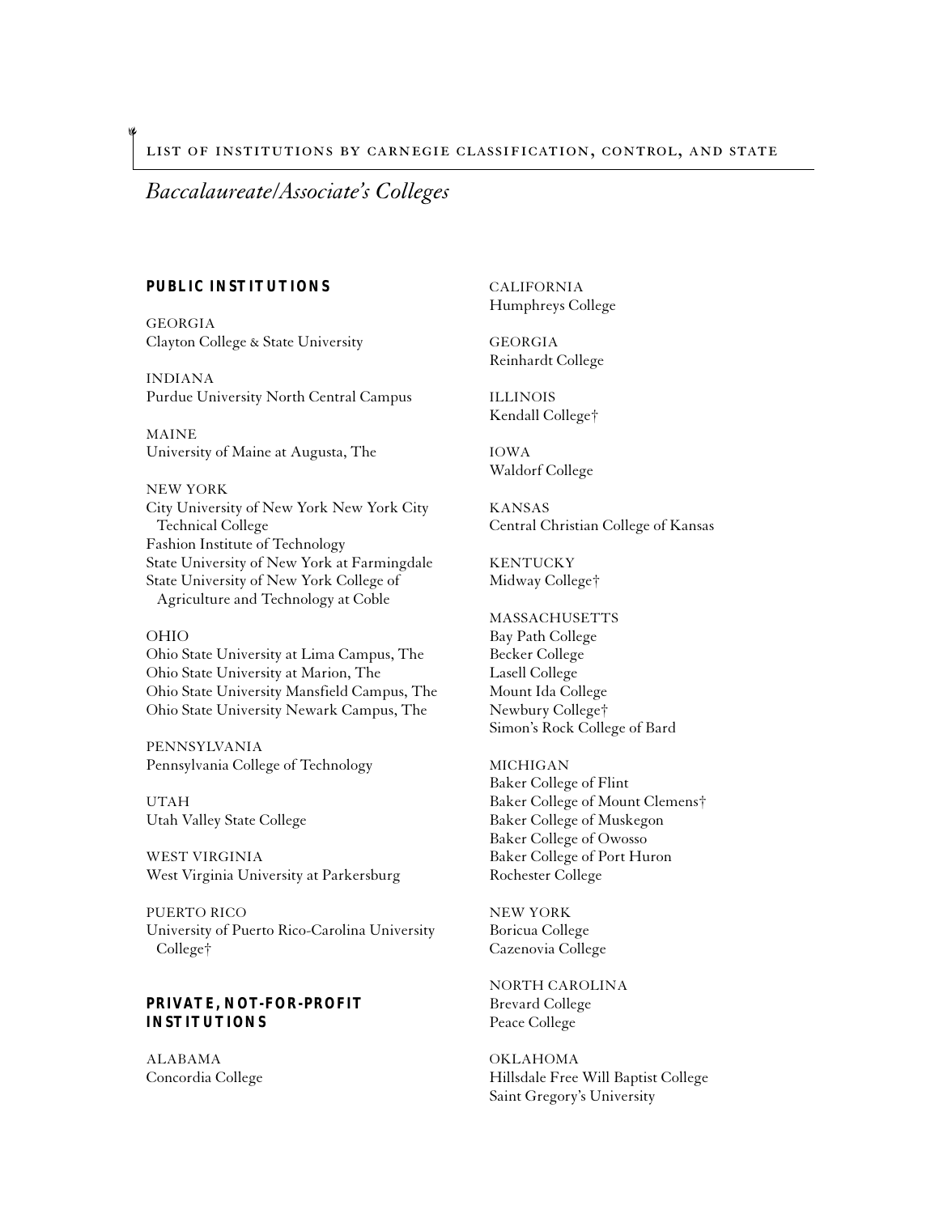## Baccalaureate/Associate's Colleges

### PUBLIC INSTITUTIONS

GEORGIA
Clayton College & State University

INDIANA
Purdue University North Central Campus

MAINE
University of Maine at Augusta, The

NEW YORK
City University of New York New York City Technical College
Fashion Institute of Technology
State University of New York at Farmingdale
State University of New York College of Agriculture and Technology at Coble

OHIO
Ohio State University at Lima Campus, The
Ohio State University at Marion, The
Ohio State University Mansfield Campus, The
Ohio State University Newark Campus, The

PENNSYLVANIA
Pennsylvania College of Technology

UTAH
Utah Valley State College

WEST VIRGINIA
West Virginia University at Parkersburg

PUERTO RICO
University of Puerto Rico-Carolina University College†

### PRIVATE, NOT-FOR-PROFIT INSTITUTIONS

ALABAMA
Concordia College

CALIFORNIA
Humphreys College

GEORGIA
Reinhardt College

ILLINOIS
Kendall College†

IOWA
Waldorf College

KANSAS
Central Christian College of Kansas

KENTUCKY
Midway College†

MASSACHUSETTS
Bay Path College
Becker College
Lasell College
Mount Ida College
Newbury College†
Simon's Rock College of Bard

MICHIGAN
Baker College of Flint
Baker College of Mount Clemens†
Baker College of Muskegon
Baker College of Owosso
Baker College of Port Huron
Rochester College

NEW YORK
Boricua College
Cazenovia College

NORTH CAROLINA
Brevard College
Peace College

OKLAHOMA
Hillsdale Free Will Baptist College
Saint Gregory's University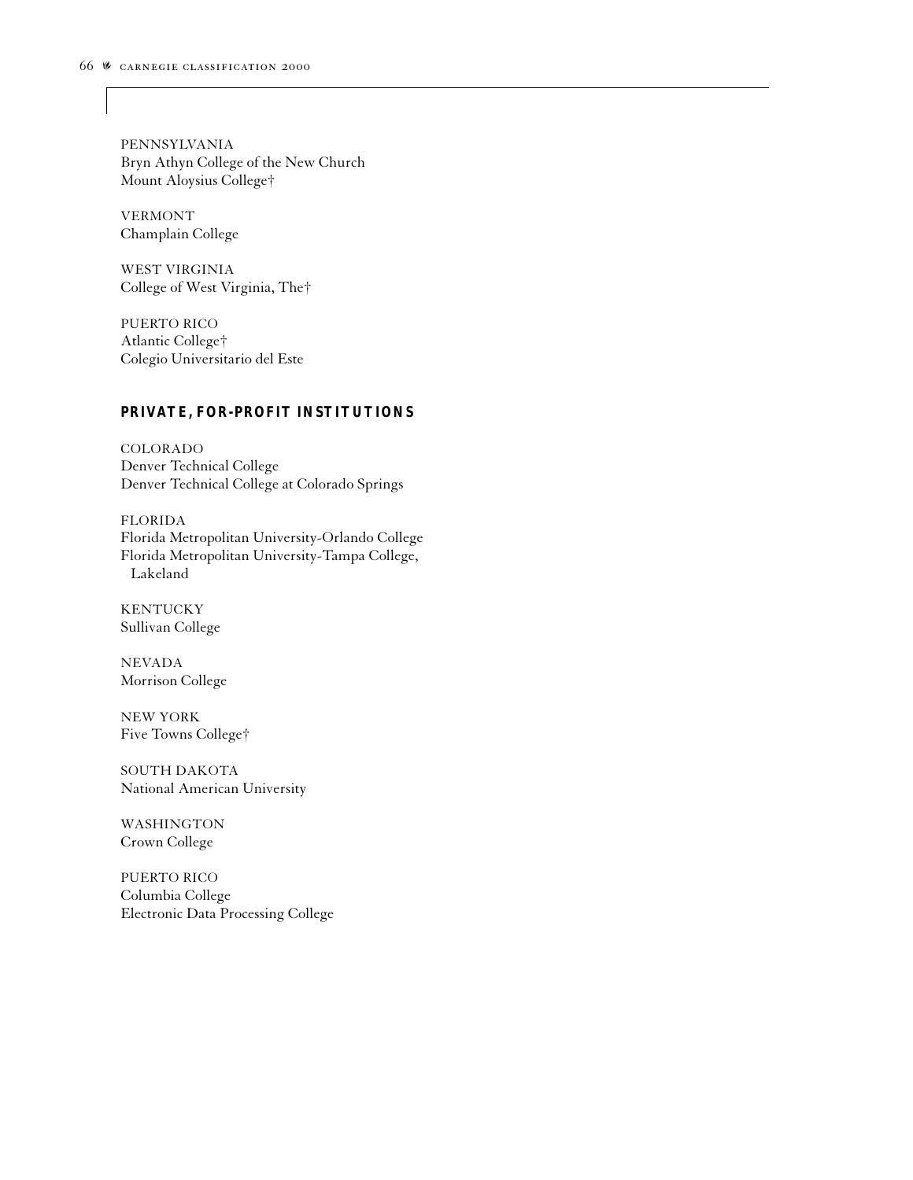PENNSYLVANIA
Bryn Athyn College of the New Church
Mount Aloysius College†

VERMONT
Champlain College

WEST VIRGINIA
College of West Virginia, The†

PUERTO RICO
Atlantic College†
Colegio Universitario del Este

### PRIVATE, FOR-PROFIT INSTITUTIONS

COLORADO
Denver Technical College
Denver Technical College at Colorado Springs

FLORIDA
Florida Metropolitan University-Orlando College
Florida Metropolitan University-Tampa College, Lakeland

KENTUCKY
Sullivan College

NEVADA
Morrison College

NEW YORK
Five Towns College†

SOUTH DAKOTA
National American University

WASHINGTON
Crown College

PUERTO RICO
Columbia College
Electronic Data Processing College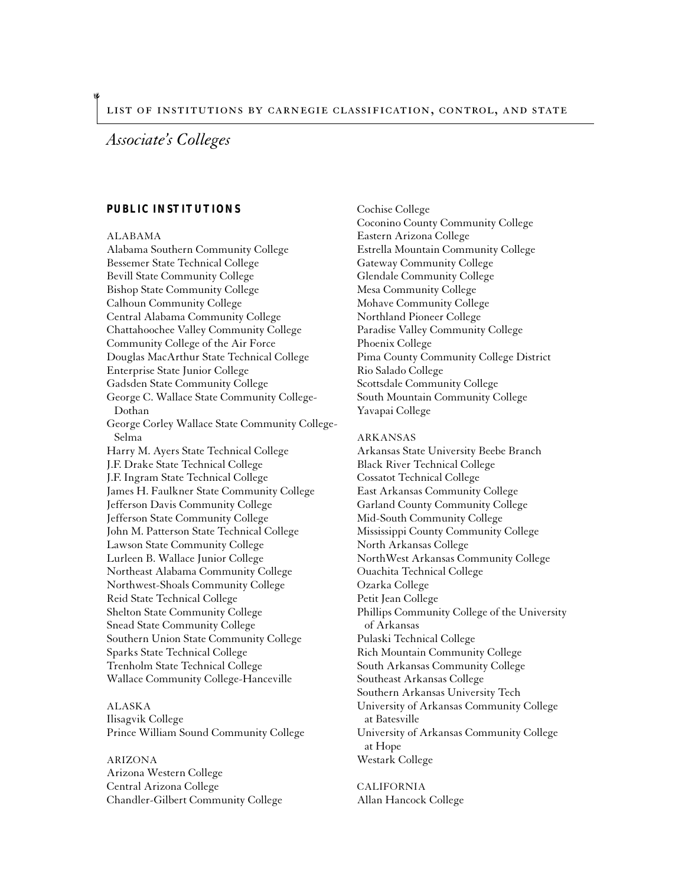## *Associate's Colleges*

### PUBLIC INSTITUTIONS

ALABAMA
Alabama Southern Community College
Bessemer State Technical College
Bevill State Community College
Bishop State Community College
Calhoun Community College
Central Alabama Community College
Chattahoochee Valley Community College
Community College of the Air Force
Douglas MacArthur State Technical College
Enterprise State Junior College
Gadsden State Community College
George C. Wallace State Community College-Dothan
George Corley Wallace State Community College-Selma
Harry M. Ayers State Technical College
J.F. Drake State Technical College
J.F. Ingram State Technical College
James H. Faulkner State Community College
Jefferson Davis Community College
Jefferson State Community College
John M. Patterson State Technical College
Lawson State Community College
Lurleen B. Wallace Junior College
Northeast Alabama Community College
Northwest-Shoals Community College
Reid State Technical College
Shelton State Community College
Snead State Community College
Southern Union State Community College
Sparks State Technical College
Trenholm State Technical College
Wallace Community College-Hanceville

ALASKA
Ilisagvik College
Prince William Sound Community College

ARIZONA
Arizona Western College
Central Arizona College
Chandler-Gilbert Community College
Cochise College
Coconino County Community College
Eastern Arizona College
Estrella Mountain Community College
Gateway Community College
Glendale Community College
Mesa Community College
Mohave Community College
Northland Pioneer College
Paradise Valley Community College
Phoenix College
Pima County Community College District
Rio Salado College
Scottsdale Community College
South Mountain Community College
Yavapai College

ARKANSAS
Arkansas State University Beebe Branch
Black River Technical College
Cossatot Technical College
East Arkansas Community College
Garland County Community College
Mid-South Community College
Mississippi County Community College
North Arkansas College
NorthWest Arkansas Community College
Ouachita Technical College
Ozarka College
Petit Jean College
Phillips Community College of the University of Arkansas
Pulaski Technical College
Rich Mountain Community College
South Arkansas Community College
Southeast Arkansas College
Southern Arkansas University Tech
University of Arkansas Community College at Batesville
University of Arkansas Community College at Hope
Westark College

CALIFORNIA
Allan Hancock College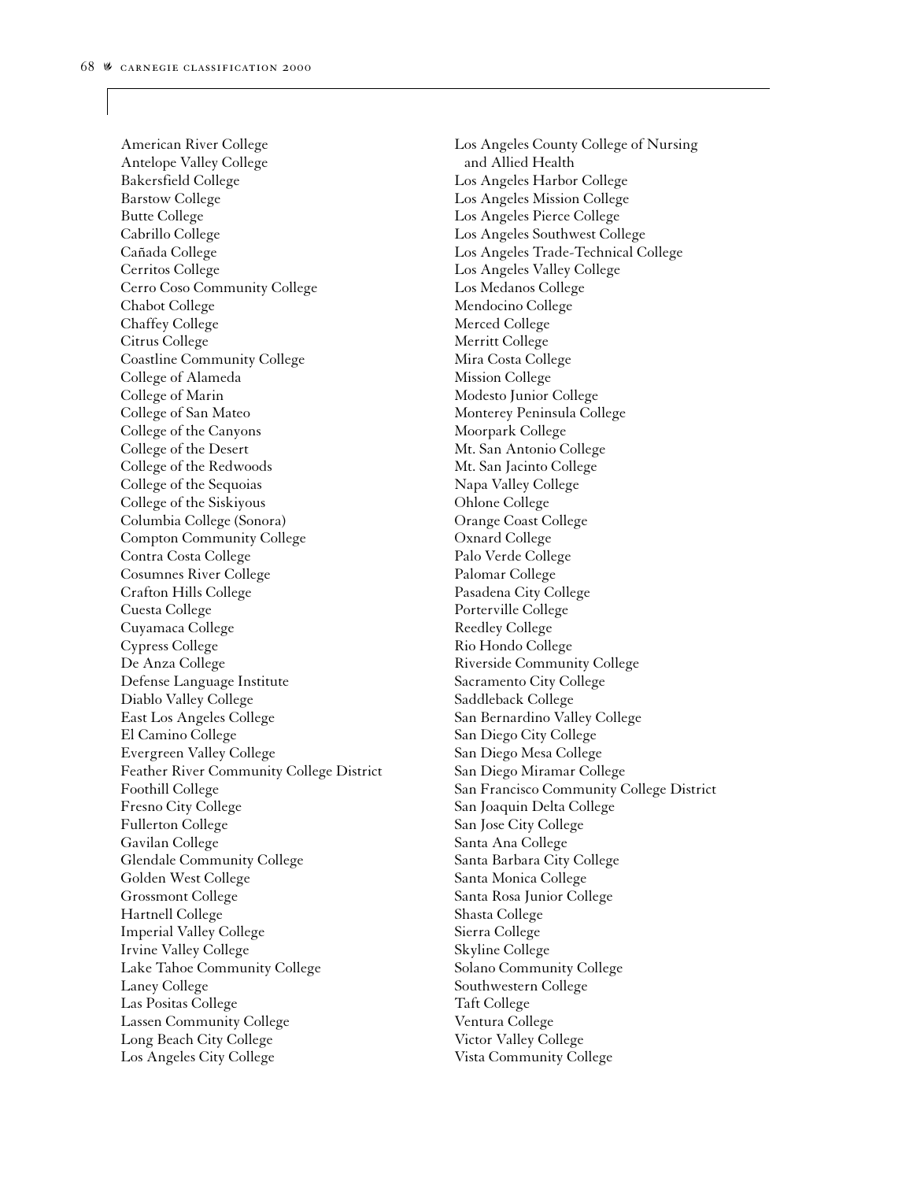American River College
Antelope Valley College
Bakersfield College
Barstow College
Butte College
Cabrillo College
Cañada College
Cerritos College
Cerro Coso Community College
Chabot College
Chaffey College
Citrus College
Coastline Community College
College of Alameda
College of Marin
College of San Mateo
College of the Canyons
College of the Desert
College of the Redwoods
College of the Sequoias
College of the Siskiyous
Columbia College (Sonora)
Compton Community College
Contra Costa College
Cosumnes River College
Crafton Hills College
Cuesta College
Cuyamaca College
Cypress College
De Anza College
Defense Language Institute
Diablo Valley College
East Los Angeles College
El Camino College
Evergreen Valley College
Feather River Community College District
Foothill College
Fresno City College
Fullerton College
Gavilan College
Glendale Community College
Golden West College
Grossmont College
Hartnell College
Imperial Valley College
Irvine Valley College
Lake Tahoe Community College
Laney College
Las Positas College
Lassen Community College
Long Beach City College
Los Angeles City College
Los Angeles County College of Nursing and Allied Health
Los Angeles Harbor College
Los Angeles Mission College
Los Angeles Pierce College
Los Angeles Southwest College
Los Angeles Trade-Technical College
Los Angeles Valley College
Los Medanos College
Mendocino College
Merced College
Merritt College
Mira Costa College
Mission College
Modesto Junior College
Monterey Peninsula College
Moorpark College
Mt. San Antonio College
Mt. San Jacinto College
Napa Valley College
Ohlone College
Orange Coast College
Oxnard College
Palo Verde College
Palomar College
Pasadena City College
Porterville College
Reedley College
Rio Hondo College
Riverside Community College
Sacramento City College
Saddleback College
San Bernardino Valley College
San Diego City College
San Diego Mesa College
San Diego Miramar College
San Francisco Community College District
San Joaquin Delta College
San Jose City College
Santa Ana College
Santa Barbara City College
Santa Monica College
Santa Rosa Junior College
Shasta College
Sierra College
Skyline College
Solano Community College
Southwestern College
Taft College
Ventura College
Victor Valley College
Vista Community College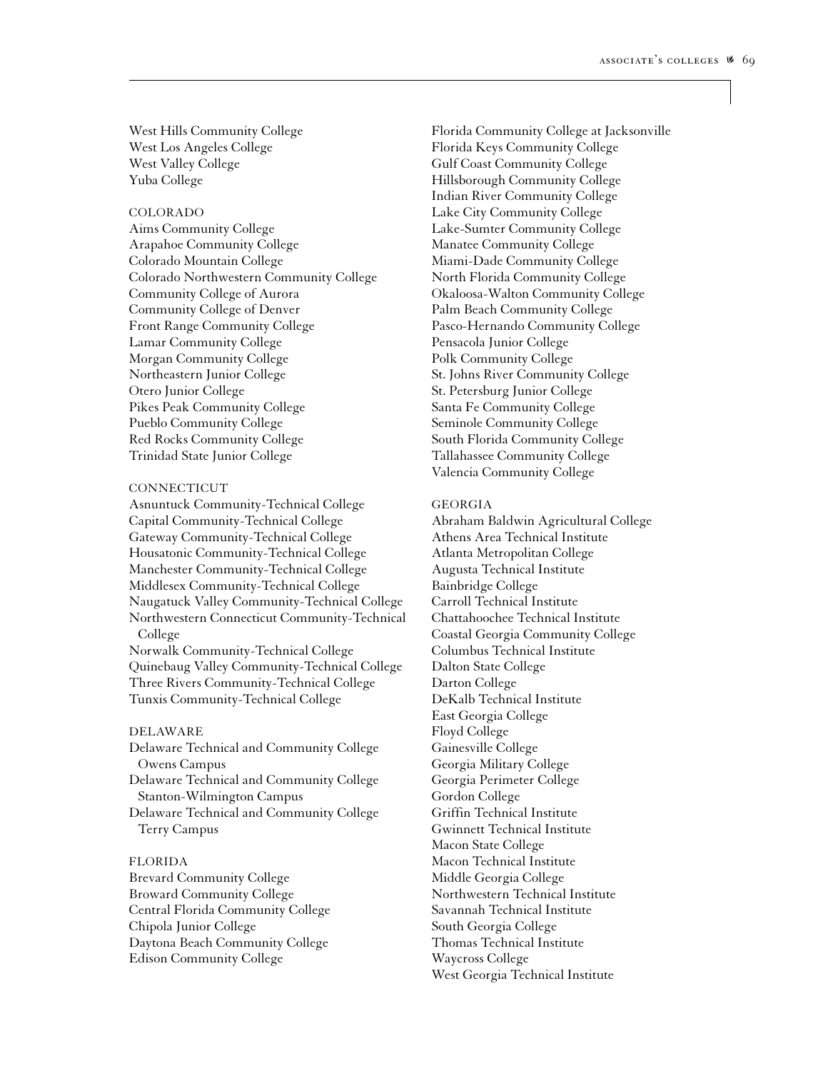West Hills Community College
West Los Angeles College
West Valley College
Yuba College

COLORADO

Aims Community College
Arapahoe Community College
Colorado Mountain College
Colorado Northwestern Community College
Community College of Aurora
Community College of Denver
Front Range Community College
Lamar Community College
Morgan Community College
Northeastern Junior College
Otero Junior College
Pikes Peak Community College
Pueblo Community College
Red Rocks Community College
Trinidad State Junior College

CONNECTICUT

Asnuntuck Community-Technical College
Capital Community-Technical College
Gateway Community-Technical College
Housatonic Community-Technical College
Manchester Community-Technical College
Middlesex Community-Technical College
Naugatuck Valley Community-Technical College
Northwestern Connecticut Community-Technical College
Norwalk Community-Technical College
Quinebaug Valley Community-Technical College
Three Rivers Community-Technical College
Tunxis Community-Technical College

DELAWARE

Delaware Technical and Community College Owens Campus
Delaware Technical and Community College Stanton-Wilmington Campus
Delaware Technical and Community College Terry Campus

FLORIDA

Brevard Community College
Broward Community College
Central Florida Community College
Chipola Junior College
Daytona Beach Community College
Edison Community College
Florida Community College at Jacksonville
Florida Keys Community College
Gulf Coast Community College
Hillsborough Community College
Indian River Community College
Lake City Community College
Lake-Sumter Community College
Manatee Community College
Miami-Dade Community College
North Florida Community College
Okaloosa-Walton Community College
Palm Beach Community College
Pasco-Hernando Community College
Pensacola Junior College
Polk Community College
St. Johns River Community College
St. Petersburg Junior College
Santa Fe Community College
Seminole Community College
South Florida Community College
Tallahassee Community College
Valencia Community College

GEORGIA

Abraham Baldwin Agricultural College
Athens Area Technical Institute
Atlanta Metropolitan College
Augusta Technical Institute
Bainbridge College
Carroll Technical Institute
Chattahoochee Technical Institute
Coastal Georgia Community College
Columbus Technical Institute
Dalton State College
Darton College
DeKalb Technical Institute
East Georgia College
Floyd College
Gainesville College
Georgia Military College
Georgia Perimeter College
Gordon College
Griffin Technical Institute
Gwinnett Technical Institute
Macon State College
Macon Technical Institute
Middle Georgia College
Northwestern Technical Institute
Savannah Technical Institute
South Georgia College
Thomas Technical Institute
Waycross College
West Georgia Technical Institute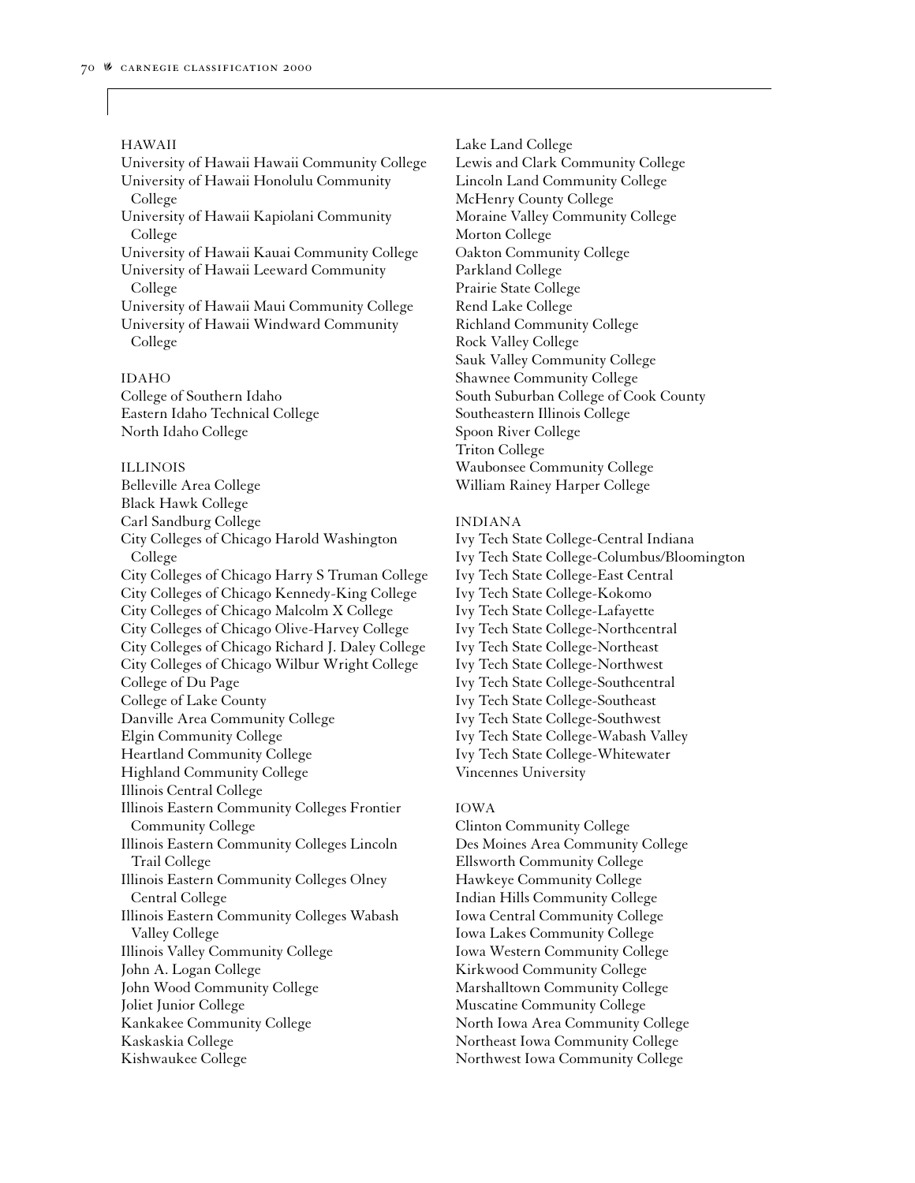HAWAII

University of Hawaii Hawaii Community College
University of Hawaii Honolulu Community College
University of Hawaii Kapiolani Community College
University of Hawaii Kauai Community College
University of Hawaii Leeward Community College
University of Hawaii Maui Community College
University of Hawaii Windward Community College

IDAHO

College of Southern Idaho
Eastern Idaho Technical College
North Idaho College

ILLINOIS

Belleville Area College
Black Hawk College
Carl Sandburg College
City Colleges of Chicago Harold Washington College
City Colleges of Chicago Harry S Truman College
City Colleges of Chicago Kennedy-King College
City Colleges of Chicago Malcolm X College
City Colleges of Chicago Olive-Harvey College
City Colleges of Chicago Richard J. Daley College
City Colleges of Chicago Wilbur Wright College
College of Du Page
College of Lake County
Danville Area Community College
Elgin Community College
Heartland Community College
Highland Community College
Illinois Central College
Illinois Eastern Community Colleges Frontier Community College
Illinois Eastern Community Colleges Lincoln Trail College
Illinois Eastern Community Colleges Olney Central College
Illinois Eastern Community Colleges Wabash Valley College
Illinois Valley Community College
John A. Logan College
John Wood Community College
Joliet Junior College
Kankakee Community College
Kaskaskia College
Kishwaukee College
Lake Land College
Lewis and Clark Community College
Lincoln Land Community College
McHenry County College
Moraine Valley Community College
Morton College
Oakton Community College
Parkland College
Prairie State College
Rend Lake College
Richland Community College
Rock Valley College
Sauk Valley Community College
Shawnee Community College
South Suburban College of Cook County
Southeastern Illinois College
Spoon River College
Triton College
Waubonsee Community College
William Rainey Harper College

INDIANA

Ivy Tech State College-Central Indiana
Ivy Tech State College-Columbus/Bloomington
Ivy Tech State College-East Central
Ivy Tech State College-Kokomo
Ivy Tech State College-Lafayette
Ivy Tech State College-Northcentral
Ivy Tech State College-Northeast
Ivy Tech State College-Northwest
Ivy Tech State College-Southcentral
Ivy Tech State College-Southeast
Ivy Tech State College-Southwest
Ivy Tech State College-Wabash Valley
Ivy Tech State College-Whitewater
Vincennes University

IOWA

Clinton Community College
Des Moines Area Community College
Ellsworth Community College
Hawkeye Community College
Indian Hills Community College
Iowa Central Community College
Iowa Lakes Community College
Iowa Western Community College
Kirkwood Community College
Marshalltown Community College
Muscatine Community College
North Iowa Area Community College
Northeast Iowa Community College
Northwest Iowa Community College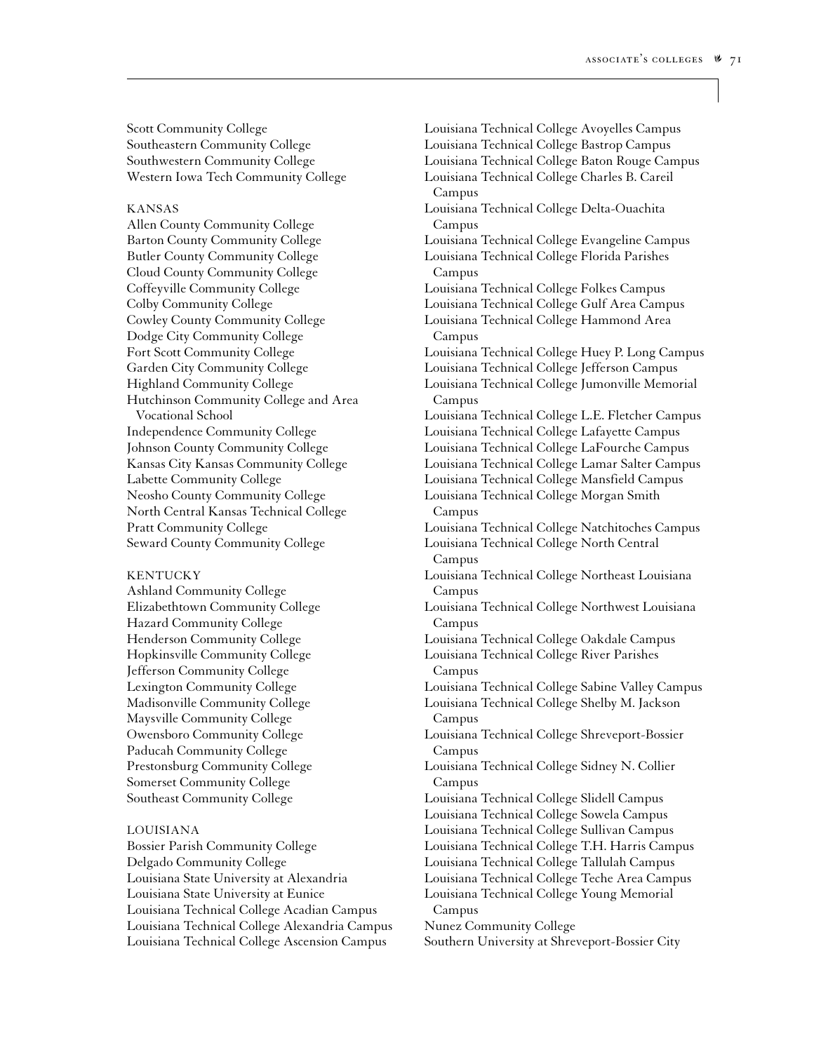Scott Community College
Southeastern Community College
Southwestern Community College
Western Iowa Tech Community College

KANSAS

Allen County Community College
Barton County Community College
Butler County Community College
Cloud County Community College
Coffeyville Community College
Colby Community College
Cowley County Community College
Dodge City Community College
Fort Scott Community College
Garden City Community College
Highland Community College
Hutchinson Community College and Area Vocational School
Independence Community College
Johnson County Community College
Kansas City Kansas Community College
Labette Community College
Neosho County Community College
North Central Kansas Technical College
Pratt Community College
Seward County Community College

KENTUCKY

Ashland Community College
Elizabethtown Community College
Hazard Community College
Henderson Community College
Hopkinsville Community College
Jefferson Community College
Lexington Community College
Madisonville Community College
Maysville Community College
Owensboro Community College
Paducah Community College
Prestonsburg Community College
Somerset Community College
Southeast Community College

LOUISIANA

Bossier Parish Community College
Delgado Community College
Louisiana State University at Alexandria
Louisiana State University at Eunice
Louisiana Technical College Acadian Campus
Louisiana Technical College Alexandria Campus
Louisiana Technical College Ascension Campus
Louisiana Technical College Avoyelles Campus
Louisiana Technical College Bastrop Campus
Louisiana Technical College Baton Rouge Campus
Louisiana Technical College Charles B. Careil Campus
Louisiana Technical College Delta-Ouachita Campus
Louisiana Technical College Evangeline Campus
Louisiana Technical College Florida Parishes Campus
Louisiana Technical College Folkes Campus
Louisiana Technical College Gulf Area Campus
Louisiana Technical College Hammond Area Campus
Louisiana Technical College Huey P. Long Campus
Louisiana Technical College Jefferson Campus
Louisiana Technical College Jumonville Memorial Campus
Louisiana Technical College L.E. Fletcher Campus
Louisiana Technical College Lafayette Campus
Louisiana Technical College LaFourche Campus
Louisiana Technical College Lamar Salter Campus
Louisiana Technical College Mansfield Campus
Louisiana Technical College Morgan Smith Campus
Louisiana Technical College Natchitoches Campus
Louisiana Technical College North Central Campus
Louisiana Technical College Northeast Louisiana Campus
Louisiana Technical College Northwest Louisiana Campus
Louisiana Technical College Oakdale Campus
Louisiana Technical College River Parishes Campus
Louisiana Technical College Sabine Valley Campus
Louisiana Technical College Shelby M. Jackson Campus
Louisiana Technical College Shreveport-Bossier Campus
Louisiana Technical College Sidney N. Collier Campus
Louisiana Technical College Slidell Campus
Louisiana Technical College Sowela Campus
Louisiana Technical College Sullivan Campus
Louisiana Technical College T.H. Harris Campus
Louisiana Technical College Tallulah Campus
Louisiana Technical College Teche Area Campus
Louisiana Technical College Young Memorial Campus
Nunez Community College
Southern University at Shreveport-Bossier City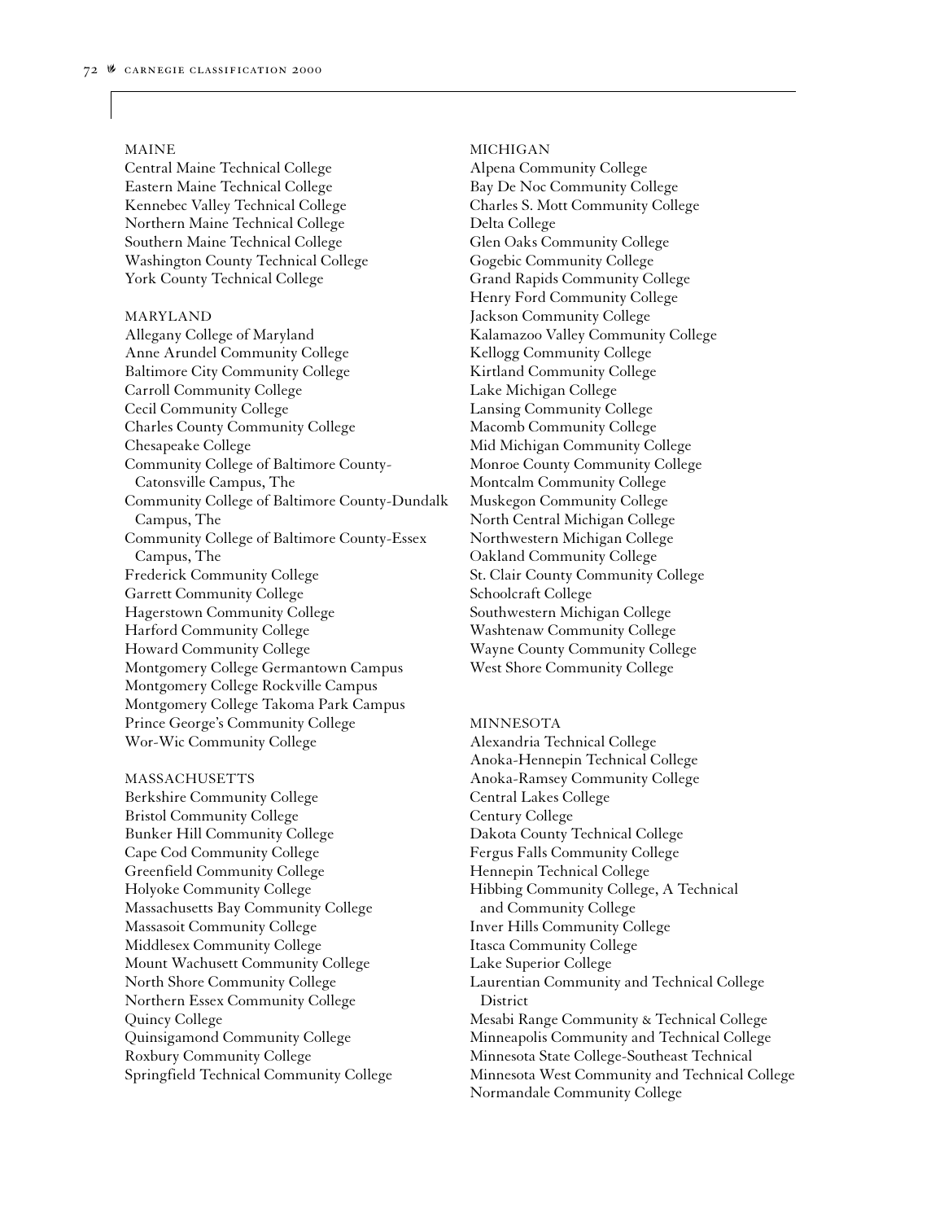MAINE

Central Maine Technical College
Eastern Maine Technical College
Kennebec Valley Technical College
Northern Maine Technical College
Southern Maine Technical College
Washington County Technical College
York County Technical College

MARYLAND

Allegany College of Maryland
Anne Arundel Community College
Baltimore City Community College
Carroll Community College
Cecil Community College
Charles County Community College
Chesapeake College
Community College of Baltimore County-Catonsville Campus, The
Community College of Baltimore County-Dundalk Campus, The
Community College of Baltimore County-Essex Campus, The
Frederick Community College
Garrett Community College
Hagerstown Community College
Harford Community College
Howard Community College
Montgomery College Germantown Campus
Montgomery College Rockville Campus
Montgomery College Takoma Park Campus
Prince George's Community College
Wor-Wic Community College

MASSACHUSETTS

Berkshire Community College
Bristol Community College
Bunker Hill Community College
Cape Cod Community College
Greenfield Community College
Holyoke Community College
Massachusetts Bay Community College
Massasoit Community College
Middlesex Community College
Mount Wachusett Community College
North Shore Community College
Northern Essex Community College
Quincy College
Quinsigamond Community College
Roxbury Community College
Springfield Technical Community College

MICHIGAN

Alpena Community College
Bay De Noc Community College
Charles S. Mott Community College
Delta College
Glen Oaks Community College
Gogebic Community College
Grand Rapids Community College
Henry Ford Community College
Jackson Community College
Kalamazoo Valley Community College
Kellogg Community College
Kirtland Community College
Lake Michigan College
Lansing Community College
Macomb Community College
Mid Michigan Community College
Monroe County Community College
Montcalm Community College
Muskegon Community College
North Central Michigan College
Northwestern Michigan College
Oakland Community College
St. Clair County Community College
Schoolcraft College
Southwestern Michigan College
Washtenaw Community College
Wayne County Community College
West Shore Community College

MINNESOTA

Alexandria Technical College
Anoka-Hennepin Technical College
Anoka-Ramsey Community College
Central Lakes College
Century College
Dakota County Technical College
Fergus Falls Community College
Hennepin Technical College
Hibbing Community College, A Technical and Community College
Inver Hills Community College
Itasca Community College
Lake Superior College
Laurentian Community and Technical College District
Mesabi Range Community & Technical College
Minneapolis Community and Technical College
Minnesota State College-Southeast Technical
Minnesota West Community and Technical College
Normandale Community College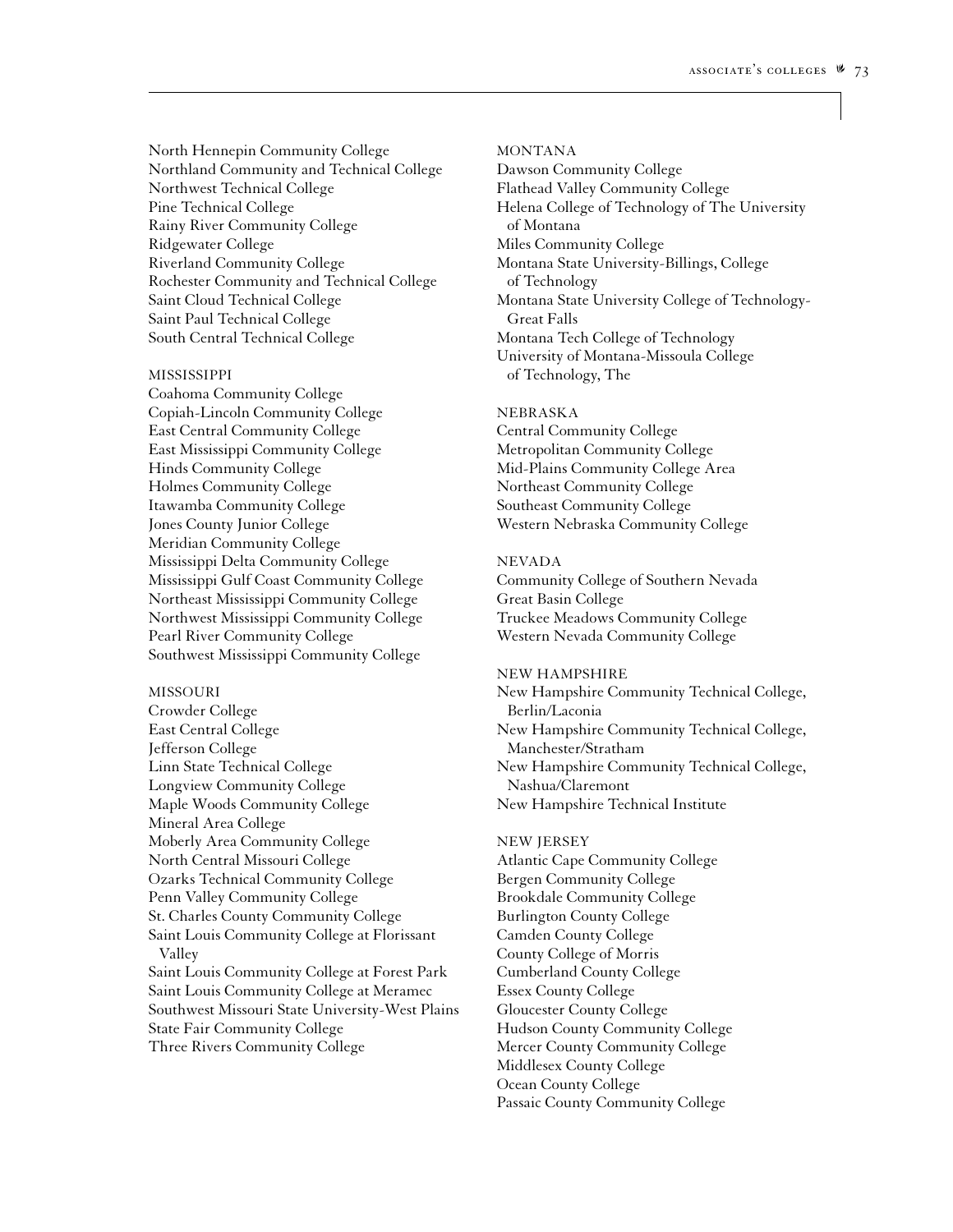North Hennepin Community College
Northland Community and Technical College
Northwest Technical College
Pine Technical College
Rainy River Community College
Ridgewater College
Riverland Community College
Rochester Community and Technical College
Saint Cloud Technical College
Saint Paul Technical College
South Central Technical College

MISSISSIPPI
Coahoma Community College
Copiah-Lincoln Community College
East Central Community College
East Mississippi Community College
Hinds Community College
Holmes Community College
Itawamba Community College
Jones County Junior College
Meridian Community College
Mississippi Delta Community College
Mississippi Gulf Coast Community College
Northeast Mississippi Community College
Northwest Mississippi Community College
Pearl River Community College
Southwest Mississippi Community College

MISSOURI
Crowder College
East Central College
Jefferson College
Linn State Technical College
Longview Community College
Maple Woods Community College
Mineral Area College
Moberly Area Community College
North Central Missouri College
Ozarks Technical Community College
Penn Valley Community College
St. Charles County Community College
Saint Louis Community College at Florissant Valley
Saint Louis Community College at Forest Park
Saint Louis Community College at Meramec
Southwest Missouri State University-West Plains
State Fair Community College
Three Rivers Community College

MONTANA
Dawson Community College
Flathead Valley Community College
Helena College of Technology of The University of Montana
Miles Community College
Montana State University-Billings, College of Technology
Montana State University College of Technology-Great Falls
Montana Tech College of Technology
University of Montana-Missoula College of Technology, The

NEBRASKA
Central Community College
Metropolitan Community College
Mid-Plains Community College Area
Northeast Community College
Southeast Community College
Western Nebraska Community College

NEVADA
Community College of Southern Nevada
Great Basin College
Truckee Meadows Community College
Western Nevada Community College

NEW HAMPSHIRE
New Hampshire Community Technical College, Berlin/Laconia
New Hampshire Community Technical College, Manchester/Stratham
New Hampshire Community Technical College, Nashua/Claremont
New Hampshire Technical Institute

NEW JERSEY
Atlantic Cape Community College
Bergen Community College
Brookdale Community College
Burlington County College
Camden County College
County College of Morris
Cumberland County College
Essex County College
Gloucester County College
Hudson County Community College
Mercer County Community College
Middlesex County College
Ocean County College
Passaic County Community College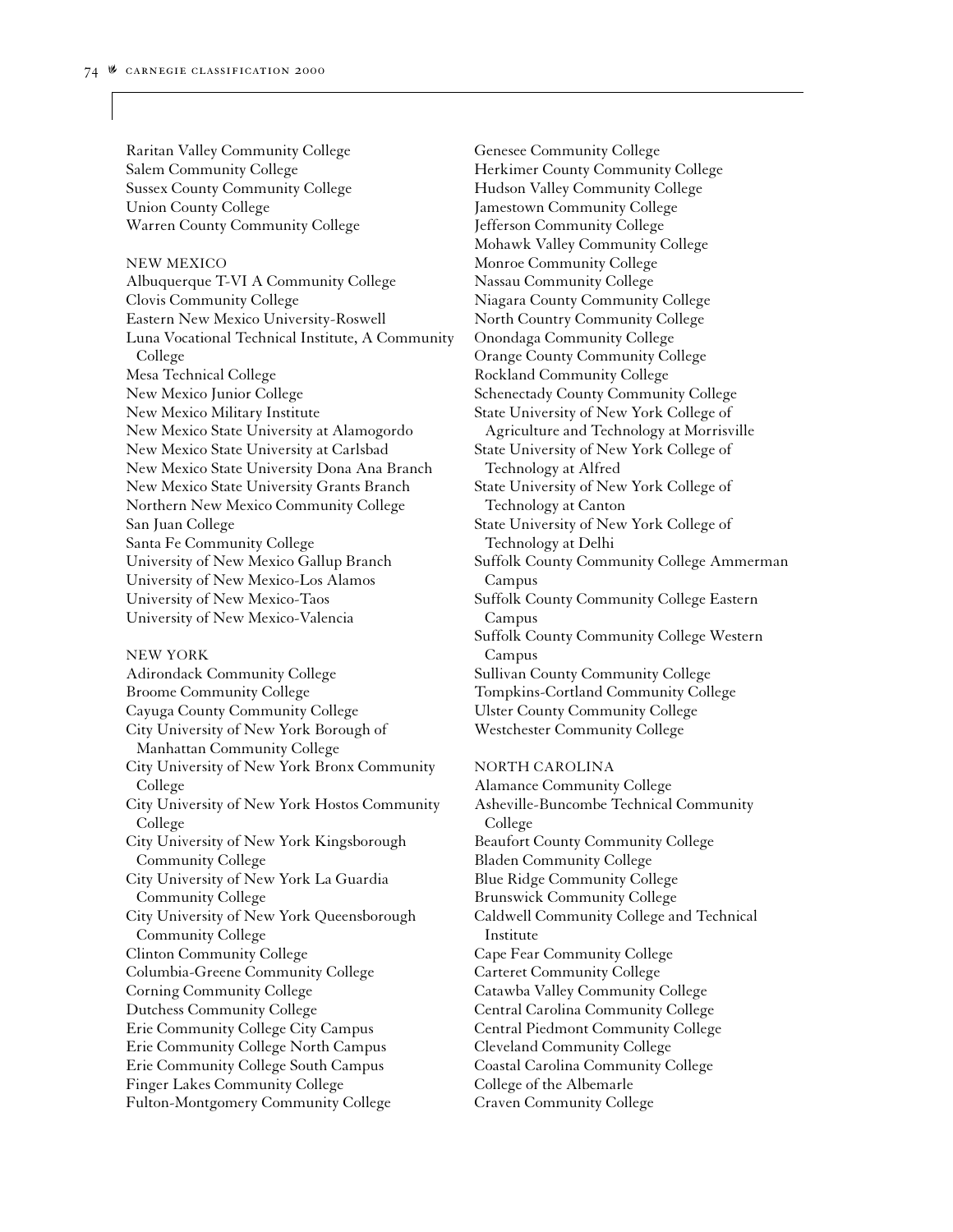Raritan Valley Community College
Salem Community College
Sussex County Community College
Union County College
Warren County Community College

### NEW MEXICO

Albuquerque T-VI A Community College
Clovis Community College
Eastern New Mexico University-Roswell
Luna Vocational Technical Institute, A Community College
Mesa Technical College
New Mexico Junior College
New Mexico Military Institute
New Mexico State University at Alamogordo
New Mexico State University at Carlsbad
New Mexico State University Dona Ana Branch
New Mexico State University Grants Branch
Northern New Mexico Community College
San Juan College
Santa Fe Community College
University of New Mexico Gallup Branch
University of New Mexico-Los Alamos
University of New Mexico-Taos
University of New Mexico-Valencia

### NEW YORK

Adirondack Community College
Broome Community College
Cayuga County Community College
City University of New York Borough of Manhattan Community College
City University of New York Bronx Community College
City University of New York Hostos Community College
City University of New York Kingsborough Community College
City University of New York La Guardia Community College
City University of New York Queensborough Community College
Clinton Community College
Columbia-Greene Community College
Corning Community College
Dutchess Community College
Erie Community College City Campus
Erie Community College North Campus
Erie Community College South Campus
Finger Lakes Community College
Fulton-Montgomery Community College
Genesee Community College
Herkimer County Community College
Hudson Valley Community College
Jamestown Community College
Jefferson Community College
Mohawk Valley Community College
Monroe Community College
Nassau Community College
Niagara County Community College
North Country Community College
Onondaga Community College
Orange County Community College
Rockland Community College
Schenectady County Community College
State University of New York College of Agriculture and Technology at Morrisville
State University of New York College of Technology at Alfred
State University of New York College of Technology at Canton
State University of New York College of Technology at Delhi
Suffolk County Community College Ammerman Campus
Suffolk County Community College Eastern Campus
Suffolk County Community College Western Campus
Sullivan County Community College
Tompkins-Cortland Community College
Ulster County Community College
Westchester Community College

### NORTH CAROLINA

Alamance Community College
Asheville-Buncombe Technical Community College
Beaufort County Community College
Bladen Community College
Blue Ridge Community College
Brunswick Community College
Caldwell Community College and Technical Institute
Cape Fear Community College
Carteret Community College
Catawba Valley Community College
Central Carolina Community College
Central Piedmont Community College
Cleveland Community College
Coastal Carolina Community College
College of the Albemarle
Craven Community College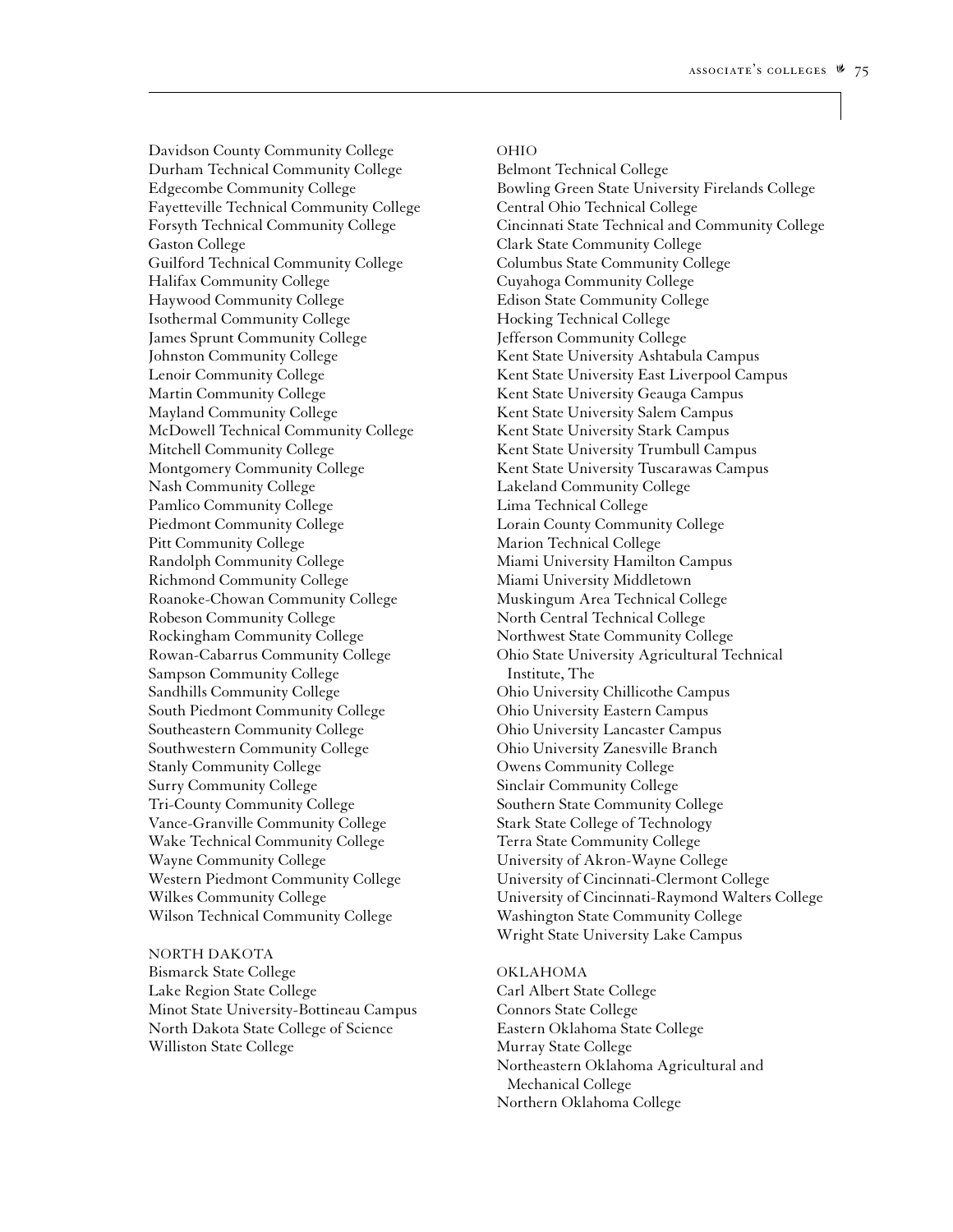Davidson County Community College
Durham Technical Community College
Edgecombe Community College
Fayetteville Technical Community College
Forsyth Technical Community College
Gaston College
Guilford Technical Community College
Halifax Community College
Haywood Community College
Isothermal Community College
James Sprunt Community College
Johnston Community College
Lenoir Community College
Martin Community College
Mayland Community College
McDowell Technical Community College
Mitchell Community College
Montgomery Community College
Nash Community College
Pamlico Community College
Piedmont Community College
Pitt Community College
Randolph Community College
Richmond Community College
Roanoke-Chowan Community College
Robeson Community College
Rockingham Community College
Rowan-Cabarrus Community College
Sampson Community College
Sandhills Community College
South Piedmont Community College
Southeastern Community College
Southwestern Community College
Stanly Community College
Surry Community College
Tri-County Community College
Vance-Granville Community College
Wake Technical Community College
Wayne Community College
Western Piedmont Community College
Wilkes Community College
Wilson Technical Community College

NORTH DAKOTA
Bismarck State College
Lake Region State College
Minot State University-Bottineau Campus
North Dakota State College of Science
Williston State College

OHIO
Belmont Technical College
Bowling Green State University Firelands College
Central Ohio Technical College
Cincinnati State Technical and Community College
Clark State Community College
Columbus State Community College
Cuyahoga Community College
Edison State Community College
Hocking Technical College
Jefferson Community College
Kent State University Ashtabula Campus
Kent State University East Liverpool Campus
Kent State University Geauga Campus
Kent State University Salem Campus
Kent State University Stark Campus
Kent State University Trumbull Campus
Kent State University Tuscarawas Campus
Lakeland Community College
Lima Technical College
Lorain County Community College
Marion Technical College
Miami University Hamilton Campus
Miami University Middletown
Muskingum Area Technical College
North Central Technical College
Northwest State Community College
Ohio State University Agricultural Technical Institute, The
Ohio University Chillicothe Campus
Ohio University Eastern Campus
Ohio University Lancaster Campus
Ohio University Zanesville Branch
Owens Community College
Sinclair Community College
Southern State Community College
Stark State College of Technology
Terra State Community College
University of Akron-Wayne College
University of Cincinnati-Clermont College
University of Cincinnati-Raymond Walters College
Washington State Community College
Wright State University Lake Campus

OKLAHOMA
Carl Albert State College
Connors State College
Eastern Oklahoma State College
Murray State College
Northeastern Oklahoma Agricultural and Mechanical College
Northern Oklahoma College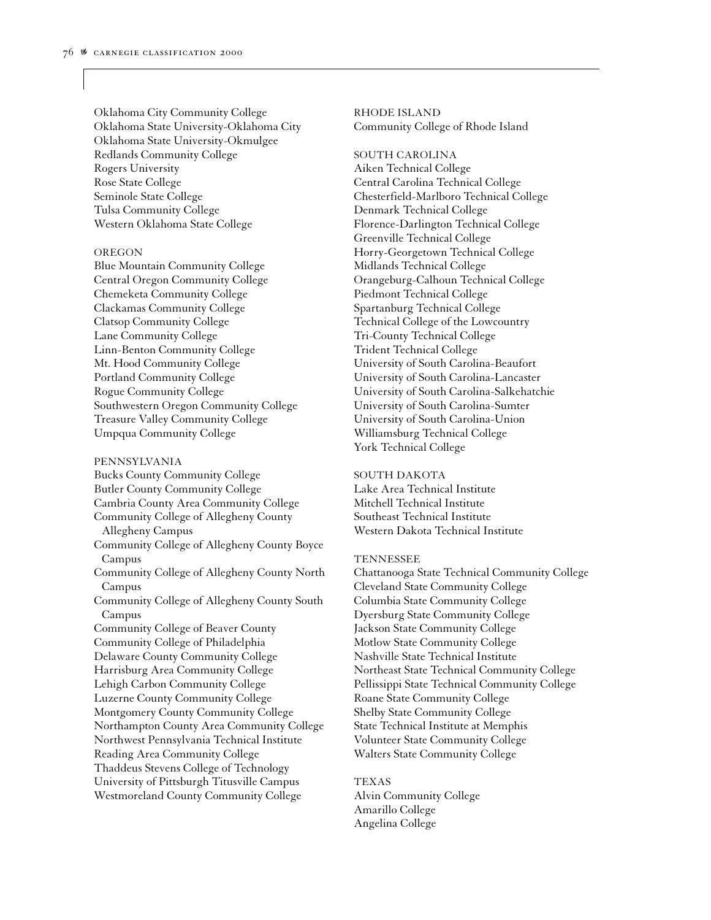Oklahoma City Community College
Oklahoma State University-Oklahoma City
Oklahoma State University-Okmulgee
Redlands Community College
Rogers University
Rose State College
Seminole State College
Tulsa Community College
Western Oklahoma State College

OREGON

Blue Mountain Community College
Central Oregon Community College
Chemeketa Community College
Clackamas Community College
Clatsop Community College
Lane Community College
Linn-Benton Community College
Mt. Hood Community College
Portland Community College
Rogue Community College
Southwestern Oregon Community College
Treasure Valley Community College
Umpqua Community College

PENNSYLVANIA

Bucks County Community College
Butler County Community College
Cambria County Area Community College
Community College of Allegheny County Allegheny Campus
Community College of Allegheny County Boyce Campus
Community College of Allegheny County North Campus
Community College of Allegheny County South Campus
Community College of Beaver County
Community College of Philadelphia
Delaware County Community College
Harrisburg Area Community College
Lehigh Carbon Community College
Luzerne County Community College
Montgomery County Community College
Northampton County Area Community College
Northwest Pennsylvania Technical Institute
Reading Area Community College
Thaddeus Stevens College of Technology
University of Pittsburgh Titusville Campus
Westmoreland County Community College

RHODE ISLAND

Community College of Rhode Island

SOUTH CAROLINA

Aiken Technical College
Central Carolina Technical College
Chesterfield-Marlboro Technical College
Denmark Technical College
Florence-Darlington Technical College
Greenville Technical College
Horry-Georgetown Technical College
Midlands Technical College
Orangeburg-Calhoun Technical College
Piedmont Technical College
Spartanburg Technical College
Technical College of the Lowcountry
Tri-County Technical College
Trident Technical College
University of South Carolina-Beaufort
University of South Carolina-Lancaster
University of South Carolina-Salkehatchie
University of South Carolina-Sumter
University of South Carolina-Union
Williamsburg Technical College
York Technical College

SOUTH DAKOTA

Lake Area Technical Institute
Mitchell Technical Institute
Southeast Technical Institute
Western Dakota Technical Institute

TENNESSEE

Chattanooga State Technical Community College
Cleveland State Community College
Columbia State Community College
Dyersburg State Community College
Jackson State Community College
Motlow State Community College
Nashville State Technical Institute
Northeast State Technical Community College
Pellissippi State Technical Community College
Roane State Community College
Shelby State Community College
State Technical Institute at Memphis
Volunteer State Community College
Walters State Community College

TEXAS

Alvin Community College
Amarillo College
Angelina College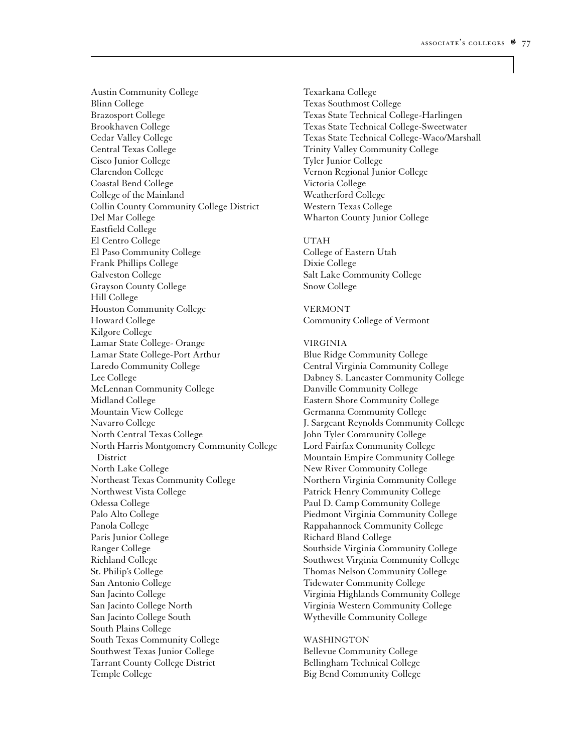Austin Community College
Blinn College
Brazosport College
Brookhaven College
Cedar Valley College
Central Texas College
Cisco Junior College
Clarendon College
Coastal Bend College
College of the Mainland
Collin County Community College District
Del Mar College
Eastfield College
El Centro College
El Paso Community College
Frank Phillips College
Galveston College
Grayson County College
Hill College
Houston Community College
Howard College
Kilgore College
Lamar State College- Orange
Lamar State College-Port Arthur
Laredo Community College
Lee College
McLennan Community College
Midland College
Mountain View College
Navarro College
North Central Texas College
North Harris Montgomery Community College District
North Lake College
Northeast Texas Community College
Northwest Vista College
Odessa College
Palo Alto College
Panola College
Paris Junior College
Ranger College
Richland College
St. Philip's College
San Antonio College
San Jacinto College
San Jacinto College North
San Jacinto College South
South Plains College
South Texas Community College
Southwest Texas Junior College
Tarrant County College District
Temple College
Texarkana College
Texas Southmost College
Texas State Technical College-Harlingen
Texas State Technical College-Sweetwater
Texas State Technical College-Waco/Marshall
Trinity Valley Community College
Tyler Junior College
Vernon Regional Junior College
Victoria College
Weatherford College
Western Texas College
Wharton County Junior College

UTAH
College of Eastern Utah
Dixie College
Salt Lake Community College
Snow College

VERMONT
Community College of Vermont

VIRGINIA
Blue Ridge Community College
Central Virginia Community College
Dabney S. Lancaster Community College
Danville Community College
Eastern Shore Community College
Germanna Community College
J. Sargeant Reynolds Community College
John Tyler Community College
Lord Fairfax Community College
Mountain Empire Community College
New River Community College
Northern Virginia Community College
Patrick Henry Community College
Paul D. Camp Community College
Piedmont Virginia Community College
Rappahannock Community College
Richard Bland College
Southside Virginia Community College
Southwest Virginia Community College
Thomas Nelson Community College
Tidewater Community College
Virginia Highlands Community College
Virginia Western Community College
Wytheville Community College

WASHINGTON
Bellevue Community College
Bellingham Technical College
Big Bend Community College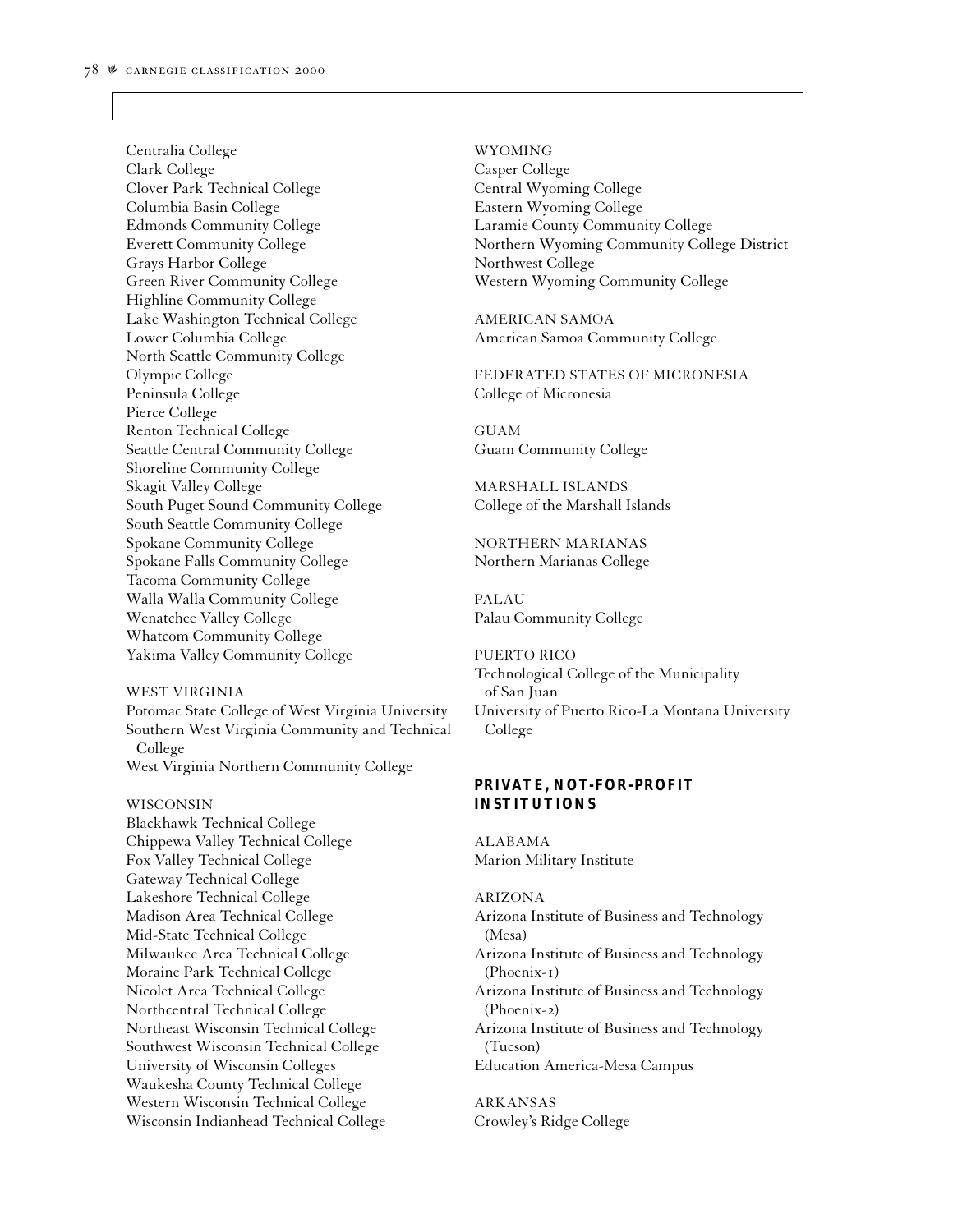Centralia College
Clark College
Clover Park Technical College
Columbia Basin College
Edmonds Community College
Everett Community College
Grays Harbor College
Green River Community College
Highline Community College
Lake Washington Technical College
Lower Columbia College
North Seattle Community College
Olympic College
Peninsula College
Pierce College
Renton Technical College
Seattle Central Community College
Shoreline Community College
Skagit Valley College
South Puget Sound Community College
South Seattle Community College
Spokane Community College
Spokane Falls Community College
Tacoma Community College
Walla Walla Community College
Wenatchee Valley College
Whatcom Community College
Yakima Valley Community College

WEST VIRGINIA
Potomac State College of West Virginia University
Southern West Virginia Community and Technical College
West Virginia Northern Community College

WISCONSIN
Blackhawk Technical College
Chippewa Valley Technical College
Fox Valley Technical College
Gateway Technical College
Lakeshore Technical College
Madison Area Technical College
Mid-State Technical College
Milwaukee Area Technical College
Moraine Park Technical College
Nicolet Area Technical College
Northcentral Technical College
Northeast Wisconsin Technical College
Southwest Wisconsin Technical College
University of Wisconsin Colleges
Waukesha County Technical College
Western Wisconsin Technical College
Wisconsin Indianhead Technical College

WYOMING
Casper College
Central Wyoming College
Eastern Wyoming College
Laramie County Community College
Northern Wyoming Community College District
Northwest College
Western Wyoming Community College

AMERICAN SAMOA
American Samoa Community College

FEDERATED STATES OF MICRONESIA
College of Micronesia

GUAM
Guam Community College

MARSHALL ISLANDS
College of the Marshall Islands

NORTHERN MARIANAS
Northern Marianas College

PALAU
Palau Community College

PUERTO RICO
Technological College of the Municipality of San Juan
University of Puerto Rico-La Montana University College

## PRIVATE, NOT-FOR-PROFIT INSTITUTIONS

ALABAMA
Marion Military Institute

ARIZONA
Arizona Institute of Business and Technology (Mesa)
Arizona Institute of Business and Technology (Phoenix-1)
Arizona Institute of Business and Technology (Phoenix-2)
Arizona Institute of Business and Technology (Tucson)
Education America-Mesa Campus

ARKANSAS
Crowley's Ridge College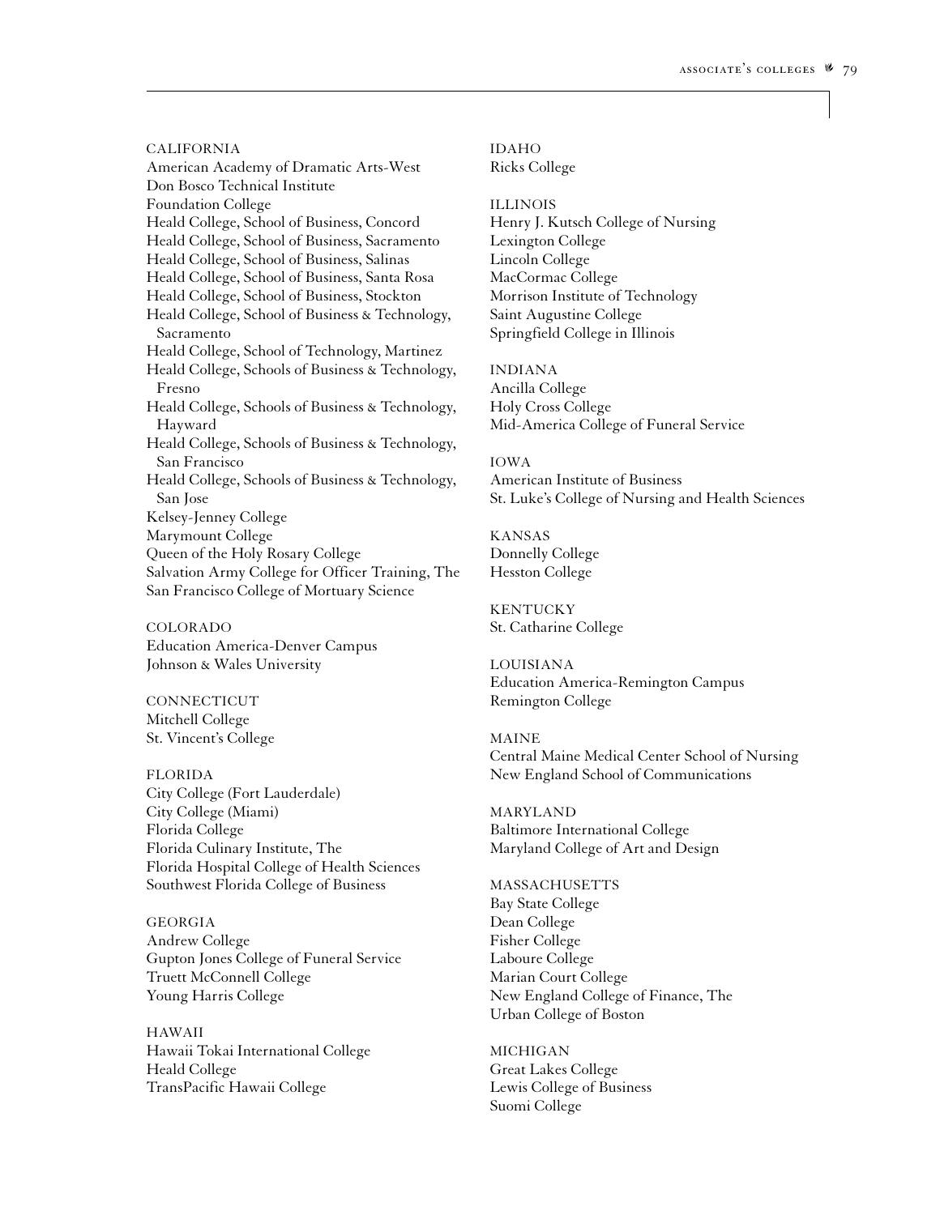CALIFORNIA

American Academy of Dramatic Arts-West
Don Bosco Technical Institute
Foundation College
Heald College, School of Business, Concord
Heald College, School of Business, Sacramento
Heald College, School of Business, Salinas
Heald College, School of Business, Santa Rosa
Heald College, School of Business, Stockton
Heald College, School of Business & Technology, Sacramento
Heald College, School of Technology, Martinez
Heald College, Schools of Business & Technology, Fresno
Heald College, Schools of Business & Technology, Hayward
Heald College, Schools of Business & Technology, San Francisco
Heald College, Schools of Business & Technology, San Jose
Kelsey-Jenney College
Marymount College
Queen of the Holy Rosary College
Salvation Army College for Officer Training, The
San Francisco College of Mortuary Science

COLORADO

Education America-Denver Campus
Johnson & Wales University

CONNECTICUT

Mitchell College
St. Vincent's College

FLORIDA

City College (Fort Lauderdale)
City College (Miami)
Florida College
Florida Culinary Institute, The
Florida Hospital College of Health Sciences
Southwest Florida College of Business

GEORGIA

Andrew College
Gupton Jones College of Funeral Service
Truett McConnell College
Young Harris College

HAWAII

Hawaii Tokai International College
Heald College
TransPacific Hawaii College

IDAHO

Ricks College

ILLINOIS

Henry J. Kutsch College of Nursing
Lexington College
Lincoln College
MacCormac College
Morrison Institute of Technology
Saint Augustine College
Springfield College in Illinois

INDIANA

Ancilla College
Holy Cross College
Mid-America College of Funeral Service

IOWA

American Institute of Business
St. Luke's College of Nursing and Health Sciences

KANSAS

Donnelly College
Hesston College

KENTUCKY

St. Catharine College

LOUISIANA

Education America-Remington Campus
Remington College

MAINE

Central Maine Medical Center School of Nursing
New England School of Communications

MARYLAND

Baltimore International College
Maryland College of Art and Design

MASSACHUSETTS

Bay State College
Dean College
Fisher College
Laboure College
Marian Court College
New England College of Finance, The
Urban College of Boston

MICHIGAN

Great Lakes College
Lewis College of Business
Suomi College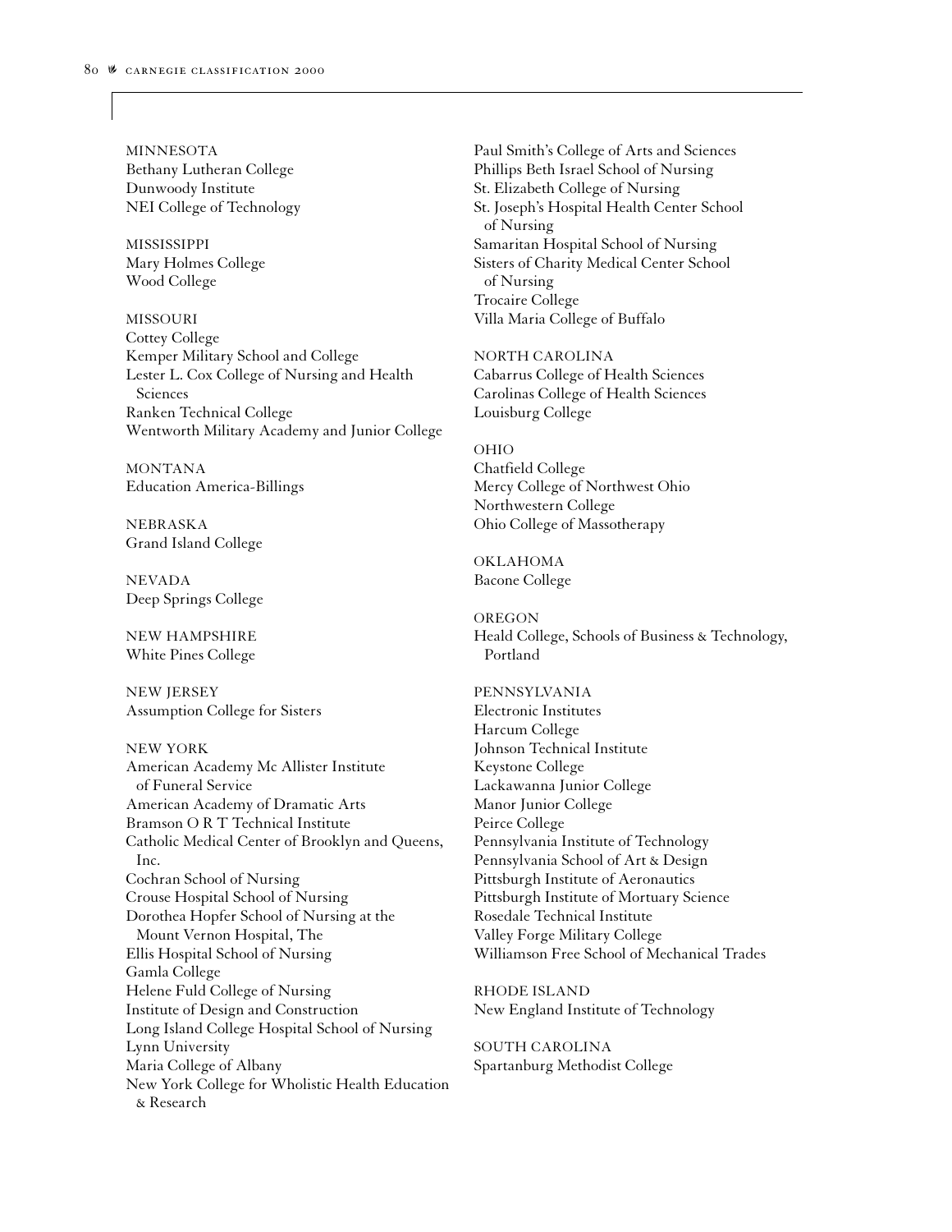MINNESOTA
Bethany Lutheran College
Dunwoody Institute
NEI College of Technology

MISSISSIPPI
Mary Holmes College
Wood College

MISSOURI
Cottey College
Kemper Military School and College
Lester L. Cox College of Nursing and Health Sciences
Ranken Technical College
Wentworth Military Academy and Junior College

MONTANA
Education America-Billings

NEBRASKA
Grand Island College

NEVADA
Deep Springs College

NEW HAMPSHIRE
White Pines College

NEW JERSEY
Assumption College for Sisters

NEW YORK
American Academy Mc Allister Institute of Funeral Service
American Academy of Dramatic Arts
Bramson O R T Technical Institute
Catholic Medical Center of Brooklyn and Queens, Inc.
Cochran School of Nursing
Crouse Hospital School of Nursing
Dorothea Hopfer School of Nursing at the Mount Vernon Hospital, The
Ellis Hospital School of Nursing
Gamla College
Helene Fuld College of Nursing
Institute of Design and Construction
Long Island College Hospital School of Nursing
Lynn University
Maria College of Albany
New York College for Wholistic Health Education & Research
Paul Smith's College of Arts and Sciences
Phillips Beth Israel School of Nursing
St. Elizabeth College of Nursing
St. Joseph's Hospital Health Center School of Nursing
Samaritan Hospital School of Nursing
Sisters of Charity Medical Center School of Nursing
Trocaire College
Villa Maria College of Buffalo

NORTH CAROLINA
Cabarrus College of Health Sciences
Carolinas College of Health Sciences
Louisburg College

OHIO
Chatfield College
Mercy College of Northwest Ohio
Northwestern College
Ohio College of Massotherapy

OKLAHOMA
Bacone College

OREGON
Heald College, Schools of Business & Technology, Portland

PENNSYLVANIA
Electronic Institutes
Harcum College
Johnson Technical Institute
Keystone College
Lackawanna Junior College
Manor Junior College
Peirce College
Pennsylvania Institute of Technology
Pennsylvania School of Art & Design
Pittsburgh Institute of Aeronautics
Pittsburgh Institute of Mortuary Science
Rosedale Technical Institute
Valley Forge Military College
Williamson Free School of Mechanical Trades

RHODE ISLAND
New England Institute of Technology

SOUTH CAROLINA
Spartanburg Methodist College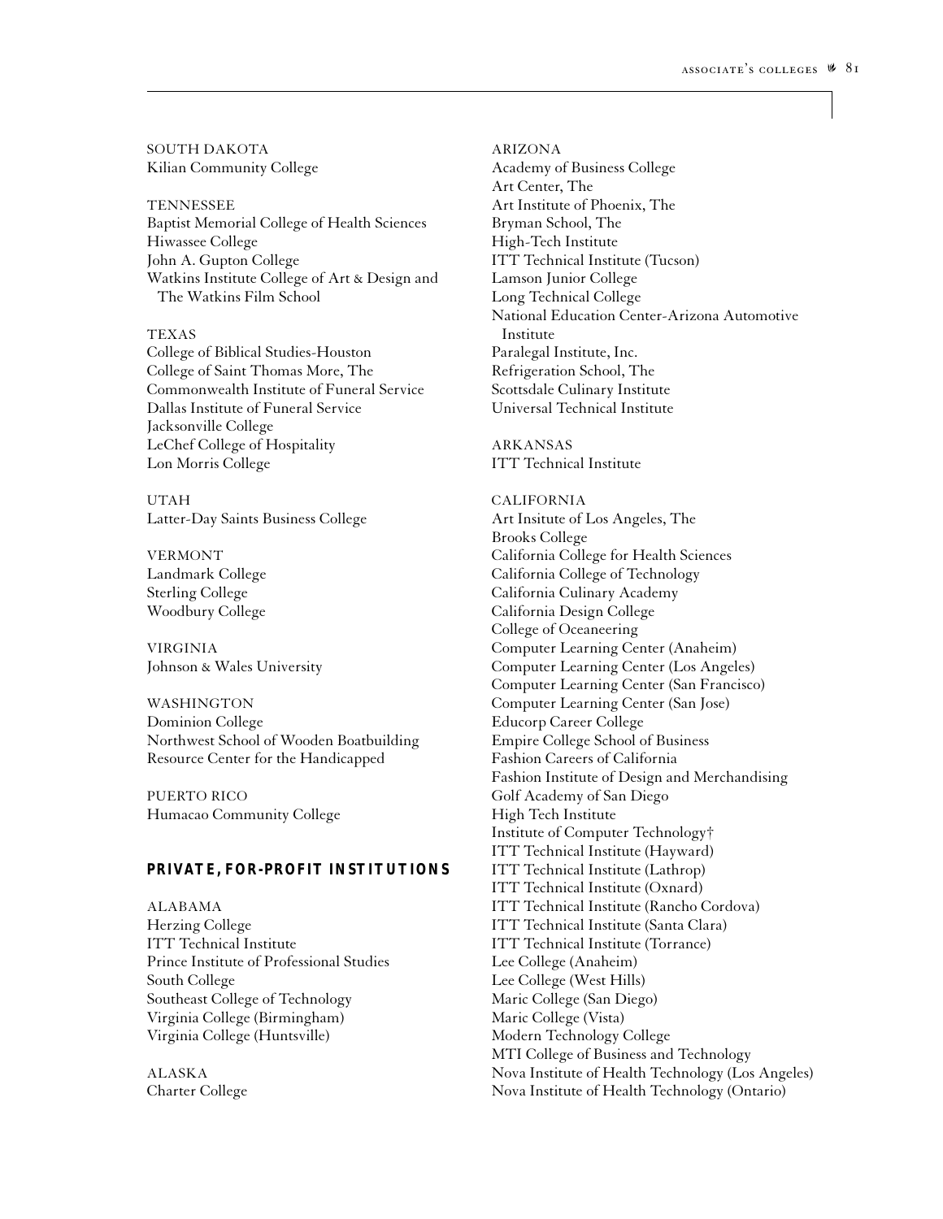SOUTH DAKOTA
Kilian Community College

TENNESSEE
Baptist Memorial College of Health Sciences
Hiwassee College
John A. Gupton College
Watkins Institute College of Art & Design and The Watkins Film School

TEXAS
College of Biblical Studies-Houston
College of Saint Thomas More, The
Commonwealth Institute of Funeral Service
Dallas Institute of Funeral Service
Jacksonville College
LeChef College of Hospitality
Lon Morris College

UTAH
Latter-Day Saints Business College

VERMONT
Landmark College
Sterling College
Woodbury College

VIRGINIA
Johnson & Wales University

WASHINGTON
Dominion College
Northwest School of Wooden Boatbuilding
Resource Center for the Handicapped

PUERTO RICO
Humacao Community College

### PRIVATE, FOR-PROFIT INSTITUTIONS

ALABAMA
Herzing College
ITT Technical Institute
Prince Institute of Professional Studies
South College
Southeast College of Technology
Virginia College (Birmingham)
Virginia College (Huntsville)

ALASKA
Charter College

ARIZONA
Academy of Business College
Art Center, The
Art Institute of Phoenix, The
Bryman School, The
High-Tech Institute
ITT Technical Institute (Tucson)
Lamson Junior College
Long Technical College
National Education Center-Arizona Automotive Institute
Paralegal Institute, Inc.
Refrigeration School, The
Scottsdale Culinary Institute
Universal Technical Institute

ARKANSAS
ITT Technical Institute

CALIFORNIA
Art Insitute of Los Angeles, The
Brooks College
California College for Health Sciences
California College of Technology
California Culinary Academy
California Design College
College of Oceaneering
Computer Learning Center (Anaheim)
Computer Learning Center (Los Angeles)
Computer Learning Center (San Francisco)
Computer Learning Center (San Jose)
Educorp Career College
Empire College School of Business
Fashion Careers of California
Fashion Institute of Design and Merchandising
Golf Academy of San Diego
High Tech Institute
Institute of Computer Technology†
ITT Technical Institute (Hayward)
ITT Technical Institute (Lathrop)
ITT Technical Institute (Oxnard)
ITT Technical Institute (Rancho Cordova)
ITT Technical Institute (Santa Clara)
ITT Technical Institute (Torrance)
Lee College (Anaheim)
Lee College (West Hills)
Maric College (San Diego)
Maric College (Vista)
Modern Technology College
MTI College of Business and Technology
Nova Institute of Health Technology (Los Angeles)
Nova Institute of Health Technology (Ontario)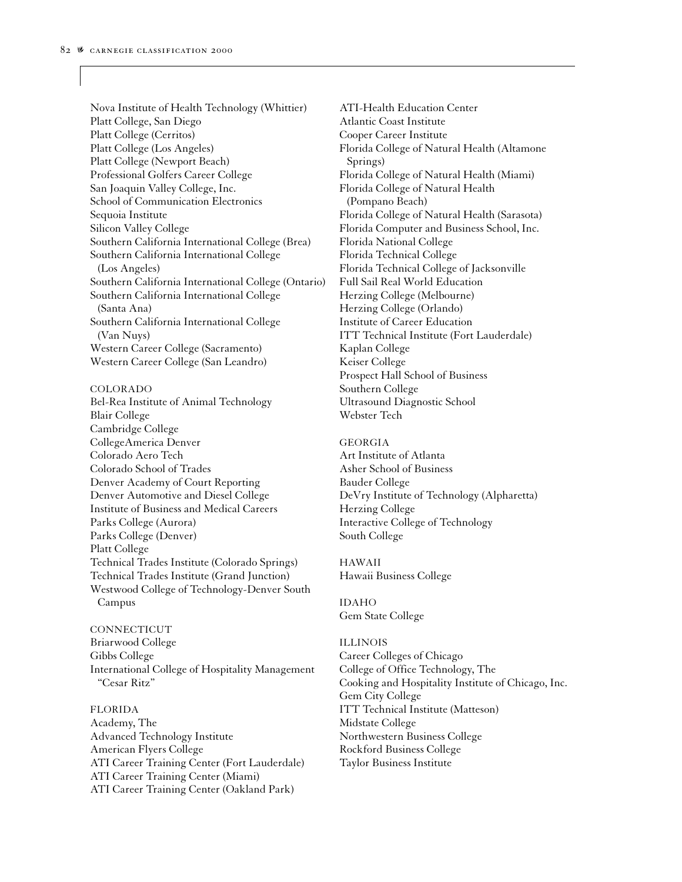Nova Institute of Health Technology (Whittier)
Platt College, San Diego
Platt College (Cerritos)
Platt College (Los Angeles)
Platt College (Newport Beach)
Professional Golfers Career College
San Joaquin Valley College, Inc.
School of Communication Electronics
Sequoia Institute
Silicon Valley College
Southern California International College (Brea)
Southern California International College (Los Angeles)
Southern California International College (Ontario)
Southern California International College (Santa Ana)
Southern California International College (Van Nuys)
Western Career College (Sacramento)
Western Career College (San Leandro)

COLORADO
Bel-Rea Institute of Animal Technology
Blair College
Cambridge College
CollegeAmerica Denver
Colorado Aero Tech
Colorado School of Trades
Denver Academy of Court Reporting
Denver Automotive and Diesel College
Institute of Business and Medical Careers
Parks College (Aurora)
Parks College (Denver)
Platt College
Technical Trades Institute (Colorado Springs)
Technical Trades Institute (Grand Junction)
Westwood College of Technology-Denver South Campus

CONNECTICUT
Briarwood College
Gibbs College
International College of Hospitality Management "Cesar Ritz"

FLORIDA
Academy, The
Advanced Technology Institute
American Flyers College
ATI Career Training Center (Fort Lauderdale)
ATI Career Training Center (Miami)
ATI Career Training Center (Oakland Park)
ATI-Health Education Center
Atlantic Coast Institute
Cooper Career Institute
Florida College of Natural Health (Altamone Springs)
Florida College of Natural Health (Miami)
Florida College of Natural Health (Pompano Beach)
Florida College of Natural Health (Sarasota)
Florida Computer and Business School, Inc.
Florida National College
Florida Technical College
Florida Technical College of Jacksonville
Full Sail Real World Education
Herzing College (Melbourne)
Herzing College (Orlando)
Institute of Career Education
ITT Technical Institute (Fort Lauderdale)
Kaplan College
Keiser College
Prospect Hall School of Business
Southern College
Ultrasound Diagnostic School
Webster Tech

GEORGIA
Art Institute of Atlanta
Asher School of Business
Bauder College
DeVry Institute of Technology (Alpharetta)
Herzing College
Interactive College of Technology
South College

HAWAII
Hawaii Business College

IDAHO
Gem State College

ILLINOIS
Career Colleges of Chicago
College of Office Technology, The
Cooking and Hospitality Institute of Chicago, Inc.
Gem City College
ITT Technical Institute (Matteson)
Midstate College
Northwestern Business College
Rockford Business College
Taylor Business Institute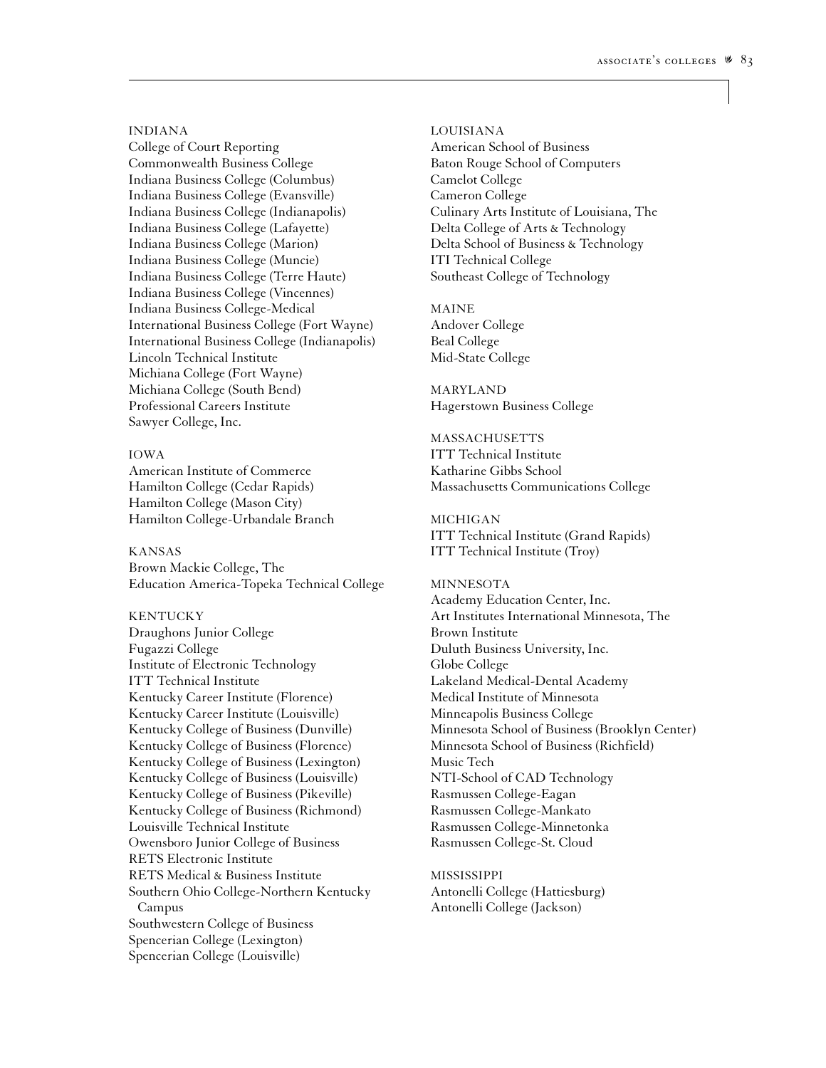INDIANA

College of Court Reporting
Commonwealth Business College
Indiana Business College (Columbus)
Indiana Business College (Evansville)
Indiana Business College (Indianapolis)
Indiana Business College (Lafayette)
Indiana Business College (Marion)
Indiana Business College (Muncie)
Indiana Business College (Terre Haute)
Indiana Business College (Vincennes)
Indiana Business College-Medical
International Business College (Fort Wayne)
International Business College (Indianapolis)
Lincoln Technical Institute
Michiana College (Fort Wayne)
Michiana College (South Bend)
Professional Careers Institute
Sawyer College, Inc.

IOWA

American Institute of Commerce
Hamilton College (Cedar Rapids)
Hamilton College (Mason City)
Hamilton College-Urbandale Branch

KANSAS

Brown Mackie College, The
Education America-Topeka Technical College

KENTUCKY

Draughons Junior College
Fugazzi College
Institute of Electronic Technology
ITT Technical Institute
Kentucky Career Institute (Florence)
Kentucky Career Institute (Louisville)
Kentucky College of Business (Dunville)
Kentucky College of Business (Florence)
Kentucky College of Business (Lexington)
Kentucky College of Business (Louisville)
Kentucky College of Business (Pikeville)
Kentucky College of Business (Richmond)
Louisville Technical Institute
Owensboro Junior College of Business
RETS Electronic Institute
RETS Medical & Business Institute
Southern Ohio College-Northern Kentucky Campus
Southwestern College of Business
Spencerian College (Lexington)
Spencerian College (Louisville)

LOUISIANA

American School of Business
Baton Rouge School of Computers
Camelot College
Cameron College
Culinary Arts Institute of Louisiana, The
Delta College of Arts & Technology
Delta School of Business & Technology
ITI Technical College
Southeast College of Technology

MAINE

Andover College
Beal College
Mid-State College

MARYLAND

Hagerstown Business College

MASSACHUSETTS

ITT Technical Institute
Katharine Gibbs School
Massachusetts Communications College

MICHIGAN

ITT Technical Institute (Grand Rapids)
ITT Technical Institute (Troy)

MINNESOTA

Academy Education Center, Inc.
Art Institutes International Minnesota, The
Brown Institute
Duluth Business University, Inc.
Globe College
Lakeland Medical-Dental Academy
Medical Institute of Minnesota
Minneapolis Business College
Minnesota School of Business (Brooklyn Center)
Minnesota School of Business (Richfield)
Music Tech
NTI-School of CAD Technology
Rasmussen College-Eagan
Rasmussen College-Mankato
Rasmussen College-Minnetonka
Rasmussen College-St. Cloud

MISSISSIPPI

Antonelli College (Hattiesburg)
Antonelli College (Jackson)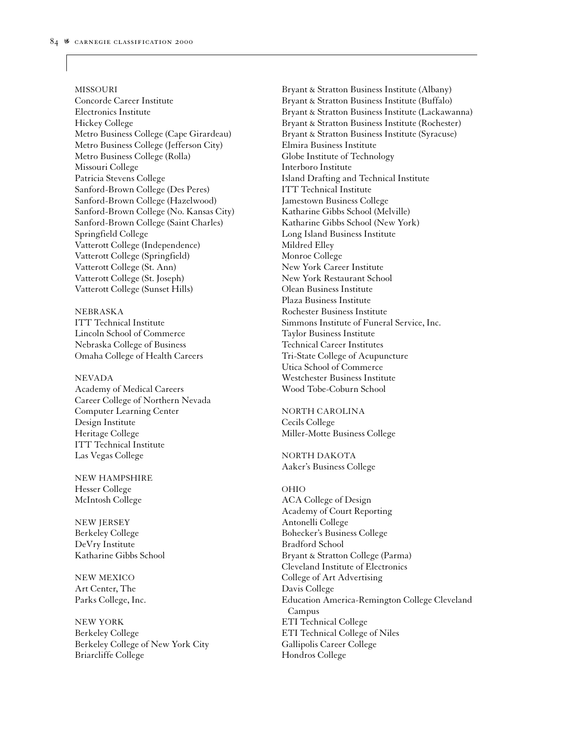MISSOURI

Concorde Career Institute
Electronics Institute
Hickey College
Metro Business College (Cape Girardeau)
Metro Business College (Jefferson City)
Metro Business College (Rolla)
Missouri College
Patricia Stevens College
Sanford-Brown College (Des Peres)
Sanford-Brown College (Hazelwood)
Sanford-Brown College (No. Kansas City)
Sanford-Brown College (Saint Charles)
Springfield College
Vatterott College (Independence)
Vatterott College (Springfield)
Vatterott College (St. Ann)
Vatterott College (St. Joseph)
Vatterott College (Sunset Hills)

NEBRASKA

ITT Technical Institute
Lincoln School of Commerce
Nebraska College of Business
Omaha College of Health Careers

NEVADA

Academy of Medical Careers
Career College of Northern Nevada
Computer Learning Center
Design Institute
Heritage College
ITT Technical Institute
Las Vegas College

NEW HAMPSHIRE

Hesser College
McIntosh College

NEW JERSEY

Berkeley College
DeVry Institute
Katharine Gibbs School

NEW MEXICO

Art Center, The
Parks College, Inc.

NEW YORK

Berkeley College
Berkeley College of New York City
Briarcliffe College
Bryant & Stratton Business Institute (Albany)
Bryant & Stratton Business Institute (Buffalo)
Bryant & Stratton Business Institute (Lackawanna)
Bryant & Stratton Business Institute (Rochester)
Bryant & Stratton Business Institute (Syracuse)
Elmira Business Institute
Globe Institute of Technology
Interboro Institute
Island Drafting and Technical Institute
ITT Technical Institute
Jamestown Business College
Katharine Gibbs School (Melville)
Katharine Gibbs School (New York)
Long Island Business Institute
Mildred Elley
Monroe College
New York Career Institute
New York Restaurant School
Olean Business Institute
Plaza Business Institute
Rochester Business Institute
Simmons Institute of Funeral Service, Inc.
Taylor Business Institute
Technical Career Institutes
Tri-State College of Acupuncture
Utica School of Commerce
Westchester Business Institute
Wood Tobe-Coburn School

NORTH CAROLINA

Cecils College
Miller-Motte Business College

NORTH DAKOTA

Aaker's Business College

OHIO

ACA College of Design
Academy of Court Reporting
Antonelli College
Bohecker's Business College
Bradford School
Bryant & Stratton College (Parma)
Cleveland Institute of Electronics
College of Art Advertising
Davis College
Education America-Remington College Cleveland Campus
ETI Technical College
ETI Technical College of Niles
Gallipolis Career College
Hondros College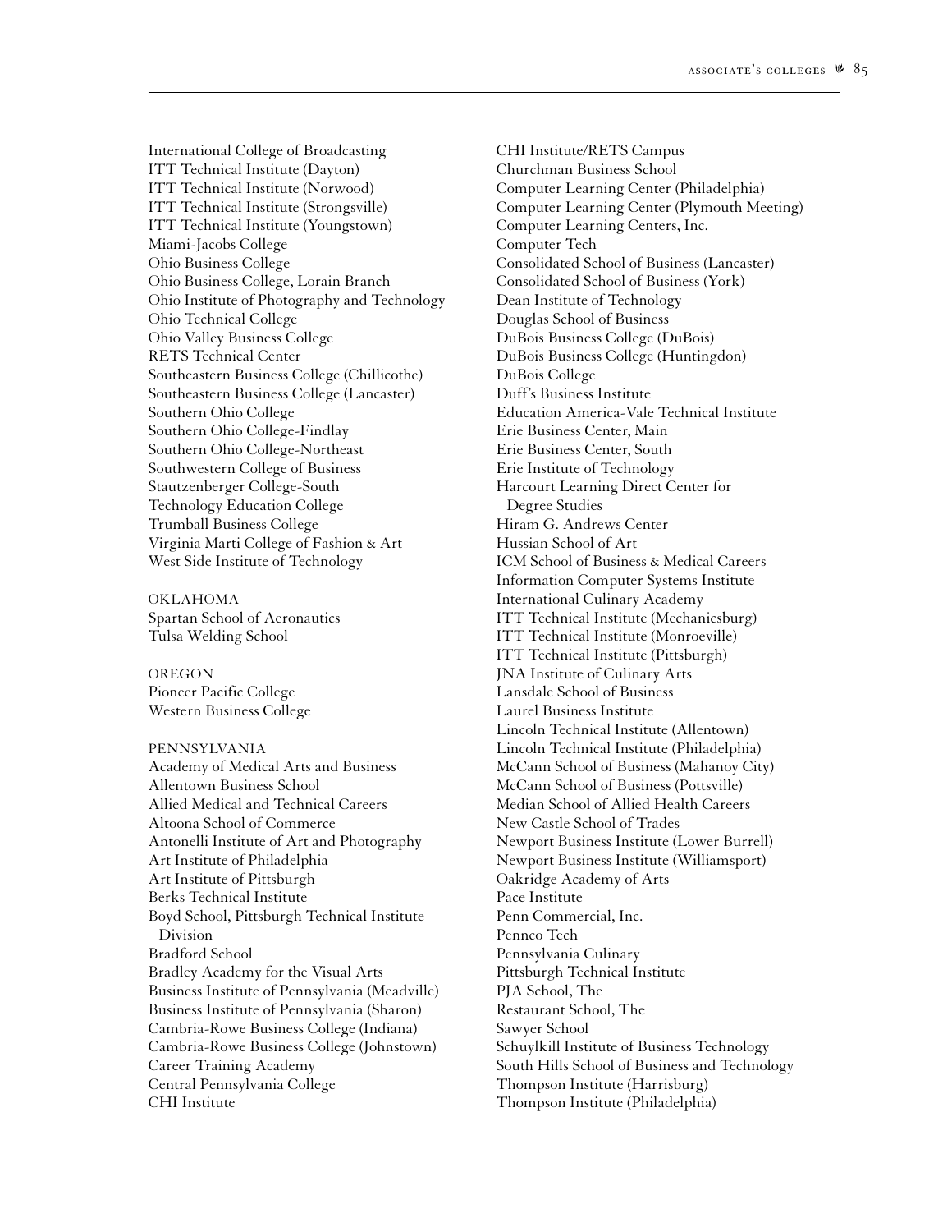International College of Broadcasting
ITT Technical Institute (Dayton)
ITT Technical Institute (Norwood)
ITT Technical Institute (Strongsville)
ITT Technical Institute (Youngstown)
Miami-Jacobs College
Ohio Business College
Ohio Business College, Lorain Branch
Ohio Institute of Photography and Technology
Ohio Technical College
Ohio Valley Business College
RETS Technical Center
Southeastern Business College (Chillicothe)
Southeastern Business College (Lancaster)
Southern Ohio College
Southern Ohio College-Findlay
Southern Ohio College-Northeast
Southwestern College of Business
Stautzenberger College-South
Technology Education College
Trumball Business College
Virginia Marti College of Fashion & Art
West Side Institute of Technology

OKLAHOMA

Spartan School of Aeronautics
Tulsa Welding School

OREGON

Pioneer Pacific College
Western Business College

PENNSYLVANIA

Academy of Medical Arts and Business
Allentown Business School
Allied Medical and Technical Careers
Altoona School of Commerce
Antonelli Institute of Art and Photography
Art Institute of Philadelphia
Art Institute of Pittsburgh
Berks Technical Institute
Boyd School, Pittsburgh Technical Institute Division
Bradford School
Bradley Academy for the Visual Arts
Business Institute of Pennsylvania (Meadville)
Business Institute of Pennsylvania (Sharon)
Cambria-Rowe Business College (Indiana)
Cambria-Rowe Business College (Johnstown)
Career Training Academy
Central Pennsylvania College
CHI Institute
CHI Institute/RETS Campus
Churchman Business School
Computer Learning Center (Philadelphia)
Computer Learning Center (Plymouth Meeting)
Computer Learning Centers, Inc.
Computer Tech
Consolidated School of Business (Lancaster)
Consolidated School of Business (York)
Dean Institute of Technology
Douglas School of Business
DuBois Business College (DuBois)
DuBois Business College (Huntingdon)
DuBois College
Duff's Business Institute
Education America-Vale Technical Institute
Erie Business Center, Main
Erie Business Center, South
Erie Institute of Technology
Harcourt Learning Direct Center for Degree Studies
Hiram G. Andrews Center
Hussian School of Art
ICM School of Business & Medical Careers
Information Computer Systems Institute
International Culinary Academy
ITT Technical Institute (Mechanicsburg)
ITT Technical Institute (Monroeville)
ITT Technical Institute (Pittsburgh)
JNA Institute of Culinary Arts
Lansdale School of Business
Laurel Business Institute
Lincoln Technical Institute (Allentown)
Lincoln Technical Institute (Philadelphia)
McCann School of Business (Mahanoy City)
McCann School of Business (Pottsville)
Median School of Allied Health Careers
New Castle School of Trades
Newport Business Institute (Lower Burrell)
Newport Business Institute (Williamsport)
Oakridge Academy of Arts
Pace Institute
Penn Commercial, Inc.
Pennco Tech
Pennsylvania Culinary
Pittsburgh Technical Institute
PJA School, The
Restaurant School, The
Sawyer School
Schuylkill Institute of Business Technology
South Hills School of Business and Technology
Thompson Institute (Harrisburg)
Thompson Institute (Philadelphia)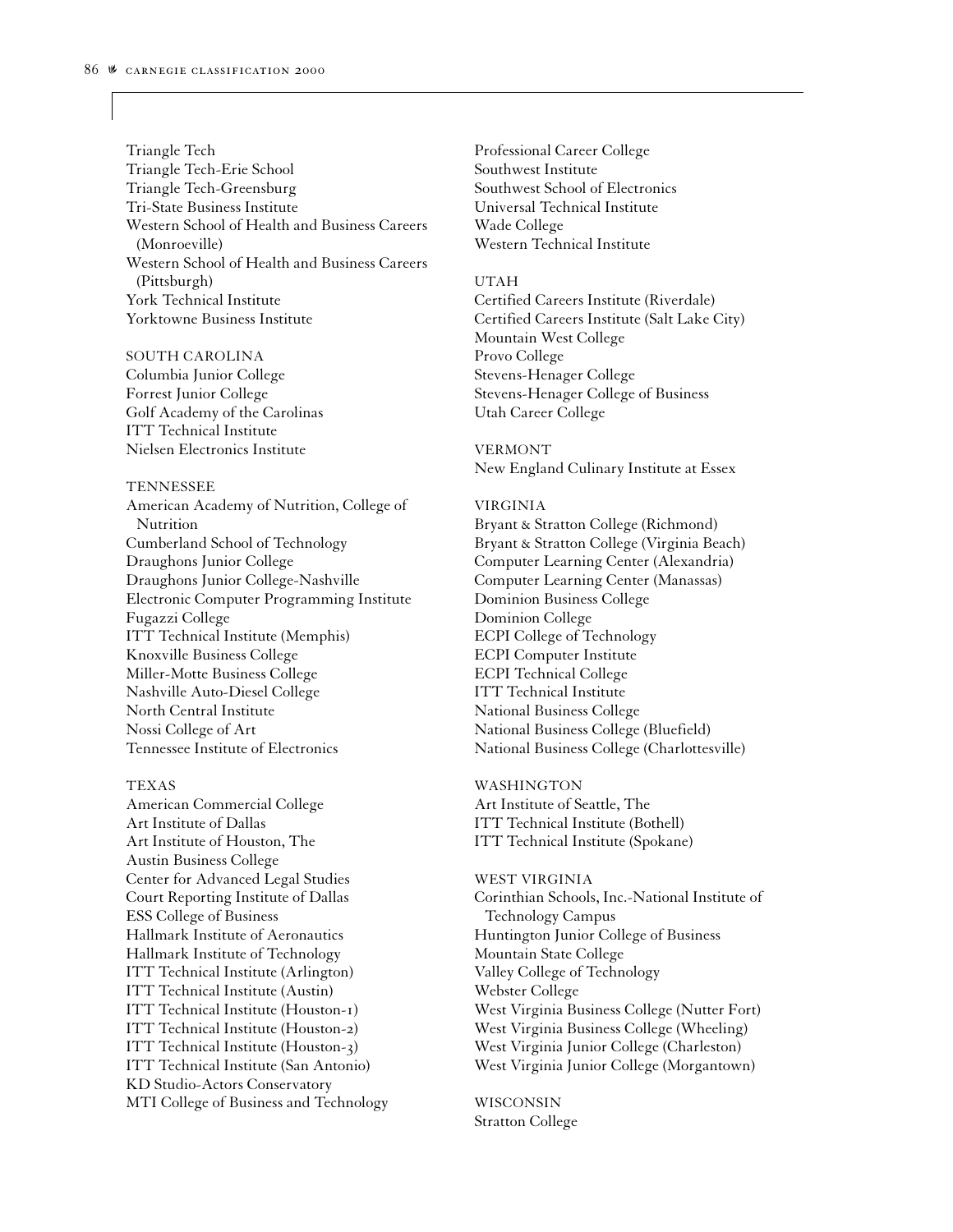Triangle Tech
Triangle Tech-Erie School
Triangle Tech-Greensburg
Tri-State Business Institute
Western School of Health and Business Careers (Monroeville)
Western School of Health and Business Careers (Pittsburgh)
York Technical Institute
Yorktowne Business Institute

SOUTH CAROLINA
Columbia Junior College
Forrest Junior College
Golf Academy of the Carolinas
ITT Technical Institute
Nielsen Electronics Institute

TENNESSEE
American Academy of Nutrition, College of Nutrition
Cumberland School of Technology
Draughons Junior College
Draughons Junior College-Nashville
Electronic Computer Programming Institute
Fugazzi College
ITT Technical Institute (Memphis)
Knoxville Business College
Miller-Motte Business College
Nashville Auto-Diesel College
North Central Institute
Nossi College of Art
Tennessee Institute of Electronics

TEXAS
American Commercial College
Art Institute of Dallas
Art Institute of Houston, The
Austin Business College
Center for Advanced Legal Studies
Court Reporting Institute of Dallas
ESS College of Business
Hallmark Institute of Aeronautics
Hallmark Institute of Technology
ITT Technical Institute (Arlington)
ITT Technical Institute (Austin)
ITT Technical Institute (Houston-1)
ITT Technical Institute (Houston-2)
ITT Technical Institute (Houston-3)
ITT Technical Institute (San Antonio)
KD Studio-Actors Conservatory
MTI College of Business and Technology
Professional Career College
Southwest Institute
Southwest School of Electronics
Universal Technical Institute
Wade College
Western Technical Institute

UTAH
Certified Careers Institute (Riverdale)
Certified Careers Institute (Salt Lake City)
Mountain West College
Provo College
Stevens-Henager College
Stevens-Henager College of Business
Utah Career College

VERMONT
New England Culinary Institute at Essex

VIRGINIA
Bryant & Stratton College (Richmond)
Bryant & Stratton College (Virginia Beach)
Computer Learning Center (Alexandria)
Computer Learning Center (Manassas)
Dominion Business College
Dominion College
ECPI College of Technology
ECPI Computer Institute
ECPI Technical College
ITT Technical Institute
National Business College
National Business College (Bluefield)
National Business College (Charlottesville)

WASHINGTON
Art Institute of Seattle, The
ITT Technical Institute (Bothell)
ITT Technical Institute (Spokane)

WEST VIRGINIA
Corinthian Schools, Inc.-National Institute of Technology Campus
Huntington Junior College of Business
Mountain State College
Valley College of Technology
Webster College
West Virginia Business College (Nutter Fort)
West Virginia Business College (Wheeling)
West Virginia Junior College (Charleston)
West Virginia Junior College (Morgantown)

WISCONSIN
Stratton College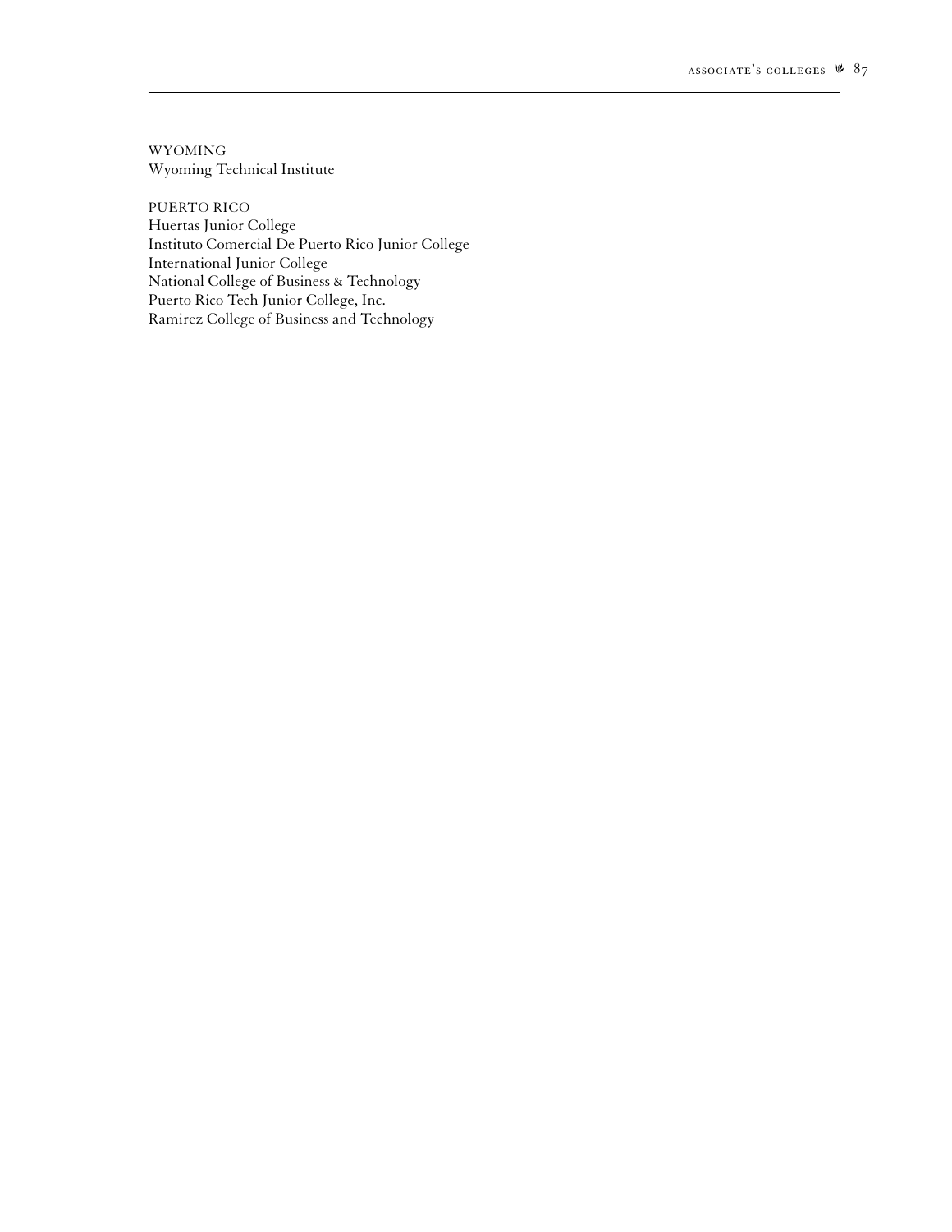WYOMING
Wyoming Technical Institute

PUERTO RICO
Huertas Junior College
Instituto Comercial De Puerto Rico Junior College
International Junior College
National College of Business & Technology
Puerto Rico Tech Junior College, Inc.
Ramirez College of Business and Technology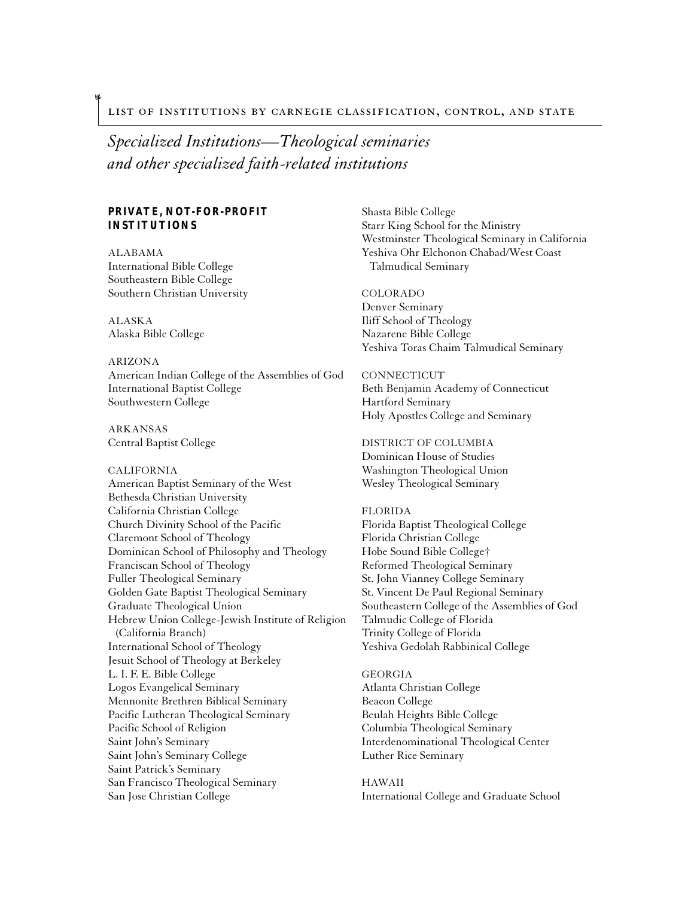## *Specialized Institutions—Theological seminaries and other specialized faith-related institutions*

### PRIVATE, NOT-FOR-PROFIT INSTITUTIONS

ALABAMA
International Bible College
Southeastern Bible College
Southern Christian University

ALASKA
Alaska Bible College

ARIZONA
American Indian College of the Assemblies of God
International Baptist College
Southwestern College

ARKANSAS
Central Baptist College

CALIFORNIA
American Baptist Seminary of the West
Bethesda Christian University
California Christian College
Church Divinity School of the Pacific
Claremont School of Theology
Dominican School of Philosophy and Theology
Franciscan School of Theology
Fuller Theological Seminary
Golden Gate Baptist Theological Seminary
Graduate Theological Union
Hebrew Union College-Jewish Institute of Religion (California Branch)
International School of Theology
Jesuit School of Theology at Berkeley
L. I. F. E. Bible College
Logos Evangelical Seminary
Mennonite Brethren Biblical Seminary
Pacific Lutheran Theological Seminary
Pacific School of Religion
Saint John's Seminary
Saint John's Seminary College
Saint Patrick's Seminary
San Francisco Theological Seminary
San Jose Christian College
Shasta Bible College
Starr King School for the Ministry
Westminster Theological Seminary in California
Yeshiva Ohr Elchonon Chabad/West Coast Talmudical Seminary

COLORADO
Denver Seminary
Iliff School of Theology
Nazarene Bible College
Yeshiva Toras Chaim Talmudical Seminary

CONNECTICUT
Beth Benjamin Academy of Connecticut
Hartford Seminary
Holy Apostles College and Seminary

DISTRICT OF COLUMBIA
Dominican House of Studies
Washington Theological Union
Wesley Theological Seminary

FLORIDA
Florida Baptist Theological College
Florida Christian College
Hobe Sound Bible College†
Reformed Theological Seminary
St. John Vianney College Seminary
St. Vincent De Paul Regional Seminary
Southeastern College of the Assemblies of God
Talmudic College of Florida
Trinity College of Florida
Yeshiva Gedolah Rabbinical College

GEORGIA
Atlanta Christian College
Beacon College
Beulah Heights Bible College
Columbia Theological Seminary
Interdenominational Theological Center
Luther Rice Seminary

HAWAII
International College and Graduate School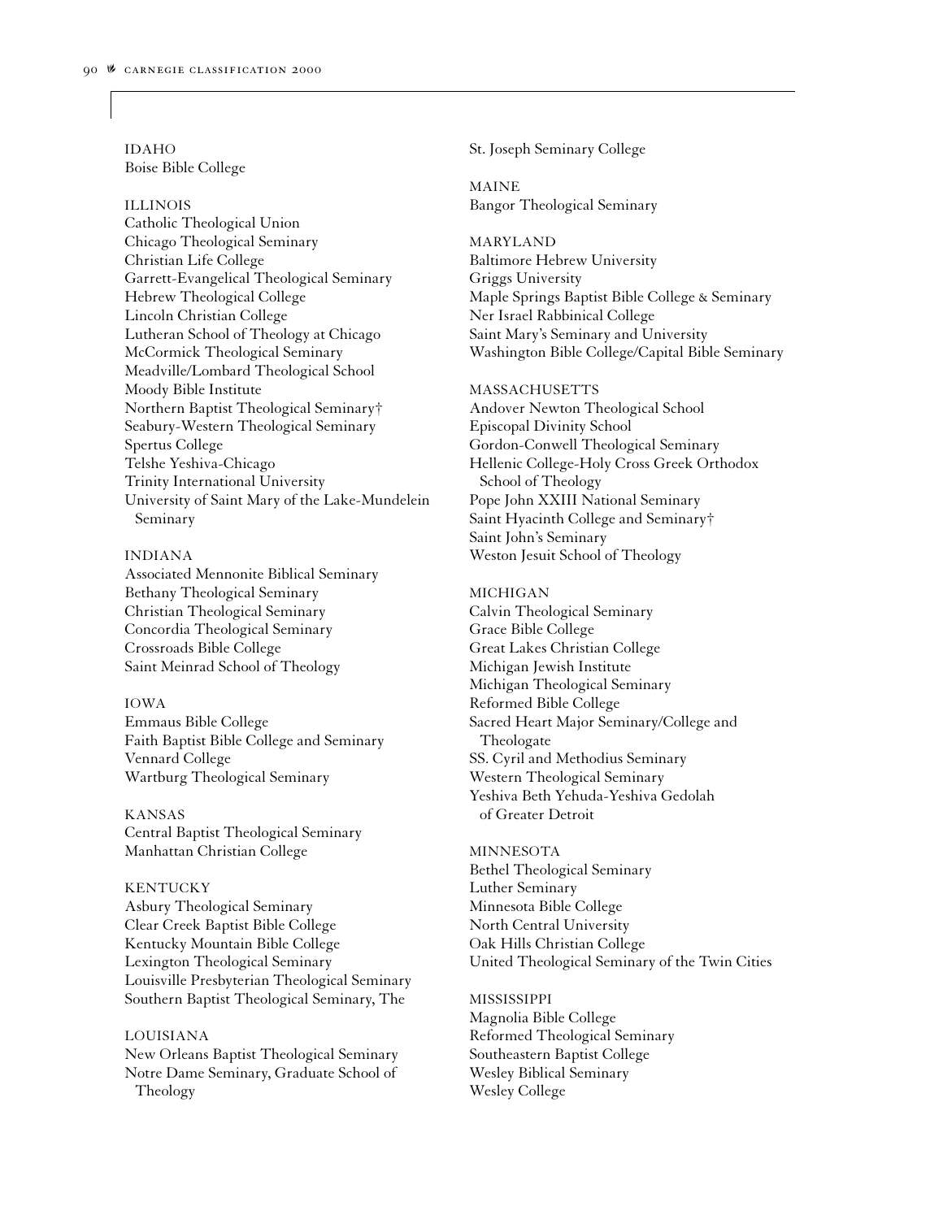IDAHO
Boise Bible College

ILLINOIS
Catholic Theological Union
Chicago Theological Seminary
Christian Life College
Garrett-Evangelical Theological Seminary
Hebrew Theological College
Lincoln Christian College
Lutheran School of Theology at Chicago
McCormick Theological Seminary
Meadville/Lombard Theological School
Moody Bible Institute
Northern Baptist Theological Seminary†
Seabury-Western Theological Seminary
Spertus College
Telshe Yeshiva-Chicago
Trinity International University
University of Saint Mary of the Lake-Mundelein Seminary

INDIANA
Associated Mennonite Biblical Seminary
Bethany Theological Seminary
Christian Theological Seminary
Concordia Theological Seminary
Crossroads Bible College
Saint Meinrad School of Theology

IOWA
Emmaus Bible College
Faith Baptist Bible College and Seminary
Vennard College
Wartburg Theological Seminary

KANSAS
Central Baptist Theological Seminary
Manhattan Christian College

KENTUCKY
Asbury Theological Seminary
Clear Creek Baptist Bible College
Kentucky Mountain Bible College
Lexington Theological Seminary
Louisville Presbyterian Theological Seminary
Southern Baptist Theological Seminary, The

LOUISIANA
New Orleans Baptist Theological Seminary
Notre Dame Seminary, Graduate School of Theology
St. Joseph Seminary College

MAINE
Bangor Theological Seminary

MARYLAND
Baltimore Hebrew University
Griggs University
Maple Springs Baptist Bible College & Seminary
Ner Israel Rabbinical College
Saint Mary's Seminary and University
Washington Bible College/Capital Bible Seminary

MASSACHUSETTS
Andover Newton Theological School
Episcopal Divinity School
Gordon-Conwell Theological Seminary
Hellenic College-Holy Cross Greek Orthodox School of Theology
Pope John XXIII National Seminary
Saint Hyacinth College and Seminary†
Saint John's Seminary
Weston Jesuit School of Theology

MICHIGAN
Calvin Theological Seminary
Grace Bible College
Great Lakes Christian College
Michigan Jewish Institute
Michigan Theological Seminary
Reformed Bible College
Sacred Heart Major Seminary/College and Theologate
SS. Cyril and Methodius Seminary
Western Theological Seminary
Yeshiva Beth Yehuda-Yeshiva Gedolah of Greater Detroit

MINNESOTA
Bethel Theological Seminary
Luther Seminary
Minnesota Bible College
North Central University
Oak Hills Christian College
United Theological Seminary of the Twin Cities

MISSISSIPPI
Magnolia Bible College
Reformed Theological Seminary
Southeastern Baptist College
Wesley Biblical Seminary
Wesley College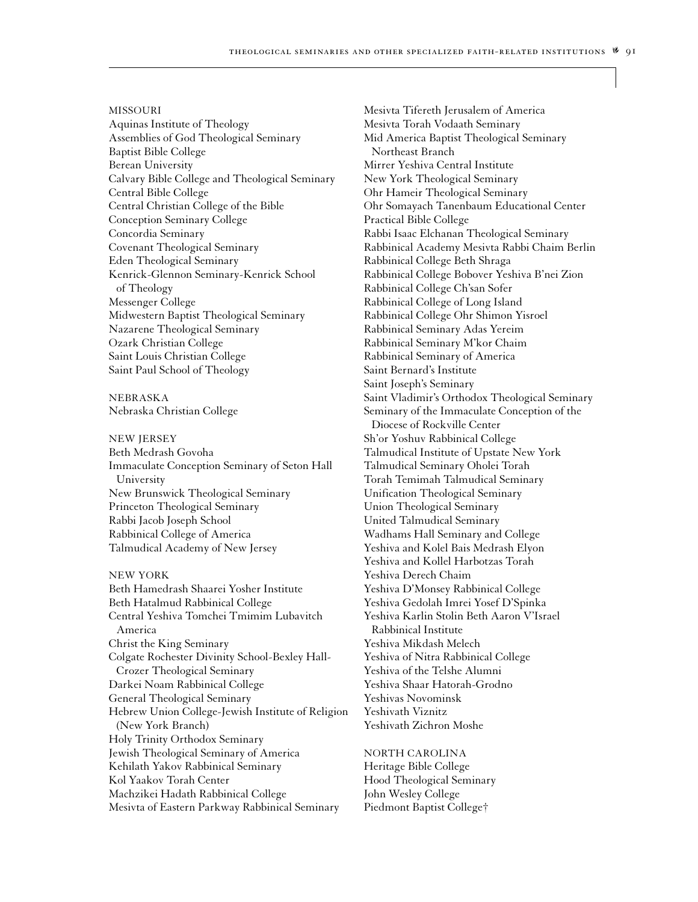MISSOURI

Aquinas Institute of Theology
Assemblies of God Theological Seminary
Baptist Bible College
Berean University
Calvary Bible College and Theological Seminary
Central Bible College
Central Christian College of the Bible
Conception Seminary College
Concordia Seminary
Covenant Theological Seminary
Eden Theological Seminary
Kenrick-Glennon Seminary-Kenrick School of Theology
Messenger College
Midwestern Baptist Theological Seminary
Nazarene Theological Seminary
Ozark Christian College
Saint Louis Christian College
Saint Paul School of Theology

NEBRASKA

Nebraska Christian College

NEW JERSEY

Beth Medrash Govoha
Immaculate Conception Seminary of Seton Hall University
New Brunswick Theological Seminary
Princeton Theological Seminary
Rabbi Jacob Joseph School
Rabbinical College of America
Talmudical Academy of New Jersey

NEW YORK

Beth Hamedrash Shaarei Yosher Institute
Beth Hatalmud Rabbinical College
Central Yeshiva Tomchei Tmimim Lubavitch America
Christ the King Seminary
Colgate Rochester Divinity School-Bexley Hall-Crozer Theological Seminary
Darkei Noam Rabbinical College
General Theological Seminary
Hebrew Union College-Jewish Institute of Religion (New York Branch)
Holy Trinity Orthodox Seminary
Jewish Theological Seminary of America
Kehilath Yakov Rabbinical Seminary
Kol Yaakov Torah Center
Machzikei Hadath Rabbinical College
Mesivta of Eastern Parkway Rabbinical Seminary
Mesivta Tifereth Jerusalem of America
Mesivta Torah Vodaath Seminary
Mid America Baptist Theological Seminary Northeast Branch
Mirrer Yeshiva Central Institute
New York Theological Seminary
Ohr Hameir Theological Seminary
Ohr Somayach Tanenbaum Educational Center
Practical Bible College
Rabbi Isaac Elchanan Theological Seminary
Rabbinical Academy Mesivta Rabbi Chaim Berlin
Rabbinical College Beth Shraga
Rabbinical College Bobover Yeshiva B'nei Zion
Rabbinical College Ch'san Sofer
Rabbinical College of Long Island
Rabbinical College Ohr Shimon Yisroel
Rabbinical Seminary Adas Yereim
Rabbinical Seminary M'kor Chaim
Rabbinical Seminary of America
Saint Bernard's Institute
Saint Joseph's Seminary
Saint Vladimir's Orthodox Theological Seminary
Seminary of the Immaculate Conception of the Diocese of Rockville Center
Sh'or Yoshuv Rabbinical College
Talmudical Institute of Upstate New York
Talmudical Seminary Oholei Torah
Torah Temimah Talmudical Seminary
Unification Theological Seminary
Union Theological Seminary
United Talmudical Seminary
Wadhams Hall Seminary and College
Yeshiva and Kolel Bais Medrash Elyon
Yeshiva and Kollel Harbotzas Torah
Yeshiva Derech Chaim
Yeshiva D'Monsey Rabbinical College
Yeshiva Gedolah Imrei Yosef D'Spinka
Yeshiva Karlin Stolin Beth Aaron V'Israel Rabbinical Institute
Yeshiva Mikdash Melech
Yeshiva of Nitra Rabbinical College
Yeshiva of the Telshe Alumni
Yeshiva Shaar Hatorah-Grodno
Yeshivas Novominsk
Yeshivath Viznitz
Yeshivath Zichron Moshe

NORTH CAROLINA

Heritage Bible College
Hood Theological Seminary
John Wesley College
Piedmont Baptist College†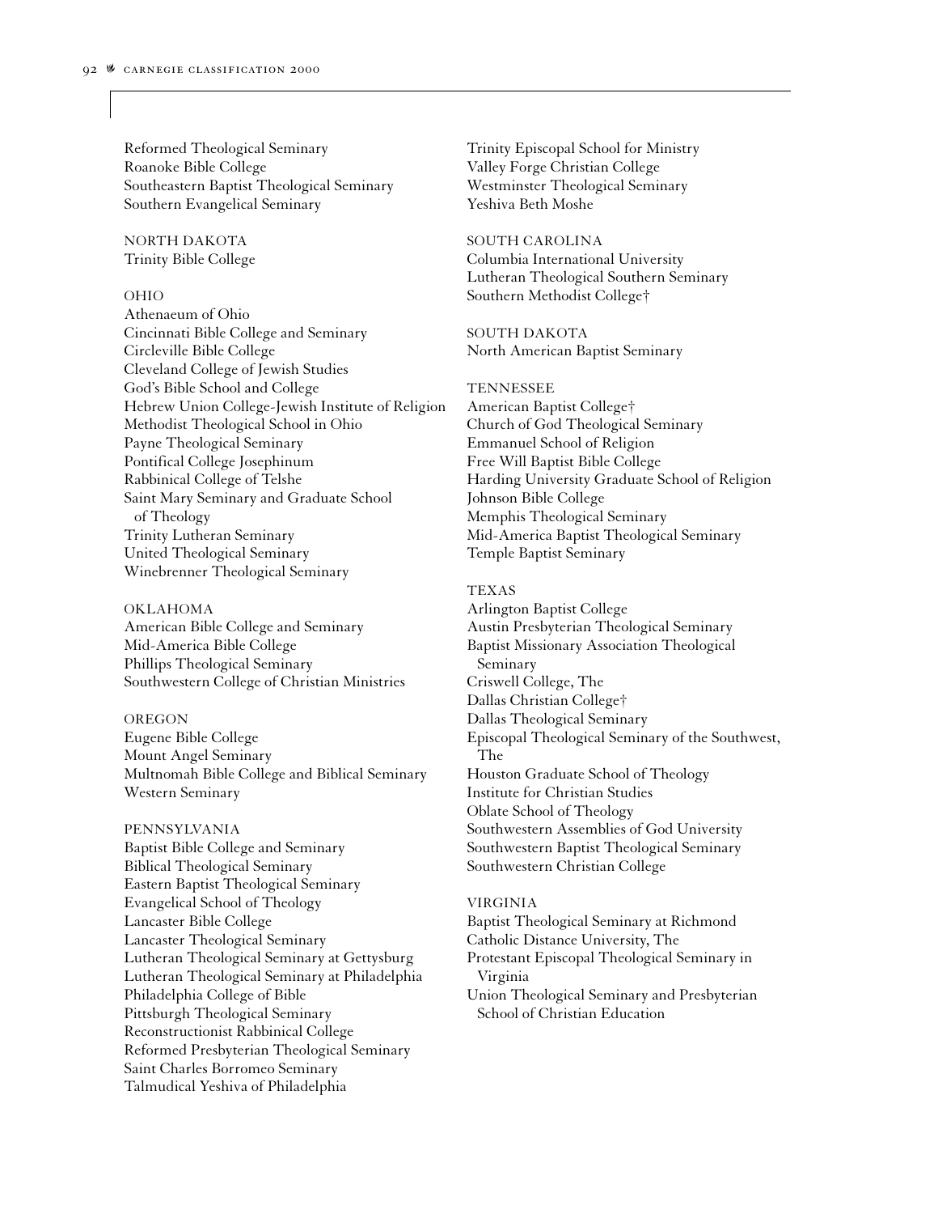Reformed Theological Seminary
Roanoke Bible College
Southeastern Baptist Theological Seminary
Southern Evangelical Seminary

NORTH DAKOTA
Trinity Bible College

OHIO
Athenaeum of Ohio
Cincinnati Bible College and Seminary
Circleville Bible College
Cleveland College of Jewish Studies
God's Bible School and College
Hebrew Union College-Jewish Institute of Religion
Methodist Theological School in Ohio
Payne Theological Seminary
Pontifical College Josephinum
Rabbinical College of Telshe
Saint Mary Seminary and Graduate School of Theology
Trinity Lutheran Seminary
United Theological Seminary
Winebrenner Theological Seminary

OKLAHOMA
American Bible College and Seminary
Mid-America Bible College
Phillips Theological Seminary
Southwestern College of Christian Ministries

OREGON
Eugene Bible College
Mount Angel Seminary
Multnomah Bible College and Biblical Seminary
Western Seminary

PENNSYLVANIA
Baptist Bible College and Seminary
Biblical Theological Seminary
Eastern Baptist Theological Seminary
Evangelical School of Theology
Lancaster Bible College
Lancaster Theological Seminary
Lutheran Theological Seminary at Gettysburg
Lutheran Theological Seminary at Philadelphia
Philadelphia College of Bible
Pittsburgh Theological Seminary
Reconstructionist Rabbinical College
Reformed Presbyterian Theological Seminary
Saint Charles Borromeo Seminary
Talmudical Yeshiva of Philadelphia
Trinity Episcopal School for Ministry
Valley Forge Christian College
Westminster Theological Seminary
Yeshiva Beth Moshe

SOUTH CAROLINA
Columbia International University
Lutheran Theological Southern Seminary
Southern Methodist College†

SOUTH DAKOTA
North American Baptist Seminary

TENNESSEE
American Baptist College†
Church of God Theological Seminary
Emmanuel School of Religion
Free Will Baptist Bible College
Harding University Graduate School of Religion
Johnson Bible College
Memphis Theological Seminary
Mid-America Baptist Theological Seminary
Temple Baptist Seminary

TEXAS
Arlington Baptist College
Austin Presbyterian Theological Seminary
Baptist Missionary Association Theological Seminary
Criswell College, The
Dallas Christian College†
Dallas Theological Seminary
Episcopal Theological Seminary of the Southwest, The
Houston Graduate School of Theology
Institute for Christian Studies
Oblate School of Theology
Southwestern Assemblies of God University
Southwestern Baptist Theological Seminary
Southwestern Christian College

VIRGINIA
Baptist Theological Seminary at Richmond
Catholic Distance University, The
Protestant Episcopal Theological Seminary in Virginia
Union Theological Seminary and Presbyterian School of Christian Education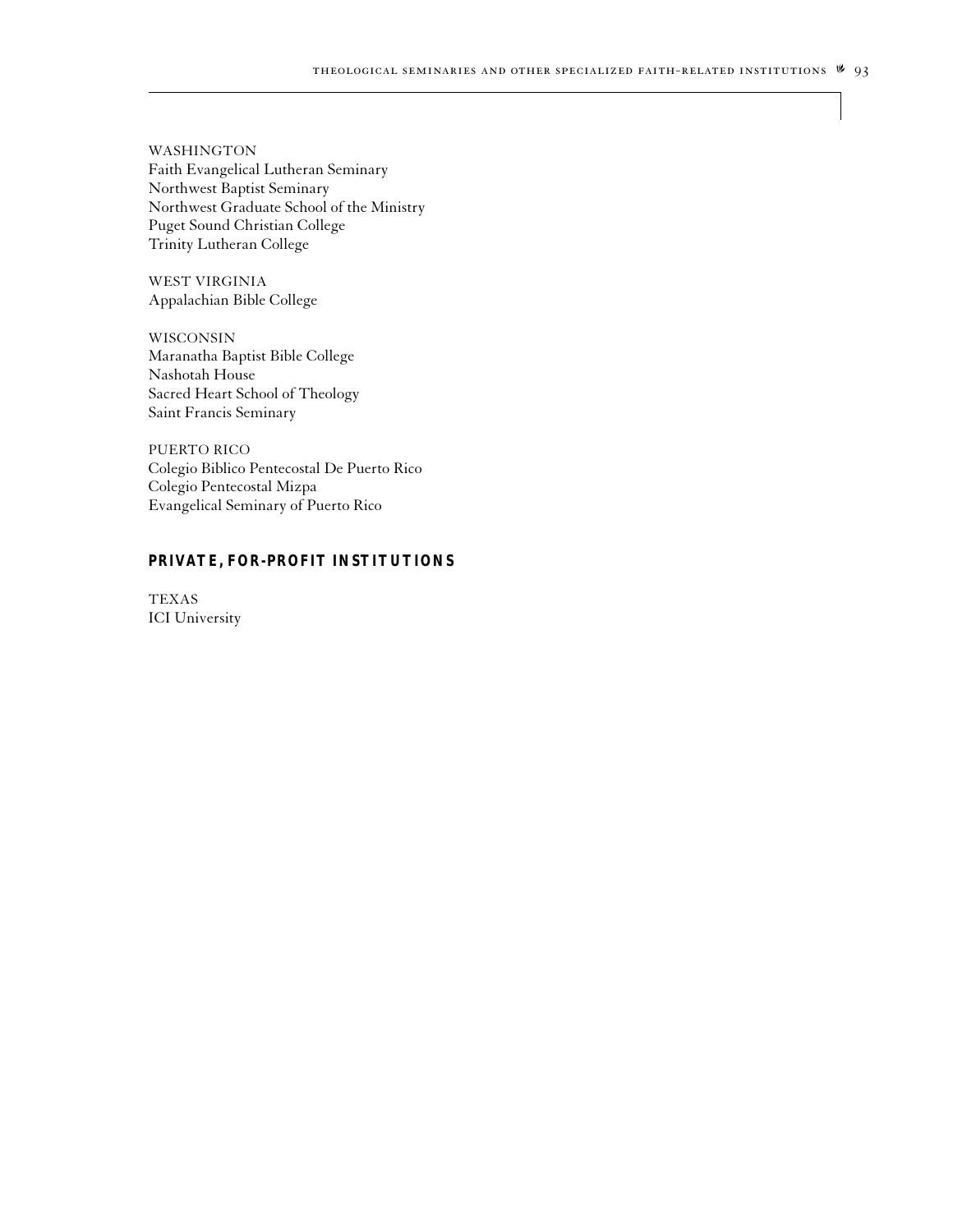WASHINGTON
Faith Evangelical Lutheran Seminary
Northwest Baptist Seminary
Northwest Graduate School of the Ministry
Puget Sound Christian College
Trinity Lutheran College

WEST VIRGINIA
Appalachian Bible College

WISCONSIN
Maranatha Baptist Bible College
Nashotah House
Sacred Heart School of Theology
Saint Francis Seminary

PUERTO RICO
Colegio Biblico Pentecostal De Puerto Rico
Colegio Pentecostal Mizpa
Evangelical Seminary of Puerto Rico

## PRIVATE, FOR-PROFIT INSTITUTIONS

TEXAS
ICI University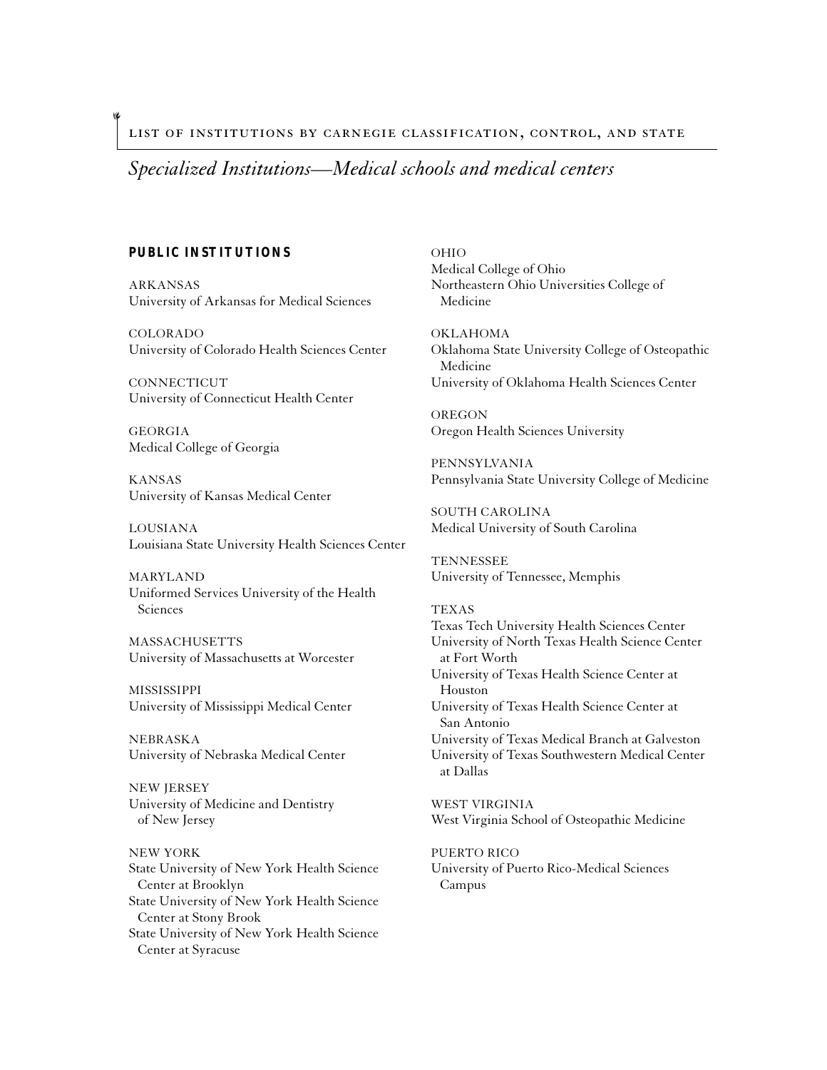## Specialized Institutions—Medical schools and medical centers

**PUBLIC INSTITUTIONS**

ARKANSAS
University of Arkansas for Medical Sciences

COLORADO
University of Colorado Health Sciences Center

CONNECTICUT
University of Connecticut Health Center

GEORGIA
Medical College of Georgia

KANSAS
University of Kansas Medical Center

LOUSIANA
Louisiana State University Health Sciences Center

MARYLAND
Uniformed Services University of the Health Sciences

MASSACHUSETTS
University of Massachusetts at Worcester

MISSISSIPPI
University of Mississippi Medical Center

NEBRASKA
University of Nebraska Medical Center

NEW JERSEY
University of Medicine and Dentistry of New Jersey

NEW YORK
State University of New York Health Science Center at Brooklyn
State University of New York Health Science Center at Stony Brook
State University of New York Health Science Center at Syracuse

OHIO
Medical College of Ohio
Northeastern Ohio Universities College of Medicine

OKLAHOMA
Oklahoma State University College of Osteopathic Medicine
University of Oklahoma Health Sciences Center

OREGON
Oregon Health Sciences University

PENNSYLVANIA
Pennsylvania State University College of Medicine

SOUTH CAROLINA
Medical University of South Carolina

TENNESSEE
University of Tennessee, Memphis

TEXAS
Texas Tech University Health Sciences Center
University of North Texas Health Science Center at Fort Worth
University of Texas Health Science Center at Houston
University of Texas Health Science Center at San Antonio
University of Texas Medical Branch at Galveston
University of Texas Southwestern Medical Center at Dallas

WEST VIRGINIA
West Virginia School of Osteopathic Medicine

PUERTO RICO
University of Puerto Rico-Medical Sciences Campus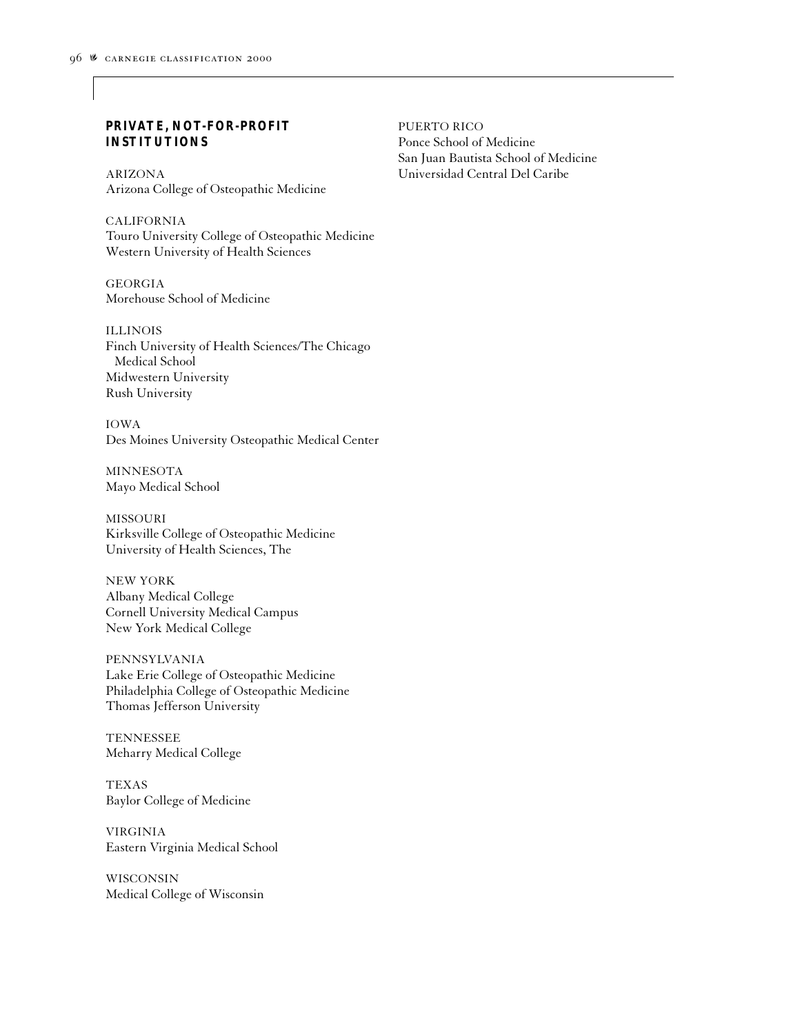**PRIVATE, NOT-FOR-PROFIT INSTITUTIONS**

ARIZONA
Arizona College of Osteopathic Medicine

CALIFORNIA
Touro University College of Osteopathic Medicine
Western University of Health Sciences

GEORGIA
Morehouse School of Medicine

ILLINOIS
Finch University of Health Sciences/The Chicago Medical School
Midwestern University
Rush University

IOWA
Des Moines University Osteopathic Medical Center

MINNESOTA
Mayo Medical School

MISSOURI
Kirksville College of Osteopathic Medicine
University of Health Sciences, The

NEW YORK
Albany Medical College
Cornell University Medical Campus
New York Medical College

PENNSYLVANIA
Lake Erie College of Osteopathic Medicine
Philadelphia College of Osteopathic Medicine
Thomas Jefferson University

TENNESSEE
Meharry Medical College

TEXAS
Baylor College of Medicine

VIRGINIA
Eastern Virginia Medical School

WISCONSIN
Medical College of Wisconsin

PUERTO RICO
Ponce School of Medicine
San Juan Bautista School of Medicine
Universidad Central Del Caribe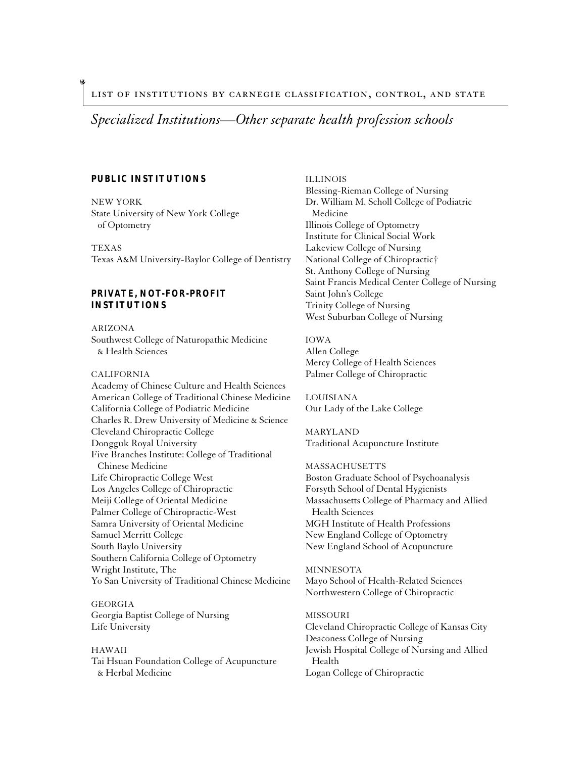## Specialized Institutions—Other separate health profession schools

### PUBLIC INSTITUTIONS

NEW YORK
State University of New York College of Optometry

TEXAS
Texas A&M University-Baylor College of Dentistry

### PRIVATE, NOT-FOR-PROFIT INSTITUTIONS

ARIZONA
Southwest College of Naturopathic Medicine & Health Sciences

CALIFORNIA
Academy of Chinese Culture and Health Sciences
American College of Traditional Chinese Medicine
California College of Podiatric Medicine
Charles R. Drew University of Medicine & Science
Cleveland Chiropractic College
Dongguk Royal University
Five Branches Institute: College of Traditional Chinese Medicine
Life Chiropractic College West
Los Angeles College of Chiropractic
Meiji College of Oriental Medicine
Palmer College of Chiropractic-West
Samra University of Oriental Medicine
Samuel Merritt College
South Baylo University
Southern California College of Optometry
Wright Institute, The
Yo San University of Traditional Chinese Medicine

GEORGIA
Georgia Baptist College of Nursing
Life University

HAWAII
Tai Hsuan Foundation College of Acupuncture & Herbal Medicine

ILLINOIS
Blessing-Rieman College of Nursing
Dr. William M. Scholl College of Podiatric Medicine
Illinois College of Optometry
Institute for Clinical Social Work
Lakeview College of Nursing
National College of Chiropractic†
St. Anthony College of Nursing
Saint Francis Medical Center College of Nursing
Saint John's College
Trinity College of Nursing
West Suburban College of Nursing

IOWA
Allen College
Mercy College of Health Sciences
Palmer College of Chiropractic

LOUISIANA
Our Lady of the Lake College

MARYLAND
Traditional Acupuncture Institute

MASSACHUSETTS
Boston Graduate School of Psychoanalysis
Forsyth School of Dental Hygienists
Massachusetts College of Pharmacy and Allied Health Sciences
MGH Institute of Health Professions
New England College of Optometry
New England School of Acupuncture

MINNESOTA
Mayo School of Health-Related Sciences
Northwestern College of Chiropractic

MISSOURI
Cleveland Chiropractic College of Kansas City
Deaconess College of Nursing
Jewish Hospital College of Nursing and Allied Health
Logan College of Chiropractic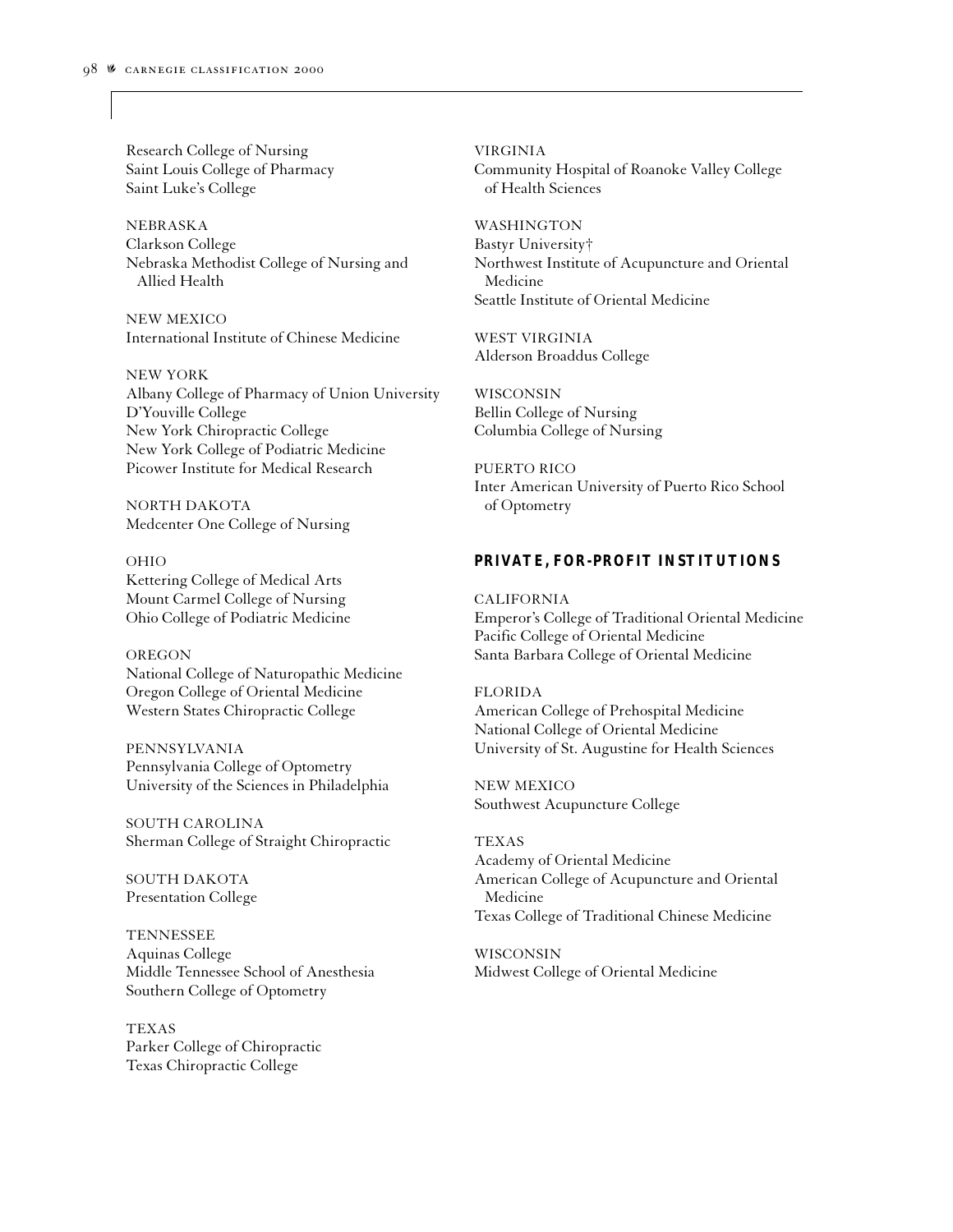Research College of Nursing
Saint Louis College of Pharmacy
Saint Luke's College

NEBRASKA
Clarkson College
Nebraska Methodist College of Nursing and Allied Health

NEW MEXICO
International Institute of Chinese Medicine

NEW YORK
Albany College of Pharmacy of Union University
D'Youville College
New York Chiropractic College
New York College of Podiatric Medicine
Picower Institute for Medical Research

NORTH DAKOTA
Medcenter One College of Nursing

OHIO
Kettering College of Medical Arts
Mount Carmel College of Nursing
Ohio College of Podiatric Medicine

OREGON
National College of Naturopathic Medicine
Oregon College of Oriental Medicine
Western States Chiropractic College

PENNSYLVANIA
Pennsylvania College of Optometry
University of the Sciences in Philadelphia

SOUTH CAROLINA
Sherman College of Straight Chiropractic

SOUTH DAKOTA
Presentation College

TENNESSEE
Aquinas College
Middle Tennessee School of Anesthesia
Southern College of Optometry

TEXAS
Parker College of Chiropractic
Texas Chiropractic College

VIRGINIA
Community Hospital of Roanoke Valley College of Health Sciences

WASHINGTON
Bastyr University†
Northwest Institute of Acupuncture and Oriental Medicine
Seattle Institute of Oriental Medicine

WEST VIRGINIA
Alderson Broaddus College

WISCONSIN
Bellin College of Nursing
Columbia College of Nursing

PUERTO RICO
Inter American University of Puerto Rico School of Optometry

## PRIVATE, FOR-PROFIT INSTITUTIONS

CALIFORNIA
Emperor's College of Traditional Oriental Medicine
Pacific College of Oriental Medicine
Santa Barbara College of Oriental Medicine

FLORIDA
American College of Prehospital Medicine
National College of Oriental Medicine
University of St. Augustine for Health Sciences

NEW MEXICO
Southwest Acupuncture College

TEXAS
Academy of Oriental Medicine
American College of Acupuncture and Oriental Medicine
Texas College of Traditional Chinese Medicine

WISCONSIN
Midwest College of Oriental Medicine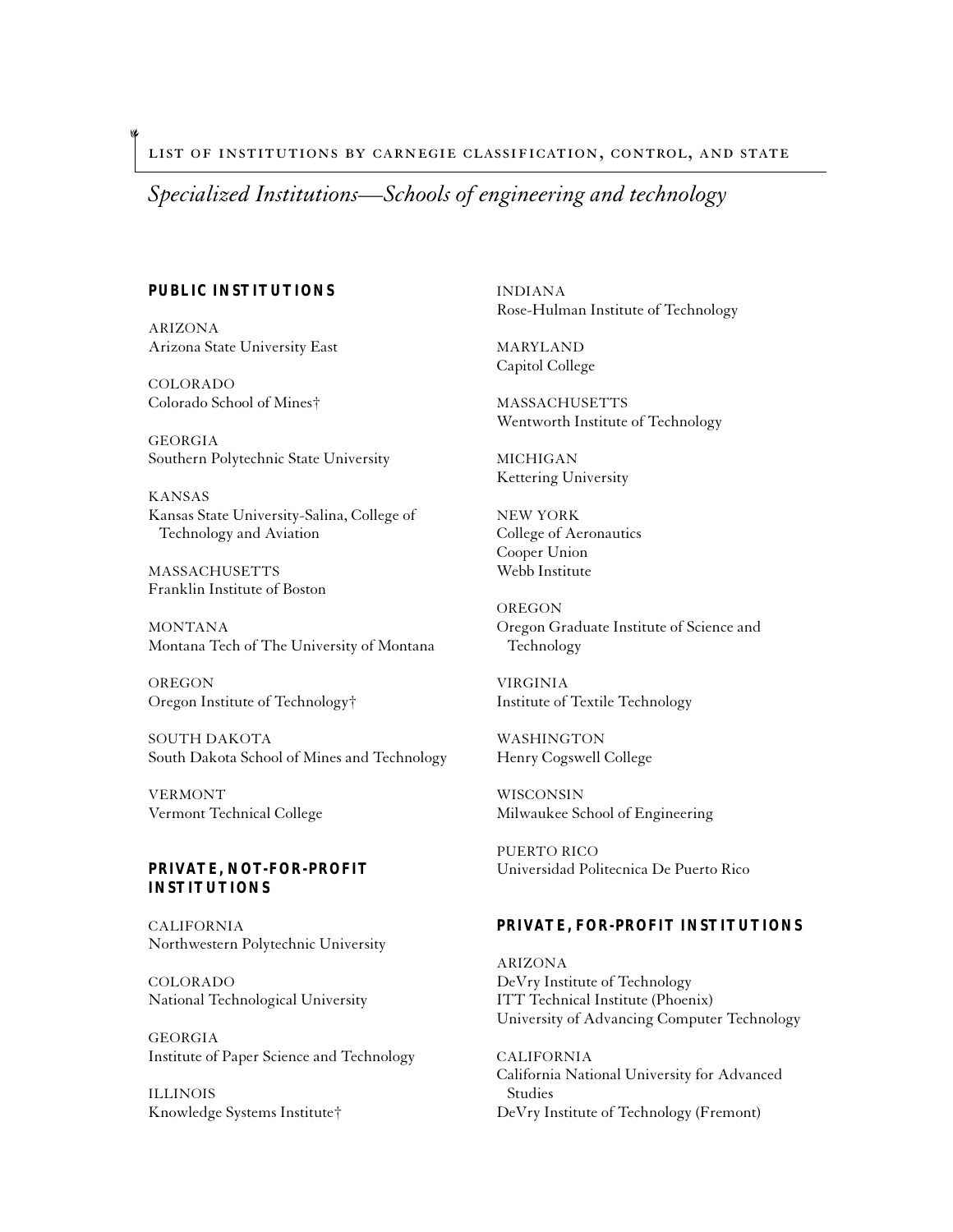## Specialized Institutions—Schools of engineering and technology

### PUBLIC INSTITUTIONS

ARIZONA
Arizona State University East

COLORADO
Colorado School of Mines†

GEORGIA
Southern Polytechnic State University

KANSAS
Kansas State University-Salina, College of Technology and Aviation

MASSACHUSETTS
Franklin Institute of Boston

MONTANA
Montana Tech of The University of Montana

OREGON
Oregon Institute of Technology†

SOUTH DAKOTA
South Dakota School of Mines and Technology

VERMONT
Vermont Technical College

### PRIVATE, NOT-FOR-PROFIT INSTITUTIONS

CALIFORNIA
Northwestern Polytechnic University

COLORADO
National Technological University

GEORGIA
Institute of Paper Science and Technology

ILLINOIS
Knowledge Systems Institute†

INDIANA
Rose-Hulman Institute of Technology

MARYLAND
Capitol College

MASSACHUSETTS
Wentworth Institute of Technology

MICHIGAN
Kettering University

NEW YORK
College of Aeronautics
Cooper Union
Webb Institute

OREGON
Oregon Graduate Institute of Science and Technology

VIRGINIA
Institute of Textile Technology

WASHINGTON
Henry Cogswell College

WISCONSIN
Milwaukee School of Engineering

PUERTO RICO
Universidad Politecnica De Puerto Rico

### PRIVATE, FOR-PROFIT INSTITUTIONS

ARIZONA
DeVry Institute of Technology
ITT Technical Institute (Phoenix)
University of Advancing Computer Technology

CALIFORNIA
California National University for Advanced Studies
DeVry Institute of Technology (Fremont)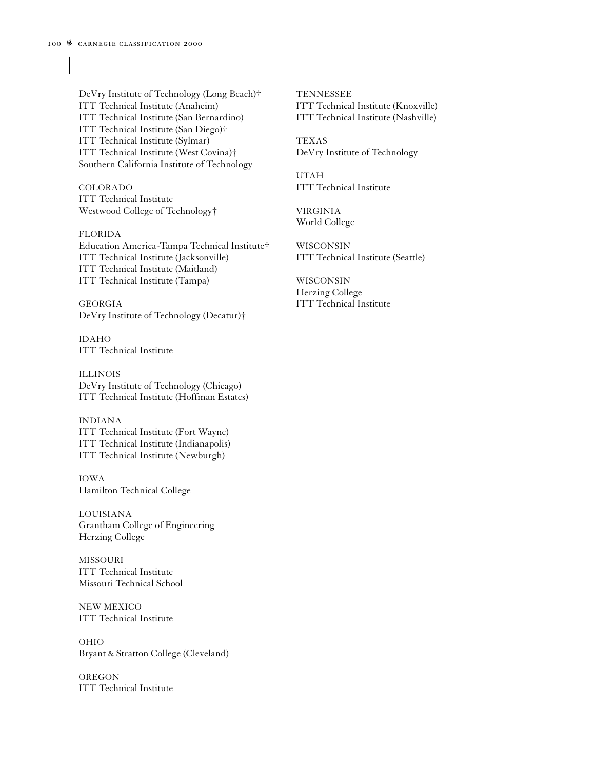DeVry Institute of Technology (Long Beach)†
ITT Technical Institute (Anaheim)
ITT Technical Institute (San Bernardino)
ITT Technical Institute (San Diego)†
ITT Technical Institute (Sylmar)
ITT Technical Institute (West Covina)†
Southern California Institute of Technology

COLORADO
ITT Technical Institute
Westwood College of Technology†

FLORIDA
Education America-Tampa Technical Institute†
ITT Technical Institute (Jacksonville)
ITT Technical Institute (Maitland)
ITT Technical Institute (Tampa)

GEORGIA
DeVry Institute of Technology (Decatur)†

IDAHO
ITT Technical Institute

ILLINOIS
DeVry Institute of Technology (Chicago)
ITT Technical Institute (Hoffman Estates)

INDIANA
ITT Technical Institute (Fort Wayne)
ITT Technical Institute (Indianapolis)
ITT Technical Institute (Newburgh)

IOWA
Hamilton Technical College

LOUISIANA
Grantham College of Engineering
Herzing College

MISSOURI
ITT Technical Institute
Missouri Technical School

NEW MEXICO
ITT Technical Institute

OHIO
Bryant & Stratton College (Cleveland)

OREGON
ITT Technical Institute

TENNESSEE
ITT Technical Institute (Knoxville)
ITT Technical Institute (Nashville)

TEXAS
DeVry Institute of Technology

UTAH
ITT Technical Institute

VIRGINIA
World College

WISCONSIN
ITT Technical Institute (Seattle)

WISCONSIN
Herzing College
ITT Technical Institute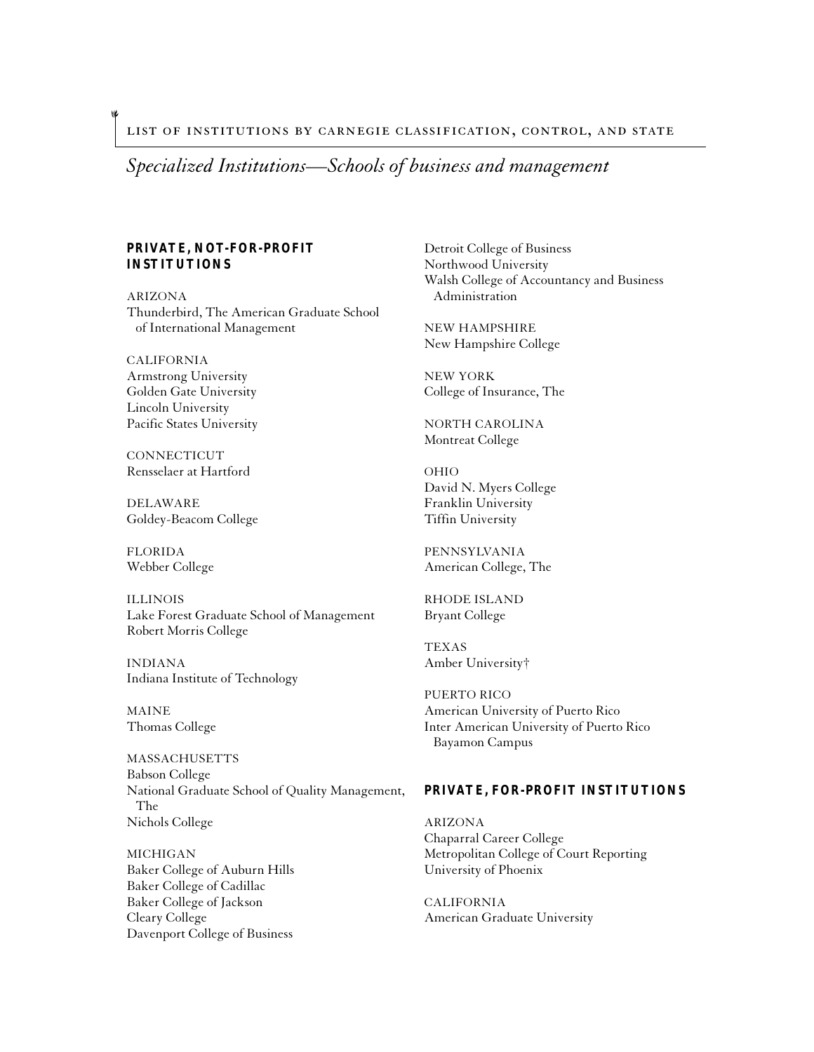## Specialized Institutions—Schools of business and management

### PRIVATE, NOT-FOR-PROFIT INSTITUTIONS

ARIZONA
Thunderbird, The American Graduate School of International Management

CALIFORNIA
Armstrong University
Golden Gate University
Lincoln University
Pacific States University

CONNECTICUT
Rensselaer at Hartford

DELAWARE
Goldey-Beacom College

FLORIDA
Webber College

ILLINOIS
Lake Forest Graduate School of Management
Robert Morris College

INDIANA
Indiana Institute of Technology

MAINE
Thomas College

MASSACHUSETTS
Babson College
National Graduate School of Quality Management, The
Nichols College

MICHIGAN
Baker College of Auburn Hills
Baker College of Cadillac
Baker College of Jackson
Cleary College
Davenport College of Business
Detroit College of Business
Northwood University
Walsh College of Accountancy and Business Administration

NEW HAMPSHIRE
New Hampshire College

NEW YORK
College of Insurance, The

NORTH CAROLINA
Montreat College

OHIO
David N. Myers College
Franklin University
Tiffin University

PENNSYLVANIA
American College, The

RHODE ISLAND
Bryant College

TEXAS
Amber University†

PUERTO RICO
American University of Puerto Rico
Inter American University of Puerto Rico Bayamon Campus

### PRIVATE, FOR-PROFIT INSTITUTIONS

ARIZONA
Chaparral Career College
Metropolitan College of Court Reporting
University of Phoenix

CALIFORNIA
American Graduate University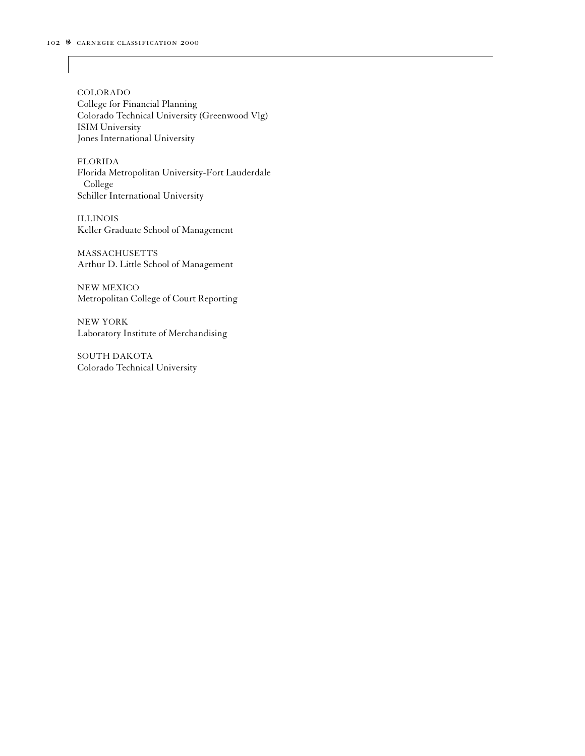COLORADO
College for Financial Planning
Colorado Technical University (Greenwood Vlg)
ISIM University
Jones International University

FLORIDA
Florida Metropolitan University-Fort Lauderdale College
Schiller International University

ILLINOIS
Keller Graduate School of Management

MASSACHUSETTS
Arthur D. Little School of Management

NEW MEXICO
Metropolitan College of Court Reporting

NEW YORK
Laboratory Institute of Merchandising

SOUTH DAKOTA
Colorado Technical University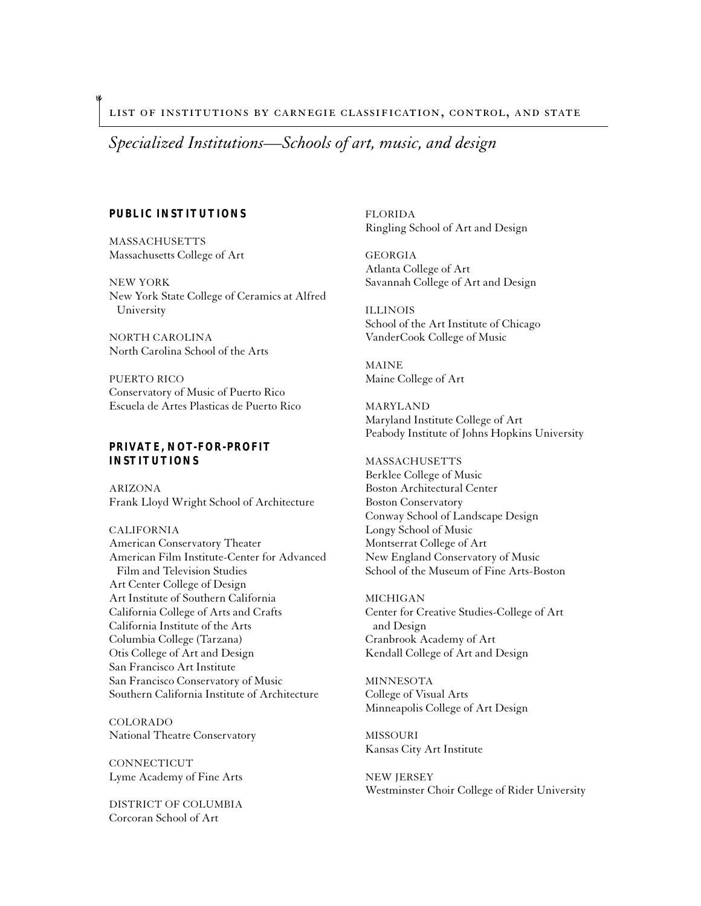# Specialized Institutions—Schools of art, music, and design

## PUBLIC INSTITUTIONS

MASSACHUSETTS
Massachusetts College of Art

NEW YORK
New York State College of Ceramics at Alfred University

NORTH CAROLINA
North Carolina School of the Arts

PUERTO RICO
Conservatory of Music of Puerto Rico
Escuela de Artes Plasticas de Puerto Rico

## PRIVATE, NOT-FOR-PROFIT INSTITUTIONS

ARIZONA
Frank Lloyd Wright School of Architecture

CALIFORNIA
American Conservatory Theater
American Film Institute-Center for Advanced Film and Television Studies
Art Center College of Design
Art Institute of Southern California
California College of Arts and Crafts
California Institute of the Arts
Columbia College (Tarzana)
Otis College of Art and Design
San Francisco Art Institute
San Francisco Conservatory of Music
Southern California Institute of Architecture

COLORADO
National Theatre Conservatory

CONNECTICUT
Lyme Academy of Fine Arts

DISTRICT OF COLUMBIA
Corcoran School of Art

FLORIDA
Ringling School of Art and Design

GEORGIA
Atlanta College of Art
Savannah College of Art and Design

ILLINOIS
School of the Art Institute of Chicago
VanderCook College of Music

MAINE
Maine College of Art

MARYLAND
Maryland Institute College of Art
Peabody Institute of Johns Hopkins University

MASSACHUSETTS
Berklee College of Music
Boston Architectural Center
Boston Conservatory
Conway School of Landscape Design
Longy School of Music
Montserrat College of Art
New England Conservatory of Music
School of the Museum of Fine Arts-Boston

MICHIGAN
Center for Creative Studies-College of Art and Design
Cranbrook Academy of Art
Kendall College of Art and Design

MINNESOTA
College of Visual Arts
Minneapolis College of Art Design

MISSOURI
Kansas City Art Institute

NEW JERSEY
Westminster Choir College of Rider University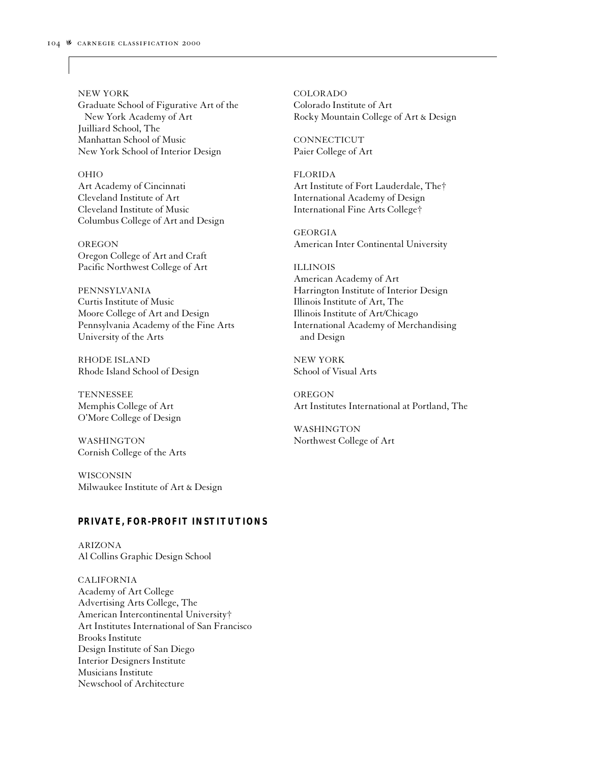NEW YORK
Graduate School of Figurative Art of the New York Academy of Art
Juilliard School, The
Manhattan School of Music
New York School of Interior Design

OHIO
Art Academy of Cincinnati
Cleveland Institute of Art
Cleveland Institute of Music
Columbus College of Art and Design

OREGON
Oregon College of Art and Craft
Pacific Northwest College of Art

PENNSYLVANIA
Curtis Institute of Music
Moore College of Art and Design
Pennsylvania Academy of the Fine Arts
University of the Arts

RHODE ISLAND
Rhode Island School of Design

TENNESSEE
Memphis College of Art
O'More College of Design

WASHINGTON
Cornish College of the Arts

WISCONSIN
Milwaukee Institute of Art & Design

**PRIVATE, FOR-PROFIT INSTITUTIONS**

ARIZONA
Al Collins Graphic Design School

CALIFORNIA
Academy of Art College
Advertising Arts College, The
American Intercontinental University†
Art Institutes International of San Francisco
Brooks Institute
Design Institute of San Diego
Interior Designers Institute
Musicians Institute
Newschool of Architecture

COLORADO
Colorado Institute of Art
Rocky Mountain College of Art & Design

CONNECTICUT
Paier College of Art

FLORIDA
Art Institute of Fort Lauderdale, The†
International Academy of Design
International Fine Arts College†

GEORGIA
American Inter Continental University

ILLINOIS
American Academy of Art
Harrington Institute of Interior Design
Illinois Institute of Art, The
Illinois Institute of Art/Chicago
International Academy of Merchandising and Design

NEW YORK
School of Visual Arts

OREGON
Art Institutes International at Portland, The

WASHINGTON
Northwest College of Art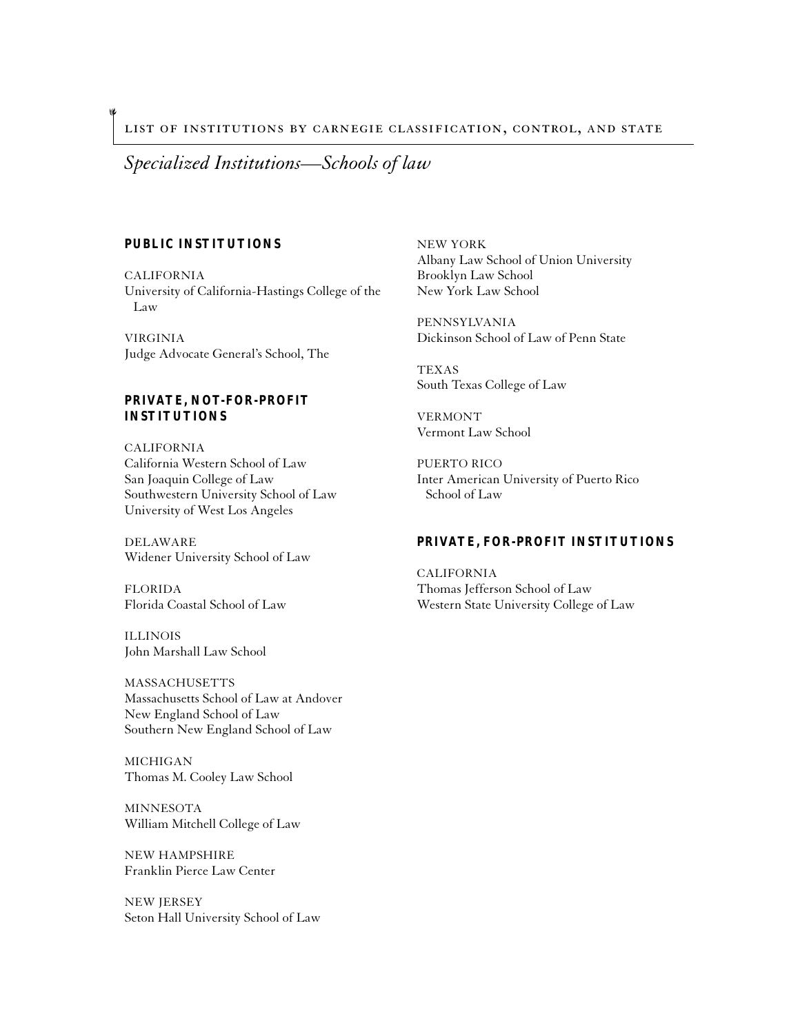## Specialized Institutions—Schools of law

### PUBLIC INSTITUTIONS

CALIFORNIA
University of California-Hastings College of the Law

VIRGINIA
Judge Advocate General's School, The

### PRIVATE, NOT-FOR-PROFIT INSTITUTIONS

CALIFORNIA
California Western School of Law
San Joaquin College of Law
Southwestern University School of Law
University of West Los Angeles

DELAWARE
Widener University School of Law

FLORIDA
Florida Coastal School of Law

ILLINOIS
John Marshall Law School

MASSACHUSETTS
Massachusetts School of Law at Andover
New England School of Law
Southern New England School of Law

MICHIGAN
Thomas M. Cooley Law School

MINNESOTA
William Mitchell College of Law

NEW HAMPSHIRE
Franklin Pierce Law Center

NEW JERSEY
Seton Hall University School of Law

NEW YORK
Albany Law School of Union University
Brooklyn Law School
New York Law School

PENNSYLVANIA
Dickinson School of Law of Penn State

TEXAS
South Texas College of Law

VERMONT
Vermont Law School

PUERTO RICO
Inter American University of Puerto Rico School of Law

### PRIVATE, FOR-PROFIT INSTITUTIONS

CALIFORNIA
Thomas Jefferson School of Law
Western State University College of Law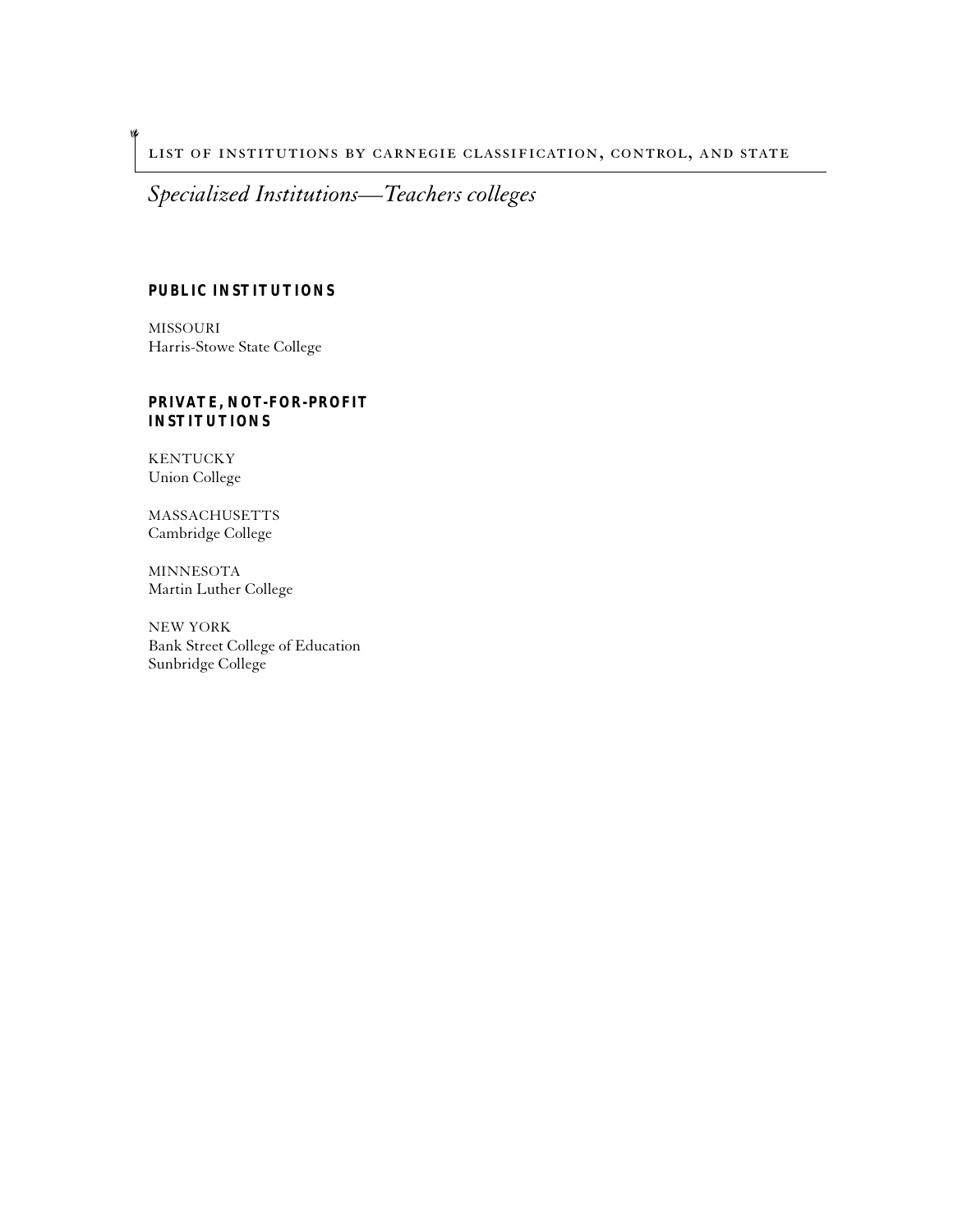## *Specialized Institutions—Teachers colleges*

### PUBLIC INSTITUTIONS

MISSOURI
Harris-Stowe State College

### PRIVATE, NOT-FOR-PROFIT INSTITUTIONS

KENTUCKY
Union College

MASSACHUSETTS
Cambridge College

MINNESOTA
Martin Luther College

NEW YORK
Bank Street College of Education
Sunbridge College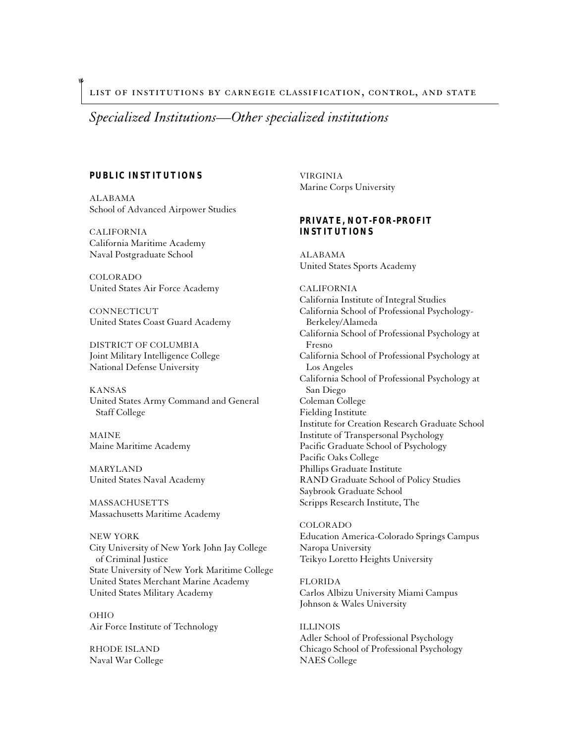## Specialized Institutions—Other specialized institutions

### PUBLIC INSTITUTIONS

ALABAMA
School of Advanced Airpower Studies

CALIFORNIA
California Maritime Academy
Naval Postgraduate School

COLORADO
United States Air Force Academy

CONNECTICUT
United States Coast Guard Academy

DISTRICT OF COLUMBIA
Joint Military Intelligence College
National Defense University

KANSAS
United States Army Command and General Staff College

MAINE
Maine Maritime Academy

MARYLAND
United States Naval Academy

MASSACHUSETTS
Massachusetts Maritime Academy

NEW YORK
City University of New York John Jay College of Criminal Justice
State University of New York Maritime College
United States Merchant Marine Academy
United States Military Academy

OHIO
Air Force Institute of Technology

RHODE ISLAND
Naval War College

VIRGINIA
Marine Corps University

### PRIVATE, NOT-FOR-PROFIT INSTITUTIONS

ALABAMA
United States Sports Academy

CALIFORNIA
California Institute of Integral Studies
California School of Professional Psychology-Berkeley/Alameda
California School of Professional Psychology at Fresno
California School of Professional Psychology at Los Angeles
California School of Professional Psychology at San Diego
Coleman College
Fielding Institute
Institute for Creation Research Graduate School
Institute of Transpersonal Psychology
Pacific Graduate School of Psychology
Pacific Oaks College
Phillips Graduate Institute
RAND Graduate School of Policy Studies
Saybrook Graduate School
Scripps Research Institute, The

COLORADO
Education America-Colorado Springs Campus
Naropa University
Teikyo Loretto Heights University

FLORIDA
Carlos Albizu University Miami Campus
Johnson & Wales University

ILLINOIS
Adler School of Professional Psychology
Chicago School of Professional Psychology
NAES College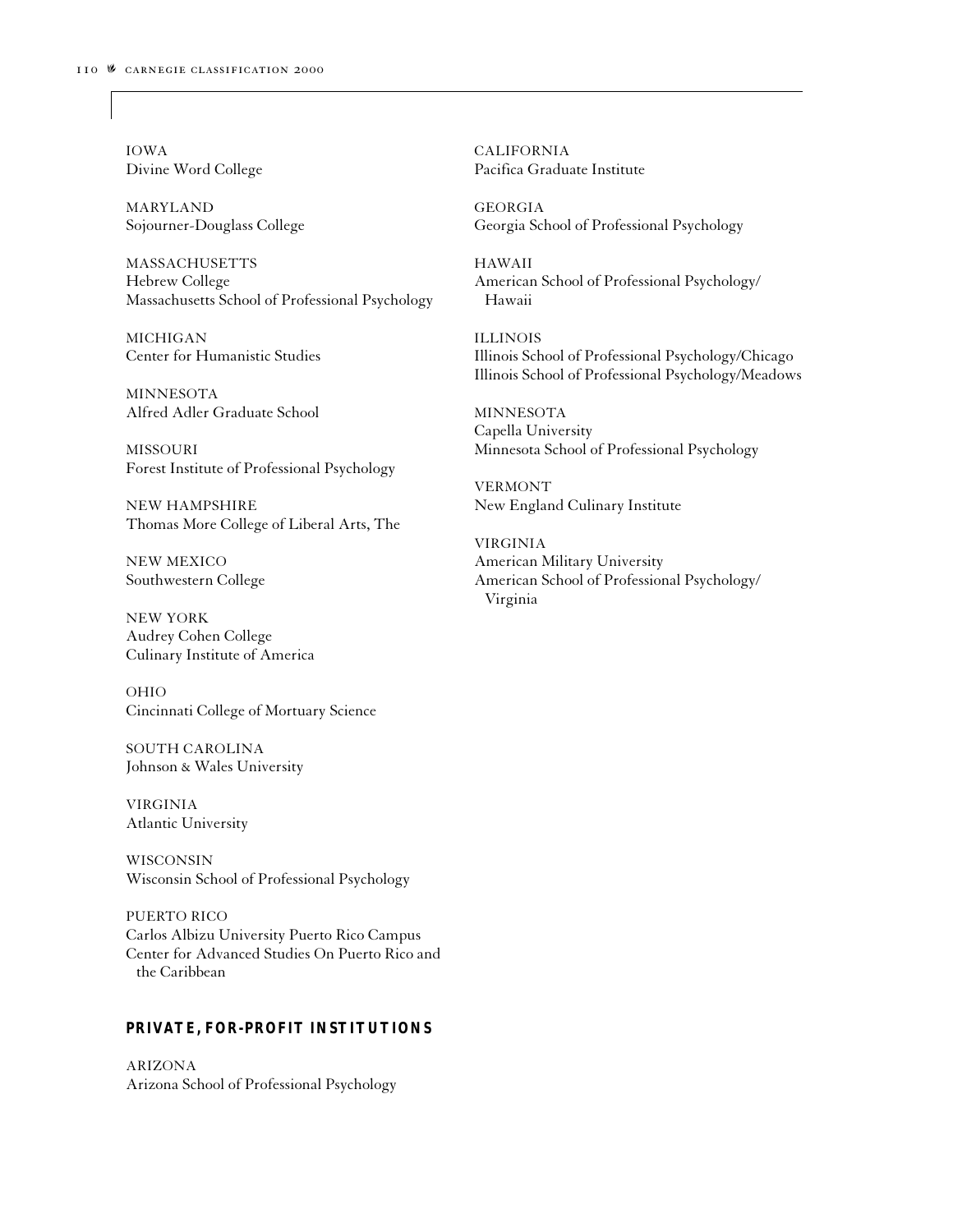IOWA
Divine Word College

MARYLAND
Sojourner-Douglass College

MASSACHUSETTS
Hebrew College
Massachusetts School of Professional Psychology

MICHIGAN
Center for Humanistic Studies

MINNESOTA
Alfred Adler Graduate School

MISSOURI
Forest Institute of Professional Psychology

NEW HAMPSHIRE
Thomas More College of Liberal Arts, The

NEW MEXICO
Southwestern College

NEW YORK
Audrey Cohen College
Culinary Institute of America

OHIO
Cincinnati College of Mortuary Science

SOUTH CAROLINA
Johnson & Wales University

VIRGINIA
Atlantic University

WISCONSIN
Wisconsin School of Professional Psychology

PUERTO RICO
Carlos Albizu University Puerto Rico Campus
Center for Advanced Studies On Puerto Rico and the Caribbean

## PRIVATE, FOR-PROFIT INSTITUTIONS

ARIZONA
Arizona School of Professional Psychology

CALIFORNIA
Pacifica Graduate Institute

GEORGIA
Georgia School of Professional Psychology

HAWAII
American School of Professional Psychology/Hawaii

ILLINOIS
Illinois School of Professional Psychology/Chicago
Illinois School of Professional Psychology/Meadows

MINNESOTA
Capella University
Minnesota School of Professional Psychology

VERMONT
New England Culinary Institute

VIRGINIA
American Military University
American School of Professional Psychology/Virginia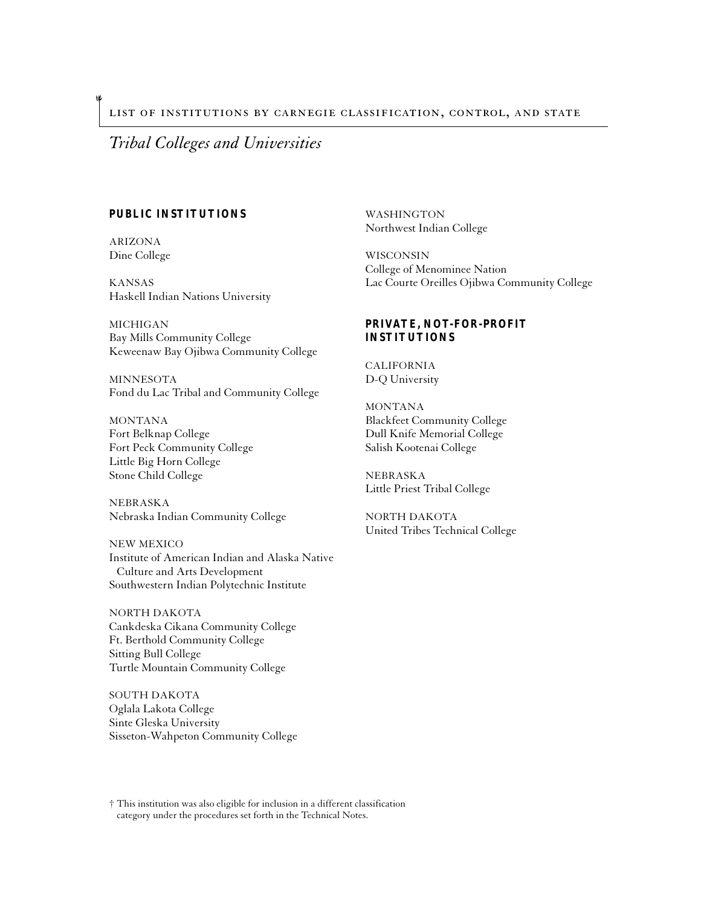## Tribal Colleges and Universities

**PUBLIC INSTITUTIONS**

ARIZONA
Dine College

KANSAS
Haskell Indian Nations University

MICHIGAN
Bay Mills Community College
Keweenaw Bay Ojibwa Community College

MINNESOTA
Fond du Lac Tribal and Community College

MONTANA
Fort Belknap College
Fort Peck Community College
Little Big Horn College
Stone Child College

NEBRASKA
Nebraska Indian Community College

NEW MEXICO
Institute of American Indian and Alaska Native Culture and Arts Development
Southwestern Indian Polytechnic Institute

NORTH DAKOTA
Cankdeska Cikana Community College
Ft. Berthold Community College
Sitting Bull College
Turtle Mountain Community College

SOUTH DAKOTA
Oglala Lakota College
Sinte Gleska University
Sisseton-Wahpeton Community College

WASHINGTON
Northwest Indian College

WISCONSIN
College of Menominee Nation
Lac Courte Oreilles Ojibwa Community College

**PRIVATE, NOT-FOR-PROFIT INSTITUTIONS**

CALIFORNIA
D-Q University

MONTANA
Blackfeet Community College
Dull Knife Memorial College
Salish Kootenai College

NEBRASKA
Little Priest Tribal College

NORTH DAKOTA
United Tribes Technical College

† This institution was also eligible for inclusion in a different classification category under the procedures set forth in the Technical Notes.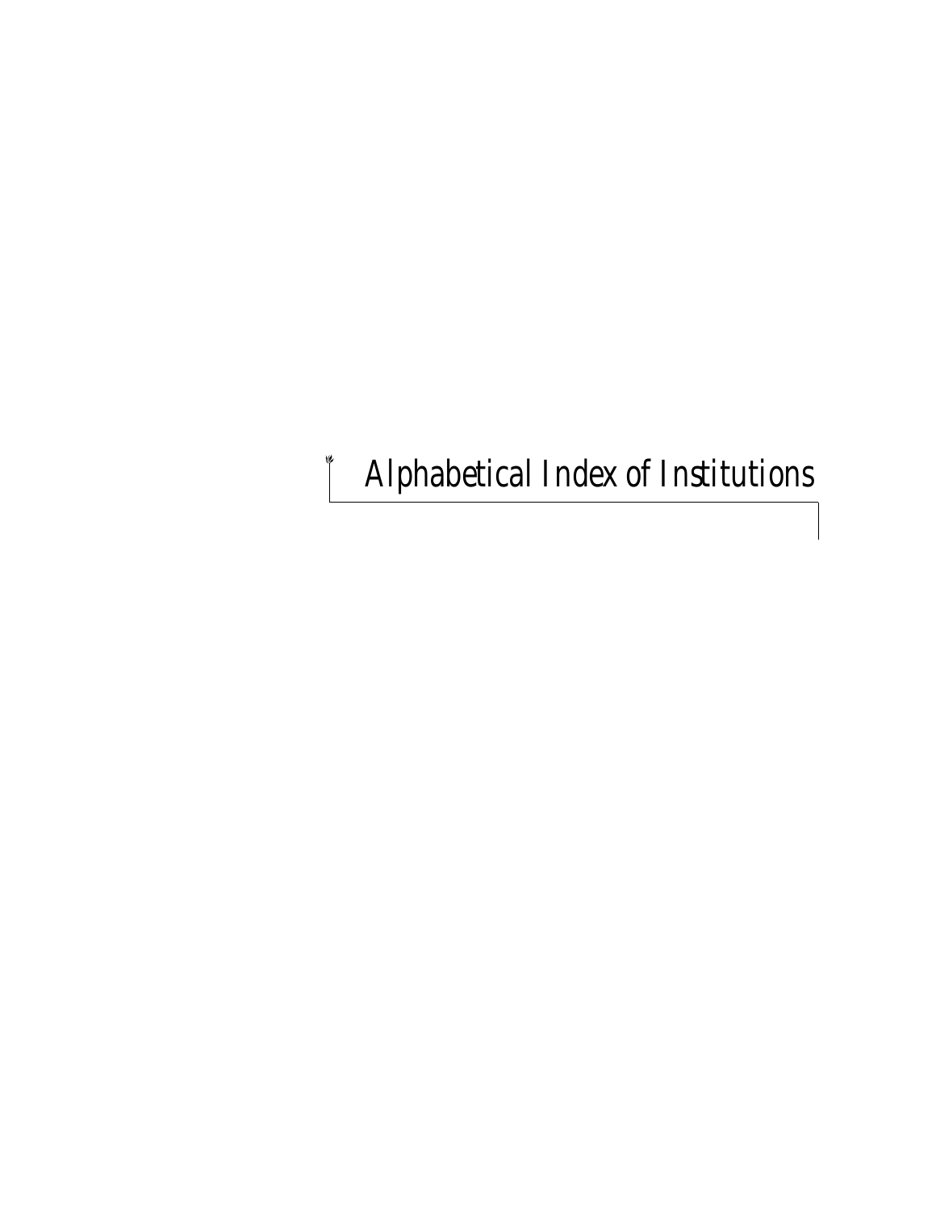# Alphabetical Index of Institutions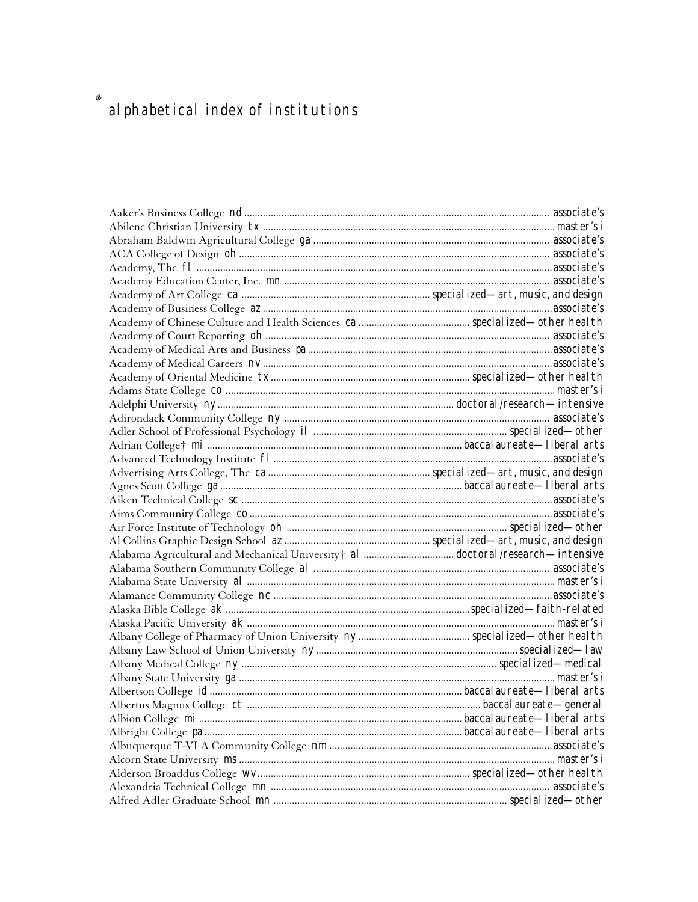# alphabetical index of institutions

| | |
|---|---|
| Aaker's Business College nd | associate's |
| Abilene Christian University tx | master's i |
| Abraham Baldwin Agricultural College ga | associate's |
| ACA College of Design oh | associate's |
| Academy, The fl | associate's |
| Academy Education Center, Inc. mn | associate's |
| Academy of Art College ca | specialized—art, music, and design |
| Academy of Business College az | associate's |
| Academy of Chinese Culture and Health Sciences ca | specialized—other health |
| Academy of Court Reporting oh | associate's |
| Academy of Medical Arts and Business pa | associate's |
| Academy of Medical Careers nv | associate's |
| Academy of Oriental Medicine tx | specialized—other health |
| Adams State College co | master's i |
| Adelphi University ny | doctoral/research—intensive |
| Adirondack Community College ny | associate's |
| Adler School of Professional Psychology il | specialized—other |
| Adrian College† mi | baccalaureate—liberal arts |
| Advanced Technology Institute fl | associate's |
| Advertising Arts College, The ca | specialized—art, music, and design |
| Agnes Scott College ga | baccalaureate—liberal arts |
| Aiken Technical College sc | associate's |
| Aims Community College co | associate's |
| Air Force Institute of Technology oh | specialized—other |
| Al Collins Graphic Design School az | specialized—art, music, and design |
| Alabama Agricultural and Mechanical University† al | doctoral/research—intensive |
| Alabama Southern Community College al | associate's |
| Alabama State University al | master's i |
| Alamance Community College nc | associate's |
| Alaska Bible College ak | specialized—faith-related |
| Alaska Pacific University ak | master's i |
| Albany College of Pharmacy of Union University ny | specialized—other health |
| Albany Law School of Union University ny | specialized—law |
| Albany Medical College ny | specialized—medical |
| Albany State University ga | master's i |
| Albertson College id | baccalaureate—liberal arts |
| Albertus Magnus College ct | baccalaureate—general |
| Albion College mi | baccalaureate—liberal arts |
| Albright College pa | baccalaureate—liberal arts |
| Albuquerque T-VI A Community College nm | associate's |
| Alcorn State University ms | master's i |
| Alderson Broaddus College wv | specialized—other health |
| Alexandria Technical College mn | associate's |
| Alfred Adler Graduate School mn | specialized—other |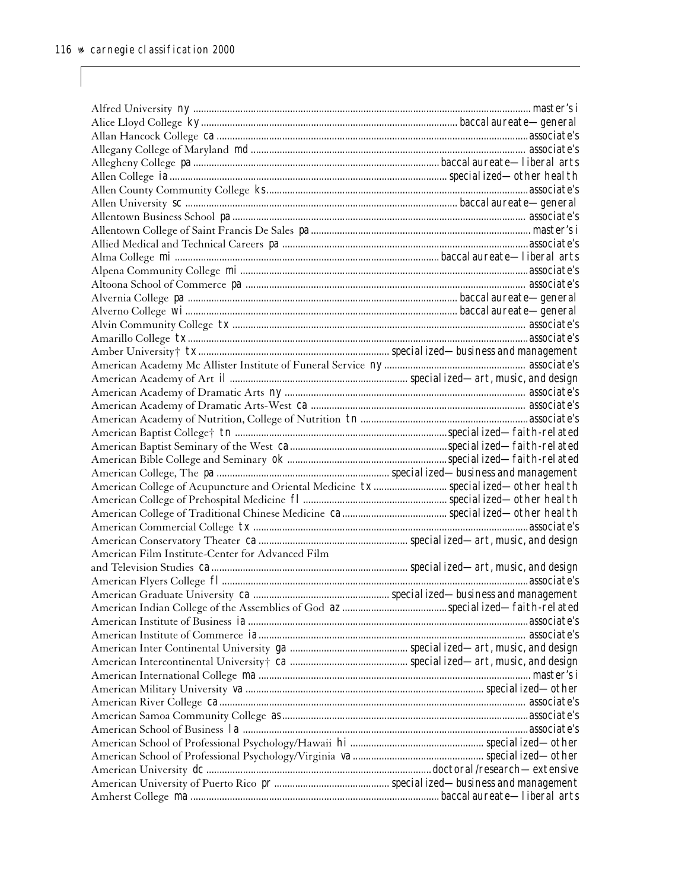Alfred University ny ........ master's i
Alice Lloyd College ky ........ baccalaureate—general
Allan Hancock College ca ........ associate's
Allegany College of Maryland md ........ associate's
Allegheny College pa ........ baccalaureate—liberal arts
Allen College ia ........ specialized—other health
Allen County Community College ks ........ associate's
Allen University sc ........ baccalaureate—general
Allentown Business School pa ........ associate's
Allentown College of Saint Francis De Sales pa ........ master's i
Allied Medical and Technical Careers pa ........ associate's
Alma College mi ........ baccalaureate—liberal arts
Alpena Community College mi ........ associate's
Altoona School of Commerce pa ........ associate's
Alvernia College pa ........ baccalaureate—general
Alverno College wi ........ baccalaureate—general
Alvin Community College tx ........ associate's
Amarillo College tx ........ associate's
Amber University† tx ........ specialized—business and management
American Academy Mc Allister Institute of Funeral Service ny ........ associate's
American Academy of Art il ........ specialized—art, music, and design
American Academy of Dramatic Arts ny ........ associate's
American Academy of Dramatic Arts-West ca ........ associate's
American Academy of Nutrition, College of Nutrition tn ........ associate's
American Baptist College† tn ........ specialized—faith-related
American Baptist Seminary of the West ca ........ specialized—faith-related
American Bible College and Seminary ok ........ specialized—faith-related
American College, The pa ........ specialized—business and management
American College of Acupuncture and Oriental Medicine tx ........ specialized—other health
American College of Prehospital Medicine fl ........ specialized—other health
American College of Traditional Chinese Medicine ca ........ specialized—other health
American Commercial College tx ........ associate's
American Conservatory Theater ca ........ specialized—art, music, and design
American Film Institute-Center for Advanced Film and Television Studies ca ........ specialized—art, music, and design
American Flyers College fl ........ associate's
American Graduate University ca ........ specialized—business and management
American Indian College of the Assemblies of God az ........ specialized—faith-related
American Institute of Business ia ........ associate's
American Institute of Commerce ia ........ associate's
American Inter Continental University ga ........ specialized—art, music, and design
American Intercontinental University† ca ........ specialized—art, music, and design
American International College ma ........ master's i
American Military University va ........ specialized—other
American River College ca ........ associate's
American Samoa Community College as ........ associate's
American School of Business la ........ associate's
American School of Professional Psychology/Hawaii hi ........ specialized—other
American School of Professional Psychology/Virginia va ........ specialized—other
American University dc ........ doctoral/research—extensive
American University of Puerto Rico pr ........ specialized—business and management
Amherst College ma ........ baccalaureate—liberal arts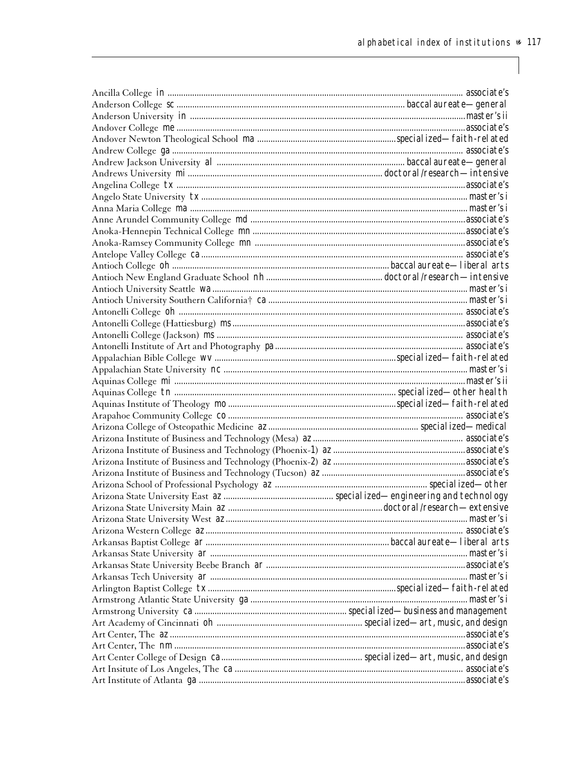Ancilla College in ........ associate's
Anderson College sc ........ baccalaureate—general
Anderson University in ........ master's ii
Andover College me ........ associate's
Andover Newton Theological School ma ........ specialized—faith-related
Andrew College ga ........ associate's
Andrew Jackson University al ........ baccalaureate—general
Andrews University mi ........ doctoral/research—intensive
Angelina College tx ........ associate's
Angelo State University tx ........ master's i
Anna Maria College ma ........ master's i
Anne Arundel Community College md ........ associate's
Anoka-Hennepin Technical College mn ........ associate's
Anoka-Ramsey Community College mn ........ associate's
Antelope Valley College ca ........ associate's
Antioch College oh ........ baccalaureate—liberal arts
Antioch New England Graduate School nh ........ doctoral/research—intensive
Antioch University Seattle wa ........ master's i
Antioch University Southern California† ca ........ master's i
Antonelli College oh ........ associate's
Antonelli College (Hattiesburg) ms ........ associate's
Antonelli College (Jackson) ms ........ associate's
Antonelli Institute of Art and Photography pa ........ associate's
Appalachian Bible College wv ........ specialized—faith-related
Appalachian State University nc ........ master's i
Aquinas College mi ........ master's ii
Aquinas College tn ........ specialized—other health
Aquinas Institute of Theology mo ........ specialized—faith-related
Arapahoe Community College co ........ associate's
Arizona College of Osteopathic Medicine az ........ specialized—medical
Arizona Institute of Business and Technology (Mesa) az ........ associate's
Arizona Institute of Business and Technology (Phoenix-1) az ........ associate's
Arizona Institute of Business and Technology (Phoenix-2) az ........ associate's
Arizona Institute of Business and Technology (Tucson) az ........ associate's
Arizona School of Professional Psychology az ........ specialized—other
Arizona State University East az ........ specialized—engineering and technology
Arizona State University Main az ........ doctoral/research—extensive
Arizona State University West az ........ master's i
Arizona Western College az ........ associate's
Arkansas Baptist College ar ........ baccalaureate—liberal arts
Arkansas State University ar ........ master's i
Arkansas State University Beebe Branch ar ........ associate's
Arkansas Tech University ar ........ master's i
Arlington Baptist College tx ........ specialized—faith-related
Armstrong Atlantic State University ga ........ master's i
Armstrong University ca ........ specialized—business and management
Art Academy of Cincinnati oh ........ specialized—art, music, and design
Art Center, The az ........ associate's
Art Center, The nm ........ associate's
Art Center College of Design ca ........ specialized—art, music, and design
Art Insitute of Los Angeles, The ca ........ associate's
Art Institute of Atlanta ga ........ associate's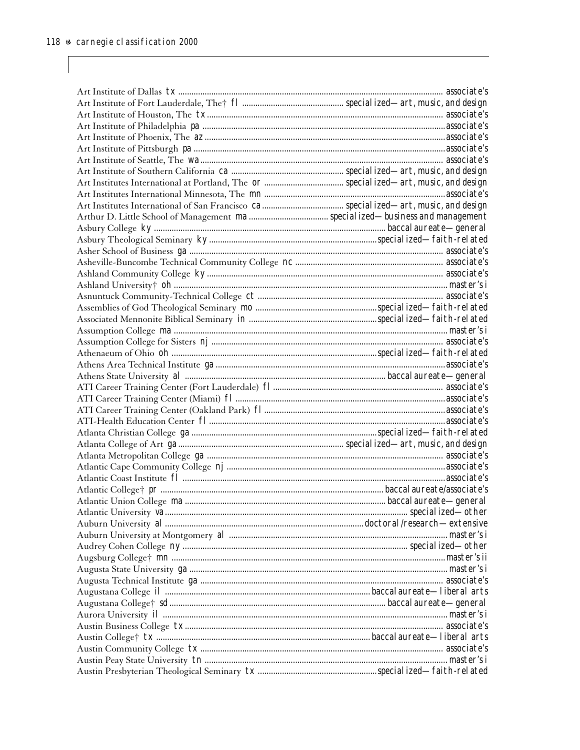| | |
|---|---|
| Art Institute of Dallas tx | associate's |
| Art Institute of Fort Lauderdale, The† fl | specialized—art, music, and design |
| Art Institute of Houston, The tx | associate's |
| Art Institute of Philadelphia pa | associate's |
| Art Institute of Phoenix, The az | associate's |
| Art Institute of Pittsburgh pa | associate's |
| Art Institute of Seattle, The wa | associate's |
| Art Institute of Southern California ca | specialized—art, music, and design |
| Art Institutes International at Portland, The or | specialized—art, music, and design |
| Art Institutes International Minnesota, The mn | associate's |
| Art Institutes International of San Francisco ca | specialized—art, music, and design |
| Arthur D. Little School of Management ma | specialized—business and management |
| Asbury College ky | baccalaureate—general |
| Asbury Theological Seminary ky | specialized—faith-related |
| Asher School of Business ga | associate's |
| Asheville-Buncombe Technical Community College nc | associate's |
| Ashland Community College ky | associate's |
| Ashland University† oh | master's i |
| Asnuntuck Community-Technical College ct | associate's |
| Assemblies of God Theological Seminary mo | specialized—faith-related |
| Associated Mennonite Biblical Seminary in | specialized—faith-related |
| Assumption College ma | master's i |
| Assumption College for Sisters nj | associate's |
| Athenaeum of Ohio oh | specialized—faith-related |
| Athens Area Technical Institute ga | associate's |
| Athens State University al | baccalaureate—general |
| ATI Career Training Center (Fort Lauderdale) fl | associate's |
| ATI Career Training Center (Miami) fl | associate's |
| ATI Career Training Center (Oakland Park) fl | associate's |
| ATI-Health Education Center fl | associate's |
| Atlanta Christian College ga | specialized—faith-related |
| Atlanta College of Art ga | specialized—art, music, and design |
| Atlanta Metropolitan College ga | associate's |
| Atlantic Cape Community College nj | associate's |
| Atlantic Coast Institute fl | associate's |
| Atlantic College† pr | baccalaureate/associate's |
| Atlantic Union College ma | baccalaureate—general |
| Atlantic University va | specialized—other |
| Auburn University al | doctoral/research—extensive |
| Auburn University at Montgomery al | master's i |
| Audrey Cohen College ny | specialized—other |
| Augsburg College† mn | master's ii |
| Augusta State University ga | master's i |
| Augusta Technical Institute ga | associate's |
| Augustana College il | baccalaureate—liberal arts |
| Augustana College† sd | baccalaureate—general |
| Aurora University il | master's i |
| Austin Business College tx | associate's |
| Austin College† tx | baccalaureate—liberal arts |
| Austin Community College tx | associate's |
| Austin Peay State University tn | master's i |
| Austin Presbyterian Theological Seminary tx | specialized—faith-related |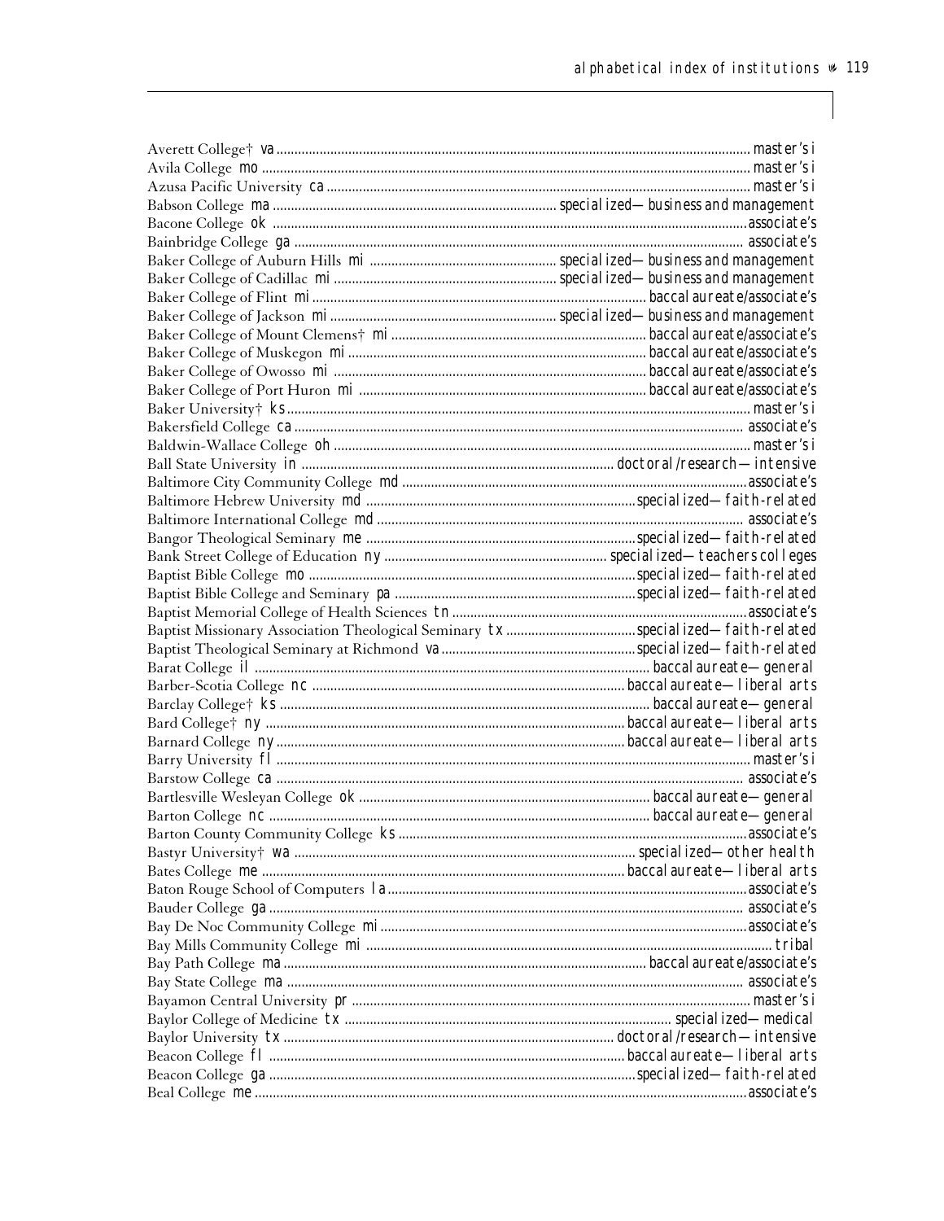| | |
|---|---|
| Averett College† va | master's i |
| Avila College mo | master's i |
| Azusa Pacific University ca | master's i |
| Babson College ma | specialized—business and management |
| Bacone College ok | associate's |
| Bainbridge College ga | associate's |
| Baker College of Auburn Hills mi | specialized—business and management |
| Baker College of Cadillac mi | specialized—business and management |
| Baker College of Flint mi | baccalaureate/associate's |
| Baker College of Jackson mi | specialized—business and management |
| Baker College of Mount Clemens† mi | baccalaureate/associate's |
| Baker College of Muskegon mi | baccalaureate/associate's |
| Baker College of Owosso mi | baccalaureate/associate's |
| Baker College of Port Huron mi | baccalaureate/associate's |
| Baker University† ks | master's i |
| Bakersfield College ca | associate's |
| Baldwin-Wallace College oh | master's i |
| Ball State University in | doctoral/research—intensive |
| Baltimore City Community College md | associate's |
| Baltimore Hebrew University md | specialized—faith-related |
| Baltimore International College md | associate's |
| Bangor Theological Seminary me | specialized—faith-related |
| Bank Street College of Education ny | specialized—teachers colleges |
| Baptist Bible College mo | specialized—faith-related |
| Baptist Bible College and Seminary pa | specialized—faith-related |
| Baptist Memorial College of Health Sciences tn | associate's |
| Baptist Missionary Association Theological Seminary tx | specialized—faith-related |
| Baptist Theological Seminary at Richmond va | specialized—faith-related |
| Barat College il | baccalaureate—general |
| Barber-Scotia College nc | baccalaureate—liberal arts |
| Barclay College† ks | baccalaureate—general |
| Bard College† ny | baccalaureate—liberal arts |
| Barnard College ny | baccalaureate—liberal arts |
| Barry University fl | master's i |
| Barstow College ca | associate's |
| Bartlesville Wesleyan College ok | baccalaureate—general |
| Barton College nc | baccalaureate—general |
| Barton County Community College ks | associate's |
| Bastyr University† wa | specialized—other health |
| Bates College me | baccalaureate—liberal arts |
| Baton Rouge School of Computers la | associate's |
| Bauder College ga | associate's |
| Bay De Noc Community College mi | associate's |
| Bay Mills Community College mi | tribal |
| Bay Path College ma | baccalaureate/associate's |
| Bay State College ma | associate's |
| Bayamon Central University pr | master's i |
| Baylor College of Medicine tx | specialized—medical |
| Baylor University tx | doctoral/research—intensive |
| Beacon College fl | baccalaureate—liberal arts |
| Beacon College ga | specialized—faith-related |
| Beal College me | associate's |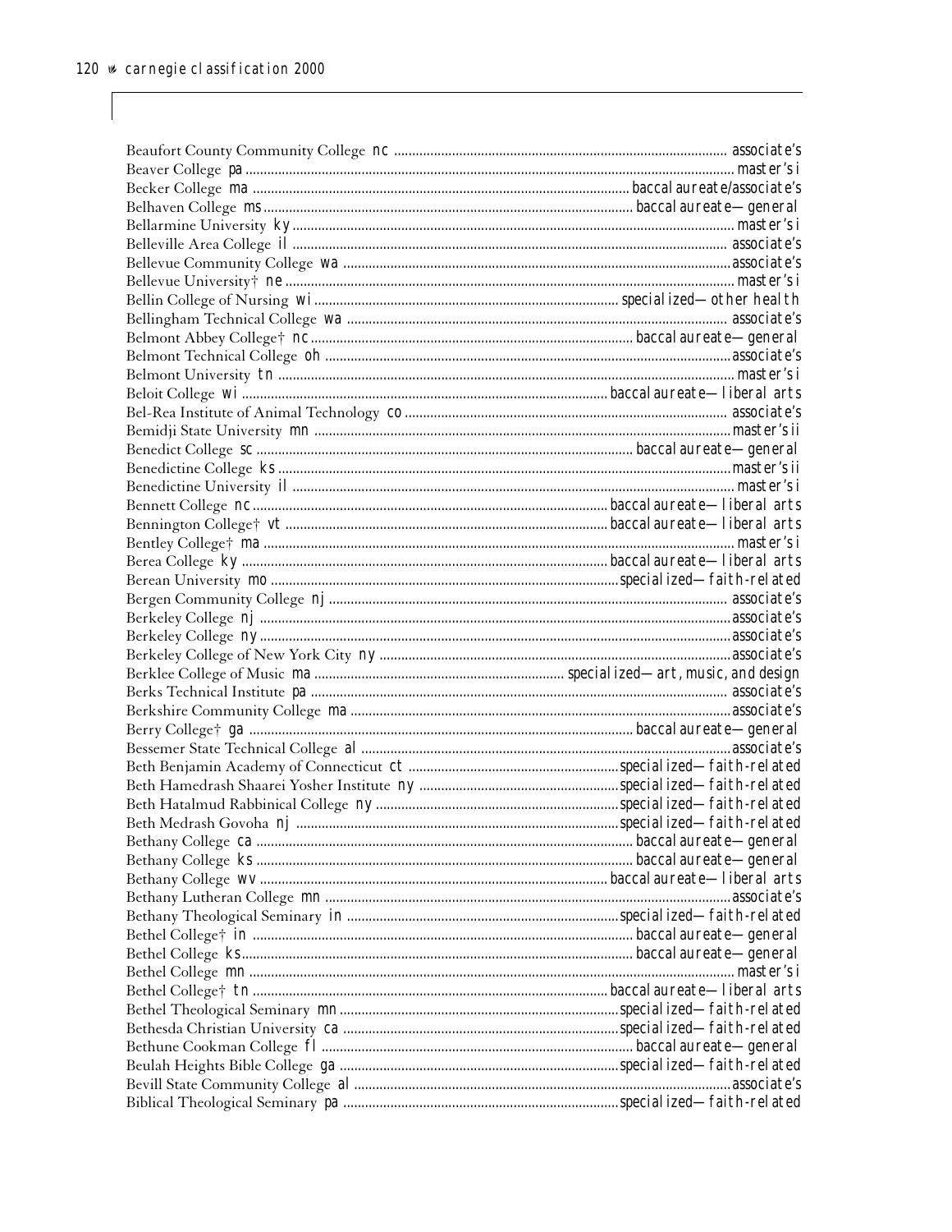Beaufort County Community College nc ........ associate's
Beaver College pa ........ master's i
Becker College ma ........ baccalaureate/associate's
Belhaven College ms ........ baccalaureate—general
Bellarmine University ky ........ master's i
Belleville Area College il ........ associate's
Bellevue Community College wa ........ associate's
Bellevue University† ne ........ master's i
Bellin College of Nursing wi ........ specialized—other health
Bellingham Technical College wa ........ associate's
Belmont Abbey College† nc ........ baccalaureate—general
Belmont Technical College oh ........ associate's
Belmont University tn ........ master's i
Beloit College wi ........ baccalaureate—liberal arts
Bel-Rea Institute of Animal Technology co ........ associate's
Bemidji State University mn ........ master's ii
Benedict College sc ........ baccalaureate—general
Benedictine College ks ........ master's ii
Benedictine University il ........ master's i
Bennett College nc ........ baccalaureate—liberal arts
Bennington College† vt ........ baccalaureate—liberal arts
Bentley College† ma ........ master's i
Berea College ky ........ baccalaureate—liberal arts
Berean University mo ........ specialized—faith-related
Bergen Community College nj ........ associate's
Berkeley College nj ........ associate's
Berkeley College ny ........ associate's
Berkeley College of New York City ny ........ associate's
Berklee College of Music ma ........ specialized—art, music, and design
Berks Technical Institute pa ........ associate's
Berkshire Community College ma ........ associate's
Berry College† ga ........ baccalaureate—general
Bessemer State Technical College al ........ associate's
Beth Benjamin Academy of Connecticut ct ........ specialized—faith-related
Beth Hamedrash Shaarei Yosher Institute ny ........ specialized—faith-related
Beth Hatalmud Rabbinical College ny ........ specialized—faith-related
Beth Medrash Govoha nj ........ specialized—faith-related
Bethany College ca ........ baccalaureate—general
Bethany College ks ........ baccalaureate—general
Bethany College wv ........ baccalaureate—liberal arts
Bethany Lutheran College mn ........ associate's
Bethany Theological Seminary in ........ specialized—faith-related
Bethel College† in ........ baccalaureate—general
Bethel College ks ........ baccalaureate—general
Bethel College mn ........ master's i
Bethel College† tn ........ baccalaureate—liberal arts
Bethel Theological Seminary mn ........ specialized—faith-related
Bethesda Christian University ca ........ specialized—faith-related
Bethune Cookman College fl ........ baccalaureate—general
Beulah Heights Bible College ga ........ specialized—faith-related
Bevill State Community College al ........ associate's
Biblical Theological Seminary pa ........ specialized—faith-related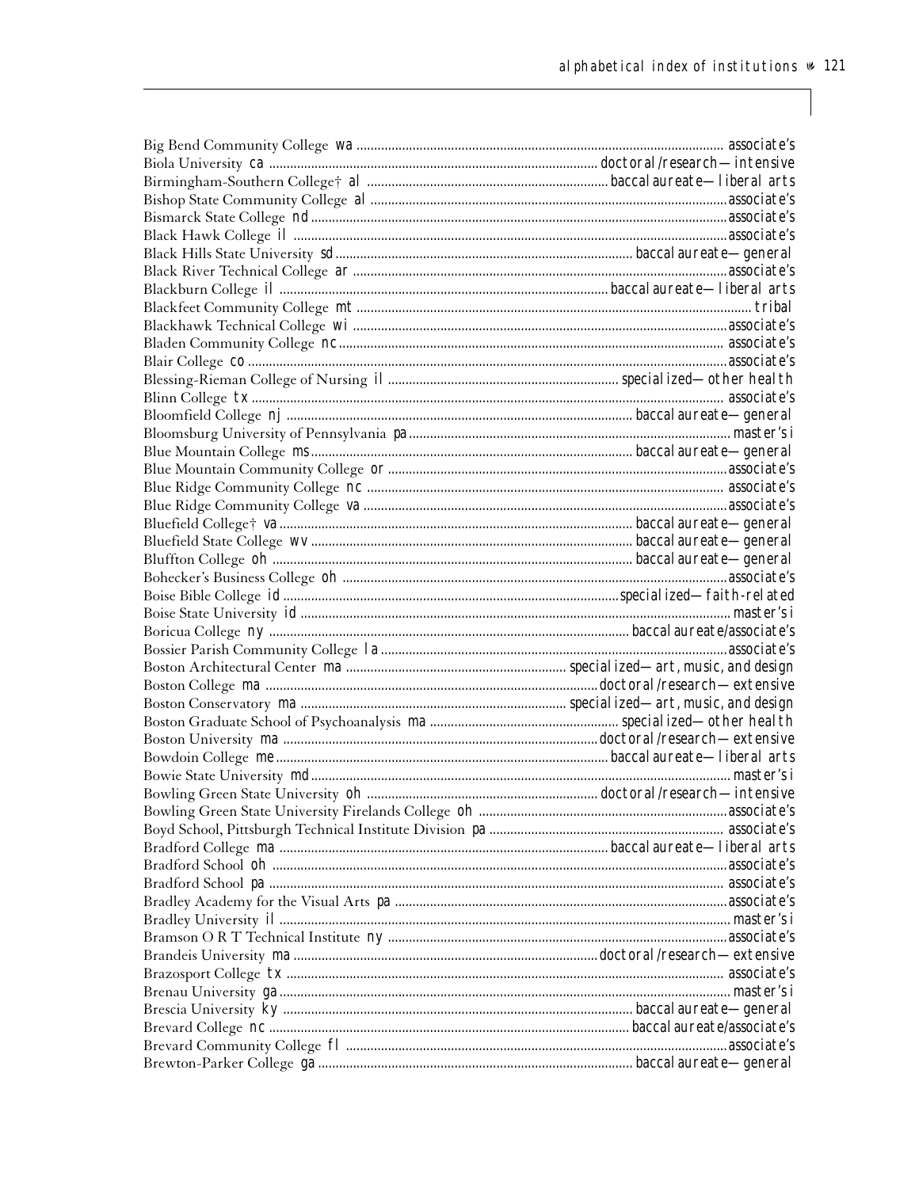| | | |
|---|---|---|
| Big Bend Community College | wa | associate's |
| Biola University | ca | doctoral/research—intensive |
| Birmingham-Southern College† | al | baccalaureate—liberal arts |
| Bishop State Community College | al | associate's |
| Bismarck State College | nd | associate's |
| Black Hawk College | il | associate's |
| Black Hills State University | sd | baccalaureate—general |
| Black River Technical College | ar | associate's |
| Blackburn College | il | baccalaureate—liberal arts |
| Blackfeet Community College | mt | tribal |
| Blackhawk Technical College | wi | associate's |
| Bladen Community College | nc | associate's |
| Blair College | co | associate's |
| Blessing-Rieman College of Nursing | il | specialized—other health |
| Blinn College | tx | associate's |
| Bloomfield College | nj | baccalaureate—general |
| Bloomsburg University of Pennsylvania | pa | master's i |
| Blue Mountain College | ms | baccalaureate—general |
| Blue Mountain Community College | or | associate's |
| Blue Ridge Community College | nc | associate's |
| Blue Ridge Community College | va | associate's |
| Bluefield College† | va | baccalaureate—general |
| Bluefield State College | wv | baccalaureate—general |
| Bluffton College | oh | baccalaureate—general |
| Bohecker's Business College | oh | associate's |
| Boise Bible College | id | specialized—faith-related |
| Boise State University | id | master's i |
| Boricua College | ny | baccalaureate/associate's |
| Bossier Parish Community College | la | associate's |
| Boston Architectural Center | ma | specialized—art, music, and design |
| Boston College | ma | doctoral/research—extensive |
| Boston Conservatory | ma | specialized—art, music, and design |
| Boston Graduate School of Psychoanalysis | ma | specialized—other health |
| Boston University | ma | doctoral/research—extensive |
| Bowdoin College | me | baccalaureate—liberal arts |
| Bowie State University | md | master's i |
| Bowling Green State University | oh | doctoral/research—intensive |
| Bowling Green State University Firelands College | oh | associate's |
| Boyd School, Pittsburgh Technical Institute Division | pa | associate's |
| Bradford College | ma | baccalaureate—liberal arts |
| Bradford School | oh | associate's |
| Bradford School | pa | associate's |
| Bradley Academy for the Visual Arts | pa | associate's |
| Bradley University | il | master's i |
| Bramson O R T Technical Institute | ny | associate's |
| Brandeis University | ma | doctoral/research—extensive |
| Brazosport College | tx | associate's |
| Brenau University | ga | master's i |
| Brescia University | ky | baccalaureate—general |
| Brevard College | nc | baccalaureate/associate's |
| Brevard Community College | fl | associate's |
| Brewton-Parker College | ga | baccalaureate—general |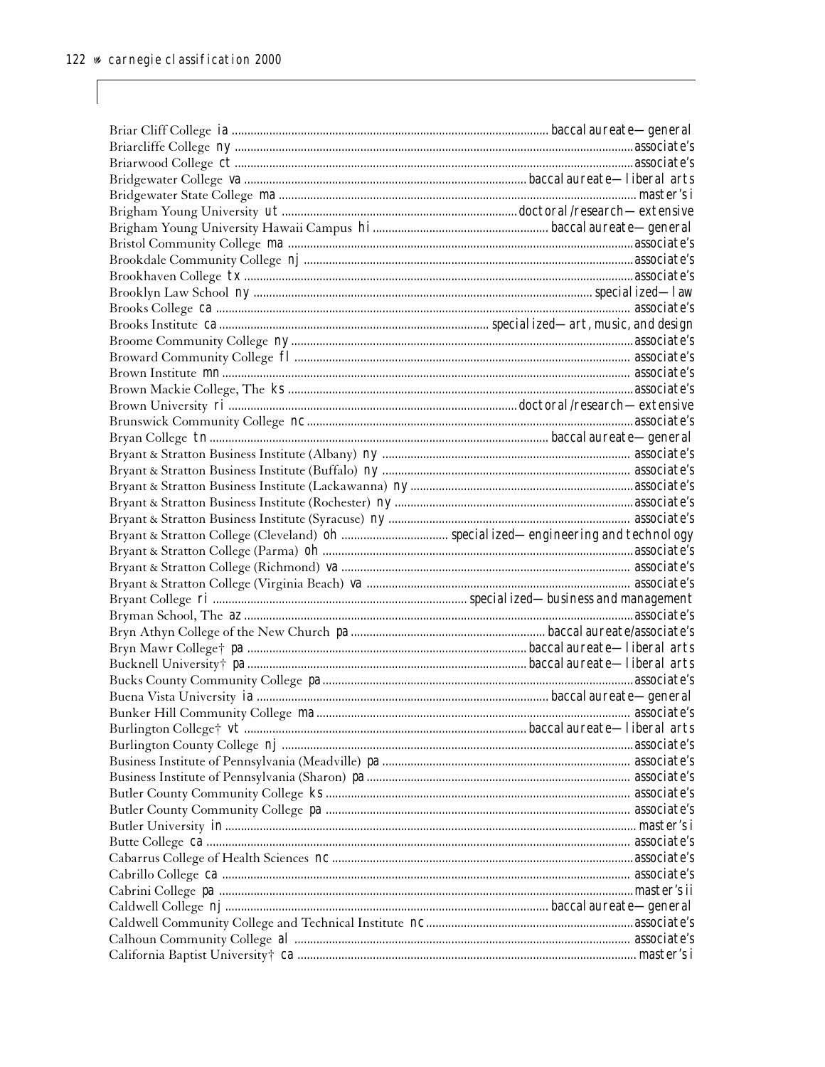Briar Cliff College ia ........ baccalaureate—general
Briarcliffe College ny ........ associate's
Briarwood College ct ........ associate's
Bridgewater College va ........ baccalaureate—liberal arts
Bridgewater State College ma ........ master's i
Brigham Young University ut ........ doctoral/research—extensive
Brigham Young University Hawaii Campus hi ........ baccalaureate—general
Bristol Community College ma ........ associate's
Brookdale Community College nj ........ associate's
Brookhaven College tx ........ associate's
Brooklyn Law School ny ........ specialized—law
Brooks College ca ........ associate's
Brooks Institute ca ........ specialized—art, music, and design
Broome Community College ny ........ associate's
Broward Community College fl ........ associate's
Brown Institute mn ........ associate's
Brown Mackie College, The ks ........ associate's
Brown University ri ........ doctoral/research—extensive
Brunswick Community College nc ........ associate's
Bryan College tn ........ baccalaureate—general
Bryant & Stratton Business Institute (Albany) ny ........ associate's
Bryant & Stratton Business Institute (Buffalo) ny ........ associate's
Bryant & Stratton Business Institute (Lackawanna) ny ........ associate's
Bryant & Stratton Business Institute (Rochester) ny ........ associate's
Bryant & Stratton Business Institute (Syracuse) ny ........ associate's
Bryant & Stratton College (Cleveland) oh ........ specialized—engineering and technology
Bryant & Stratton College (Parma) oh ........ associate's
Bryant & Stratton College (Richmond) va ........ associate's
Bryant & Stratton College (Virginia Beach) va ........ associate's
Bryant College ri ........ specialized—business and management
Bryman School, The az ........ associate's
Bryn Athyn College of the New Church pa ........ baccalaureate/associate's
Bryn Mawr College† pa ........ baccalaureate—liberal arts
Bucknell University† pa ........ baccalaureate—liberal arts
Bucks County Community College pa ........ associate's
Buena Vista University ia ........ baccalaureate—general
Bunker Hill Community College ma ........ associate's
Burlington College† vt ........ baccalaureate—liberal arts
Burlington County College nj ........ associate's
Business Institute of Pennsylvania (Meadville) pa ........ associate's
Business Institute of Pennsylvania (Sharon) pa ........ associate's
Butler County Community College ks ........ associate's
Butler County Community College pa ........ associate's
Butler University in ........ master's i
Butte College ca ........ associate's
Cabarrus College of Health Sciences nc ........ associate's
Cabrillo College ca ........ associate's
Cabrini College pa ........ master's ii
Caldwell College nj ........ baccalaureate—general
Caldwell Community College and Technical Institute nc ........ associate's
Calhoun Community College al ........ associate's
California Baptist University† ca ........ master's i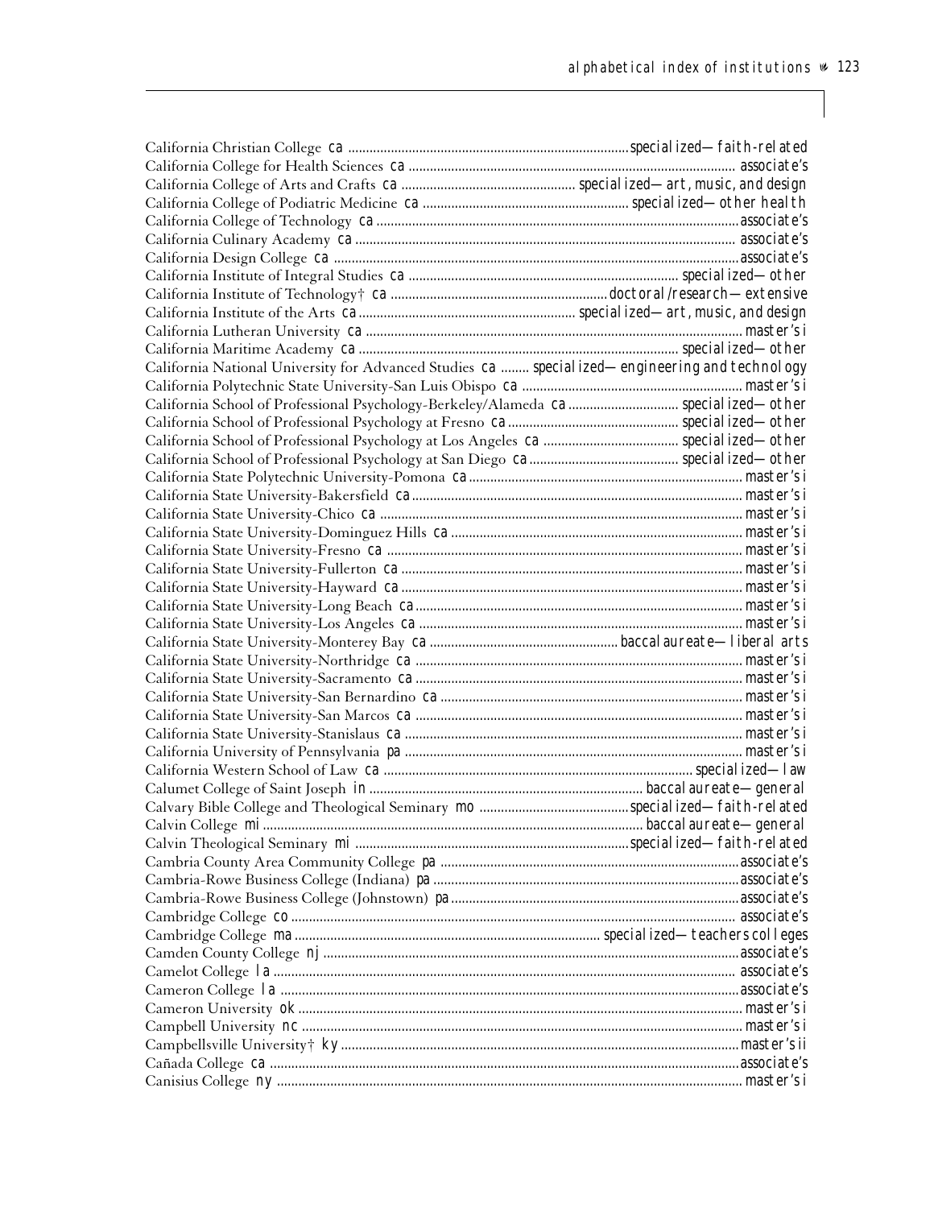| Institution | State | Classification |
|---|---|---|
| California Christian College | ca | specialized—faith-related |
| California College for Health Sciences | ca | associate's |
| California College of Arts and Crafts | ca | specialized—art, music, and design |
| California College of Podiatric Medicine | ca | specialized—other health |
| California College of Technology | ca | associate's |
| California Culinary Academy | ca | associate's |
| California Design College | ca | associate's |
| California Institute of Integral Studies | ca | specialized—other |
| California Institute of Technology† | ca | doctoral/research—extensive |
| California Institute of the Arts | ca | specialized—art, music, and design |
| California Lutheran University | ca | master's i |
| California Maritime Academy | ca | specialized—other |
| California National University for Advanced Studies | ca | specialized—engineering and technology |
| California Polytechnic State University-San Luis Obispo | ca | master's i |
| California School of Professional Psychology-Berkeley/Alameda | ca | specialized—other |
| California School of Professional Psychology at Fresno | ca | specialized—other |
| California School of Professional Psychology at Los Angeles | ca | specialized—other |
| California School of Professional Psychology at San Diego | ca | specialized—other |
| California State Polytechnic University-Pomona | ca | master's i |
| California State University-Bakersfield | ca | master's i |
| California State University-Chico | ca | master's i |
| California State University-Dominguez Hills | ca | master's i |
| California State University-Fresno | ca | master's i |
| California State University-Fullerton | ca | master's i |
| California State University-Hayward | ca | master's i |
| California State University-Long Beach | ca | master's i |
| California State University-Los Angeles | ca | master's i |
| California State University-Monterey Bay | ca | baccalaureate—liberal arts |
| California State University-Northridge | ca | master's i |
| California State University-Sacramento | ca | master's i |
| California State University-San Bernardino | ca | master's i |
| California State University-San Marcos | ca | master's i |
| California State University-Stanislaus | ca | master's i |
| California University of Pennsylvania | pa | master's i |
| California Western School of Law | ca | specialized—law |
| Calumet College of Saint Joseph | in | baccalaureate—general |
| Calvary Bible College and Theological Seminary | mo | specialized—faith-related |
| Calvin College | mi | baccalaureate—general |
| Calvin Theological Seminary | mi | specialized—faith-related |
| Cambria County Area Community College | pa | associate's |
| Cambria-Rowe Business College (Indiana) | pa | associate's |
| Cambria-Rowe Business College (Johnstown) | pa | associate's |
| Cambridge College | co | associate's |
| Cambridge College | ma | specialized—teachers colleges |
| Camden County College | nj | associate's |
| Camelot College | la | associate's |
| Cameron College | la | associate's |
| Cameron University | ok | master's i |
| Campbell University | nc | master's i |
| Campbellsville University† | ky | master's ii |
| Cañada College | ca | associate's |
| Canisius College | ny | master's i |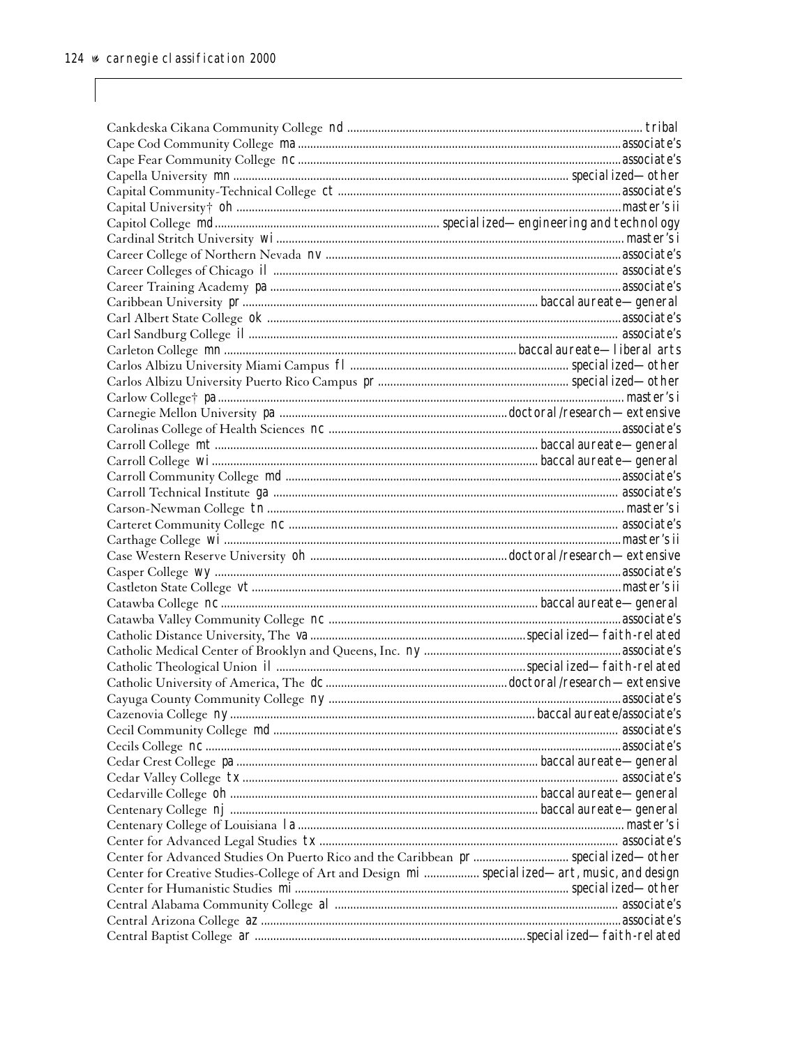Cankdeska Cikana Community College nd .......... tribal
Cape Cod Community College ma .......... associate's
Cape Fear Community College nc .......... associate's
Capella University mn .......... specialized—other
Capital Community-Technical College ct .......... associate's
Capital University† oh .......... master's ii
Capitol College md .......... specialized—engineering and technology
Cardinal Stritch University wi .......... master's i
Career College of Northern Nevada nv .......... associate's
Career Colleges of Chicago il .......... associate's
Career Training Academy pa .......... associate's
Caribbean University pr .......... baccalaureate—general
Carl Albert State College ok .......... associate's
Carl Sandburg College il .......... associate's
Carleton College mn .......... baccalaureate—liberal arts
Carlos Albizu University Miami Campus fl .......... specialized—other
Carlos Albizu University Puerto Rico Campus pr .......... specialized—other
Carlow College† pa .......... master's i
Carnegie Mellon University pa .......... doctoral/research—extensive
Carolinas College of Health Sciences nc .......... associate's
Carroll College mt .......... baccalaureate—general
Carroll College wi .......... baccalaureate—general
Carroll Community College md .......... associate's
Carroll Technical Institute ga .......... associate's
Carson-Newman College tn .......... master's i
Carteret Community College nc .......... associate's
Carthage College wi .......... master's ii
Case Western Reserve University oh .......... doctoral/research—extensive
Casper College wy .......... associate's
Castleton State College vt .......... master's ii
Catawba College nc .......... baccalaureate—general
Catawba Valley Community College nc .......... associate's
Catholic Distance University, The va .......... specialized—faith-related
Catholic Medical Center of Brooklyn and Queens, Inc. ny .......... associate's
Catholic Theological Union il .......... specialized—faith-related
Catholic University of America, The dc .......... doctoral/research—extensive
Cayuga County Community College ny .......... associate's
Cazenovia College ny .......... baccalaureate/associate's
Cecil Community College md .......... associate's
Cecils College nc .......... associate's
Cedar Crest College pa .......... baccalaureate—general
Cedar Valley College tx .......... associate's
Cedarville College oh .......... baccalaureate—general
Centenary College nj .......... baccalaureate—general
Centenary College of Louisiana la .......... master's i
Center for Advanced Legal Studies tx .......... associate's
Center for Advanced Studies On Puerto Rico and the Caribbean pr .......... specialized—other
Center for Creative Studies-College of Art and Design mi .......... specialized—art, music, and design
Center for Humanistic Studies mi .......... specialized—other
Central Alabama Community College al .......... associate's
Central Arizona College az .......... associate's
Central Baptist College ar .......... specialized—faith-related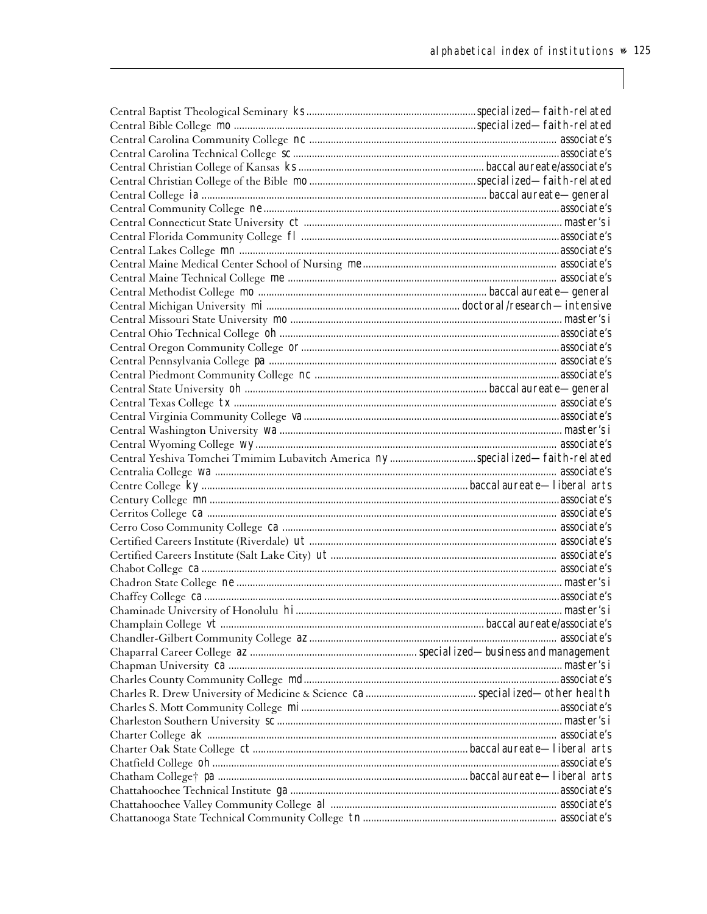Central Baptist Theological Seminary ks ............ specialized—faith-related
Central Bible College mo ............ specialized—faith-related
Central Carolina Community College nc ............ associate's
Central Carolina Technical College sc ............ associate's
Central Christian College of Kansas ks ............ baccalaureate/associate's
Central Christian College of the Bible mo ............ specialized—faith-related
Central College ia ............ baccalaureate—general
Central Community College ne ............ associate's
Central Connecticut State University ct ............ master's i
Central Florida Community College fl ............ associate's
Central Lakes College mn ............ associate's
Central Maine Medical Center School of Nursing me ............ associate's
Central Maine Technical College me ............ associate's
Central Methodist College mo ............ baccalaureate—general
Central Michigan University mi ............ doctoral/research—intensive
Central Missouri State University mo ............ master's i
Central Ohio Technical College oh ............ associate's
Central Oregon Community College or ............ associate's
Central Pennsylvania College pa ............ associate's
Central Piedmont Community College nc ............ associate's
Central State University oh ............ baccalaureate—general
Central Texas College tx ............ associate's
Central Virginia Community College va ............ associate's
Central Washington University wa ............ master's i
Central Wyoming College wy ............ associate's
Central Yeshiva Tomchei Tmimim Lubavitch America ny ............ specialized—faith-related
Centralia College wa ............ associate's
Centre College ky ............ baccalaureate—liberal arts
Century College mn ............ associate's
Cerritos College ca ............ associate's
Cerro Coso Community College ca ............ associate's
Certified Careers Institute (Riverdale) ut ............ associate's
Certified Careers Institute (Salt Lake City) ut ............ associate's
Chabot College ca ............ associate's
Chadron State College ne ............ master's i
Chaffey College ca ............ associate's
Chaminade University of Honolulu hi ............ master's i
Champlain College vt ............ baccalaureate/associate's
Chandler-Gilbert Community College az ............ associate's
Chaparral Career College az ............ specialized—business and management
Chapman University ca ............ master's i
Charles County Community College md ............ associate's
Charles R. Drew University of Medicine & Science ca ............ specialized—other health
Charles S. Mott Community College mi ............ associate's
Charleston Southern University sc ............ master's i
Charter College ak ............ associate's
Charter Oak State College ct ............ baccalaureate—liberal arts
Chatfield College oh ............ associate's
Chatham College† pa ............ baccalaureate—liberal arts
Chattahoochee Technical Institute ga ............ associate's
Chattahoochee Valley Community College al ............ associate's
Chattanooga State Technical Community College tn ............ associate's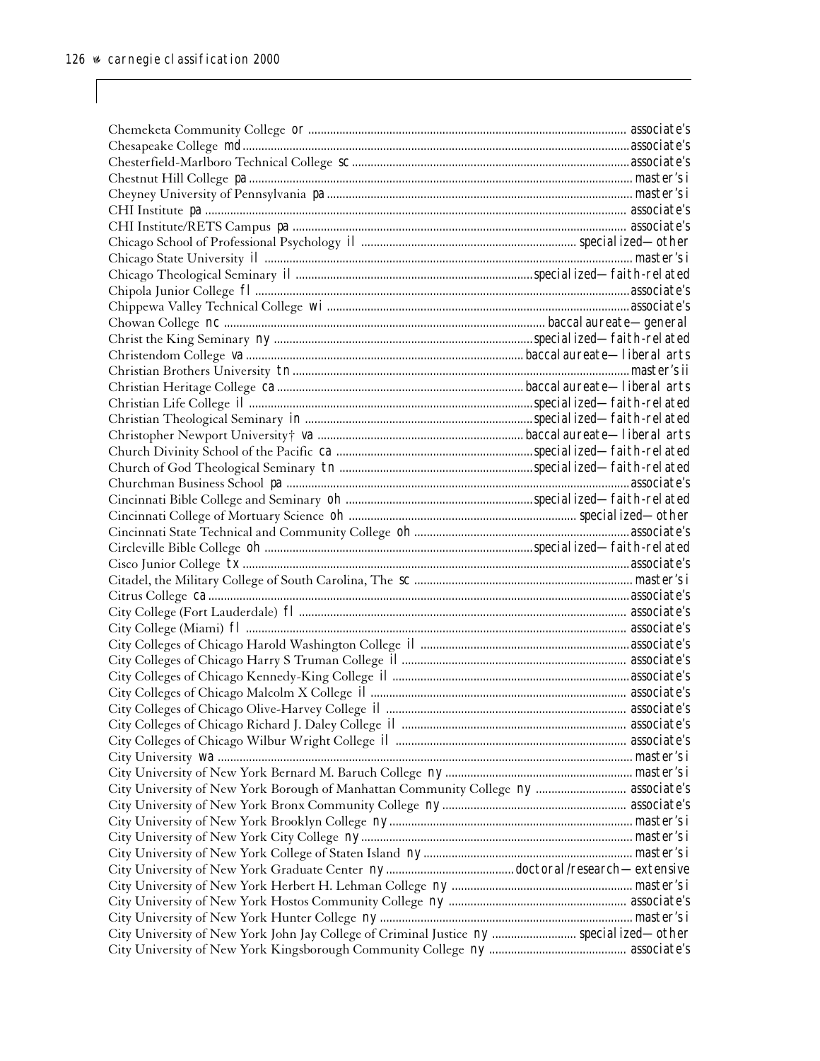| Institution | State | Classification |
|---|---|---|
| Chemeketa Community College | or | associate's |
| Chesapeake College | md | associate's |
| Chesterfield-Marlboro Technical College | sc | associate's |
| Chestnut Hill College | pa | master's i |
| Cheyney University of Pennsylvania | pa | master's i |
| CHI Institute | pa | associate's |
| CHI Institute/RETS Campus | pa | associate's |
| Chicago School of Professional Psychology | il | specialized—other |
| Chicago State University | il | master's i |
| Chicago Theological Seminary | il | specialized—faith-related |
| Chipola Junior College | fl | associate's |
| Chippewa Valley Technical College | wi | associate's |
| Chowan College | nc | baccalaureate—general |
| Christ the King Seminary | ny | specialized—faith-related |
| Christendom College | va | baccalaureate—liberal arts |
| Christian Brothers University | tn | master's ii |
| Christian Heritage College | ca | baccalaureate—liberal arts |
| Christian Life College | il | specialized—faith-related |
| Christian Theological Seminary | in | specialized—faith-related |
| Christopher Newport University† | va | baccalaureate—liberal arts |
| Church Divinity School of the Pacific | ca | specialized—faith-related |
| Church of God Theological Seminary | tn | specialized—faith-related |
| Churchman Business School | pa | associate's |
| Cincinnati Bible College and Seminary | oh | specialized—faith-related |
| Cincinnati College of Mortuary Science | oh | specialized—other |
| Cincinnati State Technical and Community College | oh | associate's |
| Circleville Bible College | oh | specialized—faith-related |
| Cisco Junior College | tx | associate's |
| Citadel, the Military College of South Carolina, The | sc | master's i |
| Citrus College | ca | associate's |
| City College (Fort Lauderdale) | fl | associate's |
| City College (Miami) | fl | associate's |
| City Colleges of Chicago Harold Washington College | il | associate's |
| City Colleges of Chicago Harry S Truman College | il | associate's |
| City Colleges of Chicago Kennedy-King College | il | associate's |
| City Colleges of Chicago Malcolm X College | il | associate's |
| City Colleges of Chicago Olive-Harvey College | il | associate's |
| City Colleges of Chicago Richard J. Daley College | il | associate's |
| City Colleges of Chicago Wilbur Wright College | il | associate's |
| City University | wa | master's i |
| City University of New York Bernard M. Baruch College | ny | master's i |
| City University of New York Borough of Manhattan Community College | ny | associate's |
| City University of New York Bronx Community College | ny | associate's |
| City University of New York Brooklyn College | ny | master's i |
| City University of New York City College | ny | master's i |
| City University of New York College of Staten Island | ny | master's i |
| City University of New York Graduate Center | ny | doctoral/research—extensive |
| City University of New York Herbert H. Lehman College | ny | master's i |
| City University of New York Hostos Community College | ny | associate's |
| City University of New York Hunter College | ny | master's i |
| City University of New York John Jay College of Criminal Justice | ny | specialized—other |
| City University of New York Kingsborough Community College | ny | associate's |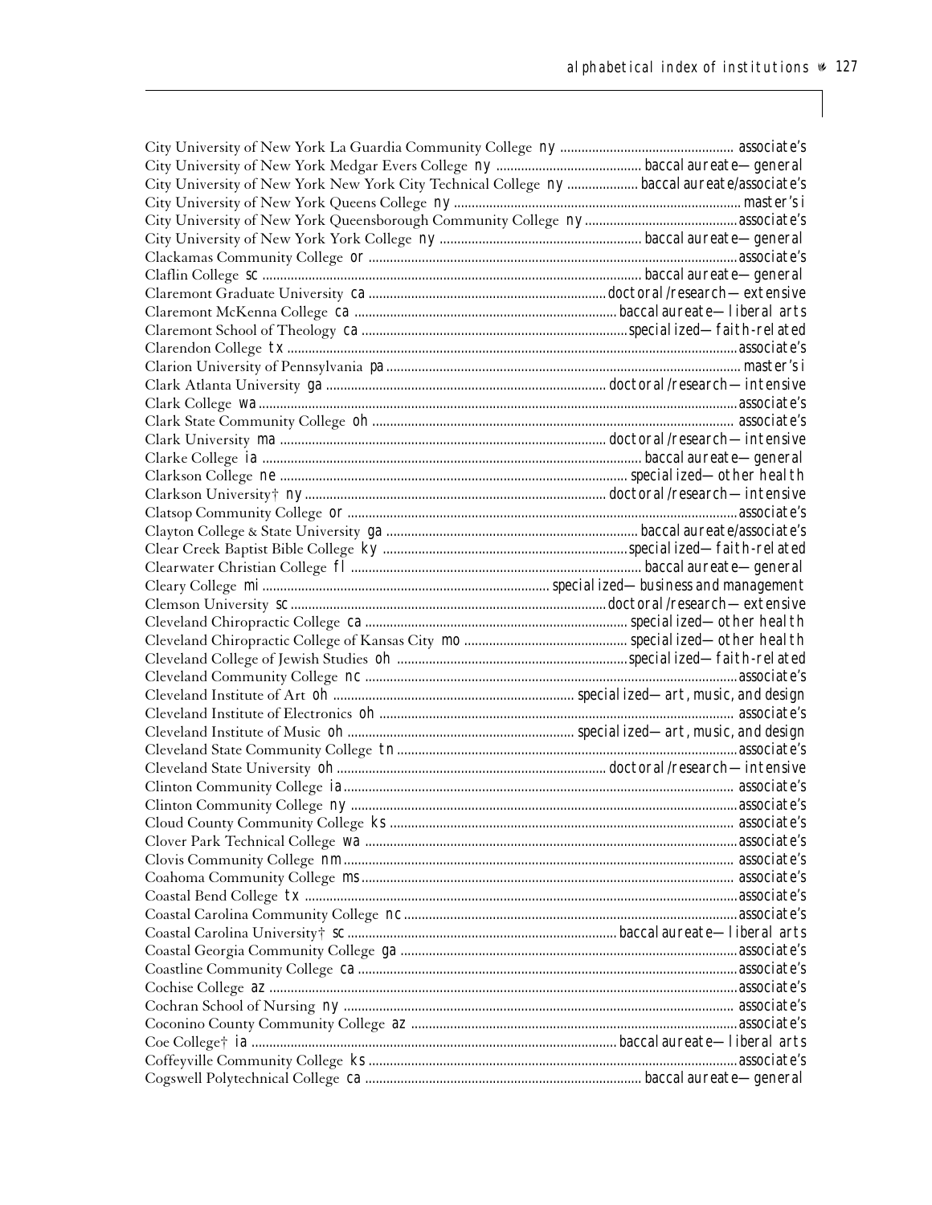City University of New York La Guardia Community College *ny* ................................................ associate's
City University of New York Medgar Evers College *ny* .......................................... baccalaureate—general
City University of New York New York City Technical College *ny* .................... baccalaureate/associate's
City University of New York Queens College *ny* ............................................................................. master's i
City University of New York Queensborough Community College *ny* ........................................... associate's
City University of New York York College *ny* ........................................................ baccalaureate—general
Clackamas Community College *or* .................................................................................................... associate's
Claflin College *sc* ..................................................................................................... baccalaureate—general
Claremont Graduate University *ca* ............................................................. doctoral/research—extensive
Claremont McKenna College *ca* ....................................................................... baccalaureate—liberal arts
Claremont School of Theology *ca* ........................................................................ specialized—faith-related
Clarendon College *tx* ....................................................................................................................... associate's
Clarion University of Pennsylvania *pa* ............................................................................................. master's i
Clark Atlanta University *ga* ........................................................................... doctoral/research—intensive
Clark College *wa* ............................................................................................................................. associate's
Clark State Community College *oh* .................................................................................................. associate's
Clark University *ma* ....................................................................................... doctoral/research—intensive
Clarke College *ia* ......................................................................................................... baccalaureate—general
Clarkson College *ne* .................................................................................................. specialized—other health
Clarkson University† *ny* .................................................................................. doctoral/research—intensive
Clatsop Community College *or* ......................................................................................................... associate's
Clayton College & State University *ga* ........................................................................ baccalaureate/associate's
Clear Creek Baptist Bible College *ky* .................................................................... specialized—faith-related
Clearwater Christian College *fl* ..................................................................................... baccalaureate—general
Cleary College *mi* ............................................................................................ specialized—business and management
Clemson University *sc* ..................................................................................... doctoral/research—extensive
Cleveland Chiropractic College *ca* ....................................................................... specialized—other health
Cleveland Chiropractic College of Kansas City *mo* ............................................. specialized—other health
Cleveland College of Jewish Studies *oh* ............................................................... specialized—faith-related
Cleveland Community College *nc* ................................................................................................... associate's
Cleveland Institute of Art *oh* ......................................................................... specialized—art, music, and design
Cleveland Institute of Electronics *oh* ............................................................................................. associate's
Cleveland Institute of Music *oh* ................................................................. specialized—art, music, and design
Cleveland State Community College *tn* ............................................................................................ associate's
Cleveland State University *oh* ........................................................................ doctoral/research—intensive
Clinton Community College *ia* ......................................................................................................... associate's
Clinton Community College *ny* ......................................................................................................... associate's
Cloud County Community College *ks* ............................................................................................. associate's
Clover Park Technical College *wa* ................................................................................................... associate's
Clovis Community College *nm* ......................................................................................................... associate's
Coahoma Community College *ms* ..................................................................................................... associate's
Coastal Bend College *tx* .................................................................................................................. associate's
Coastal Carolina Community College *nc* .......................................................................................... associate's
Coastal Carolina University† *sc* ............................................................................ baccalaureate—liberal arts
Coastal Georgia Community College *ga* ........................................................................................... associate's
Coastline Community College *ca* ..................................................................................................... associate's
Cochise College *az* ........................................................................................................................... associate's
Cochran School of Nursing *ny* .......................................................................................................... associate's
Coconino County Community College *az* .......................................................................................... associate's
Coe College† *ia* ..................................................................................................... baccalaureate—liberal arts
Coffeyville Community College *ks* ................................................................................................... associate's
Cogswell Polytechnical College *ca* .............................................................................. baccalaureate—general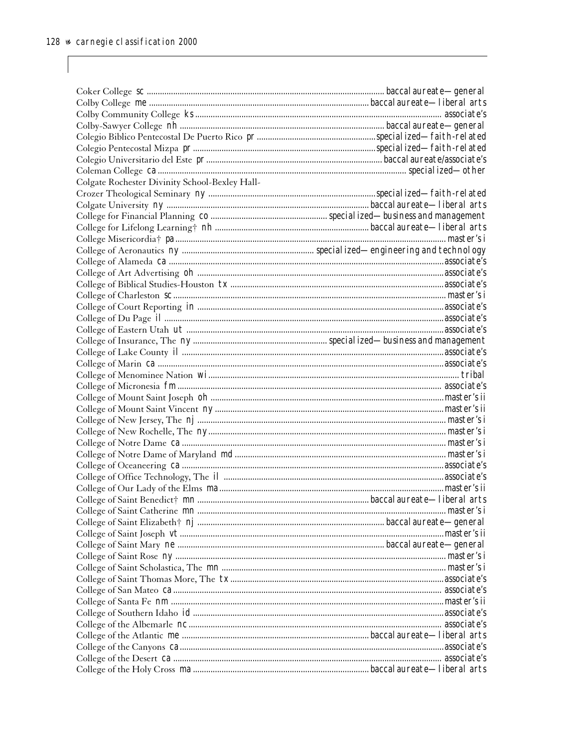| Institution | State | Classification |
|---|---|---|
| Coker College | sc | baccalaureate—general |
| Colby College | me | baccalaureate—liberal arts |
| Colby Community College | ks | associate's |
| Colby-Sawyer College | nh | baccalaureate—general |
| Colegio Biblico Pentecostal De Puerto Rico | pr | specialized—faith-related |
| Colegio Pentecostal Mizpa | pr | specialized—faith-related |
| Colegio Universitario del Este | pr | baccalaureate/associate's |
| Coleman College | ca | specialized—other |
| Colgate Rochester Divinity School-Bexley Hall-Crozer Theological Seminary | ny | specialized—faith-related |
| Colgate University | ny | baccalaureate—liberal arts |
| College for Financial Planning | co | specialized—business and management |
| College for Lifelong Learning† | nh | baccalaureate—liberal arts |
| College Misericordia† | pa | master's i |
| College of Aeronautics | ny | specialized—engineering and technology |
| College of Alameda | ca | associate's |
| College of Art Advertising | oh | associate's |
| College of Biblical Studies-Houston | tx | associate's |
| College of Charleston | sc | master's i |
| College of Court Reporting | in | associate's |
| College of Du Page | il | associate's |
| College of Eastern Utah | ut | associate's |
| College of Insurance, The | ny | specialized—business and management |
| College of Lake County | il | associate's |
| College of Marin | ca | associate's |
| College of Menominee Nation | wi | tribal |
| College of Micronesia | fm | associate's |
| College of Mount Saint Joseph | oh | master's ii |
| College of Mount Saint Vincent | ny | master's ii |
| College of New Jersey, The | nj | master's i |
| College of New Rochelle, The | ny | master's i |
| College of Notre Dame | ca | master's i |
| College of Notre Dame of Maryland | md | master's i |
| College of Oceaneering | ca | associate's |
| College of Office Technology, The | il | associate's |
| College of Our Lady of the Elms | ma | master's ii |
| College of Saint Benedict† | mn | baccalaureate—liberal arts |
| College of Saint Catherine | mn | master's i |
| College of Saint Elizabeth† | nj | baccalaureate—general |
| College of Saint Joseph | vt | master's ii |
| College of Saint Mary | ne | baccalaureate—general |
| College of Saint Rose | ny | master's i |
| College of Saint Scholastica, The | mn | master's i |
| College of Saint Thomas More, The | tx | associate's |
| College of San Mateo | ca | associate's |
| College of Santa Fe | nm | master's ii |
| College of Southern Idaho | id | associate's |
| College of the Albemarle | nc | associate's |
| College of the Atlantic | me | baccalaureate—liberal arts |
| College of the Canyons | ca | associate's |
| College of the Desert | ca | associate's |
| College of the Holy Cross | ma | baccalaureate—liberal arts |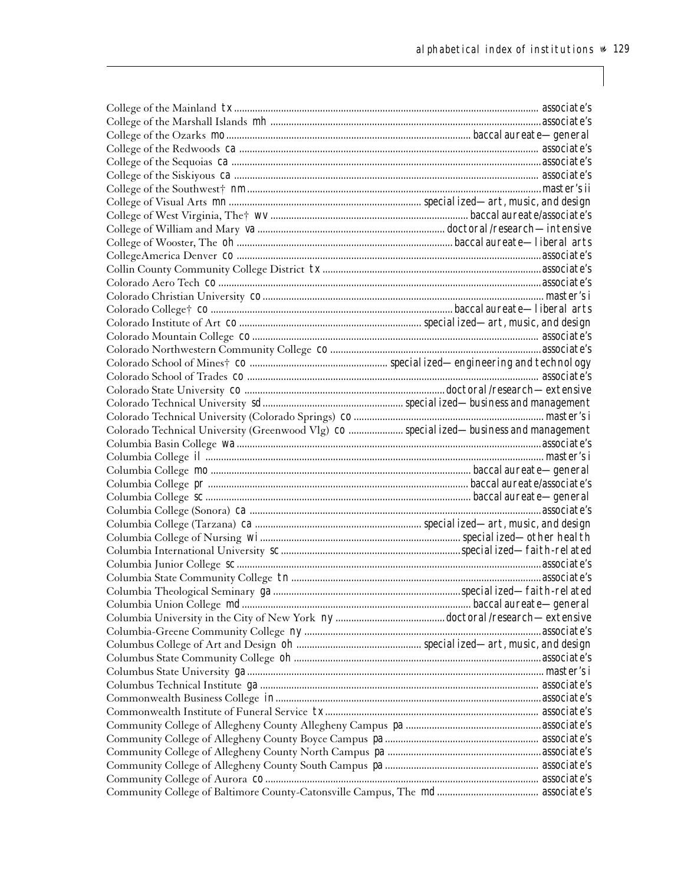| Institution | State | Classification |
| --- | --- | --- |
| College of the Mainland | tx | associate's |
| College of the Marshall Islands | mh | associate's |
| College of the Ozarks | mo | baccalaureate—general |
| College of the Redwoods | ca | associate's |
| College of the Sequoias | ca | associate's |
| College of the Siskiyous | ca | associate's |
| College of the Southwest† | nm | master's ii |
| College of Visual Arts | mn | specialized—art, music, and design |
| College of West Virginia, The† | wv | baccalaureate/associate's |
| College of William and Mary | va | doctoral/research—intensive |
| College of Wooster, The | oh | baccalaureate—liberal arts |
| CollegeAmerica Denver | co | associate's |
| Collin County Community College District | tx | associate's |
| Colorado Aero Tech | co | associate's |
| Colorado Christian University | co | master's i |
| Colorado College† | co | baccalaureate—liberal arts |
| Colorado Institute of Art | co | specialized—art, music, and design |
| Colorado Mountain College | co | associate's |
| Colorado Northwestern Community College | co | associate's |
| Colorado School of Mines† | co | specialized—engineering and technology |
| Colorado School of Trades | co | associate's |
| Colorado State University | co | doctoral/research—extensive |
| Colorado Technical University | sd | specialized—business and management |
| Colorado Technical University (Colorado Springs) | co | master's i |
| Colorado Technical University (Greenwood Vlg) | co | specialized—business and management |
| Columbia Basin College | wa | associate's |
| Columbia College | il | master's i |
| Columbia College | mo | baccalaureate—general |
| Columbia College | pr | baccalaureate/associate's |
| Columbia College | sc | baccalaureate—general |
| Columbia College (Sonora) | ca | associate's |
| Columbia College (Tarzana) | ca | specialized—art, music, and design |
| Columbia College of Nursing | wi | specialized—other health |
| Columbia International University | sc | specialized—faith-related |
| Columbia Junior College | sc | associate's |
| Columbia State Community College | tn | associate's |
| Columbia Theological Seminary | ga | specialized—faith-related |
| Columbia Union College | md | baccalaureate—general |
| Columbia University in the City of New York | ny | doctoral/research—extensive |
| Columbia-Greene Community College | ny | associate's |
| Columbus College of Art and Design | oh | specialized—art, music, and design |
| Columbus State Community College | oh | associate's |
| Columbus State University | ga | master's i |
| Columbus Technical Institute | ga | associate's |
| Commonwealth Business College | in | associate's |
| Commonwealth Institute of Funeral Service | tx | associate's |
| Community College of Allegheny County Allegheny Campus | pa | associate's |
| Community College of Allegheny County Boyce Campus | pa | associate's |
| Community College of Allegheny County North Campus | pa | associate's |
| Community College of Allegheny County South Campus | pa | associate's |
| Community College of Aurora | co | associate's |
| Community College of Baltimore County-Catonsville Campus, The | md | associate's |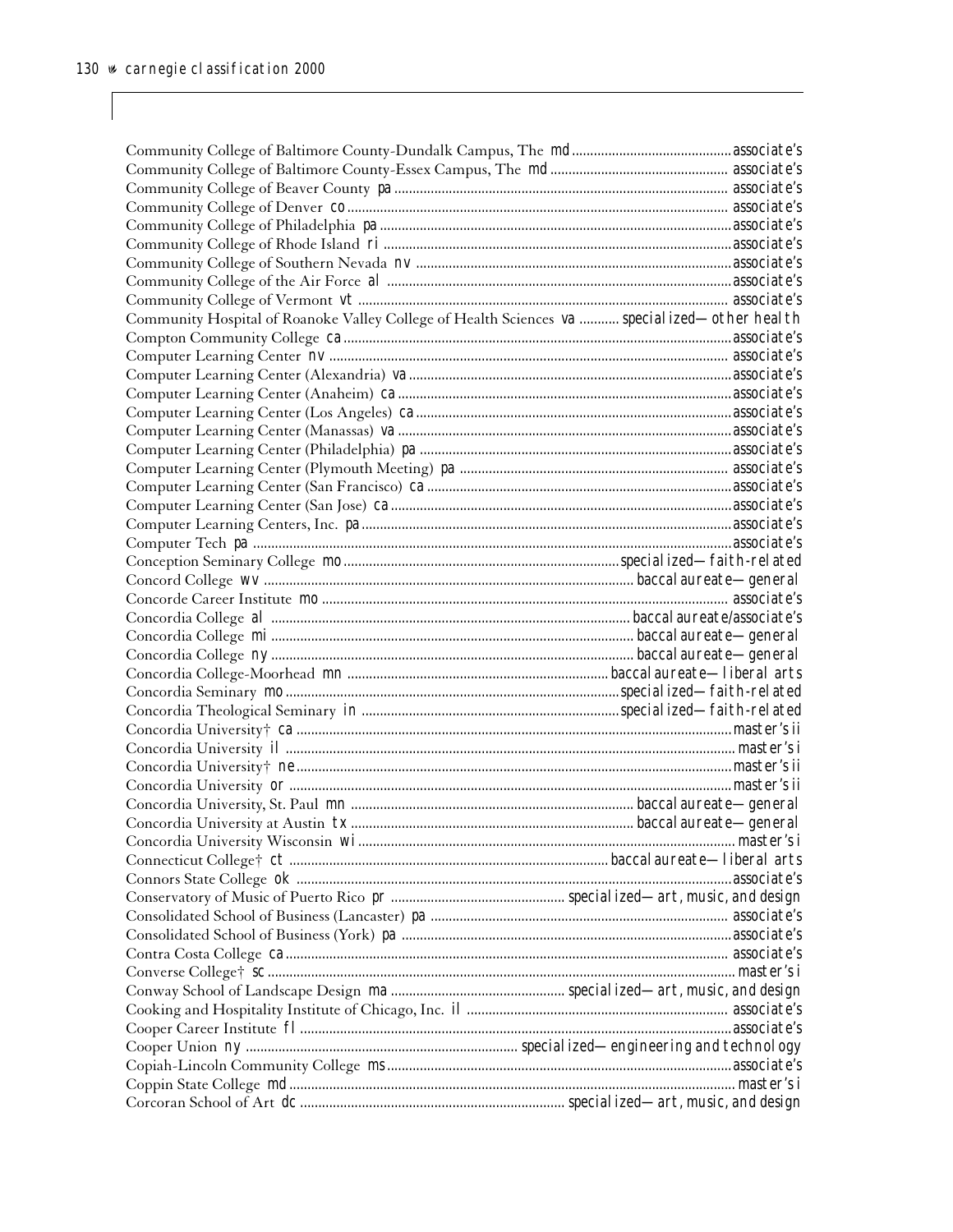Community College of Baltimore County-Dundalk Campus, The md ........ associate's
Community College of Baltimore County-Essex Campus, The md ........ associate's
Community College of Beaver County pa ........ associate's
Community College of Denver co ........ associate's
Community College of Philadelphia pa ........ associate's
Community College of Rhode Island ri ........ associate's
Community College of Southern Nevada nv ........ associate's
Community College of the Air Force al ........ associate's
Community College of Vermont vt ........ associate's
Community Hospital of Roanoke Valley College of Health Sciences va ........ specialized—other health
Compton Community College ca ........ associate's
Computer Learning Center nv ........ associate's
Computer Learning Center (Alexandria) va ........ associate's
Computer Learning Center (Anaheim) ca ........ associate's
Computer Learning Center (Los Angeles) ca ........ associate's
Computer Learning Center (Manassas) va ........ associate's
Computer Learning Center (Philadelphia) pa ........ associate's
Computer Learning Center (Plymouth Meeting) pa ........ associate's
Computer Learning Center (San Francisco) ca ........ associate's
Computer Learning Center (San Jose) ca ........ associate's
Computer Learning Centers, Inc. pa ........ associate's
Computer Tech pa ........ associate's
Conception Seminary College mo ........ specialized—faith-related
Concord College wv ........ baccalaureate—general
Concorde Career Institute mo ........ associate's
Concordia College al ........ baccalaureate/associate's
Concordia College mi ........ baccalaureate—general
Concordia College ny ........ baccalaureate—general
Concordia College-Moorhead mn ........ baccalaureate—liberal arts
Concordia Seminary mo ........ specialized—faith-related
Concordia Theological Seminary in ........ specialized—faith-related
Concordia University† ca ........ master's ii
Concordia University il ........ master's i
Concordia University† ne ........ master's ii
Concordia University or ........ master's ii
Concordia University, St. Paul mn ........ baccalaureate—general
Concordia University at Austin tx ........ baccalaureate—general
Concordia University Wisconsin wi ........ master's i
Connecticut College† ct ........ baccalaureate—liberal arts
Connors State College ok ........ associate's
Conservatory of Music of Puerto Rico pr ........ specialized—art, music, and design
Consolidated School of Business (Lancaster) pa ........ associate's
Consolidated School of Business (York) pa ........ associate's
Contra Costa College ca ........ associate's
Converse College† sc ........ master's i
Conway School of Landscape Design ma ........ specialized—art, music, and design
Cooking and Hospitality Institute of Chicago, Inc. il ........ associate's
Cooper Career Institute fl ........ associate's
Cooper Union ny ........ specialized—engineering and technology
Copiah-Lincoln Community College ms ........ associate's
Coppin State College md ........ master's i
Corcoran School of Art dc ........ specialized—art, music, and design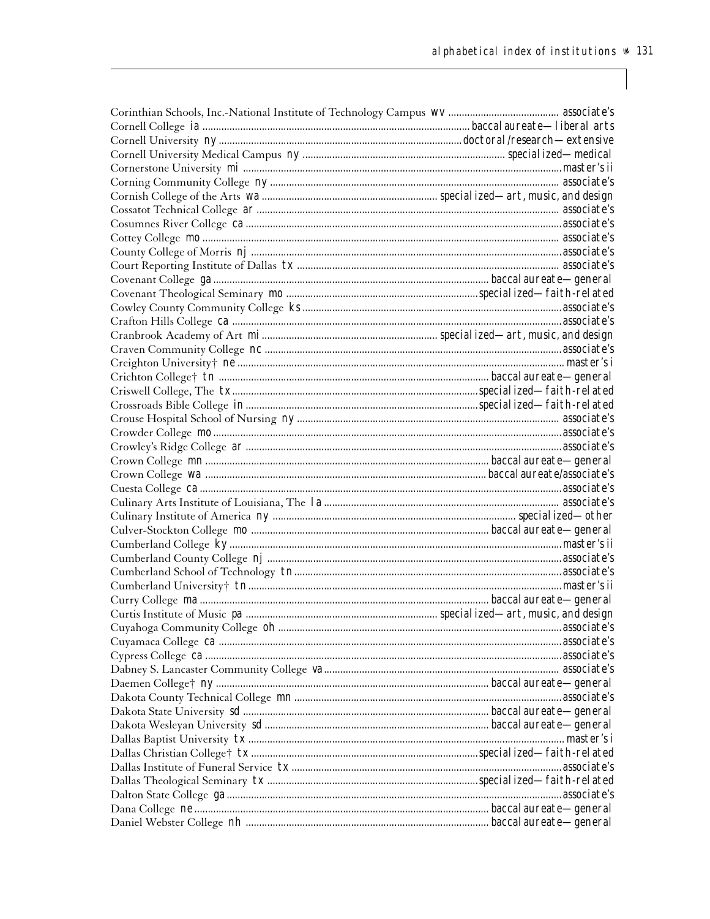Corinthian Schools, Inc.-National Institute of Technology Campus wv .......... associate's
Cornell College ia .......... baccalaureate—liberal arts
Cornell University ny .......... doctoral/research—extensive
Cornell University Medical Campus ny .......... specialized—medical
Cornerstone University mi .......... master's ii
Corning Community College ny .......... associate's
Cornish College of the Arts wa .......... specialized—art, music, and design
Cossatot Technical College ar .......... associate's
Cosumnes River College ca .......... associate's
Cottey College mo .......... associate's
County College of Morris nj .......... associate's
Court Reporting Institute of Dallas tx .......... associate's
Covenant College ga .......... baccalaureate—general
Covenant Theological Seminary mo .......... specialized—faith-related
Cowley County Community College ks .......... associate's
Crafton Hills College ca .......... associate's
Cranbrook Academy of Art mi .......... specialized—art, music, and design
Craven Community College nc .......... associate's
Creighton University† ne .......... master's i
Crichton College† tn .......... baccalaureate—general
Criswell College, The tx .......... specialized—faith-related
Crossroads Bible College in .......... specialized—faith-related
Crouse Hospital School of Nursing ny .......... associate's
Crowder College mo .......... associate's
Crowley's Ridge College ar .......... associate's
Crown College mn .......... baccalaureate—general
Crown College wa .......... baccalaureate/associate's
Cuesta College ca .......... associate's
Culinary Arts Institute of Louisiana, The la .......... associate's
Culinary Institute of America ny .......... specialized—other
Culver-Stockton College mo .......... baccalaureate—general
Cumberland College ky .......... master's ii
Cumberland County College nj .......... associate's
Cumberland School of Technology tn .......... associate's
Cumberland University† tn .......... master's ii
Curry College ma .......... baccalaureate—general
Curtis Institute of Music pa .......... specialized—art, music, and design
Cuyahoga Community College oh .......... associate's
Cuyamaca College ca .......... associate's
Cypress College ca .......... associate's
Dabney S. Lancaster Community College va .......... associate's
Daemen College† ny .......... baccalaureate—general
Dakota County Technical College mn .......... associate's
Dakota State University sd .......... baccalaureate—general
Dakota Wesleyan University sd .......... baccalaureate—general
Dallas Baptist University tx .......... master's i
Dallas Christian College† tx .......... specialized—faith-related
Dallas Institute of Funeral Service tx .......... associate's
Dallas Theological Seminary tx .......... specialized—faith-related
Dalton State College ga .......... associate's
Dana College ne .......... baccalaureate—general
Daniel Webster College nh .......... baccalaureate—general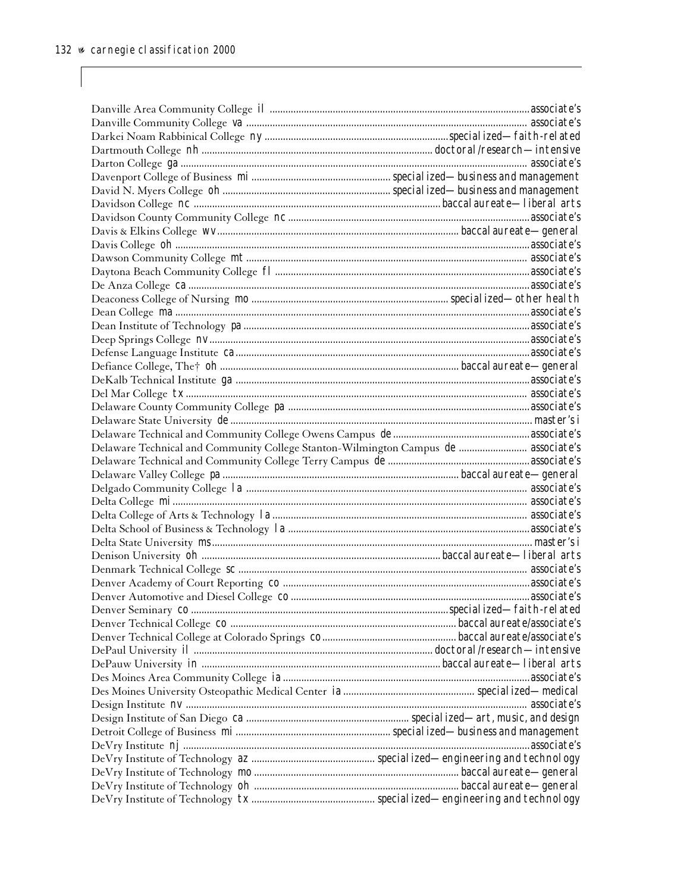Danville Area Community College il ........................................ associate's
Danville Community College va ........................................ associate's
Darkei Noam Rabbinical College ny ........................................ specialized—faith-related
Dartmouth College nh ........................................ doctoral/research—intensive
Darton College ga ........................................ associate's
Davenport College of Business mi ........................................ specialized—business and management
David N. Myers College oh ........................................ specialized—business and management
Davidson College nc ........................................ baccalaureate—liberal arts
Davidson County Community College nc ........................................ associate's
Davis & Elkins College wv ........................................ baccalaureate—general
Davis College oh ........................................ associate's
Dawson Community College mt ........................................ associate's
Daytona Beach Community College fl ........................................ associate's
De Anza College ca ........................................ associate's
Deaconess College of Nursing mo ........................................ specialized—other health
Dean College ma ........................................ associate's
Dean Institute of Technology pa ........................................ associate's
Deep Springs College nv ........................................ associate's
Defense Language Institute ca ........................................ associate's
Defiance College, The† oh ........................................ baccalaureate—general
DeKalb Technical Institute ga ........................................ associate's
Del Mar College tx ........................................ associate's
Delaware County Community College pa ........................................ associate's
Delaware State University de ........................................ master's i
Delaware Technical and Community College Owens Campus de ........................................ associate's
Delaware Technical and Community College Stanton-Wilmington Campus de ........................................ associate's
Delaware Technical and Community College Terry Campus de ........................................ associate's
Delaware Valley College pa ........................................ baccalaureate—general
Delgado Community College la ........................................ associate's
Delta College mi ........................................ associate's
Delta College of Arts & Technology la ........................................ associate's
Delta School of Business & Technology la ........................................ associate's
Delta State University ms ........................................ master's i
Denison University oh ........................................ baccalaureate—liberal arts
Denmark Technical College sc ........................................ associate's
Denver Academy of Court Reporting co ........................................ associate's
Denver Automotive and Diesel College co ........................................ associate's
Denver Seminary co ........................................ specialized—faith-related
Denver Technical College co ........................................ baccalaureate/associate's
Denver Technical College at Colorado Springs co ........................................ baccalaureate/associate's
DePaul University il ........................................ doctoral/research—intensive
DePauw University in ........................................ baccalaureate—liberal arts
Des Moines Area Community College ia ........................................ associate's
Des Moines University Osteopathic Medical Center ia ........................................ specialized—medical
Design Institute nv ........................................ associate's
Design Institute of San Diego ca ........................................ specialized—art, music, and design
Detroit College of Business mi ........................................ specialized—business and management
DeVry Institute nj ........................................ associate's
DeVry Institute of Technology az ........................................ specialized—engineering and technology
DeVry Institute of Technology mo ........................................ baccalaureate—general
DeVry Institute of Technology oh ........................................ baccalaureate—general
DeVry Institute of Technology tx ........................................ specialized—engineering and technology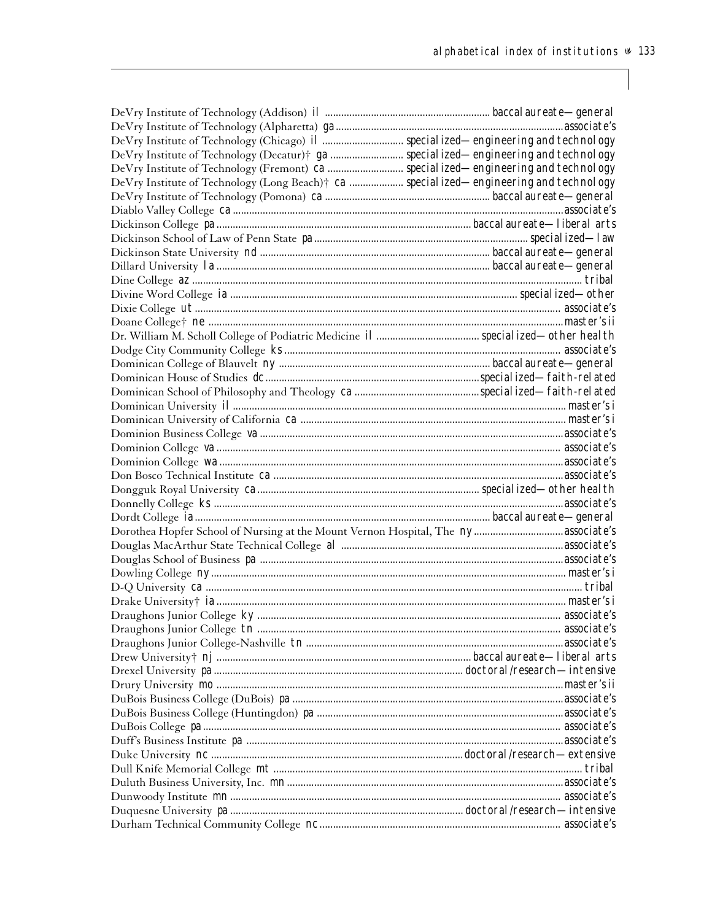DeVry Institute of Technology (Addison) *il* ............ *baccalaureate—general*
DeVry Institute of Technology (Alpharetta) *ga* ............ *associate's*
DeVry Institute of Technology (Chicago) *il* ............ *specialized—engineering and technology*
DeVry Institute of Technology (Decatur)† *ga* ............ *specialized—engineering and technology*
DeVry Institute of Technology (Fremont) *ca* ............ *specialized—engineering and technology*
DeVry Institute of Technology (Long Beach)† *ca* ............ *specialized—engineering and technology*
DeVry Institute of Technology (Pomona) *ca* ............ *baccalaureate—general*
Diablo Valley College *ca* ............ *associate's*
Dickinson College *pa* ............ *baccalaureate—liberal arts*
Dickinson School of Law of Penn State *pa* ............ *specialized—law*
Dickinson State University *nd* ............ *baccalaureate—general*
Dillard University *la* ............ *baccalaureate—general*
Dine College *az* ............ *tribal*
Divine Word College *ia* ............ *specialized—other*
Dixie College *ut* ............ *associate's*
Doane College† *ne* ............ *master's ii*
Dr. William M. Scholl College of Podiatric Medicine *il* ............ *specialized—other health*
Dodge City Community College *ks* ............ *associate's*
Dominican College of Blauvelt *ny* ............ *baccalaureate—general*
Dominican House of Studies *dc* ............ *specialized—faith-related*
Dominican School of Philosophy and Theology *ca* ............ *specialized—faith-related*
Dominican University *il* ............ *master's i*
Dominican University of California *ca* ............ *master's i*
Dominion Business College *va* ............ *associate's*
Dominion College *va* ............ *associate's*
Dominion College *wa* ............ *associate's*
Don Bosco Technical Institute *ca* ............ *associate's*
Dongguk Royal University *ca* ............ *specialized—other health*
Donnelly College *ks* ............ *associate's*
Dordt College *ia* ............ *baccalaureate—general*
Dorothea Hopfer School of Nursing at the Mount Vernon Hospital, The *ny* ............ *associate's*
Douglas MacArthur State Technical College *al* ............ *associate's*
Douglas School of Business *pa* ............ *associate's*
Dowling College *ny* ............ *master's i*
D-Q University *ca* ............ *tribal*
Drake University† *ia* ............ *master's i*
Draughons Junior College *ky* ............ *associate's*
Draughons Junior College *tn* ............ *associate's*
Draughons Junior College-Nashville *tn* ............ *associate's*
Drew University† *nj* ............ *baccalaureate—liberal arts*
Drexel University *pa* ............ *doctoral/research—intensive*
Drury University *mo* ............ *master's ii*
DuBois Business College (DuBois) *pa* ............ *associate's*
DuBois Business College (Huntingdon) *pa* ............ *associate's*
DuBois College *pa* ............ *associate's*
Duff's Business Institute *pa* ............ *associate's*
Duke University *nc* ............ *doctoral/research—extensive*
Dull Knife Memorial College *mt* ............ *tribal*
Duluth Business University, Inc. *mn* ............ *associate's*
Dunwoody Institute *mn* ............ *associate's*
Duquesne University *pa* ............ *doctoral/research—intensive*
Durham Technical Community College *nc* ............ *associate's*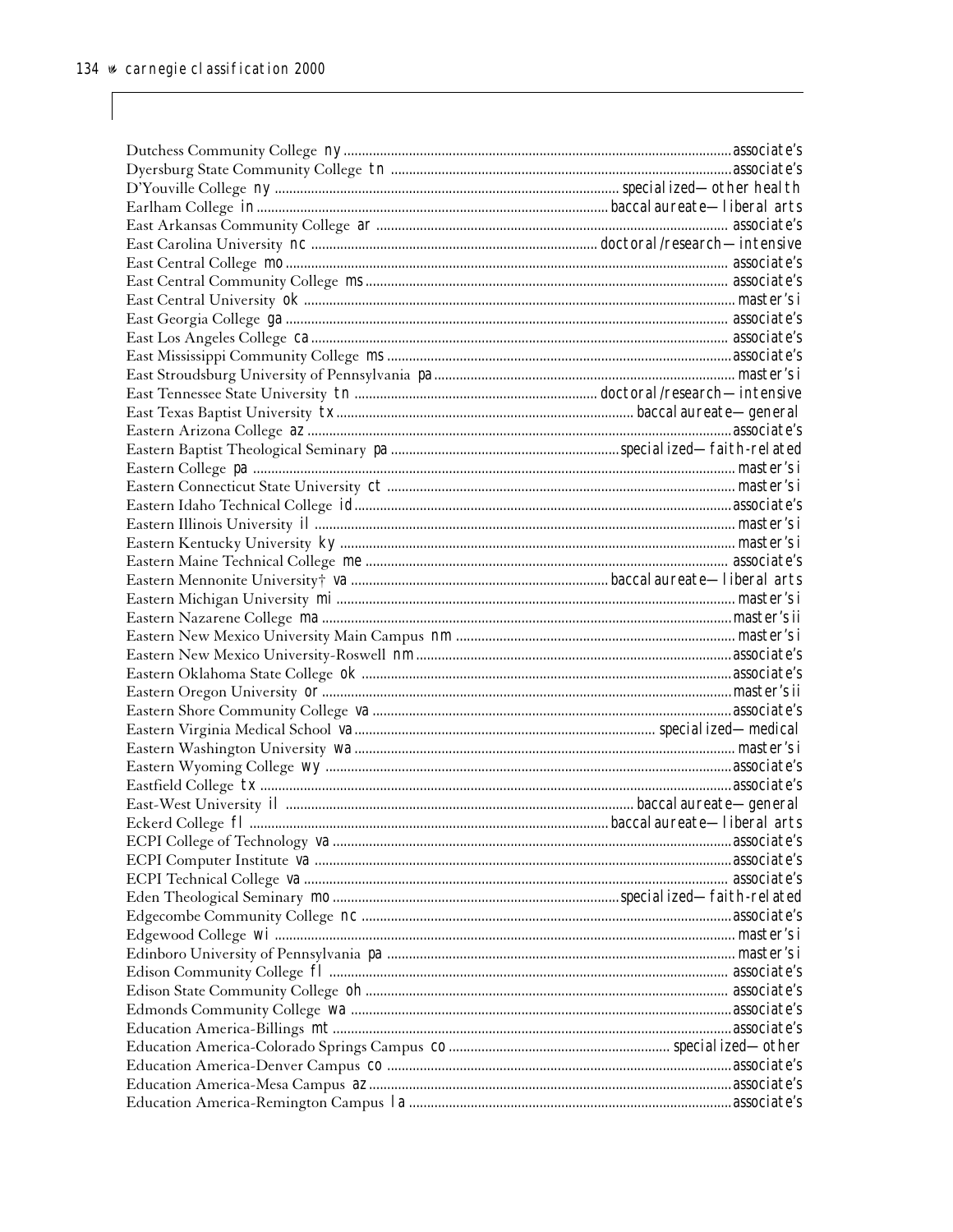| | |
|---|---|
| Dutchess Community College ny | associate's |
| Dyersburg State Community College tn | associate's |
| D'Youville College ny | specialized—other health |
| Earlham College in | baccalaureate—liberal arts |
| East Arkansas Community College ar | associate's |
| East Carolina University nc | doctoral/research—intensive |
| East Central College mo | associate's |
| East Central Community College ms | associate's |
| East Central University ok | master's i |
| East Georgia College ga | associate's |
| East Los Angeles College ca | associate's |
| East Mississippi Community College ms | associate's |
| East Stroudsburg University of Pennsylvania pa | master's i |
| East Tennessee State University tn | doctoral/research—intensive |
| East Texas Baptist University tx | baccalaureate—general |
| Eastern Arizona College az | associate's |
| Eastern Baptist Theological Seminary pa | specialized—faith-related |
| Eastern College pa | master's i |
| Eastern Connecticut State University ct | master's i |
| Eastern Idaho Technical College id | associate's |
| Eastern Illinois University il | master's i |
| Eastern Kentucky University ky | master's i |
| Eastern Maine Technical College me | associate's |
| Eastern Mennonite University† va | baccalaureate—liberal arts |
| Eastern Michigan University mi | master's i |
| Eastern Nazarene College ma | master's ii |
| Eastern New Mexico University Main Campus nm | master's i |
| Eastern New Mexico University-Roswell nm | associate's |
| Eastern Oklahoma State College ok | associate's |
| Eastern Oregon University or | master's ii |
| Eastern Shore Community College va | associate's |
| Eastern Virginia Medical School va | specialized—medical |
| Eastern Washington University wa | master's i |
| Eastern Wyoming College wy | associate's |
| Eastfield College tx | associate's |
| East-West University il | baccalaureate—general |
| Eckerd College fl | baccalaureate—liberal arts |
| ECPI College of Technology va | associate's |
| ECPI Computer Institute va | associate's |
| ECPI Technical College va | associate's |
| Eden Theological Seminary mo | specialized—faith-related |
| Edgecombe Community College nc | associate's |
| Edgewood College wi | master's i |
| Edinboro University of Pennsylvania pa | master's i |
| Edison Community College fl | associate's |
| Edison State Community College oh | associate's |
| Edmonds Community College wa | associate's |
| Education America-Billings mt | associate's |
| Education America-Colorado Springs Campus co | specialized—other |
| Education America-Denver Campus co | associate's |
| Education America-Mesa Campus az | associate's |
| Education America-Remington Campus la | associate's |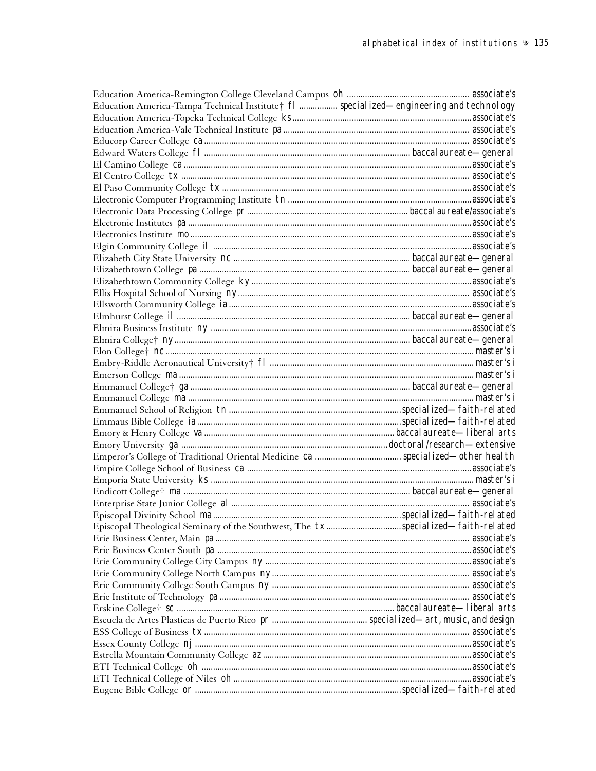Education America-Remington College Cleveland Campus oh ...................................................... associate's
Education America-Tampa Technical Institute† fl ................. specialized—engineering and technology
Education America-Topeka Technical College ks..............................................................................associate's
Education America-Vale Technical Institute pa.................................................................................. associate's
Educorp Career College ca.................................................................................................................... associate's
Edward Waters College fl ...........................................................................................baccalaureate—general
El Camino College ca..............................................................................................................................associate's
El Centro College tx ............................................................................................................................... associate's
El Paso Community College tx .............................................................................................................associate's
Electronic Computer Programming Institute tn.................................................................................associate's
Electronic Data Processing College pr .......................................................................baccalaureate/associate's
Electronic Institutes pa...........................................................................................................................associate's
Electronics Institute mo..........................................................................................................................associate's
Elgin Community College il .................................................................................................................associate's
Elizabeth City State University nc .............................................................................baccalaureate—general
Elizabethtown College pa...........................................................................................baccalaureate—general
Elizabethtown Community College ky................................................................................................associate's
Ellis Hospital School of Nursing ny..................................................................................................... associate's
Ellsworth Community College ia..........................................................................................................associate's
Elmhurst College il ......................................................................................................baccalaureate—general
Elmira Business Institute ny ..................................................................................................................associate's
Elmira College† ny.......................................................................................................baccalaureate—general
Elon College† nc.............................................................................................................................................master's i
Embry-Riddle Aeronautical University† fl ..........................................................................................master's i
Emerson College ma................................................................................................................................master's i
Emmanuel College† ga ................................................................................................baccalaureate—general
Emmanuel College ma ............................................................................................................................master's i
Emmanuel School of Religion tn ...........................................................................specialized—faith-related
Emmaus Bible College ia........................................................................................specialized—faith-related
Emory & Henry College va..................................................................................baccalaureate—liberal arts
Emory University ga ...........................................................................................doctoral/research—extensive
Emperor's College of Traditional Oriental Medicine ca ......................................specialized—other health
Empire College School of Business ca.................................................................................................associate's
Emporia State University ks ..................................................................................................................master's i
Endicott College† ma ...................................................................................................baccalaureate—general
Enterprise State Junior College al ....................................................................................................... associate's
Episcopal Divinity School ma.................................................................................specialized—faith-related
Episcopal Theological Seminary of the Southwest, The tx .................................specialized—faith-related
Erie Business Center, Main pa.............................................................................................................. associate's
Erie Business Center South pa ..............................................................................................................associate's
Erie Community College City Campus ny ..........................................................................................associate's
Erie Community College North Campus ny...................................................................................... associate's
Erie Community College South Campus ny ...................................................................................... associate's
Erie Institute of Technology pa ............................................................................................................ associate's
Erskine College† sc .................................................................................................baccalaureate—liberal arts
Escuela de Artes Plasticas de Puerto Rico pr ........................................ specialized—art, music, and design
ESS College of Business tx ................................................................................................................... associate's
Essex County College nj.........................................................................................................................associate's
Estrella Mountain Community College az...........................................................................................associate's
ETI Technical College oh ......................................................................................................................associate's
ETI Technical College of Niles oh........................................................................................................associate's
Eugene Bible College or ..........................................................................................specialized—faith-related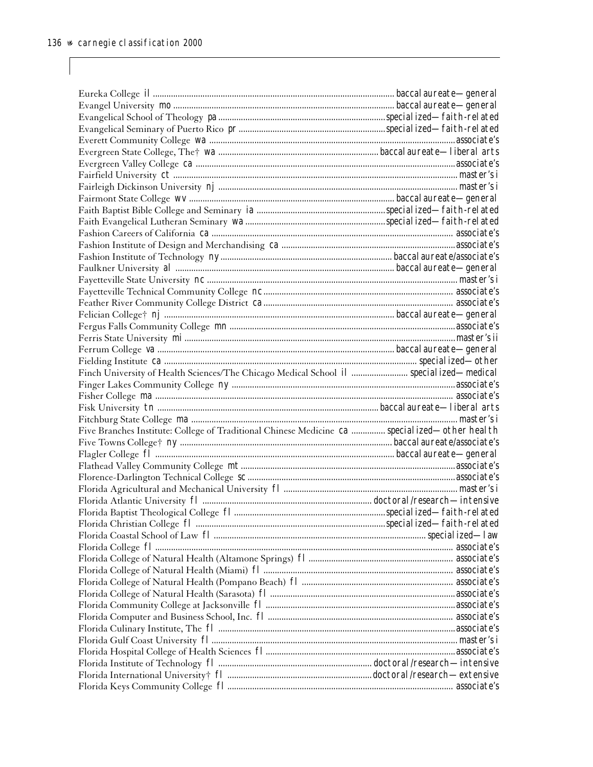Eureka College il ........ baccalaureate—general
Evangel University mo ........ baccalaureate—general
Evangelical School of Theology pa ........ specialized—faith-related
Evangelical Seminary of Puerto Rico pr ........ specialized—faith-related
Everett Community College wa ........ associate's
Evergreen State College, The† wa ........ baccalaureate—liberal arts
Evergreen Valley College ca ........ associate's
Fairfield University ct ........ master's i
Fairleigh Dickinson University nj ........ master's i
Fairmont State College wv ........ baccalaureate—general
Faith Baptist Bible College and Seminary ia ........ specialized—faith-related
Faith Evangelical Lutheran Seminary wa ........ specialized—faith-related
Fashion Careers of California ca ........ associate's
Fashion Institute of Design and Merchandising ca ........ associate's
Fashion Institute of Technology ny ........ baccalaureate/associate's
Faulkner University al ........ baccalaureate—general
Fayetteville State University nc ........ master's i
Fayetteville Technical Community College nc ........ associate's
Feather River Community College District ca ........ associate's
Felician College† nj ........ baccalaureate—general
Fergus Falls Community College mn ........ associate's
Ferris State University mi ........ master's ii
Ferrum College va ........ baccalaureate—general
Fielding Institute ca ........ specialized—other
Finch University of Health Sciences/The Chicago Medical School il ........ specialized—medical
Finger Lakes Community College ny ........ associate's
Fisher College ma ........ associate's
Fisk University tn ........ baccalaureate—liberal arts
Fitchburg State College ma ........ master's i
Five Branches Institute: College of Traditional Chinese Medicine ca ........ specialized—other health
Five Towns College† ny ........ baccalaureate/associate's
Flagler College fl ........ baccalaureate—general
Flathead Valley Community College mt ........ associate's
Florence-Darlington Technical College sc ........ associate's
Florida Agricultural and Mechanical University fl ........ master's i
Florida Atlantic University fl ........ doctoral/research—intensive
Florida Baptist Theological College fl ........ specialized—faith-related
Florida Christian College fl ........ specialized—faith-related
Florida Coastal School of Law fl ........ specialized—law
Florida College fl ........ associate's
Florida College of Natural Health (Altamone Springs) fl ........ associate's
Florida College of Natural Health (Miami) fl ........ associate's
Florida College of Natural Health (Pompano Beach) fl ........ associate's
Florida College of Natural Health (Sarasota) fl ........ associate's
Florida Community College at Jacksonville fl ........ associate's
Florida Computer and Business School, Inc. fl ........ associate's
Florida Culinary Institute, The fl ........ associate's
Florida Gulf Coast University fl ........ master's i
Florida Hospital College of Health Sciences fl ........ associate's
Florida Institute of Technology fl ........ doctoral/research—intensive
Florida International University† fl ........ doctoral/research—extensive
Florida Keys Community College fl ........ associate's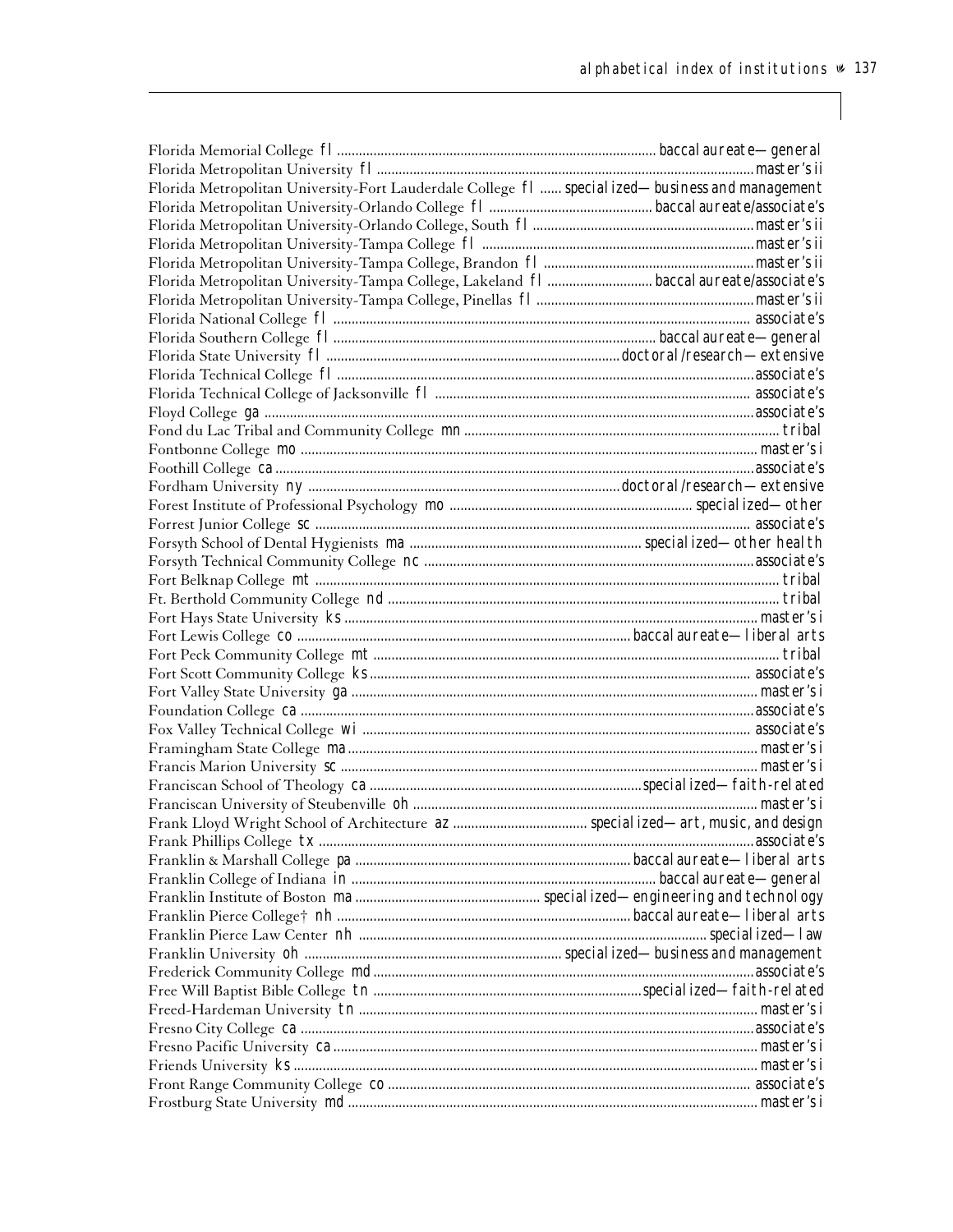| Institution | State | Classification |
|---|---|---|
| Florida Memorial College | fl | baccalaureate—general |
| Florida Metropolitan University | fl | master's ii |
| Florida Metropolitan University-Fort Lauderdale College | fl | specialized—business and management |
| Florida Metropolitan University-Orlando College | fl | baccalaureate/associate's |
| Florida Metropolitan University-Orlando College, South | fl | master's ii |
| Florida Metropolitan University-Tampa College | fl | master's ii |
| Florida Metropolitan University-Tampa College, Brandon | fl | master's ii |
| Florida Metropolitan University-Tampa College, Lakeland | fl | baccalaureate/associate's |
| Florida Metropolitan University-Tampa College, Pinellas | fl | master's ii |
| Florida National College | fl | associate's |
| Florida Southern College | fl | baccalaureate—general |
| Florida State University | fl | doctoral/research—extensive |
| Florida Technical College | fl | associate's |
| Florida Technical College of Jacksonville | fl | associate's |
| Floyd College | ga | associate's |
| Fond du Lac Tribal and Community College | mn | tribal |
| Fontbonne College | mo | master's i |
| Foothill College | ca | associate's |
| Fordham University | ny | doctoral/research—extensive |
| Forest Institute of Professional Psychology | mo | specialized—other |
| Forrest Junior College | sc | associate's |
| Forsyth School of Dental Hygienists | ma | specialized—other health |
| Forsyth Technical Community College | nc | associate's |
| Fort Belknap College | mt | tribal |
| Ft. Berthold Community College | nd | tribal |
| Fort Hays State University | ks | master's i |
| Fort Lewis College | co | baccalaureate—liberal arts |
| Fort Peck Community College | mt | tribal |
| Fort Scott Community College | ks | associate's |
| Fort Valley State University | ga | master's i |
| Foundation College | ca | associate's |
| Fox Valley Technical College | wi | associate's |
| Framingham State College | ma | master's i |
| Francis Marion University | sc | master's i |
| Franciscan School of Theology | ca | specialized—faith-related |
| Franciscan University of Steubenville | oh | master's i |
| Frank Lloyd Wright School of Architecture | az | specialized—art, music, and design |
| Frank Phillips College | tx | associate's |
| Franklin & Marshall College | pa | baccalaureate—liberal arts |
| Franklin College of Indiana | in | baccalaureate—general |
| Franklin Institute of Boston | ma | specialized—engineering and technology |
| Franklin Pierce College† | nh | baccalaureate—liberal arts |
| Franklin Pierce Law Center | nh | specialized—law |
| Franklin University | oh | specialized—business and management |
| Frederick Community College | md | associate's |
| Free Will Baptist Bible College | tn | specialized—faith-related |
| Freed-Hardeman University | tn | master's i |
| Fresno City College | ca | associate's |
| Fresno Pacific University | ca | master's i |
| Friends University | ks | master's i |
| Front Range Community College | co | associate's |
| Frostburg State University | md | master's i |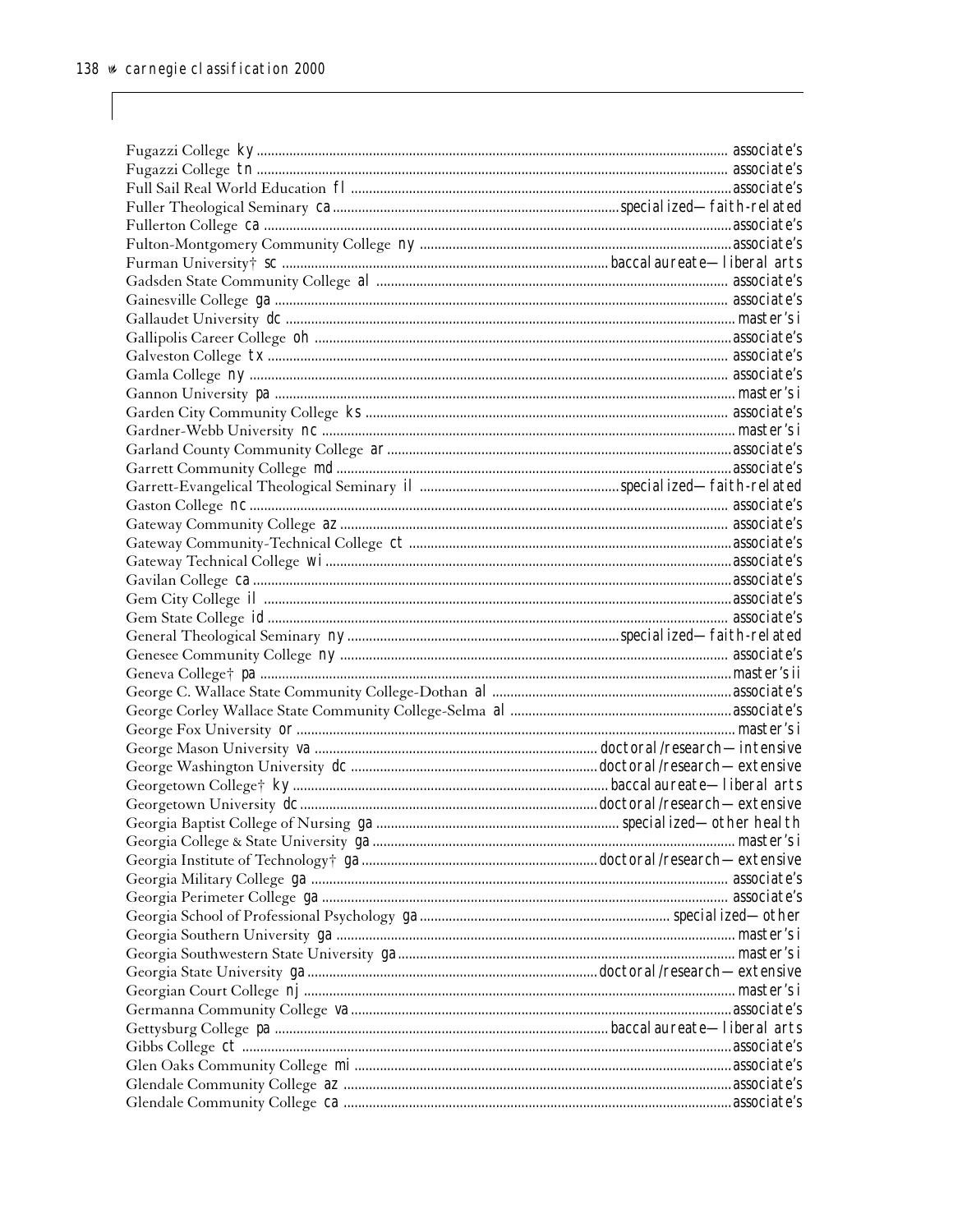| | |
|---|---|
| Fugazzi College ky | associate's |
| Fugazzi College tn | associate's |
| Full Sail Real World Education fl | associate's |
| Fuller Theological Seminary ca | specialized—faith-related |
| Fullerton College ca | associate's |
| Fulton-Montgomery Community College ny | associate's |
| Furman University† sc | baccalaureate—liberal arts |
| Gadsden State Community College al | associate's |
| Gainesville College ga | associate's |
| Gallaudet University dc | master's i |
| Gallipolis Career College oh | associate's |
| Galveston College tx | associate's |
| Gamla College ny | associate's |
| Gannon University pa | master's i |
| Garden City Community College ks | associate's |
| Gardner-Webb University nc | master's i |
| Garland County Community College ar | associate's |
| Garrett Community College md | associate's |
| Garrett-Evangelical Theological Seminary il | specialized—faith-related |
| Gaston College nc | associate's |
| Gateway Community College az | associate's |
| Gateway Community-Technical College ct | associate's |
| Gateway Technical College wi | associate's |
| Gavilan College ca | associate's |
| Gem City College il | associate's |
| Gem State College id | associate's |
| General Theological Seminary ny | specialized—faith-related |
| Genesee Community College ny | associate's |
| Geneva College† pa | master's ii |
| George C. Wallace State Community College-Dothan al | associate's |
| George Corley Wallace State Community College-Selma al | associate's |
| George Fox University or | master's i |
| George Mason University va | doctoral/research—intensive |
| George Washington University dc | doctoral/research—extensive |
| Georgetown College† ky | baccalaureate—liberal arts |
| Georgetown University dc | doctoral/research—extensive |
| Georgia Baptist College of Nursing ga | specialized—other health |
| Georgia College & State University ga | master's i |
| Georgia Institute of Technology† ga | doctoral/research—extensive |
| Georgia Military College ga | associate's |
| Georgia Perimeter College ga | associate's |
| Georgia School of Professional Psychology ga | specialized—other |
| Georgia Southern University ga | master's i |
| Georgia Southwestern State University ga | master's i |
| Georgia State University ga | doctoral/research—extensive |
| Georgian Court College nj | master's i |
| Germanna Community College va | associate's |
| Gettysburg College pa | baccalaureate—liberal arts |
| Gibbs College ct | associate's |
| Glen Oaks Community College mi | associate's |
| Glendale Community College az | associate's |
| Glendale Community College ca | associate's |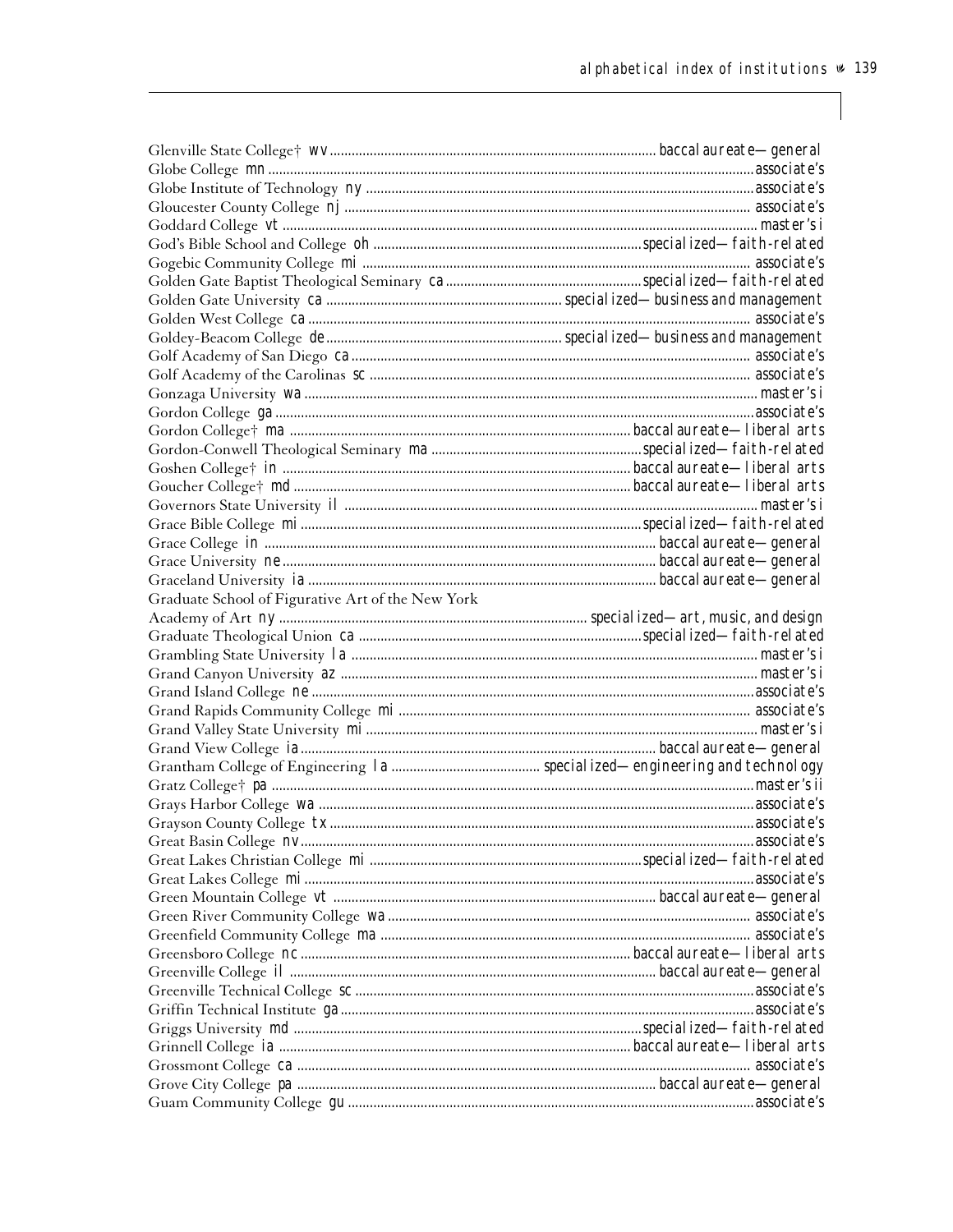Glenville State College† wv .......... baccalaureate—general
Globe College mn .......... associate's
Globe Institute of Technology ny .......... associate's
Gloucester County College nj .......... associate's
Goddard College vt .......... master's i
God's Bible School and College oh .......... specialized—faith-related
Gogebic Community College mi .......... associate's
Golden Gate Baptist Theological Seminary ca .......... specialized—faith-related
Golden Gate University ca .......... specialized—business and management
Golden West College ca .......... associate's
Goldey-Beacom College de .......... specialized—business and management
Golf Academy of San Diego ca .......... associate's
Golf Academy of the Carolinas sc .......... associate's
Gonzaga University wa .......... master's i
Gordon College ga .......... associate's
Gordon College† ma .......... baccalaureate—liberal arts
Gordon-Conwell Theological Seminary ma .......... specialized—faith-related
Goshen College† in .......... baccalaureate—liberal arts
Goucher College† md .......... baccalaureate—liberal arts
Governors State University il .......... master's i
Grace Bible College mi .......... specialized—faith-related
Grace College in .......... baccalaureate—general
Grace University ne .......... baccalaureate—general
Graceland University ia .......... baccalaureate—general
Graduate School of Figurative Art of the New York Academy of Art ny .......... specialized—art, music, and design
Graduate Theological Union ca .......... specialized—faith-related
Grambling State University la .......... master's i
Grand Canyon University az .......... master's i
Grand Island College ne .......... associate's
Grand Rapids Community College mi .......... associate's
Grand Valley State University mi .......... master's i
Grand View College ia .......... baccalaureate—general
Grantham College of Engineering la .......... specialized—engineering and technology
Gratz College† pa .......... master's ii
Grays Harbor College wa .......... associate's
Grayson County College tx .......... associate's
Great Basin College nv .......... associate's
Great Lakes Christian College mi .......... specialized—faith-related
Great Lakes College mi .......... associate's
Green Mountain College vt .......... baccalaureate—general
Green River Community College wa .......... associate's
Greenfield Community College ma .......... associate's
Greensboro College nc .......... baccalaureate—liberal arts
Greenville College il .......... baccalaureate—general
Greenville Technical College sc .......... associate's
Griffin Technical Institute ga .......... associate's
Griggs University md .......... specialized—faith-related
Grinnell College ia .......... baccalaureate—liberal arts
Grossmont College ca .......... associate's
Grove City College pa .......... baccalaureate—general
Guam Community College gu .......... associate's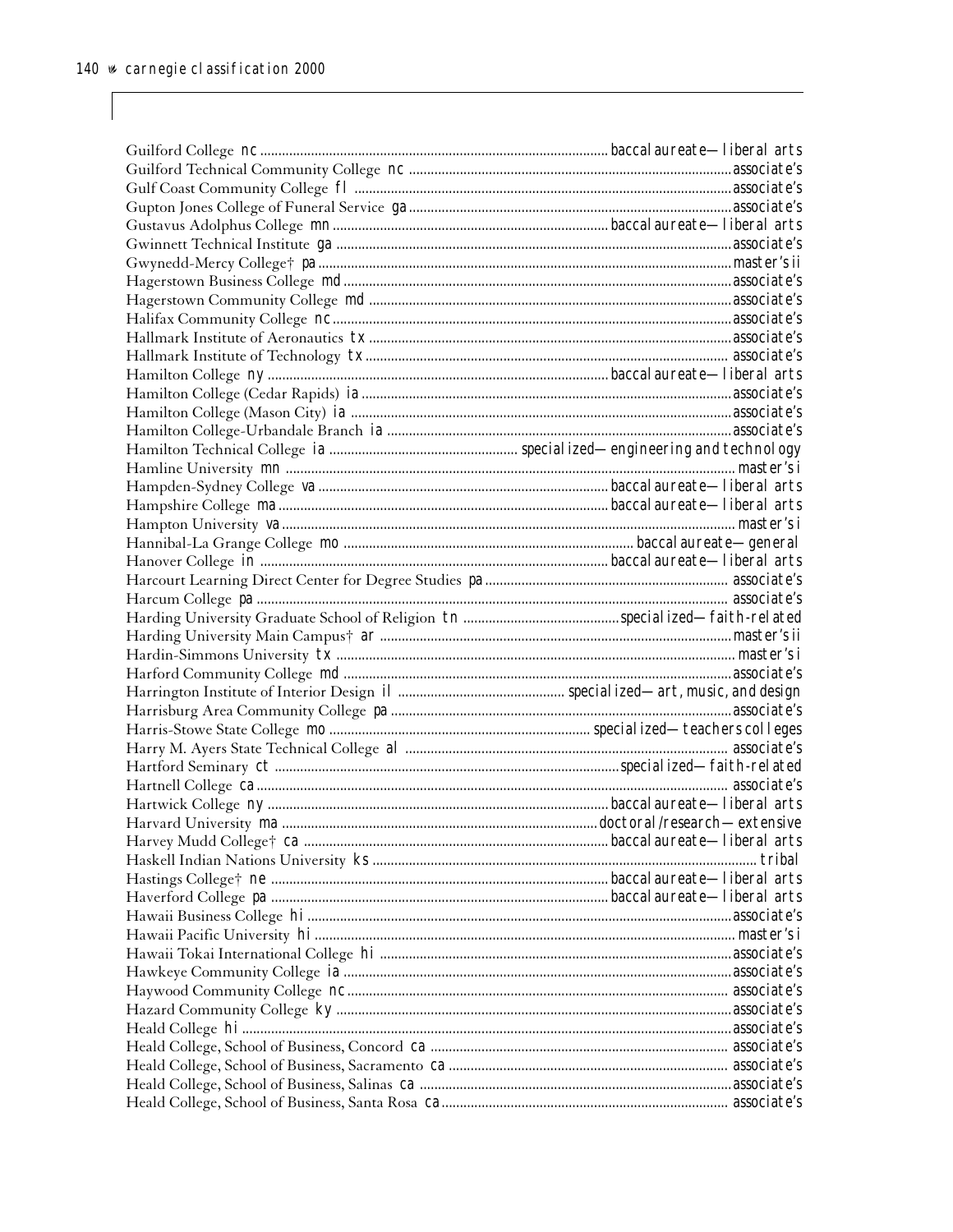| | | |
|---|---|---|
| Guilford College | nc | baccalaureate—liberal arts |
| Guilford Technical Community College | nc | associate's |
| Gulf Coast Community College | fl | associate's |
| Gupton Jones College of Funeral Service | ga | associate's |
| Gustavus Adolphus College | mn | baccalaureate—liberal arts |
| Gwinnett Technical Institute | ga | associate's |
| Gwynedd-Mercy College† | pa | master's ii |
| Hagerstown Business College | md | associate's |
| Hagerstown Community College | md | associate's |
| Halifax Community College | nc | associate's |
| Hallmark Institute of Aeronautics | tx | associate's |
| Hallmark Institute of Technology | tx | associate's |
| Hamilton College | ny | baccalaureate—liberal arts |
| Hamilton College (Cedar Rapids) | ia | associate's |
| Hamilton College (Mason City) | ia | associate's |
| Hamilton College-Urbandale Branch | ia | associate's |
| Hamilton Technical College | ia | specialized—engineering and technology |
| Hamline University | mn | master's i |
| Hampden-Sydney College | va | baccalaureate—liberal arts |
| Hampshire College | ma | baccalaureate—liberal arts |
| Hampton University | va | master's i |
| Hannibal-La Grange College | mo | baccalaureate—general |
| Hanover College | in | baccalaureate—liberal arts |
| Harcourt Learning Direct Center for Degree Studies | pa | associate's |
| Harcum College | pa | associate's |
| Harding University Graduate School of Religion | tn | specialized—faith-related |
| Harding University Main Campus† | ar | master's ii |
| Hardin-Simmons University | tx | master's i |
| Harford Community College | md | associate's |
| Harrington Institute of Interior Design | il | specialized—art, music, and design |
| Harrisburg Area Community College | pa | associate's |
| Harris-Stowe State College | mo | specialized—teachers colleges |
| Harry M. Ayers State Technical College | al | associate's |
| Hartford Seminary | ct | specialized—faith-related |
| Hartnell College | ca | associate's |
| Hartwick College | ny | baccalaureate—liberal arts |
| Harvard University | ma | doctoral/research—extensive |
| Harvey Mudd College† | ca | baccalaureate—liberal arts |
| Haskell Indian Nations University | ks | tribal |
| Hastings College† | ne | baccalaureate—liberal arts |
| Haverford College | pa | baccalaureate—liberal arts |
| Hawaii Business College | hi | associate's |
| Hawaii Pacific University | hi | master's i |
| Hawaii Tokai International College | hi | associate's |
| Hawkeye Community College | ia | associate's |
| Haywood Community College | nc | associate's |
| Hazard Community College | ky | associate's |
| Heald College | hi | associate's |
| Heald College, School of Business, Concord | ca | associate's |
| Heald College, School of Business, Sacramento | ca | associate's |
| Heald College, School of Business, Salinas | ca | associate's |
| Heald College, School of Business, Santa Rosa | ca | associate's |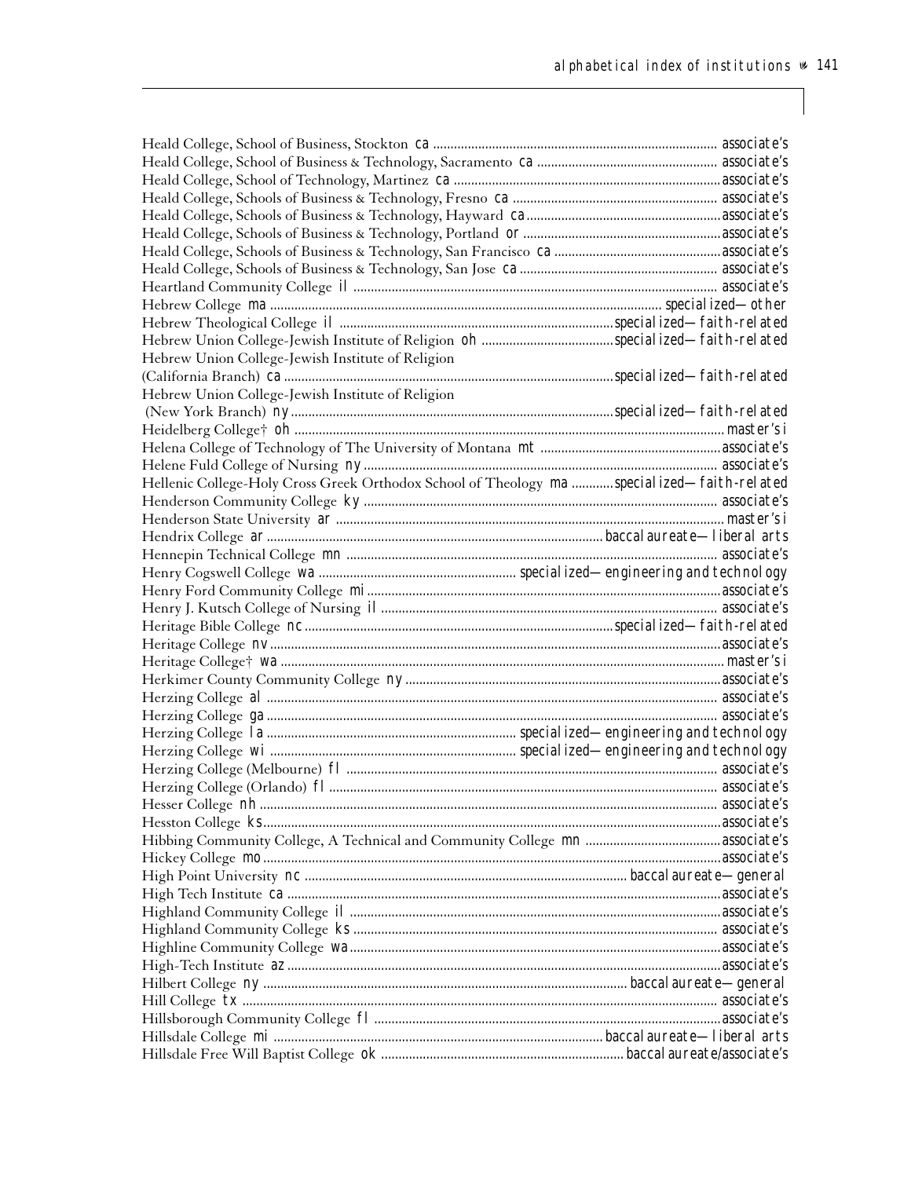| Institution | Classification |
|---|---|
| Heald College, School of Business, Stockton ca | associate's |
| Heald College, School of Business & Technology, Sacramento ca | associate's |
| Heald College, School of Technology, Martinez ca | associate's |
| Heald College, Schools of Business & Technology, Fresno ca | associate's |
| Heald College, Schools of Business & Technology, Hayward ca | associate's |
| Heald College, Schools of Business & Technology, Portland or | associate's |
| Heald College, Schools of Business & Technology, San Francisco ca | associate's |
| Heald College, Schools of Business & Technology, San Jose ca | associate's |
| Heartland Community College il | associate's |
| Hebrew College ma | specialized—other |
| Hebrew Theological College il | specialized—faith-related |
| Hebrew Union College-Jewish Institute of Religion oh | specialized—faith-related |
| Hebrew Union College-Jewish Institute of Religion (California Branch) ca | specialized—faith-related |
| Hebrew Union College-Jewish Institute of Religion (New York Branch) ny | specialized—faith-related |
| Heidelberg College† oh | master's i |
| Helena College of Technology of The University of Montana mt | associate's |
| Helene Fuld College of Nursing ny | associate's |
| Hellenic College-Holy Cross Greek Orthodox School of Theology ma | specialized—faith-related |
| Henderson Community College ky | associate's |
| Henderson State University ar | master's i |
| Hendrix College ar | baccalaureate—liberal arts |
| Hennepin Technical College mn | associate's |
| Henry Cogswell College wa | specialized—engineering and technology |
| Henry Ford Community College mi | associate's |
| Henry J. Kutsch College of Nursing il | associate's |
| Heritage Bible College nc | specialized—faith-related |
| Heritage College nv | associate's |
| Heritage College† wa | master's i |
| Herkimer County Community College ny | associate's |
| Herzing College al | associate's |
| Herzing College ga | associate's |
| Herzing College la | specialized—engineering and technology |
| Herzing College wi | specialized—engineering and technology |
| Herzing College (Melbourne) fl | associate's |
| Herzing College (Orlando) fl | associate's |
| Hesser College nh | associate's |
| Hesston College ks | associate's |
| Hibbing Community College, A Technical and Community College mn | associate's |
| Hickey College mo | associate's |
| High Point University nc | baccalaureate—general |
| High Tech Institute ca | associate's |
| Highland Community College il | associate's |
| Highland Community College ks | associate's |
| Highline Community College wa | associate's |
| High-Tech Institute az | associate's |
| Hilbert College ny | baccalaureate—general |
| Hill College tx | associate's |
| Hillsborough Community College fl | associate's |
| Hillsdale College mi | baccalaureate—liberal arts |
| Hillsdale Free Will Baptist College ok | baccalaureate/associate's |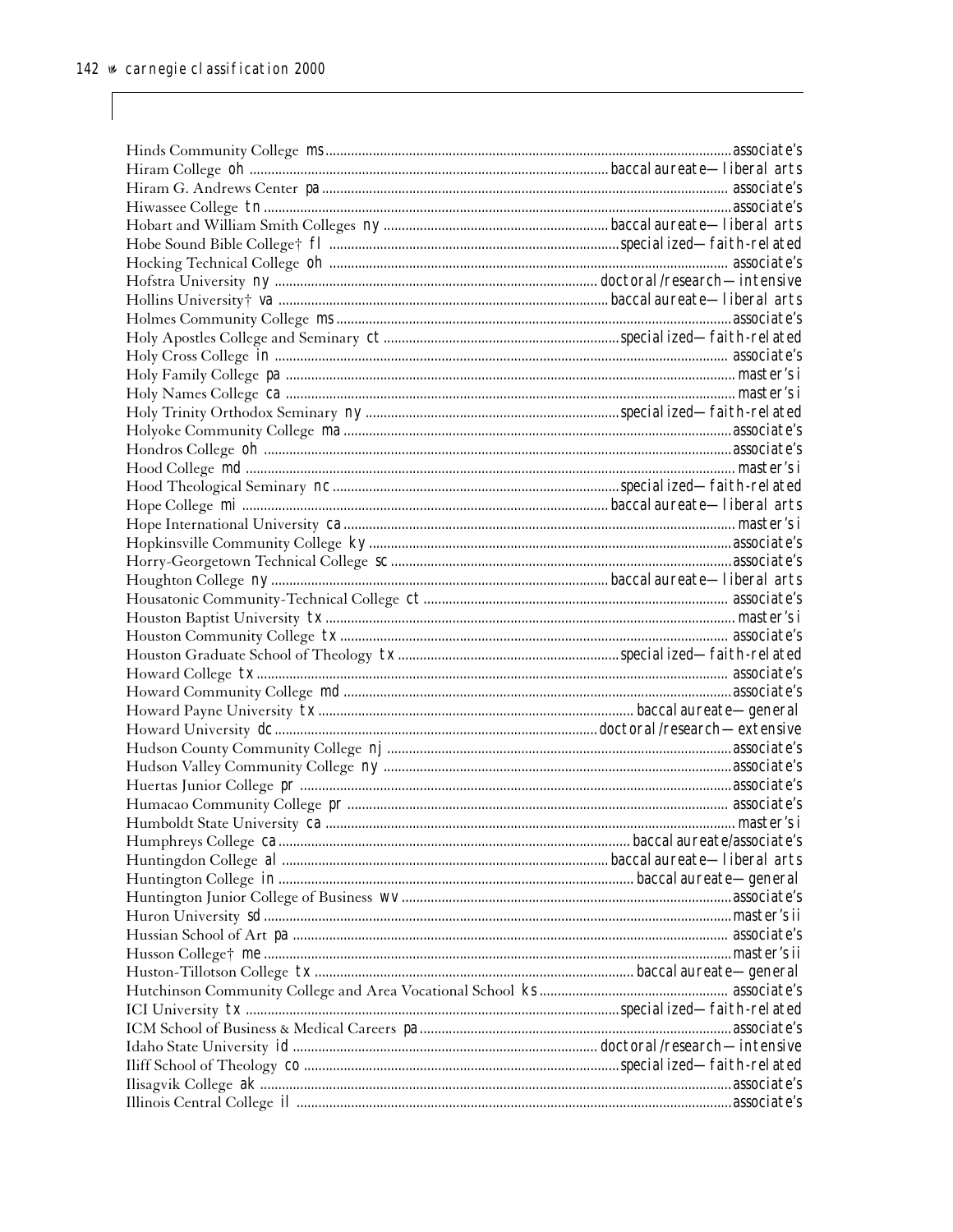Hinds Community College ms ........ associate's
Hiram College oh ........ baccalaureate—liberal arts
Hiram G. Andrews Center pa ........ associate's
Hiwassee College tn ........ associate's
Hobart and William Smith Colleges ny ........ baccalaureate—liberal arts
Hobe Sound Bible College† fl ........ specialized—faith-related
Hocking Technical College oh ........ associate's
Hofstra University ny ........ doctoral/research—intensive
Hollins University† va ........ baccalaureate—liberal arts
Holmes Community College ms ........ associate's
Holy Apostles College and Seminary ct ........ specialized—faith-related
Holy Cross College in ........ associate's
Holy Family College pa ........ master's i
Holy Names College ca ........ master's i
Holy Trinity Orthodox Seminary ny ........ specialized—faith-related
Holyoke Community College ma ........ associate's
Hondros College oh ........ associate's
Hood College md ........ master's i
Hood Theological Seminary nc ........ specialized—faith-related
Hope College mi ........ baccalaureate—liberal arts
Hope International University ca ........ master's i
Hopkinsville Community College ky ........ associate's
Horry-Georgetown Technical College sc ........ associate's
Houghton College ny ........ baccalaureate—liberal arts
Housatonic Community-Technical College ct ........ associate's
Houston Baptist University tx ........ master's i
Houston Community College tx ........ associate's
Houston Graduate School of Theology tx ........ specialized—faith-related
Howard College tx ........ associate's
Howard Community College md ........ associate's
Howard Payne University tx ........ baccalaureate—general
Howard University dc ........ doctoral/research—extensive
Hudson County Community College nj ........ associate's
Hudson Valley Community College ny ........ associate's
Huertas Junior College pr ........ associate's
Humacao Community College pr ........ associate's
Humboldt State University ca ........ master's i
Humphreys College ca ........ baccalaureate/associate's
Huntingdon College al ........ baccalaureate—liberal arts
Huntington College in ........ baccalaureate—general
Huntington Junior College of Business wv ........ associate's
Huron University sd ........ master's ii
Hussian School of Art pa ........ associate's
Husson College† me ........ master's ii
Huston-Tillotson College tx ........ baccalaureate—general
Hutchinson Community College and Area Vocational School ks ........ associate's
ICI University tx ........ specialized—faith-related
ICM School of Business & Medical Careers pa ........ associate's
Idaho State University id ........ doctoral/research—intensive
Iliff School of Theology co ........ specialized—faith-related
Ilisagvik College ak ........ associate's
Illinois Central College il ........ associate's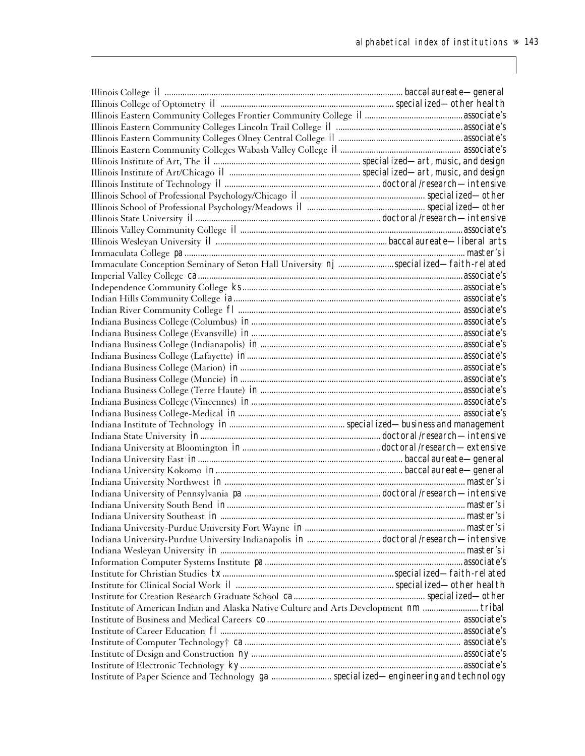Illinois College *il* ........ *baccalaureate—general*
Illinois College of Optometry *il* ........ *specialized—other health*
Illinois Eastern Community Colleges Frontier Community College *il* ........ *associate's*
Illinois Eastern Community Colleges Lincoln Trail College *il* ........ *associate's*
Illinois Eastern Community Colleges Olney Central College *il* ........ *associate's*
Illinois Eastern Community Colleges Wabash Valley College *il* ........ *associate's*
Illinois Institute of Art, The *il* ........ *specialized—art, music, and design*
Illinois Institute of Art/Chicago *il* ........ *specialized—art, music, and design*
Illinois Institute of Technology *il* ........ *doctoral/research—intensive*
Illinois School of Professional Psychology/Chicago *il* ........ *specialized—other*
Illinois School of Professional Psychology/Meadows *il* ........ *specialized—other*
Illinois State University *il* ........ *doctoral/research—intensive*
Illinois Valley Community College *il* ........ *associate's*
Illinois Wesleyan University *il* ........ *baccalaureate—liberal arts*
Immaculata College *pa* ........ *master's i*
Immaculate Conception Seminary of Seton Hall University *nj* ........ *specialized—faith-related*
Imperial Valley College *ca* ........ *associate's*
Independence Community College *ks* ........ *associate's*
Indian Hills Community College *ia* ........ *associate's*
Indian River Community College *fl* ........ *associate's*
Indiana Business College (Columbus) *in* ........ *associate's*
Indiana Business College (Evansville) *in* ........ *associate's*
Indiana Business College (Indianapolis) *in* ........ *associate's*
Indiana Business College (Lafayette) *in* ........ *associate's*
Indiana Business College (Marion) *in* ........ *associate's*
Indiana Business College (Muncie) *in* ........ *associate's*
Indiana Business College (Terre Haute) *in* ........ *associate's*
Indiana Business College (Vincennes) *in* ........ *associate's*
Indiana Business College-Medical *in* ........ *associate's*
Indiana Institute of Technology *in* ........ *specialized—business and management*
Indiana State University *in* ........ *doctoral/research—intensive*
Indiana University at Bloomington *in* ........ *doctoral/research—extensive*
Indiana University East *in* ........ *baccalaureate—general*
Indiana University Kokomo *in* ........ *baccalaureate—general*
Indiana University Northwest *in* ........ *master's i*
Indiana University of Pennsylvania *pa* ........ *doctoral/research—intensive*
Indiana University South Bend *in* ........ *master's i*
Indiana University Southeast *in* ........ *master's i*
Indiana University-Purdue University Fort Wayne *in* ........ *master's i*
Indiana University-Purdue University Indianapolis *in* ........ *doctoral/research—intensive*
Indiana Wesleyan University *in* ........ *master's i*
Information Computer Systems Institute *pa* ........ *associate's*
Institute for Christian Studies *tx* ........ *specialized—faith-related*
Institute for Clinical Social Work *il* ........ *specialized—other health*
Institute for Creation Research Graduate School *ca* ........ *specialized—other*
Institute of American Indian and Alaska Native Culture and Arts Development *nm* ........ *tribal*
Institute of Business and Medical Careers *co* ........ *associate's*
Institute of Career Education *fl* ........ *associate's*
Institute of Computer Technology† *ca* ........ *associate's*
Institute of Design and Construction *ny* ........ *associate's*
Institute of Electronic Technology *ky* ........ *associate's*
Institute of Paper Science and Technology *ga* ........ *specialized—engineering and technology*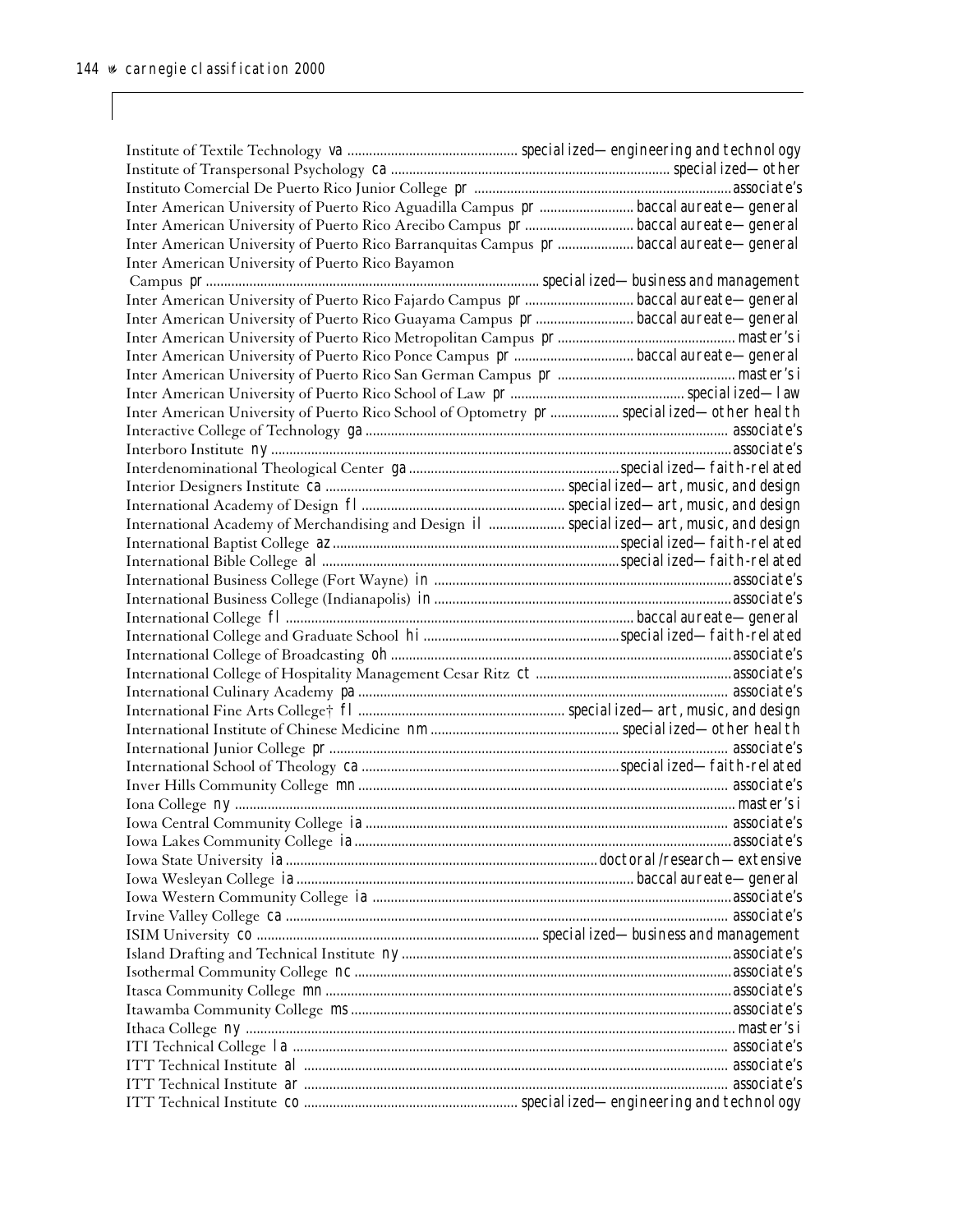Institute of Textile Technology *va* ............................................. *specialized—engineering and technology*
Institute of Transpersonal Psychology *ca* ........................................................................ *specialized—other*
Instituto Comercial De Puerto Rico Junior College *pr* ........................................................................ *associate's*
Inter American University of Puerto Rico Aguadilla Campus *pr* .......................... *baccalaureate—general*
Inter American University of Puerto Rico Arecibo Campus *pr* .............................. *baccalaureate—general*
Inter American University of Puerto Rico Barranquitas Campus *pr* ..................... *baccalaureate—general*
Inter American University of Puerto Rico Bayamon Campus *pr* ........................................................................ *specialized—business and management*
Inter American University of Puerto Rico Fajardo Campus *pr* .............................. *baccalaureate—general*
Inter American University of Puerto Rico Guayama Campus *pr* ........................... *baccalaureate—general*
Inter American University of Puerto Rico Metropolitan Campus *pr* ................................................ *master's i*
Inter American University of Puerto Rico Ponce Campus *pr* ................................ *baccalaureate—general*
Inter American University of Puerto Rico San German Campus *pr* ................................................ *master's i*
Inter American University of Puerto Rico School of Law *pr* ................................................ *specialized—law*
Inter American University of Puerto Rico School of Optometry *pr* ................... *specialized—other health*
Interactive College of Technology *ga* ........................................................................ *associate's*
Interboro Institute *ny* ........................................................................ *associate's*
Interdenominational Theological Center *ga* ........................................................ *specialized—faith-related*
Interior Designers Institute *ca* ................................................ *specialized—art, music, and design*
International Academy of Design *fl* ................................................ *specialized—art, music, and design*
International Academy of Merchandising and Design *il* ..................... *specialized—art, music, and design*
International Baptist College *az* ........................................................ *specialized—faith-related*
International Bible College *al* ........................................................ *specialized—faith-related*
International Business College (Fort Wayne) *in* ........................................................................ *associate's*
International Business College (Indianapolis) *in* ........................................................................ *associate's*
International College *fl* ........................................................................ *baccalaureate—general*
International College and Graduate School *hi* ........................................................ *specialized—faith-related*
International College of Broadcasting *oh* ........................................................................ *associate's*
International College of Hospitality Management Cesar Ritz *ct* ........................................................ *associate's*
International Culinary Academy *pa* ........................................................................ *associate's*
International Fine Arts College† *fl* ................................................ *specialized—art, music, and design*
International Institute of Chinese Medicine *nm* ................................................ *specialized—other health*
International Junior College *pr* ........................................................................ *associate's*
International School of Theology *ca* ........................................................ *specialized—faith-related*
Inver Hills Community College *mn* ........................................................................ *associate's*
Iona College *ny* ........................................................................ *master's i*
Iowa Central Community College *ia* ........................................................................ *associate's*
Iowa Lakes Community College *ia* ........................................................................ *associate's*
Iowa State University *ia* ........................................................................ *doctoral/research—extensive*
Iowa Wesleyan College *ia* ........................................................................ *baccalaureate—general*
Iowa Western Community College *ia* ........................................................................ *associate's*
Irvine Valley College *ca* ........................................................................ *associate's*
ISIM University *co* ........................................................................ *specialized—business and management*
Island Drafting and Technical Institute *ny* ........................................................................ *associate's*
Isothermal Community College *nc* ........................................................................ *associate's*
Itasca Community College *mn* ........................................................................ *associate's*
Itawamba Community College *ms* ........................................................................ *associate's*
Ithaca College *ny* ........................................................................ *master's i*
ITI Technical College *la* ........................................................................ *associate's*
ITT Technical Institute *al* ........................................................................ *associate's*
ITT Technical Institute *ar* ........................................................................ *associate's*
ITT Technical Institute *co* ........................................................ *specialized—engineering and technology*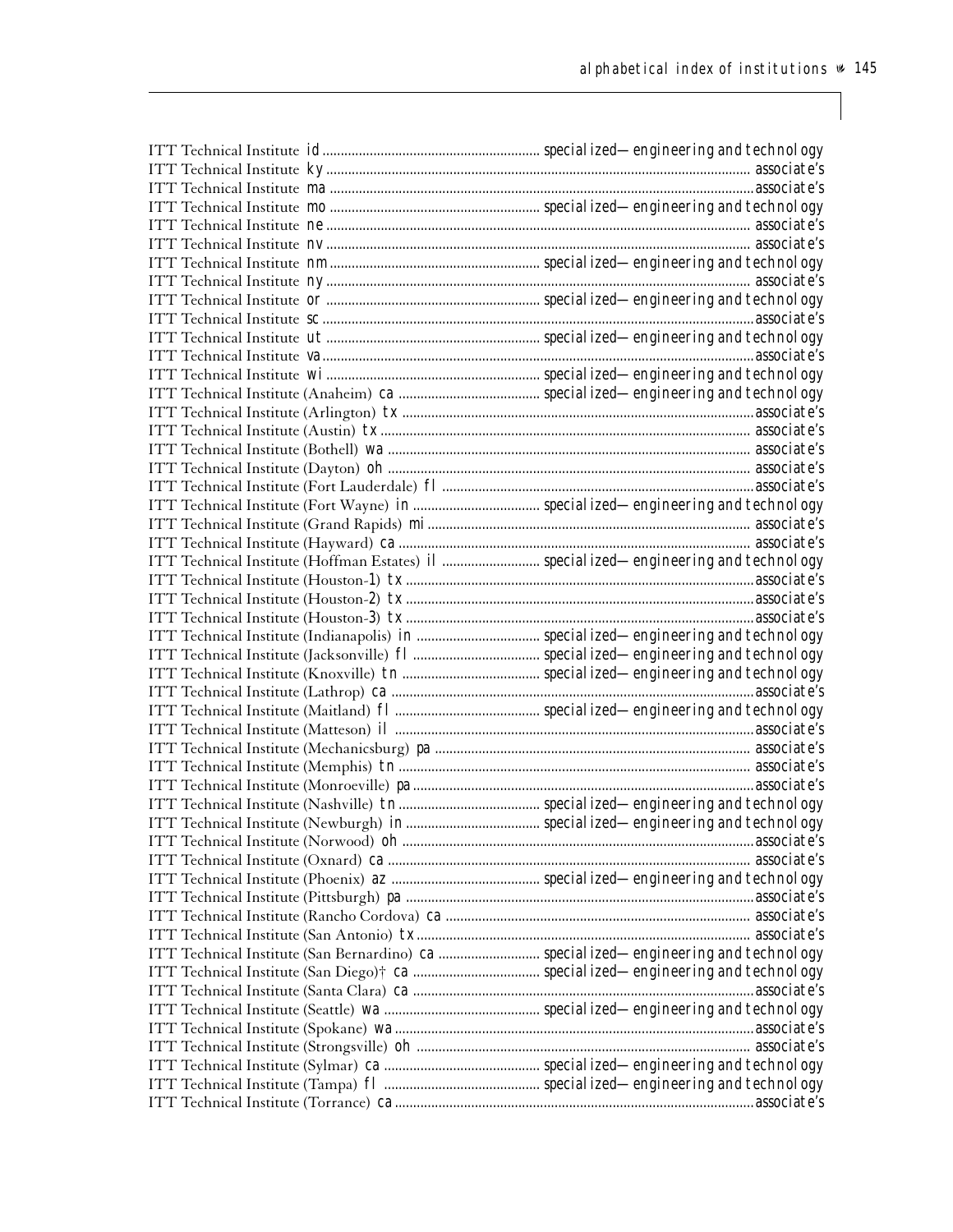ITT Technical Institute id ............ specialized—engineering and technology
ITT Technical Institute ky ............ associate's
ITT Technical Institute ma ............ associate's
ITT Technical Institute mo ............ specialized—engineering and technology
ITT Technical Institute ne ............ associate's
ITT Technical Institute nv ............ associate's
ITT Technical Institute nm ............ specialized—engineering and technology
ITT Technical Institute ny ............ associate's
ITT Technical Institute or ............ specialized—engineering and technology
ITT Technical Institute sc ............ associate's
ITT Technical Institute ut ............ specialized—engineering and technology
ITT Technical Institute va ............ associate's
ITT Technical Institute wi ............ specialized—engineering and technology
ITT Technical Institute (Anaheim) ca ............ specialized—engineering and technology
ITT Technical Institute (Arlington) tx ............ associate's
ITT Technical Institute (Austin) tx ............ associate's
ITT Technical Institute (Bothell) wa ............ associate's
ITT Technical Institute (Dayton) oh ............ associate's
ITT Technical Institute (Fort Lauderdale) fl ............ associate's
ITT Technical Institute (Fort Wayne) in ............ specialized—engineering and technology
ITT Technical Institute (Grand Rapids) mi ............ associate's
ITT Technical Institute (Hayward) ca ............ associate's
ITT Technical Institute (Hoffman Estates) il ............ specialized—engineering and technology
ITT Technical Institute (Houston-1) tx ............ associate's
ITT Technical Institute (Houston-2) tx ............ associate's
ITT Technical Institute (Houston-3) tx ............ associate's
ITT Technical Institute (Indianapolis) in ............ specialized—engineering and technology
ITT Technical Institute (Jacksonville) fl ............ specialized—engineering and technology
ITT Technical Institute (Knoxville) tn ............ specialized—engineering and technology
ITT Technical Institute (Lathrop) ca ............ associate's
ITT Technical Institute (Maitland) fl ............ specialized—engineering and technology
ITT Technical Institute (Matteson) il ............ associate's
ITT Technical Institute (Mechanicsburg) pa ............ associate's
ITT Technical Institute (Memphis) tn ............ associate's
ITT Technical Institute (Monroeville) pa ............ associate's
ITT Technical Institute (Nashville) tn ............ specialized—engineering and technology
ITT Technical Institute (Newburgh) in ............ specialized—engineering and technology
ITT Technical Institute (Norwood) oh ............ associate's
ITT Technical Institute (Oxnard) ca ............ associate's
ITT Technical Institute (Phoenix) az ............ specialized—engineering and technology
ITT Technical Institute (Pittsburgh) pa ............ associate's
ITT Technical Institute (Rancho Cordova) ca ............ associate's
ITT Technical Institute (San Antonio) tx ............ associate's
ITT Technical Institute (San Bernardino) ca ............ specialized—engineering and technology
ITT Technical Institute (San Diego)† ca ............ specialized—engineering and technology
ITT Technical Institute (Santa Clara) ca ............ associate's
ITT Technical Institute (Seattle) wa ............ specialized—engineering and technology
ITT Technical Institute (Spokane) wa ............ associate's
ITT Technical Institute (Strongsville) oh ............ associate's
ITT Technical Institute (Sylmar) ca ............ specialized—engineering and technology
ITT Technical Institute (Tampa) fl ............ specialized—engineering and technology
ITT Technical Institute (Torrance) ca ............ associate's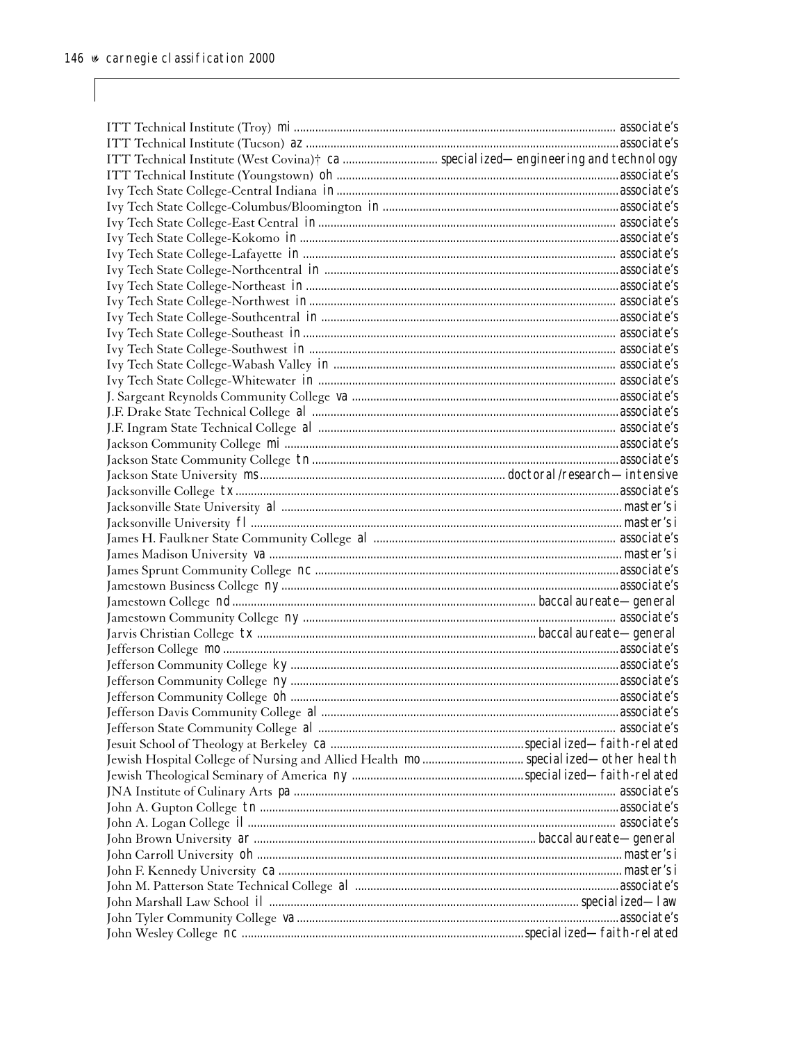| Institution | State | Classification |
| --- | --- | --- |
| ITT Technical Institute (Troy) | mi | associate's |
| ITT Technical Institute (Tucson) | az | associate's |
| ITT Technical Institute (West Covina)† | ca | specialized—engineering and technology |
| ITT Technical Institute (Youngstown) | oh | associate's |
| Ivy Tech State College-Central Indiana | in | associate's |
| Ivy Tech State College-Columbus/Bloomington | in | associate's |
| Ivy Tech State College-East Central | in | associate's |
| Ivy Tech State College-Kokomo | in | associate's |
| Ivy Tech State College-Lafayette | in | associate's |
| Ivy Tech State College-Northcentral | in | associate's |
| Ivy Tech State College-Northeast | in | associate's |
| Ivy Tech State College-Northwest | in | associate's |
| Ivy Tech State College-Southcentral | in | associate's |
| Ivy Tech State College-Southeast | in | associate's |
| Ivy Tech State College-Southwest | in | associate's |
| Ivy Tech State College-Wabash Valley | in | associate's |
| Ivy Tech State College-Whitewater | in | associate's |
| J. Sargeant Reynolds Community College | va | associate's |
| J.F. Drake State Technical College | al | associate's |
| J.F. Ingram State Technical College | al | associate's |
| Jackson Community College | mi | associate's |
| Jackson State Community College | tn | associate's |
| Jackson State University | ms | doctoral/research—intensive |
| Jacksonville College | tx | associate's |
| Jacksonville State University | al | master's i |
| Jacksonville University | fl | master's i |
| James H. Faulkner State Community College | al | associate's |
| James Madison University | va | master's i |
| James Sprunt Community College | nc | associate's |
| Jamestown Business College | ny | associate's |
| Jamestown College | nd | baccalaureate—general |
| Jamestown Community College | ny | associate's |
| Jarvis Christian College | tx | baccalaureate—general |
| Jefferson College | mo | associate's |
| Jefferson Community College | ky | associate's |
| Jefferson Community College | ny | associate's |
| Jefferson Community College | oh | associate's |
| Jefferson Davis Community College | al | associate's |
| Jefferson State Community College | al | associate's |
| Jesuit School of Theology at Berkeley | ca | specialized—faith-related |
| Jewish Hospital College of Nursing and Allied Health | mo | specialized—other health |
| Jewish Theological Seminary of America | ny | specialized—faith-related |
| JNA Institute of Culinary Arts | pa | associate's |
| John A. Gupton College | tn | associate's |
| John A. Logan College | il | associate's |
| John Brown University | ar | baccalaureate—general |
| John Carroll University | oh | master's i |
| John F. Kennedy University | ca | master's i |
| John M. Patterson State Technical College | al | associate's |
| John Marshall Law School | il | specialized—law |
| John Tyler Community College | va | associate's |
| John Wesley College | nc | specialized—faith-related |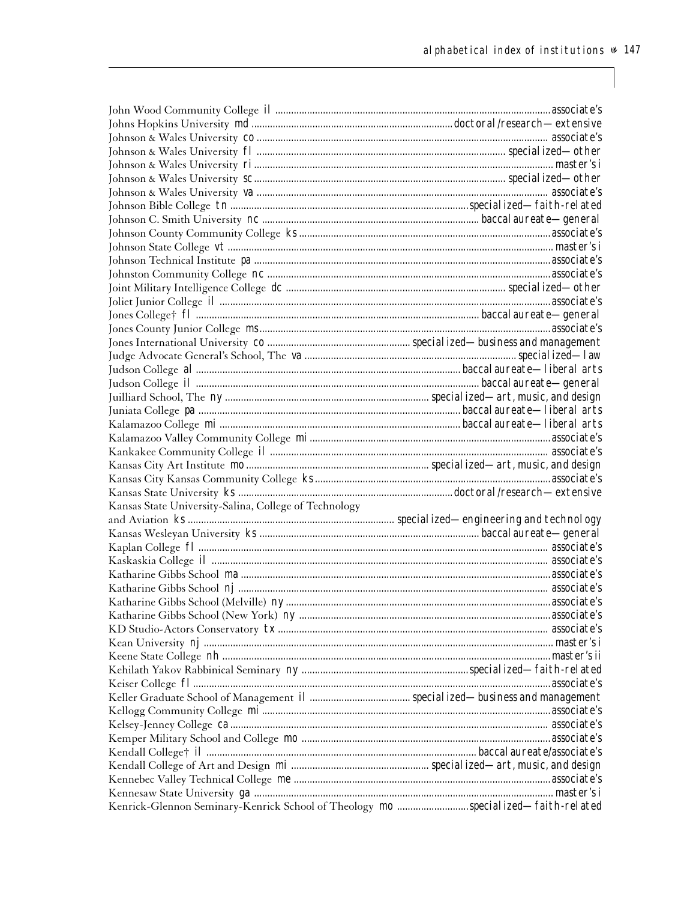John Wood Community College il ........ associate's
Johns Hopkins University md ........ doctoral/research—extensive
Johnson & Wales University co ........ associate's
Johnson & Wales University fl ........ specialized—other
Johnson & Wales University ri ........ master's i
Johnson & Wales University sc ........ specialized—other
Johnson & Wales University va ........ associate's
Johnson Bible College tn ........ specialized—faith-related
Johnson C. Smith University nc ........ baccalaureate—general
Johnson County Community College ks ........ associate's
Johnson State College vt ........ master's i
Johnson Technical Institute pa ........ associate's
Johnston Community College nc ........ associate's
Joint Military Intelligence College dc ........ specialized—other
Joliet Junior College il ........ associate's
Jones College† fl ........ baccalaureate—general
Jones County Junior College ms ........ associate's
Jones International University co ........ specialized—business and management
Judge Advocate General's School, The va ........ specialized—law
Judson College al ........ baccalaureate—liberal arts
Judson College il ........ baccalaureate—general
Juilliard School, The ny ........ specialized—art, music, and design
Juniata College pa ........ baccalaureate—liberal arts
Kalamazoo College mi ........ baccalaureate—liberal arts
Kalamazoo Valley Community College mi ........ associate's
Kankakee Community College il ........ associate's
Kansas City Art Institute mo ........ specialized—art, music, and design
Kansas City Kansas Community College ks ........ associate's
Kansas State University ks ........ doctoral/research—extensive
Kansas State University-Salina, College of Technology and Aviation ks ........ specialized—engineering and technology
Kansas Wesleyan University ks ........ baccalaureate—general
Kaplan College fl ........ associate's
Kaskaskia College il ........ associate's
Katharine Gibbs School ma ........ associate's
Katharine Gibbs School nj ........ associate's
Katharine Gibbs School (Melville) ny ........ associate's
Katharine Gibbs School (New York) ny ........ associate's
KD Studio-Actors Conservatory tx ........ associate's
Kean University nj ........ master's i
Keene State College nh ........ master's ii
Kehilath Yakov Rabbinical Seminary ny ........ specialized—faith-related
Keiser College fl ........ associate's
Keller Graduate School of Management il ........ specialized—business and management
Kellogg Community College mi ........ associate's
Kelsey-Jenney College ca ........ associate's
Kemper Military School and College mo ........ associate's
Kendall College† il ........ baccalaureate/associate's
Kendall College of Art and Design mi ........ specialized—art, music, and design
Kennebec Valley Technical College me ........ associate's
Kennesaw State University ga ........ master's i
Kenrick-Glennon Seminary-Kenrick School of Theology mo ........ specialized—faith-related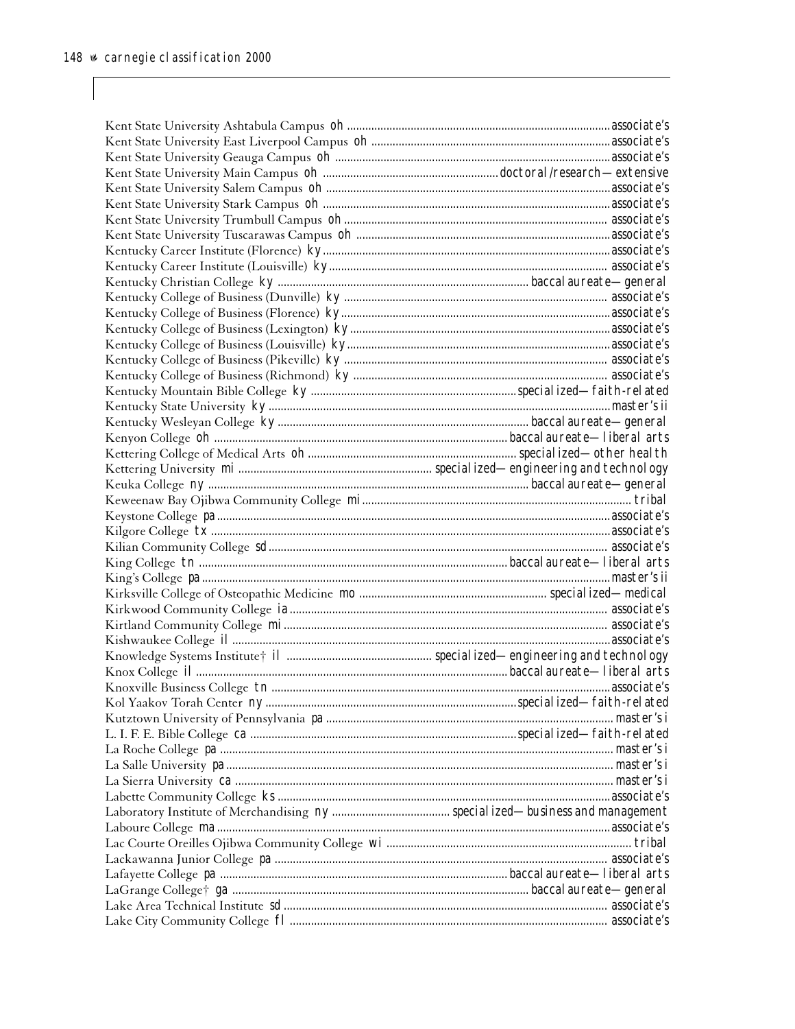Kent State University Ashtabula Campus oh ........ associate's
Kent State University East Liverpool Campus oh ........ associate's
Kent State University Geauga Campus oh ........ associate's
Kent State University Main Campus oh ........ doctoral/research—extensive
Kent State University Salem Campus oh ........ associate's
Kent State University Stark Campus oh ........ associate's
Kent State University Trumbull Campus oh ........ associate's
Kent State University Tuscarawas Campus oh ........ associate's
Kentucky Career Institute (Florence) ky ........ associate's
Kentucky Career Institute (Louisville) ky ........ associate's
Kentucky Christian College ky ........ baccalaureate—general
Kentucky College of Business (Dunville) ky ........ associate's
Kentucky College of Business (Florence) ky ........ associate's
Kentucky College of Business (Lexington) ky ........ associate's
Kentucky College of Business (Louisville) ky ........ associate's
Kentucky College of Business (Pikeville) ky ........ associate's
Kentucky College of Business (Richmond) ky ........ associate's
Kentucky Mountain Bible College ky ........ specialized—faith-related
Kentucky State University ky ........ master's ii
Kentucky Wesleyan College ky ........ baccalaureate—general
Kenyon College oh ........ baccalaureate—liberal arts
Kettering College of Medical Arts oh ........ specialized—other health
Kettering University mi ........ specialized—engineering and technology
Keuka College ny ........ baccalaureate—general
Keweenaw Bay Ojibwa Community College mi ........ tribal
Keystone College pa ........ associate's
Kilgore College tx ........ associate's
Kilian Community College sd ........ associate's
King College tn ........ baccalaureate—liberal arts
King's College pa ........ master's ii
Kirksville College of Osteopathic Medicine mo ........ specialized—medical
Kirkwood Community College ia ........ associate's
Kirtland Community College mi ........ associate's
Kishwaukee College il ........ associate's
Knowledge Systems Institute† il ........ specialized—engineering and technology
Knox College il ........ baccalaureate—liberal arts
Knoxville Business College tn ........ associate's
Kol Yaakov Torah Center ny ........ specialized—faith-related
Kutztown University of Pennsylvania pa ........ master's i
L. I. F. E. Bible College ca ........ specialized—faith-related
La Roche College pa ........ master's i
La Salle University pa ........ master's i
La Sierra University ca ........ master's i
Labette Community College ks ........ associate's
Laboratory Institute of Merchandising ny ........ specialized—business and management
Laboure College ma ........ associate's
Lac Courte Oreilles Ojibwa Community College wi ........ tribal
Lackawanna Junior College pa ........ associate's
Lafayette College pa ........ baccalaureate—liberal arts
LaGrange College† ga ........ baccalaureate—general
Lake Area Technical Institute sd ........ associate's
Lake City Community College fl ........ associate's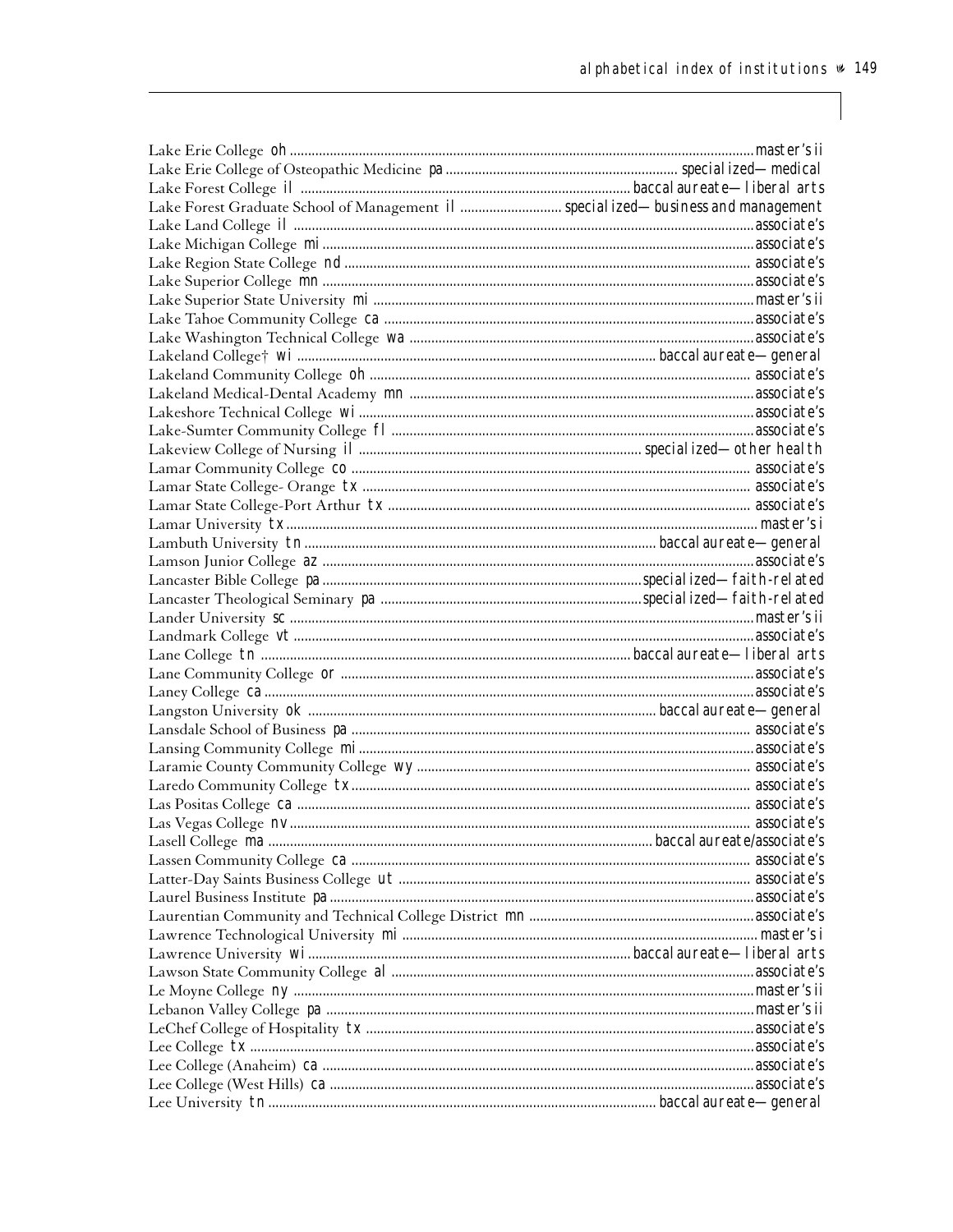| Institution | State | Classification |
|---|---|---|
| Lake Erie College | oh | master's ii |
| Lake Erie College of Osteopathic Medicine | pa | specialized—medical |
| Lake Forest College | il | baccalaureate—liberal arts |
| Lake Forest Graduate School of Management | il | specialized—business and management |
| Lake Land College | il | associate's |
| Lake Michigan College | mi | associate's |
| Lake Region State College | nd | associate's |
| Lake Superior College | mn | associate's |
| Lake Superior State University | mi | master's ii |
| Lake Tahoe Community College | ca | associate's |
| Lake Washington Technical College | wa | associate's |
| Lakeland College† | wi | baccalaureate—general |
| Lakeland Community College | oh | associate's |
| Lakeland Medical-Dental Academy | mn | associate's |
| Lakeshore Technical College | wi | associate's |
| Lake-Sumter Community College | fl | associate's |
| Lakeview College of Nursing | il | specialized—other health |
| Lamar Community College | co | associate's |
| Lamar State College- Orange | tx | associate's |
| Lamar State College-Port Arthur | tx | associate's |
| Lamar University | tx | master's i |
| Lambuth University | tn | baccalaureate—general |
| Lamson Junior College | az | associate's |
| Lancaster Bible College | pa | specialized—faith-related |
| Lancaster Theological Seminary | pa | specialized—faith-related |
| Lander University | sc | master's ii |
| Landmark College | vt | associate's |
| Lane College | tn | baccalaureate—liberal arts |
| Lane Community College | or | associate's |
| Laney College | ca | associate's |
| Langston University | ok | baccalaureate—general |
| Lansdale School of Business | pa | associate's |
| Lansing Community College | mi | associate's |
| Laramie County Community College | wy | associate's |
| Laredo Community College | tx | associate's |
| Las Positas College | ca | associate's |
| Las Vegas College | nv | associate's |
| Lasell College | ma | baccalaureate/associate's |
| Lassen Community College | ca | associate's |
| Latter-Day Saints Business College | ut | associate's |
| Laurel Business Institute | pa | associate's |
| Laurentian Community and Technical College District | mn | associate's |
| Lawrence Technological University | mi | master's i |
| Lawrence University | wi | baccalaureate—liberal arts |
| Lawson State Community College | al | associate's |
| Le Moyne College | ny | master's ii |
| Lebanon Valley College | pa | master's ii |
| LeChef College of Hospitality | tx | associate's |
| Lee College | tx | associate's |
| Lee College (Anaheim) | ca | associate's |
| Lee College (West Hills) | ca | associate's |
| Lee University | tn | baccalaureate—general |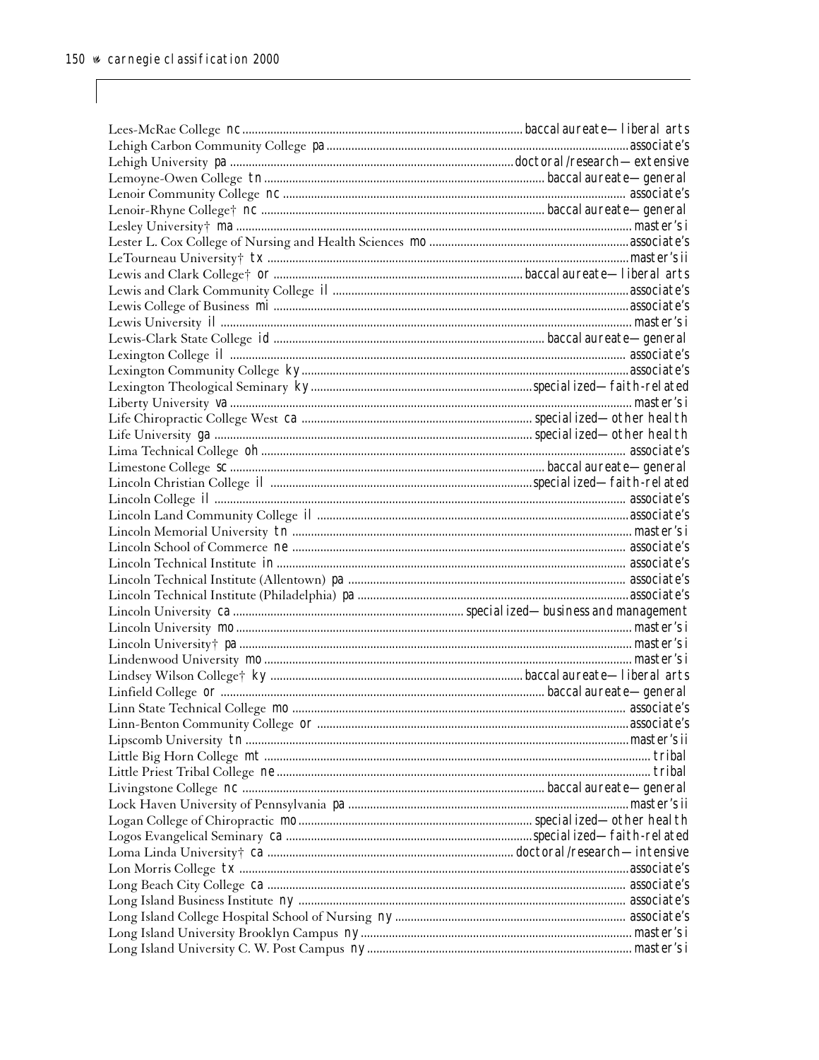| | |
|---|---|
| Lees-McRae College nc | baccalaureate—liberal arts |
| Lehigh Carbon Community College pa | associate's |
| Lehigh University pa | doctoral/research—extensive |
| Lemoyne-Owen College tn | baccalaureate—general |
| Lenoir Community College nc | associate's |
| Lenoir-Rhyne College† nc | baccalaureate—general |
| Lesley University† ma | master's i |
| Lester L. Cox College of Nursing and Health Sciences mo | associate's |
| LeTourneau University† tx | master's ii |
| Lewis and Clark College† or | baccalaureate—liberal arts |
| Lewis and Clark Community College il | associate's |
| Lewis College of Business mi | associate's |
| Lewis University il | master's i |
| Lewis-Clark State College id | baccalaureate—general |
| Lexington College il | associate's |
| Lexington Community College ky | associate's |
| Lexington Theological Seminary ky | specialized—faith-related |
| Liberty University va | master's i |
| Life Chiropractic College West ca | specialized—other health |
| Life University ga | specialized—other health |
| Lima Technical College oh | associate's |
| Limestone College sc | baccalaureate—general |
| Lincoln Christian College il | specialized—faith-related |
| Lincoln College il | associate's |
| Lincoln Land Community College il | associate's |
| Lincoln Memorial University tn | master's i |
| Lincoln School of Commerce ne | associate's |
| Lincoln Technical Institute in | associate's |
| Lincoln Technical Institute (Allentown) pa | associate's |
| Lincoln Technical Institute (Philadelphia) pa | associate's |
| Lincoln University ca | specialized—business and management |
| Lincoln University mo | master's i |
| Lincoln University† pa | master's i |
| Lindenwood University mo | master's i |
| Lindsey Wilson College† ky | baccalaureate—liberal arts |
| Linfield College or | baccalaureate—general |
| Linn State Technical College mo | associate's |
| Linn-Benton Community College or | associate's |
| Lipscomb University tn | master's ii |
| Little Big Horn College mt | tribal |
| Little Priest Tribal College ne | tribal |
| Livingstone College nc | baccalaureate—general |
| Lock Haven University of Pennsylvania pa | master's ii |
| Logan College of Chiropractic mo | specialized—other health |
| Logos Evangelical Seminary ca | specialized—faith-related |
| Loma Linda University† ca | doctoral/research—intensive |
| Lon Morris College tx | associate's |
| Long Beach City College ca | associate's |
| Long Island Business Institute ny | associate's |
| Long Island College Hospital School of Nursing ny | associate's |
| Long Island University Brooklyn Campus ny | master's i |
| Long Island University C. W. Post Campus ny | master's i |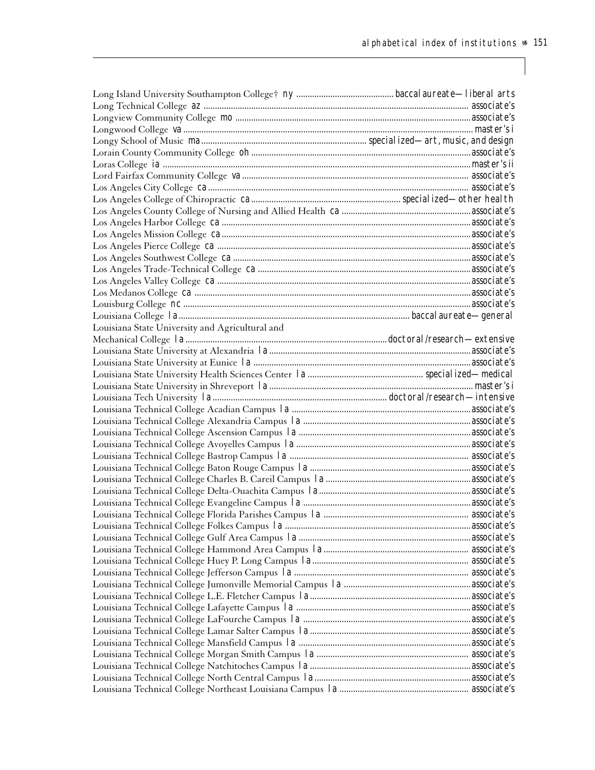Long Island University Southampton College† *ny* ........................................ *baccalaureate—liberal arts*
Long Technical College *az* ........................................ *associate's*
Longview Community College *mo* ........................................ *associate's*
Longwood College *va* ........................................ *master's i*
Longy School of Music *ma* ........................................ *specialized—art, music, and design*
Lorain County Community College *oh* ........................................ *associate's*
Loras College *ia* ........................................ *master's ii*
Lord Fairfax Community College *va* ........................................ *associate's*
Los Angeles City College *ca* ........................................ *associate's*
Los Angeles College of Chiropractic *ca* ........................................ *specialized—other health*
Los Angeles County College of Nursing and Allied Health *ca* ........................................ *associate's*
Los Angeles Harbor College *ca* ........................................ *associate's*
Los Angeles Mission College *ca* ........................................ *associate's*
Los Angeles Pierce College *ca* ........................................ *associate's*
Los Angeles Southwest College *ca* ........................................ *associate's*
Los Angeles Trade-Technical College *ca* ........................................ *associate's*
Los Angeles Valley College *ca* ........................................ *associate's*
Los Medanos College *ca* ........................................ *associate's*
Louisburg College *nc* ........................................ *associate's*
Louisiana College *la* ........................................ *baccalaureate—general*
Louisiana State University and Agricultural and
Mechanical College *la* ........................................ *doctoral/research—extensive*
Louisiana State University at Alexandria *la* ........................................ *associate's*
Louisiana State University at Eunice *la* ........................................ *associate's*
Louisiana State University Health Sciences Center *la* ........................................ *specialized—medical*
Louisiana State University in Shreveport *la* ........................................ *master's i*
Louisiana Tech University *la* ........................................ *doctoral/research—intensive*
Louisiana Technical College Acadian Campus *la* ........................................ *associate's*
Louisiana Technical College Alexandria Campus *la* ........................................ *associate's*
Louisiana Technical College Ascension Campus *la* ........................................ *associate's*
Louisiana Technical College Avoyelles Campus *la* ........................................ *associate's*
Louisiana Technical College Bastrop Campus *la* ........................................ *associate's*
Louisiana Technical College Baton Rouge Campus *la* ........................................ *associate's*
Louisiana Technical College Charles B. Careil Campus *la* ........................................ *associate's*
Louisiana Technical College Delta-Ouachita Campus *la* ........................................ *associate's*
Louisiana Technical College Evangeline Campus *la* ........................................ *associate's*
Louisiana Technical College Florida Parishes Campus *la* ........................................ *associate's*
Louisiana Technical College Folkes Campus *la* ........................................ *associate's*
Louisiana Technical College Gulf Area Campus *la* ........................................ *associate's*
Louisiana Technical College Hammond Area Campus *la* ........................................ *associate's*
Louisiana Technical College Huey P. Long Campus *la* ........................................ *associate's*
Louisiana Technical College Jefferson Campus *la* ........................................ *associate's*
Louisiana Technical College Jumonville Memorial Campus *la* ........................................ *associate's*
Louisiana Technical College L.E. Fletcher Campus *la* ........................................ *associate's*
Louisiana Technical College Lafayette Campus *la* ........................................ *associate's*
Louisiana Technical College LaFourche Campus *la* ........................................ *associate's*
Louisiana Technical College Lamar Salter Campus *la* ........................................ *associate's*
Louisiana Technical College Mansfield Campus *la* ........................................ *associate's*
Louisiana Technical College Morgan Smith Campus *la* ........................................ *associate's*
Louisiana Technical College Natchitoches Campus *la* ........................................ *associate's*
Louisiana Technical College North Central Campus *la* ........................................ *associate's*
Louisiana Technical College Northeast Louisiana Campus *la* ........................................ *associate's*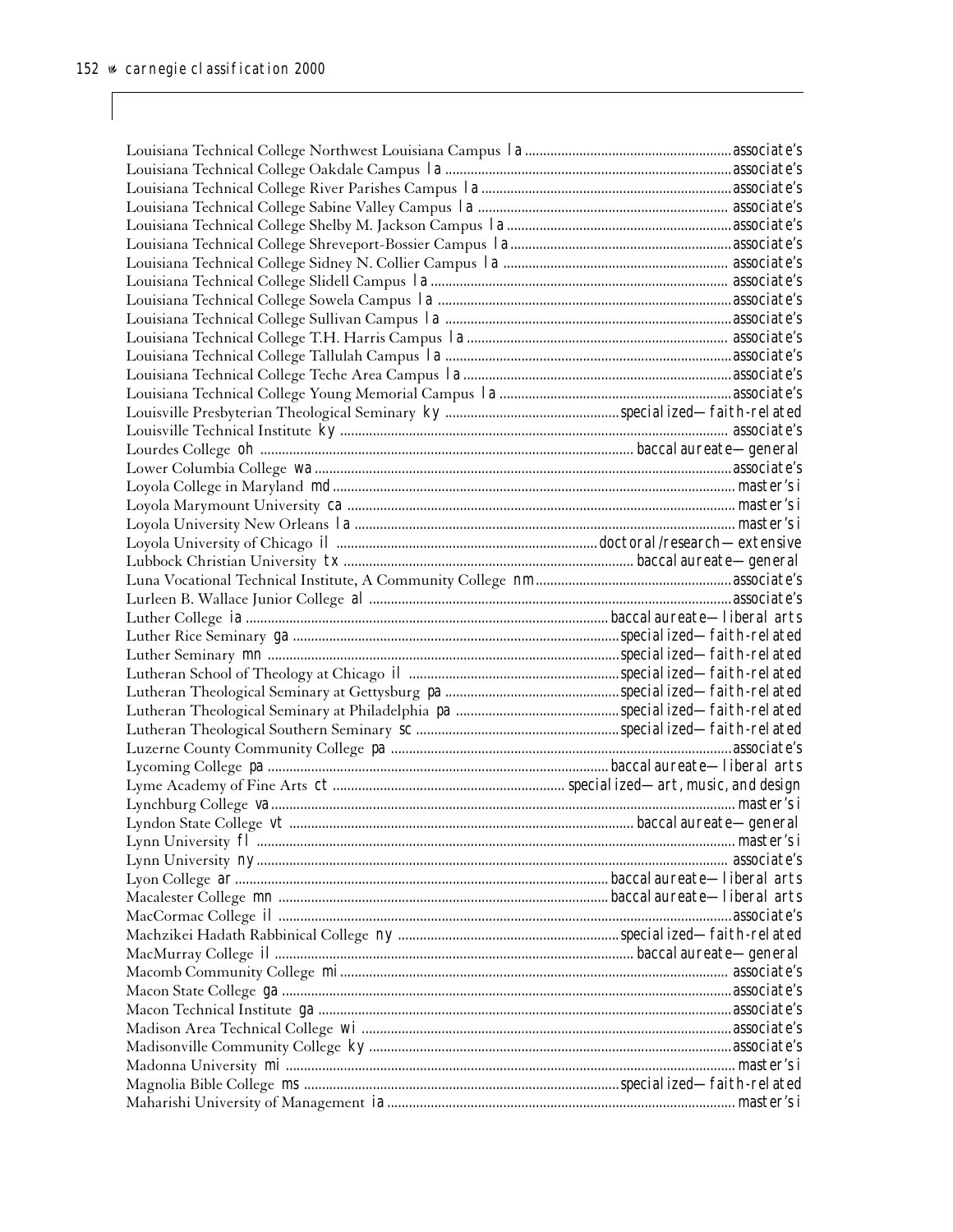Louisiana Technical College Northwest Louisiana Campus la .......... associate's
Louisiana Technical College Oakdale Campus la .......... associate's
Louisiana Technical College River Parishes Campus la .......... associate's
Louisiana Technical College Sabine Valley Campus la .......... associate's
Louisiana Technical College Shelby M. Jackson Campus la .......... associate's
Louisiana Technical College Shreveport-Bossier Campus la .......... associate's
Louisiana Technical College Sidney N. Collier Campus la .......... associate's
Louisiana Technical College Slidell Campus la .......... associate's
Louisiana Technical College Sowela Campus la .......... associate's
Louisiana Technical College Sullivan Campus la .......... associate's
Louisiana Technical College T.H. Harris Campus la .......... associate's
Louisiana Technical College Tallulah Campus la .......... associate's
Louisiana Technical College Teche Area Campus la .......... associate's
Louisiana Technical College Young Memorial Campus la .......... associate's
Louisville Presbyterian Theological Seminary ky .......... specialized—faith-related
Louisville Technical Institute ky .......... associate's
Lourdes College oh .......... baccalaureate—general
Lower Columbia College wa .......... associate's
Loyola College in Maryland md .......... master's i
Loyola Marymount University ca .......... master's i
Loyola University New Orleans la .......... master's i
Loyola University of Chicago il .......... doctoral/research—extensive
Lubbock Christian University tx .......... baccalaureate—general
Luna Vocational Technical Institute, A Community College nm .......... associate's
Lurleen B. Wallace Junior College al .......... associate's
Luther College ia .......... baccalaureate—liberal arts
Luther Rice Seminary ga .......... specialized—faith-related
Luther Seminary mn .......... specialized—faith-related
Lutheran School of Theology at Chicago il .......... specialized—faith-related
Lutheran Theological Seminary at Gettysburg pa .......... specialized—faith-related
Lutheran Theological Seminary at Philadelphia pa .......... specialized—faith-related
Lutheran Theological Southern Seminary sc .......... specialized—faith-related
Luzerne County Community College pa .......... associate's
Lycoming College pa .......... baccalaureate—liberal arts
Lyme Academy of Fine Arts ct .......... specialized—art, music, and design
Lynchburg College va .......... master's i
Lyndon State College vt .......... baccalaureate—general
Lynn University fl .......... master's i
Lynn University ny .......... associate's
Lyon College ar .......... baccalaureate—liberal arts
Macalester College mn .......... baccalaureate—liberal arts
MacCormac College il .......... associate's
Machzikei Hadath Rabbinical College ny .......... specialized—faith-related
MacMurray College il .......... baccalaureate—general
Macomb Community College mi .......... associate's
Macon State College ga .......... associate's
Macon Technical Institute ga .......... associate's
Madison Area Technical College wi .......... associate's
Madisonville Community College ky .......... associate's
Madonna University mi .......... master's i
Magnolia Bible College ms .......... specialized—faith-related
Maharishi University of Management ia .......... master's i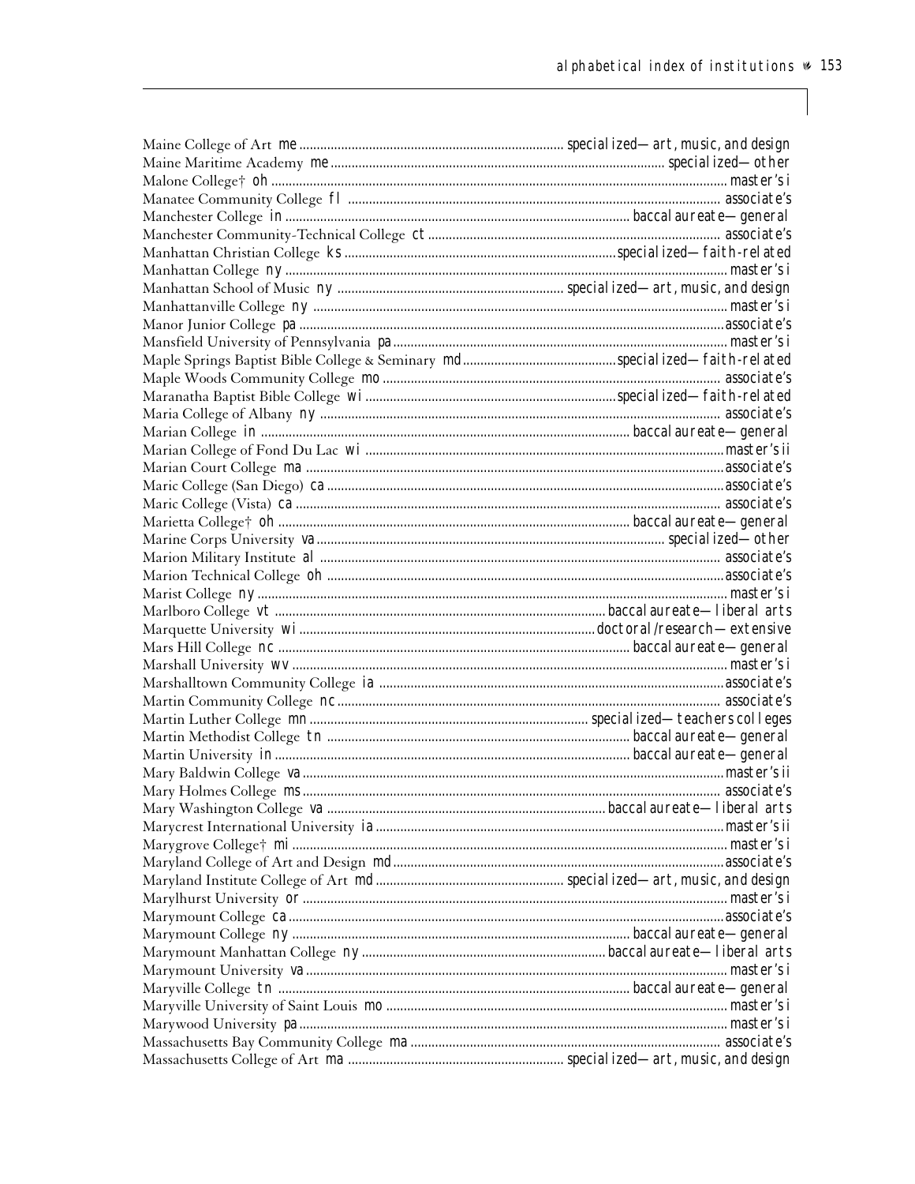| | |
|---|---|
| Maine College of Art me | specialized—art, music, and design |
| Maine Maritime Academy me | specialized—other |
| Malone College† oh | master's i |
| Manatee Community College fl | associate's |
| Manchester College in | baccalaureate—general |
| Manchester Community-Technical College ct | associate's |
| Manhattan Christian College ks | specialized—faith-related |
| Manhattan College ny | master's i |
| Manhattan School of Music ny | specialized—art, music, and design |
| Manhattanville College ny | master's i |
| Manor Junior College pa | associate's |
| Mansfield University of Pennsylvania pa | master's i |
| Maple Springs Baptist Bible College & Seminary md | specialized—faith-related |
| Maple Woods Community College mo | associate's |
| Maranatha Baptist Bible College wi | specialized—faith-related |
| Maria College of Albany ny | associate's |
| Marian College in | baccalaureate—general |
| Marian College of Fond Du Lac wi | master's ii |
| Marian Court College ma | associate's |
| Maric College (San Diego) ca | associate's |
| Maric College (Vista) ca | associate's |
| Marietta College† oh | baccalaureate—general |
| Marine Corps University va | specialized—other |
| Marion Military Institute al | associate's |
| Marion Technical College oh | associate's |
| Marist College ny | master's i |
| Marlboro College vt | baccalaureate—liberal arts |
| Marquette University wi | doctoral/research—extensive |
| Mars Hill College nc | baccalaureate—general |
| Marshall University wv | master's i |
| Marshalltown Community College ia | associate's |
| Martin Community College nc | associate's |
| Martin Luther College mn | specialized—teachers colleges |
| Martin Methodist College tn | baccalaureate—general |
| Martin University in | baccalaureate—general |
| Mary Baldwin College va | master's ii |
| Mary Holmes College ms | associate's |
| Mary Washington College va | baccalaureate—liberal arts |
| Marycrest International University ia | master's ii |
| Marygrove College† mi | master's i |
| Maryland College of Art and Design md | associate's |
| Maryland Institute College of Art md | specialized—art, music, and design |
| Marylhurst University or | master's i |
| Marymount College ca | associate's |
| Marymount College ny | baccalaureate—general |
| Marymount Manhattan College ny | baccalaureate—liberal arts |
| Marymount University va | master's i |
| Maryville College tn | baccalaureate—general |
| Maryville University of Saint Louis mo | master's i |
| Marywood University pa | master's i |
| Massachusetts Bay Community College ma | associate's |
| Massachusetts College of Art ma | specialized—art, music, and design |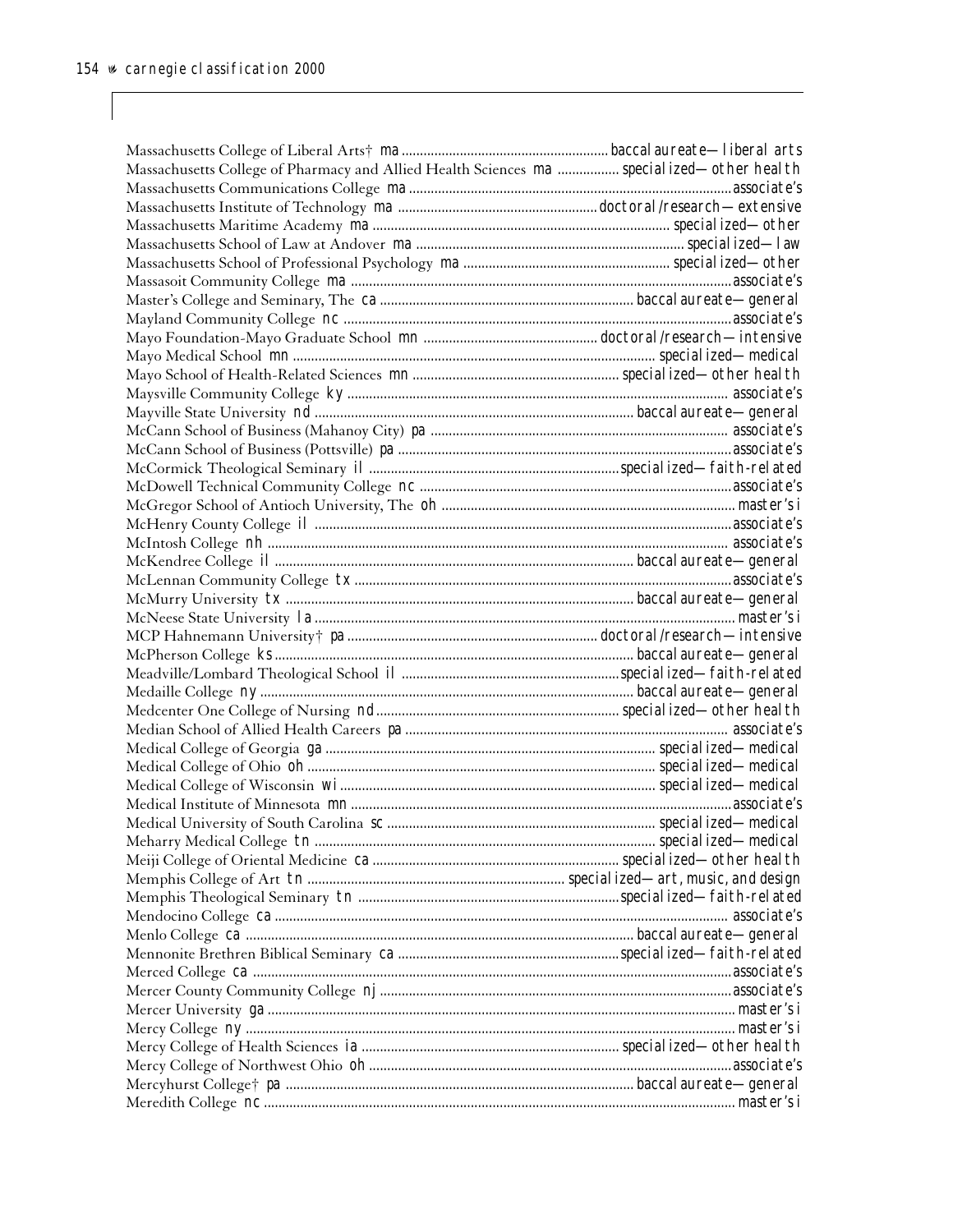Massachusetts College of Liberal Arts† ma ........ baccalaureate—liberal arts
Massachusetts College of Pharmacy and Allied Health Sciences ma ........ specialized—other health
Massachusetts Communications College ma ........ associate's
Massachusetts Institute of Technology ma ........ doctoral/research—extensive
Massachusetts Maritime Academy ma ........ specialized—other
Massachusetts School of Law at Andover ma ........ specialized—law
Massachusetts School of Professional Psychology ma ........ specialized—other
Massasoit Community College ma ........ associate's
Master's College and Seminary, The ca ........ baccalaureate—general
Mayland Community College nc ........ associate's
Mayo Foundation-Mayo Graduate School mn ........ doctoral/research—intensive
Mayo Medical School mn ........ specialized—medical
Mayo School of Health-Related Sciences mn ........ specialized—other health
Maysville Community College ky ........ associate's
Mayville State University nd ........ baccalaureate—general
McCann School of Business (Mahanoy City) pa ........ associate's
McCann School of Business (Pottsville) pa ........ associate's
McCormick Theological Seminary il ........ specialized—faith-related
McDowell Technical Community College nc ........ associate's
McGregor School of Antioch University, The oh ........ master's i
McHenry County College il ........ associate's
McIntosh College nh ........ associate's
McKendree College il ........ baccalaureate—general
McLennan Community College tx ........ associate's
McMurry University tx ........ baccalaureate—general
McNeese State University la ........ master's i
MCP Hahnemann University† pa ........ doctoral/research—intensive
McPherson College ks ........ baccalaureate—general
Meadville/Lombard Theological School il ........ specialized—faith-related
Medaille College ny ........ baccalaureate—general
Medcenter One College of Nursing nd ........ specialized—other health
Median School of Allied Health Careers pa ........ associate's
Medical College of Georgia ga ........ specialized—medical
Medical College of Ohio oh ........ specialized—medical
Medical College of Wisconsin wi ........ specialized—medical
Medical Institute of Minnesota mn ........ associate's
Medical University of South Carolina sc ........ specialized—medical
Meharry Medical College tn ........ specialized—medical
Meiji College of Oriental Medicine ca ........ specialized—other health
Memphis College of Art tn ........ specialized—art, music, and design
Memphis Theological Seminary tn ........ specialized—faith-related
Mendocino College ca ........ associate's
Menlo College ca ........ baccalaureate—general
Mennonite Brethren Biblical Seminary ca ........ specialized—faith-related
Merced College ca ........ associate's
Mercer County Community College nj ........ associate's
Mercer University ga ........ master's i
Mercy College ny ........ master's i
Mercy College of Health Sciences ia ........ specialized—other health
Mercy College of Northwest Ohio oh ........ associate's
Mercyhurst College† pa ........ baccalaureate—general
Meredith College nc ........ master's i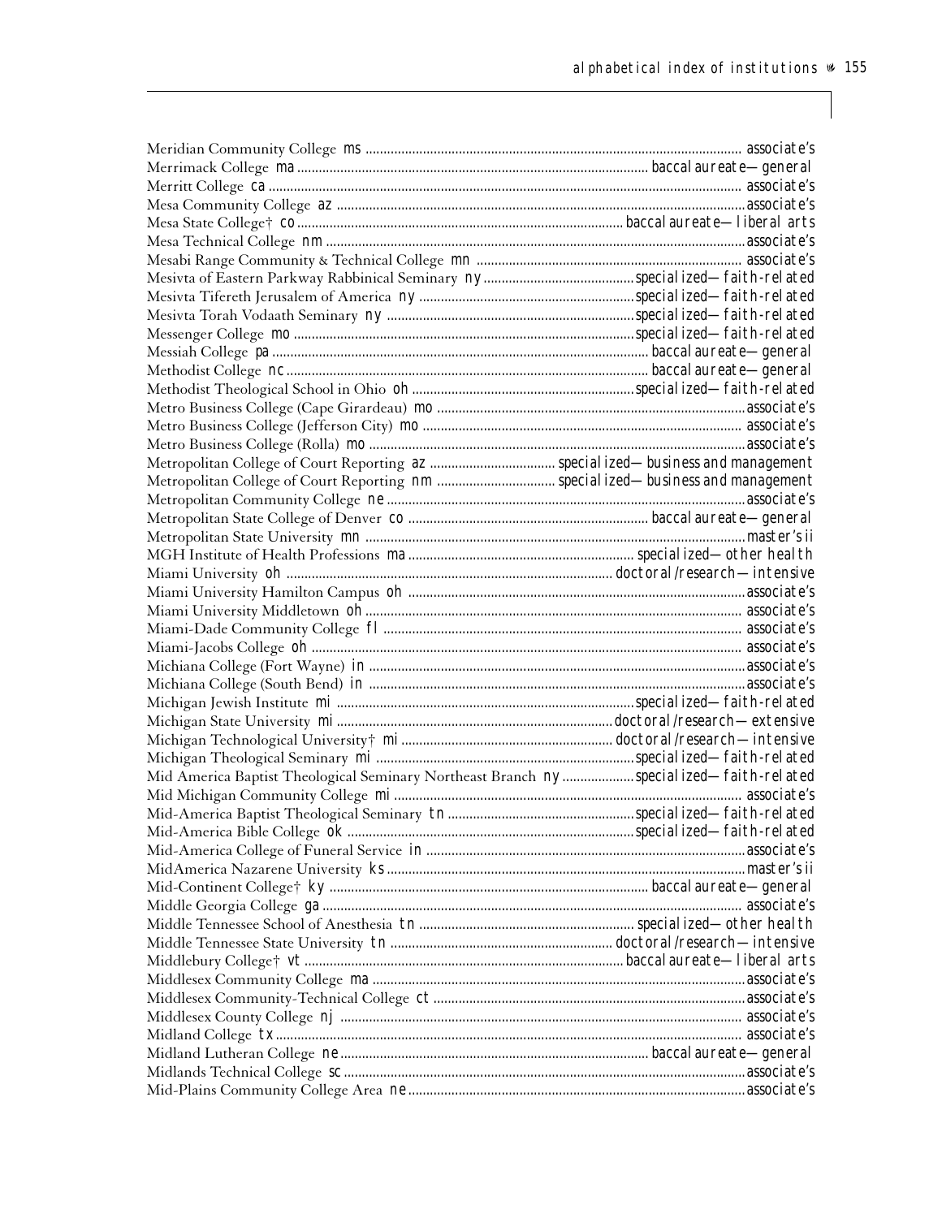| Institution | State | Classification |
|---|---|---|
| Meridian Community College | ms | associate's |
| Merrimack College | ma | baccalaureate—general |
| Merritt College | ca | associate's |
| Mesa Community College | az | associate's |
| Mesa State College† | co | baccalaureate—liberal arts |
| Mesa Technical College | nm | associate's |
| Mesabi Range Community & Technical College | mn | associate's |
| Mesivta of Eastern Parkway Rabbinical Seminary | ny | specialized—faith-related |
| Mesivta Tifereth Jerusalem of America | ny | specialized—faith-related |
| Mesivta Torah Vodaath Seminary | ny | specialized—faith-related |
| Messenger College | mo | specialized—faith-related |
| Messiah College | pa | baccalaureate—general |
| Methodist College | nc | baccalaureate—general |
| Methodist Theological School in Ohio | oh | specialized—faith-related |
| Metro Business College (Cape Girardeau) | mo | associate's |
| Metro Business College (Jefferson City) | mo | associate's |
| Metro Business College (Rolla) | mo | associate's |
| Metropolitan College of Court Reporting | az | specialized—business and management |
| Metropolitan College of Court Reporting | nm | specialized—business and management |
| Metropolitan Community College | ne | associate's |
| Metropolitan State College of Denver | co | baccalaureate—general |
| Metropolitan State University | mn | master's ii |
| MGH Institute of Health Professions | ma | specialized—other health |
| Miami University | oh | doctoral/research—intensive |
| Miami University Hamilton Campus | oh | associate's |
| Miami University Middletown | oh | associate's |
| Miami-Dade Community College | fl | associate's |
| Miami-Jacobs College | oh | associate's |
| Michiana College (Fort Wayne) | in | associate's |
| Michiana College (South Bend) | in | associate's |
| Michigan Jewish Institute | mi | specialized—faith-related |
| Michigan State University | mi | doctoral/research—extensive |
| Michigan Technological University† | mi | doctoral/research—intensive |
| Michigan Theological Seminary | mi | specialized—faith-related |
| Mid America Baptist Theological Seminary Northeast Branch | ny | specialized—faith-related |
| Mid Michigan Community College | mi | associate's |
| Mid-America Baptist Theological Seminary | tn | specialized—faith-related |
| Mid-America Bible College | ok | specialized—faith-related |
| Mid-America College of Funeral Service | in | associate's |
| MidAmerica Nazarene University | ks | master's ii |
| Mid-Continent College† | ky | baccalaureate—general |
| Middle Georgia College | ga | associate's |
| Middle Tennessee School of Anesthesia | tn | specialized—other health |
| Middle Tennessee State University | tn | doctoral/research—intensive |
| Middlebury College† | vt | baccalaureate—liberal arts |
| Middlesex Community College | ma | associate's |
| Middlesex Community-Technical College | ct | associate's |
| Middlesex County College | nj | associate's |
| Midland College | tx | associate's |
| Midland Lutheran College | ne | baccalaureate—general |
| Midlands Technical College | sc | associate's |
| Mid-Plains Community College Area | ne | associate's |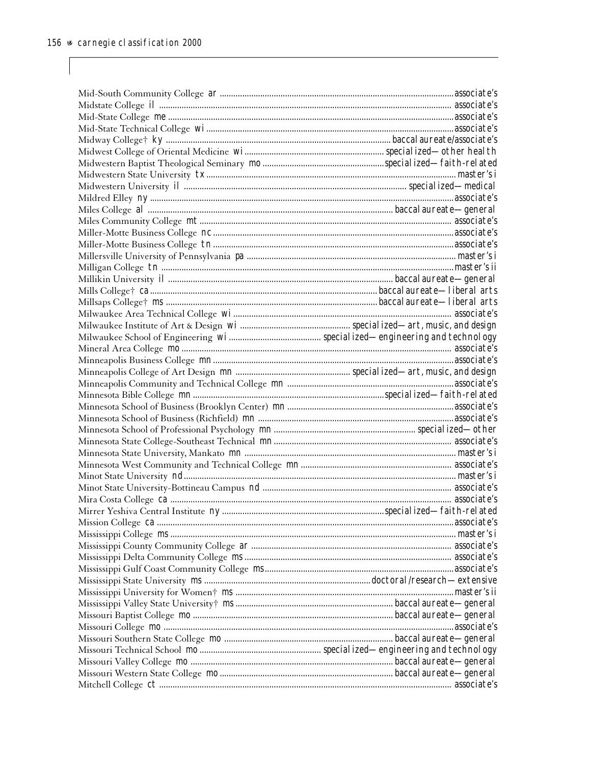| | |
|---|---|
| Mid-South Community College ar | associate's |
| Midstate College il | associate's |
| Mid-State College me | associate's |
| Mid-State Technical College wi | associate's |
| Midway College† ky | baccalaureate/associate's |
| Midwest College of Oriental Medicine wi | specialized—other health |
| Midwestern Baptist Theological Seminary mo | specialized—faith-related |
| Midwestern State University tx | master's i |
| Midwestern University il | specialized—medical |
| Mildred Elley ny | associate's |
| Miles College al | baccalaureate—general |
| Miles Community College mt | associate's |
| Miller-Motte Business College nc | associate's |
| Miller-Motte Business College tn | associate's |
| Millersville University of Pennsylvania pa | master's i |
| Milligan College tn | master's ii |
| Millikin University il | baccalaureate—general |
| Mills College† ca | baccalaureate—liberal arts |
| Millsaps College† ms | baccalaureate—liberal arts |
| Milwaukee Area Technical College wi | associate's |
| Milwaukee Institute of Art & Design wi | specialized—art, music, and design |
| Milwaukee School of Engineering wi | specialized—engineering and technology |
| Mineral Area College mo | associate's |
| Minneapolis Business College mn | associate's |
| Minneapolis College of Art Design mn | specialized—art, music, and design |
| Minneapolis Community and Technical College mn | associate's |
| Minnesota Bible College mn | specialized—faith-related |
| Minnesota School of Business (Brooklyn Center) mn | associate's |
| Minnesota School of Business (Richfield) mn | associate's |
| Minnesota School of Professional Psychology mn | specialized—other |
| Minnesota State College-Southeast Technical mn | associate's |
| Minnesota State University, Mankato mn | master's i |
| Minnesota West Community and Technical College mn | associate's |
| Minot State University nd | master's i |
| Minot State University-Bottineau Campus nd | associate's |
| Mira Costa College ca | associate's |
| Mirrer Yeshiva Central Institute ny | specialized—faith-related |
| Mission College ca | associate's |
| Mississippi College ms | master's i |
| Mississippi County Community College ar | associate's |
| Mississippi Delta Community College ms | associate's |
| Mississippi Gulf Coast Community College ms | associate's |
| Mississippi State University ms | doctoral/research—extensive |
| Mississippi University for Women† ms | master's ii |
| Mississippi Valley State University† ms | baccalaureate—general |
| Missouri Baptist College mo | baccalaureate—general |
| Missouri College mo | associate's |
| Missouri Southern State College mo | baccalaureate—general |
| Missouri Technical School mo | specialized—engineering and technology |
| Missouri Valley College mo | baccalaureate—general |
| Missouri Western State College mo | baccalaureate—general |
| Mitchell College ct | associate's |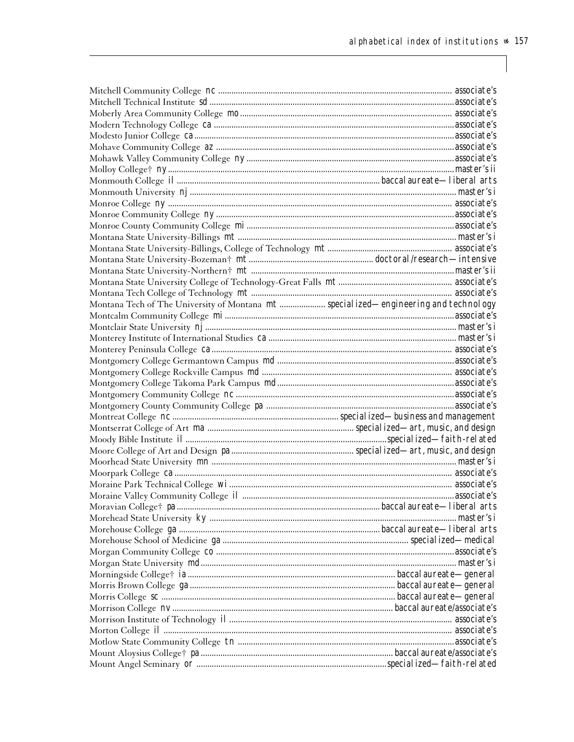| Institution | State | Classification |
|---|---|---|
| Mitchell Community College | nc | associate's |
| Mitchell Technical Institute | sd | associate's |
| Moberly Area Community College | mo | associate's |
| Modern Technology College | ca | associate's |
| Modesto Junior College | ca | associate's |
| Mohave Community College | az | associate's |
| Mohawk Valley Community College | ny | associate's |
| Molloy College† | ny | master's ii |
| Monmouth College | il | baccalaureate—liberal arts |
| Monmouth University | nj | master's i |
| Monroe College | ny | associate's |
| Monroe Community College | ny | associate's |
| Monroe County Community College | mi | associate's |
| Montana State University-Billings | mt | master's i |
| Montana State University-Billings, College of Technology | mt | associate's |
| Montana State University-Bozeman† | mt | doctoral/research—intensive |
| Montana State University-Northern† | mt | master's ii |
| Montana State University College of Technology-Great Falls | mt | associate's |
| Montana Tech College of Technology | mt | associate's |
| Montana Tech of The University of Montana | mt | specialized—engineering and technology |
| Montcalm Community College | mi | associate's |
| Montclair State University | nj | master's i |
| Monterey Institute of International Studies | ca | master's i |
| Monterey Peninsula College | ca | associate's |
| Montgomery College Germantown Campus | md | associate's |
| Montgomery College Rockville Campus | md | associate's |
| Montgomery College Takoma Park Campus | md | associate's |
| Montgomery Community College | nc | associate's |
| Montgomery County Community College | pa | associate's |
| Montreat College | nc | specialized—business and management |
| Montserrat College of Art | ma | specialized—art, music, and design |
| Moody Bible Institute | il | specialized—faith-related |
| Moore College of Art and Design | pa | specialized—art, music, and design |
| Moorhead State University | mn | master's i |
| Moorpark College | ca | associate's |
| Moraine Park Technical College | wi | associate's |
| Moraine Valley Community College | il | associate's |
| Moravian College† | pa | baccalaureate—liberal arts |
| Morehead State University | ky | master's i |
| Morehouse College | ga | baccalaureate—liberal arts |
| Morehouse School of Medicine | ga | specialized—medical |
| Morgan Community College | co | associate's |
| Morgan State University | md | master's i |
| Morningside College† | ia | baccalaureate—general |
| Morris Brown College | ga | baccalaureate—general |
| Morris College | sc | baccalaureate—general |
| Morrison College | nv | baccalaureate/associate's |
| Morrison Institute of Technology | il | associate's |
| Morton College | il | associate's |
| Motlow State Community College | tn | associate's |
| Mount Aloysius College† | pa | baccalaureate/associate's |
| Mount Angel Seminary | or | specialized—faith-related |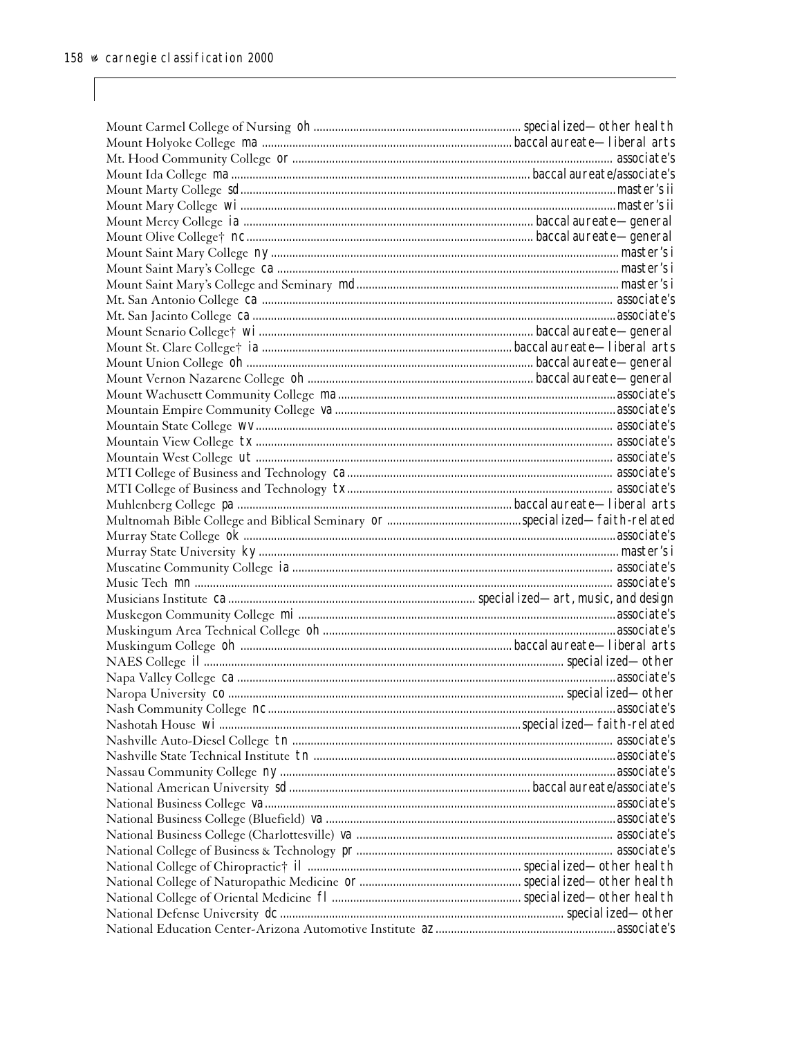| | |
|---|---|
| Mount Carmel College of Nursing oh | specialized—other health |
| Mount Holyoke College ma | baccalaureate—liberal arts |
| Mt. Hood Community College or | associate's |
| Mount Ida College ma | baccalaureate/associate's |
| Mount Marty College sd | master's ii |
| Mount Mary College wi | master's ii |
| Mount Mercy College ia | baccalaureate—general |
| Mount Olive College† nc | baccalaureate—general |
| Mount Saint Mary College ny | master's i |
| Mount Saint Mary's College ca | master's i |
| Mount Saint Mary's College and Seminary md | master's i |
| Mt. San Antonio College ca | associate's |
| Mt. San Jacinto College ca | associate's |
| Mount Senario College† wi | baccalaureate—general |
| Mount St. Clare College† ia | baccalaureate—liberal arts |
| Mount Union College oh | baccalaureate—general |
| Mount Vernon Nazarene College oh | baccalaureate—general |
| Mount Wachusett Community College ma | associate's |
| Mountain Empire Community College va | associate's |
| Mountain State College wv | associate's |
| Mountain View College tx | associate's |
| Mountain West College ut | associate's |
| MTI College of Business and Technology ca | associate's |
| MTI College of Business and Technology tx | associate's |
| Muhlenberg College pa | baccalaureate—liberal arts |
| Multnomah Bible College and Biblical Seminary or | specialized—faith-related |
| Murray State College ok | associate's |
| Murray State University ky | master's i |
| Muscatine Community College ia | associate's |
| Music Tech mn | associate's |
| Musicians Institute ca | specialized—art, music, and design |
| Muskegon Community College mi | associate's |
| Muskingum Area Technical College oh | associate's |
| Muskingum College oh | baccalaureate—liberal arts |
| NAES College il | specialized—other |
| Napa Valley College ca | associate's |
| Naropa University co | specialized—other |
| Nash Community College nc | associate's |
| Nashotah House wi | specialized—faith-related |
| Nashville Auto-Diesel College tn | associate's |
| Nashville State Technical Institute tn | associate's |
| Nassau Community College ny | associate's |
| National American University sd | baccalaureate/associate's |
| National Business College va | associate's |
| National Business College (Bluefield) va | associate's |
| National Business College (Charlottesville) va | associate's |
| National College of Business & Technology pr | associate's |
| National College of Chiropractic† il | specialized—other health |
| National College of Naturopathic Medicine or | specialized—other health |
| National College of Oriental Medicine fl | specialized—other health |
| National Defense University dc | specialized—other |
| National Education Center-Arizona Automotive Institute az | associate's |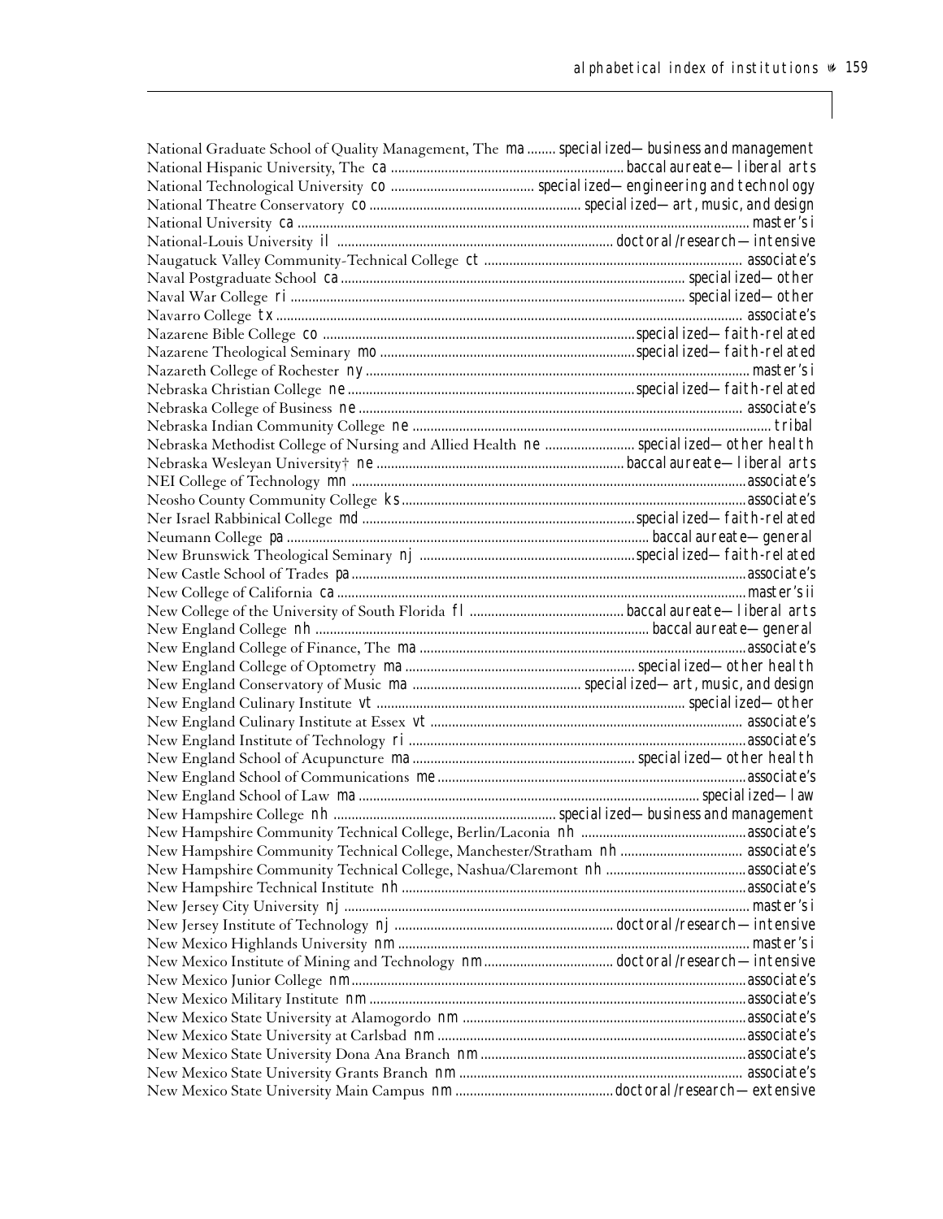National Graduate School of Quality Management, The *ma* ........ *specialized—business and management*
National Hispanic University, The *ca* ........ *baccalaureate—liberal arts*
National Technological University *co* ........ *specialized—engineering and technology*
National Theatre Conservatory *co* ........ *specialized—art, music, and design*
National University *ca* ........ *master's i*
National-Louis University *il* ........ *doctoral/research—intensive*
Naugatuck Valley Community-Technical College *ct* ........ *associate's*
Naval Postgraduate School *ca* ........ *specialized—other*
Naval War College *ri* ........ *specialized—other*
Navarro College *tx* ........ *associate's*
Nazarene Bible College *co* ........ *specialized—faith-related*
Nazarene Theological Seminary *mo* ........ *specialized—faith-related*
Nazareth College of Rochester *ny* ........ *master's i*
Nebraska Christian College *ne* ........ *specialized—faith-related*
Nebraska College of Business *ne* ........ *associate's*
Nebraska Indian Community College *ne* ........ *tribal*
Nebraska Methodist College of Nursing and Allied Health *ne* ........ *specialized—other health*
Nebraska Wesleyan University† *ne* ........ *baccalaureate—liberal arts*
NEI College of Technology *mn* ........ *associate's*
Neosho County Community College *ks* ........ *associate's*
Ner Israel Rabbinical College *md* ........ *specialized—faith-related*
Neumann College *pa* ........ *baccalaureate—general*
New Brunswick Theological Seminary *nj* ........ *specialized—faith-related*
New Castle School of Trades *pa* ........ *associate's*
New College of California *ca* ........ *master's ii*
New College of the University of South Florida *fl* ........ *baccalaureate—liberal arts*
New England College *nh* ........ *baccalaureate—general*
New England College of Finance, The *ma* ........ *associate's*
New England College of Optometry *ma* ........ *specialized—other health*
New England Conservatory of Music *ma* ........ *specialized—art, music, and design*
New England Culinary Institute *vt* ........ *specialized—other*
New England Culinary Institute at Essex *vt* ........ *associate's*
New England Institute of Technology *ri* ........ *associate's*
New England School of Acupuncture *ma* ........ *specialized—other health*
New England School of Communications *me* ........ *associate's*
New England School of Law *ma* ........ *specialized—law*
New Hampshire College *nh* ........ *specialized—business and management*
New Hampshire Community Technical College, Berlin/Laconia *nh* ........ *associate's*
New Hampshire Community Technical College, Manchester/Stratham *nh* ........ *associate's*
New Hampshire Community Technical College, Nashua/Claremont *nh* ........ *associate's*
New Hampshire Technical Institute *nh* ........ *associate's*
New Jersey City University *nj* ........ *master's i*
New Jersey Institute of Technology *nj* ........ *doctoral/research—intensive*
New Mexico Highlands University *nm* ........ *master's i*
New Mexico Institute of Mining and Technology *nm* ........ *doctoral/research—intensive*
New Mexico Junior College *nm* ........ *associate's*
New Mexico Military Institute *nm* ........ *associate's*
New Mexico State University at Alamogordo *nm* ........ *associate's*
New Mexico State University at Carlsbad *nm* ........ *associate's*
New Mexico State University Dona Ana Branch *nm* ........ *associate's*
New Mexico State University Grants Branch *nm* ........ *associate's*
New Mexico State University Main Campus *nm* ........ *doctoral/research—extensive*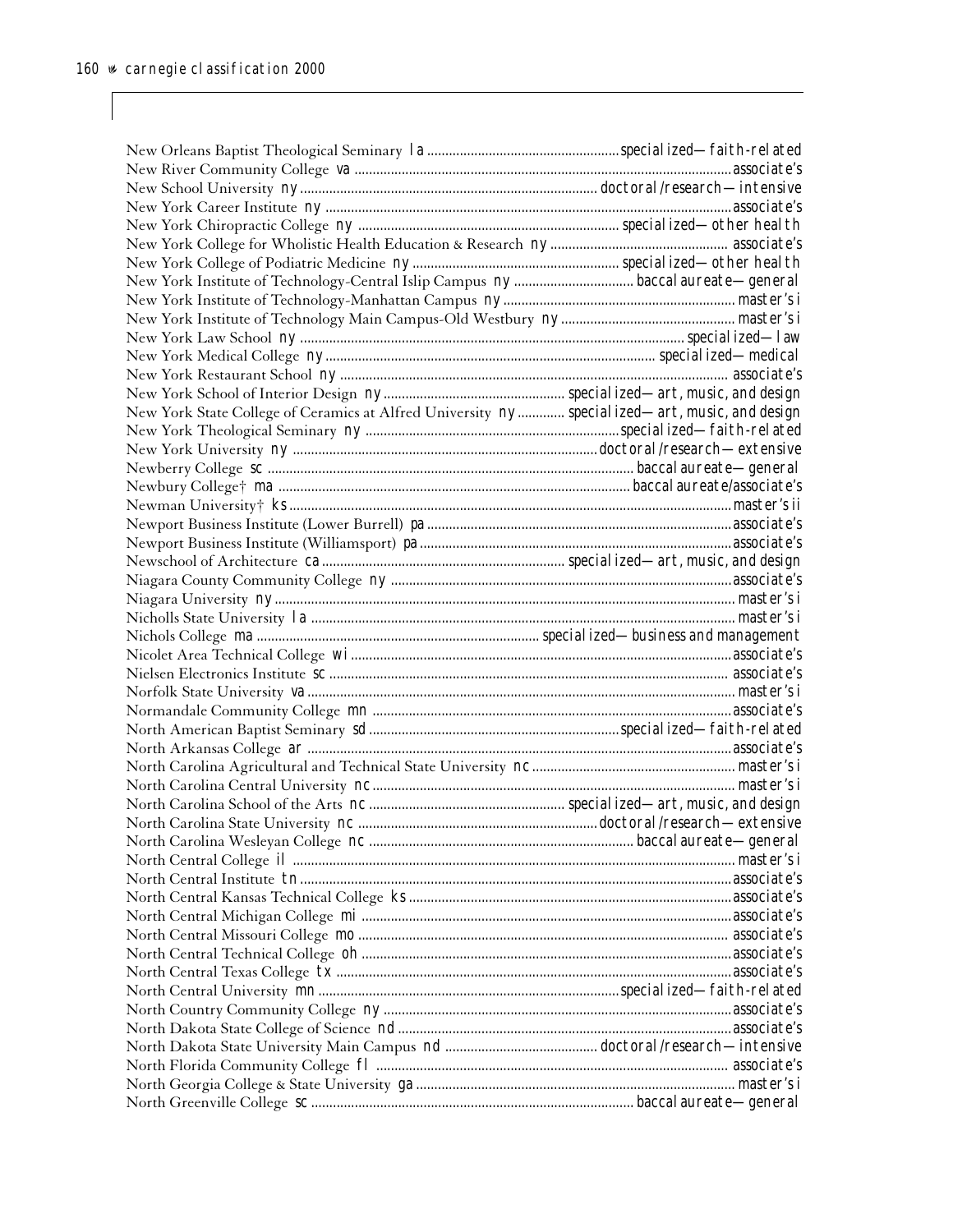New Orleans Baptist Theological Seminary la ........ specialized—faith-related
New River Community College va ........ associate's
New School University ny ........ doctoral/research—intensive
New York Career Institute ny ........ associate's
New York Chiropractic College ny ........ specialized—other health
New York College for Wholistic Health Education & Research ny ........ associate's
New York College of Podiatric Medicine ny ........ specialized—other health
New York Institute of Technology-Central Islip Campus ny ........ baccalaureate—general
New York Institute of Technology-Manhattan Campus ny ........ master's i
New York Institute of Technology Main Campus-Old Westbury ny ........ master's i
New York Law School ny ........ specialized—law
New York Medical College ny ........ specialized—medical
New York Restaurant School ny ........ associate's
New York School of Interior Design ny ........ specialized—art, music, and design
New York State College of Ceramics at Alfred University ny ........ specialized—art, music, and design
New York Theological Seminary ny ........ specialized—faith-related
New York University ny ........ doctoral/research—extensive
Newberry College sc ........ baccalaureate—general
Newbury College† ma ........ baccalaureate/associate's
Newman University† ks ........ master's ii
Newport Business Institute (Lower Burrell) pa ........ associate's
Newport Business Institute (Williamsport) pa ........ associate's
Newschool of Architecture ca ........ specialized—art, music, and design
Niagara County Community College ny ........ associate's
Niagara University ny ........ master's i
Nicholls State University la ........ master's i
Nichols College ma ........ specialized—business and management
Nicolet Area Technical College wi ........ associate's
Nielsen Electronics Institute sc ........ associate's
Norfolk State University va ........ master's i
Normandale Community College mn ........ associate's
North American Baptist Seminary sd ........ specialized—faith-related
North Arkansas College ar ........ associate's
North Carolina Agricultural and Technical State University nc ........ master's i
North Carolina Central University nc ........ master's i
North Carolina School of the Arts nc ........ specialized—art, music, and design
North Carolina State University nc ........ doctoral/research—extensive
North Carolina Wesleyan College nc ........ baccalaureate—general
North Central College il ........ master's i
North Central Institute tn ........ associate's
North Central Kansas Technical College ks ........ associate's
North Central Michigan College mi ........ associate's
North Central Missouri College mo ........ associate's
North Central Technical College oh ........ associate's
North Central Texas College tx ........ associate's
North Central University mn ........ specialized—faith-related
North Country Community College ny ........ associate's
North Dakota State College of Science nd ........ associate's
North Dakota State University Main Campus nd ........ doctoral/research—intensive
North Florida Community College fl ........ associate's
North Georgia College & State University ga ........ master's i
North Greenville College sc ........ baccalaureate—general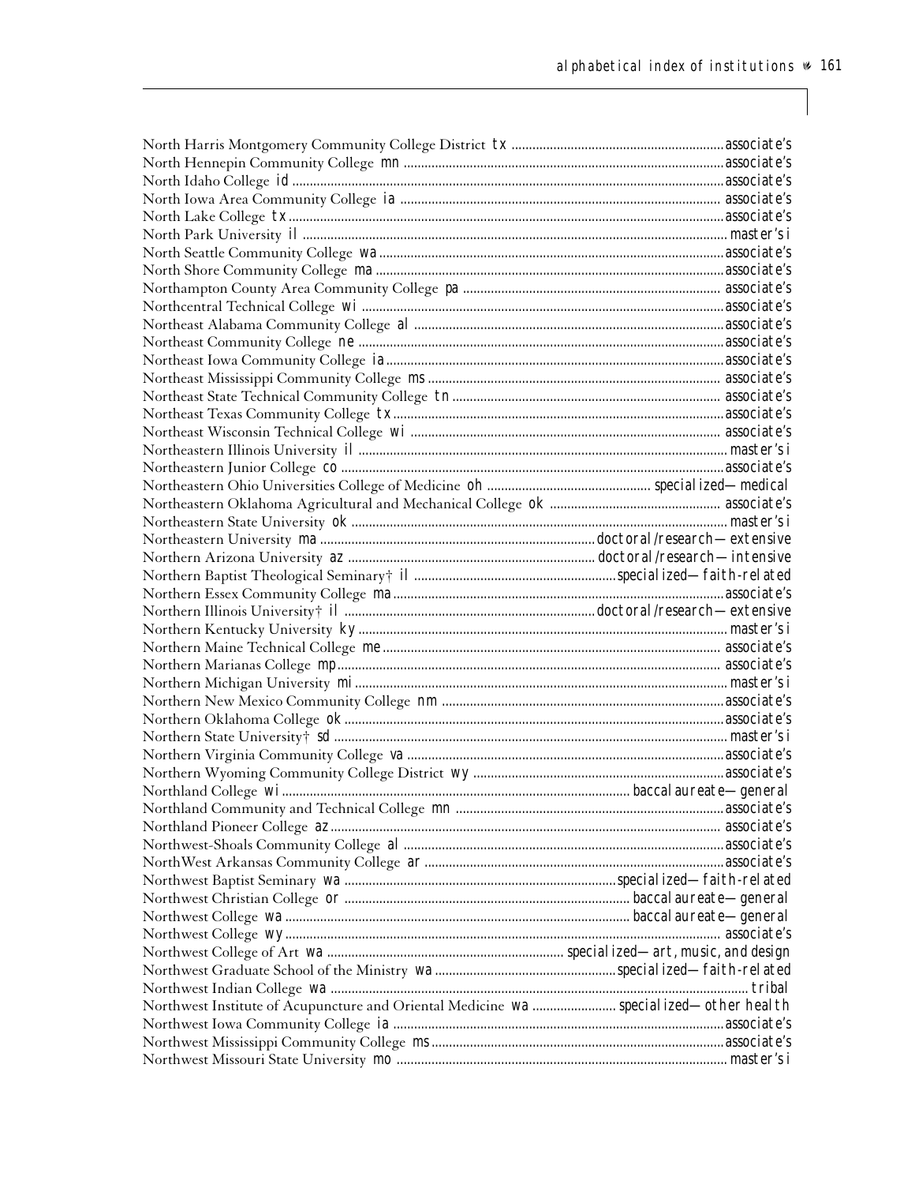North Harris Montgomery Community College District *tx* ........ associate's
North Hennepin Community College *mn* ........ associate's
North Idaho College *id* ........ associate's
North Iowa Area Community College *ia* ........ associate's
North Lake College *tx* ........ associate's
North Park University *il* ........ master's i
North Seattle Community College *wa* ........ associate's
North Shore Community College *ma* ........ associate's
Northampton County Area Community College *pa* ........ associate's
Northcentral Technical College *wi* ........ associate's
Northeast Alabama Community College *al* ........ associate's
Northeast Community College *ne* ........ associate's
Northeast Iowa Community College *ia* ........ associate's
Northeast Mississippi Community College *ms* ........ associate's
Northeast State Technical Community College *tn* ........ associate's
Northeast Texas Community College *tx* ........ associate's
Northeast Wisconsin Technical College *wi* ........ associate's
Northeastern Illinois University *il* ........ master's i
Northeastern Junior College *co* ........ associate's
Northeastern Ohio Universities College of Medicine *oh* ........ specialized—medical
Northeastern Oklahoma Agricultural and Mechanical College *ok* ........ associate's
Northeastern State University *ok* ........ master's i
Northeastern University *ma* ........ doctoral/research—extensive
Northern Arizona University *az* ........ doctoral/research—intensive
Northern Baptist Theological Seminary† *il* ........ specialized—faith-related
Northern Essex Community College *ma* ........ associate's
Northern Illinois University† *il* ........ doctoral/research—extensive
Northern Kentucky University *ky* ........ master's i
Northern Maine Technical College *me* ........ associate's
Northern Marianas College *mp* ........ associate's
Northern Michigan University *mi* ........ master's i
Northern New Mexico Community College *nm* ........ associate's
Northern Oklahoma College *ok* ........ associate's
Northern State University† *sd* ........ master's i
Northern Virginia Community College *va* ........ associate's
Northern Wyoming Community College District *wy* ........ associate's
Northland College *wi* ........ baccalaureate—general
Northland Community and Technical College *mn* ........ associate's
Northland Pioneer College *az* ........ associate's
Northwest-Shoals Community College *al* ........ associate's
NorthWest Arkansas Community College *ar* ........ associate's
Northwest Baptist Seminary *wa* ........ specialized—faith-related
Northwest Christian College *or* ........ baccalaureate—general
Northwest College *wa* ........ baccalaureate—general
Northwest College *wy* ........ associate's
Northwest College of Art *wa* ........ specialized—art, music, and design
Northwest Graduate School of the Ministry *wa* ........ specialized—faith-related
Northwest Indian College *wa* ........ tribal
Northwest Institute of Acupuncture and Oriental Medicine *wa* ........ specialized—other health
Northwest Iowa Community College *ia* ........ associate's
Northwest Mississippi Community College *ms* ........ associate's
Northwest Missouri State University *mo* ........ master's i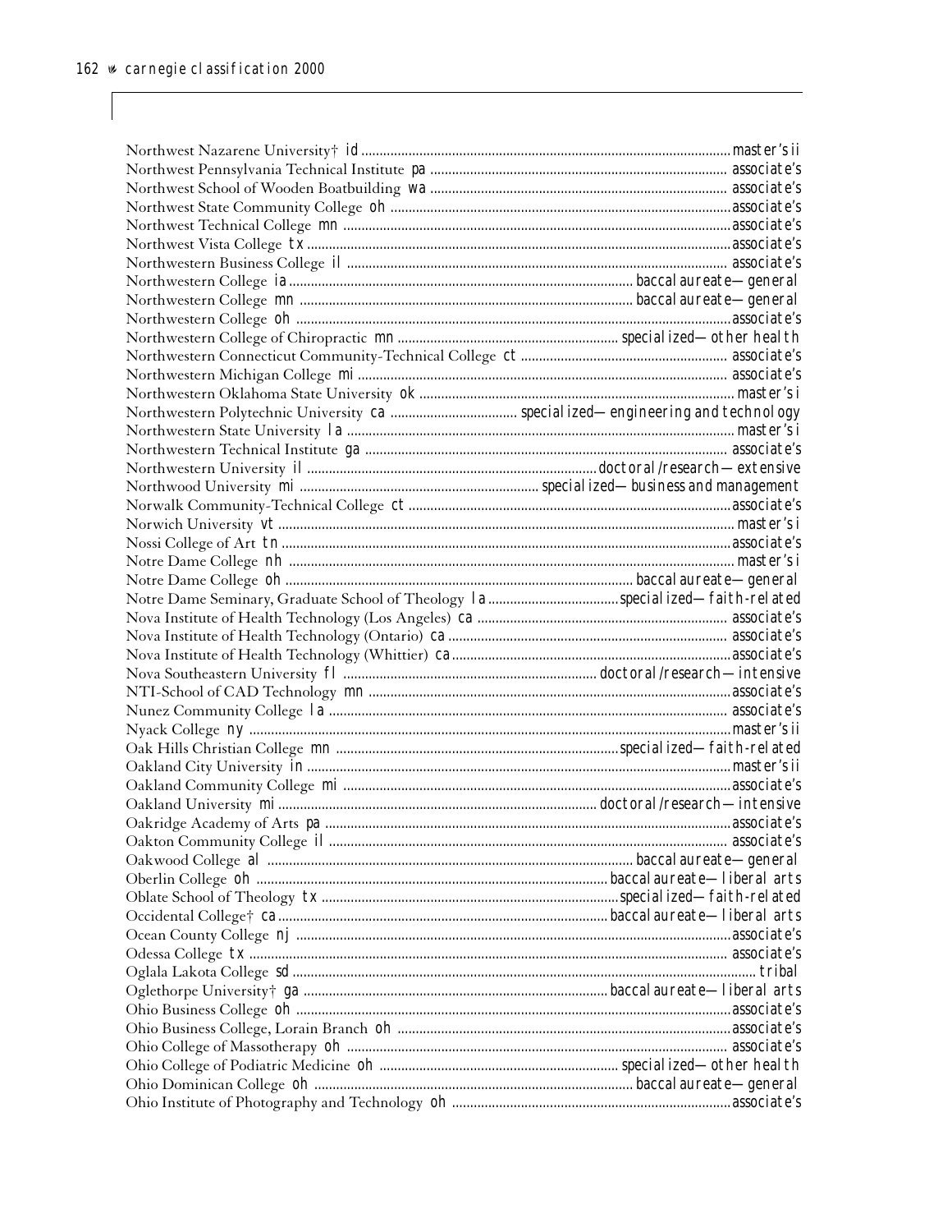Northwest Nazarene University† id ............ master's ii
Northwest Pennsylvania Technical Institute pa ............ associate's
Northwest School of Wooden Boatbuilding wa ............ associate's
Northwest State Community College oh ............ associate's
Northwest Technical College mn ............ associate's
Northwest Vista College tx ............ associate's
Northwestern Business College il ............ associate's
Northwestern College ia ............ baccalaureate—general
Northwestern College mn ............ baccalaureate—general
Northwestern College oh ............ associate's
Northwestern College of Chiropractic mn ............ specialized—other health
Northwestern Connecticut Community-Technical College ct ............ associate's
Northwestern Michigan College mi ............ associate's
Northwestern Oklahoma State University ok ............ master's i
Northwestern Polytechnic University ca ............ specialized—engineering and technology
Northwestern State University la ............ master's i
Northwestern Technical Institute ga ............ associate's
Northwestern University il ............ doctoral/research—extensive
Northwood University mi ............ specialized—business and management
Norwalk Community-Technical College ct ............ associate's
Norwich University vt ............ master's i
Nossi College of Art tn ............ associate's
Notre Dame College nh ............ master's i
Notre Dame College oh ............ baccalaureate—general
Notre Dame Seminary, Graduate School of Theology la ............ specialized—faith-related
Nova Institute of Health Technology (Los Angeles) ca ............ associate's
Nova Institute of Health Technology (Ontario) ca ............ associate's
Nova Institute of Health Technology (Whittier) ca ............ associate's
Nova Southeastern University fl ............ doctoral/research—intensive
NTI-School of CAD Technology mn ............ associate's
Nunez Community College la ............ associate's
Nyack College ny ............ master's ii
Oak Hills Christian College mn ............ specialized—faith-related
Oakland City University in ............ master's ii
Oakland Community College mi ............ associate's
Oakland University mi ............ doctoral/research—intensive
Oakridge Academy of Arts pa ............ associate's
Oakton Community College il ............ associate's
Oakwood College al ............ baccalaureate—general
Oberlin College oh ............ baccalaureate—liberal arts
Oblate School of Theology tx ............ specialized—faith-related
Occidental College† ca ............ baccalaureate—liberal arts
Ocean County College nj ............ associate's
Odessa College tx ............ associate's
Oglala Lakota College sd ............ tribal
Oglethorpe University† ga ............ baccalaureate—liberal arts
Ohio Business College oh ............ associate's
Ohio Business College, Lorain Branch oh ............ associate's
Ohio College of Massotherapy oh ............ associate's
Ohio College of Podiatric Medicine oh ............ specialized—other health
Ohio Dominican College oh ............ baccalaureate—general
Ohio Institute of Photography and Technology oh ............ associate's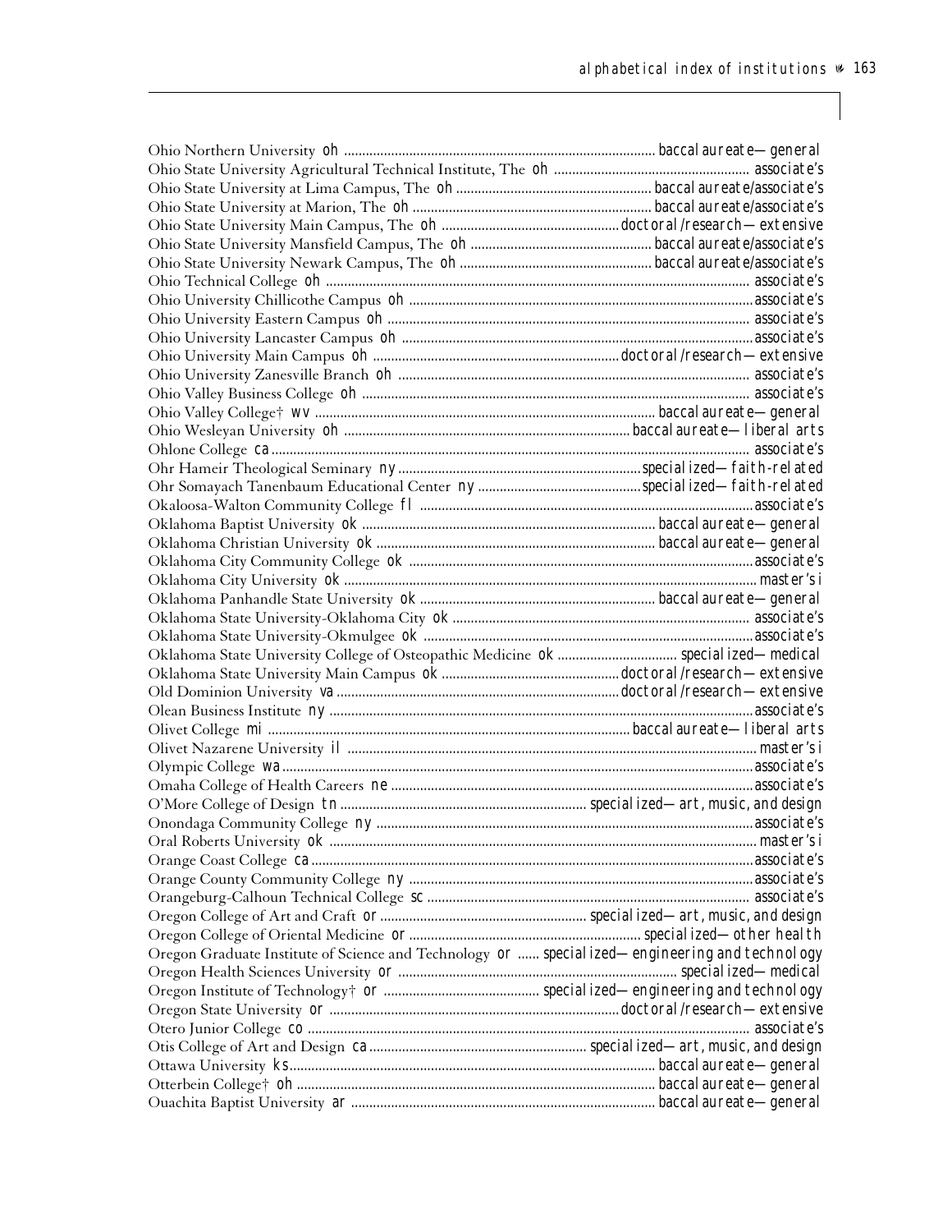| Institution | State | Classification |
| --- | --- | --- |
| Ohio Northern University | oh | baccalaureate—general |
| Ohio State University Agricultural Technical Institute, The | oh | associate's |
| Ohio State University at Lima Campus, The | oh | baccalaureate/associate's |
| Ohio State University at Marion, The | oh | baccalaureate/associate's |
| Ohio State University Main Campus, The | oh | doctoral/research—extensive |
| Ohio State University Mansfield Campus, The | oh | baccalaureate/associate's |
| Ohio State University Newark Campus, The | oh | baccalaureate/associate's |
| Ohio Technical College | oh | associate's |
| Ohio University Chillicothe Campus | oh | associate's |
| Ohio University Eastern Campus | oh | associate's |
| Ohio University Lancaster Campus | oh | associate's |
| Ohio University Main Campus | oh | doctoral/research—extensive |
| Ohio University Zanesville Branch | oh | associate's |
| Ohio Valley Business College | oh | associate's |
| Ohio Valley College† | wv | baccalaureate—general |
| Ohio Wesleyan University | oh | baccalaureate—liberal arts |
| Ohlone College | ca | associate's |
| Ohr Hameir Theological Seminary | ny | specialized—faith-related |
| Ohr Somayach Tanenbaum Educational Center | ny | specialized—faith-related |
| Okaloosa-Walton Community College | fl | associate's |
| Oklahoma Baptist University | ok | baccalaureate—general |
| Oklahoma Christian University | ok | baccalaureate—general |
| Oklahoma City Community College | ok | associate's |
| Oklahoma City University | ok | master's i |
| Oklahoma Panhandle State University | ok | baccalaureate—general |
| Oklahoma State University-Oklahoma City | ok | associate's |
| Oklahoma State University-Okmulgee | ok | associate's |
| Oklahoma State University College of Osteopathic Medicine | ok | specialized—medical |
| Oklahoma State University Main Campus | ok | doctoral/research—extensive |
| Old Dominion University | va | doctoral/research—extensive |
| Olean Business Institute | ny | associate's |
| Olivet College | mi | baccalaureate—liberal arts |
| Olivet Nazarene University | il | master's i |
| Olympic College | wa | associate's |
| Omaha College of Health Careers | ne | associate's |
| O'More College of Design | tn | specialized—art, music, and design |
| Onondaga Community College | ny | associate's |
| Oral Roberts University | ok | master's i |
| Orange Coast College | ca | associate's |
| Orange County Community College | ny | associate's |
| Orangeburg-Calhoun Technical College | sc | associate's |
| Oregon College of Art and Craft | or | specialized—art, music, and design |
| Oregon College of Oriental Medicine | or | specialized—other health |
| Oregon Graduate Institute of Science and Technology | or | specialized—engineering and technology |
| Oregon Health Sciences University | or | specialized—medical |
| Oregon Institute of Technology† | or | specialized—engineering and technology |
| Oregon State University | or | doctoral/research—extensive |
| Otero Junior College | co | associate's |
| Otis College of Art and Design | ca | specialized—art, music, and design |
| Ottawa University | ks | baccalaureate—general |
| Otterbein College† | oh | baccalaureate—general |
| Ouachita Baptist University | ar | baccalaureate—general |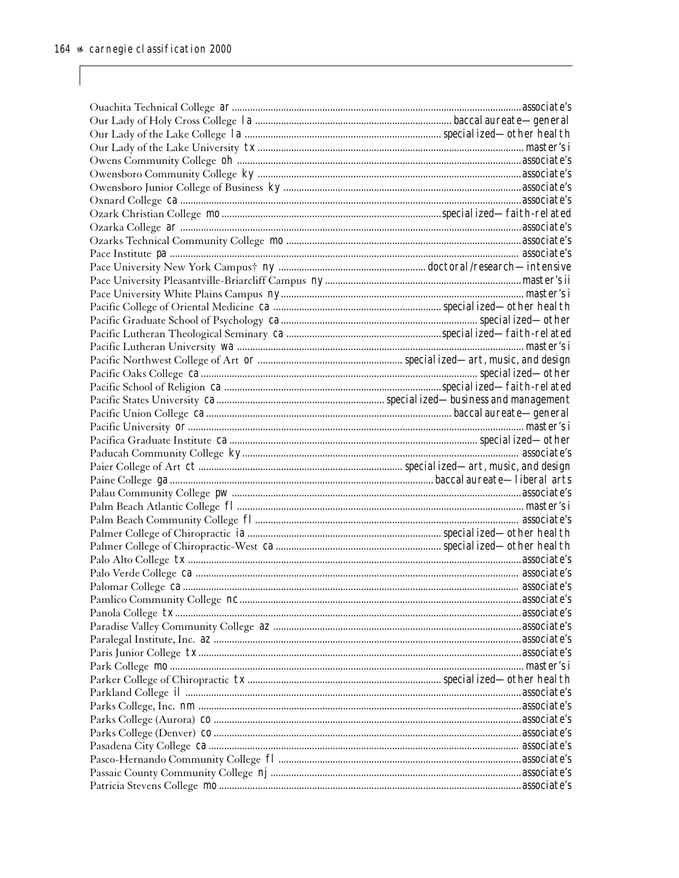Ouachita Technical College ar ........ associate's
Our Lady of Holy Cross College la ........ baccalaureate—general
Our Lady of the Lake College la ........ specialized—other health
Our Lady of the Lake University tx ........ master's i
Owens Community College oh ........ associate's
Owensboro Community College ky ........ associate's
Owensboro Junior College of Business ky ........ associate's
Oxnard College ca ........ associate's
Ozark Christian College mo ........ specialized—faith-related
Ozarka College ar ........ associate's
Ozarks Technical Community College mo ........ associate's
Pace Institute pa ........ associate's
Pace University New York Campus† ny ........ doctoral/research—intensive
Pace University Pleasantville-Briarcliff Campus ny ........ master's ii
Pace University White Plains Campus ny ........ master's i
Pacific College of Oriental Medicine ca ........ specialized—other health
Pacific Graduate School of Psychology ca ........ specialized—other
Pacific Lutheran Theological Seminary ca ........ specialized—faith-related
Pacific Lutheran University wa ........ master's i
Pacific Northwest College of Art or ........ specialized—art, music, and design
Pacific Oaks College ca ........ specialized—other
Pacific School of Religion ca ........ specialized—faith-related
Pacific States University ca ........ specialized—business and management
Pacific Union College ca ........ baccalaureate—general
Pacific University or ........ master's i
Pacifica Graduate Institute ca ........ specialized—other
Paducah Community College ky ........ associate's
Paier College of Art ct ........ specialized—art, music, and design
Paine College ga ........ baccalaureate—liberal arts
Palau Community College pw ........ associate's
Palm Beach Atlantic College fl ........ master's i
Palm Beach Community College fl ........ associate's
Palmer College of Chiropractic ia ........ specialized—other health
Palmer College of Chiropractic-West ca ........ specialized—other health
Palo Alto College tx ........ associate's
Palo Verde College ca ........ associate's
Palomar College ca ........ associate's
Pamlico Community College nc ........ associate's
Panola College tx ........ associate's
Paradise Valley Community College az ........ associate's
Paralegal Institute, Inc. az ........ associate's
Paris Junior College tx ........ associate's
Park College mo ........ master's i
Parker College of Chiropractic tx ........ specialized—other health
Parkland College il ........ associate's
Parks College, Inc. nm ........ associate's
Parks College (Aurora) co ........ associate's
Parks College (Denver) co ........ associate's
Pasadena City College ca ........ associate's
Pasco-Hernando Community College fl ........ associate's
Passaic County Community College nj ........ associate's
Patricia Stevens College mo ........ associate's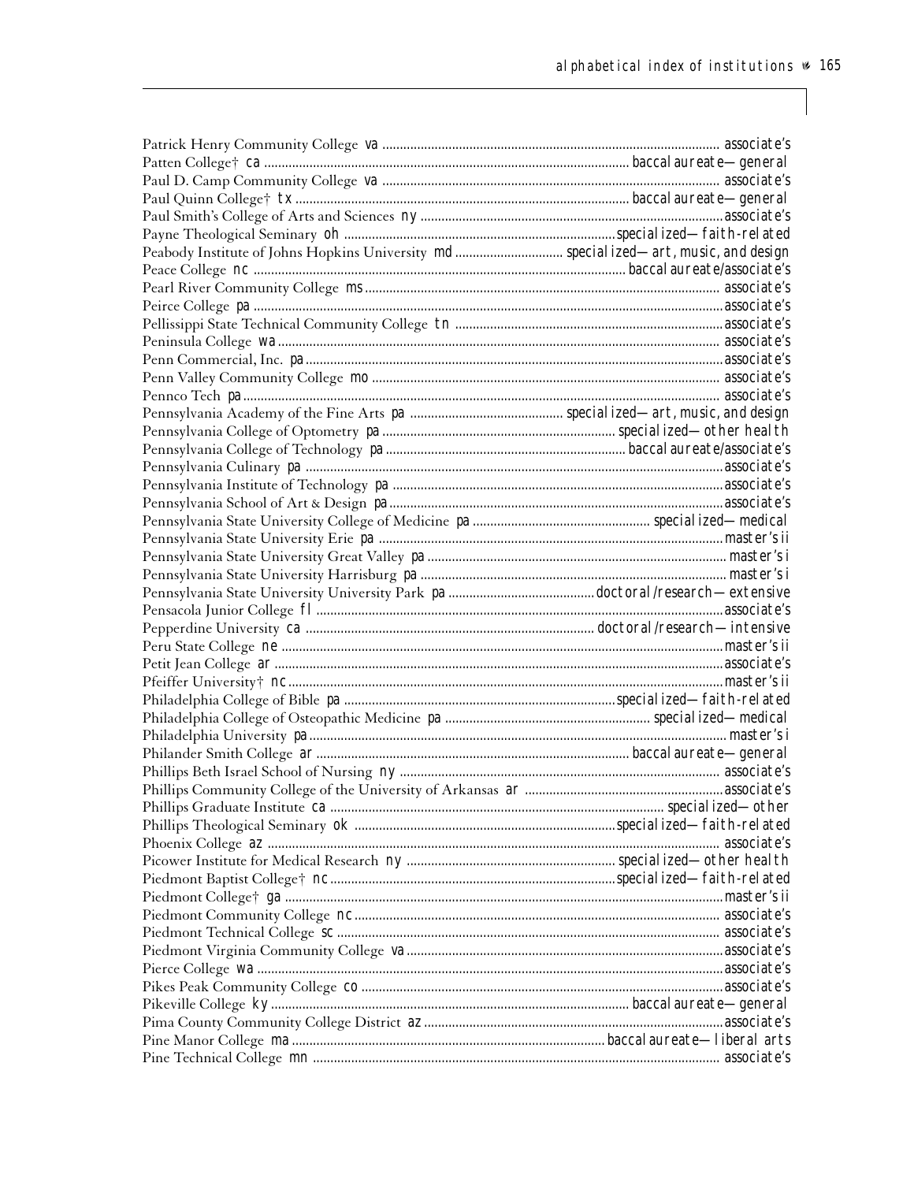| | | |
|---|---|---|
| Patrick Henry Community College | va | associate's |
| Patten College† | ca | baccalaureate—general |
| Paul D. Camp Community College | va | associate's |
| Paul Quinn College† | tx | baccalaureate—general |
| Paul Smith's College of Arts and Sciences | ny | associate's |
| Payne Theological Seminary | oh | specialized—faith-related |
| Peabody Institute of Johns Hopkins University | md | specialized—art, music, and design |
| Peace College | nc | baccalaureate/associate's |
| Pearl River Community College | ms | associate's |
| Peirce College | pa | associate's |
| Pellissippi State Technical Community College | tn | associate's |
| Peninsula College | wa | associate's |
| Penn Commercial, Inc. | pa | associate's |
| Penn Valley Community College | mo | associate's |
| Pennco Tech | pa | associate's |
| Pennsylvania Academy of the Fine Arts | pa | specialized—art, music, and design |
| Pennsylvania College of Optometry | pa | specialized—other health |
| Pennsylvania College of Technology | pa | baccalaureate/associate's |
| Pennsylvania Culinary | pa | associate's |
| Pennsylvania Institute of Technology | pa | associate's |
| Pennsylvania School of Art & Design | pa | associate's |
| Pennsylvania State University College of Medicine | pa | specialized—medical |
| Pennsylvania State University Erie | pa | master's ii |
| Pennsylvania State University Great Valley | pa | master's i |
| Pennsylvania State University Harrisburg | pa | master's i |
| Pennsylvania State University University Park | pa | doctoral/research—extensive |
| Pensacola Junior College | fl | associate's |
| Pepperdine University | ca | doctoral/research—intensive |
| Peru State College | ne | master's ii |
| Petit Jean College | ar | associate's |
| Pfeiffer University† | nc | master's ii |
| Philadelphia College of Bible | pa | specialized—faith-related |
| Philadelphia College of Osteopathic Medicine | pa | specialized—medical |
| Philadelphia University | pa | master's i |
| Philander Smith College | ar | baccalaureate—general |
| Phillips Beth Israel School of Nursing | ny | associate's |
| Phillips Community College of the University of Arkansas | ar | associate's |
| Phillips Graduate Institute | ca | specialized—other |
| Phillips Theological Seminary | ok | specialized—faith-related |
| Phoenix College | az | associate's |
| Picower Institute for Medical Research | ny | specialized—other health |
| Piedmont Baptist College† | nc | specialized—faith-related |
| Piedmont College† | ga | master's ii |
| Piedmont Community College | nc | associate's |
| Piedmont Technical College | sc | associate's |
| Piedmont Virginia Community College | va | associate's |
| Pierce College | wa | associate's |
| Pikes Peak Community College | co | associate's |
| Pikeville College | ky | baccalaureate—general |
| Pima County Community College District | az | associate's |
| Pine Manor College | ma | baccalaureate—liberal arts |
| Pine Technical College | mn | associate's |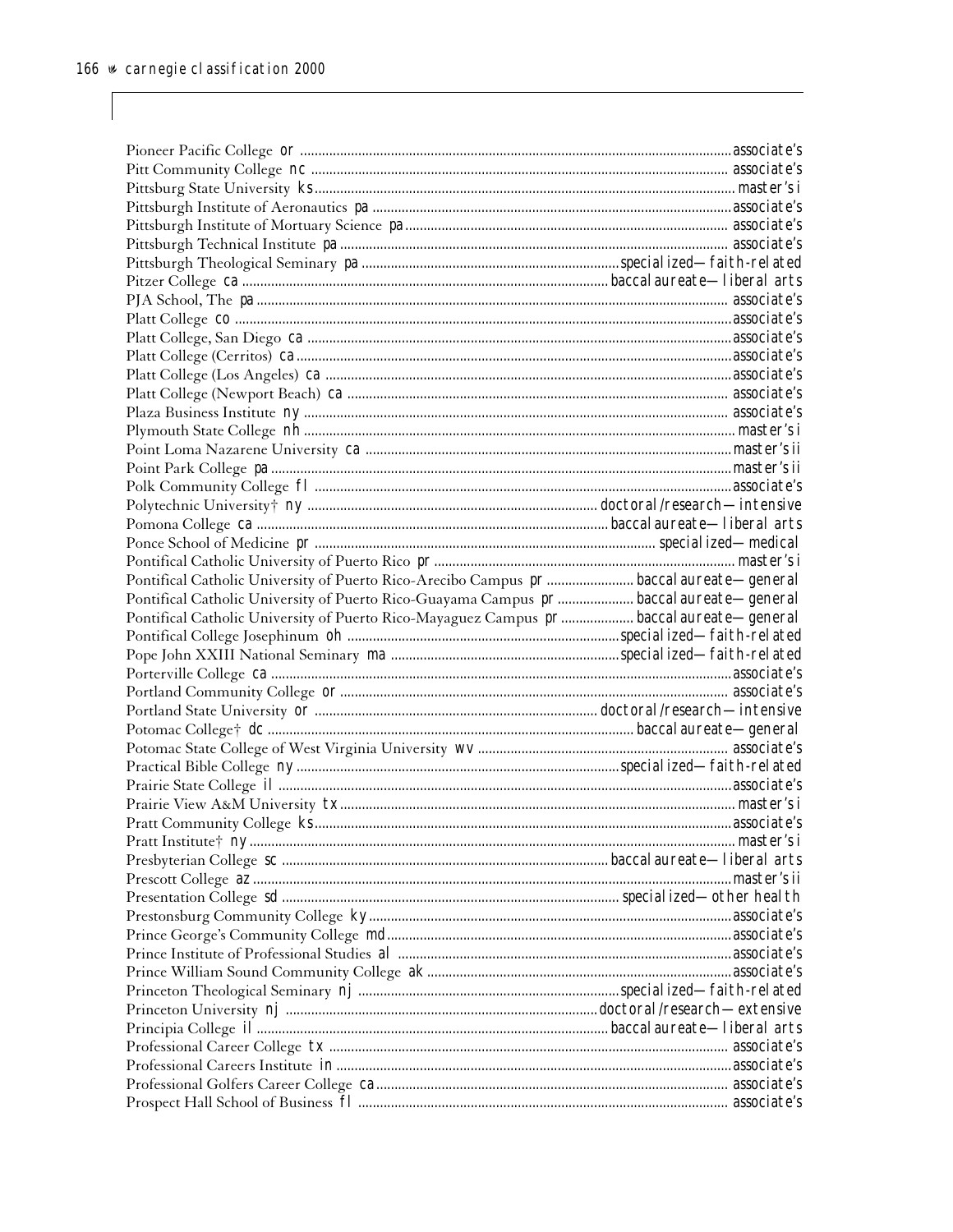Pioneer Pacific College or ........ associate's
Pitt Community College nc ........ associate's
Pittsburg State University ks ........ master's i
Pittsburgh Institute of Aeronautics pa ........ associate's
Pittsburgh Institute of Mortuary Science pa ........ associate's
Pittsburgh Technical Institute pa ........ associate's
Pittsburgh Theological Seminary pa ........ specialized—faith-related
Pitzer College ca ........ baccalaureate—liberal arts
PJA School, The pa ........ associate's
Platt College co ........ associate's
Platt College, San Diego ca ........ associate's
Platt College (Cerritos) ca ........ associate's
Platt College (Los Angeles) ca ........ associate's
Platt College (Newport Beach) ca ........ associate's
Plaza Business Institute ny ........ associate's
Plymouth State College nh ........ master's i
Point Loma Nazarene University ca ........ master's ii
Point Park College pa ........ master's ii
Polk Community College fl ........ associate's
Polytechnic University† ny ........ doctoral/research—intensive
Pomona College ca ........ baccalaureate—liberal arts
Ponce School of Medicine pr ........ specialized—medical
Pontifical Catholic University of Puerto Rico pr ........ master's i
Pontifical Catholic University of Puerto Rico-Arecibo Campus pr ........ baccalaureate—general
Pontifical Catholic University of Puerto Rico-Guayama Campus pr ........ baccalaureate—general
Pontifical Catholic University of Puerto Rico-Mayaguez Campus pr ........ baccalaureate—general
Pontifical College Josephinum oh ........ specialized—faith-related
Pope John XXIII National Seminary ma ........ specialized—faith-related
Porterville College ca ........ associate's
Portland Community College or ........ associate's
Portland State University or ........ doctoral/research—intensive
Potomac College† dc ........ baccalaureate—general
Potomac State College of West Virginia University wv ........ associate's
Practical Bible College ny ........ specialized—faith-related
Prairie State College il ........ associate's
Prairie View A&M University tx ........ master's i
Pratt Community College ks ........ associate's
Pratt Institute† ny ........ master's i
Presbyterian College sc ........ baccalaureate—liberal arts
Prescott College az ........ master's ii
Presentation College sd ........ specialized—other health
Prestonsburg Community College ky ........ associate's
Prince George's Community College md ........ associate's
Prince Institute of Professional Studies al ........ associate's
Prince William Sound Community College ak ........ associate's
Princeton Theological Seminary nj ........ specialized—faith-related
Princeton University nj ........ doctoral/research—extensive
Principia College il ........ baccalaureate—liberal arts
Professional Career College tx ........ associate's
Professional Careers Institute in ........ associate's
Professional Golfers Career College ca ........ associate's
Prospect Hall School of Business fl ........ associate's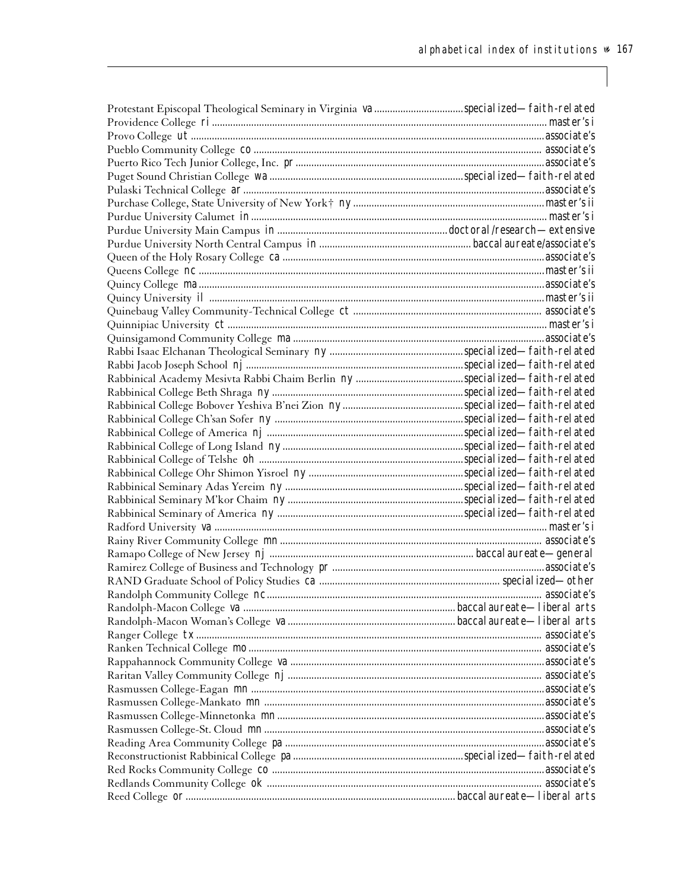| | |
|---|---|
| Protestant Episcopal Theological Seminary in Virginia *va* | specialized—faith-related |
| Providence College *ri* | master's i |
| Provo College *ut* | associate's |
| Pueblo Community College *co* | associate's |
| Puerto Rico Tech Junior College, Inc. *pr* | associate's |
| Puget Sound Christian College *wa* | specialized—faith-related |
| Pulaski Technical College *ar* | associate's |
| Purchase College, State University of New York† *ny* | master's ii |
| Purdue University Calumet *in* | master's i |
| Purdue University Main Campus *in* | doctoral/research—extensive |
| Purdue University North Central Campus *in* | baccalaureate/associate's |
| Queen of the Holy Rosary College *ca* | associate's |
| Queens College *nc* | master's ii |
| Quincy College *ma* | associate's |
| Quincy University *il* | master's ii |
| Quinebaug Valley Community-Technical College *ct* | associate's |
| Quinnipiac University *ct* | master's i |
| Quinsigamond Community College *ma* | associate's |
| Rabbi Isaac Elchanan Theological Seminary *ny* | specialized—faith-related |
| Rabbi Jacob Joseph School *nj* | specialized—faith-related |
| Rabbinical Academy Mesivta Rabbi Chaim Berlin *ny* | specialized—faith-related |
| Rabbinical College Beth Shraga *ny* | specialized—faith-related |
| Rabbinical College Bobover Yeshiva B'nei Zion *ny* | specialized—faith-related |
| Rabbinical College Ch'san Sofer *ny* | specialized—faith-related |
| Rabbinical College of America *nj* | specialized—faith-related |
| Rabbinical College of Long Island *ny* | specialized—faith-related |
| Rabbinical College of Telshe *oh* | specialized—faith-related |
| Rabbinical College Ohr Shimon Yisroel *ny* | specialized—faith-related |
| Rabbinical Seminary Adas Yereim *ny* | specialized—faith-related |
| Rabbinical Seminary M'kor Chaim *ny* | specialized—faith-related |
| Rabbinical Seminary of America *ny* | specialized—faith-related |
| Radford University *va* | master's i |
| Rainy River Community College *mn* | associate's |
| Ramapo College of New Jersey *nj* | baccalaureate—general |
| Ramirez College of Business and Technology *pr* | associate's |
| RAND Graduate School of Policy Studies *ca* | specialized—other |
| Randolph Community College *nc* | associate's |
| Randolph-Macon College *va* | baccalaureate—liberal arts |
| Randolph-Macon Woman's College *va* | baccalaureate—liberal arts |
| Ranger College *tx* | associate's |
| Ranken Technical College *mo* | associate's |
| Rappahannock Community College *va* | associate's |
| Raritan Valley Community College *nj* | associate's |
| Rasmussen College-Eagan *mn* | associate's |
| Rasmussen College-Mankato *mn* | associate's |
| Rasmussen College-Minnetonka *mn* | associate's |
| Rasmussen College-St. Cloud *mn* | associate's |
| Reading Area Community College *pa* | associate's |
| Reconstructionist Rabbinical College *pa* | specialized—faith-related |
| Red Rocks Community College *co* | associate's |
| Redlands Community College *ok* | associate's |
| Reed College *or* | baccalaureate—liberal arts |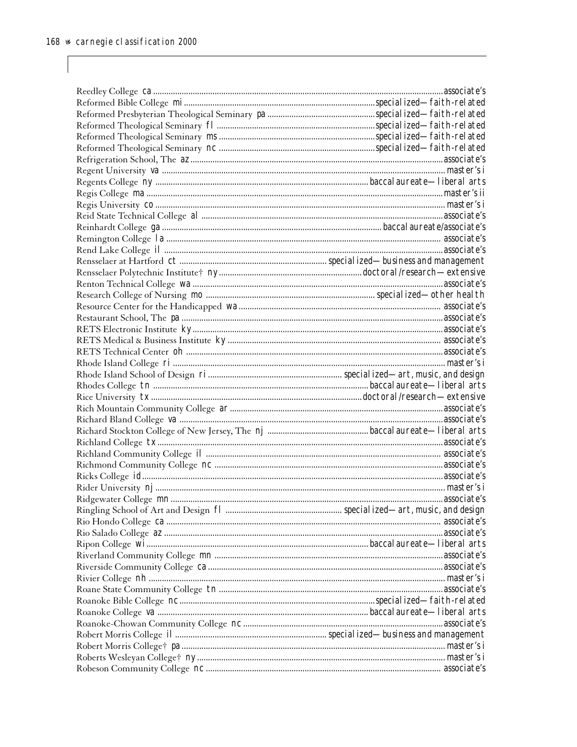| | | |
|---|---|---|
| Reedley College | ca | associate's |
| Reformed Bible College | mi | specialized—faith-related |
| Reformed Presbyterian Theological Seminary | pa | specialized—faith-related |
| Reformed Theological Seminary | fl | specialized—faith-related |
| Reformed Theological Seminary | ms | specialized—faith-related |
| Reformed Theological Seminary | nc | specialized—faith-related |
| Refrigeration School, The | az | associate's |
| Regent University | va | master's i |
| Regents College | ny | baccalaureate—liberal arts |
| Regis College | ma | master's ii |
| Regis University | co | master's i |
| Reid State Technical College | al | associate's |
| Reinhardt College | ga | baccalaureate/associate's |
| Remington College | la | associate's |
| Rend Lake College | il | associate's |
| Rensselaer at Hartford | ct | specialized—business and management |
| Rensselaer Polytechnic Institute† | ny | doctoral/research—extensive |
| Renton Technical College | wa | associate's |
| Research College of Nursing | mo | specialized—other health |
| Resource Center for the Handicapped | wa | associate's |
| Restaurant School, The | pa | associate's |
| RETS Electronic Institute | ky | associate's |
| RETS Medical & Business Institute | ky | associate's |
| RETS Technical Center | oh | associate's |
| Rhode Island College | ri | master's i |
| Rhode Island School of Design | ri | specialized—art, music, and design |
| Rhodes College | tn | baccalaureate—liberal arts |
| Rice University | tx | doctoral/research—extensive |
| Rich Mountain Community College | ar | associate's |
| Richard Bland College | va | associate's |
| Richard Stockton College of New Jersey, The | nj | baccalaureate—liberal arts |
| Richland College | tx | associate's |
| Richland Community College | il | associate's |
| Richmond Community College | nc | associate's |
| Ricks College | id | associate's |
| Rider University | nj | master's i |
| Ridgewater College | mn | associate's |
| Ringling School of Art and Design | fl | specialized—art, music, and design |
| Rio Hondo College | ca | associate's |
| Rio Salado College | az | associate's |
| Ripon College | wi | baccalaureate—liberal arts |
| Riverland Community College | mn | associate's |
| Riverside Community College | ca | associate's |
| Rivier College | nh | master's i |
| Roane State Community College | tn | associate's |
| Roanoke Bible College | nc | specialized—faith-related |
| Roanoke College | va | baccalaureate—liberal arts |
| Roanoke-Chowan Community College | nc | associate's |
| Robert Morris College | il | specialized—business and management |
| Robert Morris College† | pa | master's i |
| Roberts Wesleyan College† | ny | master's i |
| Robeson Community College | nc | associate's |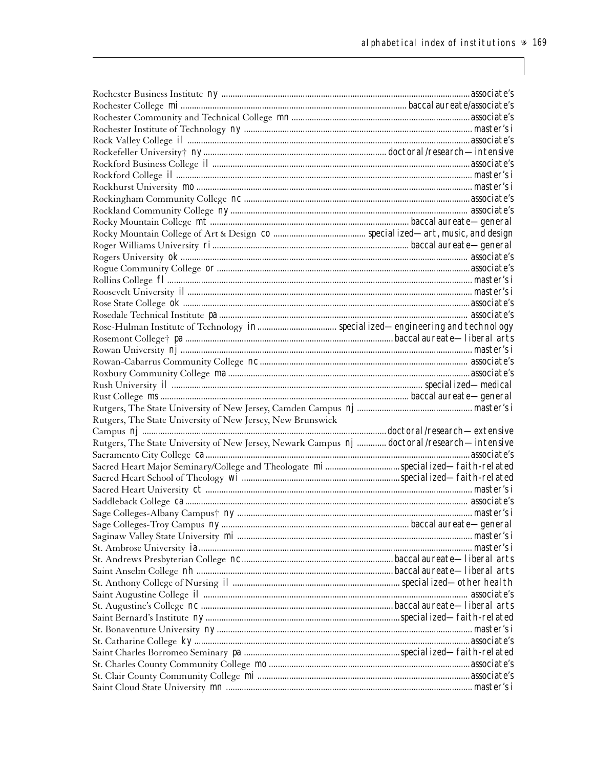Rochester Business Institute ny ............ associate's
Rochester College mi ............ baccalaureate/associate's
Rochester Community and Technical College mn ............ associate's
Rochester Institute of Technology ny ............ master's i
Rock Valley College il ............ associate's
Rockefeller University† ny ............ doctoral/research—intensive
Rockford Business College il ............ associate's
Rockford College il ............ master's i
Rockhurst University mo ............ master's i
Rockingham Community College nc ............ associate's
Rockland Community College ny ............ associate's
Rocky Mountain College mt ............ baccalaureate—general
Rocky Mountain College of Art & Design co ............ specialized—art, music, and design
Roger Williams University ri ............ baccalaureate—general
Rogers University ok ............ associate's
Rogue Community College or ............ associate's
Rollins College fl ............ master's i
Roosevelt University il ............ master's i
Rose State College ok ............ associate's
Rosedale Technical Institute pa ............ associate's
Rose-Hulman Institute of Technology in ............ specialized—engineering and technology
Rosemont College† pa ............ baccalaureate—liberal arts
Rowan University nj ............ master's i
Rowan-Cabarrus Community College nc ............ associate's
Roxbury Community College ma ............ associate's
Rush University il ............ specialized—medical
Rust College ms ............ baccalaureate—general
Rutgers, The State University of New Jersey, Camden Campus nj ............ master's i
Rutgers, The State University of New Jersey, New Brunswick Campus nj ............ doctoral/research—extensive
Rutgers, The State University of New Jersey, Newark Campus nj ............ doctoral/research—intensive
Sacramento City College ca ............ associate's
Sacred Heart Major Seminary/College and Theologate mi ............ specialized—faith-related
Sacred Heart School of Theology wi ............ specialized—faith-related
Sacred Heart University ct ............ master's i
Saddleback College ca ............ associate's
Sage Colleges-Albany Campus† ny ............ master's i
Sage Colleges-Troy Campus ny ............ baccalaureate—general
Saginaw Valley State University mi ............ master's i
St. Ambrose University ia ............ master's i
St. Andrews Presbyterian College nc ............ baccalaureate—liberal arts
Saint Anselm College nh ............ baccalaureate—liberal arts
St. Anthony College of Nursing il ............ specialized—other health
Saint Augustine College il ............ associate's
St. Augustine's College nc ............ baccalaureate—liberal arts
Saint Bernard's Institute ny ............ specialized—faith-related
St. Bonaventure University ny ............ master's i
St. Catharine College ky ............ associate's
Saint Charles Borromeo Seminary pa ............ specialized—faith-related
St. Charles County Community College mo ............ associate's
St. Clair County Community College mi ............ associate's
Saint Cloud State University mn ............ master's i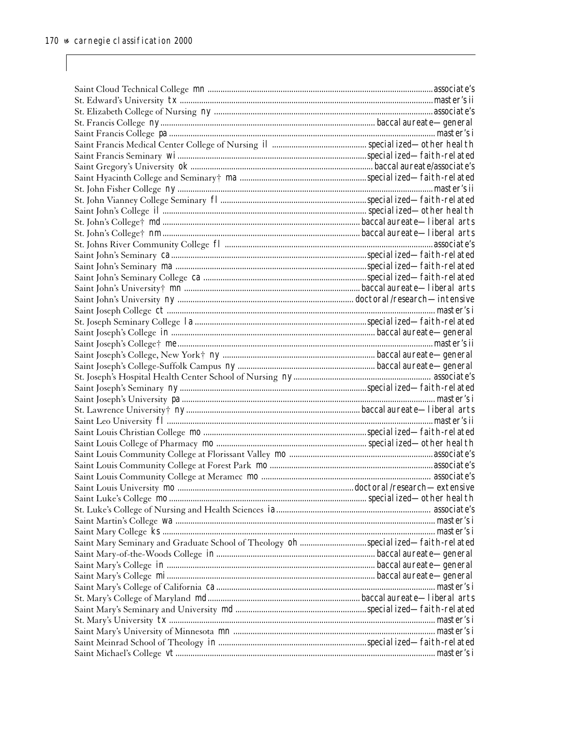Saint Cloud Technical College mn ........ associate's
St. Edward's University tx ........ master's ii
St. Elizabeth College of Nursing ny ........ associate's
St. Francis College ny ........ baccalaureate—general
Saint Francis College pa ........ master's i
Saint Francis Medical Center College of Nursing il ........ specialized—other health
Saint Francis Seminary wi ........ specialized—faith-related
Saint Gregory's University ok ........ baccalaureate/associate's
Saint Hyacinth College and Seminary† ma ........ specialized—faith-related
St. John Fisher College ny ........ master's ii
St. John Vianney College Seminary fl ........ specialized—faith-related
Saint John's College il ........ specialized—other health
St. John's College† md ........ baccalaureate—liberal arts
St. John's College† nm ........ baccalaureate—liberal arts
St. Johns River Community College fl ........ associate's
Saint John's Seminary ca ........ specialized—faith-related
Saint John's Seminary ma ........ specialized—faith-related
Saint John's Seminary College ca ........ specialized—faith-related
Saint John's University† mn ........ baccalaureate—liberal arts
Saint John's University ny ........ doctoral/research—intensive
Saint Joseph College ct ........ master's i
St. Joseph Seminary College la ........ specialized—faith-related
Saint Joseph's College in ........ baccalaureate—general
Saint Joseph's College† me ........ master's ii
Saint Joseph's College, New York† ny ........ baccalaureate—general
Saint Joseph's College-Suffolk Campus ny ........ baccalaureate—general
St. Joseph's Hospital Health Center School of Nursing ny ........ associate's
Saint Joseph's Seminary ny ........ specialized—faith-related
Saint Joseph's University pa ........ master's i
St. Lawrence University† ny ........ baccalaureate—liberal arts
Saint Leo University fl ........ master's ii
Saint Louis Christian College mo ........ specialized—faith-related
Saint Louis College of Pharmacy mo ........ specialized—other health
Saint Louis Community College at Florissant Valley mo ........ associate's
Saint Louis Community College at Forest Park mo ........ associate's
Saint Louis Community College at Meramec mo ........ associate's
Saint Louis University mo ........ doctoral/research—extensive
Saint Luke's College mo ........ specialized—other health
St. Luke's College of Nursing and Health Sciences ia ........ associate's
Saint Martin's College wa ........ master's i
Saint Mary College ks ........ master's i
Saint Mary Seminary and Graduate School of Theology oh ........ specialized—faith-related
Saint Mary-of-the-Woods College in ........ baccalaureate—general
Saint Mary's College in ........ baccalaureate—general
Saint Mary's College mi ........ baccalaureate—general
Saint Mary's College of California ca ........ master's i
St. Mary's College of Maryland md ........ baccalaureate—liberal arts
Saint Mary's Seminary and University md ........ specialized—faith-related
St. Mary's University tx ........ master's i
Saint Mary's University of Minnesota mn ........ master's i
Saint Meinrad School of Theology in ........ specialized—faith-related
Saint Michael's College vt ........ master's i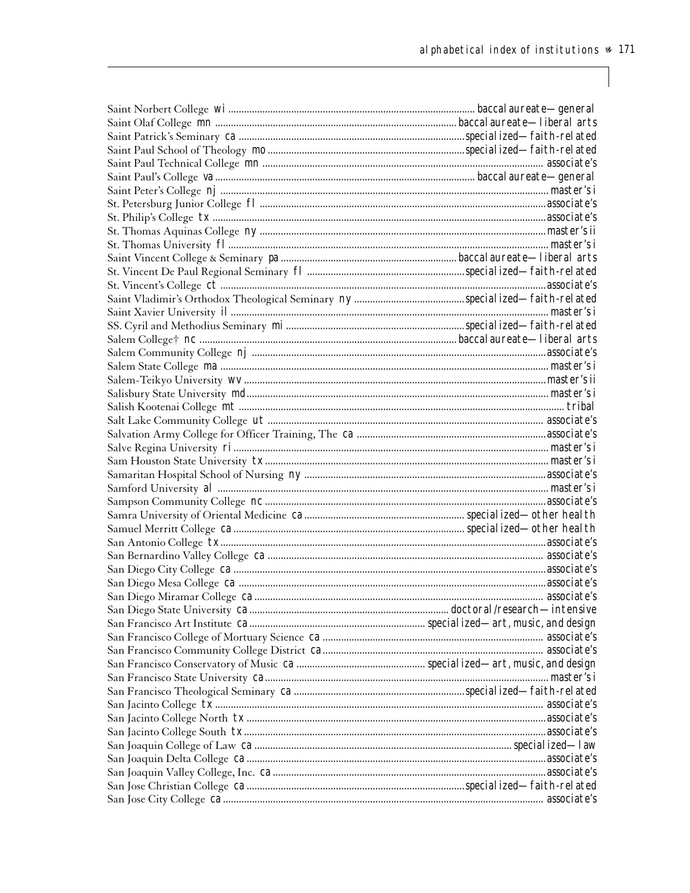| | | |
|---|---|---|
| Saint Norbert College | wi | baccalaureate—general |
| Saint Olaf College | mn | baccalaureate—liberal arts |
| Saint Patrick's Seminary | ca | specialized—faith-related |
| Saint Paul School of Theology | mo | specialized—faith-related |
| Saint Paul Technical College | mn | associate's |
| Saint Paul's College | va | baccalaureate—general |
| Saint Peter's College | nj | master's i |
| St. Petersburg Junior College | fl | associate's |
| St. Philip's College | tx | associate's |
| St. Thomas Aquinas College | ny | master's ii |
| St. Thomas University | fl | master's i |
| Saint Vincent College & Seminary | pa | baccalaureate—liberal arts |
| St. Vincent De Paul Regional Seminary | fl | specialized—faith-related |
| St. Vincent's College | ct | associate's |
| Saint Vladimir's Orthodox Theological Seminary | ny | specialized—faith-related |
| Saint Xavier University | il | master's i |
| SS. Cyril and Methodius Seminary | mi | specialized—faith-related |
| Salem College† | nc | baccalaureate—liberal arts |
| Salem Community College | nj | associate's |
| Salem State College | ma | master's i |
| Salem-Teikyo University | wv | master's ii |
| Salisbury State University | md | master's i |
| Salish Kootenai College | mt | tribal |
| Salt Lake Community College | ut | associate's |
| Salvation Army College for Officer Training, The | ca | associate's |
| Salve Regina University | ri | master's i |
| Sam Houston State University | tx | master's i |
| Samaritan Hospital School of Nursing | ny | associate's |
| Samford University | al | master's i |
| Sampson Community College | nc | associate's |
| Samra University of Oriental Medicine | ca | specialized—other health |
| Samuel Merritt College | ca | specialized—other health |
| San Antonio College | tx | associate's |
| San Bernardino Valley College | ca | associate's |
| San Diego City College | ca | associate's |
| San Diego Mesa College | ca | associate's |
| San Diego Miramar College | ca | associate's |
| San Diego State University | ca | doctoral/research—intensive |
| San Francisco Art Institute | ca | specialized—art, music, and design |
| San Francisco College of Mortuary Science | ca | associate's |
| San Francisco Community College District | ca | associate's |
| San Francisco Conservatory of Music | ca | specialized—art, music, and design |
| San Francisco State University | ca | master's i |
| San Francisco Theological Seminary | ca | specialized—faith-related |
| San Jacinto College | tx | associate's |
| San Jacinto College North | tx | associate's |
| San Jacinto College South | tx | associate's |
| San Joaquin College of Law | ca | specialized—law |
| San Joaquin Delta College | ca | associate's |
| San Joaquin Valley College, Inc. | ca | associate's |
| San Jose Christian College | ca | specialized—faith-related |
| San Jose City College | ca | associate's |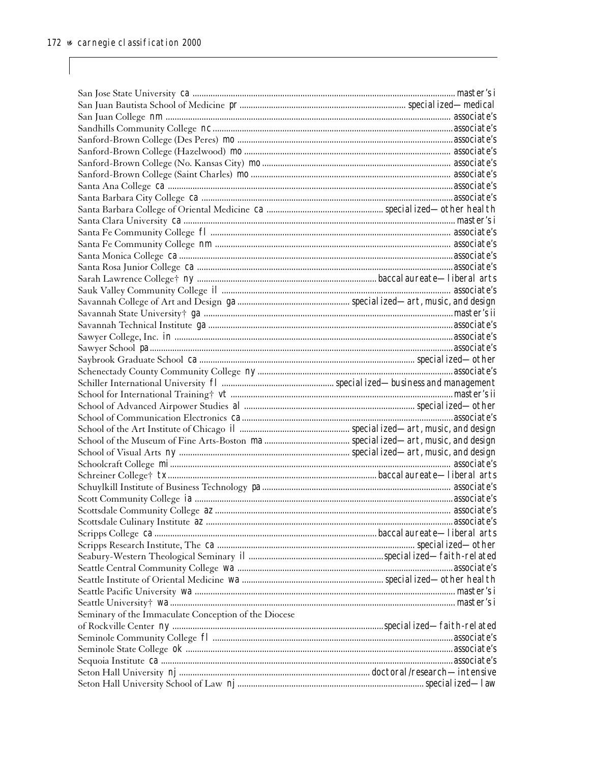San Jose State University ca ........ master's i
San Juan Bautista School of Medicine pr ........ specialized—medical
San Juan College nm ........ associate's
Sandhills Community College nc ........ associate's
Sanford-Brown College (Des Peres) mo ........ associate's
Sanford-Brown College (Hazelwood) mo ........ associate's
Sanford-Brown College (No. Kansas City) mo ........ associate's
Sanford-Brown College (Saint Charles) mo ........ associate's
Santa Ana College ca ........ associate's
Santa Barbara City College ca ........ associate's
Santa Barbara College of Oriental Medicine ca ........ specialized—other health
Santa Clara University ca ........ master's i
Santa Fe Community College fl ........ associate's
Santa Fe Community College nm ........ associate's
Santa Monica College ca ........ associate's
Santa Rosa Junior College ca ........ associate's
Sarah Lawrence College† ny ........ baccalaureate—liberal arts
Sauk Valley Community College il ........ associate's
Savannah College of Art and Design ga ........ specialized—art, music, and design
Savannah State University† ga ........ master's ii
Savannah Technical Institute ga ........ associate's
Sawyer College, Inc. in ........ associate's
Sawyer School pa ........ associate's
Saybrook Graduate School ca ........ specialized—other
Schenectady County Community College ny ........ associate's
Schiller International University fl ........ specialized—business and management
School for International Training† vt ........ master's ii
School of Advanced Airpower Studies al ........ specialized—other
School of Communication Electronics ca ........ associate's
School of the Art Institute of Chicago il ........ specialized—art, music, and design
School of the Museum of Fine Arts-Boston ma ........ specialized—art, music, and design
School of Visual Arts ny ........ specialized—art, music, and design
Schoolcraft College mi ........ associate's
Schreiner College† tx ........ baccalaureate—liberal arts
Schuylkill Institute of Business Technology pa ........ associate's
Scott Community College ia ........ associate's
Scottsdale Community College az ........ associate's
Scottsdale Culinary Institute az ........ associate's
Scripps College ca ........ baccalaureate—liberal arts
Scripps Research Institute, The ca ........ specialized—other
Seabury-Western Theological Seminary il ........ specialized—faith-related
Seattle Central Community College wa ........ associate's
Seattle Institute of Oriental Medicine wa ........ specialized—other health
Seattle Pacific University wa ........ master's i
Seattle University† wa ........ master's i
Seminary of the Immaculate Conception of the Diocese of Rockville Center ny ........ specialized—faith-related
Seminole Community College fl ........ associate's
Seminole State College ok ........ associate's
Sequoia Institute ca ........ associate's
Seton Hall University nj ........ doctoral/research—intensive
Seton Hall University School of Law nj ........ specialized—law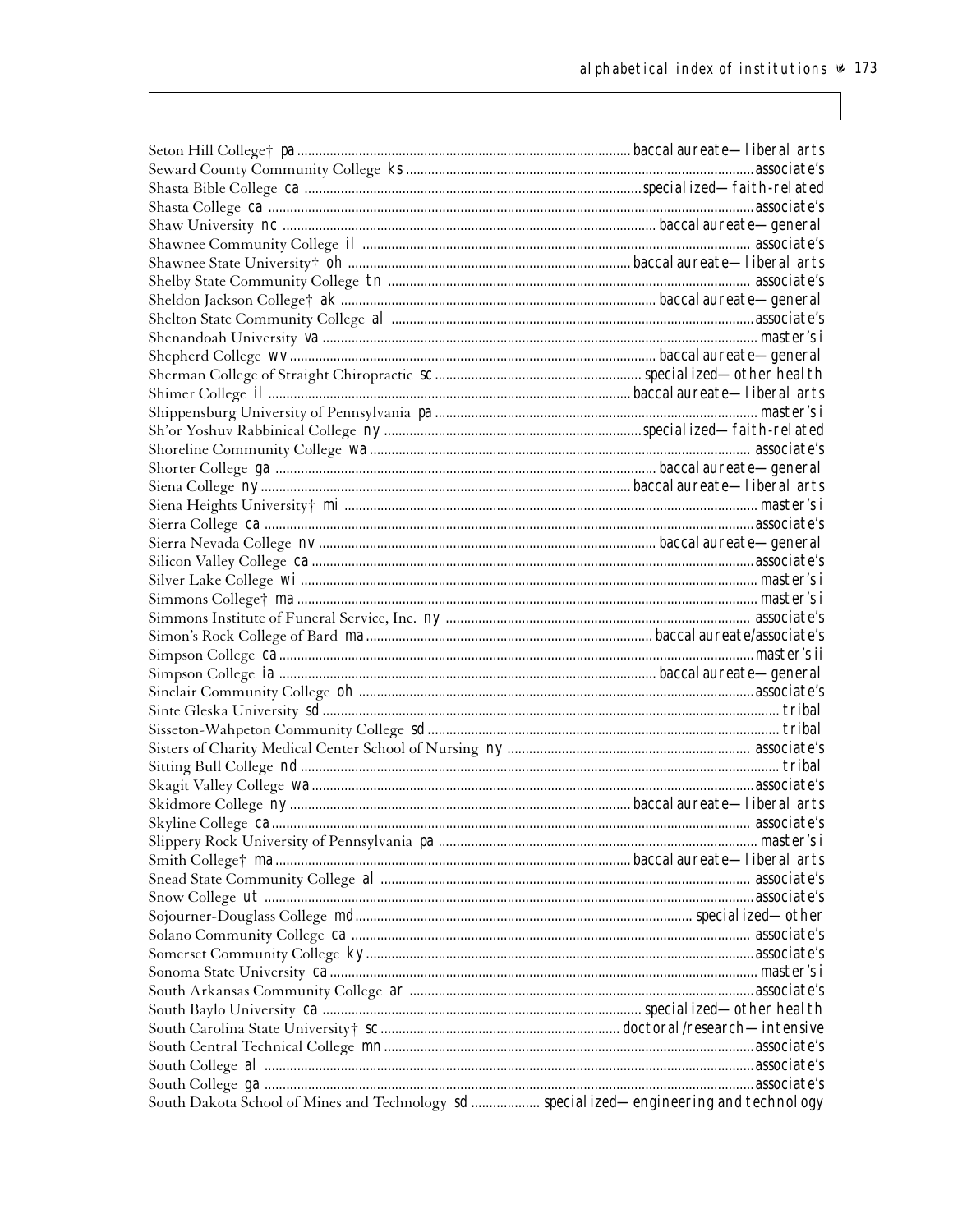Seton Hill College† pa ........ baccalaureate—liberal arts
Seward County Community College ks ........ associate's
Shasta Bible College ca ........ specialized—faith-related
Shasta College ca ........ associate's
Shaw University nc ........ baccalaureate—general
Shawnee Community College il ........ associate's
Shawnee State University† oh ........ baccalaureate—liberal arts
Shelby State Community College tn ........ associate's
Sheldon Jackson College† ak ........ baccalaureate—general
Shelton State Community College al ........ associate's
Shenandoah University va ........ master's i
Shepherd College wv ........ baccalaureate—general
Sherman College of Straight Chiropractic sc ........ specialized—other health
Shimer College il ........ baccalaureate—liberal arts
Shippensburg University of Pennsylvania pa ........ master's i
Sh'or Yoshuv Rabbinical College ny ........ specialized—faith-related
Shoreline Community College wa ........ associate's
Shorter College ga ........ baccalaureate—general
Siena College ny ........ baccalaureate—liberal arts
Siena Heights University† mi ........ master's i
Sierra College ca ........ associate's
Sierra Nevada College nv ........ baccalaureate—general
Silicon Valley College ca ........ associate's
Silver Lake College wi ........ master's i
Simmons College† ma ........ master's i
Simmons Institute of Funeral Service, Inc. ny ........ associate's
Simon's Rock College of Bard ma ........ baccalaureate/associate's
Simpson College ca ........ master's ii
Simpson College ia ........ baccalaureate—general
Sinclair Community College oh ........ associate's
Sinte Gleska University sd ........ tribal
Sisseton-Wahpeton Community College sd ........ tribal
Sisters of Charity Medical Center School of Nursing ny ........ associate's
Sitting Bull College nd ........ tribal
Skagit Valley College wa ........ associate's
Skidmore College ny ........ baccalaureate—liberal arts
Skyline College ca ........ associate's
Slippery Rock University of Pennsylvania pa ........ master's i
Smith College† ma ........ baccalaureate—liberal arts
Snead State Community College al ........ associate's
Snow College ut ........ associate's
Sojourner-Douglass College md ........ specialized—other
Solano Community College ca ........ associate's
Somerset Community College ky ........ associate's
Sonoma State University ca ........ master's i
South Arkansas Community College ar ........ associate's
South Baylo University ca ........ specialized—other health
South Carolina State University† sc ........ doctoral/research—intensive
South Central Technical College mn ........ associate's
South College al ........ associate's
South College ga ........ associate's
South Dakota School of Mines and Technology sd ........ specialized—engineering and technology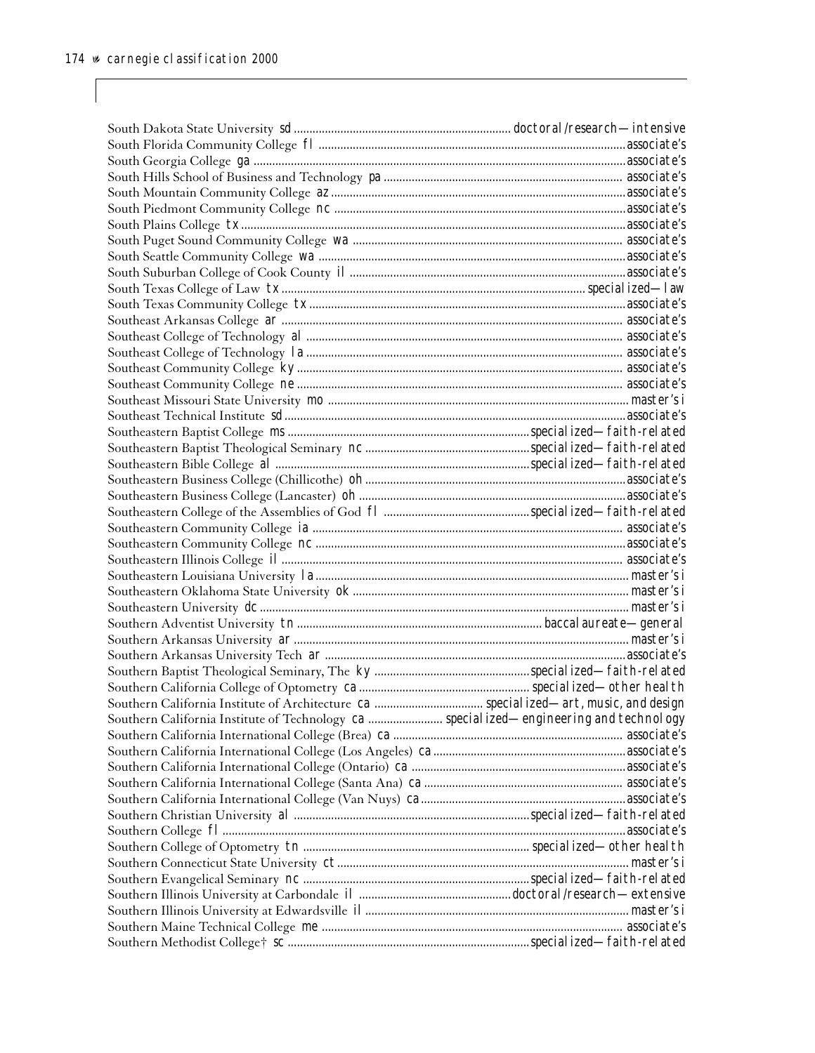| Institution | State | Classification |
|---|---|---|
| South Dakota State University | sd | doctoral/research—intensive |
| South Florida Community College | fl | associate's |
| South Georgia College | ga | associate's |
| South Hills School of Business and Technology | pa | associate's |
| South Mountain Community College | az | associate's |
| South Piedmont Community College | nc | associate's |
| South Plains College | tx | associate's |
| South Puget Sound Community College | wa | associate's |
| South Seattle Community College | wa | associate's |
| South Suburban College of Cook County | il | associate's |
| South Texas College of Law | tx | specialized—law |
| South Texas Community College | tx | associate's |
| Southeast Arkansas College | ar | associate's |
| Southeast College of Technology | al | associate's |
| Southeast College of Technology | la | associate's |
| Southeast Community College | ky | associate's |
| Southeast Community College | ne | associate's |
| Southeast Missouri State University | mo | master's i |
| Southeast Technical Institute | sd | associate's |
| Southeastern Baptist College | ms | specialized—faith-related |
| Southeastern Baptist Theological Seminary | nc | specialized—faith-related |
| Southeastern Bible College | al | specialized—faith-related |
| Southeastern Business College (Chillicothe) | oh | associate's |
| Southeastern Business College (Lancaster) | oh | associate's |
| Southeastern College of the Assemblies of God | fl | specialized—faith-related |
| Southeastern Community College | ia | associate's |
| Southeastern Community College | nc | associate's |
| Southeastern Illinois College | il | associate's |
| Southeastern Louisiana University | la | master's i |
| Southeastern Oklahoma State University | ok | master's i |
| Southeastern University | dc | master's i |
| Southern Adventist University | tn | baccalaureate—general |
| Southern Arkansas University | ar | master's i |
| Southern Arkansas University Tech | ar | associate's |
| Southern Baptist Theological Seminary, The | ky | specialized—faith-related |
| Southern California College of Optometry | ca | specialized—other health |
| Southern California Institute of Architecture | ca | specialized—art, music, and design |
| Southern California Institute of Technology | ca | specialized—engineering and technology |
| Southern California International College (Brea) | ca | associate's |
| Southern California International College (Los Angeles) | ca | associate's |
| Southern California International College (Ontario) | ca | associate's |
| Southern California International College (Santa Ana) | ca | associate's |
| Southern California International College (Van Nuys) | ca | associate's |
| Southern Christian University | al | specialized—faith-related |
| Southern College | fl | associate's |
| Southern College of Optometry | tn | specialized—other health |
| Southern Connecticut State University | ct | master's i |
| Southern Evangelical Seminary | nc | specialized—faith-related |
| Southern Illinois University at Carbondale | il | doctoral/research—extensive |
| Southern Illinois University at Edwardsville | il | master's i |
| Southern Maine Technical College | me | associate's |
| Southern Methodist College† | sc | specialized—faith-related |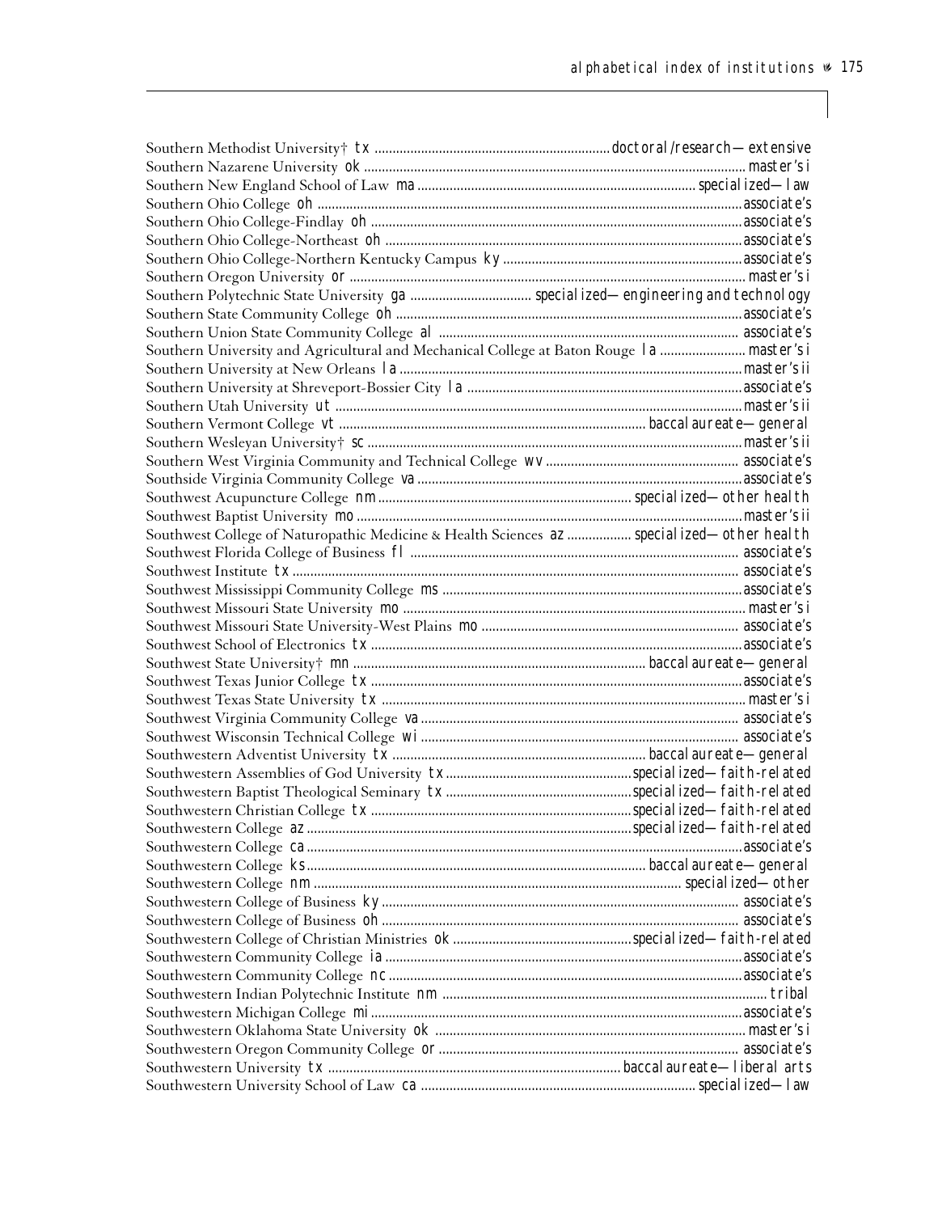Southern Methodist University† tx ........................................................... doctoral/research—extensive
Southern Nazarene University ok ........................................................... master's i
Southern New England School of Law ma ........................................................... specialized—law
Southern Ohio College oh ........................................................... associate's
Southern Ohio College-Findlay oh ........................................................... associate's
Southern Ohio College-Northeast oh ........................................................... associate's
Southern Ohio College-Northern Kentucky Campus ky ........................................................... associate's
Southern Oregon University or ........................................................... master's i
Southern Polytechnic State University ga ........................................................... specialized—engineering and technology
Southern State Community College oh ........................................................... associate's
Southern Union State Community College al ........................................................... associate's
Southern University and Agricultural and Mechanical College at Baton Rouge la ........................................................... master's i
Southern University at New Orleans la ........................................................... master's ii
Southern University at Shreveport-Bossier City la ........................................................... associate's
Southern Utah University ut ........................................................... master's ii
Southern Vermont College vt ........................................................... baccalaureate—general
Southern Wesleyan University† sc ........................................................... master's ii
Southern West Virginia Community and Technical College wv ........................................................... associate's
Southside Virginia Community College va ........................................................... associate's
Southwest Acupuncture College nm ........................................................... specialized—other health
Southwest Baptist University mo ........................................................... master's ii
Southwest College of Naturopathic Medicine & Health Sciences az ........................................................... specialized—other health
Southwest Florida College of Business fl ........................................................... associate's
Southwest Institute tx ........................................................... associate's
Southwest Mississippi Community College ms ........................................................... associate's
Southwest Missouri State University mo ........................................................... master's i
Southwest Missouri State University-West Plains mo ........................................................... associate's
Southwest School of Electronics tx ........................................................... associate's
Southwest State University† mn ........................................................... baccalaureate—general
Southwest Texas Junior College tx ........................................................... associate's
Southwest Texas State University tx ........................................................... master's i
Southwest Virginia Community College va ........................................................... associate's
Southwest Wisconsin Technical College wi ........................................................... associate's
Southwestern Adventist University tx ........................................................... baccalaureate—general
Southwestern Assemblies of God University tx ........................................................... specialized—faith-related
Southwestern Baptist Theological Seminary tx ........................................................... specialized—faith-related
Southwestern Christian College tx ........................................................... specialized—faith-related
Southwestern College az ........................................................... specialized—faith-related
Southwestern College ca ........................................................... associate's
Southwestern College ks ........................................................... baccalaureate—general
Southwestern College nm ........................................................... specialized—other
Southwestern College of Business ky ........................................................... associate's
Southwestern College of Business oh ........................................................... associate's
Southwestern College of Christian Ministries ok ........................................................... specialized—faith-related
Southwestern Community College ia ........................................................... associate's
Southwestern Community College nc ........................................................... associate's
Southwestern Indian Polytechnic Institute nm ........................................................... tribal
Southwestern Michigan College mi ........................................................... associate's
Southwestern Oklahoma State University ok ........................................................... master's i
Southwestern Oregon Community College or ........................................................... associate's
Southwestern University tx ........................................................... baccalaureate—liberal arts
Southwestern University School of Law ca ........................................................... specialized—law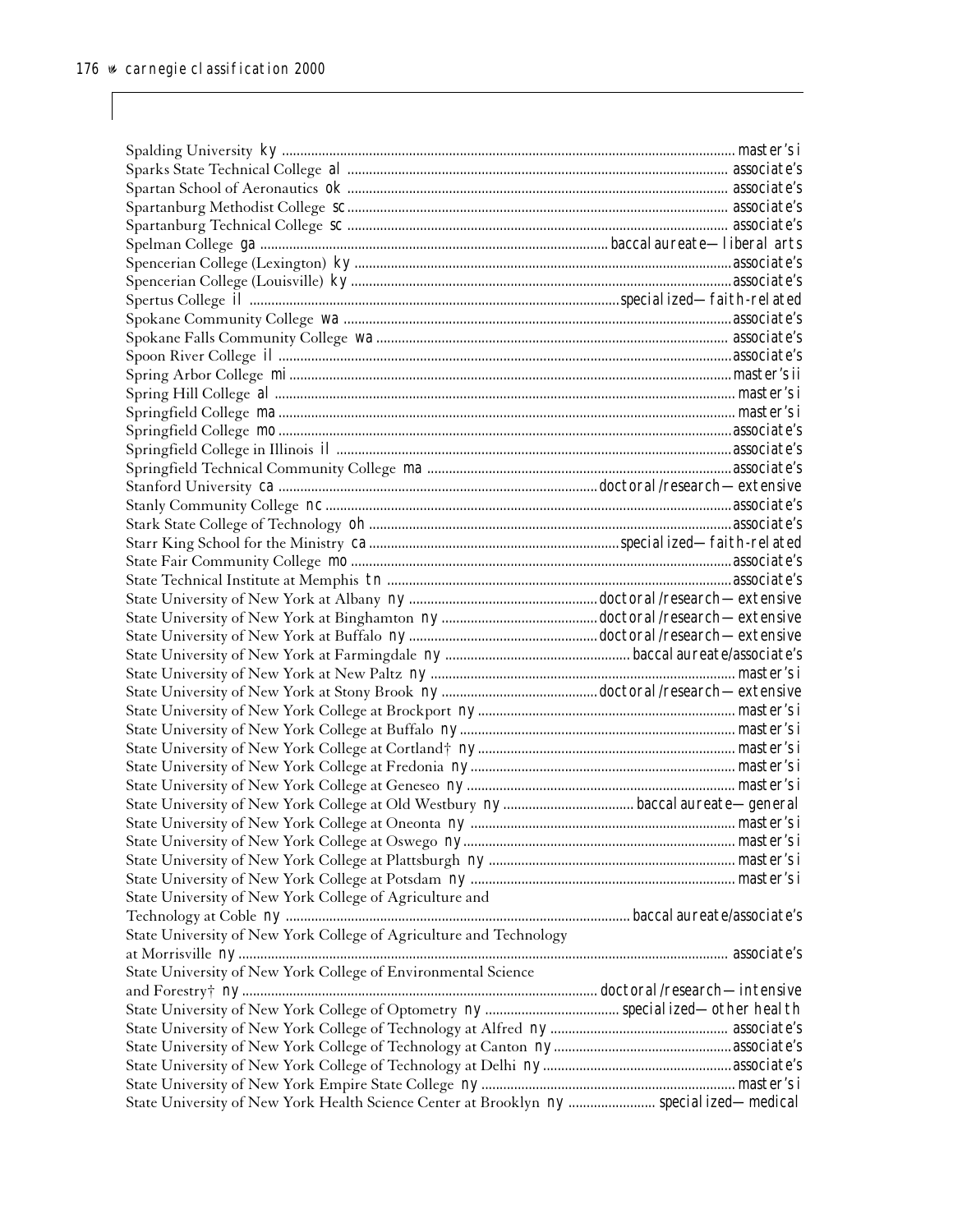Spalding University ky ........................................................................................................ master's i
Sparks State Technical College al ........................................................................................ associate's
Spartan School of Aeronautics ok ........................................................................................ associate's
Spartanburg Methodist College sc ........................................................................................ associate's
Spartanburg Technical College sc ........................................................................................ associate's
Spelman College ga ................................................................................ baccalaureate—liberal arts
Spencerian College (Lexington) ky ........................................................................................ associate's
Spencerian College (Louisville) ky ........................................................................................ associate's
Spertus College il ....................................................................................... specialized—faith-related
Spokane Community College wa ........................................................................................ associate's
Spokane Falls Community College wa ........................................................................................ associate's
Spoon River College il ........................................................................................ associate's
Spring Arbor College mi ........................................................................................ master's ii
Spring Hill College al ........................................................................................ master's i
Springfield College ma ........................................................................................ master's i
Springfield College mo ........................................................................................ associate's
Springfield College in Illinois il ........................................................................................ associate's
Springfield Technical Community College ma ........................................................................................ associate's
Stanford University ca ................................................................................ doctoral/research—extensive
Stanly Community College nc ........................................................................................ associate's
Stark State College of Technology oh ........................................................................................ associate's
Starr King School for the Ministry ca ....................................................................... specialized—faith-related
State Fair Community College mo ........................................................................................ associate's
State Technical Institute at Memphis tn ........................................................................................ associate's
State University of New York at Albany ny ........................................................ doctoral/research—extensive
State University of New York at Binghamton ny ................................................ doctoral/research—extensive
State University of New York at Buffalo ny ........................................................ doctoral/research—extensive
State University of New York at Farmingdale ny ................................................ baccalaureate/associate's
State University of New York at New Paltz ny ........................................................................ master's i
State University of New York at Stony Brook ny ................................................ doctoral/research—extensive
State University of New York College at Brockport ny ........................................................ master's i
State University of New York College at Buffalo ny ........................................................ master's i
State University of New York College at Cortland† ny ........................................................ master's i
State University of New York College at Fredonia ny ........................................................ master's i
State University of New York College at Geneseo ny ........................................................ master's i
State University of New York College at Old Westbury ny ........................................ baccalaureate—general
State University of New York College at Oneonta ny ........................................................ master's i
State University of New York College at Oswego ny ........................................................ master's i
State University of New York College at Plattsburgh ny ........................................................ master's i
State University of New York College at Potsdam ny ........................................................ master's i
State University of New York College of Agriculture and Technology at Coble ny ........................................ baccalaureate/associate's
State University of New York College of Agriculture and Technology at Morrisville ny ........................................ associate's
State University of New York College of Environmental Science and Forestry† ny ........................................ doctoral/research—intensive
State University of New York College of Optometry ny ........................................ specialized—other health
State University of New York College of Technology at Alfred ny ........................................ associate's
State University of New York College of Technology at Canton ny ........................................ associate's
State University of New York College of Technology at Delhi ny ........................................ associate's
State University of New York Empire State College ny ........................................................ master's i
State University of New York Health Science Center at Brooklyn ny ........................ specialized—medical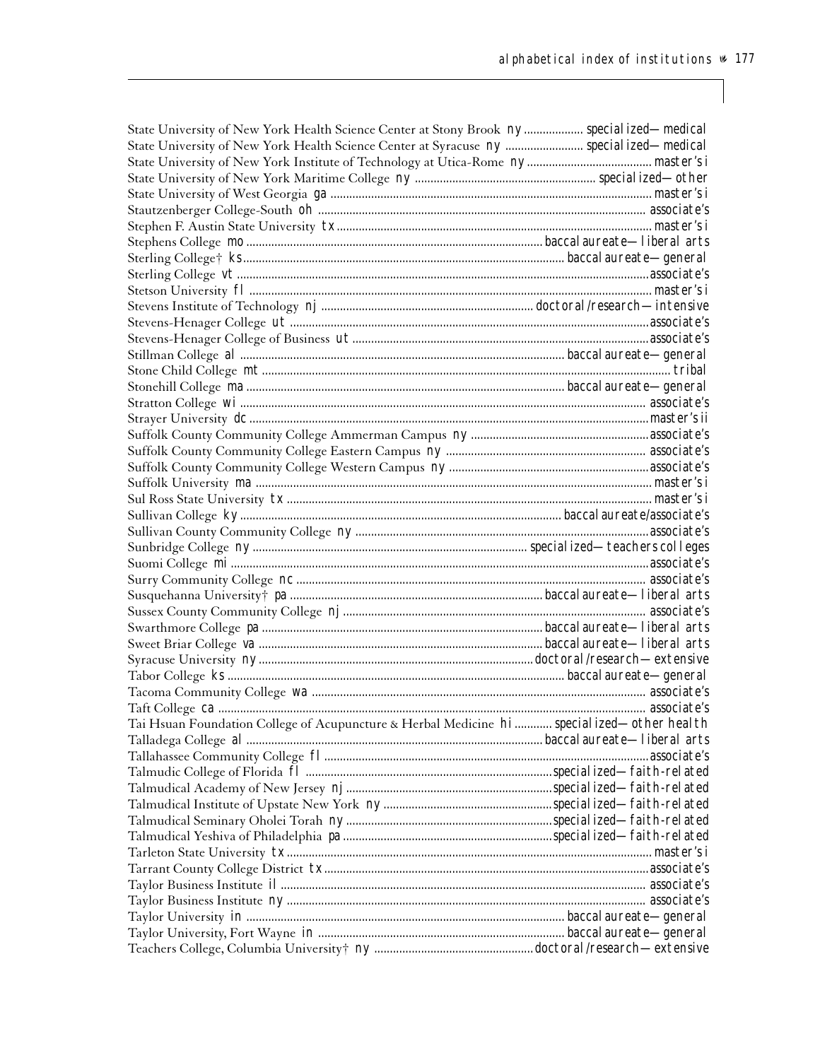State University of New York Health Science Center at Stony Brook *ny* .................. specialized—medical
State University of New York Health Science Center at Syracuse *ny* .......................... specialized—medical
State University of New York Institute of Technology at Utica-Rome *ny* ........................................ master's i
State University of New York Maritime College *ny* .......................................................... specialized—other
State University of West Georgia *ga* ...................................................................................................... master's i
Stautzenberger College-South *oh* ......................................................................................................... associate's
Stephen F. Austin State University *tx* ................................................................................................... master's i
Stephens College *mo* ................................................................................................ baccalaureate—liberal arts
Sterling College† *ks* ....................................................................................................... baccalaureate—general
Sterling College *vt* ................................................................................................................................... associate's
Stetson University *fl* ............................................................................................................................... master's i
Stevens Institute of Technology *nj* ........................................................................ doctoral/research—intensive
Stevens-Henager College *ut* ..................................................................................................................... associate's
Stevens-Henager College of Business *ut* ................................................................................................ associate's
Stillman College *al* ......................................................................................................... baccalaureate—general
Stone Child College *mt* ..................................................................................................................................... tribal
Stonehill College *ma* ..................................................................................................... baccalaureate—general
Stratton College *wi* ................................................................................................................................... associate's
Strayer University *dc* ............................................................................................................................... master's ii
Suffolk County Community College Ammerman Campus *ny* .......................................................... associate's
Suffolk County Community College Eastern Campus *ny* ................................................................. associate's
Suffolk County Community College Western Campus *ny* ................................................................. associate's
Suffolk University *ma* .............................................................................................................................. master's i
Sul Ross State University *tx* ................................................................................................................... master's i
Sullivan College *ky* .................................................................................................. baccalaureate/associate's
Sullivan County Community College *ny* ................................................................................................ associate's
Sunbridge College *ny* ...................................................................................... specialized—teachers colleges
Suomi College *mi* ..................................................................................................................................... associate's
Surry Community College *nc* .................................................................................................................. associate's
Susquehanna University† *pa* ................................................................................. baccalaureate—liberal arts
Sussex County Community College *nj* .................................................................................................. associate's
Swarthmore College *pa* ......................................................................................... baccalaureate—liberal arts
Sweet Briar College *va* .......................................................................................... baccalaureate—liberal arts
Syracuse University *ny* ......................................................................................... doctoral/research—extensive
Tabor College *ks* ............................................................................................................ baccalaureate—general
Tacoma Community College *wa* ............................................................................................................ associate's
Taft College *ca* ........................................................................................................................................ associate's
Tai Hsuan Foundation College of Acupuncture & Herbal Medicine *hi* ............ specialized—other health
Talladega College *al* ............................................................................................... baccalaureate—liberal arts
Tallahassee Community College *fl* ......................................................................................................... associate's
Talmudic College of Florida *fl* ..................................................................................... specialized—faith-related
Talmudical Academy of New Jersey *nj* ....................................................................... specialized—faith-related
Talmudical Institute of Upstate New York *ny* ............................................................ specialized—faith-related
Talmudical Seminary Oholei Torah *ny* ....................................................................... specialized—faith-related
Talmudical Yeshiva of Philadelphia *pa* ...................................................................... specialized—faith-related
Tarleton State University *tx* ................................................................................................................... master's i
Tarrant County College District *tx* ........................................................................................................ associate's
Taylor Business Institute *il* .................................................................................................................... associate's
Taylor Business Institute *ny* .................................................................................................................. associate's
Taylor University *in* ....................................................................................................... baccalaureate—general
Taylor University, Fort Wayne *in* ................................................................................. baccalaureate—general
Teachers College, Columbia University† *ny* ....................................................... doctoral/research—extensive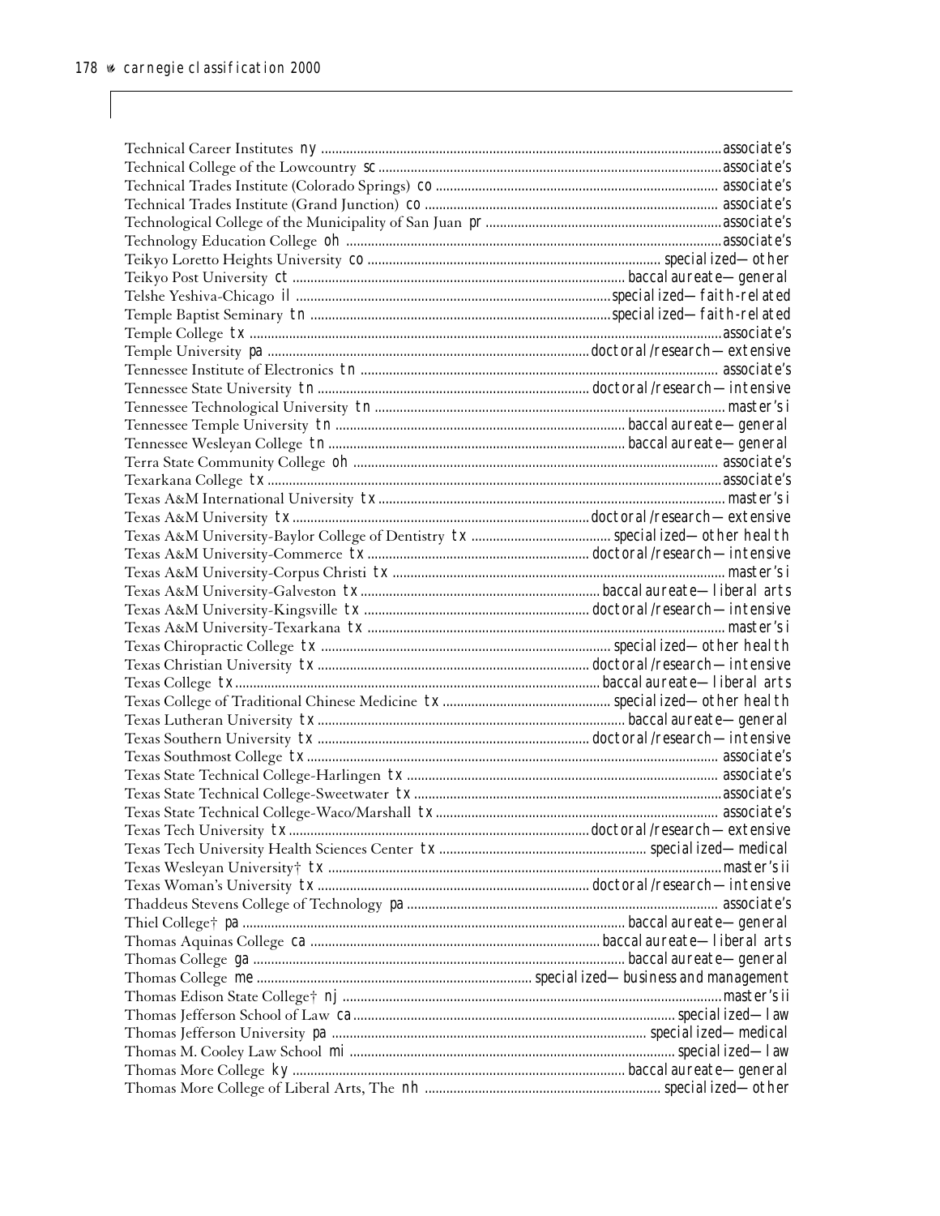| | |
|---|---|
| Technical Career Institutes ny | associate's |
| Technical College of the Lowcountry sc | associate's |
| Technical Trades Institute (Colorado Springs) co | associate's |
| Technical Trades Institute (Grand Junction) co | associate's |
| Technological College of the Municipality of San Juan pr | associate's |
| Technology Education College oh | associate's |
| Teikyo Loretto Heights University co | specialized—other |
| Teikyo Post University ct | baccalaureate—general |
| Telshe Yeshiva-Chicago il | specialized—faith-related |
| Temple Baptist Seminary tn | specialized—faith-related |
| Temple College tx | associate's |
| Temple University pa | doctoral/research—extensive |
| Tennessee Institute of Electronics tn | associate's |
| Tennessee State University tn | doctoral/research—intensive |
| Tennessee Technological University tn | master's i |
| Tennessee Temple University tn | baccalaureate—general |
| Tennessee Wesleyan College tn | baccalaureate—general |
| Terra State Community College oh | associate's |
| Texarkana College tx | associate's |
| Texas A&M International University tx | master's i |
| Texas A&M University tx | doctoral/research—extensive |
| Texas A&M University-Baylor College of Dentistry tx | specialized—other health |
| Texas A&M University-Commerce tx | doctoral/research—intensive |
| Texas A&M University-Corpus Christi tx | master's i |
| Texas A&M University-Galveston tx | baccalaureate—liberal arts |
| Texas A&M University-Kingsville tx | doctoral/research—intensive |
| Texas A&M University-Texarkana tx | master's i |
| Texas Chiropractic College tx | specialized—other health |
| Texas Christian University tx | doctoral/research—intensive |
| Texas College tx | baccalaureate—liberal arts |
| Texas College of Traditional Chinese Medicine tx | specialized—other health |
| Texas Lutheran University tx | baccalaureate—general |
| Texas Southern University tx | doctoral/research—intensive |
| Texas Southmost College tx | associate's |
| Texas State Technical College-Harlingen tx | associate's |
| Texas State Technical College-Sweetwater tx | associate's |
| Texas State Technical College-Waco/Marshall tx | associate's |
| Texas Tech University tx | doctoral/research—extensive |
| Texas Tech University Health Sciences Center tx | specialized—medical |
| Texas Wesleyan University† tx | master's ii |
| Texas Woman's University tx | doctoral/research—intensive |
| Thaddeus Stevens College of Technology pa | associate's |
| Thiel College† pa | baccalaureate—general |
| Thomas Aquinas College ca | baccalaureate—liberal arts |
| Thomas College ga | baccalaureate—general |
| Thomas College me | specialized—business and management |
| Thomas Edison State College† nj | master's ii |
| Thomas Jefferson School of Law ca | specialized—law |
| Thomas Jefferson University pa | specialized—medical |
| Thomas M. Cooley Law School mi | specialized—law |
| Thomas More College ky | baccalaureate—general |
| Thomas More College of Liberal Arts, The nh | specialized—other |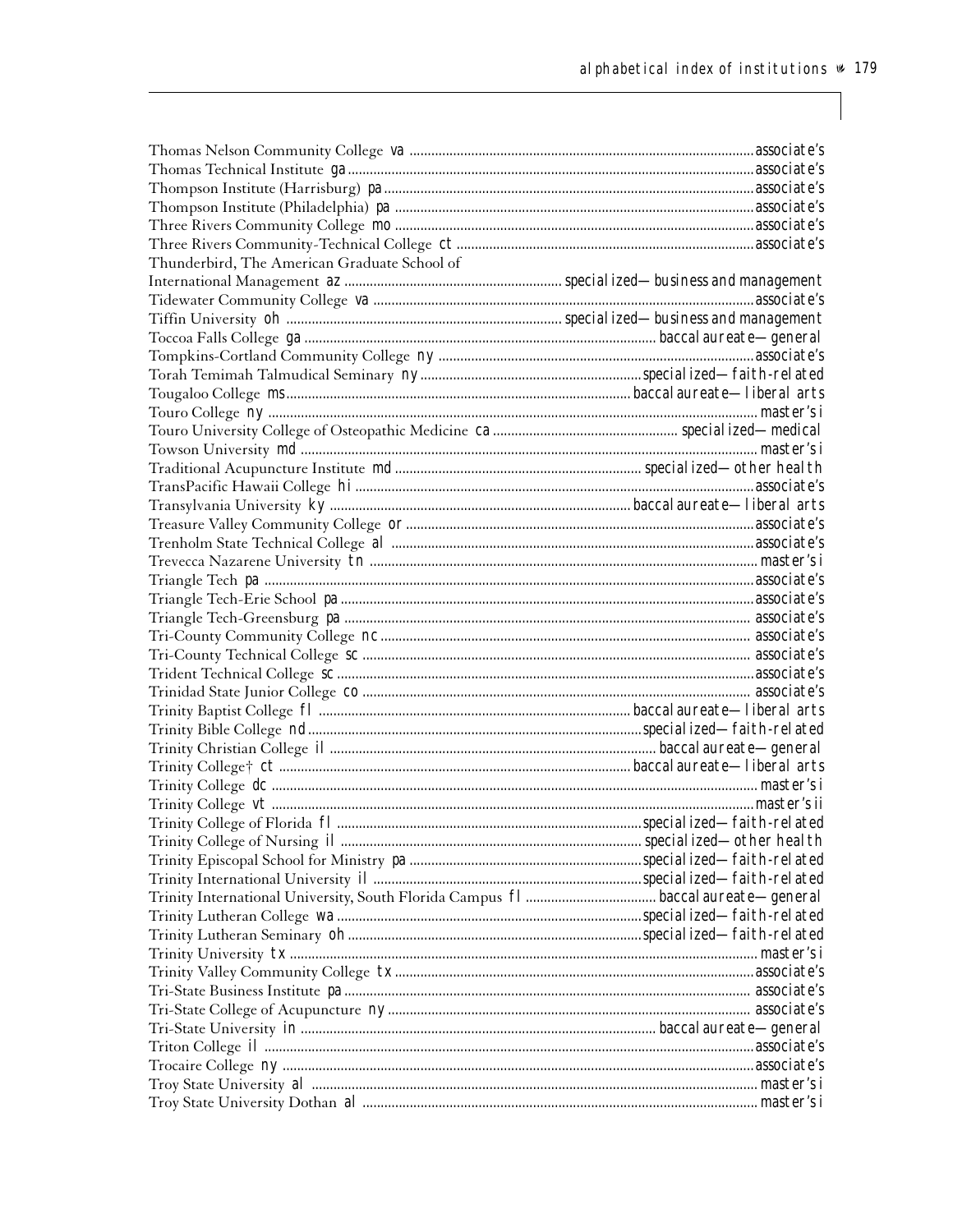Thomas Nelson Community College *va* ........ associate's
Thomas Technical Institute *ga* ........ associate's
Thompson Institute (Harrisburg) *pa* ........ associate's
Thompson Institute (Philadelphia) *pa* ........ associate's
Three Rivers Community College *mo* ........ associate's
Three Rivers Community-Technical College *ct* ........ associate's
Thunderbird, The American Graduate School of International Management *az* ........ specialized—business and management
Tidewater Community College *va* ........ associate's
Tiffin University *oh* ........ specialized—business and management
Toccoa Falls College *ga* ........ baccalaureate—general
Tompkins-Cortland Community College *ny* ........ associate's
Torah Temimah Talmudical Seminary *ny* ........ specialized—faith-related
Tougaloo College *ms* ........ baccalaureate—liberal arts
Touro College *ny* ........ master's i
Touro University College of Osteopathic Medicine *ca* ........ specialized—medical
Towson University *md* ........ master's i
Traditional Acupuncture Institute *md* ........ specialized—other health
TransPacific Hawaii College *hi* ........ associate's
Transylvania University *ky* ........ baccalaureate—liberal arts
Treasure Valley Community College *or* ........ associate's
Trenholm State Technical College *al* ........ associate's
Trevecca Nazarene University *tn* ........ master's i
Triangle Tech *pa* ........ associate's
Triangle Tech-Erie School *pa* ........ associate's
Triangle Tech-Greensburg *pa* ........ associate's
Tri-County Community College *nc* ........ associate's
Tri-County Technical College *sc* ........ associate's
Trident Technical College *sc* ........ associate's
Trinidad State Junior College *co* ........ associate's
Trinity Baptist College *fl* ........ baccalaureate—liberal arts
Trinity Bible College *nd* ........ specialized—faith-related
Trinity Christian College *il* ........ baccalaureate—general
Trinity College† *ct* ........ baccalaureate—liberal arts
Trinity College *dc* ........ master's i
Trinity College *vt* ........ master's ii
Trinity College of Florida *fl* ........ specialized—faith-related
Trinity College of Nursing *il* ........ specialized—other health
Trinity Episcopal School for Ministry *pa* ........ specialized—faith-related
Trinity International University *il* ........ specialized—faith-related
Trinity International University, South Florida Campus *fl* ........ baccalaureate—general
Trinity Lutheran College *wa* ........ specialized—faith-related
Trinity Lutheran Seminary *oh* ........ specialized—faith-related
Trinity University *tx* ........ master's i
Trinity Valley Community College *tx* ........ associate's
Tri-State Business Institute *pa* ........ associate's
Tri-State College of Acupuncture *ny* ........ associate's
Tri-State University *in* ........ baccalaureate—general
Triton College *il* ........ associate's
Trocaire College *ny* ........ associate's
Troy State University *al* ........ master's i
Troy State University Dothan *al* ........ master's i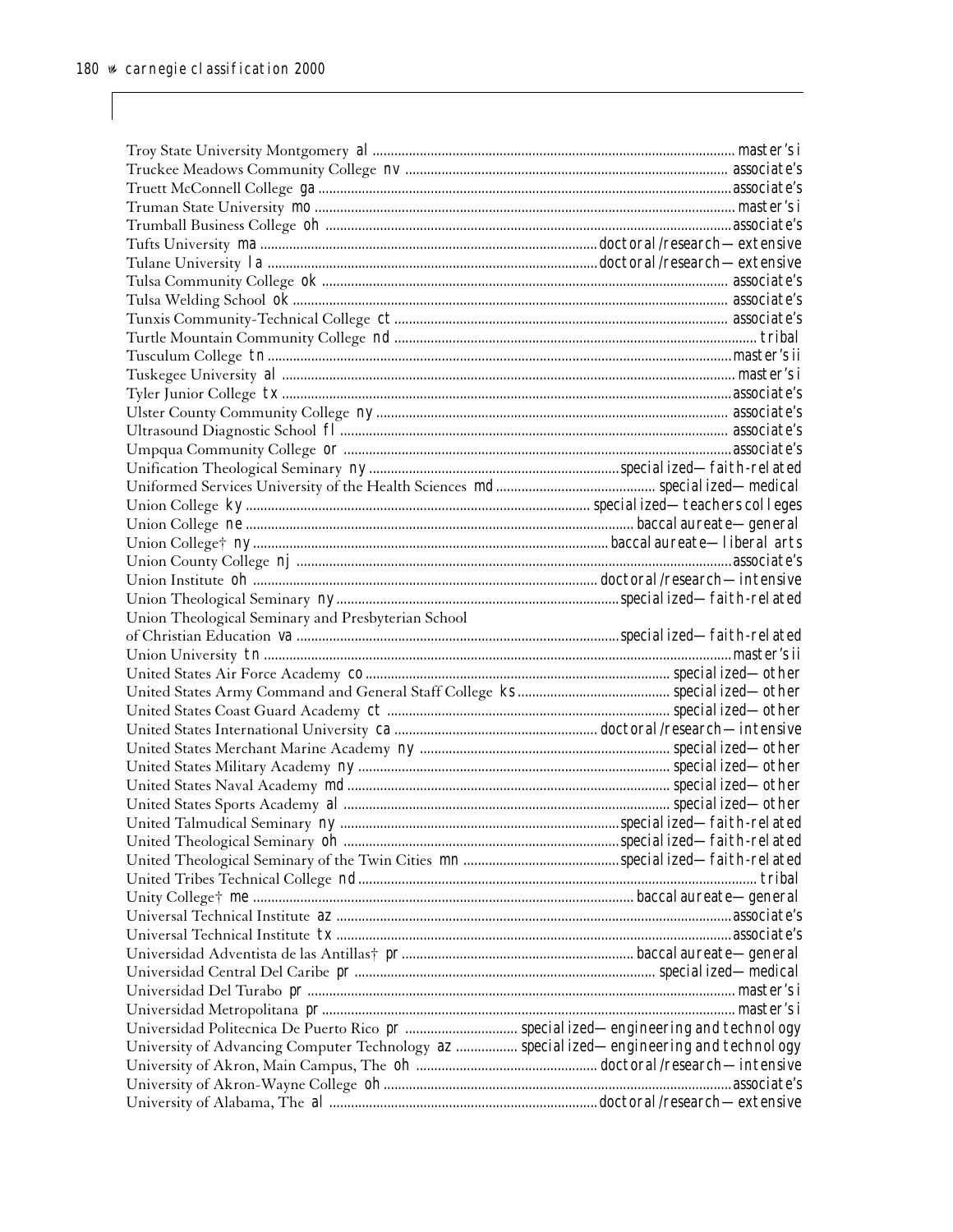Troy State University Montgomery al ........ master's i
Truckee Meadows Community College nv ........ associate's
Truett McConnell College ga ........ associate's
Truman State University mo ........ master's i
Trumball Business College oh ........ associate's
Tufts University ma ........ doctoral/research—extensive
Tulane University la ........ doctoral/research—extensive
Tulsa Community College ok ........ associate's
Tulsa Welding School ok ........ associate's
Tunxis Community-Technical College ct ........ associate's
Turtle Mountain Community College nd ........ tribal
Tusculum College tn ........ master's ii
Tuskegee University al ........ master's i
Tyler Junior College tx ........ associate's
Ulster County Community College ny ........ associate's
Ultrasound Diagnostic School fl ........ associate's
Umpqua Community College or ........ associate's
Unification Theological Seminary ny ........ specialized—faith-related
Uniformed Services University of the Health Sciences md ........ specialized—medical
Union College ky ........ specialized—teachers colleges
Union College ne ........ baccalaureate—general
Union College† ny ........ baccalaureate—liberal arts
Union County College nj ........ associate's
Union Institute oh ........ doctoral/research—intensive
Union Theological Seminary ny ........ specialized—faith-related
Union Theological Seminary and Presbyterian School of Christian Education va ........ specialized—faith-related
Union University tn ........ master's ii
United States Air Force Academy co ........ specialized—other
United States Army Command and General Staff College ks ........ specialized—other
United States Coast Guard Academy ct ........ specialized—other
United States International University ca ........ doctoral/research—intensive
United States Merchant Marine Academy ny ........ specialized—other
United States Military Academy ny ........ specialized—other
United States Naval Academy md ........ specialized—other
United States Sports Academy al ........ specialized—other
United Talmudical Seminary ny ........ specialized—faith-related
United Theological Seminary oh ........ specialized—faith-related
United Theological Seminary of the Twin Cities mn ........ specialized—faith-related
United Tribes Technical College nd ........ tribal
Unity College† me ........ baccalaureate—general
Universal Technical Institute az ........ associate's
Universal Technical Institute tx ........ associate's
Universidad Adventista de las Antillas† pr ........ baccalaureate—general
Universidad Central Del Caribe pr ........ specialized—medical
Universidad Del Turabo pr ........ master's i
Universidad Metropolitana pr ........ master's i
Universidad Politecnica De Puerto Rico pr ........ specialized—engineering and technology
University of Advancing Computer Technology az ........ specialized—engineering and technology
University of Akron, Main Campus, The oh ........ doctoral/research—intensive
University of Akron-Wayne College oh ........ associate's
University of Alabama, The al ........ doctoral/research—extensive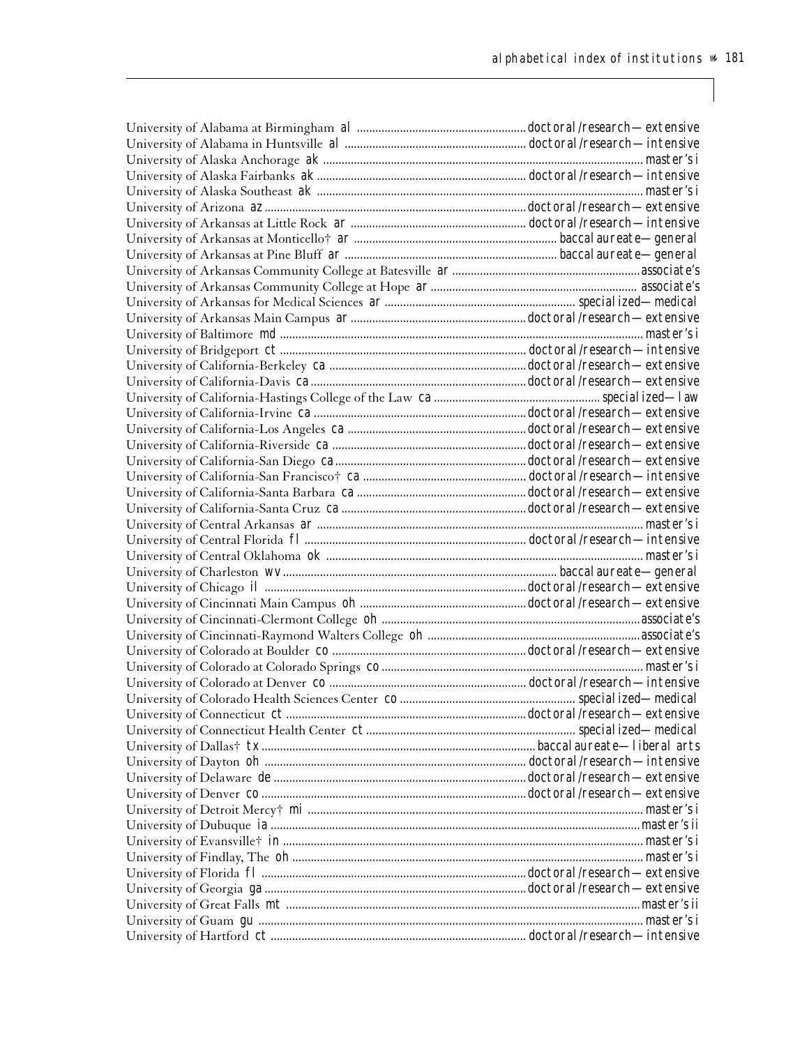| | |
|---|---|
| University of Alabama at Birmingham al | doctoral/research—extensive |
| University of Alabama in Huntsville al | doctoral/research—intensive |
| University of Alaska Anchorage ak | master's i |
| University of Alaska Fairbanks ak | doctoral/research—intensive |
| University of Alaska Southeast ak | master's i |
| University of Arizona az | doctoral/research—extensive |
| University of Arkansas at Little Rock ar | doctoral/research—intensive |
| University of Arkansas at Monticello† ar | baccalaureate—general |
| University of Arkansas at Pine Bluff ar | baccalaureate—general |
| University of Arkansas Community College at Batesville ar | associate's |
| University of Arkansas Community College at Hope ar | associate's |
| University of Arkansas for Medical Sciences ar | specialized—medical |
| University of Arkansas Main Campus ar | doctoral/research—extensive |
| University of Baltimore md | master's i |
| University of Bridgeport ct | doctoral/research—intensive |
| University of California-Berkeley ca | doctoral/research—extensive |
| University of California-Davis ca | doctoral/research—extensive |
| University of California-Hastings College of the Law ca | specialized—law |
| University of California-Irvine ca | doctoral/research—extensive |
| University of California-Los Angeles ca | doctoral/research—extensive |
| University of California-Riverside ca | doctoral/research—extensive |
| University of California-San Diego ca | doctoral/research—extensive |
| University of California-San Francisco† ca | doctoral/research—intensive |
| University of California-Santa Barbara ca | doctoral/research—extensive |
| University of California-Santa Cruz ca | doctoral/research—extensive |
| University of Central Arkansas ar | master's i |
| University of Central Florida fl | doctoral/research—intensive |
| University of Central Oklahoma ok | master's i |
| University of Charleston wv | baccalaureate—general |
| University of Chicago il | doctoral/research—extensive |
| University of Cincinnati Main Campus oh | doctoral/research—extensive |
| University of Cincinnati-Clermont College oh | associate's |
| University of Cincinnati-Raymond Walters College oh | associate's |
| University of Colorado at Boulder co | doctoral/research—extensive |
| University of Colorado at Colorado Springs co | master's i |
| University of Colorado at Denver co | doctoral/research—intensive |
| University of Colorado Health Sciences Center co | specialized—medical |
| University of Connecticut ct | doctoral/research—extensive |
| University of Connecticut Health Center ct | specialized—medical |
| University of Dallas† tx | baccalaureate—liberal arts |
| University of Dayton oh | doctoral/research—intensive |
| University of Delaware de | doctoral/research—extensive |
| University of Denver co | doctoral/research—extensive |
| University of Detroit Mercy† mi | master's i |
| University of Dubuque ia | master's ii |
| University of Evansville† in | master's i |
| University of Findlay, The oh | master's i |
| University of Florida fl | doctoral/research—extensive |
| University of Georgia ga | doctoral/research—extensive |
| University of Great Falls mt | master's ii |
| University of Guam gu | master's i |
| University of Hartford ct | doctoral/research—intensive |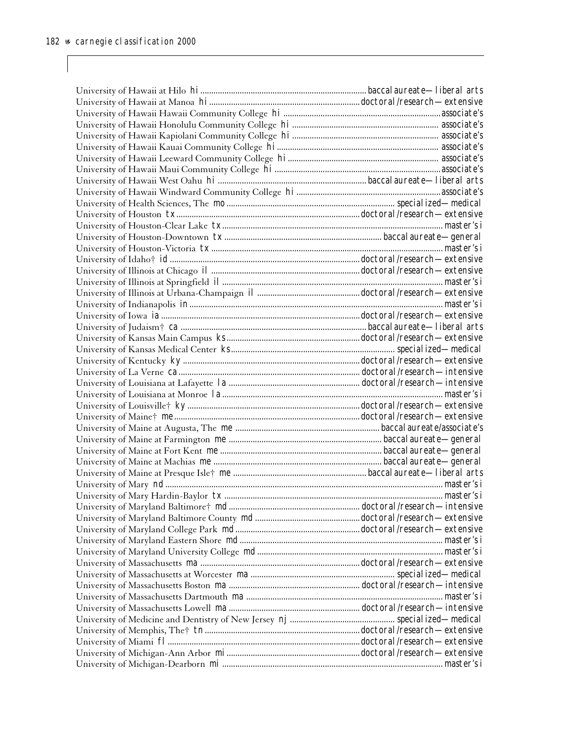University of Hawaii at Hilo hi ........ baccalaureate—liberal arts
University of Hawaii at Manoa hi ........ doctoral/research—extensive
University of Hawaii Hawaii Community College hi ........ associate's
University of Hawaii Honolulu Community College hi ........ associate's
University of Hawaii Kapiolani Community College hi ........ associate's
University of Hawaii Kauai Community College hi ........ associate's
University of Hawaii Leeward Community College hi ........ associate's
University of Hawaii Maui Community College hi ........ associate's
University of Hawaii West Oahu hi ........ baccalaureate—liberal arts
University of Hawaii Windward Community College hi ........ associate's
University of Health Sciences, The mo ........ specialized—medical
University of Houston tx ........ doctoral/research—extensive
University of Houston-Clear Lake tx ........ master's i
University of Houston-Downtown tx ........ baccalaureate—general
University of Houston-Victoria tx ........ master's i
University of Idaho† id ........ doctoral/research—extensive
University of Illinois at Chicago il ........ doctoral/research—extensive
University of Illinois at Springfield il ........ master's i
University of Illinois at Urbana-Champaign il ........ doctoral/research—extensive
University of Indianapolis in ........ master's i
University of Iowa ia ........ doctoral/research—extensive
University of Judaism† ca ........ baccalaureate—liberal arts
University of Kansas Main Campus ks ........ doctoral/research—extensive
University of Kansas Medical Center ks ........ specialized—medical
University of Kentucky ky ........ doctoral/research—extensive
University of La Verne ca ........ doctoral/research—intensive
University of Louisiana at Lafayette la ........ doctoral/research—intensive
University of Louisiana at Monroe la ........ master's i
University of Louisville† ky ........ doctoral/research—extensive
University of Maine† me ........ doctoral/research—extensive
University of Maine at Augusta, The me ........ baccalaureate/associate's
University of Maine at Farmington me ........ baccalaureate—general
University of Maine at Fort Kent me ........ baccalaureate—general
University of Maine at Machias me ........ baccalaureate—general
University of Maine at Presque Isle† me ........ baccalaureate—liberal arts
University of Mary nd ........ master's i
University of Mary Hardin-Baylor tx ........ master's i
University of Maryland Baltimore† md ........ doctoral/research—intensive
University of Maryland Baltimore County md ........ doctoral/research—extensive
University of Maryland College Park md ........ doctoral/research—extensive
University of Maryland Eastern Shore md ........ master's i
University of Maryland University College md ........ master's i
University of Massachusetts ma ........ doctoral/research—extensive
University of Massachusetts at Worcester ma ........ specialized—medical
University of Massachusetts Boston ma ........ doctoral/research—intensive
University of Massachusetts Dartmouth ma ........ master's i
University of Massachusetts Lowell ma ........ doctoral/research—intensive
University of Medicine and Dentistry of New Jersey nj ........ specialized—medical
University of Memphis, The† tn ........ doctoral/research—extensive
University of Miami fl ........ doctoral/research—extensive
University of Michigan-Ann Arbor mi ........ doctoral/research—extensive
University of Michigan-Dearborn mi ........ master's i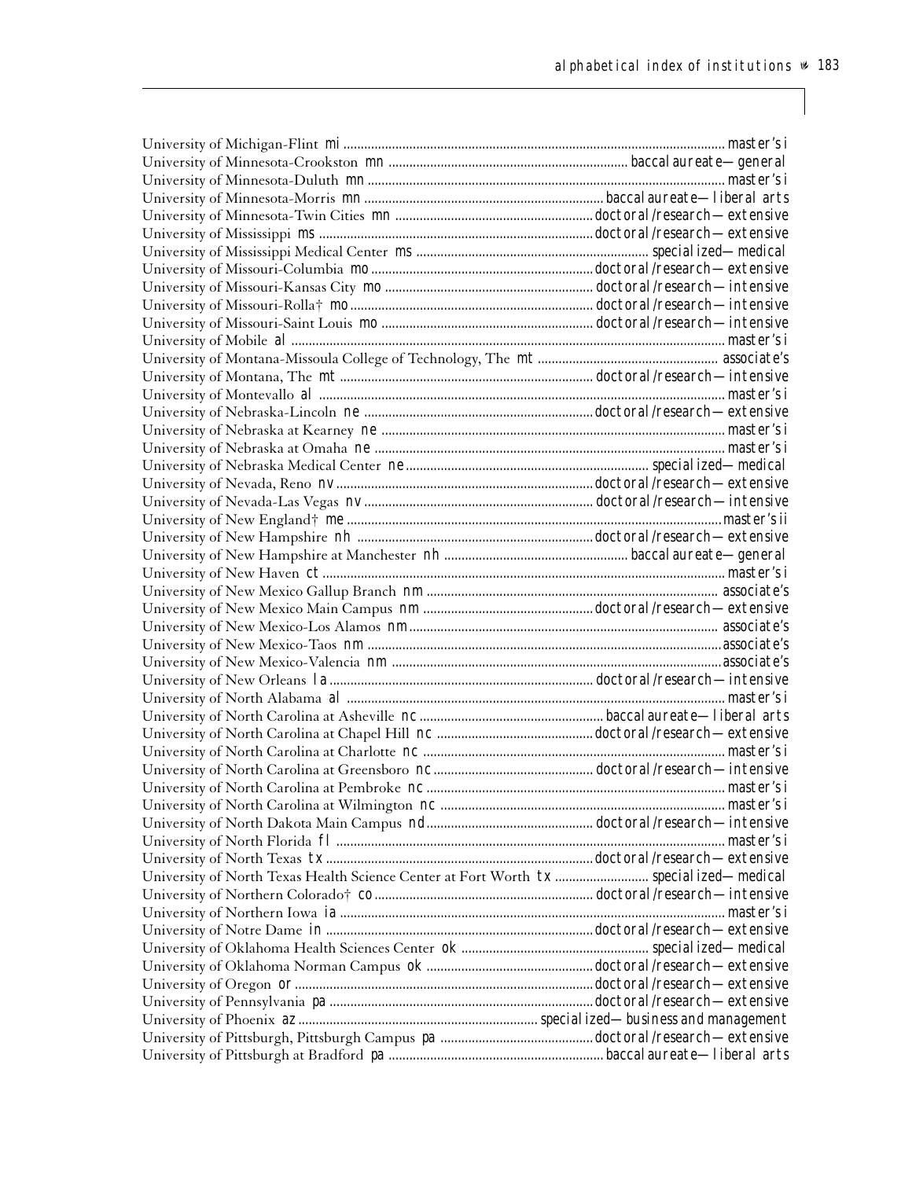| Institution | State | Classification |
|---|---|---|
| University of Michigan-Flint | mi | master's i |
| University of Minnesota-Crookston | mn | baccalaureate—general |
| University of Minnesota-Duluth | mn | master's i |
| University of Minnesota-Morris | mn | baccalaureate—liberal arts |
| University of Minnesota-Twin Cities | mn | doctoral/research—extensive |
| University of Mississippi | ms | doctoral/research—extensive |
| University of Mississippi Medical Center | ms | specialized—medical |
| University of Missouri-Columbia | mo | doctoral/research—extensive |
| University of Missouri-Kansas City | mo | doctoral/research—intensive |
| University of Missouri-Rolla† | mo | doctoral/research—intensive |
| University of Missouri-Saint Louis | mo | doctoral/research—intensive |
| University of Mobile | al | master's i |
| University of Montana-Missoula College of Technology, The | mt | associate's |
| University of Montana, The | mt | doctoral/research—intensive |
| University of Montevallo | al | master's i |
| University of Nebraska-Lincoln | ne | doctoral/research—extensive |
| University of Nebraska at Kearney | ne | master's i |
| University of Nebraska at Omaha | ne | master's i |
| University of Nebraska Medical Center | ne | specialized—medical |
| University of Nevada, Reno | nv | doctoral/research—extensive |
| University of Nevada-Las Vegas | nv | doctoral/research—intensive |
| University of New England† | me | master's ii |
| University of New Hampshire | nh | doctoral/research—extensive |
| University of New Hampshire at Manchester | nh | baccalaureate—general |
| University of New Haven | ct | master's i |
| University of New Mexico Gallup Branch | nm | associate's |
| University of New Mexico Main Campus | nm | doctoral/research—extensive |
| University of New Mexico-Los Alamos | nm | associate's |
| University of New Mexico-Taos | nm | associate's |
| University of New Mexico-Valencia | nm | associate's |
| University of New Orleans | la | doctoral/research—intensive |
| University of North Alabama | al | master's i |
| University of North Carolina at Asheville | nc | baccalaureate—liberal arts |
| University of North Carolina at Chapel Hill | nc | doctoral/research—extensive |
| University of North Carolina at Charlotte | nc | master's i |
| University of North Carolina at Greensboro | nc | doctoral/research—intensive |
| University of North Carolina at Pembroke | nc | master's i |
| University of North Carolina at Wilmington | nc | master's i |
| University of North Dakota Main Campus | nd | doctoral/research—intensive |
| University of North Florida | fl | master's i |
| University of North Texas | tx | doctoral/research—extensive |
| University of North Texas Health Science Center at Fort Worth | tx | specialized—medical |
| University of Northern Colorado† | co | doctoral/research—intensive |
| University of Northern Iowa | ia | master's i |
| University of Notre Dame | in | doctoral/research—extensive |
| University of Oklahoma Health Sciences Center | ok | specialized—medical |
| University of Oklahoma Norman Campus | ok | doctoral/research—extensive |
| University of Oregon | or | doctoral/research—extensive |
| University of Pennsylvania | pa | doctoral/research—extensive |
| University of Phoenix | az | specialized—business and management |
| University of Pittsburgh, Pittsburgh Campus | pa | doctoral/research—extensive |
| University of Pittsburgh at Bradford | pa | baccalaureate—liberal arts |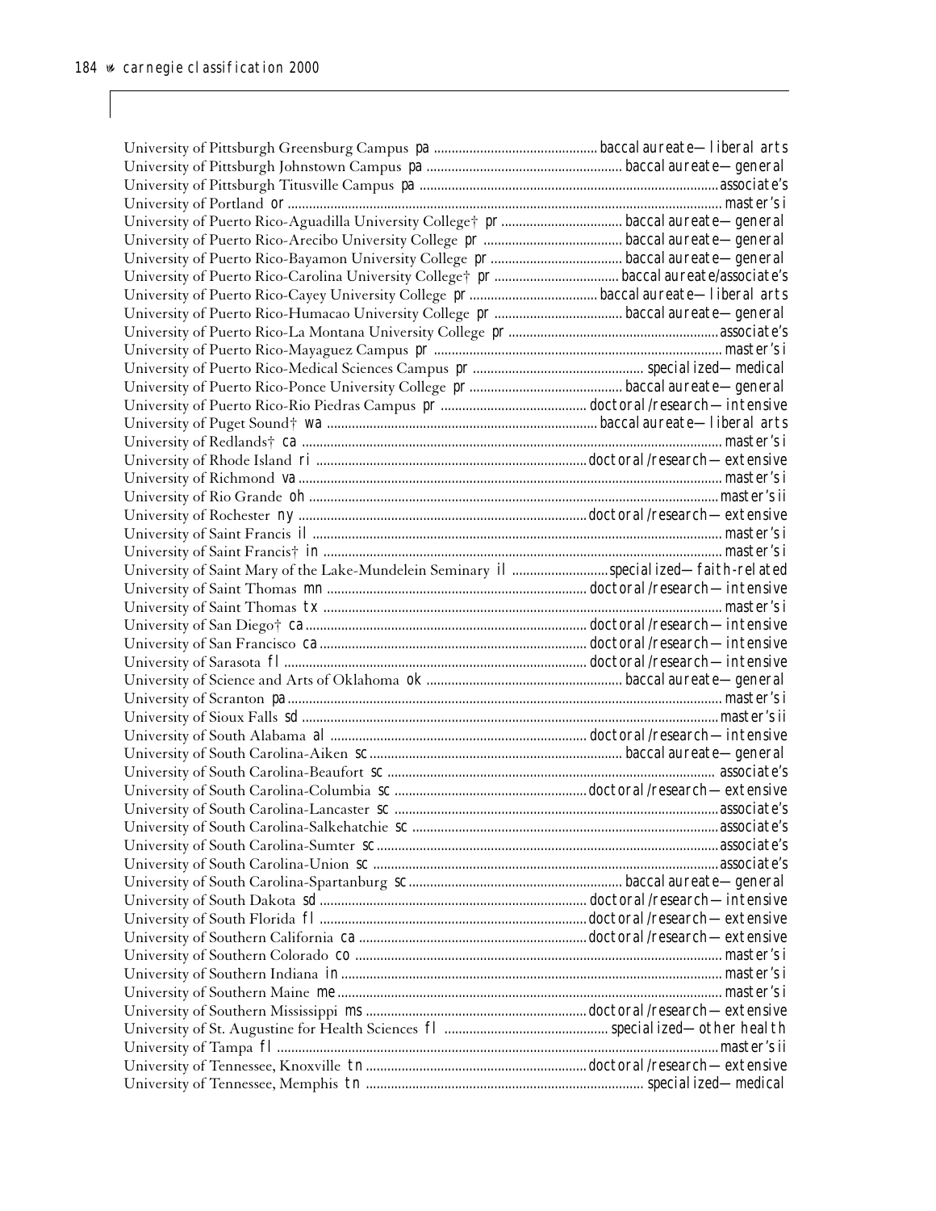University of Pittsburgh Greensburg Campus pa ............................................ baccalaureate—liberal arts
University of Pittsburgh Johnstown Campus pa ...................................................... baccalaureate—general
University of Pittsburgh Titusville Campus pa ...................................................................................associate's
University of Portland or ........................................................................................................................ master's i
University of Puerto Rico-Aguadilla University College† pr ................................. baccalaureate—general
University of Puerto Rico-Arecibo University College pr ...................................... baccalaureate—general
University of Puerto Rico-Bayamon University College pr .................................... baccalaureate—general
University of Puerto Rico-Carolina University College† pr .................................. baccalaureate/associate's
University of Puerto Rico-Cayey University College pr ................................... baccalaureate—liberal arts
University of Puerto Rico-Humacao University College pr ................................... baccalaureate—general
University of Puerto Rico-La Montana University College pr ..........................................................associate's
University of Puerto Rico-Mayaguez Campus pr ............................................................................... master's i
University of Puerto Rico-Medical Sciences Campus pr ............................................... specialized—medical
University of Puerto Rico-Ponce University College pr .......................................... baccalaureate—general
University of Puerto Rico-Rio Piedras Campus pr ......................................... doctoral/research—intensive
University of Puget Sound† wa ........................................................................... baccalaureate—liberal arts
University of Redlands† ca ................................................................................................................... master's i
University of Rhode Island ri ........................................................................... doctoral/research—extensive
University of Richmond va .................................................................................................................... master's i
University of Rio Grande oh .................................................................................................................master's ii
University of Rochester ny ................................................................................ doctoral/research—extensive
University of Saint Francis il ................................................................................................................. master's i
University of Saint Francis† in ............................................................................................................... master's i
University of Saint Mary of the Lake-Mundelein Seminary il .......................... specialized—faith-related
University of Saint Thomas mn ........................................................................ doctoral/research—intensive
University of Saint Thomas tx ................................................................................................................ master's i
University of San Diego† ca ............................................................................. doctoral/research—intensive
University of San Francisco ca ......................................................................... doctoral/research—intensive
University of Sarasota fl .................................................................................... doctoral/research—intensive
University of Science and Arts of Oklahoma ok ..................................................... baccalaureate—general
University of Scranton pa ........................................................................................................................ master's i
University of Sioux Falls sd ...................................................................................................................master's ii
University of South Alabama al ....................................................................... doctoral/research—intensive
University of South Carolina-Aiken sc ..................................................................... baccalaureate—general
University of South Carolina-Beaufort sc ........................................................................................... associate's
University of South Carolina-Columbia sc ..................................................... doctoral/research—extensive
University of South Carolina-Lancaster sc ..........................................................................................associate's
University of South Carolina-Salkehatchie sc .....................................................................................associate's
University of South Carolina-Sumter sc ...............................................................................................associate's
University of South Carolina-Union sc ................................................................................................associate's
University of South Carolina-Spartanburg sc ........................................................... baccalaureate—general
University of South Dakota sd .......................................................................... doctoral/research—intensive
University of South Florida fl .......................................................................... doctoral/research—extensive
University of Southern California ca ............................................................... doctoral/research—extensive
University of Southern Colorado co ...................................................................................................... master's i
University of Southern Indiana in .......................................................................................................... master's i
University of Southern Maine me .......................................................................................................... master's i
University of Southern Mississippi ms ............................................................. doctoral/research—extensive
University of St. Augustine for Health Sciences fl ........................................... specialized—other health
University of Tampa fl ...........................................................................................................................master's ii
University of Tennessee, Knoxville tn ............................................................. doctoral/research—extensive
University of Tennessee, Memphis tn ............................................................................ specialized—medical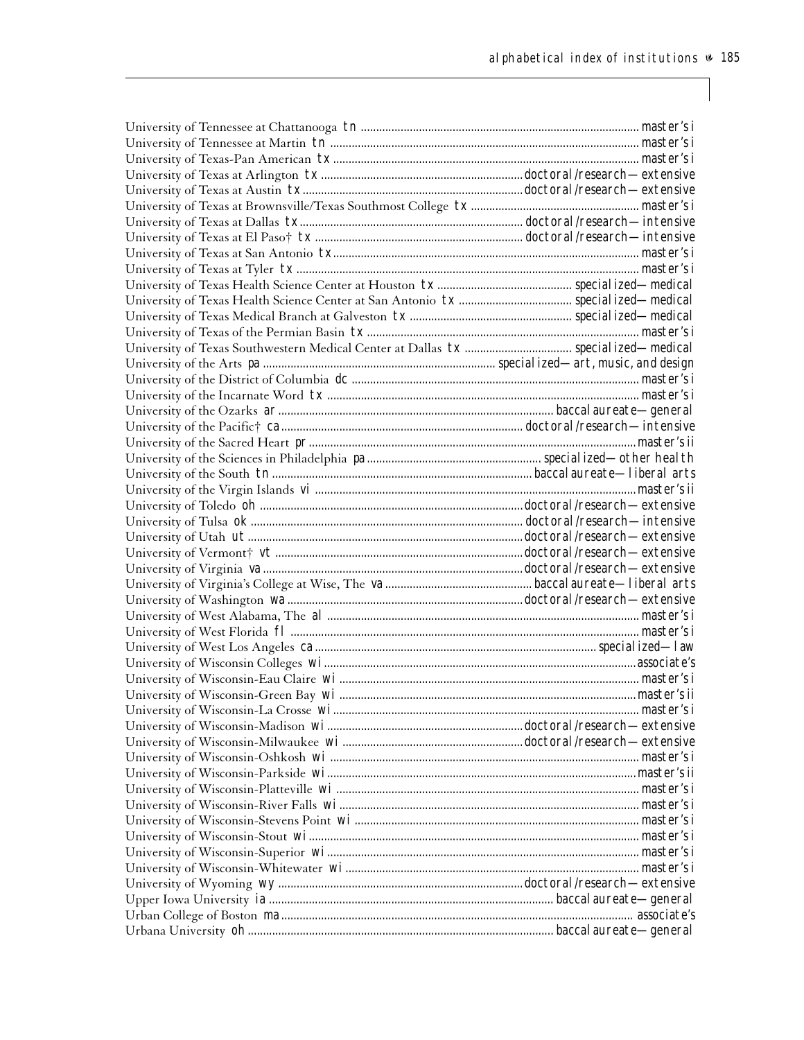| | |
|---|---|
| University of Tennessee at Chattanooga tn | master's i |
| University of Tennessee at Martin tn | master's i |
| University of Texas-Pan American tx | master's i |
| University of Texas at Arlington tx | doctoral/research—extensive |
| University of Texas at Austin tx | doctoral/research—extensive |
| University of Texas at Brownsville/Texas Southmost College tx | master's i |
| University of Texas at Dallas tx | doctoral/research—intensive |
| University of Texas at El Paso† tx | doctoral/research—intensive |
| University of Texas at San Antonio tx | master's i |
| University of Texas at Tyler tx | master's i |
| University of Texas Health Science Center at Houston tx | specialized—medical |
| University of Texas Health Science Center at San Antonio tx | specialized—medical |
| University of Texas Medical Branch at Galveston tx | specialized—medical |
| University of Texas of the Permian Basin tx | master's i |
| University of Texas Southwestern Medical Center at Dallas tx | specialized—medical |
| University of the Arts pa | specialized—art, music, and design |
| University of the District of Columbia dc | master's i |
| University of the Incarnate Word tx | master's i |
| University of the Ozarks ar | baccalaureate—general |
| University of the Pacific† ca | doctoral/research—intensive |
| University of the Sacred Heart pr | master's ii |
| University of the Sciences in Philadelphia pa | specialized—other health |
| University of the South tn | baccalaureate—liberal arts |
| University of the Virgin Islands vi | master's ii |
| University of Toledo oh | doctoral/research—extensive |
| University of Tulsa ok | doctoral/research—intensive |
| University of Utah ut | doctoral/research—extensive |
| University of Vermont† vt | doctoral/research—extensive |
| University of Virginia va | doctoral/research—extensive |
| University of Virginia's College at Wise, The va | baccalaureate—liberal arts |
| University of Washington wa | doctoral/research—extensive |
| University of West Alabama, The al | master's i |
| University of West Florida fl | master's i |
| University of West Los Angeles ca | specialized—law |
| University of Wisconsin Colleges wi | associate's |
| University of Wisconsin-Eau Claire wi | master's i |
| University of Wisconsin-Green Bay wi | master's ii |
| University of Wisconsin-La Crosse wi | master's i |
| University of Wisconsin-Madison wi | doctoral/research—extensive |
| University of Wisconsin-Milwaukee wi | doctoral/research—extensive |
| University of Wisconsin-Oshkosh wi | master's i |
| University of Wisconsin-Parkside wi | master's ii |
| University of Wisconsin-Platteville wi | master's i |
| University of Wisconsin-River Falls wi | master's i |
| University of Wisconsin-Stevens Point wi | master's i |
| University of Wisconsin-Stout wi | master's i |
| University of Wisconsin-Superior wi | master's i |
| University of Wisconsin-Whitewater wi | master's i |
| University of Wyoming wy | doctoral/research—extensive |
| Upper Iowa University ia | baccalaureate—general |
| Urban College of Boston ma | associate's |
| Urbana University oh | baccalaureate—general |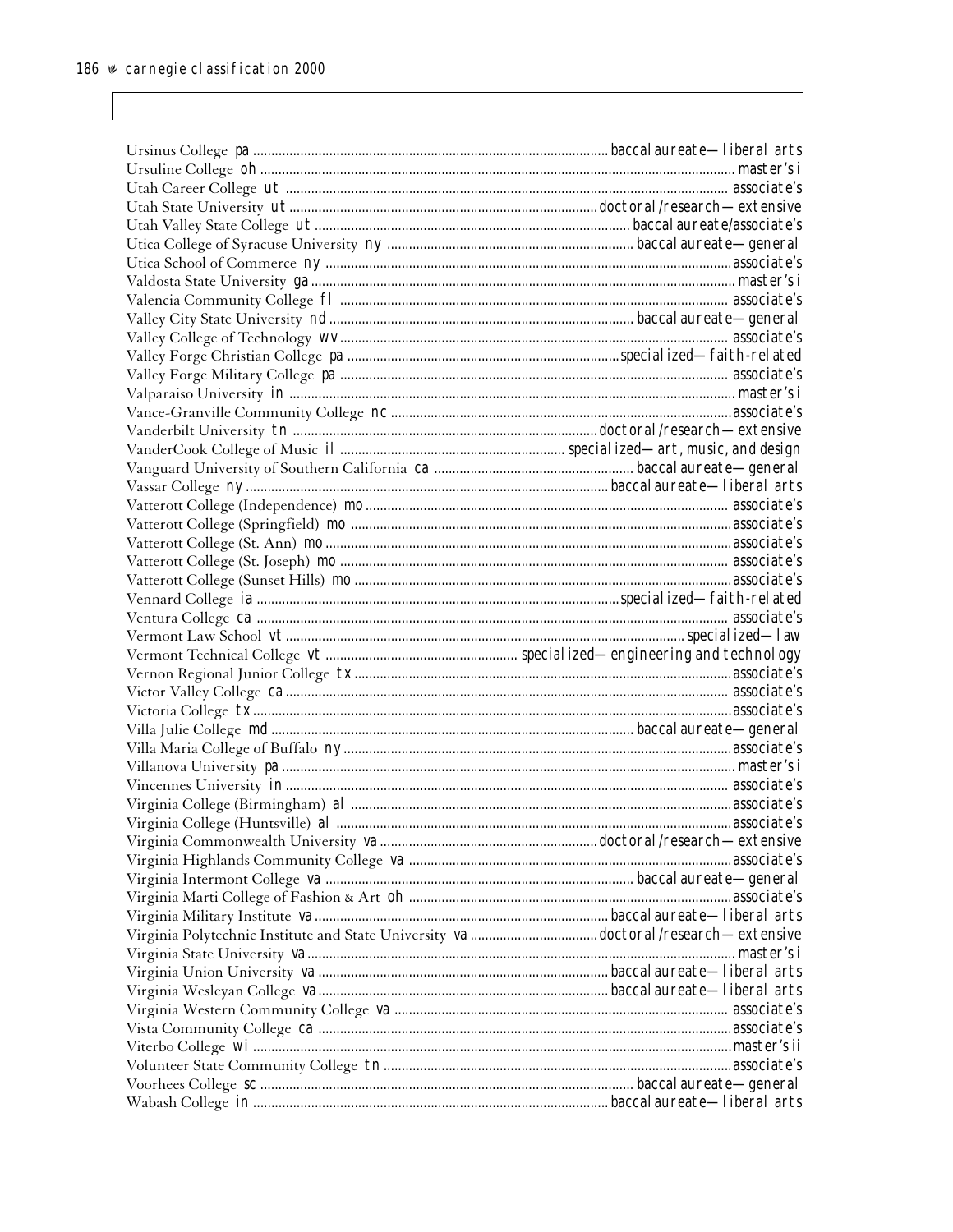| | |
|---|---|
| Ursinus College pa | baccalaureate—liberal arts |
| Ursuline College oh | master's i |
| Utah Career College ut | associate's |
| Utah State University ut | doctoral/research—extensive |
| Utah Valley State College ut | baccalaureate/associate's |
| Utica College of Syracuse University ny | baccalaureate—general |
| Utica School of Commerce ny | associate's |
| Valdosta State University ga | master's i |
| Valencia Community College fl | associate's |
| Valley City State University nd | baccalaureate—general |
| Valley College of Technology wv | associate's |
| Valley Forge Christian College pa | specialized—faith-related |
| Valley Forge Military College pa | associate's |
| Valparaiso University in | master's i |
| Vance-Granville Community College nc | associate's |
| Vanderbilt University tn | doctoral/research—extensive |
| VanderCook College of Music il | specialized—art, music, and design |
| Vanguard University of Southern California ca | baccalaureate—general |
| Vassar College ny | baccalaureate—liberal arts |
| Vatterott College (Independence) mo | associate's |
| Vatterott College (Springfield) mo | associate's |
| Vatterott College (St. Ann) mo | associate's |
| Vatterott College (St. Joseph) mo | associate's |
| Vatterott College (Sunset Hills) mo | associate's |
| Vennard College ia | specialized—faith-related |
| Ventura College ca | associate's |
| Vermont Law School vt | specialized—law |
| Vermont Technical College vt | specialized—engineering and technology |
| Vernon Regional Junior College tx | associate's |
| Victor Valley College ca | associate's |
| Victoria College tx | associate's |
| Villa Julie College md | baccalaureate—general |
| Villa Maria College of Buffalo ny | associate's |
| Villanova University pa | master's i |
| Vincennes University in | associate's |
| Virginia College (Birmingham) al | associate's |
| Virginia College (Huntsville) al | associate's |
| Virginia Commonwealth University va | doctoral/research—extensive |
| Virginia Highlands Community College va | associate's |
| Virginia Intermont College va | baccalaureate—general |
| Virginia Marti College of Fashion & Art oh | associate's |
| Virginia Military Institute va | baccalaureate—liberal arts |
| Virginia Polytechnic Institute and State University va | doctoral/research—extensive |
| Virginia State University va | master's i |
| Virginia Union University va | baccalaureate—liberal arts |
| Virginia Wesleyan College va | baccalaureate—liberal arts |
| Virginia Western Community College va | associate's |
| Vista Community College ca | associate's |
| Viterbo College wi | master's ii |
| Volunteer State Community College tn | associate's |
| Voorhees College sc | baccalaureate—general |
| Wabash College in | baccalaureate—liberal arts |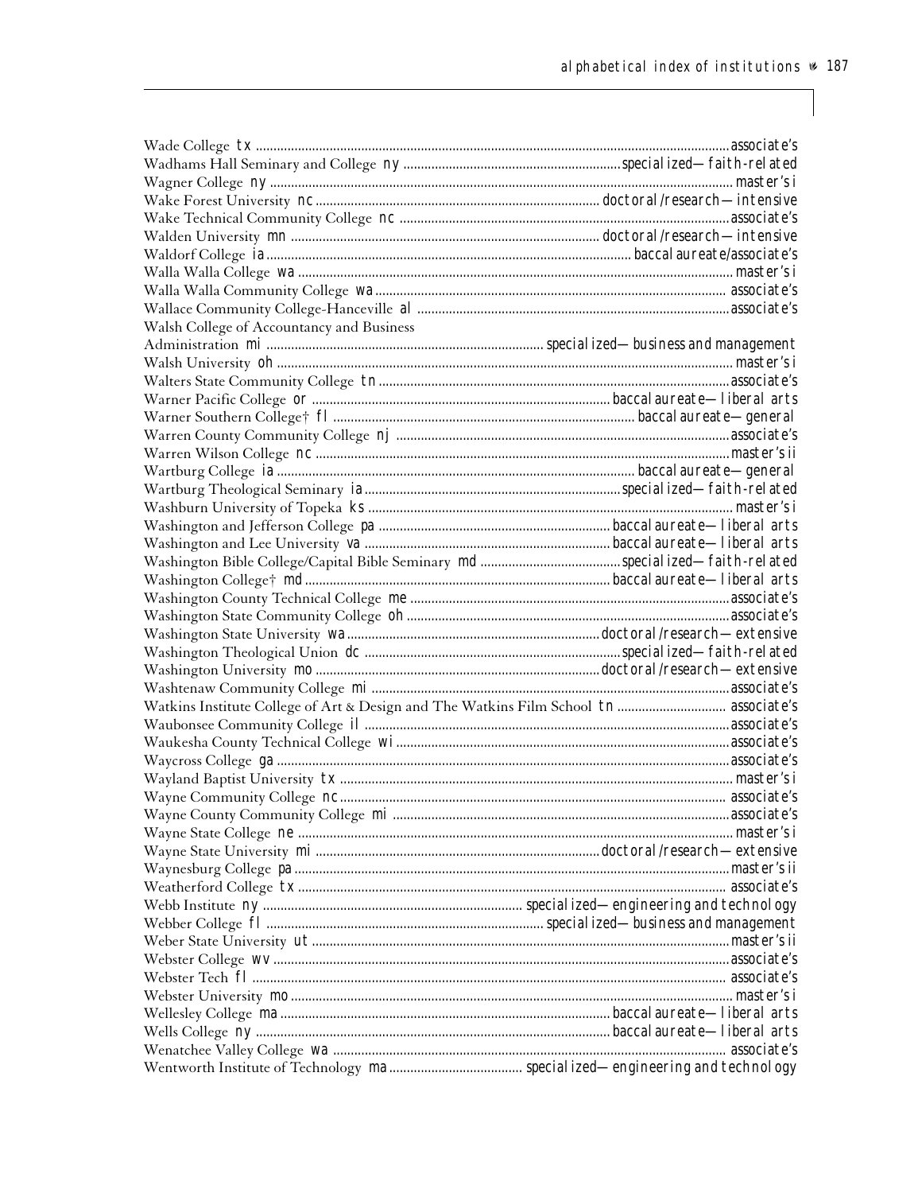Wade College tx ......................................................... associate's
Wadhams Hall Seminary and College ny ......................................................... specialized—faith-related
Wagner College ny ......................................................... master's i
Wake Forest University nc ......................................................... doctoral/research—intensive
Wake Technical Community College nc ......................................................... associate's
Walden University mn ......................................................... doctoral/research—intensive
Waldorf College ia ......................................................... baccalaureate/associate's
Walla Walla College wa ......................................................... master's i
Walla Walla Community College wa ......................................................... associate's
Wallace Community College-Hanceville al ......................................................... associate's
Walsh College of Accountancy and Business Administration mi ......................................................... specialized—business and management
Walsh University oh ......................................................... master's i
Walters State Community College tn ......................................................... associate's
Warner Pacific College or ......................................................... baccalaureate—liberal arts
Warner Southern College† fl ......................................................... baccalaureate—general
Warren County Community College nj ......................................................... associate's
Warren Wilson College nc ......................................................... master's ii
Wartburg College ia ......................................................... baccalaureate—general
Wartburg Theological Seminary ia ......................................................... specialized—faith-related
Washburn University of Topeka ks ......................................................... master's i
Washington and Jefferson College pa ......................................................... baccalaureate—liberal arts
Washington and Lee University va ......................................................... baccalaureate—liberal arts
Washington Bible College/Capital Bible Seminary md ......................................................... specialized—faith-related
Washington College† md ......................................................... baccalaureate—liberal arts
Washington County Technical College me ......................................................... associate's
Washington State Community College oh ......................................................... associate's
Washington State University wa ......................................................... doctoral/research—extensive
Washington Theological Union dc ......................................................... specialized—faith-related
Washington University mo ......................................................... doctoral/research—extensive
Washtenaw Community College mi ......................................................... associate's
Watkins Institute College of Art & Design and The Watkins Film School tn ......................................................... associate's
Waubonsee Community College il ......................................................... associate's
Waukesha County Technical College wi ......................................................... associate's
Waycross College ga ......................................................... associate's
Wayland Baptist University tx ......................................................... master's i
Wayne Community College nc ......................................................... associate's
Wayne County Community College mi ......................................................... associate's
Wayne State College ne ......................................................... master's i
Wayne State University mi ......................................................... doctoral/research—extensive
Waynesburg College pa ......................................................... master's ii
Weatherford College tx ......................................................... associate's
Webb Institute ny ......................................................... specialized—engineering and technology
Webber College fl ......................................................... specialized—business and management
Weber State University ut ......................................................... master's ii
Webster College wv ......................................................... associate's
Webster Tech fl ......................................................... associate's
Webster University mo ......................................................... master's i
Wellesley College ma ......................................................... baccalaureate—liberal arts
Wells College ny ......................................................... baccalaureate—liberal arts
Wenatchee Valley College wa ......................................................... associate's
Wentworth Institute of Technology ma ......................................................... specialized—engineering and technology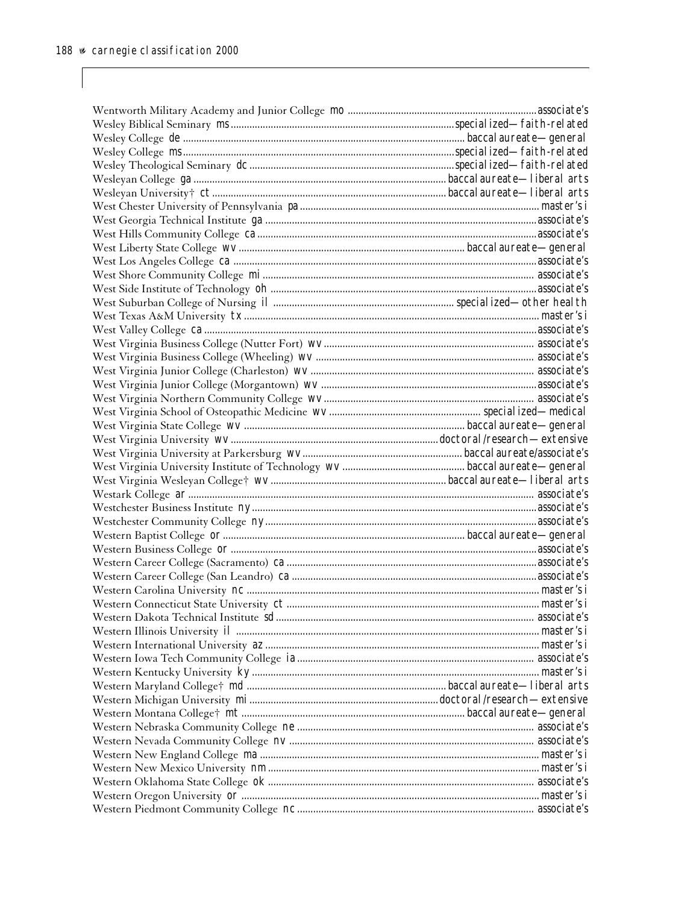| | |
|---|---|
| Wentworth Military Academy and Junior College mo | associate's |
| Wesley Biblical Seminary ms | specialized—faith-related |
| Wesley College de | baccalaureate—general |
| Wesley College ms | specialized—faith-related |
| Wesley Theological Seminary dc | specialized—faith-related |
| Wesleyan College ga | baccalaureate—liberal arts |
| Wesleyan University† ct | baccalaureate—liberal arts |
| West Chester University of Pennsylvania pa | master's i |
| West Georgia Technical Institute ga | associate's |
| West Hills Community College ca | associate's |
| West Liberty State College wv | baccalaureate—general |
| West Los Angeles College ca | associate's |
| West Shore Community College mi | associate's |
| West Side Institute of Technology oh | associate's |
| West Suburban College of Nursing il | specialized—other health |
| West Texas A&M University tx | master's i |
| West Valley College ca | associate's |
| West Virginia Business College (Nutter Fort) wv | associate's |
| West Virginia Business College (Wheeling) wv | associate's |
| West Virginia Junior College (Charleston) wv | associate's |
| West Virginia Junior College (Morgantown) wv | associate's |
| West Virginia Northern Community College wv | associate's |
| West Virginia School of Osteopathic Medicine wv | specialized—medical |
| West Virginia State College wv | baccalaureate—general |
| West Virginia University wv | doctoral/research—extensive |
| West Virginia University at Parkersburg wv | baccalaureate/associate's |
| West Virginia University Institute of Technology wv | baccalaureate—general |
| West Virginia Wesleyan College† wv | baccalaureate—liberal arts |
| Westark College ar | associate's |
| Westchester Business Institute ny | associate's |
| Westchester Community College ny | associate's |
| Western Baptist College or | baccalaureate—general |
| Western Business College or | associate's |
| Western Career College (Sacramento) ca | associate's |
| Western Career College (San Leandro) ca | associate's |
| Western Carolina University nc | master's i |
| Western Connecticut State University ct | master's i |
| Western Dakota Technical Institute sd | associate's |
| Western Illinois University il | master's i |
| Western International University az | master's i |
| Western Iowa Tech Community College ia | associate's |
| Western Kentucky University ky | master's i |
| Western Maryland College† md | baccalaureate—liberal arts |
| Western Michigan University mi | doctoral/research—extensive |
| Western Montana College† mt | baccalaureate—general |
| Western Nebraska Community College ne | associate's |
| Western Nevada Community College nv | associate's |
| Western New England College ma | master's i |
| Western New Mexico University nm | master's i |
| Western Oklahoma State College ok | associate's |
| Western Oregon University or | master's i |
| Western Piedmont Community College nc | associate's |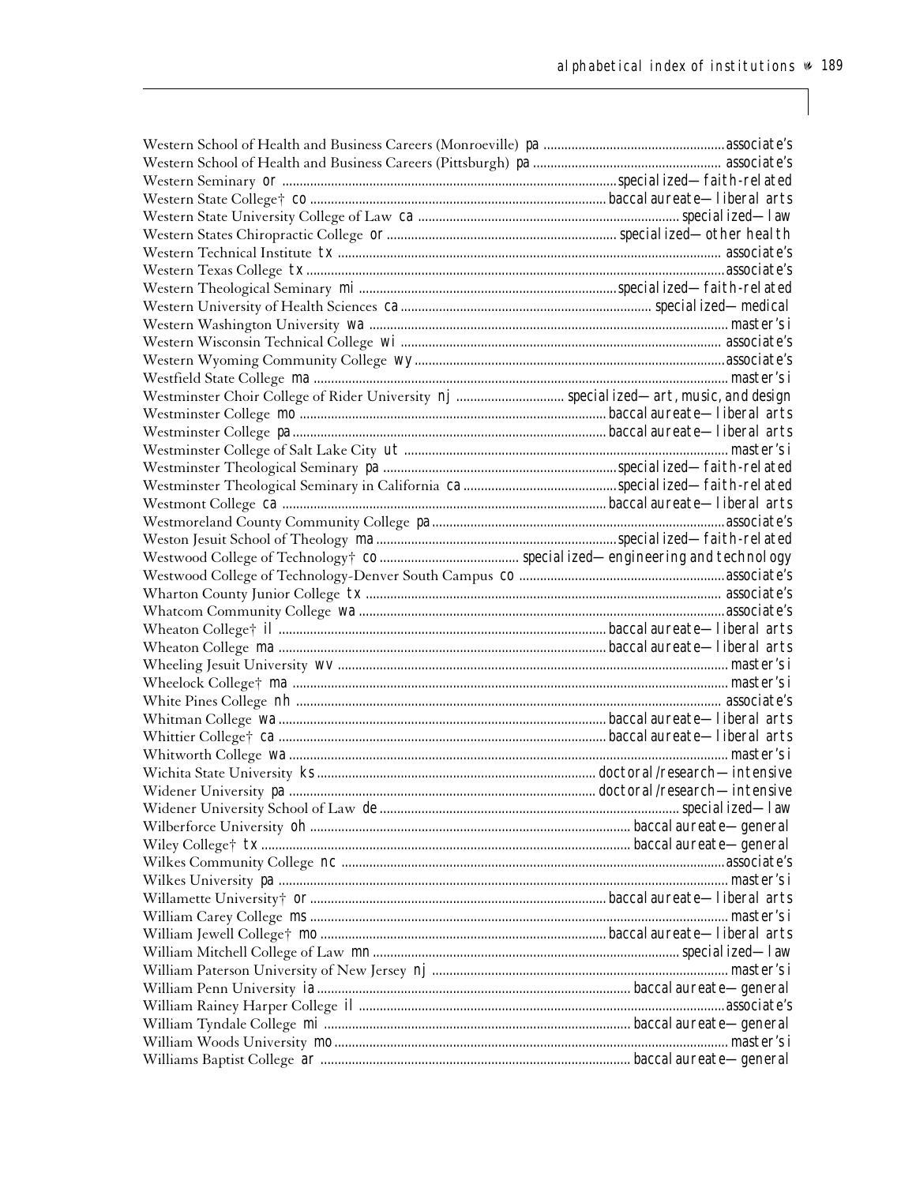| Institution | State | Classification |
|---|---|---|
| Western School of Health and Business Careers (Monroeville) | pa | associate's |
| Western School of Health and Business Careers (Pittsburgh) | pa | associate's |
| Western Seminary | or | specialized—faith-related |
| Western State College† | co | baccalaureate—liberal arts |
| Western State University College of Law | ca | specialized—law |
| Western States Chiropractic College | or | specialized—other health |
| Western Technical Institute | tx | associate's |
| Western Texas College | tx | associate's |
| Western Theological Seminary | mi | specialized—faith-related |
| Western University of Health Sciences | ca | specialized—medical |
| Western Washington University | wa | master's i |
| Western Wisconsin Technical College | wi | associate's |
| Western Wyoming Community College | wy | associate's |
| Westfield State College | ma | master's i |
| Westminster Choir College of Rider University | nj | specialized—art, music, and design |
| Westminster College | mo | baccalaureate—liberal arts |
| Westminster College | pa | baccalaureate—liberal arts |
| Westminster College of Salt Lake City | ut | master's i |
| Westminster Theological Seminary | pa | specialized—faith-related |
| Westminster Theological Seminary in California | ca | specialized—faith-related |
| Westmont College | ca | baccalaureate—liberal arts |
| Westmoreland County Community College | pa | associate's |
| Weston Jesuit School of Theology | ma | specialized—faith-related |
| Westwood College of Technology† | co | specialized—engineering and technology |
| Westwood College of Technology-Denver South Campus | co | associate's |
| Wharton County Junior College | tx | associate's |
| Whatcom Community College | wa | associate's |
| Wheaton College† | il | baccalaureate—liberal arts |
| Wheaton College | ma | baccalaureate—liberal arts |
| Wheeling Jesuit University | wv | master's i |
| Wheelock College† | ma | master's i |
| White Pines College | nh | associate's |
| Whitman College | wa | baccalaureate—liberal arts |
| Whittier College† | ca | baccalaureate—liberal arts |
| Whitworth College | wa | master's i |
| Wichita State University | ks | doctoral/research—intensive |
| Widener University | pa | doctoral/research—intensive |
| Widener University School of Law | de | specialized—law |
| Wilberforce University | oh | baccalaureate—general |
| Wiley College† | tx | baccalaureate—general |
| Wilkes Community College | nc | associate's |
| Wilkes University | pa | master's i |
| Willamette University† | or | baccalaureate—liberal arts |
| William Carey College | ms | master's i |
| William Jewell College† | mo | baccalaureate—liberal arts |
| William Mitchell College of Law | mn | specialized—law |
| William Paterson University of New Jersey | nj | master's i |
| William Penn University | ia | baccalaureate—general |
| William Rainey Harper College | il | associate's |
| William Tyndale College | mi | baccalaureate—general |
| William Woods University | mo | master's i |
| Williams Baptist College | ar | baccalaureate—general |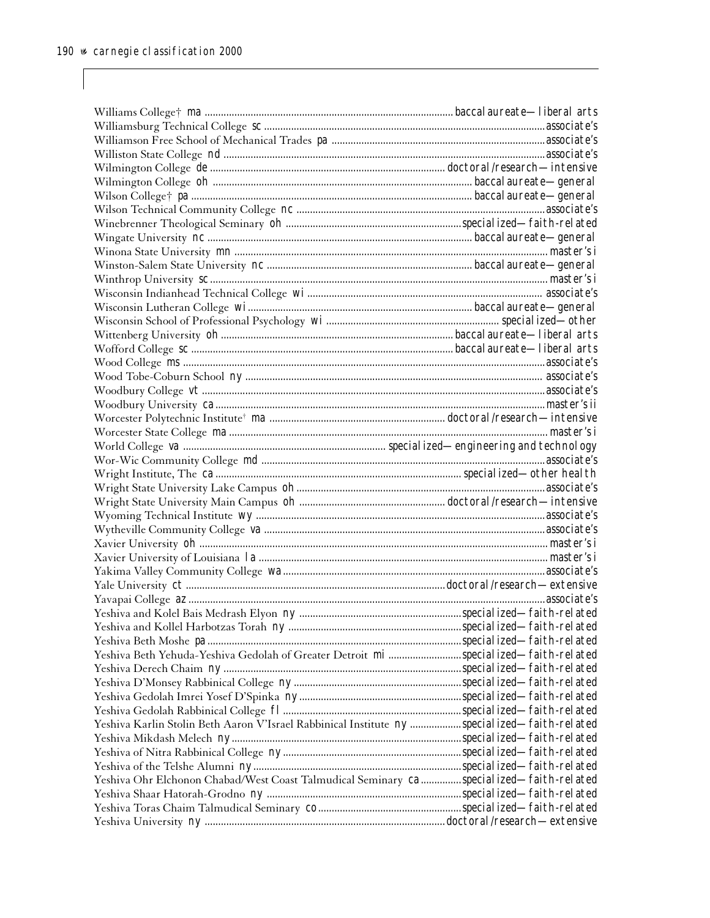Williams College† ma ........ baccalaureate—liberal arts
Williamsburg Technical College sc ........ associate's
Williamson Free School of Mechanical Trades pa ........ associate's
Williston State College nd ........ associate's
Wilmington College de ........ doctoral/research—intensive
Wilmington College oh ........ baccalaureate—general
Wilson College† pa ........ baccalaureate—general
Wilson Technical Community College nc ........ associate's
Winebrenner Theological Seminary oh ........ specialized—faith-related
Wingate University nc ........ baccalaureate—general
Winona State University mn ........ master's i
Winston-Salem State University nc ........ baccalaureate—general
Winthrop University sc ........ master's i
Wisconsin Indianhead Technical College wi ........ associate's
Wisconsin Lutheran College wi ........ baccalaureate—general
Wisconsin School of Professional Psychology wi ........ specialized—other
Wittenberg University oh ........ baccalaureate—liberal arts
Wofford College sc ........ baccalaureate—liberal arts
Wood College ms ........ associate's
Wood Tobe-Coburn School ny ........ associate's
Woodbury College vt ........ associate's
Woodbury University ca ........ master's ii
Worcester Polytechnic Institute† ma ........ doctoral/research—intensive
Worcester State College ma ........ master's i
World College va ........ specialized—engineering and technology
Wor-Wic Community College md ........ associate's
Wright Institute, The ca ........ specialized—other health
Wright State University Lake Campus oh ........ associate's
Wright State University Main Campus oh ........ doctoral/research—intensive
Wyoming Technical Institute wy ........ associate's
Wytheville Community College va ........ associate's
Xavier University oh ........ master's i
Xavier University of Louisiana la ........ master's i
Yakima Valley Community College wa ........ associate's
Yale University ct ........ doctoral/research—extensive
Yavapai College az ........ associate's
Yeshiva and Kolel Bais Medrash Elyon ny ........ specialized—faith-related
Yeshiva and Kollel Harbotzas Torah ny ........ specialized—faith-related
Yeshiva Beth Moshe pa ........ specialized—faith-related
Yeshiva Beth Yehuda-Yeshiva Gedolah of Greater Detroit mi ........ specialized—faith-related
Yeshiva Derech Chaim ny ........ specialized—faith-related
Yeshiva D'Monsey Rabbinical College ny ........ specialized—faith-related
Yeshiva Gedolah Imrei Yosef D'Spinka ny ........ specialized—faith-related
Yeshiva Gedolah Rabbinical College fl ........ specialized—faith-related
Yeshiva Karlin Stolin Beth Aaron V'Israel Rabbinical Institute ny ........ specialized—faith-related
Yeshiva Mikdash Melech ny ........ specialized—faith-related
Yeshiva of Nitra Rabbinical College ny ........ specialized—faith-related
Yeshiva of the Telshe Alumni ny ........ specialized—faith-related
Yeshiva Ohr Elchonon Chabad/West Coast Talmudical Seminary ca ........ specialized—faith-related
Yeshiva Shaar Hatorah-Grodno ny ........ specialized—faith-related
Yeshiva Toras Chaim Talmudical Seminary co ........ specialized—faith-related
Yeshiva University ny ........ doctoral/research—extensive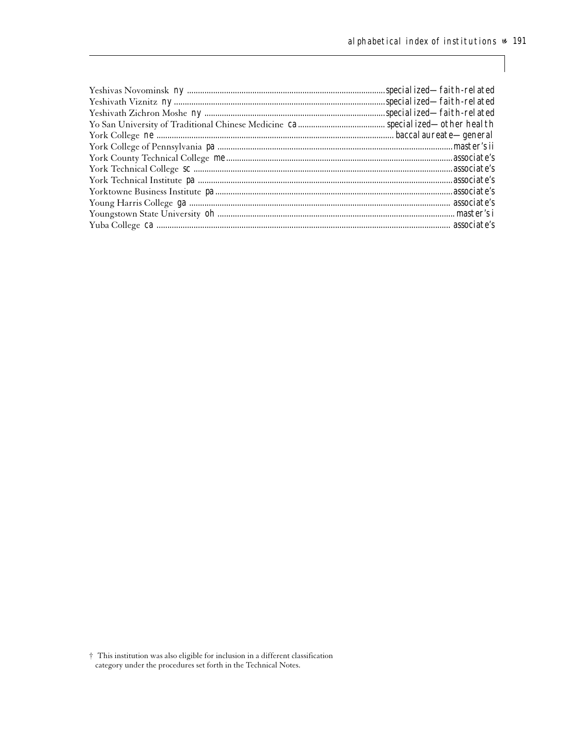Yeshivas Novominsk *ny* .......... *specialized—faith-related*
Yeshivath Viznitz *ny* .......... *specialized—faith-related*
Yeshivath Zichron Moshe *ny* .......... *specialized—faith-related*
Yo San University of Traditional Chinese Medicine *ca* .......... *specialized—other health*
York College *ne* .......... *baccalaureate—general*
York College of Pennsylvania *pa* .......... *master's ii*
York County Technical College *me* .......... *associate's*
York Technical College *sc* .......... *associate's*
York Technical Institute *pa* .......... *associate's*
Yorktowne Business Institute *pa* .......... *associate's*
Young Harris College *ga* .......... *associate's*
Youngstown State University *oh* .......... *master's i*
Yuba College *ca* .......... *associate's*

† This institution was also eligible for inclusion in a different classification category under the procedures set forth in the Technical Notes.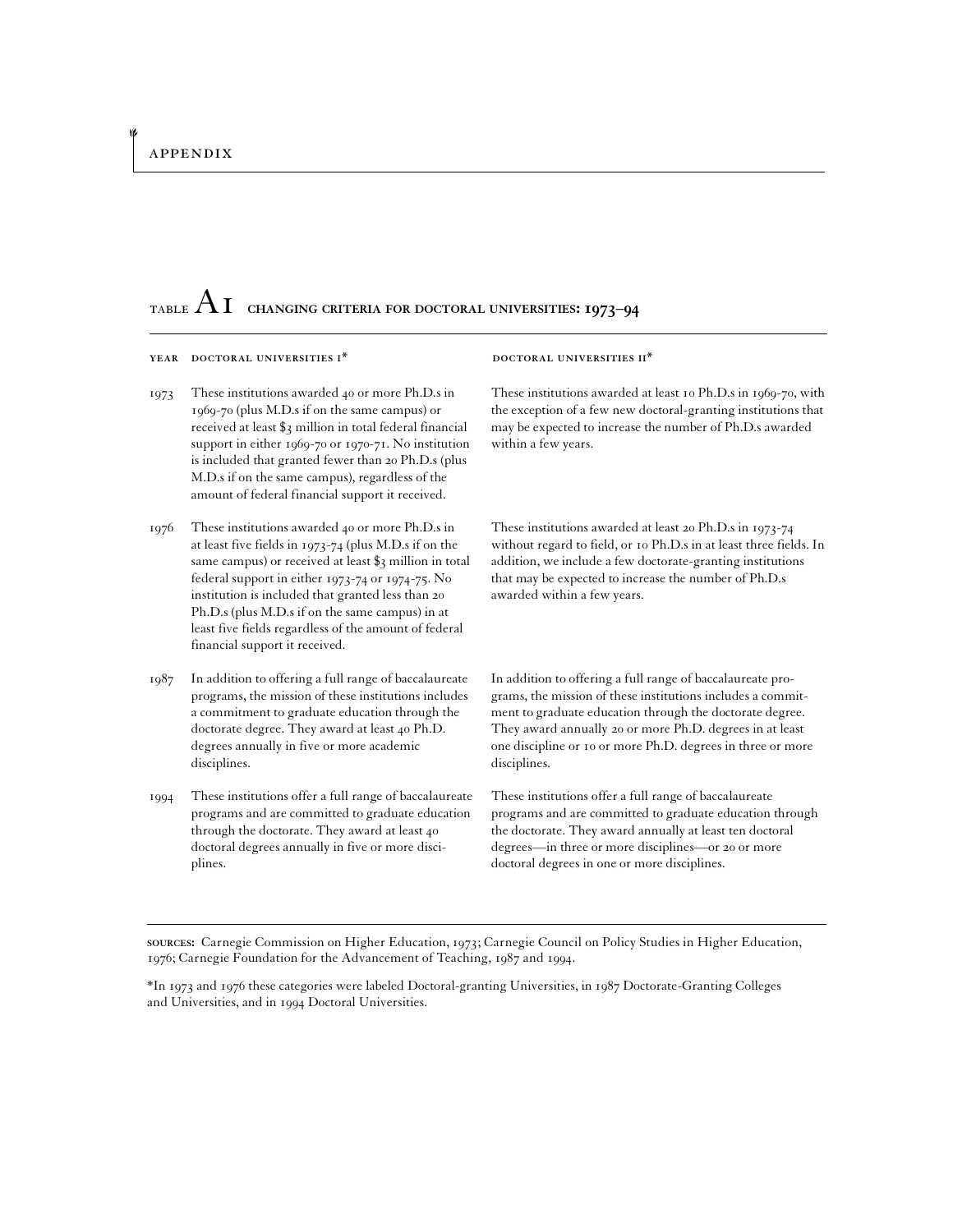## TABLE A1 CHANGING CRITERIA FOR DOCTORAL UNIVERSITIES: 1973–94

| YEAR | DOCTORAL UNIVERSITIES I* | DOCTORAL UNIVERSITIES II* |
|---|---|---|
| 1973 | These institutions awarded 40 or more Ph.D.s in 1969-70 (plus M.D.s if on the same campus) or received at least $3 million in total federal financial support in either 1969-70 or 1970-71. No institution is included that granted fewer than 20 Ph.D.s (plus M.D.s if on the same campus), regardless of the amount of federal financial support it received. | These institutions awarded at least 10 Ph.D.s in 1969-70, with the exception of a few new doctoral-granting institutions that may be expected to increase the number of Ph.D.s awarded within a few years. |
| 1976 | These institutions awarded 40 or more Ph.D.s in at least five fields in 1973-74 (plus M.D.s if on the same campus) or received at least $3 million in total federal support in either 1973-74 or 1974-75. No institution is included that granted less than 20 Ph.D.s (plus M.D.s if on the same campus) in at least five fields regardless of the amount of federal financial support it received. | These institutions awarded at least 20 Ph.D.s in 1973-74 without regard to field, or 10 Ph.D.s in at least three fields. In addition, we include a few doctorate-granting institutions that may be expected to increase the number of Ph.D.s awarded within a few years. |
| 1987 | In addition to offering a full range of baccalaureate programs, the mission of these institutions includes a commitment to graduate education through the doctorate degree. They award at least 40 Ph.D. degrees annually in five or more academic disciplines. | In addition to offering a full range of baccalaureate programs, the mission of these institutions includes a commitment to graduate education through the doctorate degree. They award annually 20 or more Ph.D. degrees in at least one discipline or 10 or more Ph.D. degrees in three or more disciplines. |
| 1994 | These institutions offer a full range of baccalaureate programs and are committed to graduate education through the doctorate. They award at least 40 doctoral degrees annually in five or more disciplines. | These institutions offer a full range of baccalaureate programs and are committed to graduate education through the doctorate. They award annually at least ten doctoral degrees—in three or more disciplines—or 20 or more doctoral degrees in one or more disciplines. |

**SOURCES:** Carnegie Commission on Higher Education, 1973; Carnegie Council on Policy Studies in Higher Education, 1976; Carnegie Foundation for the Advancement of Teaching, 1987 and 1994.

*In 1973 and 1976 these categories were labeled Doctoral-granting Universities, in 1987 Doctorate-Granting Colleges and Universities, and in 1994 Doctoral Universities.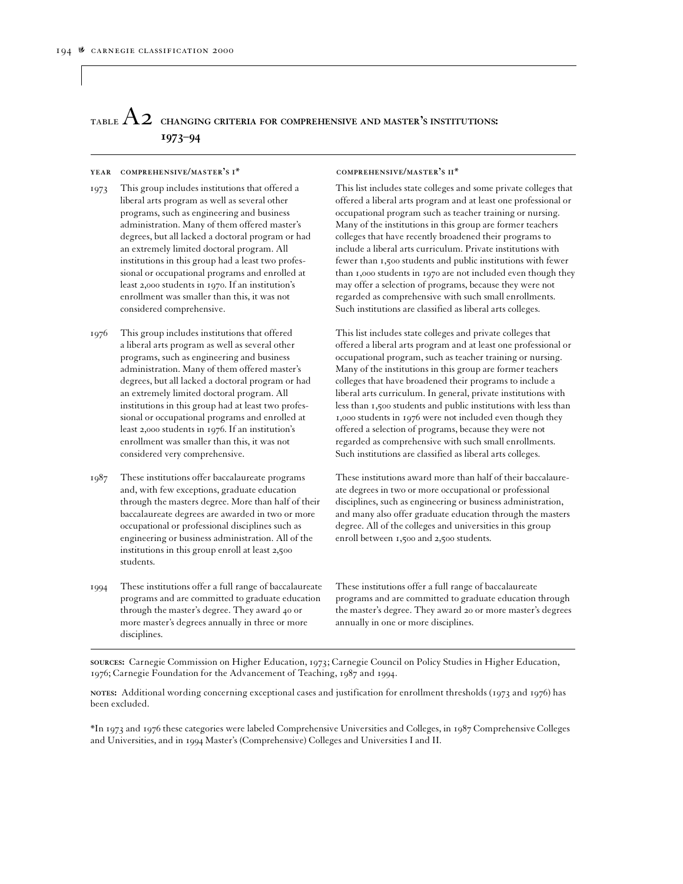## TABLE A2 CHANGING CRITERIA FOR COMPREHENSIVE AND MASTER'S INSTITUTIONS: 1973–94

| YEAR | COMPREHENSIVE/MASTER'S I* | COMPREHENSIVE/MASTER'S II* |
|---|---|---|
| 1973 | This group includes institutions that offered a liberal arts program as well as several other programs, such as engineering and business administration. Many of them offered master's degrees, but all lacked a doctoral program or had an extremely limited doctoral program. All institutions in this group had a least two professional or occupational programs and enrolled at least 2,000 students in 1970. If an institution's enrollment was smaller than this, it was not considered comprehensive. | This list includes state colleges and some private colleges that offered a liberal arts program and at least one professional or occupational program such as teacher training or nursing. Many of the institutions in this group are former teachers colleges that have recently broadened their programs to include a liberal arts curriculum. Private institutions with fewer than 1,500 students and public institutions with fewer than 1,000 students in 1970 are not included even though they may offer a selection of programs, because they were not regarded as comprehensive with such small enrollments. Such institutions are classified as liberal arts colleges. |
| 1976 | This group includes institutions that offered a liberal arts program as well as several other programs, such as engineering and business administration. Many of them offered master's degrees, but all lacked a doctoral program or had an extremely limited doctoral program. All institutions in this group had at least two professional or occupational programs and enrolled at least 2,000 students in 1976. If an institution's enrollment was smaller than this, it was not considered very comprehensive. | This list includes state colleges and private colleges that offered a liberal arts program and at least one professional or occupational program, such as teacher training or nursing. Many of the institutions in this group are former teachers colleges that have broadened their programs to include a liberal arts curriculum. In general, private institutions with less than 1,500 students and public institutions with less than 1,000 students in 1976 were not included even though they offered a selection of programs, because they were not regarded as comprehensive with such small enrollments. Such institutions are classified as liberal arts colleges. |
| 1987 | These institutions offer baccalaureate programs and, with few exceptions, graduate education through the masters degree. More than half of their baccalaureate degrees are awarded in two or more occupational or professional disciplines such as engineering or business administration. All of the institutions in this group enroll at least 2,500 students. | These institutions award more than half of their baccalaureate degrees in two or more occupational or professional disciplines, such as engineering or business administration, and many also offer graduate education through the masters degree. All of the colleges and universities in this group enroll between 1,500 and 2,500 students. |
| 1994 | These institutions offer a full range of baccalaureate programs and are committed to graduate education through the master's degree. They award 40 or more master's degrees annually in three or more disciplines. | These institutions offer a full range of baccalaureate programs and are committed to graduate education through the master's degree. They award 20 or more master's degrees annually in one or more disciplines. |

**SOURCES:** Carnegie Commission on Higher Education, 1973; Carnegie Council on Policy Studies in Higher Education, 1976; Carnegie Foundation for the Advancement of Teaching, 1987 and 1994.

**NOTES:** Additional wording concerning exceptional cases and justification for enrollment thresholds (1973 and 1976) has been excluded.

*In 1973 and 1976 these categories were labeled Comprehensive Universities and Colleges, in 1987 Comprehensive Colleges and Universities, and in 1994 Master's (Comprehensive) Colleges and Universities I and II.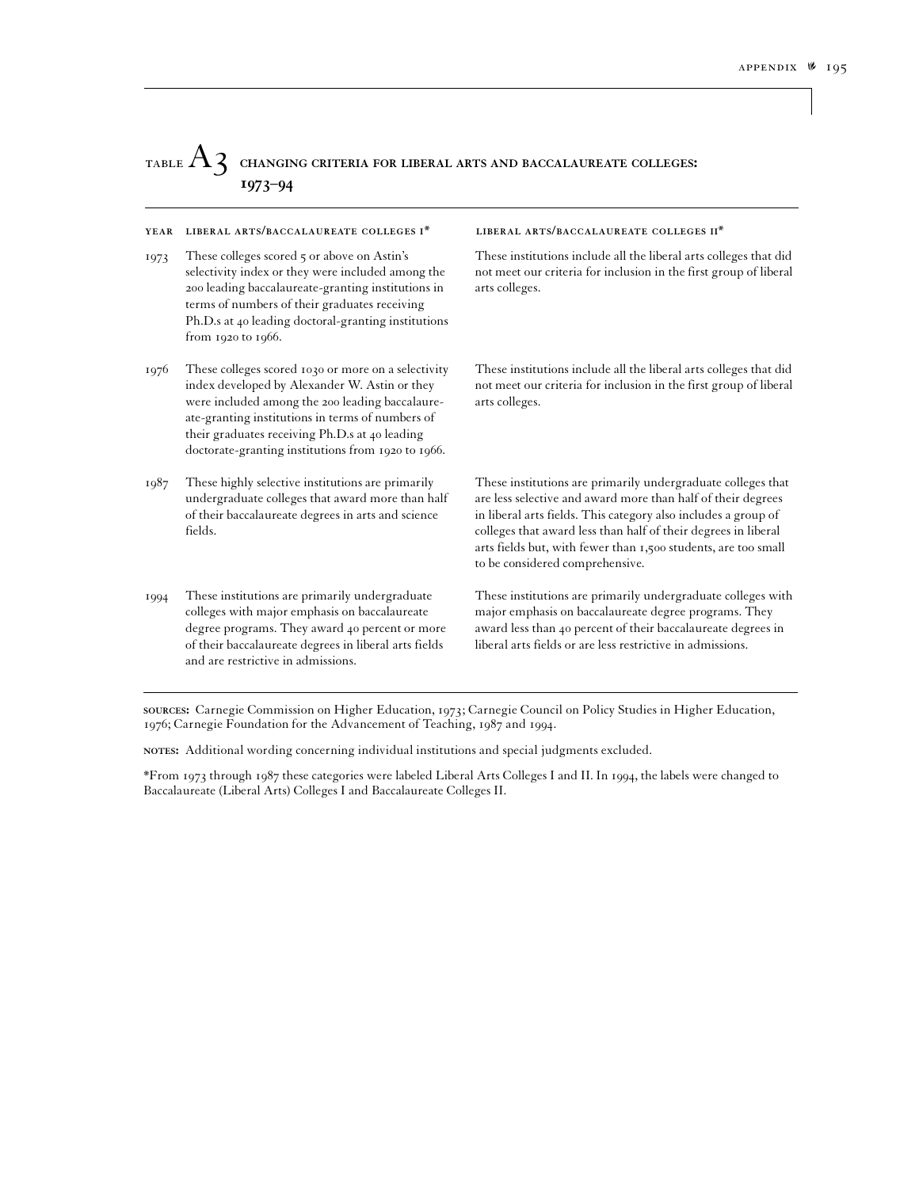## TABLE A3 CHANGING CRITERIA FOR LIBERAL ARTS AND BACCALAUREATE COLLEGES: 1973–94

| YEAR | LIBERAL ARTS/BACCALAUREATE COLLEGES I* | LIBERAL ARTS/BACCALAUREATE COLLEGES II* |
|---|---|---|
| 1973 | These colleges scored 5 or above on Astin's selectivity index or they were included among the 200 leading baccalaureate-granting institutions in terms of numbers of their graduates receiving Ph.D.s at 40 leading doctoral-granting institutions from 1920 to 1966. | These institutions include all the liberal arts colleges that did not meet our criteria for inclusion in the first group of liberal arts colleges. |
| 1976 | These colleges scored 1030 or more on a selectivity index developed by Alexander W. Astin or they were included among the 200 leading baccalaureate-granting institutions in terms of numbers of their graduates receiving Ph.D.s at 40 leading doctorate-granting institutions from 1920 to 1966. | These institutions include all the liberal arts colleges that did not meet our criteria for inclusion in the first group of liberal arts colleges. |
| 1987 | These highly selective institutions are primarily undergraduate colleges that award more than half of their baccalaureate degrees in arts and science fields. | These institutions are primarily undergraduate colleges that are less selective and award more than half of their degrees in liberal arts fields. This category also includes a group of colleges that award less than half of their degrees in liberal arts fields but, with fewer than 1,500 students, are too small to be considered comprehensive. |
| 1994 | These institutions are primarily undergraduate colleges with major emphasis on baccalaureate degree programs. They award 40 percent or more of their baccalaureate degrees in liberal arts fields and are restrictive in admissions. | These institutions are primarily undergraduate colleges with major emphasis on baccalaureate degree programs. They award less than 40 percent of their baccalaureate degrees in liberal arts fields or are less restrictive in admissions. |

**SOURCES:** Carnegie Commission on Higher Education, 1973; Carnegie Council on Policy Studies in Higher Education, 1976; Carnegie Foundation for the Advancement of Teaching, 1987 and 1994.

**NOTES:** Additional wording concerning individual institutions and special judgments excluded.

*From 1973 through 1987 these categories were labeled Liberal Arts Colleges I and II. In 1994, the labels were changed to Baccalaureate (Liberal Arts) Colleges I and Baccalaureate Colleges II.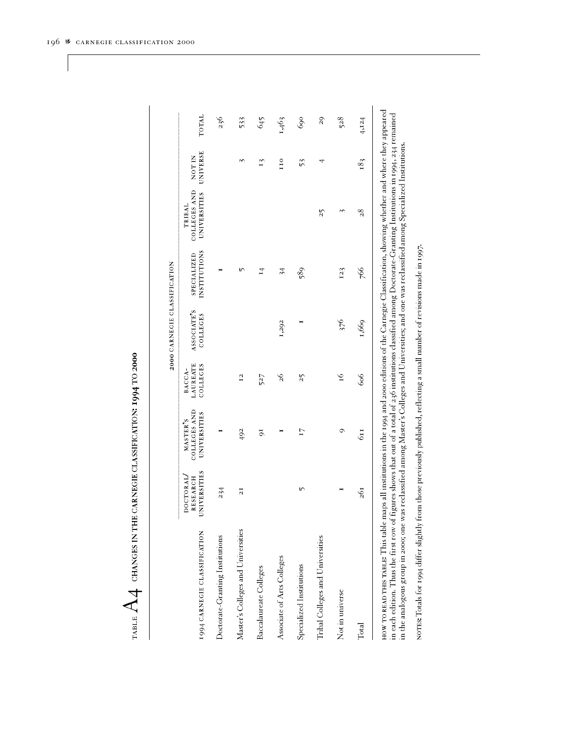# TABLE A4 CHANGES IN THE CARNEGIE CLASSIFICATION: 1994 TO 2000

| | 2000 CARNEGIE CLASSIFICATION | | | | | | | |
|---|---|---|---|---|---|---|---|---|
| 1994 CARNEGIE CLASSIFICATION | DOCTORAL/ RESEARCH UNIVERSITIES | MASTER'S COLLEGES AND UNIVERSITIES | BACCA-LAUREATE COLLEGES | ASSOCIATE'S COLLEGES | SPECIALIZED INSTITUTIONS | TRIBAL COLLEGES AND UNIVERSITIES | NOT IN UNIVERSE | TOTAL |
| Doctorate-Granting Institutions | 234 | 1 | | | 1 | | | 236 |
| Master's Colleges and Universities | 21 | 492 | 12 | | 5 | | 3 | 533 |
| Baccalaureate Colleges | | 91 | 527 | | 14 | | 13 | 645 |
| Associate of Arts Colleges | | 1 | 26 | 1,292 | 34 | | 110 | 1,463 |
| Specialized Institutions | 5 | 17 | 25 | 1 | 589 | | 53 | 690 |
| Tribal Colleges and Universities | | | | | | 25 | 4 | 29 |
| Not in universe | 1 | 9 | 16 | 376 | 123 | 3 | | 528 |
| Total | 261 | 611 | 606 | 1,669 | 766 | 28 | 183 | 4,124 |

HOW TO READ THIS TABLE: This table maps all institutions in the 1994 and 2000 editions of the Carnegie Classification, showing whether and where they appeared in each edition. Thus the first row of figures shows that out of a total of 236 institutions classified among Doctorate-Granting Institutions in 1994, 234 remained in the analogous group in 2000; one was reclassified among Master's Colleges and Universities; and one was reclassified among Specialized Institutions.

NOTES: Totals for 1994 differ slightly from those previously published, reflecting a small number of revisions made in 1997.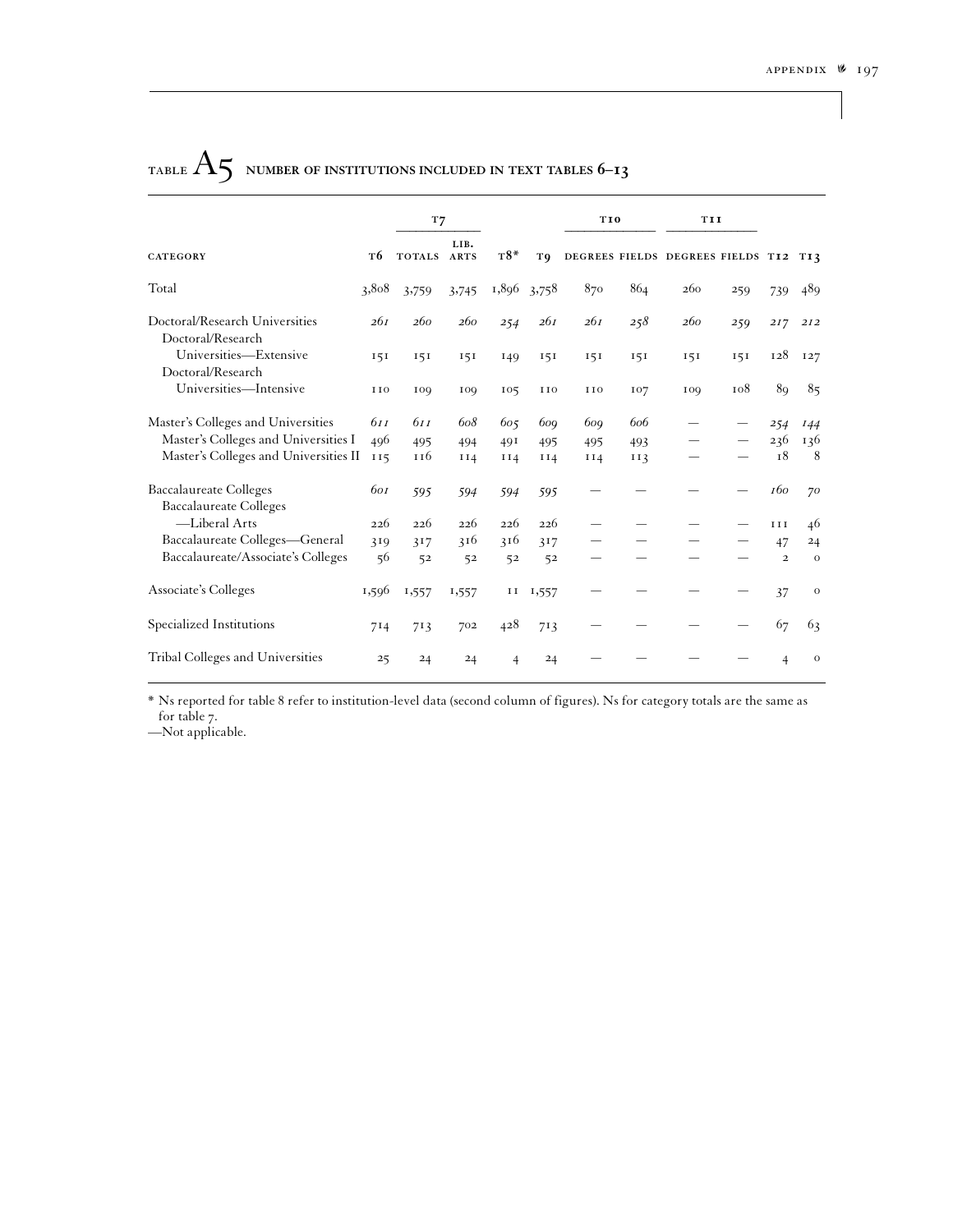# TABLE A5 NUMBER OF INSTITUTIONS INCLUDED IN TEXT TABLES 6–13

| | | T7 | | | | T10 | | T11 | | | |
|---|---|---|---|---|---|---|---|---|---|---|---|
| CATEGORY | T6 | TOTALS | LIB. ARTS | T8* | T9 | DEGREES | FIELDS | DEGREES | FIELDS | T12 | T13 |
| Total | 3,808 | 3,759 | 3,745 | 1,896 | 3,758 | 870 | 864 | 260 | 259 | 739 | 489 |
| Doctoral/Research Universities | *261* | *260* | *260* | *254* | *261* | *261* | *258* | *260* | *259* | *217* | *212* |
| Doctoral/Research Universities—Extensive | 151 | 151 | 151 | 149 | 151 | 151 | 151 | 151 | 151 | 128 | 127 |
| Doctoral/Research Universities—Intensive | 110 | 109 | 109 | 105 | 110 | 110 | 107 | 109 | 108 | 89 | 85 |
| Master's Colleges and Universities | *611* | *611* | *608* | *605* | *609* | *609* | *606* | — | — | *254* | *144* |
| Master's Colleges and Universities I | 496 | 495 | 494 | 491 | 495 | 495 | 493 | — | — | 236 | 136 |
| Master's Colleges and Universities II | 115 | 116 | 114 | 114 | 114 | 114 | 113 | — | — | 18 | 8 |
| Baccalaureate Colleges | *601* | *595* | *594* | *594* | *595* | — | — | — | — | *160* | *70* |
| Baccalaureate Colleges —Liberal Arts | 226 | 226 | 226 | 226 | 226 | — | — | — | — | 111 | 46 |
| Baccalaureate Colleges—General | 319 | 317 | 316 | 316 | 317 | — | — | — | — | 47 | 24 |
| Baccalaureate/Associate's Colleges | 56 | 52 | 52 | 52 | 52 | — | — | — | — | 2 | 0 |
| Associate's Colleges | 1,596 | 1,557 | 1,557 | 11 | 1,557 | — | — | — | — | 37 | 0 |
| Specialized Institutions | 714 | 713 | 702 | 428 | 713 | — | — | — | — | 67 | 63 |
| Tribal Colleges and Universities | 25 | 24 | 24 | 4 | 24 | — | — | — | — | 4 | 0 |

\* Ns reported for table 8 refer to institution-level data (second column of figures). Ns for category totals are the same as for table 7.

—Not applicable.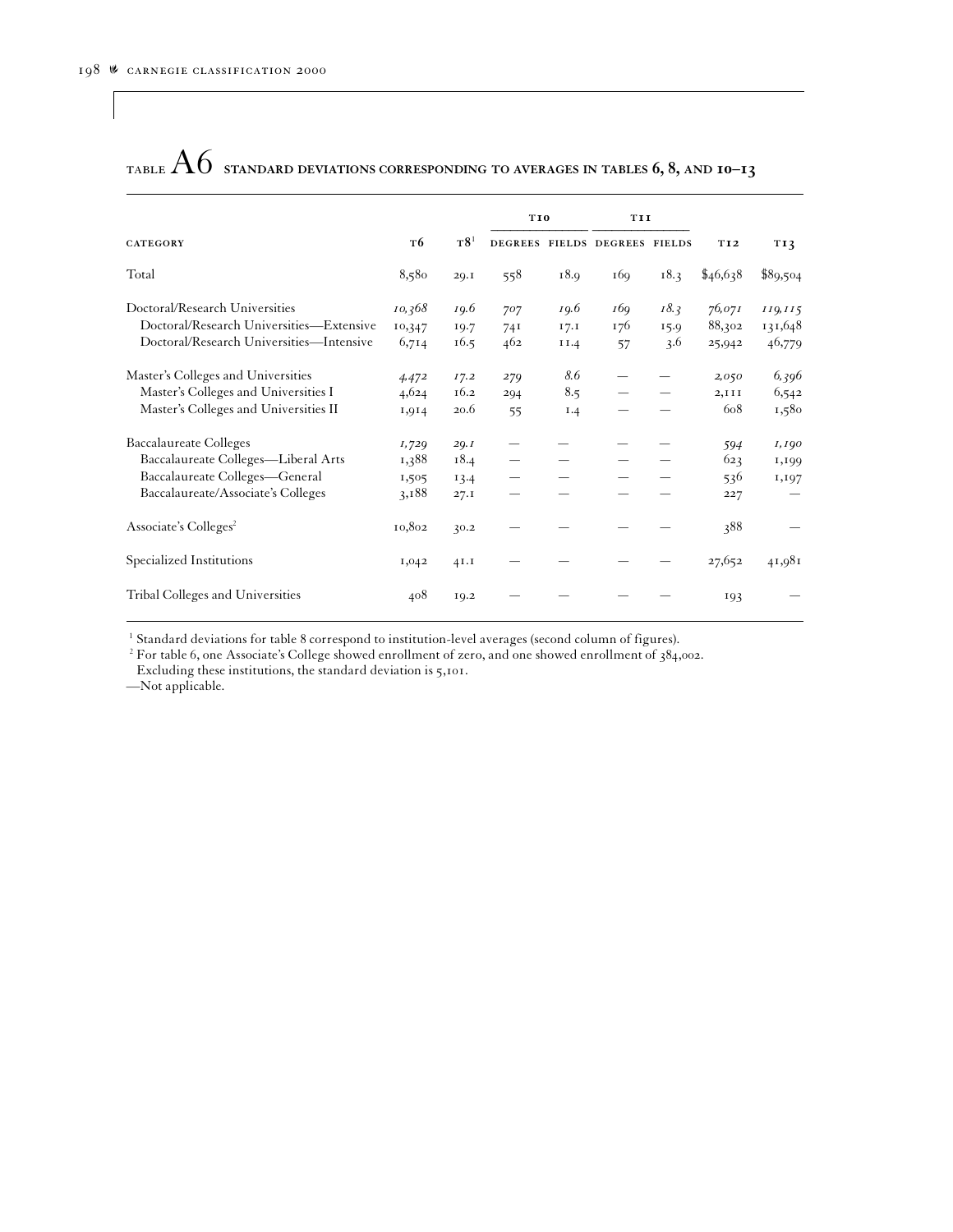## TABLE A6 STANDARD DEVIATIONS CORRESPONDING TO AVERAGES IN TABLES 6, 8, AND 10–13

| | | | T10 | | T11 | | | |
|---|---|---|---|---|---|---|---|---|
| CATEGORY | T6 | T8[1] | DEGREES | FIELDS | DEGREES | FIELDS | T12 | T13 |
| Total | 8,580 | 29.1 | 558 | 18.9 | 169 | 18.3 | $46,638 | $89,504 |
| Doctoral/Research Universities | *10,368* | *19.6* | *707* | *19.6* | *169* | *18.3* | *76,071* | *119,115* |
| Doctoral/Research Universities—Extensive | 10,347 | 19.7 | 741 | 17.1 | 176 | 15.9 | 88,302 | 131,648 |
| Doctoral/Research Universities—Intensive | 6,714 | 16.5 | 462 | 11.4 | 57 | 3.6 | 25,942 | 46,779 |
| Master's Colleges and Universities | *4,472* | *17.2* | *279* | *8.6* | — | — | *2,050* | *6,396* |
| Master's Colleges and Universities I | 4,624 | 16.2 | 294 | 8.5 | — | — | 2,111 | 6,542 |
| Master's Colleges and Universities II | 1,914 | 20.6 | 55 | 1.4 | — | — | 608 | 1,580 |
| Baccalaureate Colleges | *1,729* | *29.1* | — | — | — | — | *594* | *1,190* |
| Baccalaureate Colleges—Liberal Arts | 1,388 | 18.4 | — | — | — | — | 623 | 1,199 |
| Baccalaureate Colleges—General | 1,505 | 13.4 | — | — | — | — | 536 | 1,197 |
| Baccalaureate/Associate's Colleges | 3,188 | 27.1 | — | — | — | — | 227 | — |
| Associate's Colleges[2] | 10,802 | 30.2 | — | — | — | — | 388 | — |
| Specialized Institutions | 1,042 | 41.1 | — | — | — | — | 27,652 | 41,981 |
| Tribal Colleges and Universities | 408 | 19.2 | — | — | — | — | 193 | — |

[1] Standard deviations for table 8 correspond to institution-level averages (second column of figures).

[2] For table 6, one Associate's College showed enrollment of zero, and one showed enrollment of 384,002. Excluding these institutions, the standard deviation is 5,101.

—Not applicable.